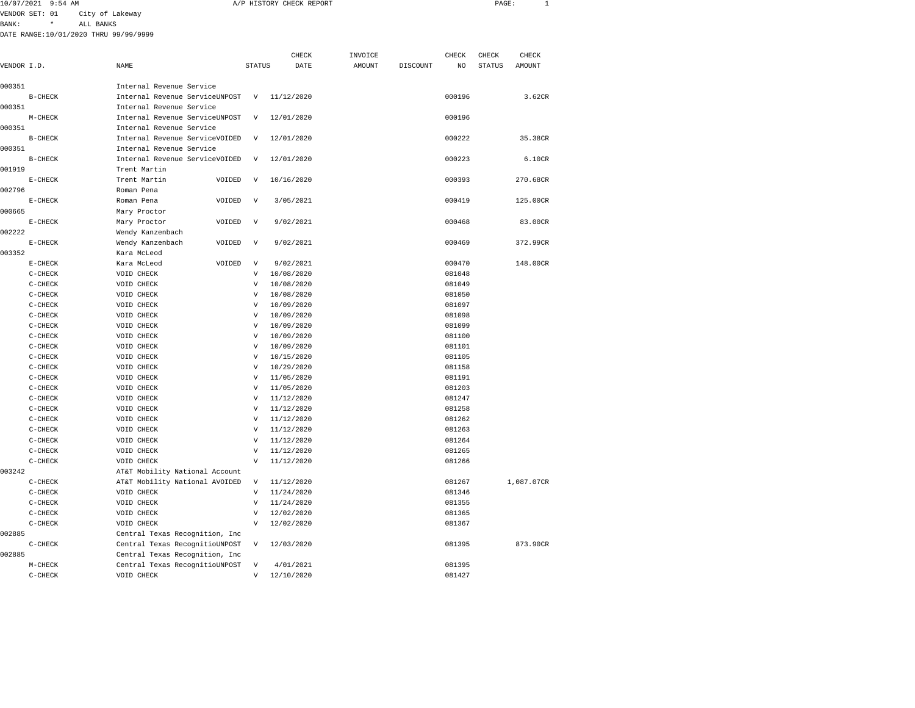10/07/2021 9:54 AM A/P HISTORY CHECK REPORT

VENDOR SET: 01 City of Lakeway
BANK: * ALL BANKS
DATE RANGE:10/01/2020 THRU 99/99/9999

| VENDOR I.D. | NAME | STATUS | CHECK DATE | INVOICE AMOUNT | DISCOUNT | CHECK NO | CHECK STATUS | CHECK AMOUNT |
|---|---|---|---|---|---|---|---|---|
| 000351 | Internal Revenue Service | | | | | | | |
| B-CHECK | Internal Revenue ServiceUNPOST | V | 11/12/2020 | | | 000196 | | 3.62CR |
| 000351 | Internal Revenue Service | | | | | | | |
| M-CHECK | Internal Revenue ServiceUNPOST | V | 12/01/2020 | | | 000196 | | |
| 000351 | Internal Revenue Service | | | | | | | |
| B-CHECK | Internal Revenue ServiceVOIDED | V | 12/01/2020 | | | 000222 | | 35.38CR |
| 000351 | Internal Revenue Service | | | | | | | |
| B-CHECK | Internal Revenue ServiceVOIDED | V | 12/01/2020 | | | 000223 | | 6.10CR |
| 001919 | Trent Martin | | | | | | | |
| E-CHECK | Trent Martin VOIDED | V | 10/16/2020 | | | 000393 | | 270.68CR |
| 002796 | Roman Pena | | | | | | | |
| E-CHECK | Roman Pena VOIDED | V | 3/05/2021 | | | 000419 | | 125.00CR |
| 000665 | Mary Proctor | | | | | | | |
| E-CHECK | Mary Proctor VOIDED | V | 9/02/2021 | | | 000468 | | 83.00CR |
| 002222 | Wendy Kanzenbach | | | | | | | |
| E-CHECK | Wendy Kanzenbach VOIDED | V | 9/02/2021 | | | 000469 | | 372.99CR |
| 003352 | Kara McLeod | | | | | | | |
| E-CHECK | Kara McLeod VOIDED | V | 9/02/2021 | | | 000470 | | 148.00CR |
| C-CHECK | VOID CHECK | V | 10/08/2020 | | | 081048 | | |
| C-CHECK | VOID CHECK | V | 10/08/2020 | | | 081049 | | |
| C-CHECK | VOID CHECK | V | 10/08/2020 | | | 081050 | | |
| C-CHECK | VOID CHECK | V | 10/09/2020 | | | 081097 | | |
| C-CHECK | VOID CHECK | V | 10/09/2020 | | | 081098 | | |
| C-CHECK | VOID CHECK | V | 10/09/2020 | | | 081099 | | |
| C-CHECK | VOID CHECK | V | 10/09/2020 | | | 081100 | | |
| C-CHECK | VOID CHECK | V | 10/09/2020 | | | 081101 | | |
| C-CHECK | VOID CHECK | V | 10/15/2020 | | | 081105 | | |
| C-CHECK | VOID CHECK | V | 10/29/2020 | | | 081158 | | |
| C-CHECK | VOID CHECK | V | 11/05/2020 | | | 081191 | | |
| C-CHECK | VOID CHECK | V | 11/05/2020 | | | 081203 | | |
| C-CHECK | VOID CHECK | V | 11/12/2020 | | | 081247 | | |
| C-CHECK | VOID CHECK | V | 11/12/2020 | | | 081258 | | |
| C-CHECK | VOID CHECK | V | 11/12/2020 | | | 081262 | | |
| C-CHECK | VOID CHECK | V | 11/12/2020 | | | 081263 | | |
| C-CHECK | VOID CHECK | V | 11/12/2020 | | | 081264 | | |
| C-CHECK | VOID CHECK | V | 11/12/2020 | | | 081265 | | |
| C-CHECK | VOID CHECK | V | 11/12/2020 | | | 081266 | | |
| 003242 | AT&T Mobility National Account | | | | | | | |
| C-CHECK | AT&T Mobility National AVOIDED | V | 11/12/2020 | | | 081267 | | 1,087.07CR |
| C-CHECK | VOID CHECK | V | 11/24/2020 | | | 081346 | | |
| C-CHECK | VOID CHECK | V | 11/24/2020 | | | 081355 | | |
| C-CHECK | VOID CHECK | V | 12/02/2020 | | | 081365 | | |
| C-CHECK | VOID CHECK | V | 12/02/2020 | | | 081367 | | |
| 002885 | Central Texas Recognition, Inc | | | | | | | |
| C-CHECK | Central Texas RecognitioUNPOST | V | 12/03/2020 | | | 081395 | | 873.90CR |
| 002885 | Central Texas Recognition, Inc | | | | | | | |
| M-CHECK | Central Texas RecognitioUNPOST | V | 4/01/2021 | | | 081395 | | |
| C-CHECK | VOID CHECK | V | 12/10/2020 | | | 081427 | | |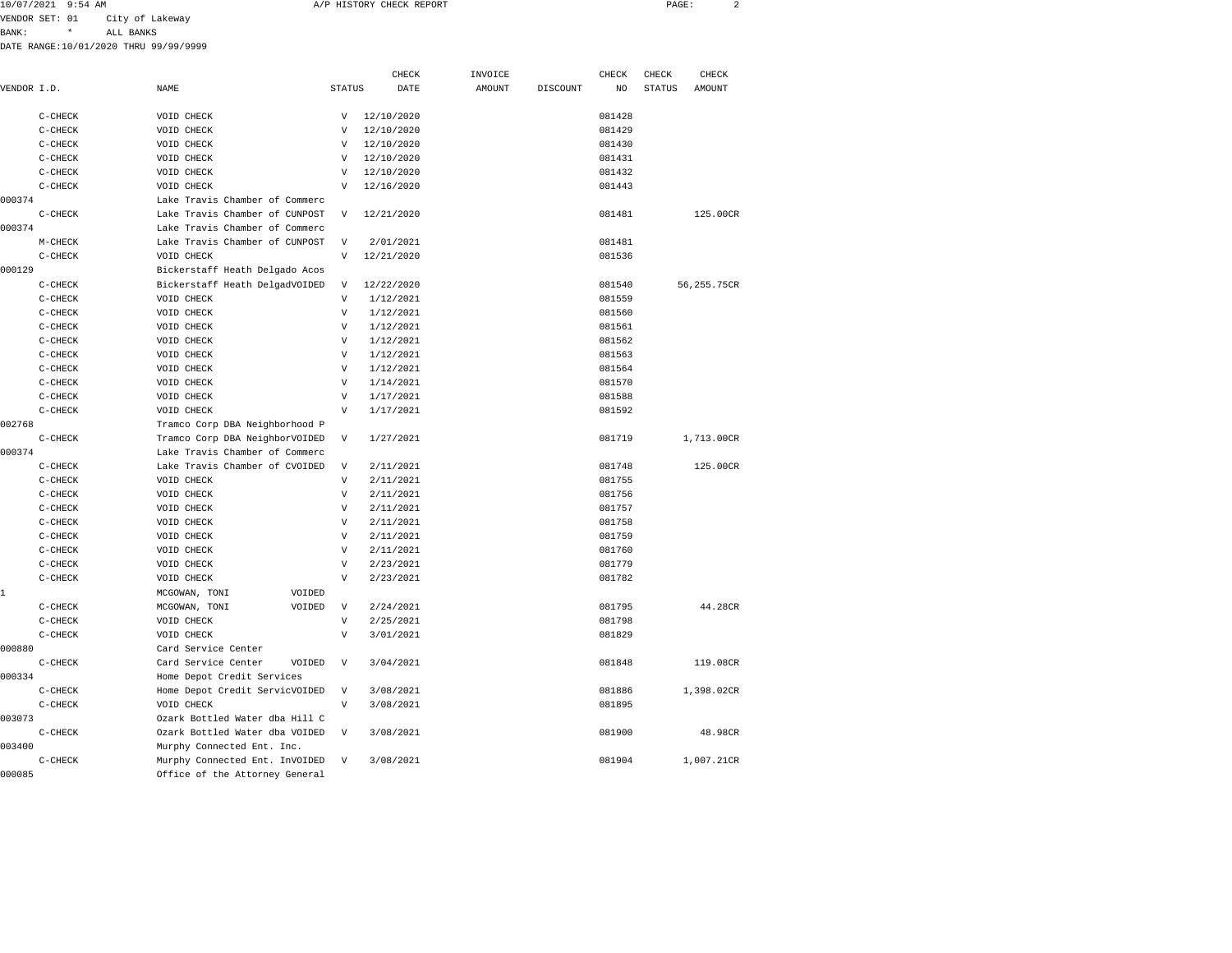10/07/2021 9:54 AM A/P HISTORY CHECK REPORT

VENDOR SET: 01 City of Lakeway
BANK: * ALL BANKS
DATE RANGE:10/01/2020 THRU 99/99/9999

| VENDOR I.D. | NAME | STATUS | CHECK DATE | INVOICE AMOUNT | DISCOUNT | CHECK NO | CHECK STATUS | CHECK AMOUNT |
|---|---|---|---|---|---|---|---|---|
| C-CHECK | VOID CHECK | V | 12/10/2020 | | | 081428 | | |
| C-CHECK | VOID CHECK | V | 12/10/2020 | | | 081429 | | |
| C-CHECK | VOID CHECK | V | 12/10/2020 | | | 081430 | | |
| C-CHECK | VOID CHECK | V | 12/10/2020 | | | 081431 | | |
| C-CHECK | VOID CHECK | V | 12/10/2020 | | | 081432 | | |
| C-CHECK | VOID CHECK | V | 12/16/2020 | | | 081443 | | |
| 000374 | Lake Travis Chamber of Commerc | | | | | | | |
| C-CHECK | Lake Travis Chamber of CUNPOST | V | 12/21/2020 | | | 081481 | | 125.00CR |
| 000374 | Lake Travis Chamber of Commerc | | | | | | | |
| M-CHECK | Lake Travis Chamber of CUNPOST | V | 2/01/2021 | | | 081481 | | |
| C-CHECK | VOID CHECK | V | 12/21/2020 | | | 081536 | | |
| 000129 | Bickerstaff Heath Delgado Acos | | | | | | | |
| C-CHECK | Bickerstaff Heath DelgadVOIDED | V | 12/22/2020 | | | 081540 | | 56,255.75CR |
| C-CHECK | VOID CHECK | V | 1/12/2021 | | | 081559 | | |
| C-CHECK | VOID CHECK | V | 1/12/2021 | | | 081560 | | |
| C-CHECK | VOID CHECK | V | 1/12/2021 | | | 081561 | | |
| C-CHECK | VOID CHECK | V | 1/12/2021 | | | 081562 | | |
| C-CHECK | VOID CHECK | V | 1/12/2021 | | | 081563 | | |
| C-CHECK | VOID CHECK | V | 1/12/2021 | | | 081564 | | |
| C-CHECK | VOID CHECK | V | 1/14/2021 | | | 081570 | | |
| C-CHECK | VOID CHECK | V | 1/17/2021 | | | 081588 | | |
| C-CHECK | VOID CHECK | V | 1/17/2021 | | | 081592 | | |
| 002768 | Tramco Corp DBA Neighborhood P | | | | | | | |
| C-CHECK | Tramco Corp DBA NeighborVOIDED | V | 1/27/2021 | | | 081719 | | 1,713.00CR |
| 000374 | Lake Travis Chamber of Commerc | | | | | | | |
| C-CHECK | Lake Travis Chamber of CVOIDED | V | 2/11/2021 | | | 081748 | | 125.00CR |
| C-CHECK | VOID CHECK | V | 2/11/2021 | | | 081755 | | |
| C-CHECK | VOID CHECK | V | 2/11/2021 | | | 081756 | | |
| C-CHECK | VOID CHECK | V | 2/11/2021 | | | 081757 | | |
| C-CHECK | VOID CHECK | V | 2/11/2021 | | | 081758 | | |
| C-CHECK | VOID CHECK | V | 2/11/2021 | | | 081759 | | |
| C-CHECK | VOID CHECK | V | 2/11/2021 | | | 081760 | | |
| C-CHECK | VOID CHECK | V | 2/23/2021 | | | 081779 | | |
| C-CHECK | VOID CHECK | V | 2/23/2021 | | | 081782 | | |
| 1 | MCGOWAN, TONI VOIDED | | | | | | | |
| C-CHECK | MCGOWAN, TONI VOIDED | V | 2/24/2021 | | | 081795 | | 44.28CR |
| C-CHECK | VOID CHECK | V | 2/25/2021 | | | 081798 | | |
| C-CHECK | VOID CHECK | V | 3/01/2021 | | | 081829 | | |
| 000880 | Card Service Center | | | | | | | |
| C-CHECK | Card Service Center VOIDED | V | 3/04/2021 | | | 081848 | | 119.08CR |
| 000334 | Home Depot Credit Services | | | | | | | |
| C-CHECK | Home Depot Credit ServicVOIDED | V | 3/08/2021 | | | 081886 | | 1,398.02CR |
| C-CHECK | VOID CHECK | V | 3/08/2021 | | | 081895 | | |
| 003073 | Ozark Bottled Water dba Hill C | | | | | | | |
| C-CHECK | Ozark Bottled Water dba VOIDED | V | 3/08/2021 | | | 081900 | | 48.98CR |
| 003400 | Murphy Connected Ent. Inc. | | | | | | | |
| C-CHECK | Murphy Connected Ent. InVOIDED | V | 3/08/2021 | | | 081904 | | 1,007.21CR |
| 000085 | Office of the Attorney General | | | | | | | |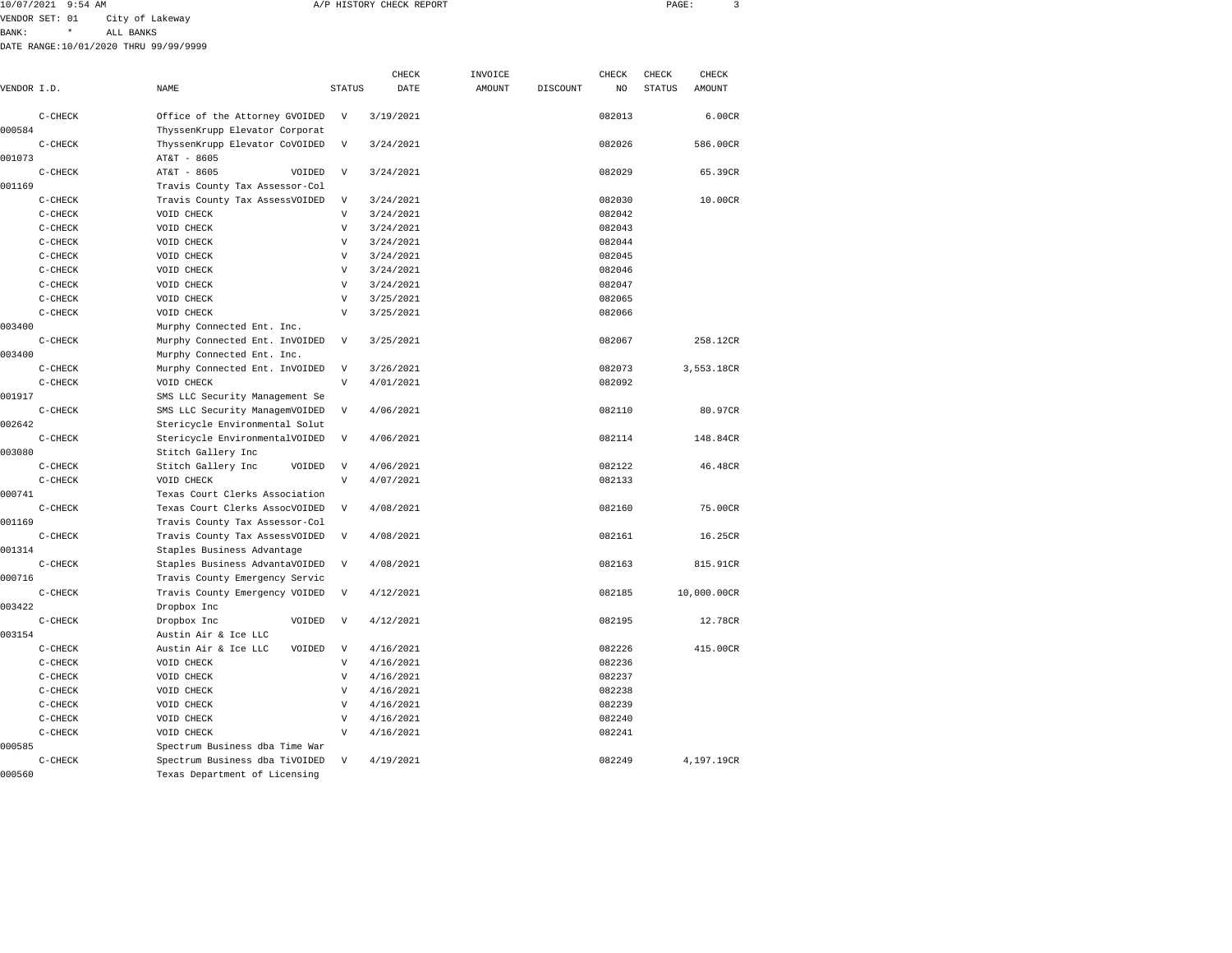10/07/2021 9:54 AM A/P HISTORY CHECK REPORT

VENDOR SET: 01 City of Lakeway

BANK: * ALL BANKS

DATE RANGE:10/01/2020 THRU 99/99/9999

| VENDOR I.D. | NAME | STATUS | CHECK DATE | INVOICE AMOUNT | DISCOUNT | CHECK NO | CHECK STATUS | CHECK AMOUNT |
|---|---|---|---|---|---|---|---|---|
| C-CHECK | Office of the Attorney GVOIDED | V | 3/19/2021 | | | 082013 | | 6.00CR |
| 000584 | ThyssenKrupp Elevator Corporat | | | | | | | |
| C-CHECK | ThyssenKrupp Elevator CoVOIDED | V | 3/24/2021 | | | 082026 | | 586.00CR |
| 001073 | AT&T - 8605 | | | | | | | |
| C-CHECK | AT&T - 8605 VOIDED | V | 3/24/2021 | | | 082029 | | 65.39CR |
| 001169 | Travis County Tax Assessor-Col | | | | | | | |
| C-CHECK | Travis County Tax AssessVOIDED | V | 3/24/2021 | | | 082030 | | 10.00CR |
| C-CHECK | VOID CHECK | V | 3/24/2021 | | | 082042 | | |
| C-CHECK | VOID CHECK | V | 3/24/2021 | | | 082043 | | |
| C-CHECK | VOID CHECK | V | 3/24/2021 | | | 082044 | | |
| C-CHECK | VOID CHECK | V | 3/24/2021 | | | 082045 | | |
| C-CHECK | VOID CHECK | V | 3/24/2021 | | | 082046 | | |
| C-CHECK | VOID CHECK | V | 3/24/2021 | | | 082047 | | |
| C-CHECK | VOID CHECK | V | 3/25/2021 | | | 082065 | | |
| C-CHECK | VOID CHECK | V | 3/25/2021 | | | 082066 | | |
| 003400 | Murphy Connected Ent. Inc. | | | | | | | |
| C-CHECK | Murphy Connected Ent. InVOIDED | V | 3/25/2021 | | | 082067 | | 258.12CR |
| 003400 | Murphy Connected Ent. Inc. | | | | | | | |
| C-CHECK | Murphy Connected Ent. InVOIDED | V | 3/26/2021 | | | 082073 | | 3,553.18CR |
| C-CHECK | VOID CHECK | V | 4/01/2021 | | | 082092 | | |
| 001917 | SMS LLC Security Management Se | | | | | | | |
| C-CHECK | SMS LLC Security ManagemVOIDED | V | 4/06/2021 | | | 082110 | | 80.97CR |
| 002642 | Stericycle Environmental Solut | | | | | | | |
| C-CHECK | Stericycle EnvironmentalVOIDED | V | 4/06/2021 | | | 082114 | | 148.84CR |
| 003080 | Stitch Gallery Inc | | | | | | | |
| C-CHECK | Stitch Gallery Inc VOIDED | V | 4/06/2021 | | | 082122 | | 46.48CR |
| C-CHECK | VOID CHECK | V | 4/07/2021 | | | 082133 | | |
| 000741 | Texas Court Clerks Association | | | | | | | |
| C-CHECK | Texas Court Clerks AssocVOIDED | V | 4/08/2021 | | | 082160 | | 75.00CR |
| 001169 | Travis County Tax Assessor-Col | | | | | | | |
| C-CHECK | Travis County Tax AssessVOIDED | V | 4/08/2021 | | | 082161 | | 16.25CR |
| 001314 | Staples Business Advantage | | | | | | | |
| C-CHECK | Staples Business AdvantaVOIDED | V | 4/08/2021 | | | 082163 | | 815.91CR |
| 000716 | Travis County Emergency Servic | | | | | | | |
| C-CHECK | Travis County Emergency VOIDED | V | 4/12/2021 | | | 082185 | | 10,000.00CR |
| 003422 | Dropbox Inc | | | | | | | |
| C-CHECK | Dropbox Inc VOIDED | V | 4/12/2021 | | | 082195 | | 12.78CR |
| 003154 | Austin Air & Ice LLC | | | | | | | |
| C-CHECK | Austin Air & Ice LLC VOIDED | V | 4/16/2021 | | | 082226 | | 415.00CR |
| C-CHECK | VOID CHECK | V | 4/16/2021 | | | 082236 | | |
| C-CHECK | VOID CHECK | V | 4/16/2021 | | | 082237 | | |
| C-CHECK | VOID CHECK | V | 4/16/2021 | | | 082238 | | |
| C-CHECK | VOID CHECK | V | 4/16/2021 | | | 082239 | | |
| C-CHECK | VOID CHECK | V | 4/16/2021 | | | 082240 | | |
| C-CHECK | VOID CHECK | V | 4/16/2021 | | | 082241 | | |
| 000585 | Spectrum Business dba Time War | | | | | | | |
| C-CHECK | Spectrum Business dba TiVOIDED | V | 4/19/2021 | | | 082249 | | 4,197.19CR |
| 000560 | Texas Department of Licensing | | | | | | | |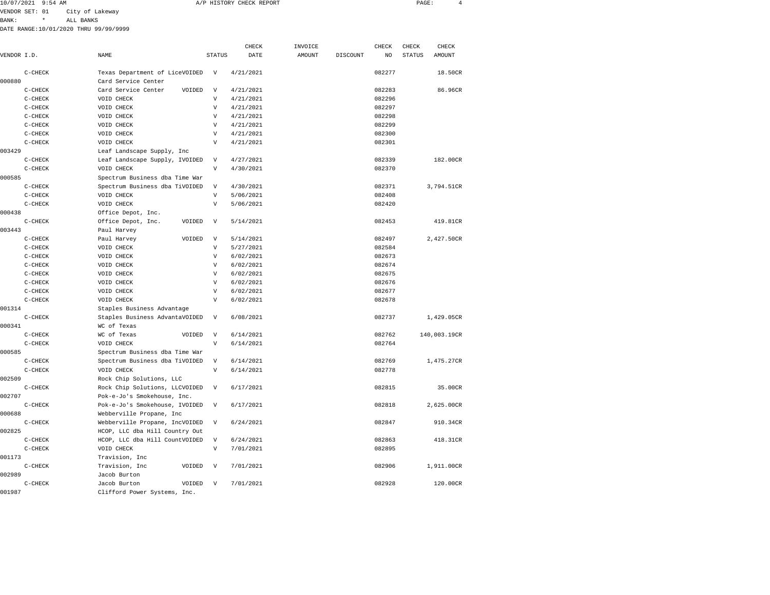10/07/2021 9:54 AM A/P HISTORY CHECK REPORT

VENDOR SET: 01 City of Lakeway
BANK: * ALL BANKS
DATE RANGE:10/01/2020 THRU 99/99/9999

| VENDOR I.D. | NAME | STATUS | CHECK DATE | INVOICE AMOUNT | DISCOUNT | CHECK NO | CHECK STATUS | CHECK AMOUNT |
|---|---|---|---|---|---|---|---|---|
| C-CHECK | Texas Department of LiceVOIDED | V | 4/21/2021 | | | 082277 | | 18.50CR |
| 000880 | Card Service Center | | | | | | | |
| C-CHECK | Card Service Center VOIDED | V | 4/21/2021 | | | 082283 | | 86.96CR |
| C-CHECK | VOID CHECK | V | 4/21/2021 | | | 082296 | | |
| C-CHECK | VOID CHECK | V | 4/21/2021 | | | 082297 | | |
| C-CHECK | VOID CHECK | V | 4/21/2021 | | | 082298 | | |
| C-CHECK | VOID CHECK | V | 4/21/2021 | | | 082299 | | |
| C-CHECK | VOID CHECK | V | 4/21/2021 | | | 082300 | | |
| C-CHECK | VOID CHECK | V | 4/21/2021 | | | 082301 | | |
| 003429 | Leaf Landscape Supply, Inc | | | | | | | |
| C-CHECK | Leaf Landscape Supply, IVOIDED | V | 4/27/2021 | | | 082339 | | 182.00CR |
| C-CHECK | VOID CHECK | V | 4/30/2021 | | | 082370 | | |
| 000585 | Spectrum Business dba Time War | | | | | | | |
| C-CHECK | Spectrum Business dba TiVOIDED | V | 4/30/2021 | | | 082371 | | 3,794.51CR |
| C-CHECK | VOID CHECK | V | 5/06/2021 | | | 082408 | | |
| C-CHECK | VOID CHECK | V | 5/06/2021 | | | 082420 | | |
| 000438 | Office Depot, Inc. | | | | | | | |
| C-CHECK | Office Depot, Inc. VOIDED | V | 5/14/2021 | | | 082453 | | 419.81CR |
| 003443 | Paul Harvey | | | | | | | |
| C-CHECK | Paul Harvey VOIDED | V | 5/14/2021 | | | 082497 | | 2,427.50CR |
| C-CHECK | VOID CHECK | V | 5/27/2021 | | | 082584 | | |
| C-CHECK | VOID CHECK | V | 6/02/2021 | | | 082673 | | |
| C-CHECK | VOID CHECK | V | 6/02/2021 | | | 082674 | | |
| C-CHECK | VOID CHECK | V | 6/02/2021 | | | 082675 | | |
| C-CHECK | VOID CHECK | V | 6/02/2021 | | | 082676 | | |
| C-CHECK | VOID CHECK | V | 6/02/2021 | | | 082677 | | |
| C-CHECK | VOID CHECK | V | 6/02/2021 | | | 082678 | | |
| 001314 | Staples Business Advantage | | | | | | | |
| C-CHECK | Staples Business AdvantaVOIDED | V | 6/08/2021 | | | 082737 | | 1,429.05CR |
| 000341 | WC of Texas | | | | | | | |
| C-CHECK | WC of Texas VOIDED | V | 6/14/2021 | | | 082762 | | 140,003.19CR |
| C-CHECK | VOID CHECK | V | 6/14/2021 | | | 082764 | | |
| 000585 | Spectrum Business dba Time War | | | | | | | |
| C-CHECK | Spectrum Business dba TiVOIDED | V | 6/14/2021 | | | 082769 | | 1,475.27CR |
| C-CHECK | VOID CHECK | V | 6/14/2021 | | | 082778 | | |
| 002509 | Rock Chip Solutions, LLC | | | | | | | |
| C-CHECK | Rock Chip Solutions, LLCVOIDED | V | 6/17/2021 | | | 082815 | | 35.00CR |
| 002707 | Pok-e-Jo's Smokehouse, Inc. | | | | | | | |
| C-CHECK | Pok-e-Jo's Smokehouse, IVOIDED | V | 6/17/2021 | | | 082818 | | 2,625.00CR |
| 000688 | Webberville Propane, Inc | | | | | | | |
| C-CHECK | Webberville Propane, IncVOIDED | V | 6/24/2021 | | | 082847 | | 910.34CR |
| 002825 | HCOP, LLC dba Hill Country Out | | | | | | | |
| C-CHECK | HCOP, LLC dba Hill CountVOIDED | V | 6/24/2021 | | | 082863 | | 418.31CR |
| C-CHECK | VOID CHECK | V | 7/01/2021 | | | 082895 | | |
| 001173 | Travision, Inc | | | | | | | |
| C-CHECK | Travision, Inc VOIDED | V | 7/01/2021 | | | 082906 | | 1,911.00CR |
| 002989 | Jacob Burton | | | | | | | |
| C-CHECK | Jacob Burton VOIDED | V | 7/01/2021 | | | 082928 | | 120.00CR |
| 001987 | Clifford Power Systems, Inc. | | | | | | | |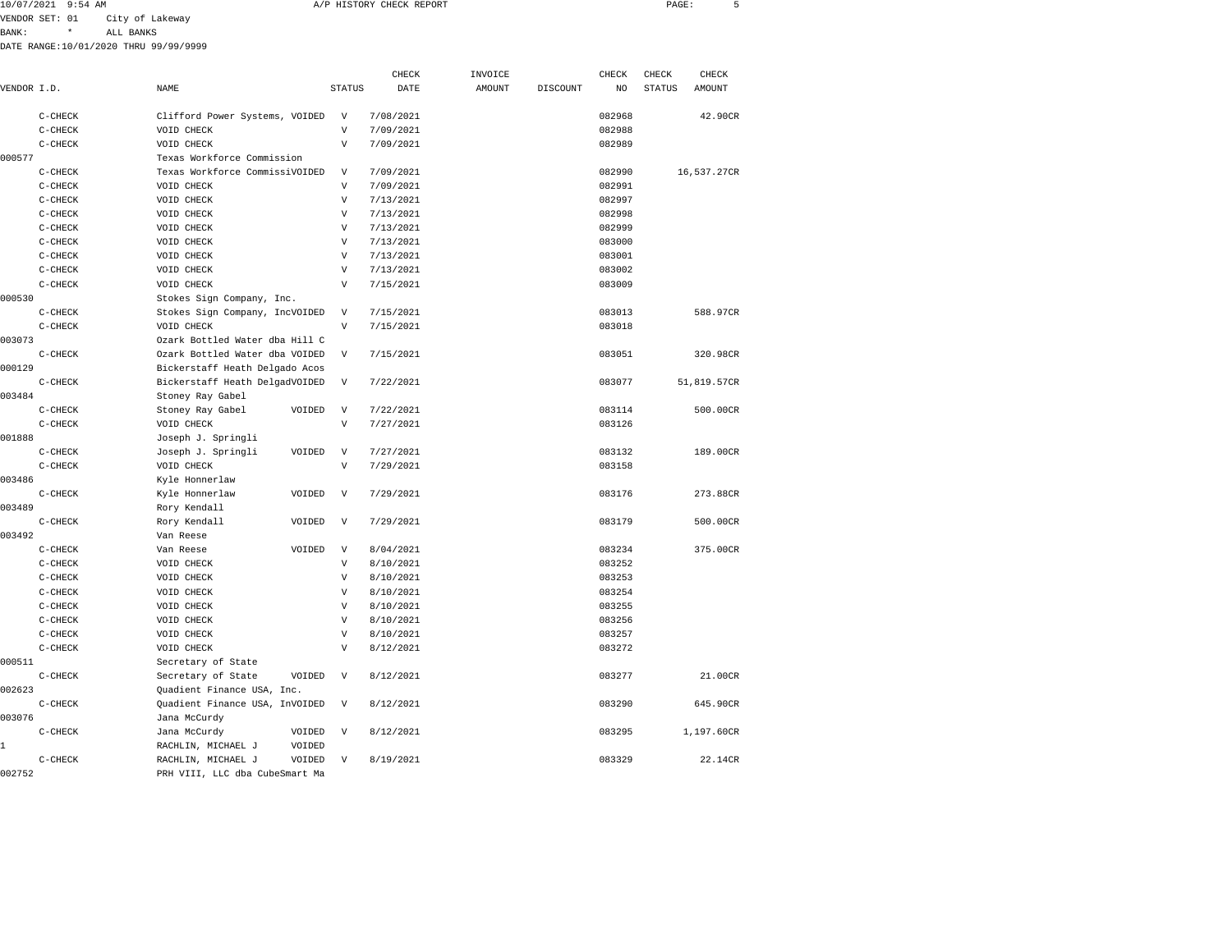10/07/2021 9:54 AM — A/P HISTORY CHECK REPORT

VENDOR SET: 01 City of Lakeway
BANK: * ALL BANKS
DATE RANGE:10/01/2020 THRU 99/99/9999

| VENDOR I.D. | NAME | STATUS | CHECK DATE | INVOICE AMOUNT | DISCOUNT | CHECK NO | CHECK STATUS | CHECK AMOUNT |
|---|---|---|---|---|---|---|---|---|
| C-CHECK | Clifford Power Systems, VOIDED | V | 7/08/2021 | | | 082968 | | 42.90CR |
| C-CHECK | VOID CHECK | V | 7/09/2021 | | | 082988 | | |
| C-CHECK | VOID CHECK | V | 7/09/2021 | | | 082989 | | |
| 000577 | Texas Workforce Commission | | | | | | | |
| C-CHECK | Texas Workforce CommissiVOIDED | V | 7/09/2021 | | | 082990 | | 16,537.27CR |
| C-CHECK | VOID CHECK | V | 7/09/2021 | | | 082991 | | |
| C-CHECK | VOID CHECK | V | 7/13/2021 | | | 082997 | | |
| C-CHECK | VOID CHECK | V | 7/13/2021 | | | 082998 | | |
| C-CHECK | VOID CHECK | V | 7/13/2021 | | | 082999 | | |
| C-CHECK | VOID CHECK | V | 7/13/2021 | | | 083000 | | |
| C-CHECK | VOID CHECK | V | 7/13/2021 | | | 083001 | | |
| C-CHECK | VOID CHECK | V | 7/13/2021 | | | 083002 | | |
| C-CHECK | VOID CHECK | V | 7/15/2021 | | | 083009 | | |
| 000530 | Stokes Sign Company, Inc. | | | | | | | |
| C-CHECK | Stokes Sign Company, IncVOIDED | V | 7/15/2021 | | | 083013 | | 588.97CR |
| C-CHECK | VOID CHECK | V | 7/15/2021 | | | 083018 | | |
| 003073 | Ozark Bottled Water dba Hill C | | | | | | | |
| C-CHECK | Ozark Bottled Water dba VOIDED | V | 7/15/2021 | | | 083051 | | 320.98CR |
| 000129 | Bickerstaff Heath Delgado Acos | | | | | | | |
| C-CHECK | Bickerstaff Heath DelgadVOIDED | V | 7/22/2021 | | | 083077 | | 51,819.57CR |
| 003484 | Stoney Ray Gabel | | | | | | | |
| C-CHECK | Stoney Ray Gabel VOIDED | V | 7/22/2021 | | | 083114 | | 500.00CR |
| C-CHECK | VOID CHECK | V | 7/27/2021 | | | 083126 | | |
| 001888 | Joseph J. Springli | | | | | | | |
| C-CHECK | Joseph J. Springli VOIDED | V | 7/27/2021 | | | 083132 | | 189.00CR |
| C-CHECK | VOID CHECK | V | 7/29/2021 | | | 083158 | | |
| 003486 | Kyle Honnerlaw | | | | | | | |
| C-CHECK | Kyle Honnerlaw VOIDED | V | 7/29/2021 | | | 083176 | | 273.88CR |
| 003489 | Rory Kendall | | | | | | | |
| C-CHECK | Rory Kendall VOIDED | V | 7/29/2021 | | | 083179 | | 500.00CR |
| 003492 | Van Reese | | | | | | | |
| C-CHECK | Van Reese VOIDED | V | 8/04/2021 | | | 083234 | | 375.00CR |
| C-CHECK | VOID CHECK | V | 8/10/2021 | | | 083252 | | |
| C-CHECK | VOID CHECK | V | 8/10/2021 | | | 083253 | | |
| C-CHECK | VOID CHECK | V | 8/10/2021 | | | 083254 | | |
| C-CHECK | VOID CHECK | V | 8/10/2021 | | | 083255 | | |
| C-CHECK | VOID CHECK | V | 8/10/2021 | | | 083256 | | |
| C-CHECK | VOID CHECK | V | 8/10/2021 | | | 083257 | | |
| C-CHECK | VOID CHECK | V | 8/12/2021 | | | 083272 | | |
| 000511 | Secretary of State | | | | | | | |
| C-CHECK | Secretary of State VOIDED | V | 8/12/2021 | | | 083277 | | 21.00CR |
| 002623 | Quadient Finance USA, Inc. | | | | | | | |
| C-CHECK | Quadient Finance USA, InVOIDED | V | 8/12/2021 | | | 083290 | | 645.90CR |
| 003076 | Jana McCurdy | | | | | | | |
| C-CHECK | Jana McCurdy VOIDED | V | 8/12/2021 | | | 083295 | | 1,197.60CR |
| 1 | RACHLIN, MICHAEL J VOIDED | | | | | | | |
| C-CHECK | RACHLIN, MICHAEL J VOIDED | V | 8/19/2021 | | | 083329 | | 22.14CR |
| 002752 | PRH VIII, LLC dba CubeSmart Ma | | | | | | | |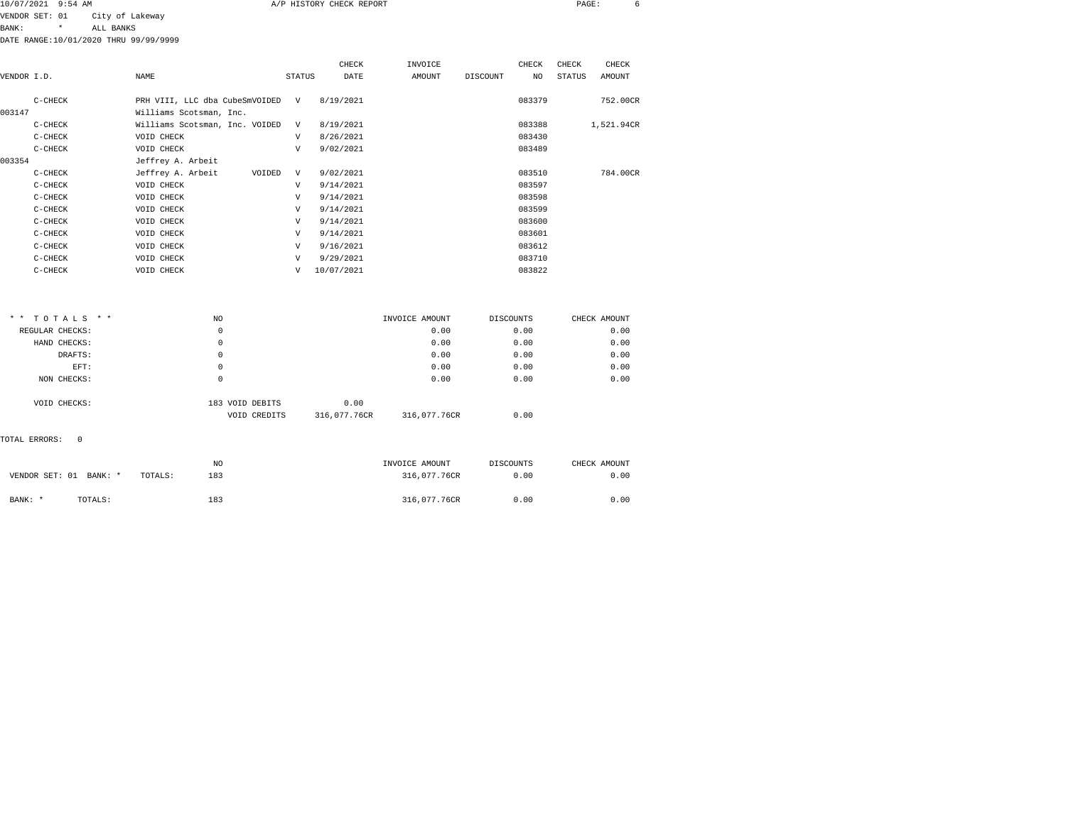A/P HISTORY CHECK REPORT

VENDOR SET: 01 City of Lakeway
BANK: * ALL BANKS
DATE RANGE:10/01/2020 THRU 99/99/9999

| VENDOR I.D. | NAME | STATUS | CHECK DATE | INVOICE AMOUNT | DISCOUNT | CHECK NO | CHECK STATUS | CHECK AMOUNT |
|---|---|---|---|---|---|---|---|---|
| C-CHECK | PRH VIII, LLC dba CubeSmVOIDED | V | 8/19/2021 | | | 083379 | | 752.00CR |
| 003147 | Williams Scotsman, Inc. | | | | | | | |
| C-CHECK | Williams Scotsman, Inc. VOIDED | V | 8/19/2021 | | | 083388 | | 1,521.94CR |
| C-CHECK | VOID CHECK | V | 8/26/2021 | | | 083430 | | |
| C-CHECK | VOID CHECK | V | 9/02/2021 | | | 083489 | | |
| 003354 | Jeffrey A. Arbeit | | | | | | | |
| C-CHECK | Jeffrey A. Arbeit VOIDED | V | 9/02/2021 | | | 083510 | | 784.00CR |
| C-CHECK | VOID CHECK | V | 9/14/2021 | | | 083597 | | |
| C-CHECK | VOID CHECK | V | 9/14/2021 | | | 083598 | | |
| C-CHECK | VOID CHECK | V | 9/14/2021 | | | 083599 | | |
| C-CHECK | VOID CHECK | V | 9/14/2021 | | | 083600 | | |
| C-CHECK | VOID CHECK | V | 9/14/2021 | | | 083601 | | |
| C-CHECK | VOID CHECK | V | 9/16/2021 | | | 083612 | | |
| C-CHECK | VOID CHECK | V | 9/29/2021 | | | 083710 | | |
| C-CHECK | VOID CHECK | V | 10/07/2021 | | | 083822 | | |

| * * TOTALS * * | NO | | | INVOICE AMOUNT | DISCOUNTS | CHECK AMOUNT |
|---|---|---|---|---|---|---|
| REGULAR CHECKS: | 0 | | | 0.00 | 0.00 | 0.00 |
| HAND CHECKS: | 0 | | | 0.00 | 0.00 | 0.00 |
| DRAFTS: | 0 | | | 0.00 | 0.00 | 0.00 |
| EFT: | 0 | | | 0.00 | 0.00 | 0.00 |
| NON CHECKS: | 0 | | | 0.00 | 0.00 | 0.00 |
| VOID CHECKS: | 183 | VOID DEBITS | 0.00 | | | |
| | | VOID CREDITS | 316,077.76CR | 316,077.76CR | 0.00 | |

TOTAL ERRORS: 0

| | | NO | INVOICE AMOUNT | DISCOUNTS | CHECK AMOUNT |
|---|---|---|---|---|---|
| VENDOR SET: 01 BANK: * | TOTALS: | 183 | 316,077.76CR | 0.00 | 0.00 |
| BANK: * | TOTALS: | 183 | 316,077.76CR | 0.00 | 0.00 |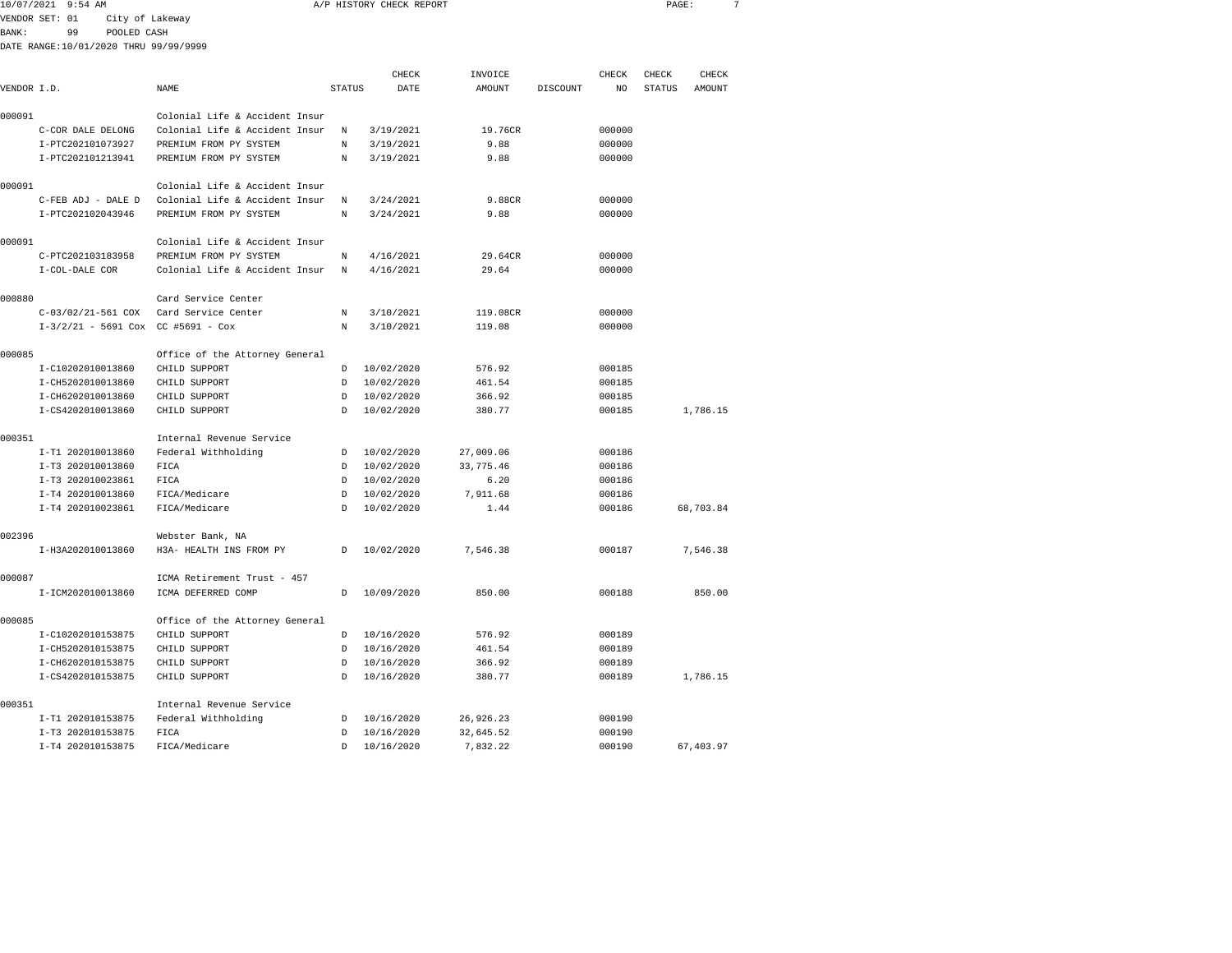10/07/2021 9:54 AM A/P HISTORY CHECK REPORT

VENDOR SET: 01 City of Lakeway
BANK: 99 POOLED CASH
DATE RANGE:10/01/2020 THRU 99/99/9999

| VENDOR I.D. | NAME | STATUS | CHECK DATE | INVOICE AMOUNT | DISCOUNT | CHECK NO | CHECK STATUS | CHECK AMOUNT |
|---|---|---|---|---|---|---|---|---|
| 000091 | Colonial Life & Accident Insur | | | | | | | |
| C-COR DALE DELONG | Colonial Life & Accident Insur | N | 3/19/2021 | 19.76CR | | 000000 | | |
| I-PTC202101073927 | PREMIUM FROM PY SYSTEM | N | 3/19/2021 | 9.88 | | 000000 | | |
| I-PTC202101213941 | PREMIUM FROM PY SYSTEM | N | 3/19/2021 | 9.88 | | 000000 | | |
| 000091 | Colonial Life & Accident Insur | | | | | | | |
| C-FEB ADJ - DALE D | Colonial Life & Accident Insur | N | 3/24/2021 | 9.88CR | | 000000 | | |
| I-PTC202102043946 | PREMIUM FROM PY SYSTEM | N | 3/24/2021 | 9.88 | | 000000 | | |
| 000091 | Colonial Life & Accident Insur | | | | | | | |
| C-PTC202103183958 | PREMIUM FROM PY SYSTEM | N | 4/16/2021 | 29.64CR | | 000000 | | |
| I-COL-DALE COR | Colonial Life & Accident Insur | N | 4/16/2021 | 29.64 | | 000000 | | |
| 000880 | Card Service Center | | | | | | | |
| C-03/02/21-561 COX | Card Service Center | N | 3/10/2021 | 119.08CR | | 000000 | | |
| I-3/2/21 - 5691 Cox | CC #5691 - Cox | N | 3/10/2021 | 119.08 | | 000000 | | |
| 000085 | Office of the Attorney General | | | | | | | |
| I-C10202010013860 | CHILD SUPPORT | D | 10/02/2020 | 576.92 | | 000185 | | |
| I-CH5202010013860 | CHILD SUPPORT | D | 10/02/2020 | 461.54 | | 000185 | | |
| I-CH6202010013860 | CHILD SUPPORT | D | 10/02/2020 | 366.92 | | 000185 | | |
| I-CS4202010013860 | CHILD SUPPORT | D | 10/02/2020 | 380.77 | | 000185 | | 1,786.15 |
| 000351 | Internal Revenue Service | | | | | | | |
| I-T1 202010013860 | Federal Withholding | D | 10/02/2020 | 27,009.06 | | 000186 | | |
| I-T3 202010013860 | FICA | D | 10/02/2020 | 33,775.46 | | 000186 | | |
| I-T3 202010023861 | FICA | D | 10/02/2020 | 6.20 | | 000186 | | |
| I-T4 202010013860 | FICA/Medicare | D | 10/02/2020 | 7,911.68 | | 000186 | | |
| I-T4 202010023861 | FICA/Medicare | D | 10/02/2020 | 1.44 | | 000186 | | 68,703.84 |
| 002396 | Webster Bank, NA | | | | | | | |
| I-H3A202010013860 | H3A- HEALTH INS FROM PY | D | 10/02/2020 | 7,546.38 | | 000187 | | 7,546.38 |
| 000087 | ICMA Retirement Trust - 457 | | | | | | | |
| I-ICM202010013860 | ICMA DEFERRED COMP | D | 10/09/2020 | 850.00 | | 000188 | | 850.00 |
| 000085 | Office of the Attorney General | | | | | | | |
| I-C10202010153875 | CHILD SUPPORT | D | 10/16/2020 | 576.92 | | 000189 | | |
| I-CH5202010153875 | CHILD SUPPORT | D | 10/16/2020 | 461.54 | | 000189 | | |
| I-CH6202010153875 | CHILD SUPPORT | D | 10/16/2020 | 366.92 | | 000189 | | |
| I-CS4202010153875 | CHILD SUPPORT | D | 10/16/2020 | 380.77 | | 000189 | | 1,786.15 |
| 000351 | Internal Revenue Service | | | | | | | |
| I-T1 202010153875 | Federal Withholding | D | 10/16/2020 | 26,926.23 | | 000190 | | |
| I-T3 202010153875 | FICA | D | 10/16/2020 | 32,645.52 | | 000190 | | |
| I-T4 202010153875 | FICA/Medicare | D | 10/16/2020 | 7,832.22 | | 000190 | | 67,403.97 |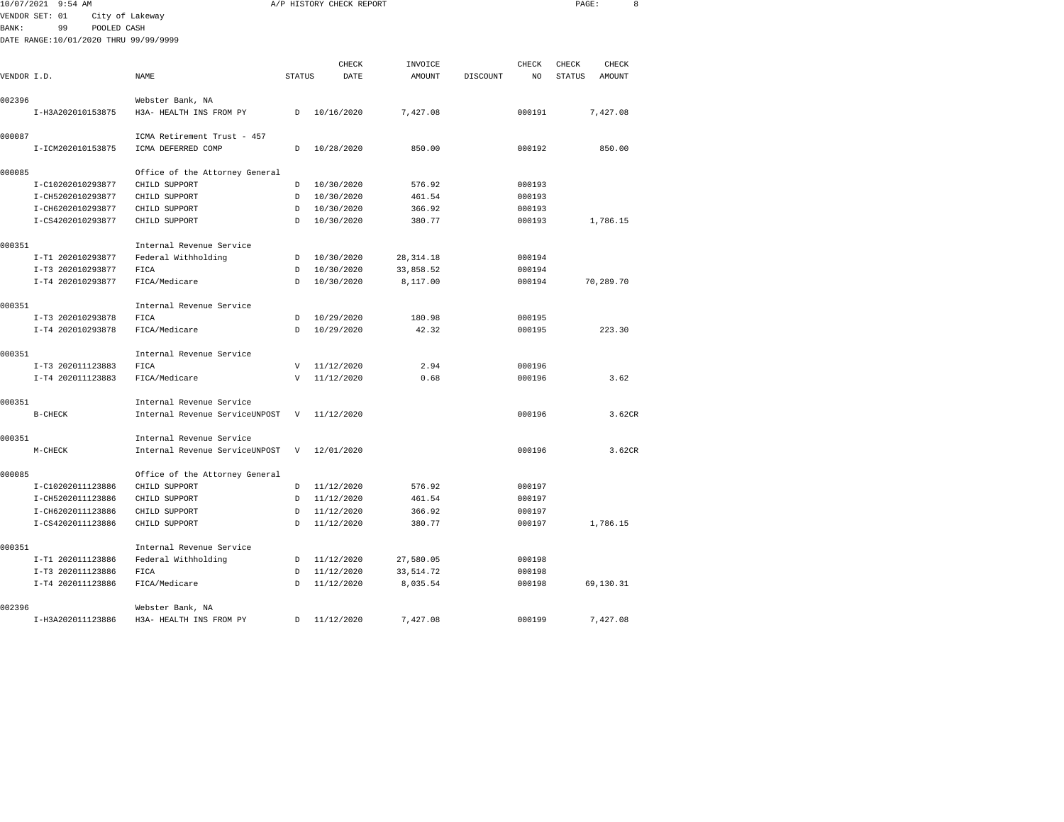10/07/2021 9:54 AM — A/P HISTORY CHECK REPORT

VENDOR SET: 01 City of Lakeway
BANK: 99 POOLED CASH
DATE RANGE:10/01/2020 THRU 99/99/9999

| VENDOR I.D. | NAME | STATUS | CHECK DATE | INVOICE AMOUNT | DISCOUNT | CHECK NO | CHECK STATUS | CHECK AMOUNT |
|---|---|---|---|---|---|---|---|---|
| 002396 | Webster Bank, NA | | | | | | | |
| I-H3A202010153875 | H3A- HEALTH INS FROM PY | D | 10/16/2020 | 7,427.08 | | 000191 | | 7,427.08 |
| 000087 | ICMA Retirement Trust - 457 | | | | | | | |
| I-ICM202010153875 | ICMA DEFERRED COMP | D | 10/28/2020 | 850.00 | | 000192 | | 850.00 |
| 000085 | Office of the Attorney General | | | | | | | |
| I-C10202010293877 | CHILD SUPPORT | D | 10/30/2020 | 576.92 | | 000193 | | |
| I-CH5202010293877 | CHILD SUPPORT | D | 10/30/2020 | 461.54 | | 000193 | | |
| I-CH6202010293877 | CHILD SUPPORT | D | 10/30/2020 | 366.92 | | 000193 | | |
| I-CS4202010293877 | CHILD SUPPORT | D | 10/30/2020 | 380.77 | | 000193 | | 1,786.15 |
| 000351 | Internal Revenue Service | | | | | | | |
| I-T1 202010293877 | Federal Withholding | D | 10/30/2020 | 28,314.18 | | 000194 | | |
| I-T3 202010293877 | FICA | D | 10/30/2020 | 33,858.52 | | 000194 | | |
| I-T4 202010293877 | FICA/Medicare | D | 10/30/2020 | 8,117.00 | | 000194 | | 70,289.70 |
| 000351 | Internal Revenue Service | | | | | | | |
| I-T3 202010293878 | FICA | D | 10/29/2020 | 180.98 | | 000195 | | |
| I-T4 202010293878 | FICA/Medicare | D | 10/29/2020 | 42.32 | | 000195 | | 223.30 |
| 000351 | Internal Revenue Service | | | | | | | |
| I-T3 202011123883 | FICA | V | 11/12/2020 | 2.94 | | 000196 | | |
| I-T4 202011123883 | FICA/Medicare | V | 11/12/2020 | 0.68 | | 000196 | | 3.62 |
| 000351 | Internal Revenue Service | | | | | | | |
| B-CHECK | Internal Revenue ServiceUNPOST | V | 11/12/2020 | | | 000196 | | 3.62CR |
| 000351 | Internal Revenue Service | | | | | | | |
| M-CHECK | Internal Revenue ServiceUNPOST | V | 12/01/2020 | | | 000196 | | 3.62CR |
| 000085 | Office of the Attorney General | | | | | | | |
| I-C10202011123886 | CHILD SUPPORT | D | 11/12/2020 | 576.92 | | 000197 | | |
| I-CH5202011123886 | CHILD SUPPORT | D | 11/12/2020 | 461.54 | | 000197 | | |
| I-CH6202011123886 | CHILD SUPPORT | D | 11/12/2020 | 366.92 | | 000197 | | |
| I-CS4202011123886 | CHILD SUPPORT | D | 11/12/2020 | 380.77 | | 000197 | | 1,786.15 |
| 000351 | Internal Revenue Service | | | | | | | |
| I-T1 202011123886 | Federal Withholding | D | 11/12/2020 | 27,580.05 | | 000198 | | |
| I-T3 202011123886 | FICA | D | 11/12/2020 | 33,514.72 | | 000198 | | |
| I-T4 202011123886 | FICA/Medicare | D | 11/12/2020 | 8,035.54 | | 000198 | | 69,130.31 |
| 002396 | Webster Bank, NA | | | | | | | |
| I-H3A202011123886 | H3A- HEALTH INS FROM PY | D | 11/12/2020 | 7,427.08 | | 000199 | | 7,427.08 |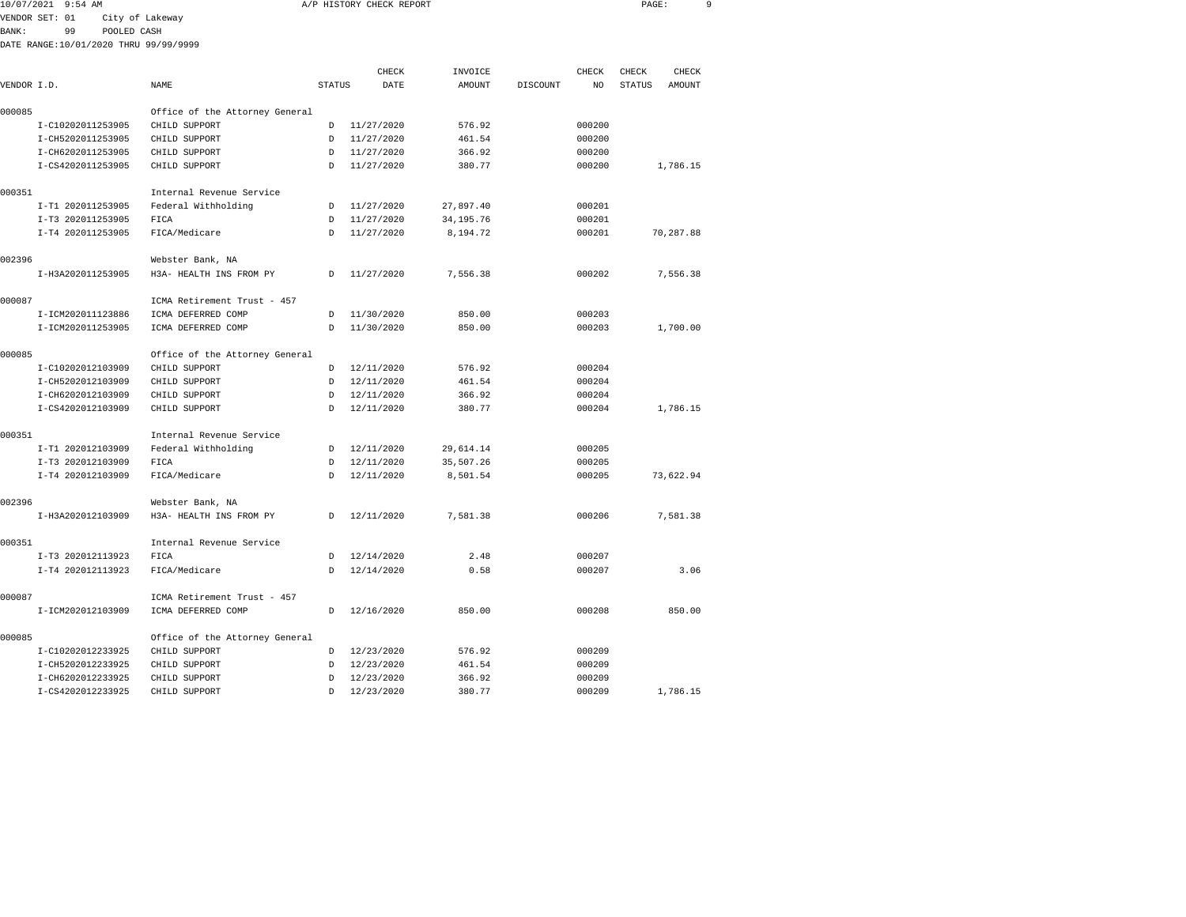10/07/2021 9:54 AM A/P HISTORY CHECK REPORT

VENDOR SET: 01 City of Lakeway
BANK: 99 POOLED CASH
DATE RANGE:10/01/2020 THRU 99/99/9999

| VENDOR I.D. | NAME | STATUS | CHECK DATE | INVOICE AMOUNT | DISCOUNT | CHECK NO | CHECK STATUS | CHECK AMOUNT |
|---|---|---|---|---|---|---|---|---|
| 000085 | Office of the Attorney General | | | | | | | |
| I-C10202011253905 | CHILD SUPPORT | D | 11/27/2020 | 576.92 | | 000200 | | |
| I-CH5202011253905 | CHILD SUPPORT | D | 11/27/2020 | 461.54 | | 000200 | | |
| I-CH6202011253905 | CHILD SUPPORT | D | 11/27/2020 | 366.92 | | 000200 | | |
| I-CS4202011253905 | CHILD SUPPORT | D | 11/27/2020 | 380.77 | | 000200 | | 1,786.15 |
| 000351 | Internal Revenue Service | | | | | | | |
| I-T1 202011253905 | Federal Withholding | D | 11/27/2020 | 27,897.40 | | 000201 | | |
| I-T3 202011253905 | FICA | D | 11/27/2020 | 34,195.76 | | 000201 | | |
| I-T4 202011253905 | FICA/Medicare | D | 11/27/2020 | 8,194.72 | | 000201 | | 70,287.88 |
| 002396 | Webster Bank, NA | | | | | | | |
| I-H3A202011253905 | H3A- HEALTH INS FROM PY | D | 11/27/2020 | 7,556.38 | | 000202 | | 7,556.38 |
| 000087 | ICMA Retirement Trust - 457 | | | | | | | |
| I-ICM202011123886 | ICMA DEFERRED COMP | D | 11/30/2020 | 850.00 | | 000203 | | |
| I-ICM202011253905 | ICMA DEFERRED COMP | D | 11/30/2020 | 850.00 | | 000203 | | 1,700.00 |
| 000085 | Office of the Attorney General | | | | | | | |
| I-C10202012103909 | CHILD SUPPORT | D | 12/11/2020 | 576.92 | | 000204 | | |
| I-CH5202012103909 | CHILD SUPPORT | D | 12/11/2020 | 461.54 | | 000204 | | |
| I-CH6202012103909 | CHILD SUPPORT | D | 12/11/2020 | 366.92 | | 000204 | | |
| I-CS4202012103909 | CHILD SUPPORT | D | 12/11/2020 | 380.77 | | 000204 | | 1,786.15 |
| 000351 | Internal Revenue Service | | | | | | | |
| I-T1 202012103909 | Federal Withholding | D | 12/11/2020 | 29,614.14 | | 000205 | | |
| I-T3 202012103909 | FICA | D | 12/11/2020 | 35,507.26 | | 000205 | | |
| I-T4 202012103909 | FICA/Medicare | D | 12/11/2020 | 8,501.54 | | 000205 | | 73,622.94 |
| 002396 | Webster Bank, NA | | | | | | | |
| I-H3A202012103909 | H3A- HEALTH INS FROM PY | D | 12/11/2020 | 7,581.38 | | 000206 | | 7,581.38 |
| 000351 | Internal Revenue Service | | | | | | | |
| I-T3 202012113923 | FICA | D | 12/14/2020 | 2.48 | | 000207 | | |
| I-T4 202012113923 | FICA/Medicare | D | 12/14/2020 | 0.58 | | 000207 | | 3.06 |
| 000087 | ICMA Retirement Trust - 457 | | | | | | | |
| I-ICM202012103909 | ICMA DEFERRED COMP | D | 12/16/2020 | 850.00 | | 000208 | | 850.00 |
| 000085 | Office of the Attorney General | | | | | | | |
| I-C10202012233925 | CHILD SUPPORT | D | 12/23/2020 | 576.92 | | 000209 | | |
| I-CH5202012233925 | CHILD SUPPORT | D | 12/23/2020 | 461.54 | | 000209 | | |
| I-CH6202012233925 | CHILD SUPPORT | D | 12/23/2020 | 366.92 | | 000209 | | |
| I-CS4202012233925 | CHILD SUPPORT | D | 12/23/2020 | 380.77 | | 000209 | | 1,786.15 |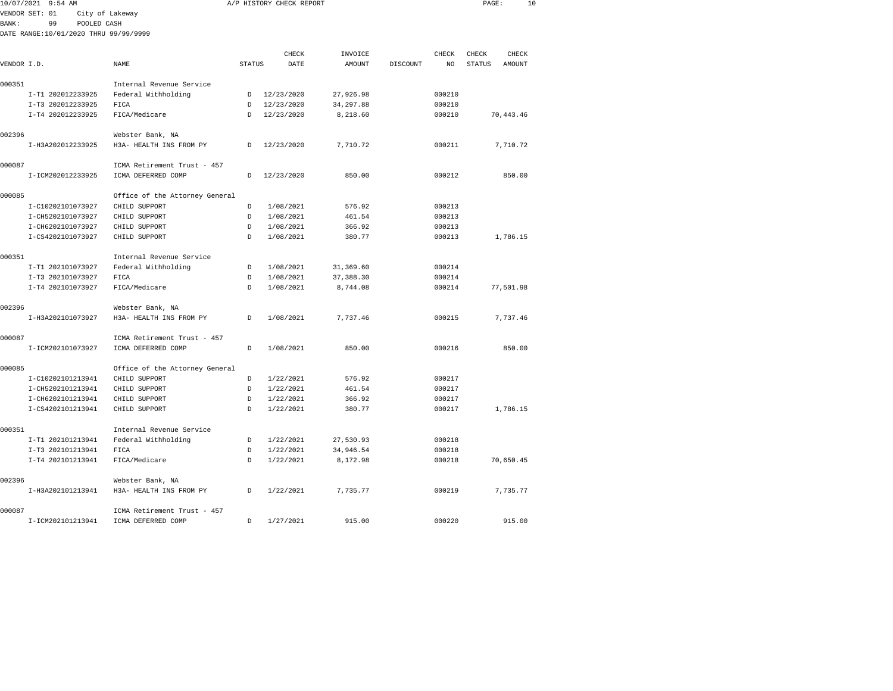10/07/2021 9:54 AM A/P HISTORY CHECK REPORT

VENDOR SET: 01 City of Lakeway
BANK: 99 POOLED CASH
DATE RANGE:10/01/2020 THRU 99/99/9999

| VENDOR I.D. | NAME | STATUS | CHECK DATE | INVOICE AMOUNT | DISCOUNT | CHECK NO | CHECK STATUS | CHECK AMOUNT |
|---|---|---|---|---|---|---|---|---|
| 000351 | Internal Revenue Service | | | | | | | |
| I-T1 202012233925 | Federal Withholding | D | 12/23/2020 | 27,926.98 | | 000210 | | |
| I-T3 202012233925 | FICA | D | 12/23/2020 | 34,297.88 | | 000210 | | |
| I-T4 202012233925 | FICA/Medicare | D | 12/23/2020 | 8,218.60 | | 000210 | | 70,443.46 |
| 002396 | Webster Bank, NA | | | | | | | |
| I-H3A202012233925 | H3A- HEALTH INS FROM PY | D | 12/23/2020 | 7,710.72 | | 000211 | | 7,710.72 |
| 000087 | ICMA Retirement Trust - 457 | | | | | | | |
| I-ICM202012233925 | ICMA DEFERRED COMP | D | 12/23/2020 | 850.00 | | 000212 | | 850.00 |
| 000085 | Office of the Attorney General | | | | | | | |
| I-C10202101073927 | CHILD SUPPORT | D | 1/08/2021 | 576.92 | | 000213 | | |
| I-CH5202101073927 | CHILD SUPPORT | D | 1/08/2021 | 461.54 | | 000213 | | |
| I-CH6202101073927 | CHILD SUPPORT | D | 1/08/2021 | 366.92 | | 000213 | | |
| I-CS4202101073927 | CHILD SUPPORT | D | 1/08/2021 | 380.77 | | 000213 | | 1,786.15 |
| 000351 | Internal Revenue Service | | | | | | | |
| I-T1 202101073927 | Federal Withholding | D | 1/08/2021 | 31,369.60 | | 000214 | | |
| I-T3 202101073927 | FICA | D | 1/08/2021 | 37,388.30 | | 000214 | | |
| I-T4 202101073927 | FICA/Medicare | D | 1/08/2021 | 8,744.08 | | 000214 | | 77,501.98 |
| 002396 | Webster Bank, NA | | | | | | | |
| I-H3A202101073927 | H3A- HEALTH INS FROM PY | D | 1/08/2021 | 7,737.46 | | 000215 | | 7,737.46 |
| 000087 | ICMA Retirement Trust - 457 | | | | | | | |
| I-ICM202101073927 | ICMA DEFERRED COMP | D | 1/08/2021 | 850.00 | | 000216 | | 850.00 |
| 000085 | Office of the Attorney General | | | | | | | |
| I-C10202101213941 | CHILD SUPPORT | D | 1/22/2021 | 576.92 | | 000217 | | |
| I-CH5202101213941 | CHILD SUPPORT | D | 1/22/2021 | 461.54 | | 000217 | | |
| I-CH6202101213941 | CHILD SUPPORT | D | 1/22/2021 | 366.92 | | 000217 | | |
| I-CS4202101213941 | CHILD SUPPORT | D | 1/22/2021 | 380.77 | | 000217 | | 1,786.15 |
| 000351 | Internal Revenue Service | | | | | | | |
| I-T1 202101213941 | Federal Withholding | D | 1/22/2021 | 27,530.93 | | 000218 | | |
| I-T3 202101213941 | FICA | D | 1/22/2021 | 34,946.54 | | 000218 | | |
| I-T4 202101213941 | FICA/Medicare | D | 1/22/2021 | 8,172.98 | | 000218 | | 70,650.45 |
| 002396 | Webster Bank, NA | | | | | | | |
| I-H3A202101213941 | H3A- HEALTH INS FROM PY | D | 1/22/2021 | 7,735.77 | | 000219 | | 7,735.77 |
| 000087 | ICMA Retirement Trust - 457 | | | | | | | |
| I-ICM202101213941 | ICMA DEFERRED COMP | D | 1/27/2021 | 915.00 | | 000220 | | 915.00 |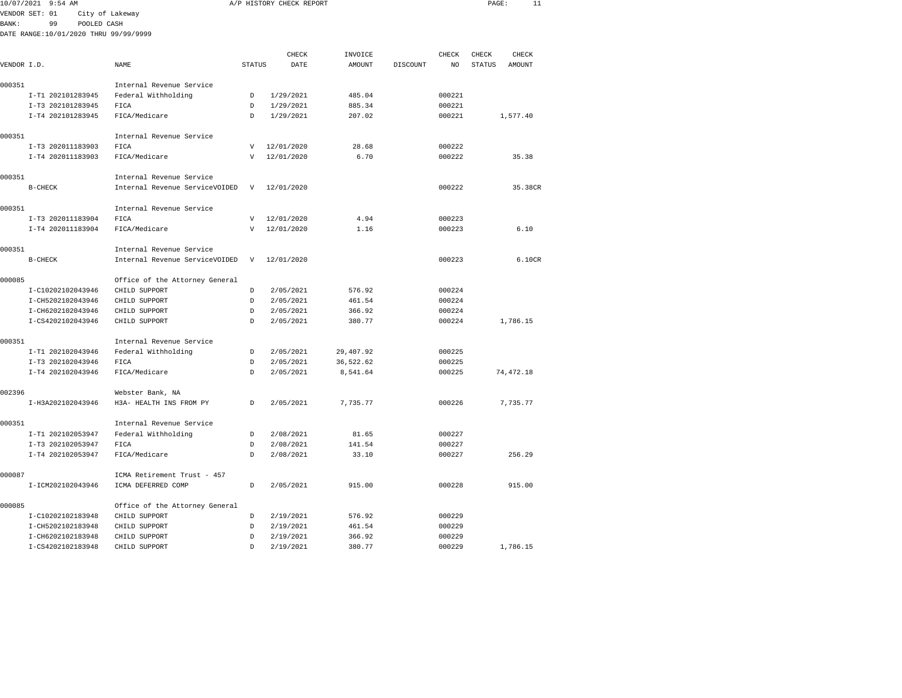10/07/2021 9:54 AM A/P HISTORY CHECK REPORT

VENDOR SET: 01 City of Lakeway
BANK: 99 POOLED CASH
DATE RANGE:10/01/2020 THRU 99/99/9999

| VENDOR I.D. | NAME | STATUS | CHECK DATE | INVOICE AMOUNT | DISCOUNT | CHECK NO | CHECK STATUS | CHECK AMOUNT |
|---|---|---|---|---|---|---|---|---|
| 000351 | Internal Revenue Service | | | | | | | |
| I-T1 202101283945 | Federal Withholding | D | 1/29/2021 | 485.04 | | 000221 | | |
| I-T3 202101283945 | FICA | D | 1/29/2021 | 885.34 | | 000221 | | |
| I-T4 202101283945 | FICA/Medicare | D | 1/29/2021 | 207.02 | | 000221 | | 1,577.40 |
| 000351 | Internal Revenue Service | | | | | | | |
| I-T3 202011183903 | FICA | V | 12/01/2020 | 28.68 | | 000222 | | |
| I-T4 202011183903 | FICA/Medicare | V | 12/01/2020 | 6.70 | | 000222 | | 35.38 |
| 000351 | Internal Revenue Service | | | | | | | |
| B-CHECK | Internal Revenue ServiceVOIDED | V | 12/01/2020 | | | 000222 | | 35.38CR |
| 000351 | Internal Revenue Service | | | | | | | |
| I-T3 202011183904 | FICA | V | 12/01/2020 | 4.94 | | 000223 | | |
| I-T4 202011183904 | FICA/Medicare | V | 12/01/2020 | 1.16 | | 000223 | | 6.10 |
| 000351 | Internal Revenue Service | | | | | | | |
| B-CHECK | Internal Revenue ServiceVOIDED | V | 12/01/2020 | | | 000223 | | 6.10CR |
| 000085 | Office of the Attorney General | | | | | | | |
| I-C10202102043946 | CHILD SUPPORT | D | 2/05/2021 | 576.92 | | 000224 | | |
| I-CH5202102043946 | CHILD SUPPORT | D | 2/05/2021 | 461.54 | | 000224 | | |
| I-CH6202102043946 | CHILD SUPPORT | D | 2/05/2021 | 366.92 | | 000224 | | |
| I-CS4202102043946 | CHILD SUPPORT | D | 2/05/2021 | 380.77 | | 000224 | | 1,786.15 |
| 000351 | Internal Revenue Service | | | | | | | |
| I-T1 202102043946 | Federal Withholding | D | 2/05/2021 | 29,407.92 | | 000225 | | |
| I-T3 202102043946 | FICA | D | 2/05/2021 | 36,522.62 | | 000225 | | |
| I-T4 202102043946 | FICA/Medicare | D | 2/05/2021 | 8,541.64 | | 000225 | | 74,472.18 |
| 002396 | Webster Bank, NA | | | | | | | |
| I-H3A202102043946 | H3A- HEALTH INS FROM PY | D | 2/05/2021 | 7,735.77 | | 000226 | | 7,735.77 |
| 000351 | Internal Revenue Service | | | | | | | |
| I-T1 202102053947 | Federal Withholding | D | 2/08/2021 | 81.65 | | 000227 | | |
| I-T3 202102053947 | FICA | D | 2/08/2021 | 141.54 | | 000227 | | |
| I-T4 202102053947 | FICA/Medicare | D | 2/08/2021 | 33.10 | | 000227 | | 256.29 |
| 000087 | ICMA Retirement Trust - 457 | | | | | | | |
| I-ICM202102043946 | ICMA DEFERRED COMP | D | 2/05/2021 | 915.00 | | 000228 | | 915.00 |
| 000085 | Office of the Attorney General | | | | | | | |
| I-C10202102183948 | CHILD SUPPORT | D | 2/19/2021 | 576.92 | | 000229 | | |
| I-CH5202102183948 | CHILD SUPPORT | D | 2/19/2021 | 461.54 | | 000229 | | |
| I-CH6202102183948 | CHILD SUPPORT | D | 2/19/2021 | 366.92 | | 000229 | | |
| I-CS4202102183948 | CHILD SUPPORT | D | 2/19/2021 | 380.77 | | 000229 | | 1,786.15 |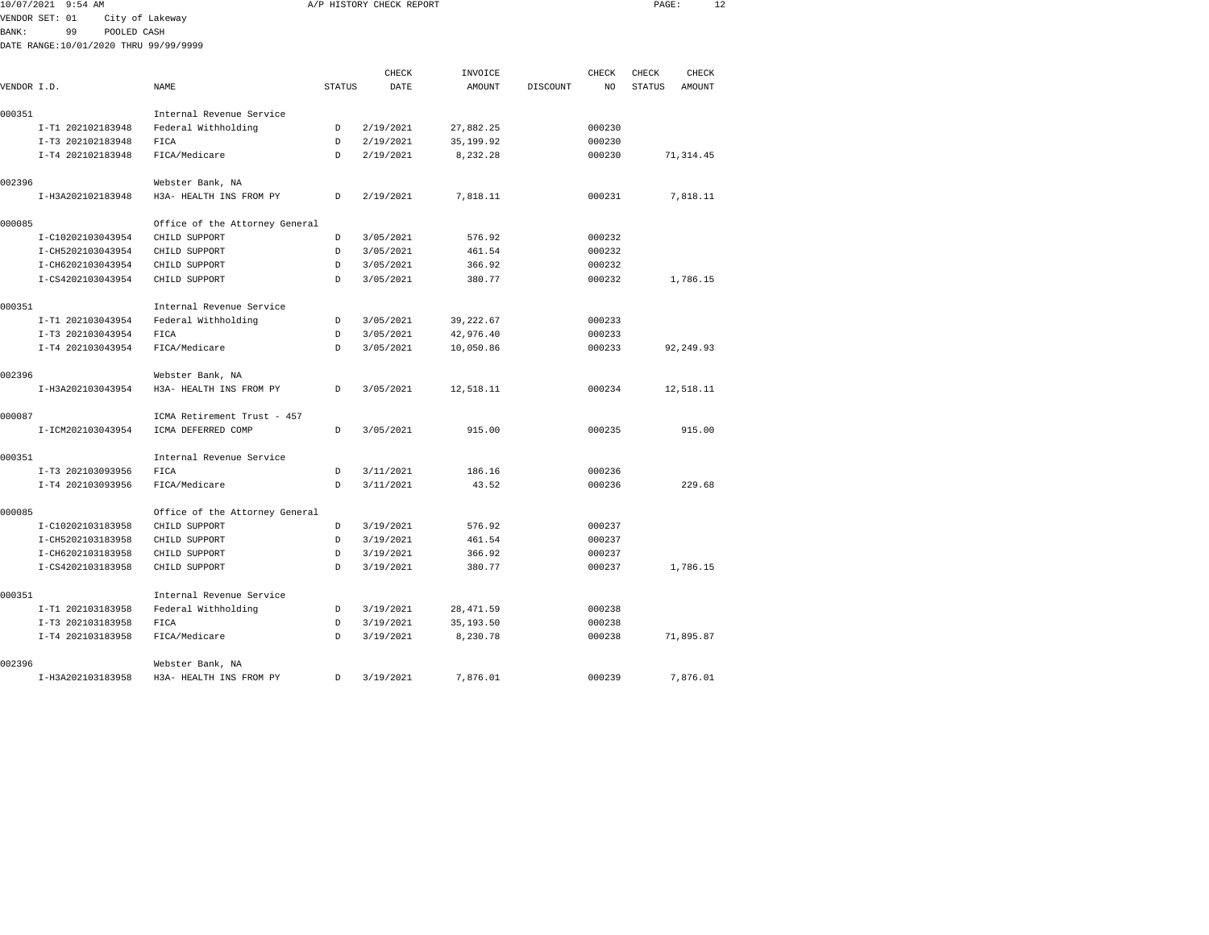10/07/2021 9:54 AM A/P HISTORY CHECK REPORT

VENDOR SET: 01 City of Lakeway
BANK: 99 POOLED CASH
DATE RANGE:10/01/2020 THRU 99/99/9999

| VENDOR I.D. | NAME | STATUS | CHECK DATE | INVOICE AMOUNT | DISCOUNT | CHECK NO | CHECK STATUS | CHECK AMOUNT |
|---|---|---|---|---|---|---|---|---|
| 000351 | Internal Revenue Service | | | | | | | |
| I-T1 202102183948 | Federal Withholding | D | 2/19/2021 | 27,882.25 | | 000230 | | |
| I-T3 202102183948 | FICA | D | 2/19/2021 | 35,199.92 | | 000230 | | |
| I-T4 202102183948 | FICA/Medicare | D | 2/19/2021 | 8,232.28 | | 000230 | | 71,314.45 |
| 002396 | Webster Bank, NA | | | | | | | |
| I-H3A202102183948 | H3A- HEALTH INS FROM PY | D | 2/19/2021 | 7,818.11 | | 000231 | | 7,818.11 |
| 000085 | Office of the Attorney General | | | | | | | |
| I-C10202103043954 | CHILD SUPPORT | D | 3/05/2021 | 576.92 | | 000232 | | |
| I-CH5202103043954 | CHILD SUPPORT | D | 3/05/2021 | 461.54 | | 000232 | | |
| I-CH6202103043954 | CHILD SUPPORT | D | 3/05/2021 | 366.92 | | 000232 | | |
| I-CS4202103043954 | CHILD SUPPORT | D | 3/05/2021 | 380.77 | | 000232 | | 1,786.15 |
| 000351 | Internal Revenue Service | | | | | | | |
| I-T1 202103043954 | Federal Withholding | D | 3/05/2021 | 39,222.67 | | 000233 | | |
| I-T3 202103043954 | FICA | D | 3/05/2021 | 42,976.40 | | 000233 | | |
| I-T4 202103043954 | FICA/Medicare | D | 3/05/2021 | 10,050.86 | | 000233 | | 92,249.93 |
| 002396 | Webster Bank, NA | | | | | | | |
| I-H3A202103043954 | H3A- HEALTH INS FROM PY | D | 3/05/2021 | 12,518.11 | | 000234 | | 12,518.11 |
| 000087 | ICMA Retirement Trust - 457 | | | | | | | |
| I-ICM202103043954 | ICMA DEFERRED COMP | D | 3/05/2021 | 915.00 | | 000235 | | 915.00 |
| 000351 | Internal Revenue Service | | | | | | | |
| I-T3 202103093956 | FICA | D | 3/11/2021 | 186.16 | | 000236 | | |
| I-T4 202103093956 | FICA/Medicare | D | 3/11/2021 | 43.52 | | 000236 | | 229.68 |
| 000085 | Office of the Attorney General | | | | | | | |
| I-C10202103183958 | CHILD SUPPORT | D | 3/19/2021 | 576.92 | | 000237 | | |
| I-CH5202103183958 | CHILD SUPPORT | D | 3/19/2021 | 461.54 | | 000237 | | |
| I-CH6202103183958 | CHILD SUPPORT | D | 3/19/2021 | 366.92 | | 000237 | | |
| I-CS4202103183958 | CHILD SUPPORT | D | 3/19/2021 | 380.77 | | 000237 | | 1,786.15 |
| 000351 | Internal Revenue Service | | | | | | | |
| I-T1 202103183958 | Federal Withholding | D | 3/19/2021 | 28,471.59 | | 000238 | | |
| I-T3 202103183958 | FICA | D | 3/19/2021 | 35,193.50 | | 000238 | | |
| I-T4 202103183958 | FICA/Medicare | D | 3/19/2021 | 8,230.78 | | 000238 | | 71,895.87 |
| 002396 | Webster Bank, NA | | | | | | | |
| I-H3A202103183958 | H3A- HEALTH INS FROM PY | D | 3/19/2021 | 7,876.01 | | 000239 | | 7,876.01 |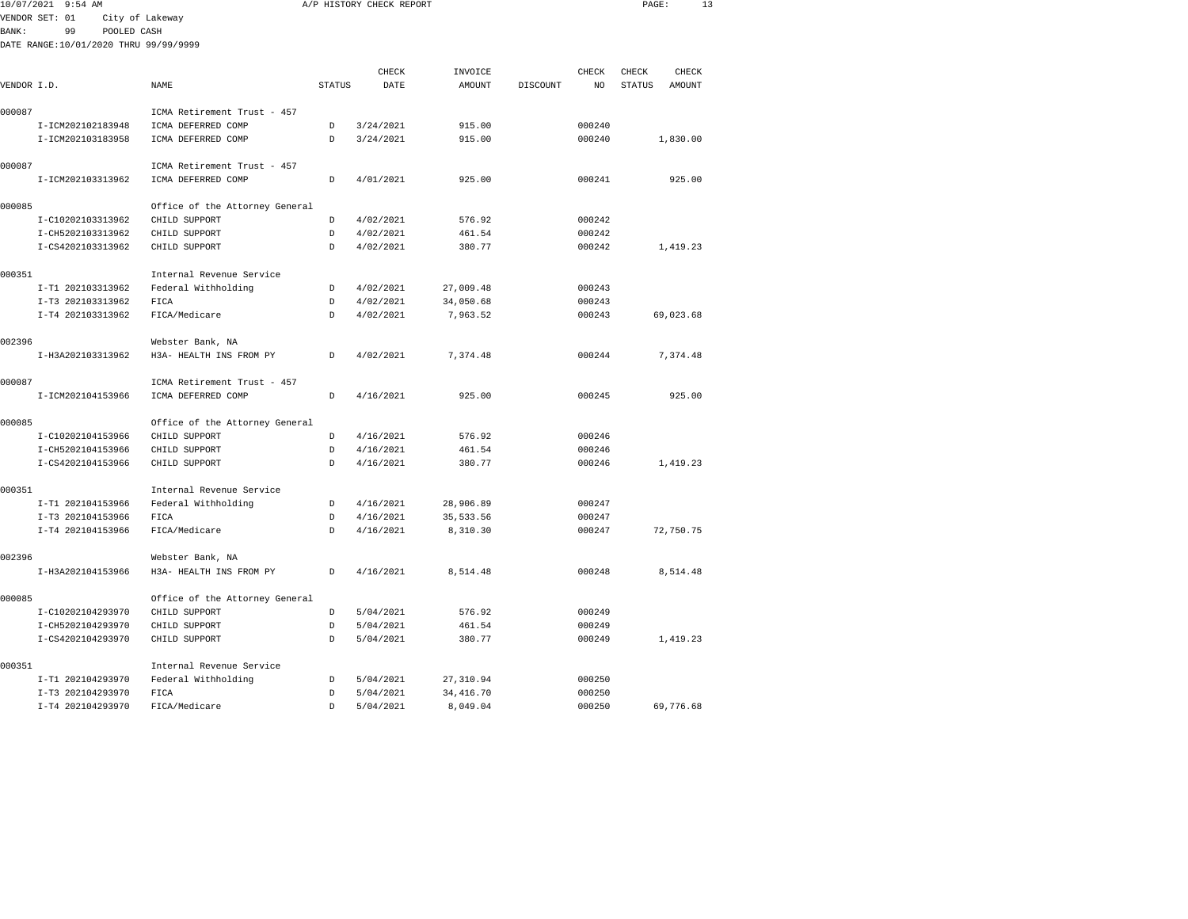10/07/2021 9:54 AM A/P HISTORY CHECK REPORT

VENDOR SET: 01 City of Lakeway
BANK: 99 POOLED CASH
DATE RANGE:10/01/2020 THRU 99/99/9999

| VENDOR I.D. | NAME | STATUS | CHECK DATE | INVOICE AMOUNT | DISCOUNT | CHECK NO | CHECK STATUS | CHECK AMOUNT |
|---|---|---|---|---|---|---|---|---|
| 000087 | ICMA Retirement Trust - 457 | | | | | | | |
| I-ICM202102183948 | ICMA DEFERRED COMP | D | 3/24/2021 | 915.00 | | 000240 | | |
| I-ICM202103183958 | ICMA DEFERRED COMP | D | 3/24/2021 | 915.00 | | 000240 | | 1,830.00 |
| 000087 | ICMA Retirement Trust - 457 | | | | | | | |
| I-ICM202103313962 | ICMA DEFERRED COMP | D | 4/01/2021 | 925.00 | | 000241 | | 925.00 |
| 000085 | Office of the Attorney General | | | | | | | |
| I-C10202103313962 | CHILD SUPPORT | D | 4/02/2021 | 576.92 | | 000242 | | |
| I-CH5202103313962 | CHILD SUPPORT | D | 4/02/2021 | 461.54 | | 000242 | | |
| I-CS4202103313962 | CHILD SUPPORT | D | 4/02/2021 | 380.77 | | 000242 | | 1,419.23 |
| 000351 | Internal Revenue Service | | | | | | | |
| I-T1 202103313962 | Federal Withholding | D | 4/02/2021 | 27,009.48 | | 000243 | | |
| I-T3 202103313962 | FICA | D | 4/02/2021 | 34,050.68 | | 000243 | | |
| I-T4 202103313962 | FICA/Medicare | D | 4/02/2021 | 7,963.52 | | 000243 | | 69,023.68 |
| 002396 | Webster Bank, NA | | | | | | | |
| I-H3A202103313962 | H3A- HEALTH INS FROM PY | D | 4/02/2021 | 7,374.48 | | 000244 | | 7,374.48 |
| 000087 | ICMA Retirement Trust - 457 | | | | | | | |
| I-ICM202104153966 | ICMA DEFERRED COMP | D | 4/16/2021 | 925.00 | | 000245 | | 925.00 |
| 000085 | Office of the Attorney General | | | | | | | |
| I-C10202104153966 | CHILD SUPPORT | D | 4/16/2021 | 576.92 | | 000246 | | |
| I-CH5202104153966 | CHILD SUPPORT | D | 4/16/2021 | 461.54 | | 000246 | | |
| I-CS4202104153966 | CHILD SUPPORT | D | 4/16/2021 | 380.77 | | 000246 | | 1,419.23 |
| 000351 | Internal Revenue Service | | | | | | | |
| I-T1 202104153966 | Federal Withholding | D | 4/16/2021 | 28,906.89 | | 000247 | | |
| I-T3 202104153966 | FICA | D | 4/16/2021 | 35,533.56 | | 000247 | | |
| I-T4 202104153966 | FICA/Medicare | D | 4/16/2021 | 8,310.30 | | 000247 | | 72,750.75 |
| 002396 | Webster Bank, NA | | | | | | | |
| I-H3A202104153966 | H3A- HEALTH INS FROM PY | D | 4/16/2021 | 8,514.48 | | 000248 | | 8,514.48 |
| 000085 | Office of the Attorney General | | | | | | | |
| I-C10202104293970 | CHILD SUPPORT | D | 5/04/2021 | 576.92 | | 000249 | | |
| I-CH5202104293970 | CHILD SUPPORT | D | 5/04/2021 | 461.54 | | 000249 | | |
| I-CS4202104293970 | CHILD SUPPORT | D | 5/04/2021 | 380.77 | | 000249 | | 1,419.23 |
| 000351 | Internal Revenue Service | | | | | | | |
| I-T1 202104293970 | Federal Withholding | D | 5/04/2021 | 27,310.94 | | 000250 | | |
| I-T3 202104293970 | FICA | D | 5/04/2021 | 34,416.70 | | 000250 | | |
| I-T4 202104293970 | FICA/Medicare | D | 5/04/2021 | 8,049.04 | | 000250 | | 69,776.68 |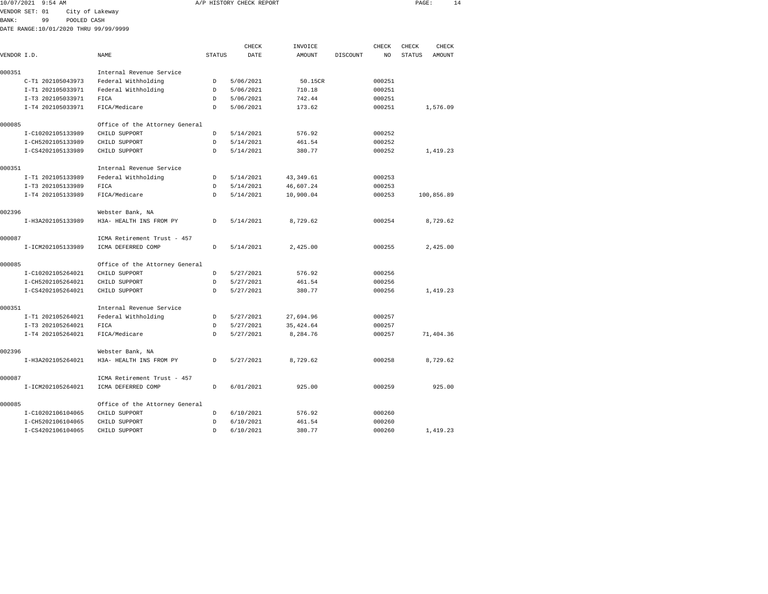10/07/2021 9:54 AM A/P HISTORY CHECK REPORT

VENDOR SET: 01 City of Lakeway
BANK: 99 POOLED CASH
DATE RANGE:10/01/2020 THRU 99/99/9999

| VENDOR I.D. | NAME | STATUS | CHECK DATE | INVOICE AMOUNT | DISCOUNT | CHECK NO | CHECK STATUS | CHECK AMOUNT |
|---|---|---|---|---|---|---|---|---|
| 000351 | Internal Revenue Service | | | | | | | |
| C-T1 202105043973 | Federal Withholding | D | 5/06/2021 | 50.15CR | | 000251 | | |
| I-T1 202105033971 | Federal Withholding | D | 5/06/2021 | 710.18 | | 000251 | | |
| I-T3 202105033971 | FICA | D | 5/06/2021 | 742.44 | | 000251 | | |
| I-T4 202105033971 | FICA/Medicare | D | 5/06/2021 | 173.62 | | 000251 | | 1,576.09 |
| 000085 | Office of the Attorney General | | | | | | | |
| I-C10202105133989 | CHILD SUPPORT | D | 5/14/2021 | 576.92 | | 000252 | | |
| I-CH5202105133989 | CHILD SUPPORT | D | 5/14/2021 | 461.54 | | 000252 | | |
| I-CS4202105133989 | CHILD SUPPORT | D | 5/14/2021 | 380.77 | | 000252 | | 1,419.23 |
| 000351 | Internal Revenue Service | | | | | | | |
| I-T1 202105133989 | Federal Withholding | D | 5/14/2021 | 43,349.61 | | 000253 | | |
| I-T3 202105133989 | FICA | D | 5/14/2021 | 46,607.24 | | 000253 | | |
| I-T4 202105133989 | FICA/Medicare | D | 5/14/2021 | 10,900.04 | | 000253 | | 100,856.89 |
| 002396 | Webster Bank, NA | | | | | | | |
| I-H3A202105133989 | H3A- HEALTH INS FROM PY | D | 5/14/2021 | 8,729.62 | | 000254 | | 8,729.62 |
| 000087 | ICMA Retirement Trust - 457 | | | | | | | |
| I-ICM202105133989 | ICMA DEFERRED COMP | D | 5/14/2021 | 2,425.00 | | 000255 | | 2,425.00 |
| 000085 | Office of the Attorney General | | | | | | | |
| I-C10202105264021 | CHILD SUPPORT | D | 5/27/2021 | 576.92 | | 000256 | | |
| I-CH5202105264021 | CHILD SUPPORT | D | 5/27/2021 | 461.54 | | 000256 | | |
| I-CS4202105264021 | CHILD SUPPORT | D | 5/27/2021 | 380.77 | | 000256 | | 1,419.23 |
| 000351 | Internal Revenue Service | | | | | | | |
| I-T1 202105264021 | Federal Withholding | D | 5/27/2021 | 27,694.96 | | 000257 | | |
| I-T3 202105264021 | FICA | D | 5/27/2021 | 35,424.64 | | 000257 | | |
| I-T4 202105264021 | FICA/Medicare | D | 5/27/2021 | 8,284.76 | | 000257 | | 71,404.36 |
| 002396 | Webster Bank, NA | | | | | | | |
| I-H3A202105264021 | H3A- HEALTH INS FROM PY | D | 5/27/2021 | 8,729.62 | | 000258 | | 8,729.62 |
| 000087 | ICMA Retirement Trust - 457 | | | | | | | |
| I-ICM202105264021 | ICMA DEFERRED COMP | D | 6/01/2021 | 925.00 | | 000259 | | 925.00 |
| 000085 | Office of the Attorney General | | | | | | | |
| I-C10202106104065 | CHILD SUPPORT | D | 6/10/2021 | 576.92 | | 000260 | | |
| I-CH5202106104065 | CHILD SUPPORT | D | 6/10/2021 | 461.54 | | 000260 | | |
| I-CS4202106104065 | CHILD SUPPORT | D | 6/10/2021 | 380.77 | | 000260 | | 1,419.23 |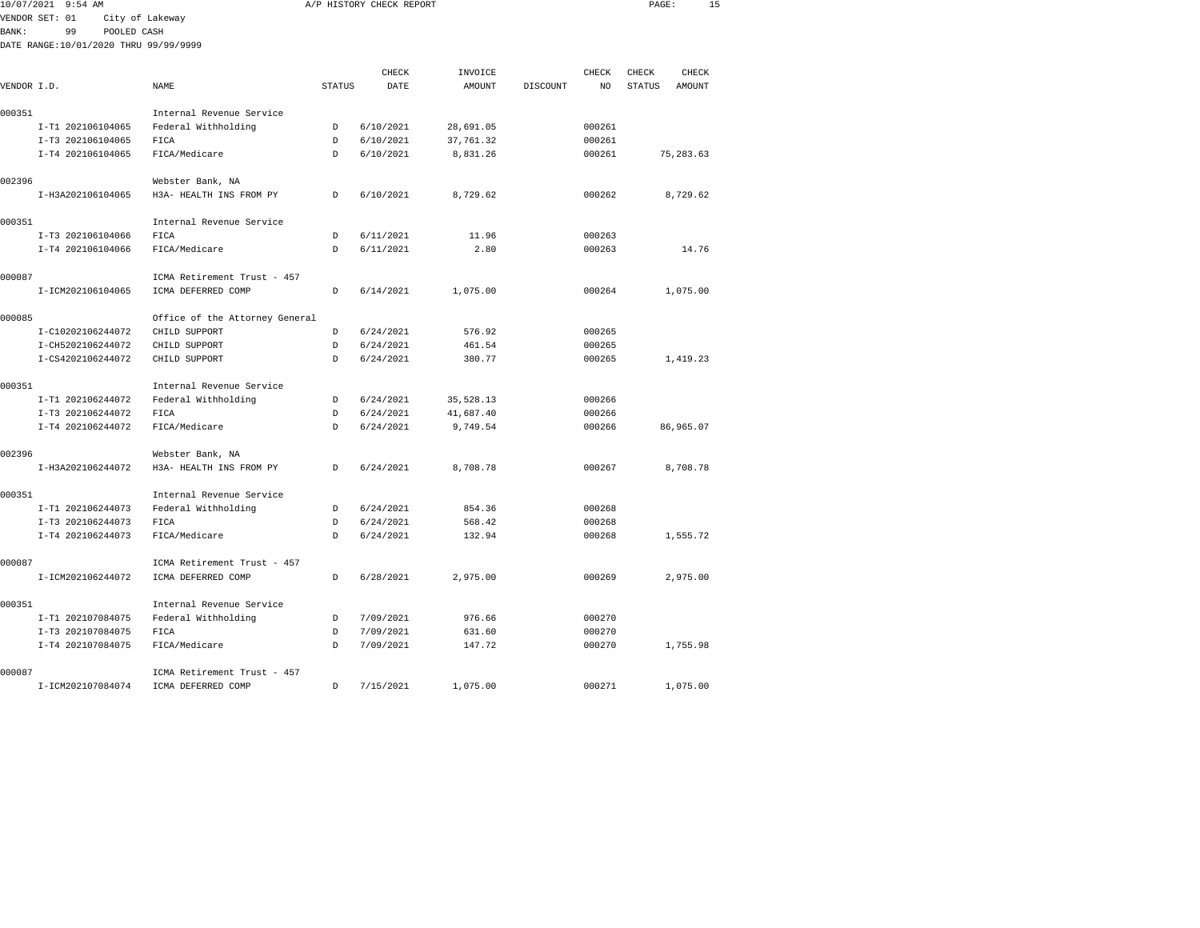10/07/2021 9:54 AM A/P HISTORY CHECK REPORT

VENDOR SET: 01 City of Lakeway
BANK: 99 POOLED CASH
DATE RANGE:10/01/2020 THRU 99/99/9999

| VENDOR I.D. | NAME | STATUS | CHECK DATE | INVOICE AMOUNT | DISCOUNT | CHECK NO | CHECK STATUS | CHECK AMOUNT |
|---|---|---|---|---|---|---|---|---|
| 000351 | Internal Revenue Service | | | | | | | |
| I-T1 202106104065 | Federal Withholding | D | 6/10/2021 | 28,691.05 | | 000261 | | |
| I-T3 202106104065 | FICA | D | 6/10/2021 | 37,761.32 | | 000261 | | |
| I-T4 202106104065 | FICA/Medicare | D | 6/10/2021 | 8,831.26 | | 000261 | | 75,283.63 |
| 002396 | Webster Bank, NA | | | | | | | |
| I-H3A202106104065 | H3A- HEALTH INS FROM PY | D | 6/10/2021 | 8,729.62 | | 000262 | | 8,729.62 |
| 000351 | Internal Revenue Service | | | | | | | |
| I-T3 202106104066 | FICA | D | 6/11/2021 | 11.96 | | 000263 | | |
| I-T4 202106104066 | FICA/Medicare | D | 6/11/2021 | 2.80 | | 000263 | | 14.76 |
| 000087 | ICMA Retirement Trust - 457 | | | | | | | |
| I-ICM202106104065 | ICMA DEFERRED COMP | D | 6/14/2021 | 1,075.00 | | 000264 | | 1,075.00 |
| 000085 | Office of the Attorney General | | | | | | | |
| I-C10202106244072 | CHILD SUPPORT | D | 6/24/2021 | 576.92 | | 000265 | | |
| I-CH5202106244072 | CHILD SUPPORT | D | 6/24/2021 | 461.54 | | 000265 | | |
| I-CS4202106244072 | CHILD SUPPORT | D | 6/24/2021 | 380.77 | | 000265 | | 1,419.23 |
| 000351 | Internal Revenue Service | | | | | | | |
| I-T1 202106244072 | Federal Withholding | D | 6/24/2021 | 35,528.13 | | 000266 | | |
| I-T3 202106244072 | FICA | D | 6/24/2021 | 41,687.40 | | 000266 | | |
| I-T4 202106244072 | FICA/Medicare | D | 6/24/2021 | 9,749.54 | | 000266 | | 86,965.07 |
| 002396 | Webster Bank, NA | | | | | | | |
| I-H3A202106244072 | H3A- HEALTH INS FROM PY | D | 6/24/2021 | 8,708.78 | | 000267 | | 8,708.78 |
| 000351 | Internal Revenue Service | | | | | | | |
| I-T1 202106244073 | Federal Withholding | D | 6/24/2021 | 854.36 | | 000268 | | |
| I-T3 202106244073 | FICA | D | 6/24/2021 | 568.42 | | 000268 | | |
| I-T4 202106244073 | FICA/Medicare | D | 6/24/2021 | 132.94 | | 000268 | | 1,555.72 |
| 000087 | ICMA Retirement Trust - 457 | | | | | | | |
| I-ICM202106244072 | ICMA DEFERRED COMP | D | 6/28/2021 | 2,975.00 | | 000269 | | 2,975.00 |
| 000351 | Internal Revenue Service | | | | | | | |
| I-T1 202107084075 | Federal Withholding | D | 7/09/2021 | 976.66 | | 000270 | | |
| I-T3 202107084075 | FICA | D | 7/09/2021 | 631.60 | | 000270 | | |
| I-T4 202107084075 | FICA/Medicare | D | 7/09/2021 | 147.72 | | 000270 | | 1,755.98 |
| 000087 | ICMA Retirement Trust - 457 | | | | | | | |
| I-ICM202107084074 | ICMA DEFERRED COMP | D | 7/15/2021 | 1,075.00 | | 000271 | | 1,075.00 |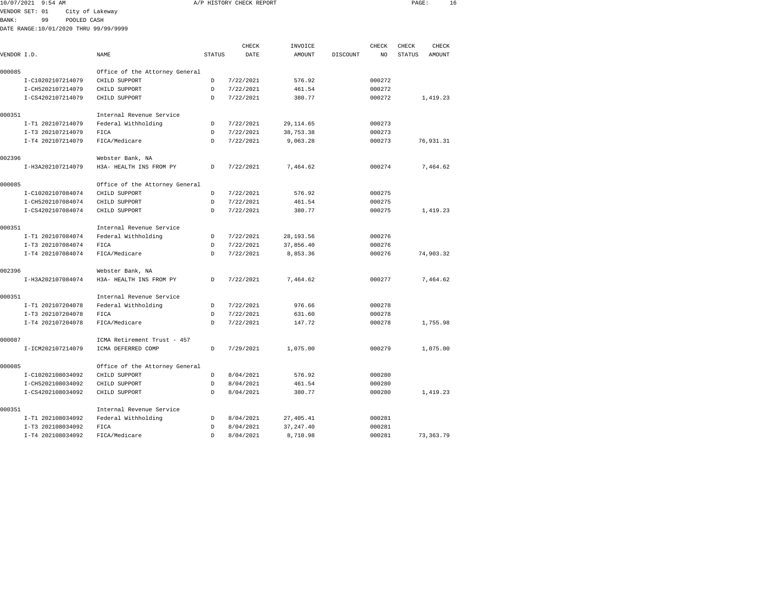10/07/2021 9:54 AM A/P HISTORY CHECK REPORT

VENDOR SET: 01 City of Lakeway
BANK: 99 POOLED CASH
DATE RANGE:10/01/2020 THRU 99/99/9999

| VENDOR I.D. | NAME | STATUS | CHECK DATE | INVOICE AMOUNT | DISCOUNT | CHECK NO | CHECK STATUS | CHECK AMOUNT |
|---|---|---|---|---|---|---|---|---|
| 000085 | Office of the Attorney General | | | | | | | |
| I-C10202107214079 | CHILD SUPPORT | D | 7/22/2021 | 576.92 | | 000272 | | |
| I-CH5202107214079 | CHILD SUPPORT | D | 7/22/2021 | 461.54 | | 000272 | | |
| I-CS4202107214079 | CHILD SUPPORT | D | 7/22/2021 | 380.77 | | 000272 | | 1,419.23 |
| 000351 | Internal Revenue Service | | | | | | | |
| I-T1 202107214079 | Federal Withholding | D | 7/22/2021 | 29,114.65 | | 000273 | | |
| I-T3 202107214079 | FICA | D | 7/22/2021 | 38,753.38 | | 000273 | | |
| I-T4 202107214079 | FICA/Medicare | D | 7/22/2021 | 9,063.28 | | 000273 | | 76,931.31 |
| 002396 | Webster Bank, NA | | | | | | | |
| I-H3A202107214079 | H3A- HEALTH INS FROM PY | D | 7/22/2021 | 7,464.62 | | 000274 | | 7,464.62 |
| 000085 | Office of the Attorney General | | | | | | | |
| I-C10202107084074 | CHILD SUPPORT | D | 7/22/2021 | 576.92 | | 000275 | | |
| I-CH5202107084074 | CHILD SUPPORT | D | 7/22/2021 | 461.54 | | 000275 | | |
| I-CS4202107084074 | CHILD SUPPORT | D | 7/22/2021 | 380.77 | | 000275 | | 1,419.23 |
| 000351 | Internal Revenue Service | | | | | | | |
| I-T1 202107084074 | Federal Withholding | D | 7/22/2021 | 28,193.56 | | 000276 | | |
| I-T3 202107084074 | FICA | D | 7/22/2021 | 37,856.40 | | 000276 | | |
| I-T4 202107084074 | FICA/Medicare | D | 7/22/2021 | 8,853.36 | | 000276 | | 74,903.32 |
| 002396 | Webster Bank, NA | | | | | | | |
| I-H3A202107084074 | H3A- HEALTH INS FROM PY | D | 7/22/2021 | 7,464.62 | | 000277 | | 7,464.62 |
| 000351 | Internal Revenue Service | | | | | | | |
| I-T1 202107204078 | Federal Withholding | D | 7/22/2021 | 976.66 | | 000278 | | |
| I-T3 202107204078 | FICA | D | 7/22/2021 | 631.60 | | 000278 | | |
| I-T4 202107204078 | FICA/Medicare | D | 7/22/2021 | 147.72 | | 000278 | | 1,755.98 |
| 000087 | ICMA Retirement Trust - 457 | | | | | | | |
| I-ICM202107214079 | ICMA DEFERRED COMP | D | 7/29/2021 | 1,075.00 | | 000279 | | 1,075.00 |
| 000085 | Office of the Attorney General | | | | | | | |
| I-C10202108034092 | CHILD SUPPORT | D | 8/04/2021 | 576.92 | | 000280 | | |
| I-CH5202108034092 | CHILD SUPPORT | D | 8/04/2021 | 461.54 | | 000280 | | |
| I-CS4202108034092 | CHILD SUPPORT | D | 8/04/2021 | 380.77 | | 000280 | | 1,419.23 |
| 000351 | Internal Revenue Service | | | | | | | |
| I-T1 202108034092 | Federal Withholding | D | 8/04/2021 | 27,405.41 | | 000281 | | |
| I-T3 202108034092 | FICA | D | 8/04/2021 | 37,247.40 | | 000281 | | |
| I-T4 202108034092 | FICA/Medicare | D | 8/04/2021 | 8,710.98 | | 000281 | | 73,363.79 |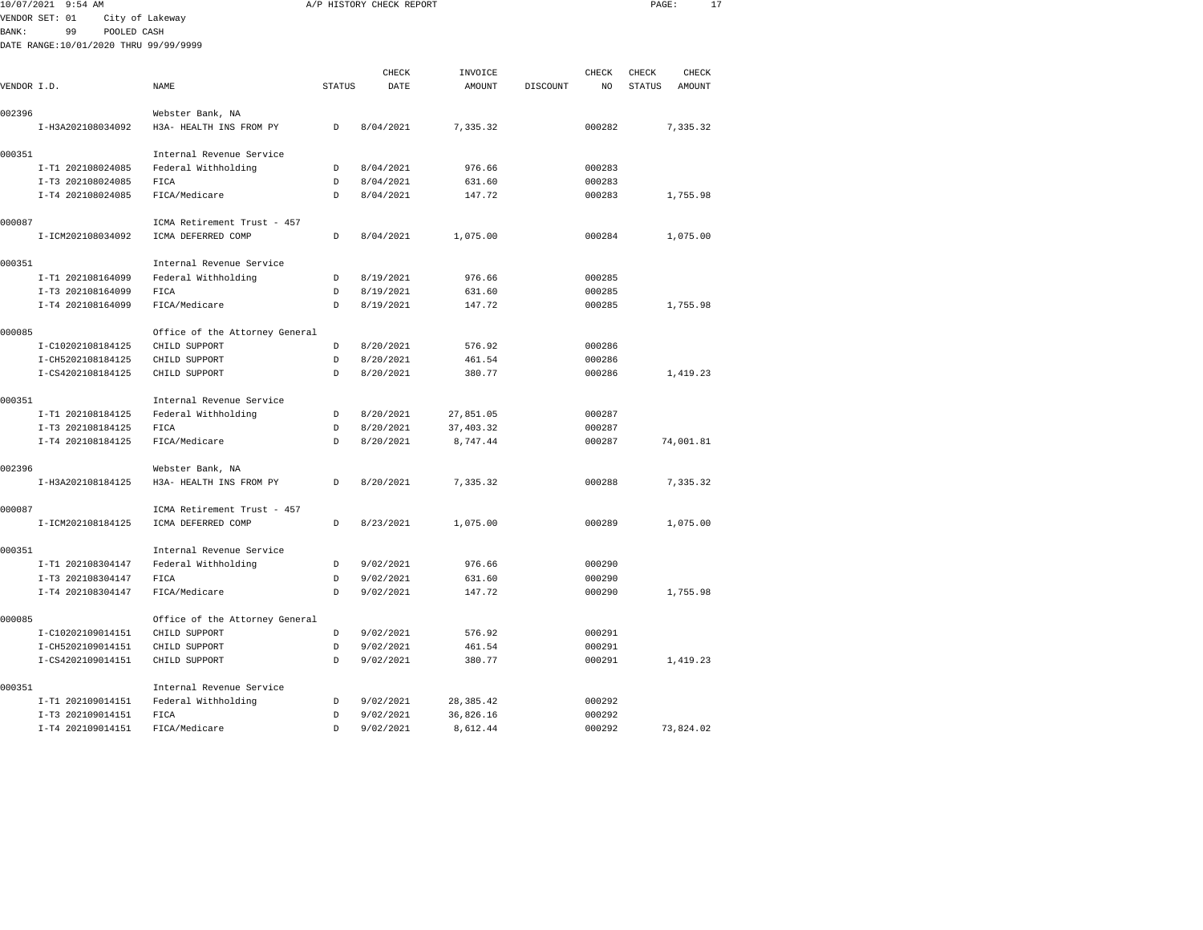10/07/2021 9:54 AM A/P HISTORY CHECK REPORT
VENDOR SET: 01 City of Lakeway
BANK: 99 POOLED CASH
DATE RANGE:10/01/2020 THRU 99/99/9999

| VENDOR I.D. | NAME | STATUS | CHECK DATE | INVOICE AMOUNT | DISCOUNT | CHECK NO | CHECK STATUS | CHECK AMOUNT |
|---|---|---|---|---|---|---|---|---|
| 002396 | Webster Bank, NA | | | | | | | |
| I-H3A202108034092 | H3A- HEALTH INS FROM PY | D | 8/04/2021 | 7,335.32 | | 000282 | | 7,335.32 |
| 000351 | Internal Revenue Service | | | | | | | |
| I-T1 202108024085 | Federal Withholding | D | 8/04/2021 | 976.66 | | 000283 | | |
| I-T3 202108024085 | FICA | D | 8/04/2021 | 631.60 | | 000283 | | |
| I-T4 202108024085 | FICA/Medicare | D | 8/04/2021 | 147.72 | | 000283 | | 1,755.98 |
| 000087 | ICMA Retirement Trust - 457 | | | | | | | |
| I-ICM202108034092 | ICMA DEFERRED COMP | D | 8/04/2021 | 1,075.00 | | 000284 | | 1,075.00 |
| 000351 | Internal Revenue Service | | | | | | | |
| I-T1 202108164099 | Federal Withholding | D | 8/19/2021 | 976.66 | | 000285 | | |
| I-T3 202108164099 | FICA | D | 8/19/2021 | 631.60 | | 000285 | | |
| I-T4 202108164099 | FICA/Medicare | D | 8/19/2021 | 147.72 | | 000285 | | 1,755.98 |
| 000085 | Office of the Attorney General | | | | | | | |
| I-C10202108184125 | CHILD SUPPORT | D | 8/20/2021 | 576.92 | | 000286 | | |
| I-CH5202108184125 | CHILD SUPPORT | D | 8/20/2021 | 461.54 | | 000286 | | |
| I-CS4202108184125 | CHILD SUPPORT | D | 8/20/2021 | 380.77 | | 000286 | | 1,419.23 |
| 000351 | Internal Revenue Service | | | | | | | |
| I-T1 202108184125 | Federal Withholding | D | 8/20/2021 | 27,851.05 | | 000287 | | |
| I-T3 202108184125 | FICA | D | 8/20/2021 | 37,403.32 | | 000287 | | |
| I-T4 202108184125 | FICA/Medicare | D | 8/20/2021 | 8,747.44 | | 000287 | | 74,001.81 |
| 002396 | Webster Bank, NA | | | | | | | |
| I-H3A202108184125 | H3A- HEALTH INS FROM PY | D | 8/20/2021 | 7,335.32 | | 000288 | | 7,335.32 |
| 000087 | ICMA Retirement Trust - 457 | | | | | | | |
| I-ICM202108184125 | ICMA DEFERRED COMP | D | 8/23/2021 | 1,075.00 | | 000289 | | 1,075.00 |
| 000351 | Internal Revenue Service | | | | | | | |
| I-T1 202108304147 | Federal Withholding | D | 9/02/2021 | 976.66 | | 000290 | | |
| I-T3 202108304147 | FICA | D | 9/02/2021 | 631.60 | | 000290 | | |
| I-T4 202108304147 | FICA/Medicare | D | 9/02/2021 | 147.72 | | 000290 | | 1,755.98 |
| 000085 | Office of the Attorney General | | | | | | | |
| I-C10202109014151 | CHILD SUPPORT | D | 9/02/2021 | 576.92 | | 000291 | | |
| I-CH5202109014151 | CHILD SUPPORT | D | 9/02/2021 | 461.54 | | 000291 | | |
| I-CS4202109014151 | CHILD SUPPORT | D | 9/02/2021 | 380.77 | | 000291 | | 1,419.23 |
| 000351 | Internal Revenue Service | | | | | | | |
| I-T1 202109014151 | Federal Withholding | D | 9/02/2021 | 28,385.42 | | 000292 | | |
| I-T3 202109014151 | FICA | D | 9/02/2021 | 36,826.16 | | 000292 | | |
| I-T4 202109014151 | FICA/Medicare | D | 9/02/2021 | 8,612.44 | | 000292 | | 73,824.02 |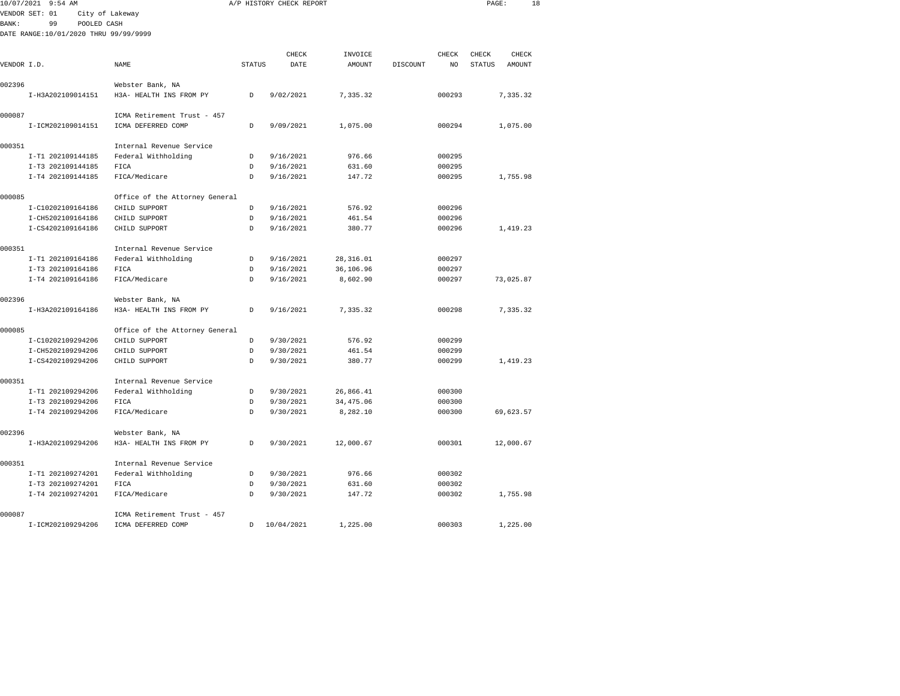10/07/2021 9:54 AM A/P HISTORY CHECK REPORT

VENDOR SET: 01 City of Lakeway
BANK: 99 POOLED CASH
DATE RANGE:10/01/2020 THRU 99/99/9999

| VENDOR I.D. | NAME | STATUS | CHECK DATE | INVOICE AMOUNT | DISCOUNT | CHECK NO | CHECK STATUS | CHECK AMOUNT |
|---|---|---|---|---|---|---|---|---|
| 002396 | Webster Bank, NA | | | | | | | |
| I-H3A202109014151 | H3A- HEALTH INS FROM PY | D | 9/02/2021 | 7,335.32 | | 000293 | | 7,335.32 |
| 000087 | ICMA Retirement Trust - 457 | | | | | | | |
| I-ICM202109014151 | ICMA DEFERRED COMP | D | 9/09/2021 | 1,075.00 | | 000294 | | 1,075.00 |
| 000351 | Internal Revenue Service | | | | | | | |
| I-T1 202109144185 | Federal Withholding | D | 9/16/2021 | 976.66 | | 000295 | | |
| I-T3 202109144185 | FICA | D | 9/16/2021 | 631.60 | | 000295 | | |
| I-T4 202109144185 | FICA/Medicare | D | 9/16/2021 | 147.72 | | 000295 | | 1,755.98 |
| 000085 | Office of the Attorney General | | | | | | | |
| I-C10202109164186 | CHILD SUPPORT | D | 9/16/2021 | 576.92 | | 000296 | | |
| I-CH5202109164186 | CHILD SUPPORT | D | 9/16/2021 | 461.54 | | 000296 | | |
| I-CS4202109164186 | CHILD SUPPORT | D | 9/16/2021 | 380.77 | | 000296 | | 1,419.23 |
| 000351 | Internal Revenue Service | | | | | | | |
| I-T1 202109164186 | Federal Withholding | D | 9/16/2021 | 28,316.01 | | 000297 | | |
| I-T3 202109164186 | FICA | D | 9/16/2021 | 36,106.96 | | 000297 | | |
| I-T4 202109164186 | FICA/Medicare | D | 9/16/2021 | 8,602.90 | | 000297 | | 73,025.87 |
| 002396 | Webster Bank, NA | | | | | | | |
| I-H3A202109164186 | H3A- HEALTH INS FROM PY | D | 9/16/2021 | 7,335.32 | | 000298 | | 7,335.32 |
| 000085 | Office of the Attorney General | | | | | | | |
| I-C10202109294206 | CHILD SUPPORT | D | 9/30/2021 | 576.92 | | 000299 | | |
| I-CH5202109294206 | CHILD SUPPORT | D | 9/30/2021 | 461.54 | | 000299 | | |
| I-CS4202109294206 | CHILD SUPPORT | D | 9/30/2021 | 380.77 | | 000299 | | 1,419.23 |
| 000351 | Internal Revenue Service | | | | | | | |
| I-T1 202109294206 | Federal Withholding | D | 9/30/2021 | 26,866.41 | | 000300 | | |
| I-T3 202109294206 | FICA | D | 9/30/2021 | 34,475.06 | | 000300 | | |
| I-T4 202109294206 | FICA/Medicare | D | 9/30/2021 | 8,282.10 | | 000300 | | 69,623.57 |
| 002396 | Webster Bank, NA | | | | | | | |
| I-H3A202109294206 | H3A- HEALTH INS FROM PY | D | 9/30/2021 | 12,000.67 | | 000301 | | 12,000.67 |
| 000351 | Internal Revenue Service | | | | | | | |
| I-T1 202109274201 | Federal Withholding | D | 9/30/2021 | 976.66 | | 000302 | | |
| I-T3 202109274201 | FICA | D | 9/30/2021 | 631.60 | | 000302 | | |
| I-T4 202109274201 | FICA/Medicare | D | 9/30/2021 | 147.72 | | 000302 | | 1,755.98 |
| 000087 | ICMA Retirement Trust - 457 | | | | | | | |
| I-ICM202109294206 | ICMA DEFERRED COMP | D | 10/04/2021 | 1,225.00 | | 000303 | | 1,225.00 |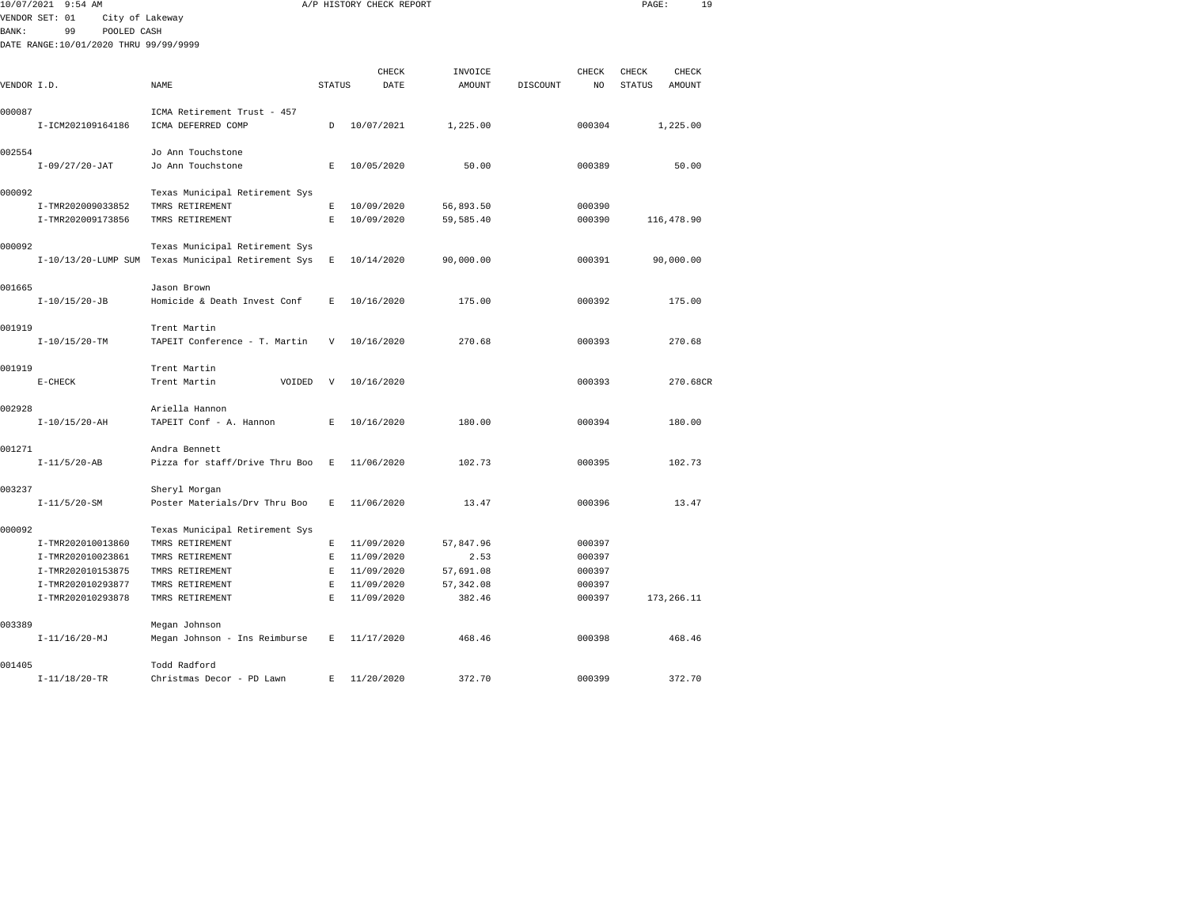10/07/2021 9:54 AM A/P HISTORY CHECK REPORT

VENDOR SET: 01 City of Lakeway
BANK: 99 POOLED CASH
DATE RANGE:10/01/2020 THRU 99/99/9999

| VENDOR I.D. | NAME | STATUS | CHECK DATE | INVOICE AMOUNT | DISCOUNT | CHECK NO | CHECK STATUS | CHECK AMOUNT |
|---|---|---|---|---|---|---|---|---|
| 000087 | ICMA Retirement Trust - 457 | | | | | | | |
| I-ICM202109164186 | ICMA DEFERRED COMP | D | 10/07/2021 | 1,225.00 | | 000304 | | 1,225.00 |
| 002554 | Jo Ann Touchstone | | | | | | | |
| I-09/27/20-JAT | Jo Ann Touchstone | E | 10/05/2020 | 50.00 | | 000389 | | 50.00 |
| 000092 | Texas Municipal Retirement Sys | | | | | | | |
| I-TMR202009033852 | TMRS RETIREMENT | E | 10/09/2020 | 56,893.50 | | 000390 | | |
| I-TMR202009173856 | TMRS RETIREMENT | E | 10/09/2020 | 59,585.40 | | 000390 | | 116,478.90 |
| 000092 | Texas Municipal Retirement Sys | | | | | | | |
| I-10/13/20-LUMP SUM | Texas Municipal Retirement Sys | E | 10/14/2020 | 90,000.00 | | 000391 | | 90,000.00 |
| 001665 | Jason Brown | | | | | | | |
| I-10/15/20-JB | Homicide & Death Invest Conf | E | 10/16/2020 | 175.00 | | 000392 | | 175.00 |
| 001919 | Trent Martin | | | | | | | |
| I-10/15/20-TM | TAPEIT Conference - T. Martin | V | 10/16/2020 | 270.68 | | 000393 | | 270.68 |
| 001919 | Trent Martin | | | | | | | |
| E-CHECK | Trent Martin VOIDED | V | 10/16/2020 | | | 000393 | | 270.68CR |
| 002928 | Ariella Hannon | | | | | | | |
| I-10/15/20-AH | TAPEIT Conf - A. Hannon | E | 10/16/2020 | 180.00 | | 000394 | | 180.00 |
| 001271 | Andra Bennett | | | | | | | |
| I-11/5/20-AB | Pizza for staff/Drive Thru Boo | E | 11/06/2020 | 102.73 | | 000395 | | 102.73 |
| 003237 | Sheryl Morgan | | | | | | | |
| I-11/5/20-SM | Poster Materials/Drv Thru Boo | E | 11/06/2020 | 13.47 | | 000396 | | 13.47 |
| 000092 | Texas Municipal Retirement Sys | | | | | | | |
| I-TMR202010013860 | TMRS RETIREMENT | E | 11/09/2020 | 57,847.96 | | 000397 | | |
| I-TMR202010023861 | TMRS RETIREMENT | E | 11/09/2020 | 2.53 | | 000397 | | |
| I-TMR202010153875 | TMRS RETIREMENT | E | 11/09/2020 | 57,691.08 | | 000397 | | |
| I-TMR202010293877 | TMRS RETIREMENT | E | 11/09/2020 | 57,342.08 | | 000397 | | |
| I-TMR202010293878 | TMRS RETIREMENT | E | 11/09/2020 | 382.46 | | 000397 | | 173,266.11 |
| 003389 | Megan Johnson | | | | | | | |
| I-11/16/20-MJ | Megan Johnson - Ins Reimburse | E | 11/17/2020 | 468.46 | | 000398 | | 468.46 |
| 001405 | Todd Radford | | | | | | | |
| I-11/18/20-TR | Christmas Decor - PD Lawn | E | 11/20/2020 | 372.70 | | 000399 | | 372.70 |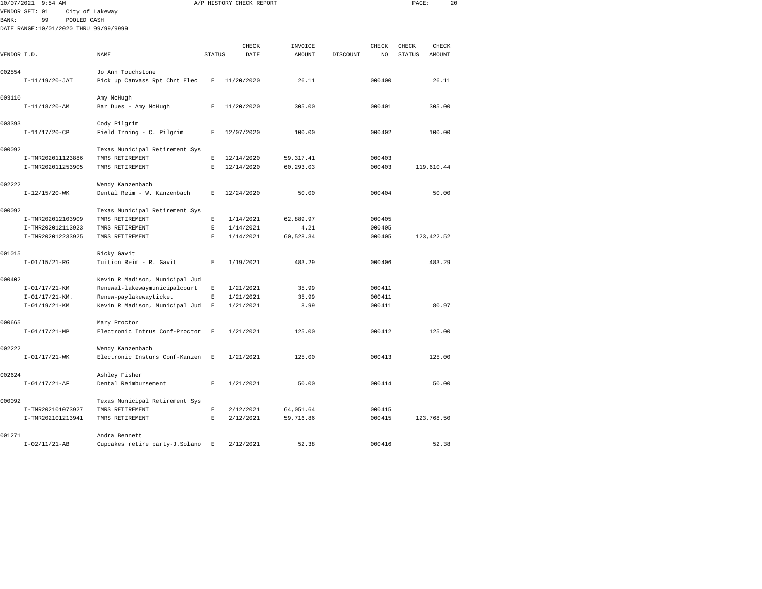10/07/2021 9:54 AM A/P HISTORY CHECK REPORT

VENDOR SET: 01 City of Lakeway
BANK: 99 POOLED CASH
DATE RANGE:10/01/2020 THRU 99/99/9999

| VENDOR I.D. | NAME | STATUS | CHECK DATE | INVOICE AMOUNT | DISCOUNT | CHECK NO | CHECK STATUS | CHECK AMOUNT |
|---|---|---|---|---|---|---|---|---|
| 002554 | Jo Ann Touchstone | | | | | | | |
| I-11/19/20-JAT | Pick up Canvass Rpt Chrt Elec | E | 11/20/2020 | 26.11 | | 000400 | | 26.11 |
| 003110 | Amy McHugh | | | | | | | |
| I-11/18/20-AM | Bar Dues - Amy McHugh | E | 11/20/2020 | 305.00 | | 000401 | | 305.00 |
| 003393 | Cody Pilgrim | | | | | | | |
| I-11/17/20-CP | Field Trning - C. Pilgrim | E | 12/07/2020 | 100.00 | | 000402 | | 100.00 |
| 000092 | Texas Municipal Retirement Sys | | | | | | | |
| I-TMR202011123886 | TMRS RETIREMENT | E | 12/14/2020 | 59,317.41 | | 000403 | | |
| I-TMR202011253905 | TMRS RETIREMENT | E | 12/14/2020 | 60,293.03 | | 000403 | | 119,610.44 |
| 002222 | Wendy Kanzenbach | | | | | | | |
| I-12/15/20-WK | Dental Reim - W. Kanzenbach | E | 12/24/2020 | 50.00 | | 000404 | | 50.00 |
| 000092 | Texas Municipal Retirement Sys | | | | | | | |
| I-TMR202012103909 | TMRS RETIREMENT | E | 1/14/2021 | 62,889.97 | | 000405 | | |
| I-TMR202012113923 | TMRS RETIREMENT | E | 1/14/2021 | 4.21 | | 000405 | | |
| I-TMR202012233925 | TMRS RETIREMENT | E | 1/14/2021 | 60,528.34 | | 000405 | | 123,422.52 |
| 001015 | Ricky Gavit | | | | | | | |
| I-01/15/21-RG | Tuition Reim - R. Gavit | E | 1/19/2021 | 483.29 | | 000406 | | 483.29 |
| 000402 | Kevin R Madison, Municipal Jud | | | | | | | |
| I-01/17/21-KM | Renewal-lakewaymunicipalcourt | E | 1/21/2021 | 35.99 | | 000411 | | |
| I-01/17/21-KM. | Renew-paylakewayticket | E | 1/21/2021 | 35.99 | | 000411 | | |
| I-01/19/21-KM | Kevin R Madison, Municipal Jud | E | 1/21/2021 | 8.99 | | 000411 | | 80.97 |
| 000665 | Mary Proctor | | | | | | | |
| I-01/17/21-MP | Electronic Intrus Conf-Proctor | E | 1/21/2021 | 125.00 | | 000412 | | 125.00 |
| 002222 | Wendy Kanzenbach | | | | | | | |
| I-01/17/21-WK | Electronic Insturs Conf-Kanzen | E | 1/21/2021 | 125.00 | | 000413 | | 125.00 |
| 002624 | Ashley Fisher | | | | | | | |
| I-01/17/21-AF | Dental Reimbursement | E | 1/21/2021 | 50.00 | | 000414 | | 50.00 |
| 000092 | Texas Municipal Retirement Sys | | | | | | | |
| I-TMR202101073927 | TMRS RETIREMENT | E | 2/12/2021 | 64,051.64 | | 000415 | | |
| I-TMR202101213941 | TMRS RETIREMENT | E | 2/12/2021 | 59,716.86 | | 000415 | | 123,768.50 |
| 001271 | Andra Bennett | | | | | | | |
| I-02/11/21-AB | Cupcakes retire party-J.Solano | E | 2/12/2021 | 52.38 | | 000416 | | 52.38 |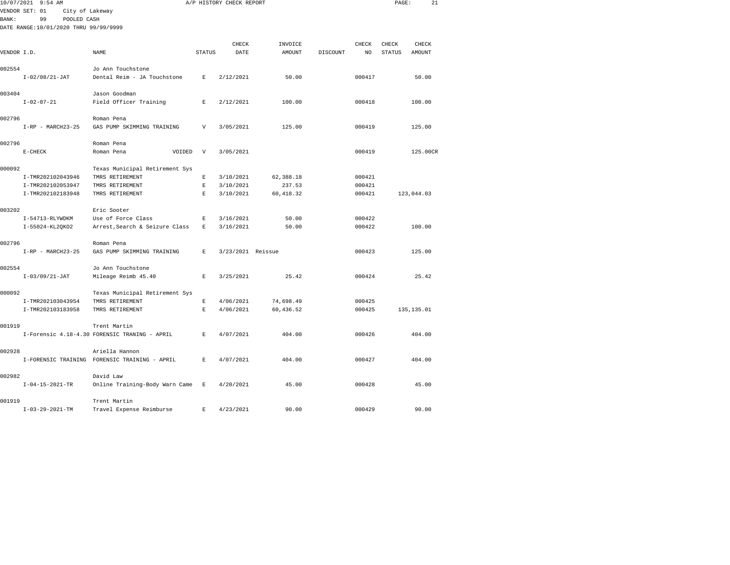10/07/2021 9:54 AM A/P HISTORY CHECK REPORT

VENDOR SET: 01 City of Lakeway
BANK: 99 POOLED CASH
DATE RANGE:10/01/2020 THRU 99/99/9999

| VENDOR I.D. | NAME | STATUS | CHECK DATE | INVOICE AMOUNT | DISCOUNT | CHECK NO | CHECK STATUS | CHECK AMOUNT |
|---|---|---|---|---|---|---|---|---|
| 002554 | Jo Ann Touchstone | | | | | | | |
| I-02/08/21-JAT | Dental Reim - JA Touchstone | E | 2/12/2021 | 50.00 | | 000417 | | 50.00 |
| 003404 | Jason Goodman | | | | | | | |
| I-02-07-21 | Field Officer Training | E | 2/12/2021 | 100.00 | | 000418 | | 100.00 |
| 002796 | Roman Pena | | | | | | | |
| I-RP - MARCH23-25 | GAS PUMP SKIMMING TRAINING | V | 3/05/2021 | 125.00 | | 000419 | | 125.00 |
| 002796 | Roman Pena | | | | | | | |
| E-CHECK | Roman Pena VOIDED | V | 3/05/2021 | | | 000419 | | 125.00CR |
| 000092 | Texas Municipal Retirement Sys | | | | | | | |
| I-TMR202102043946 | TMRS RETIREMENT | E | 3/10/2021 | 62,388.18 | | 000421 | | |
| I-TMR202102053947 | TMRS RETIREMENT | E | 3/10/2021 | 237.53 | | 000421 | | |
| I-TMR202102183948 | TMRS RETIREMENT | E | 3/10/2021 | 60,418.32 | | 000421 | | 123,044.03 |
| 003202 | Eric Sooter | | | | | | | |
| I-54713-RLYWDKM | Use of Force Class | E | 3/16/2021 | 50.00 | | 000422 | | |
| I-55024-KL2QKO2 | Arrest,Search & Seizure Class | E | 3/16/2021 | 50.00 | | 000422 | | 100.00 |
| 002796 | Roman Pena | | | | | | | |
| I-RP - MARCH23-25 | GAS PUMP SKIMMING TRAINING | E | 3/23/2021 | Reissue | | 000423 | | 125.00 |
| 002554 | Jo Ann Touchstone | | | | | | | |
| I-03/09/21-JAT | Mileage Reimb 45.40 | E | 3/25/2021 | 25.42 | | 000424 | | 25.42 |
| 000092 | Texas Municipal Retirement Sys | | | | | | | |
| I-TMR202103043954 | TMRS RETIREMENT | E | 4/06/2021 | 74,698.49 | | 000425 | | |
| I-TMR202103183958 | TMRS RETIREMENT | E | 4/06/2021 | 60,436.52 | | 000425 | | 135,135.01 |
| 001919 | Trent Martin | | | | | | | |
| I-Forensic 4.18-4.30 | FORENSIC TRANING - APRIL | E | 4/07/2021 | 404.00 | | 000426 | | 404.00 |
| 002928 | Ariella Hannon | | | | | | | |
| I-FORENSIC TRAINING | FORENSIC TRAINING - APRIL | E | 4/07/2021 | 404.00 | | 000427 | | 404.00 |
| 002982 | David Law | | | | | | | |
| I-04-15-2021-TR | Online Training-Body Warn Came | E | 4/20/2021 | 45.00 | | 000428 | | 45.00 |
| 001919 | Trent Martin | | | | | | | |
| I-03-29-2021-TM | Travel Expense Reimburse | E | 4/23/2021 | 90.00 | | 000429 | | 90.00 |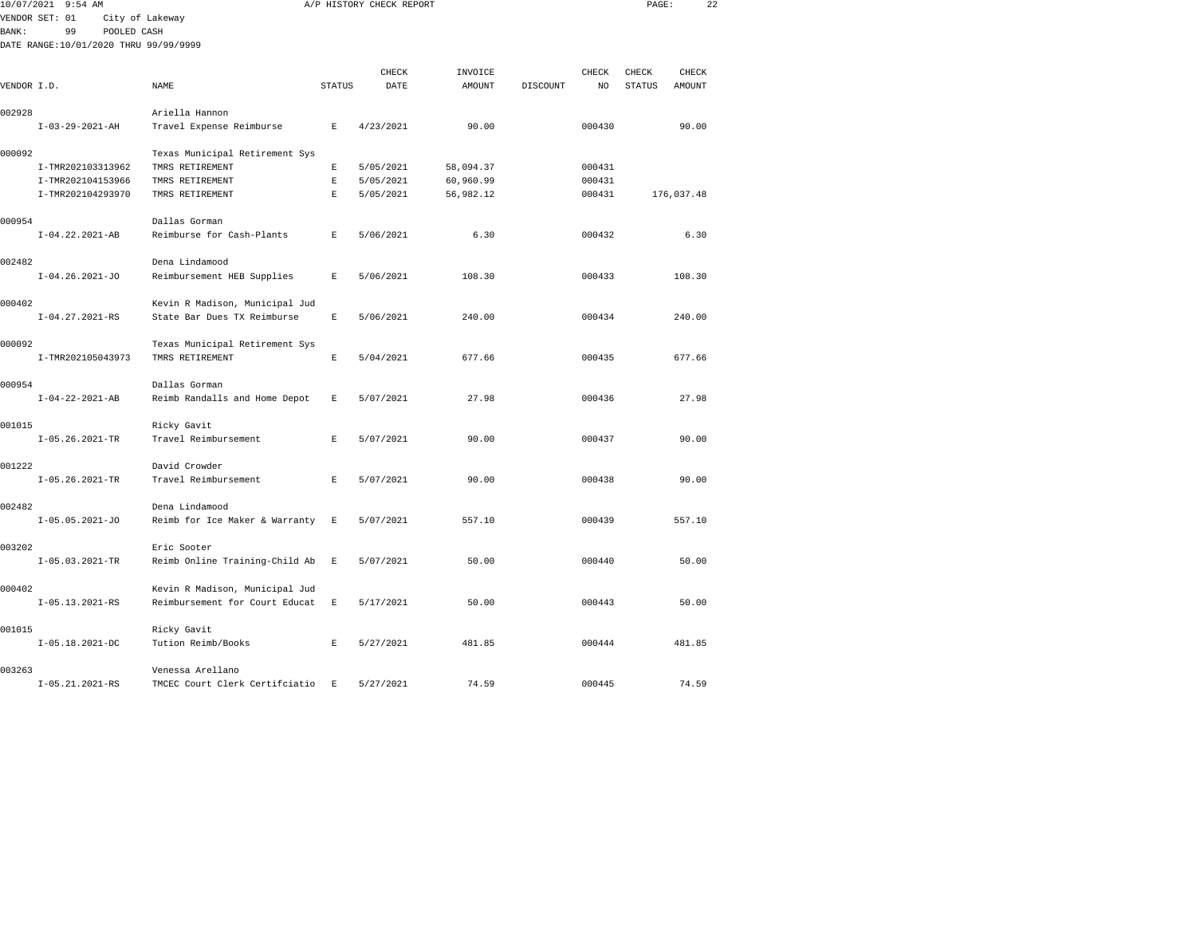10/07/2021 9:54 AM A/P HISTORY CHECK REPORT

VENDOR SET: 01 City of Lakeway
BANK: 99 POOLED CASH
DATE RANGE:10/01/2020 THRU 99/99/9999

| VENDOR I.D. | NAME | STATUS | CHECK DATE | INVOICE AMOUNT | DISCOUNT | CHECK NO | CHECK STATUS | CHECK AMOUNT |
|---|---|---|---|---|---|---|---|---|
| 002928 | Ariella Hannon | | | | | | | |
| I-03-29-2021-AH | Travel Expense Reimburse | E | 4/23/2021 | 90.00 | | 000430 | | 90.00 |
| 000092 | Texas Municipal Retirement Sys | | | | | | | |
| I-TMR202103313962 | TMRS RETIREMENT | E | 5/05/2021 | 58,094.37 | | 000431 | | |
| I-TMR202104153966 | TMRS RETIREMENT | E | 5/05/2021 | 60,960.99 | | 000431 | | |
| I-TMR202104293970 | TMRS RETIREMENT | E | 5/05/2021 | 56,982.12 | | 000431 | | 176,037.48 |
| 000954 | Dallas Gorman | | | | | | | |
| I-04.22.2021-AB | Reimburse for Cash-Plants | E | 5/06/2021 | 6.30 | | 000432 | | 6.30 |
| 002482 | Dena Lindamood | | | | | | | |
| I-04.26.2021-JO | Reimbursement HEB Supplies | E | 5/06/2021 | 108.30 | | 000433 | | 108.30 |
| 000402 | Kevin R Madison, Municipal Jud | | | | | | | |
| I-04.27.2021-RS | State Bar Dues TX Reimburse | E | 5/06/2021 | 240.00 | | 000434 | | 240.00 |
| 000092 | Texas Municipal Retirement Sys | | | | | | | |
| I-TMR202105043973 | TMRS RETIREMENT | E | 5/04/2021 | 677.66 | | 000435 | | 677.66 |
| 000954 | Dallas Gorman | | | | | | | |
| I-04-22-2021-AB | Reimb Randalls and Home Depot | E | 5/07/2021 | 27.98 | | 000436 | | 27.98 |
| 001015 | Ricky Gavit | | | | | | | |
| I-05.26.2021-TR | Travel Reimbursement | E | 5/07/2021 | 90.00 | | 000437 | | 90.00 |
| 001222 | David Crowder | | | | | | | |
| I-05.26.2021-TR | Travel Reimbursement | E | 5/07/2021 | 90.00 | | 000438 | | 90.00 |
| 002482 | Dena Lindamood | | | | | | | |
| I-05.05.2021-JO | Reimb for Ice Maker & Warranty | E | 5/07/2021 | 557.10 | | 000439 | | 557.10 |
| 003202 | Eric Sooter | | | | | | | |
| I-05.03.2021-TR | Reimb Online Training-Child Ab | E | 5/07/2021 | 50.00 | | 000440 | | 50.00 |
| 000402 | Kevin R Madison, Municipal Jud | | | | | | | |
| I-05.13.2021-RS | Reimbursement for Court Educat | E | 5/17/2021 | 50.00 | | 000443 | | 50.00 |
| 001015 | Ricky Gavit | | | | | | | |
| I-05.18.2021-DC | Tution Reimb/Books | E | 5/27/2021 | 481.85 | | 000444 | | 481.85 |
| 003263 | Venessa Arellano | | | | | | | |
| I-05.21.2021-RS | TMCEC Court Clerk Certifciatio | E | 5/27/2021 | 74.59 | | 000445 | | 74.59 |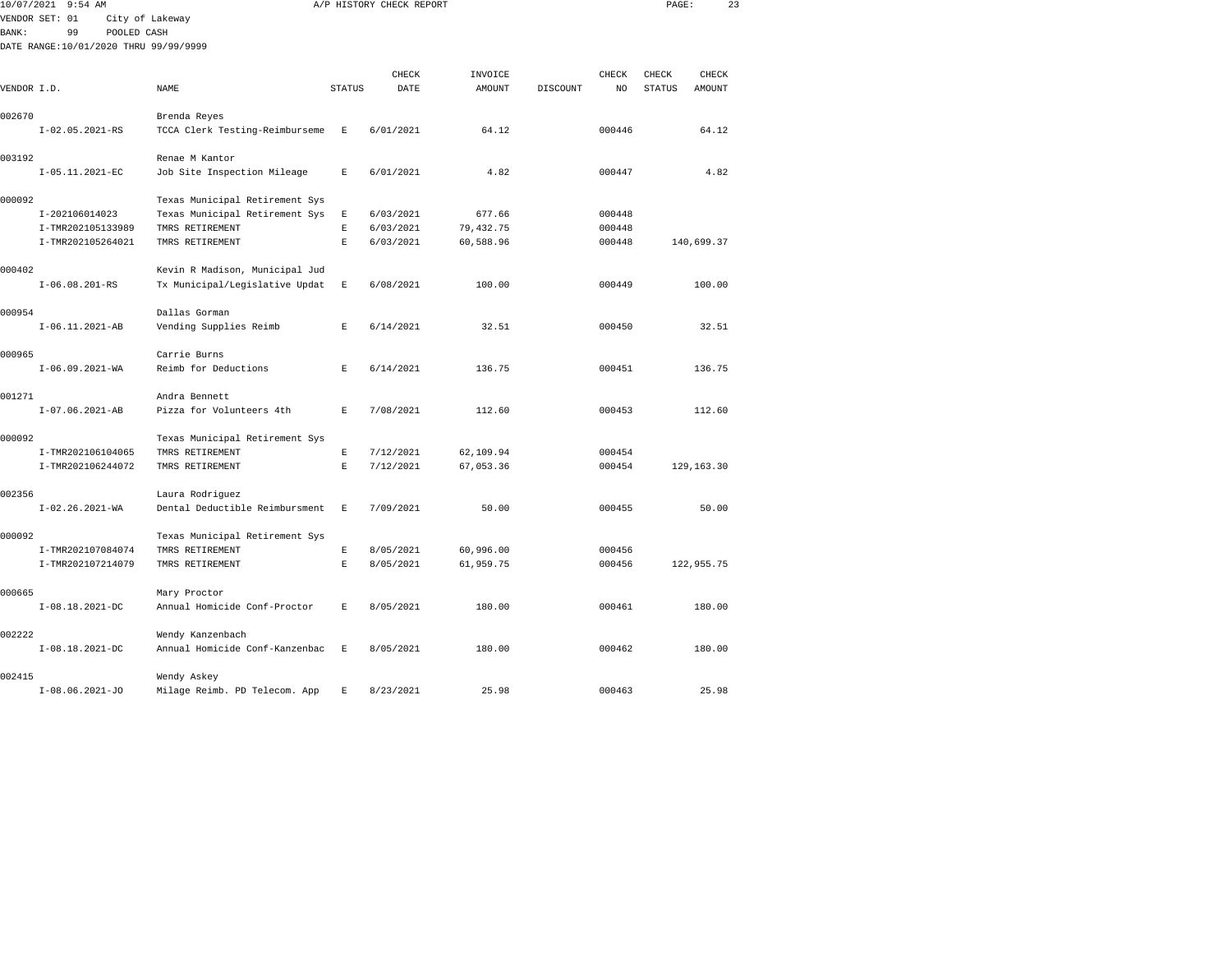10/07/2021 9:54 AM A/P HISTORY CHECK REPORT

VENDOR SET: 01 City of Lakeway
BANK: 99 POOLED CASH
DATE RANGE:10/01/2020 THRU 99/99/9999

| VENDOR I.D. | NAME | STATUS | CHECK DATE | INVOICE AMOUNT | DISCOUNT | CHECK NO | CHECK STATUS | CHECK AMOUNT |
|---|---|---|---|---|---|---|---|---|
| 002670 | Brenda Reyes | | | | | | | |
| I-02.05.2021-RS | TCCA Clerk Testing-Reimburseme | E | 6/01/2021 | 64.12 | | 000446 | | 64.12 |
| 003192 | Renae M Kantor | | | | | | | |
| I-05.11.2021-EC | Job Site Inspection Mileage | E | 6/01/2021 | 4.82 | | 000447 | | 4.82 |
| 000092 | Texas Municipal Retirement Sys | | | | | | | |
| I-202106014023 | Texas Municipal Retirement Sys | E | 6/03/2021 | 677.66 | | 000448 | | |
| I-TMR202105133989 | TMRS RETIREMENT | E | 6/03/2021 | 79,432.75 | | 000448 | | |
| I-TMR202105264021 | TMRS RETIREMENT | E | 6/03/2021 | 60,588.96 | | 000448 | | 140,699.37 |
| 000402 | Kevin R Madison, Municipal Jud | | | | | | | |
| I-06.08.201-RS | Tx Municipal/Legislative Updat | E | 6/08/2021 | 100.00 | | 000449 | | 100.00 |
| 000954 | Dallas Gorman | | | | | | | |
| I-06.11.2021-AB | Vending Supplies Reimb | E | 6/14/2021 | 32.51 | | 000450 | | 32.51 |
| 000965 | Carrie Burns | | | | | | | |
| I-06.09.2021-WA | Reimb for Deductions | E | 6/14/2021 | 136.75 | | 000451 | | 136.75 |
| 001271 | Andra Bennett | | | | | | | |
| I-07.06.2021-AB | Pizza for Volunteers 4th | E | 7/08/2021 | 112.60 | | 000453 | | 112.60 |
| 000092 | Texas Municipal Retirement Sys | | | | | | | |
| I-TMR202106104065 | TMRS RETIREMENT | E | 7/12/2021 | 62,109.94 | | 000454 | | |
| I-TMR202106244072 | TMRS RETIREMENT | E | 7/12/2021 | 67,053.36 | | 000454 | | 129,163.30 |
| 002356 | Laura Rodriguez | | | | | | | |
| I-02.26.2021-WA | Dental Deductible Reimbursment | E | 7/09/2021 | 50.00 | | 000455 | | 50.00 |
| 000092 | Texas Municipal Retirement Sys | | | | | | | |
| I-TMR202107084074 | TMRS RETIREMENT | E | 8/05/2021 | 60,996.00 | | 000456 | | |
| I-TMR202107214079 | TMRS RETIREMENT | E | 8/05/2021 | 61,959.75 | | 000456 | | 122,955.75 |
| 000665 | Mary Proctor | | | | | | | |
| I-08.18.2021-DC | Annual Homicide Conf-Proctor | E | 8/05/2021 | 180.00 | | 000461 | | 180.00 |
| 002222 | Wendy Kanzenbach | | | | | | | |
| I-08.18.2021-DC | Annual Homicide Conf-Kanzenbac | E | 8/05/2021 | 180.00 | | 000462 | | 180.00 |
| 002415 | Wendy Askey | | | | | | | |
| I-08.06.2021-JO | Milage Reimb. PD Telecom. App | E | 8/23/2021 | 25.98 | | 000463 | | 25.98 |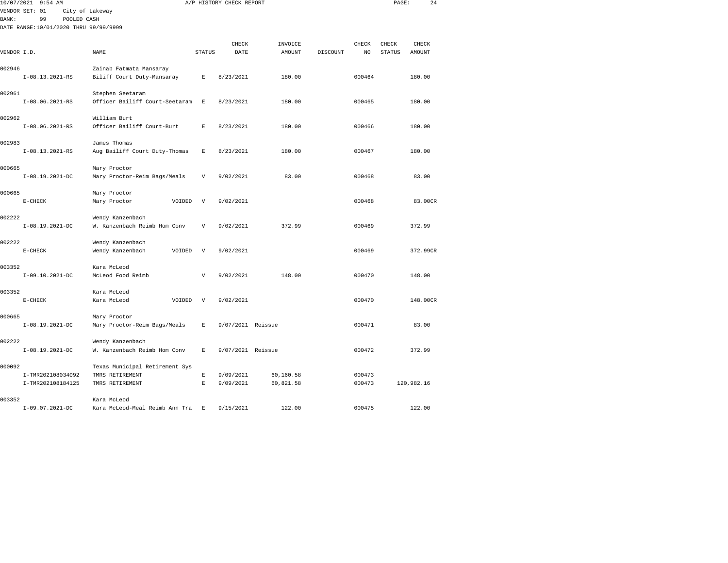10/07/2021 9:54 AM A/P HISTORY CHECK REPORT

VENDOR SET: 01 City of Lakeway
BANK: 99 POOLED CASH
DATE RANGE:10/01/2020 THRU 99/99/9999

| VENDOR I.D. | NAME | STATUS | CHECK DATE | INVOICE AMOUNT | DISCOUNT | CHECK NO | CHECK STATUS | CHECK AMOUNT |
|---|---|---|---|---|---|---|---|---|
| 002946 | Zainab Fatmata Mansaray | | | | | | | |
| I-08.13.2021-RS | Biliff Court Duty-Mansaray | E | 8/23/2021 | 180.00 | | 000464 | | 180.00 |
| 002961 | Stephen Seetaram | | | | | | | |
| I-08.06.2021-RS | Officer Bailiff Court-Seetaram | E | 8/23/2021 | 180.00 | | 000465 | | 180.00 |
| 002962 | William Burt | | | | | | | |
| I-08.06.2021-RS | Officer Bailiff Court-Burt | E | 8/23/2021 | 180.00 | | 000466 | | 180.00 |
| 002983 | James Thomas | | | | | | | |
| I-08.13.2021-RS | Aug Bailiff Court Duty-Thomas | E | 8/23/2021 | 180.00 | | 000467 | | 180.00 |
| 000665 | Mary Proctor | | | | | | | |
| I-08.19.2021-DC | Mary Proctor-Reim Bags/Meals | V | 9/02/2021 | 83.00 | | 000468 | | 83.00 |
| 000665 | Mary Proctor | | | | | | | |
| E-CHECK | Mary Proctor VOIDED | V | 9/02/2021 | | | 000468 | | 83.00CR |
| 002222 | Wendy Kanzenbach | | | | | | | |
| I-08.19.2021-DC | W. Kanzenbach Reimb Hom Conv | V | 9/02/2021 | 372.99 | | 000469 | | 372.99 |
| 002222 | Wendy Kanzenbach | | | | | | | |
| E-CHECK | Wendy Kanzenbach VOIDED | V | 9/02/2021 | | | 000469 | | 372.99CR |
| 003352 | Kara McLeod | | | | | | | |
| I-09.10.2021-DC | McLeod Food Reimb | V | 9/02/2021 | 148.00 | | 000470 | | 148.00 |
| 003352 | Kara McLeod | | | | | | | |
| E-CHECK | Kara McLeod VOIDED | V | 9/02/2021 | | | 000470 | | 148.00CR |
| 000665 | Mary Proctor | | | | | | | |
| I-08.19.2021-DC | Mary Proctor-Reim Bags/Meals | E | 9/07/2021 | Reissue | | 000471 | | 83.00 |
| 002222 | Wendy Kanzenbach | | | | | | | |
| I-08.19.2021-DC | W. Kanzenbach Reimb Hom Conv | E | 9/07/2021 | Reissue | | 000472 | | 372.99 |
| 000092 | Texas Municipal Retirement Sys | | | | | | | |
| I-TMR202108034092 | TMRS RETIREMENT | E | 9/09/2021 | 60,160.58 | | 000473 | | |
| I-TMR202108184125 | TMRS RETIREMENT | E | 9/09/2021 | 60,821.58 | | 000473 | | 120,982.16 |
| 003352 | Kara McLeod | | | | | | | |
| I-09.07.2021-DC | Kara McLeod-Meal Reimb Ann Tra | E | 9/15/2021 | 122.00 | | 000475 | | 122.00 |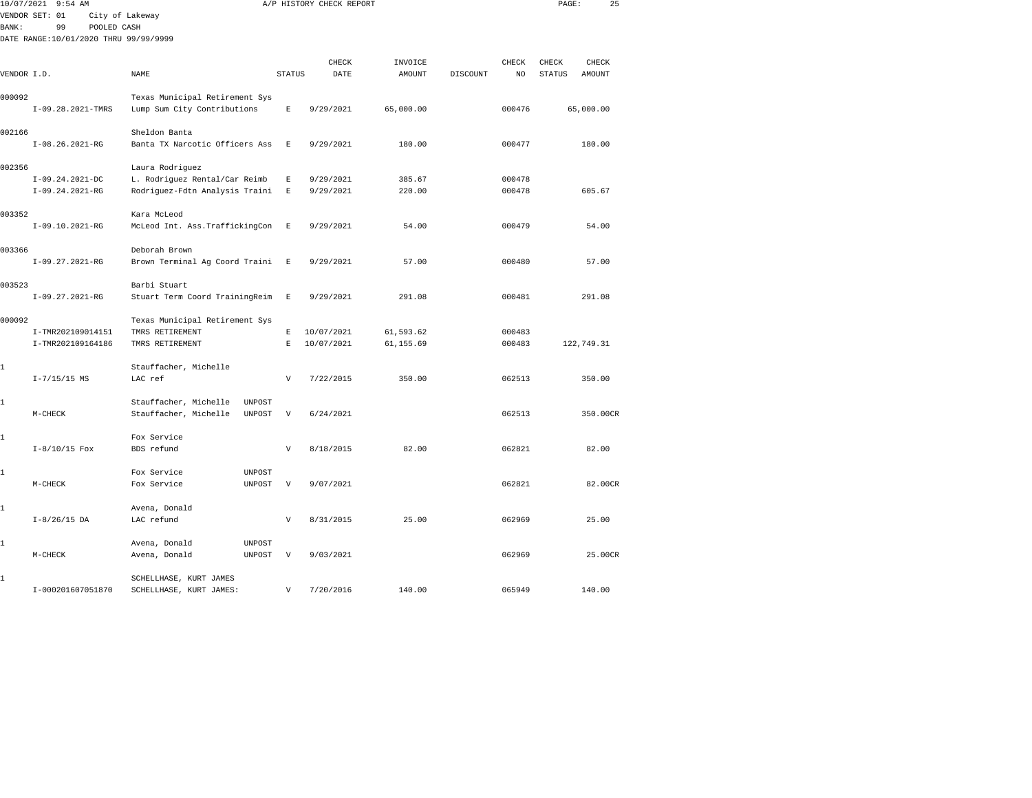10/07/2021 9:54 AM A/P HISTORY CHECK REPORT

VENDOR SET: 01 City of Lakeway
BANK: 99 POOLED CASH
DATE RANGE:10/01/2020 THRU 99/99/9999

| VENDOR I.D. | | NAME | | STATUS | CHECK DATE | INVOICE AMOUNT | DISCOUNT | CHECK NO | CHECK STATUS | CHECK AMOUNT |
|---|---|---|---|---|---|---|---|---|---|---|
| 000092 | | Texas Municipal Retirement Sys | | | | | | | | |
| | I-09.28.2021-TMRS | Lump Sum City Contributions | | E | 9/29/2021 | 65,000.00 | | 000476 | | 65,000.00 |
| 002166 | | Sheldon Banta | | | | | | | | |
| | I-08.26.2021-RG | Banta TX Narcotic Officers Ass | | E | 9/29/2021 | 180.00 | | 000477 | | 180.00 |
| 002356 | | Laura Rodriguez | | | | | | | | |
| | I-09.24.2021-DC | L. Rodriguez Rental/Car Reimb | | E | 9/29/2021 | 385.67 | | 000478 | | |
| | I-09.24.2021-RG | Rodriguez-Fdtn Analysis Traini | | E | 9/29/2021 | 220.00 | | 000478 | | 605.67 |
| 003352 | | Kara McLeod | | | | | | | | |
| | I-09.10.2021-RG | McLeod Int. Ass.TraffickingCon | | E | 9/29/2021 | 54.00 | | 000479 | | 54.00 |
| 003366 | | Deborah Brown | | | | | | | | |
| | I-09.27.2021-RG | Brown Terminal Ag Coord Traini | | E | 9/29/2021 | 57.00 | | 000480 | | 57.00 |
| 003523 | | Barbi Stuart | | | | | | | | |
| | I-09.27.2021-RG | Stuart Term Coord TrainingReim | | E | 9/29/2021 | 291.08 | | 000481 | | 291.08 |
| 000092 | | Texas Municipal Retirement Sys | | | | | | | | |
| | I-TMR202109014151 | TMRS RETIREMENT | | E | 10/07/2021 | 61,593.62 | | 000483 | | |
| | I-TMR202109164186 | TMRS RETIREMENT | | E | 10/07/2021 | 61,155.69 | | 000483 | | 122,749.31 |
| 1 | | Stauffacher, Michelle | | | | | | | | |
| | I-7/15/15 MS | LAC ref | | V | 7/22/2015 | 350.00 | | 062513 | | 350.00 |
| 1 | | Stauffacher, Michelle | UNPOST | | | | | | | |
| | M-CHECK | Stauffacher, Michelle | UNPOST | V | 6/24/2021 | | | 062513 | | 350.00CR |
| 1 | | Fox Service | | | | | | | | |
| | I-8/10/15 Fox | BDS refund | | V | 8/18/2015 | 82.00 | | 062821 | | 82.00 |
| 1 | | Fox Service | UNPOST | | | | | | | |
| | M-CHECK | Fox Service | UNPOST | V | 9/07/2021 | | | 062821 | | 82.00CR |
| 1 | | Avena, Donald | | | | | | | | |
| | I-8/26/15 DA | LAC refund | | V | 8/31/2015 | 25.00 | | 062969 | | 25.00 |
| 1 | | Avena, Donald | UNPOST | | | | | | | |
| | M-CHECK | Avena, Donald | UNPOST | V | 9/03/2021 | | | 062969 | | 25.00CR |
| 1 | | SCHELLHASE, KURT JAMES | | | | | | | | |
| | I-000201607051870 | SCHELLHASE, KURT JAMES: | | V | 7/20/2016 | 140.00 | | 065949 | | 140.00 |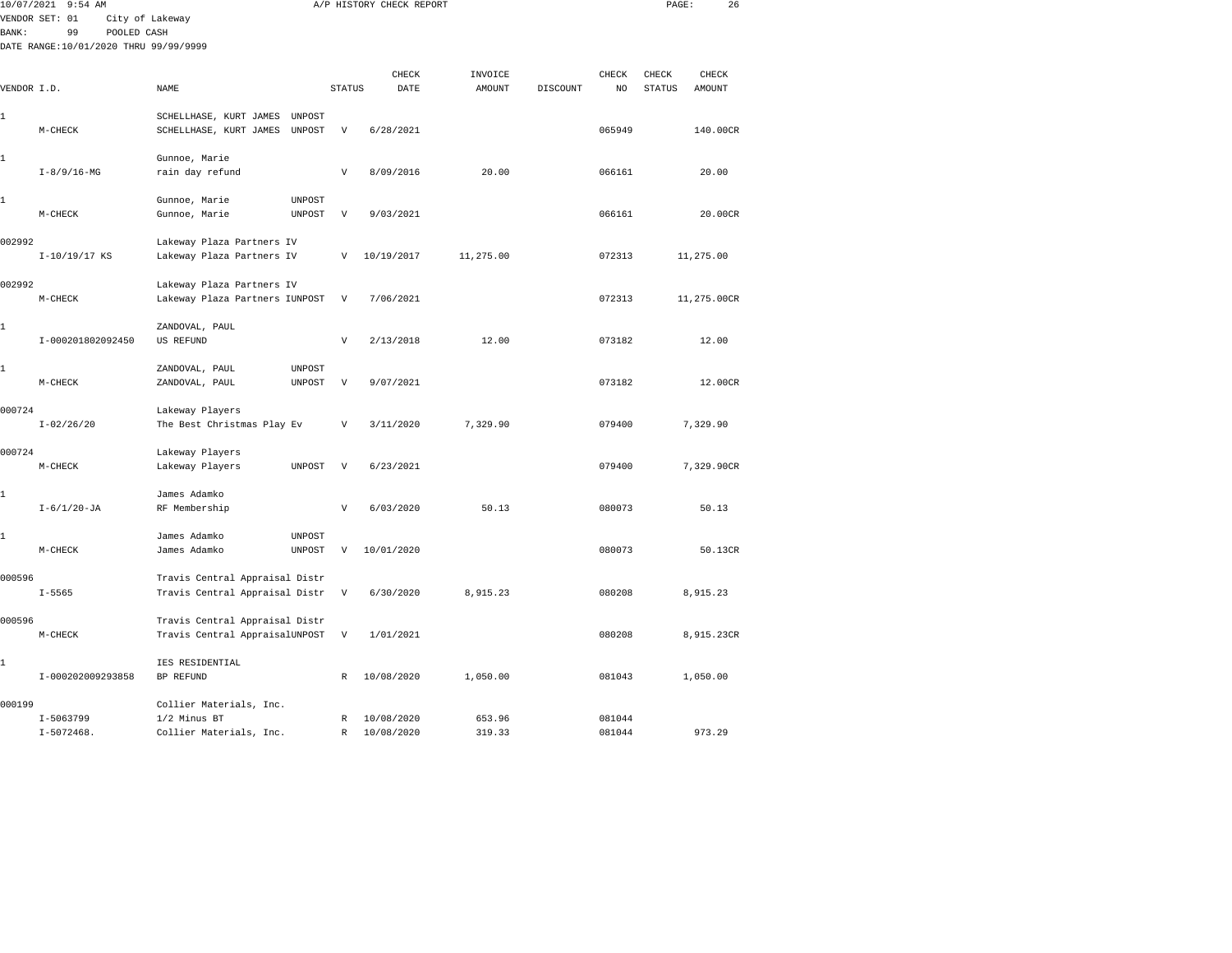10/07/2021 9:54 AM A/P HISTORY CHECK REPORT

VENDOR SET: 01 City of Lakeway
BANK: 99 POOLED CASH
DATE RANGE:10/01/2020 THRU 99/99/9999

| VENDOR I.D. | | NAME | | STATUS | CHECK DATE | INVOICE AMOUNT | DISCOUNT | CHECK NO | CHECK STATUS | CHECK AMOUNT |
|---|---|---|---|---|---|---|---|---|---|---|
| 1 | | SCHELLHASE, KURT JAMES | UNPOST | | | | | | | |
| | M-CHECK | SCHELLHASE, KURT JAMES | UNPOST | V | 6/28/2021 | | | 065949 | | 140.00CR |
| 1 | | Gunnoe, Marie | | | | | | | | |
| | I-8/9/16-MG | rain day refund | | V | 8/09/2016 | 20.00 | | 066161 | | 20.00 |
| 1 | | Gunnoe, Marie | UNPOST | | | | | | | |
| | M-CHECK | Gunnoe, Marie | UNPOST | V | 9/03/2021 | | | 066161 | | 20.00CR |
| 002992 | | Lakeway Plaza Partners IV | | | | | | | | |
| | I-10/19/17 KS | Lakeway Plaza Partners IV | | V | 10/19/2017 | 11,275.00 | | 072313 | | 11,275.00 |
| 002992 | | Lakeway Plaza Partners IV | | | | | | | | |
| | M-CHECK | Lakeway Plaza Partners I | UNPOST | V | 7/06/2021 | | | 072313 | | 11,275.00CR |
| 1 | | ZANDOVAL, PAUL | | | | | | | | |
| | I-000201802092450 | US REFUND | | V | 2/13/2018 | 12.00 | | 073182 | | 12.00 |
| 1 | | ZANDOVAL, PAUL | UNPOST | | | | | | | |
| | M-CHECK | ZANDOVAL, PAUL | UNPOST | V | 9/07/2021 | | | 073182 | | 12.00CR |
| 000724 | | Lakeway Players | | | | | | | | |
| | I-02/26/20 | The Best Christmas Play Ev | | V | 3/11/2020 | 7,329.90 | | 079400 | | 7,329.90 |
| 000724 | | Lakeway Players | | | | | | | | |
| | M-CHECK | Lakeway Players | UNPOST | V | 6/23/2021 | | | 079400 | | 7,329.90CR |
| 1 | | James Adamko | | | | | | | | |
| | I-6/1/20-JA | RF Membership | | V | 6/03/2020 | 50.13 | | 080073 | | 50.13 |
| 1 | | James Adamko | UNPOST | | | | | | | |
| | M-CHECK | James Adamko | UNPOST | V | 10/01/2020 | | | 080073 | | 50.13CR |
| 000596 | | Travis Central Appraisal Distr | | | | | | | | |
| | I-5565 | Travis Central Appraisal Distr | | V | 6/30/2020 | 8,915.23 | | 080208 | | 8,915.23 |
| 000596 | | Travis Central Appraisal Distr | | | | | | | | |
| | M-CHECK | Travis Central Appraisal | UNPOST | V | 1/01/2021 | | | 080208 | | 8,915.23CR |
| 1 | | IES RESIDENTIAL | | | | | | | | |
| | I-000202009293858 | BP REFUND | | R | 10/08/2020 | 1,050.00 | | 081043 | | 1,050.00 |
| 000199 | | Collier Materials, Inc. | | | | | | | | |
| | I-5063799 | 1/2 Minus BT | | R | 10/08/2020 | 653.96 | | 081044 | | |
| | I-5072468. | Collier Materials, Inc. | | R | 10/08/2020 | 319.33 | | 081044 | | 973.29 |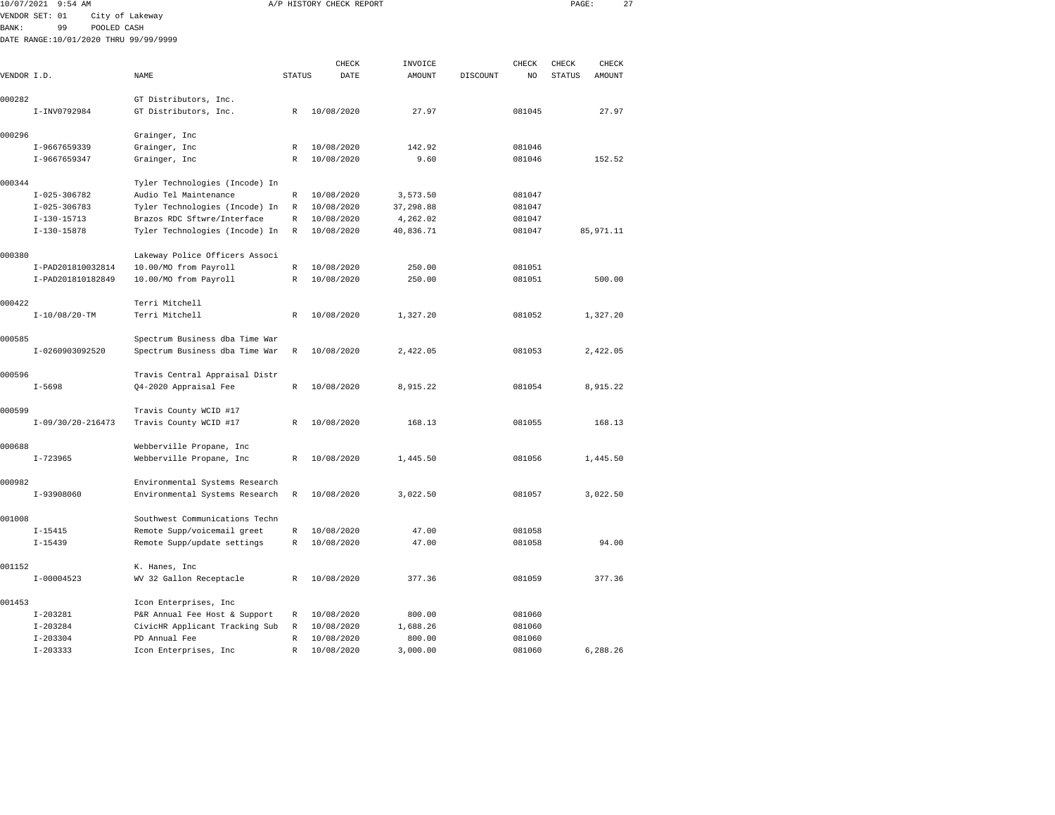10/07/2021 9:54 AM A/P HISTORY CHECK REPORT

VENDOR SET: 01 City of Lakeway
BANK: 99 POOLED CASH
DATE RANGE:10/01/2020 THRU 99/99/9999

| VENDOR I.D. | NAME | STATUS | CHECK DATE | INVOICE AMOUNT | DISCOUNT | CHECK NO | CHECK STATUS | CHECK AMOUNT |
|---|---|---|---|---|---|---|---|---|
| 000282 | GT Distributors, Inc. | | | | | | | |
| I-INV0792984 | GT Distributors, Inc. | R | 10/08/2020 | 27.97 | | 081045 | | 27.97 |
| 000296 | Grainger, Inc | | | | | | | |
| I-9667659339 | Grainger, Inc | R | 10/08/2020 | 142.92 | | 081046 | | |
| I-9667659347 | Grainger, Inc | R | 10/08/2020 | 9.60 | | 081046 | | 152.52 |
| 000344 | Tyler Technologies (Incode) In | | | | | | | |
| I-025-306782 | Audio Tel Maintenance | R | 10/08/2020 | 3,573.50 | | 081047 | | |
| I-025-306783 | Tyler Technologies (Incode) In | R | 10/08/2020 | 37,298.88 | | 081047 | | |
| I-130-15713 | Brazos RDC Sftwre/Interface | R | 10/08/2020 | 4,262.02 | | 081047 | | |
| I-130-15878 | Tyler Technologies (Incode) In | R | 10/08/2020 | 40,836.71 | | 081047 | | 85,971.11 |
| 000380 | Lakeway Police Officers Associ | | | | | | | |
| I-PAD201810032814 | 10.00/MO from Payroll | R | 10/08/2020 | 250.00 | | 081051 | | |
| I-PAD201810182849 | 10.00/MO from Payroll | R | 10/08/2020 | 250.00 | | 081051 | | 500.00 |
| 000422 | Terri Mitchell | | | | | | | |
| I-10/08/20-TM | Terri Mitchell | R | 10/08/2020 | 1,327.20 | | 081052 | | 1,327.20 |
| 000585 | Spectrum Business dba Time War | | | | | | | |
| I-0260903092520 | Spectrum Business dba Time War | R | 10/08/2020 | 2,422.05 | | 081053 | | 2,422.05 |
| 000596 | Travis Central Appraisal Distr | | | | | | | |
| I-5698 | Q4-2020 Appraisal Fee | R | 10/08/2020 | 8,915.22 | | 081054 | | 8,915.22 |
| 000599 | Travis County WCID #17 | | | | | | | |
| I-09/30/20-216473 | Travis County WCID #17 | R | 10/08/2020 | 168.13 | | 081055 | | 168.13 |
| 000688 | Webberville Propane, Inc | | | | | | | |
| I-723965 | Webberville Propane, Inc | R | 10/08/2020 | 1,445.50 | | 081056 | | 1,445.50 |
| 000982 | Environmental Systems Research | | | | | | | |
| I-93908060 | Environmental Systems Research | R | 10/08/2020 | 3,022.50 | | 081057 | | 3,022.50 |
| 001008 | Southwest Communications Techn | | | | | | | |
| I-15415 | Remote Supp/voicemail greet | R | 10/08/2020 | 47.00 | | 081058 | | |
| I-15439 | Remote Supp/update settings | R | 10/08/2020 | 47.00 | | 081058 | | 94.00 |
| 001152 | K. Hanes, Inc | | | | | | | |
| I-00004523 | WV 32 Gallon Receptacle | R | 10/08/2020 | 377.36 | | 081059 | | 377.36 |
| 001453 | Icon Enterprises, Inc | | | | | | | |
| I-203281 | P&R Annual Fee Host & Support | R | 10/08/2020 | 800.00 | | 081060 | | |
| I-203284 | CivicHR Applicant Tracking Sub | R | 10/08/2020 | 1,688.26 | | 081060 | | |
| I-203304 | PD Annual Fee | R | 10/08/2020 | 800.00 | | 081060 | | |
| I-203333 | Icon Enterprises, Inc | R | 10/08/2020 | 3,000.00 | | 081060 | | 6,288.26 |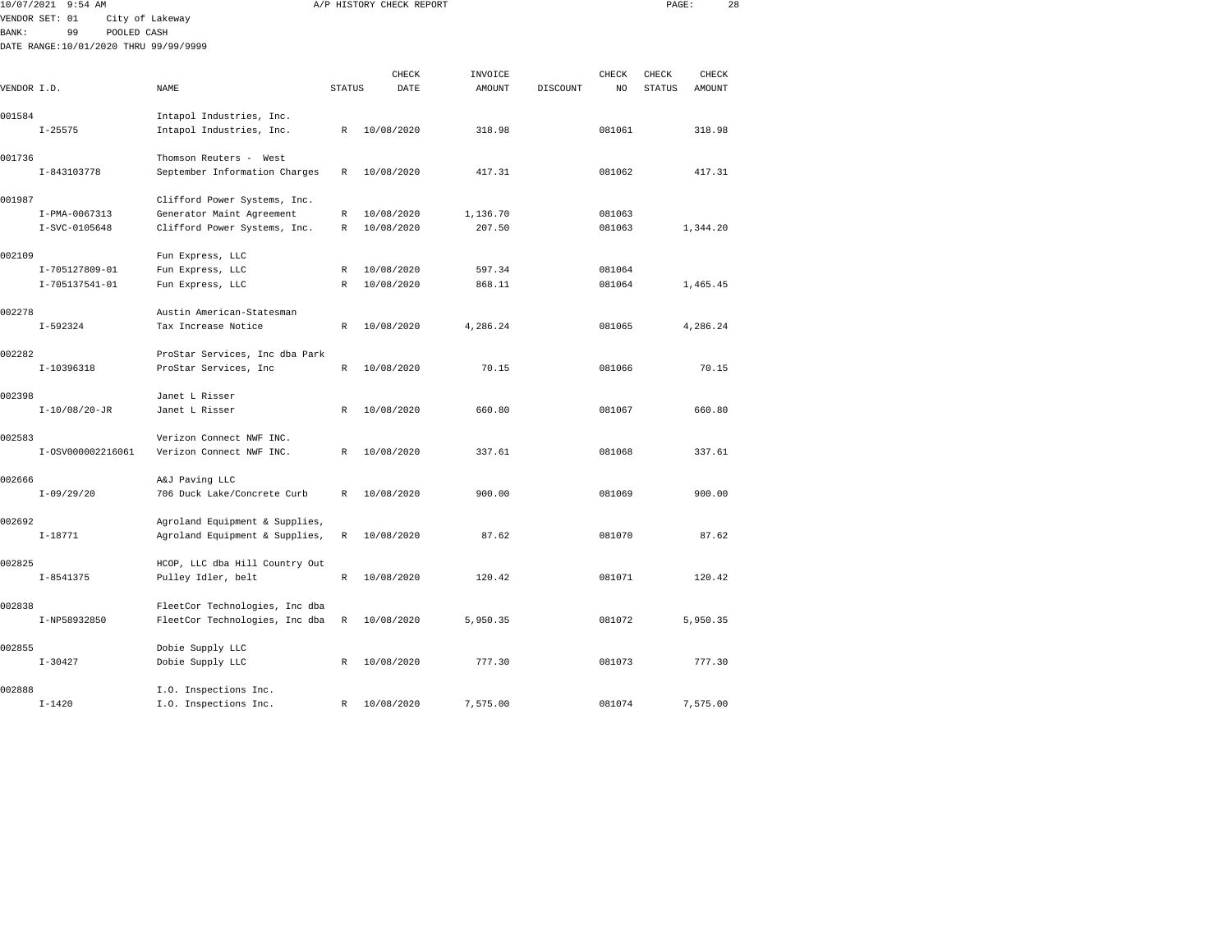10/07/2021 9:54 AM A/P HISTORY CHECK REPORT

VENDOR SET: 01 City of Lakeway
BANK: 99 POOLED CASH
DATE RANGE:10/01/2020 THRU 99/99/9999

| VENDOR I.D. | NAME | STATUS | CHECK DATE | INVOICE AMOUNT | DISCOUNT | CHECK NO | CHECK STATUS | CHECK AMOUNT |
|---|---|---|---|---|---|---|---|---|
| 001584 | Intapol Industries, Inc. | | | | | | | |
| I-25575 | Intapol Industries, Inc. | R | 10/08/2020 | 318.98 | | 081061 | | 318.98 |
| 001736 | Thomson Reuters - West | | | | | | | |
| I-843103778 | September Information Charges | R | 10/08/2020 | 417.31 | | 081062 | | 417.31 |
| 001987 | Clifford Power Systems, Inc. | | | | | | | |
| I-PMA-0067313 | Generator Maint Agreement | R | 10/08/2020 | 1,136.70 | | 081063 | | |
| I-SVC-0105648 | Clifford Power Systems, Inc. | R | 10/08/2020 | 207.50 | | 081063 | | 1,344.20 |
| 002109 | Fun Express, LLC | | | | | | | |
| I-705127809-01 | Fun Express, LLC | R | 10/08/2020 | 597.34 | | 081064 | | |
| I-705137541-01 | Fun Express, LLC | R | 10/08/2020 | 868.11 | | 081064 | | 1,465.45 |
| 002278 | Austin American-Statesman | | | | | | | |
| I-592324 | Tax Increase Notice | R | 10/08/2020 | 4,286.24 | | 081065 | | 4,286.24 |
| 002282 | ProStar Services, Inc dba Park | | | | | | | |
| I-10396318 | ProStar Services, Inc | R | 10/08/2020 | 70.15 | | 081066 | | 70.15 |
| 002398 | Janet L Risser | | | | | | | |
| I-10/08/20-JR | Janet L Risser | R | 10/08/2020 | 660.80 | | 081067 | | 660.80 |
| 002583 | Verizon Connect NWF INC. | | | | | | | |
| I-OSV000002216061 | Verizon Connect NWF INC. | R | 10/08/2020 | 337.61 | | 081068 | | 337.61 |
| 002666 | A&J Paving LLC | | | | | | | |
| I-09/29/20 | 706 Duck Lake/Concrete Curb | R | 10/08/2020 | 900.00 | | 081069 | | 900.00 |
| 002692 | Agroland Equipment & Supplies, | | | | | | | |
| I-18771 | Agroland Equipment & Supplies, | R | 10/08/2020 | 87.62 | | 081070 | | 87.62 |
| 002825 | HCOP, LLC dba Hill Country Out | | | | | | | |
| I-8541375 | Pulley Idler, belt | R | 10/08/2020 | 120.42 | | 081071 | | 120.42 |
| 002838 | FleetCor Technologies, Inc dba | | | | | | | |
| I-NP58932850 | FleetCor Technologies, Inc dba | R | 10/08/2020 | 5,950.35 | | 081072 | | 5,950.35 |
| 002855 | Dobie Supply LLC | | | | | | | |
| I-30427 | Dobie Supply LLC | R | 10/08/2020 | 777.30 | | 081073 | | 777.30 |
| 002888 | I.O. Inspections Inc. | | | | | | | |
| I-1420 | I.O. Inspections Inc. | R | 10/08/2020 | 7,575.00 | | 081074 | | 7,575.00 |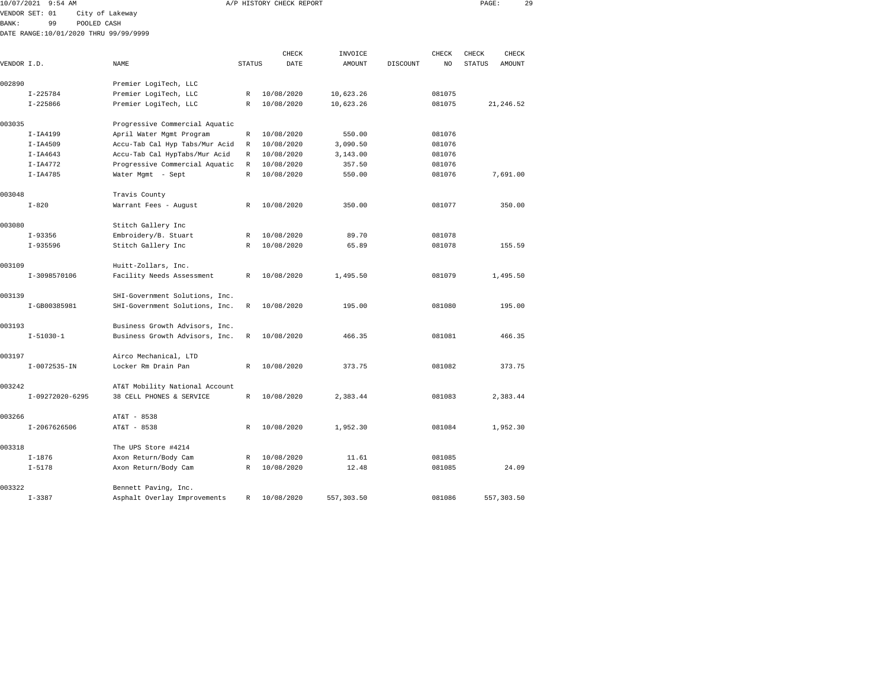10/07/2021 9:54 AM A/P HISTORY CHECK REPORT

VENDOR SET: 01 City of Lakeway
BANK: 99 POOLED CASH
DATE RANGE:10/01/2020 THRU 99/99/9999

| VENDOR I.D. | NAME | STATUS | CHECK DATE | INVOICE AMOUNT | DISCOUNT | CHECK NO | CHECK STATUS | CHECK AMOUNT |
|---|---|---|---|---|---|---|---|---|
| 002890 | Premier LogiTech, LLC | | | | | | | |
| I-225784 | Premier LogiTech, LLC | R | 10/08/2020 | 10,623.26 | | 081075 | | |
| I-225866 | Premier LogiTech, LLC | R | 10/08/2020 | 10,623.26 | | 081075 | | 21,246.52 |
| 003035 | Progressive Commercial Aquatic | | | | | | | |
| I-IA4199 | April Water Mgmt Program | R | 10/08/2020 | 550.00 | | 081076 | | |
| I-IA4509 | Accu-Tab Cal Hyp Tabs/Mur Acid | R | 10/08/2020 | 3,090.50 | | 081076 | | |
| I-IA4643 | Accu-Tab Cal HypTabs/Mur Acid | R | 10/08/2020 | 3,143.00 | | 081076 | | |
| I-IA4772 | Progressive Commercial Aquatic | R | 10/08/2020 | 357.50 | | 081076 | | |
| I-IA4785 | Water Mgmt - Sept | R | 10/08/2020 | 550.00 | | 081076 | | 7,691.00 |
| 003048 | Travis County | | | | | | | |
| I-820 | Warrant Fees - August | R | 10/08/2020 | 350.00 | | 081077 | | 350.00 |
| 003080 | Stitch Gallery Inc | | | | | | | |
| I-93356 | Embroidery/B. Stuart | R | 10/08/2020 | 89.70 | | 081078 | | |
| I-935596 | Stitch Gallery Inc | R | 10/08/2020 | 65.89 | | 081078 | | 155.59 |
| 003109 | Huitt-Zollars, Inc. | | | | | | | |
| I-3098570106 | Facility Needs Assessment | R | 10/08/2020 | 1,495.50 | | 081079 | | 1,495.50 |
| 003139 | SHI-Government Solutions, Inc. | | | | | | | |
| I-GB00385981 | SHI-Government Solutions, Inc. | R | 10/08/2020 | 195.00 | | 081080 | | 195.00 |
| 003193 | Business Growth Advisors, Inc. | | | | | | | |
| I-51030-1 | Business Growth Advisors, Inc. | R | 10/08/2020 | 466.35 | | 081081 | | 466.35 |
| 003197 | Airco Mechanical, LTD | | | | | | | |
| I-0072535-IN | Locker Rm Drain Pan | R | 10/08/2020 | 373.75 | | 081082 | | 373.75 |
| 003242 | AT&T Mobility National Account | | | | | | | |
| I-09272020-6295 | 38 CELL PHONES & SERVICE | R | 10/08/2020 | 2,383.44 | | 081083 | | 2,383.44 |
| 003266 | AT&T - 8538 | | | | | | | |
| I-2067626506 | AT&T - 8538 | R | 10/08/2020 | 1,952.30 | | 081084 | | 1,952.30 |
| 003318 | The UPS Store #4214 | | | | | | | |
| I-1876 | Axon Return/Body Cam | R | 10/08/2020 | 11.61 | | 081085 | | |
| I-5178 | Axon Return/Body Cam | R | 10/08/2020 | 12.48 | | 081085 | | 24.09 |
| 003322 | Bennett Paving, Inc. | | | | | | | |
| I-3387 | Asphalt Overlay Improvements | R | 10/08/2020 | 557,303.50 | | 081086 | | 557,303.50 |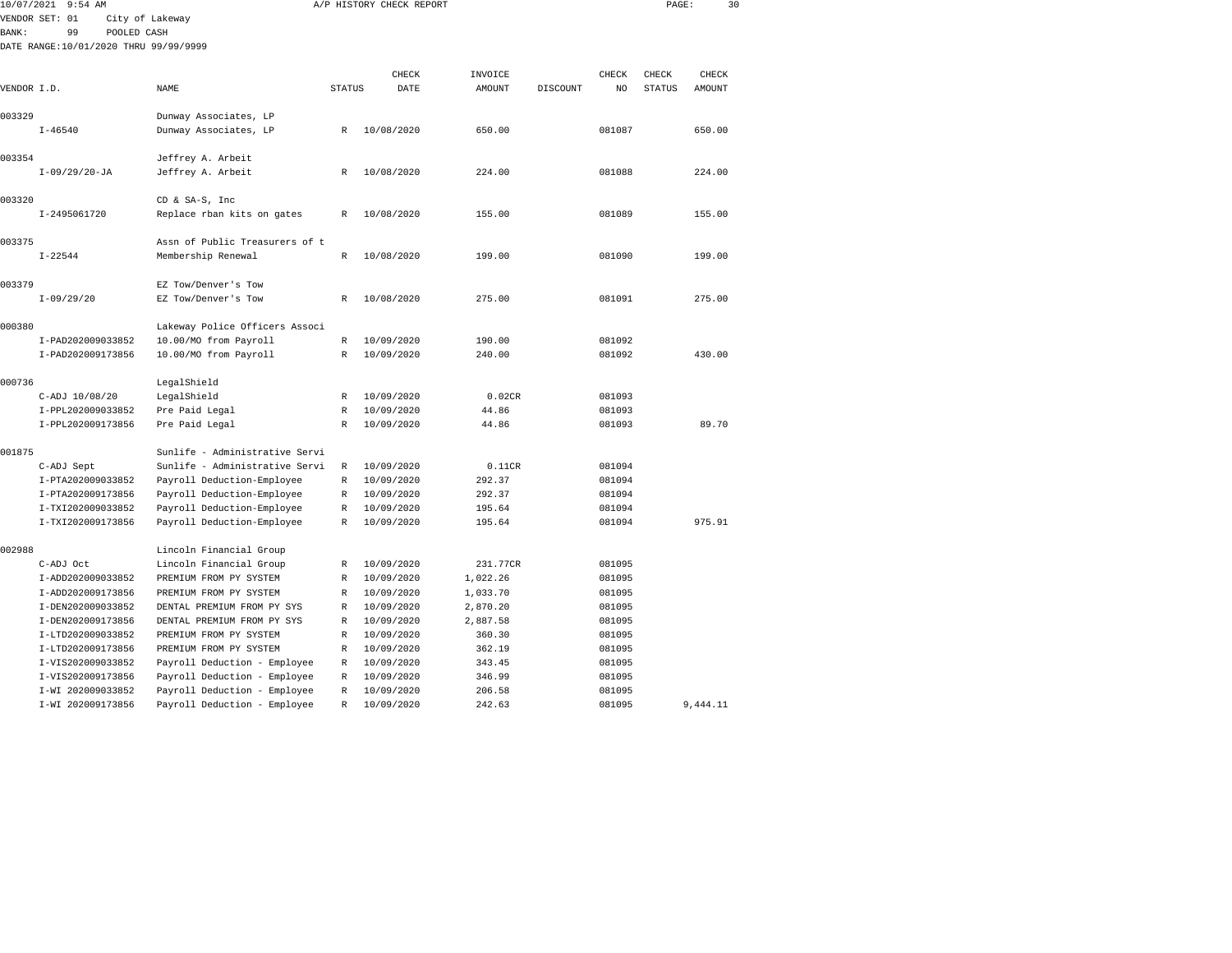10/07/2021 9:54 AM A/P HISTORY CHECK REPORT PAGE: 30
VENDOR SET: 01 City of Lakeway
BANK: 99 POOLED CASH
DATE RANGE:10/01/2020 THRU 99/99/9999

| VENDOR I.D. | NAME | STATUS | CHECK DATE | INVOICE AMOUNT | DISCOUNT | CHECK NO | CHECK STATUS | CHECK AMOUNT |
|---|---|---|---|---|---|---|---|---|
| 003329 | Dunway Associates, LP | | | | | | | |
| I-46540 | Dunway Associates, LP | R | 10/08/2020 | 650.00 | | 081087 | | 650.00 |
| 003354 | Jeffrey A. Arbeit | | | | | | | |
| I-09/29/20-JA | Jeffrey A. Arbeit | R | 10/08/2020 | 224.00 | | 081088 | | 224.00 |
| 003320 | CD & SA-S, Inc | | | | | | | |
| I-2495061720 | Replace rban kits on gates | R | 10/08/2020 | 155.00 | | 081089 | | 155.00 |
| 003375 | Assn of Public Treasurers of t | | | | | | | |
| I-22544 | Membership Renewal | R | 10/08/2020 | 199.00 | | 081090 | | 199.00 |
| 003379 | EZ Tow/Denver's Tow | | | | | | | |
| I-09/29/20 | EZ Tow/Denver's Tow | R | 10/08/2020 | 275.00 | | 081091 | | 275.00 |
| 000380 | Lakeway Police Officers Associ | | | | | | | |
| I-PAD202009033852 | 10.00/MO from Payroll | R | 10/09/2020 | 190.00 | | 081092 | | |
| I-PAD202009173856 | 10.00/MO from Payroll | R | 10/09/2020 | 240.00 | | 081092 | | 430.00 |
| 000736 | LegalShield | | | | | | | |
| C-ADJ 10/08/20 | LegalShield | R | 10/09/2020 | 0.02CR | | 081093 | | |
| I-PPL202009033852 | Pre Paid Legal | R | 10/09/2020 | 44.86 | | 081093 | | |
| I-PPL202009173856 | Pre Paid Legal | R | 10/09/2020 | 44.86 | | 081093 | | 89.70 |
| 001875 | Sunlife - Administrative Servi | | | | | | | |
| C-ADJ Sept | Sunlife - Administrative Servi | R | 10/09/2020 | 0.11CR | | 081094 | | |
| I-PTA202009033852 | Payroll Deduction-Employee | R | 10/09/2020 | 292.37 | | 081094 | | |
| I-PTA202009173856 | Payroll Deduction-Employee | R | 10/09/2020 | 292.37 | | 081094 | | |
| I-TXI202009033852 | Payroll Deduction-Employee | R | 10/09/2020 | 195.64 | | 081094 | | |
| I-TXI202009173856 | Payroll Deduction-Employee | R | 10/09/2020 | 195.64 | | 081094 | | 975.91 |
| 002988 | Lincoln Financial Group | | | | | | | |
| C-ADJ Oct | Lincoln Financial Group | R | 10/09/2020 | 231.77CR | | 081095 | | |
| I-ADD202009033852 | PREMIUM FROM PY SYSTEM | R | 10/09/2020 | 1,022.26 | | 081095 | | |
| I-ADD202009173856 | PREMIUM FROM PY SYSTEM | R | 10/09/2020 | 1,033.70 | | 081095 | | |
| I-DEN202009033852 | DENTAL PREMIUM FROM PY SYS | R | 10/09/2020 | 2,870.20 | | 081095 | | |
| I-DEN202009173856 | DENTAL PREMIUM FROM PY SYS | R | 10/09/2020 | 2,887.58 | | 081095 | | |
| I-LTD202009033852 | PREMIUM FROM PY SYSTEM | R | 10/09/2020 | 360.30 | | 081095 | | |
| I-LTD202009173856 | PREMIUM FROM PY SYSTEM | R | 10/09/2020 | 362.19 | | 081095 | | |
| I-VIS202009033852 | Payroll Deduction - Employee | R | 10/09/2020 | 343.45 | | 081095 | | |
| I-VIS202009173856 | Payroll Deduction - Employee | R | 10/09/2020 | 346.99 | | 081095 | | |
| I-WI 202009033852 | Payroll Deduction - Employee | R | 10/09/2020 | 206.58 | | 081095 | | |
| I-WI 202009173856 | Payroll Deduction - Employee | R | 10/09/2020 | 242.63 | | 081095 | | 9,444.11 |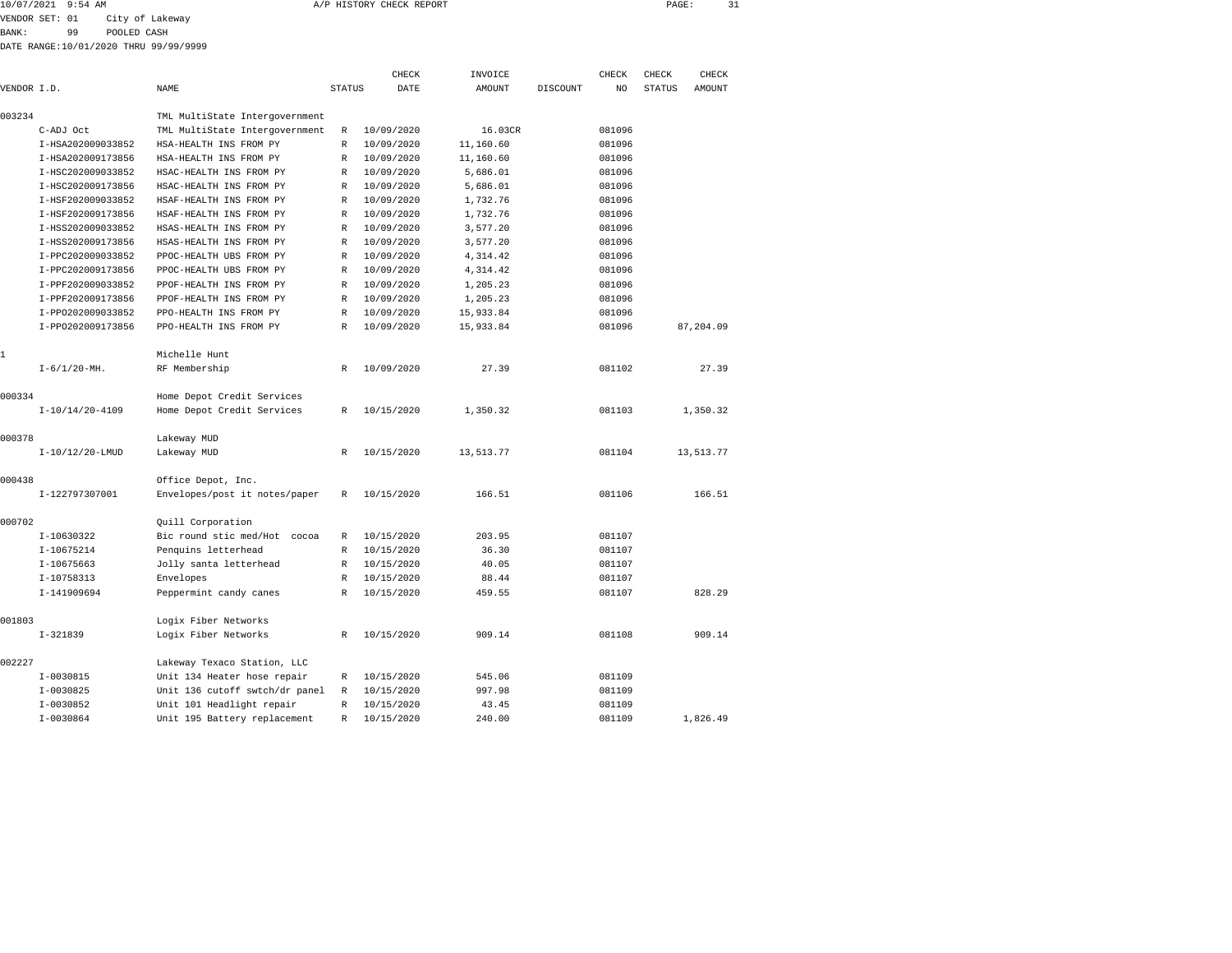10/07/2021 9:54 AM A/P HISTORY CHECK REPORT

VENDOR SET: 01 City of Lakeway
BANK: 99 POOLED CASH
DATE RANGE:10/01/2020 THRU 99/99/9999

| VENDOR I.D. | NAME | STATUS | CHECK DATE | INVOICE AMOUNT | DISCOUNT | CHECK NO | CHECK STATUS | CHECK AMOUNT |
|---|---|---|---|---|---|---|---|---|
| 003234 | TML MultiState Intergovernment | | | | | | | |
| C-ADJ Oct | TML MultiState Intergovernment | R | 10/09/2020 | 16.03CR | | 081096 | | |
| I-HSA202009033852 | HSA-HEALTH INS FROM PY | R | 10/09/2020 | 11,160.60 | | 081096 | | |
| I-HSA202009173856 | HSA-HEALTH INS FROM PY | R | 10/09/2020 | 11,160.60 | | 081096 | | |
| I-HSC202009033852 | HSAC-HEALTH INS FROM PY | R | 10/09/2020 | 5,686.01 | | 081096 | | |
| I-HSC202009173856 | HSAC-HEALTH INS FROM PY | R | 10/09/2020 | 5,686.01 | | 081096 | | |
| I-HSF202009033852 | HSAF-HEALTH INS FROM PY | R | 10/09/2020 | 1,732.76 | | 081096 | | |
| I-HSF202009173856 | HSAF-HEALTH INS FROM PY | R | 10/09/2020 | 1,732.76 | | 081096 | | |
| I-HSS202009033852 | HSAS-HEALTH INS FROM PY | R | 10/09/2020 | 3,577.20 | | 081096 | | |
| I-HSS202009173856 | HSAS-HEALTH INS FROM PY | R | 10/09/2020 | 3,577.20 | | 081096 | | |
| I-PPC202009033852 | PPOC-HEALTH UBS FROM PY | R | 10/09/2020 | 4,314.42 | | 081096 | | |
| I-PPC202009173856 | PPOC-HEALTH UBS FROM PY | R | 10/09/2020 | 4,314.42 | | 081096 | | |
| I-PPF202009033852 | PPOF-HEALTH INS FROM PY | R | 10/09/2020 | 1,205.23 | | 081096 | | |
| I-PPF202009173856 | PPOF-HEALTH INS FROM PY | R | 10/09/2020 | 1,205.23 | | 081096 | | |
| I-PPO202009033852 | PPO-HEALTH INS FROM PY | R | 10/09/2020 | 15,933.84 | | 081096 | | |
| I-PPO202009173856 | PPO-HEALTH INS FROM PY | R | 10/09/2020 | 15,933.84 | | 081096 | | 87,204.09 |
| 1 | Michelle Hunt | | | | | | | |
| I-6/1/20-MH. | RF Membership | R | 10/09/2020 | 27.39 | | 081102 | | 27.39 |
| 000334 | Home Depot Credit Services | | | | | | | |
| I-10/14/20-4109 | Home Depot Credit Services | R | 10/15/2020 | 1,350.32 | | 081103 | | 1,350.32 |
| 000378 | Lakeway MUD | | | | | | | |
| I-10/12/20-LMUD | Lakeway MUD | R | 10/15/2020 | 13,513.77 | | 081104 | | 13,513.77 |
| 000438 | Office Depot, Inc. | | | | | | | |
| I-122797307001 | Envelopes/post it notes/paper | R | 10/15/2020 | 166.51 | | 081106 | | 166.51 |
| 000702 | Quill Corporation | | | | | | | |
| I-10630322 | Bic round stic med/Hot cocoa | R | 10/15/2020 | 203.95 | | 081107 | | |
| I-10675214 | Penquins letterhead | R | 10/15/2020 | 36.30 | | 081107 | | |
| I-10675663 | Jolly santa letterhead | R | 10/15/2020 | 40.05 | | 081107 | | |
| I-10758313 | Envelopes | R | 10/15/2020 | 88.44 | | 081107 | | |
| I-141909694 | Peppermint candy canes | R | 10/15/2020 | 459.55 | | 081107 | | 828.29 |
| 001803 | Logix Fiber Networks | | | | | | | |
| I-321839 | Logix Fiber Networks | R | 10/15/2020 | 909.14 | | 081108 | | 909.14 |
| 002227 | Lakeway Texaco Station, LLC | | | | | | | |
| I-0030815 | Unit 134 Heater hose repair | R | 10/15/2020 | 545.06 | | 081109 | | |
| I-0030825 | Unit 136 cutoff swtch/dr panel | R | 10/15/2020 | 997.98 | | 081109 | | |
| I-0030852 | Unit 101 Headlight repair | R | 10/15/2020 | 43.45 | | 081109 | | |
| I-0030864 | Unit 195 Battery replacement | R | 10/15/2020 | 240.00 | | 081109 | | 1,826.49 |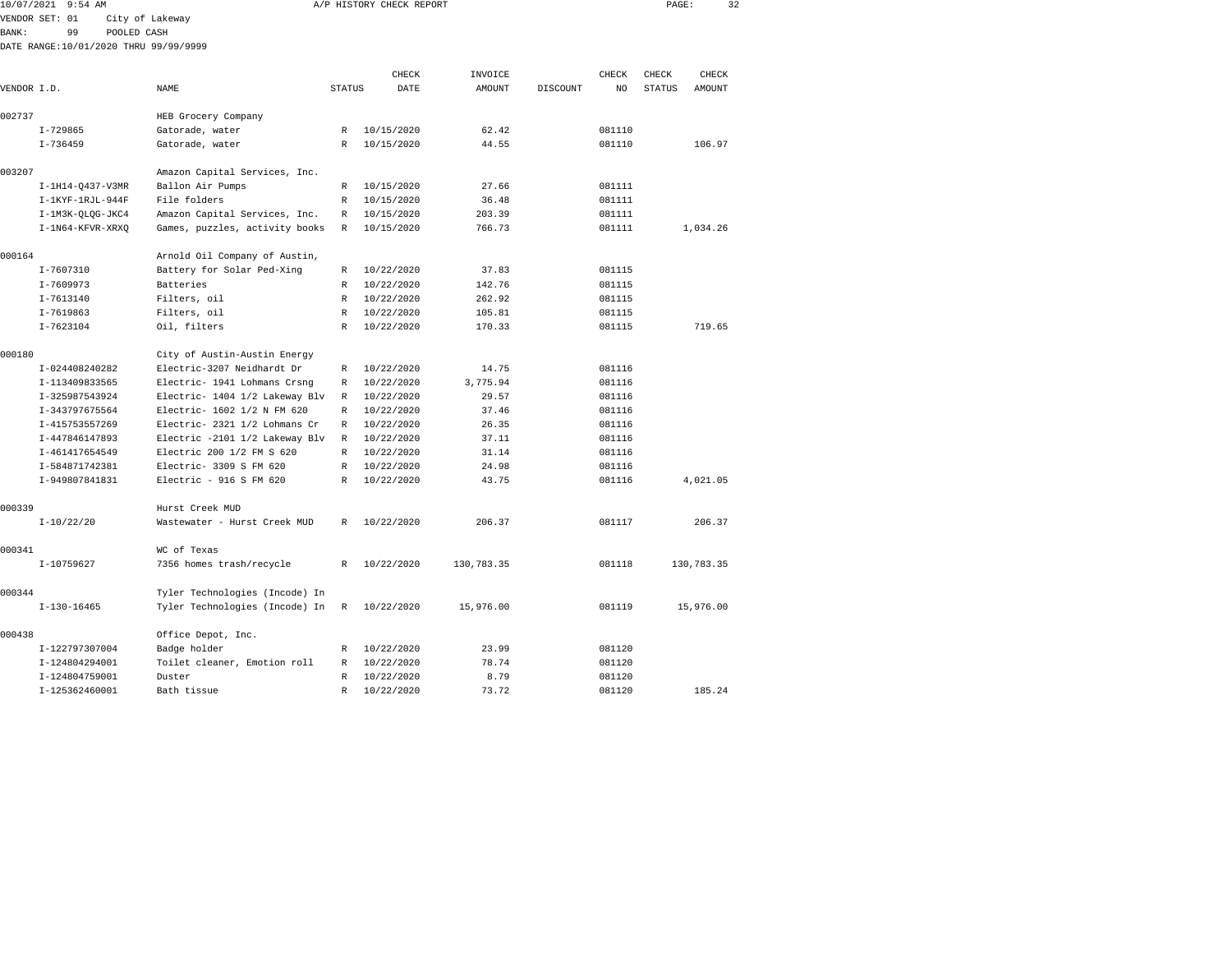10/07/2021 9:54 AM A/P HISTORY CHECK REPORT

VENDOR SET: 01 City of Lakeway
BANK: 99 POOLED CASH
DATE RANGE:10/01/2020 THRU 99/99/9999

| VENDOR I.D. | NAME | STATUS | CHECK DATE | INVOICE AMOUNT | DISCOUNT | CHECK NO | CHECK STATUS | CHECK AMOUNT |
|---|---|---|---|---|---|---|---|---|
| 002737 | HEB Grocery Company | | | | | | | |
| I-729865 | Gatorade, water | R | 10/15/2020 | 62.42 | | 081110 | | |
| I-736459 | Gatorade, water | R | 10/15/2020 | 44.55 | | 081110 | | 106.97 |
| 003207 | Amazon Capital Services, Inc. | | | | | | | |
| I-1H14-Q437-V3MR | Ballon Air Pumps | R | 10/15/2020 | 27.66 | | 081111 | | |
| I-1KYF-1RJL-944F | File folders | R | 10/15/2020 | 36.48 | | 081111 | | |
| I-1M3K-QLQG-JKC4 | Amazon Capital Services, Inc. | R | 10/15/2020 | 203.39 | | 081111 | | |
| I-1N64-KFVR-XRXQ | Games, puzzles, activity books | R | 10/15/2020 | 766.73 | | 081111 | | 1,034.26 |
| 000164 | Arnold Oil Company of Austin, | | | | | | | |
| I-7607310 | Battery for Solar Ped-Xing | R | 10/22/2020 | 37.83 | | 081115 | | |
| I-7609973 | Batteries | R | 10/22/2020 | 142.76 | | 081115 | | |
| I-7613140 | Filters, oil | R | 10/22/2020 | 262.92 | | 081115 | | |
| I-7619863 | Filters, oil | R | 10/22/2020 | 105.81 | | 081115 | | |
| I-7623104 | Oil, filters | R | 10/22/2020 | 170.33 | | 081115 | | 719.65 |
| 000180 | City of Austin-Austin Energy | | | | | | | |
| I-024408240282 | Electric-3207 Neidhardt Dr | R | 10/22/2020 | 14.75 | | 081116 | | |
| I-113409833565 | Electric- 1941 Lohmans Crsng | R | 10/22/2020 | 3,775.94 | | 081116 | | |
| I-325987543924 | Electric- 1404 1/2 Lakeway Blv | R | 10/22/2020 | 29.57 | | 081116 | | |
| I-343797675564 | Electric- 1602 1/2 N FM 620 | R | 10/22/2020 | 37.46 | | 081116 | | |
| I-415753557269 | Electric- 2321 1/2 Lohmans Cr | R | 10/22/2020 | 26.35 | | 081116 | | |
| I-447846147893 | Electric -2101 1/2 Lakeway Blv | R | 10/22/2020 | 37.11 | | 081116 | | |
| I-461417654549 | Electric 200 1/2 FM S 620 | R | 10/22/2020 | 31.14 | | 081116 | | |
| I-584871742381 | Electric- 3309 S FM 620 | R | 10/22/2020 | 24.98 | | 081116 | | |
| I-949807841831 | Electric - 916 S FM 620 | R | 10/22/2020 | 43.75 | | 081116 | | 4,021.05 |
| 000339 | Hurst Creek MUD | | | | | | | |
| I-10/22/20 | Wastewater - Hurst Creek MUD | R | 10/22/2020 | 206.37 | | 081117 | | 206.37 |
| 000341 | WC of Texas | | | | | | | |
| I-10759627 | 7356 homes trash/recycle | R | 10/22/2020 | 130,783.35 | | 081118 | | 130,783.35 |
| 000344 | Tyler Technologies (Incode) In | | | | | | | |
| I-130-16465 | Tyler Technologies (Incode) In | R | 10/22/2020 | 15,976.00 | | 081119 | | 15,976.00 |
| 000438 | Office Depot, Inc. | | | | | | | |
| I-122797307004 | Badge holder | R | 10/22/2020 | 23.99 | | 081120 | | |
| I-124804294001 | Toilet cleaner, Emotion roll | R | 10/22/2020 | 78.74 | | 081120 | | |
| I-124804759001 | Duster | R | 10/22/2020 | 8.79 | | 081120 | | |
| I-125362460001 | Bath tissue | R | 10/22/2020 | 73.72 | | 081120 | | 185.24 |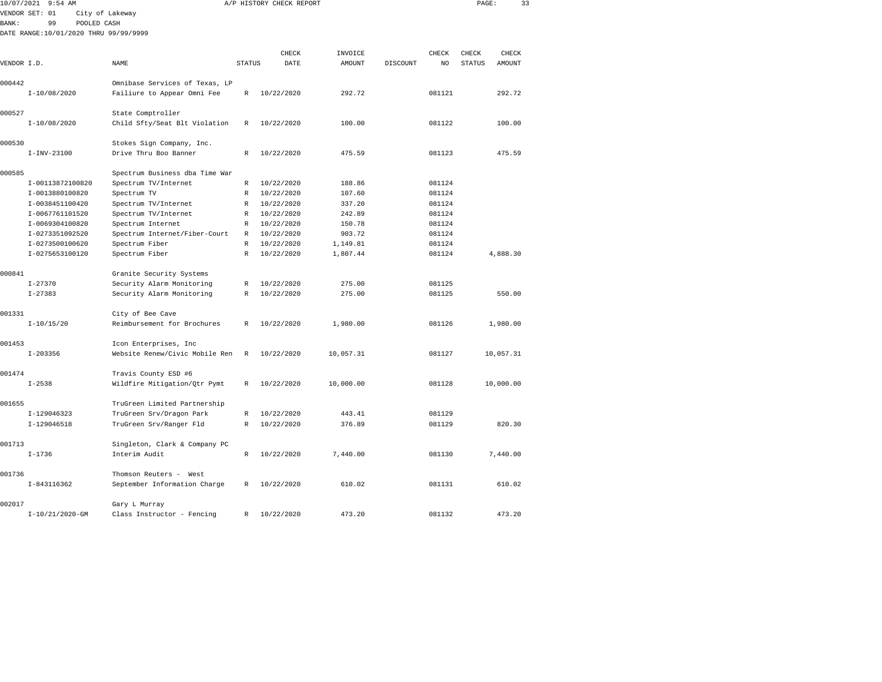10/07/2021 9:54 AM A/P HISTORY CHECK REPORT

VENDOR SET: 01 City of Lakeway
BANK: 99 POOLED CASH
DATE RANGE:10/01/2020 THRU 99/99/9999

| VENDOR I.D. | NAME | STATUS | CHECK DATE | INVOICE AMOUNT | DISCOUNT | CHECK NO | CHECK STATUS | CHECK AMOUNT |
|---|---|---|---|---|---|---|---|---|
| 000442 | Omnibase Services of Texas, LP | | | | | | | |
| I-10/08/2020 | Failiure to Appear Omni Fee | R | 10/22/2020 | 292.72 | | 081121 | | 292.72 |
| 000527 | State Comptroller | | | | | | | |
| I-10/08/2020 | Child Sfty/Seat Blt Violation | R | 10/22/2020 | 100.00 | | 081122 | | 100.00 |
| 000530 | Stokes Sign Company, Inc. | | | | | | | |
| I-INV-23100 | Drive Thru Boo Banner | R | 10/22/2020 | 475.59 | | 081123 | | 475.59 |
| 000585 | Spectrum Business dba Time War | | | | | | | |
| I-00113872100820 | Spectrum TV/Internet | R | 10/22/2020 | 188.86 | | 081124 | | |
| I-0013880100820 | Spectrum TV | R | 10/22/2020 | 107.60 | | 081124 | | |
| I-0038451100420 | Spectrum TV/Internet | R | 10/22/2020 | 337.20 | | 081124 | | |
| I-0067761101520 | Spectrum TV/Internet | R | 10/22/2020 | 242.89 | | 081124 | | |
| I-0069304100820 | Spectrum Internet | R | 10/22/2020 | 150.78 | | 081124 | | |
| I-0273351092520 | Spectrum Internet/Fiber-Court | R | 10/22/2020 | 903.72 | | 081124 | | |
| I-0273500100620 | Spectrum Fiber | R | 10/22/2020 | 1,149.81 | | 081124 | | |
| I-0275653100120 | Spectrum Fiber | R | 10/22/2020 | 1,807.44 | | 081124 | | 4,888.30 |
| 000841 | Granite Security Systems | | | | | | | |
| I-27370 | Security Alarm Monitoring | R | 10/22/2020 | 275.00 | | 081125 | | |
| I-27383 | Security Alarm Monitoring | R | 10/22/2020 | 275.00 | | 081125 | | 550.00 |
| 001331 | City of Bee Cave | | | | | | | |
| I-10/15/20 | Reimbursement for Brochures | R | 10/22/2020 | 1,980.00 | | 081126 | | 1,980.00 |
| 001453 | Icon Enterprises, Inc | | | | | | | |
| I-203356 | Website Renew/Civic Mobile Ren | R | 10/22/2020 | 10,057.31 | | 081127 | | 10,057.31 |
| 001474 | Travis County ESD #6 | | | | | | | |
| I-2538 | Wildfire Mitigation/Qtr Pymt | R | 10/22/2020 | 10,000.00 | | 081128 | | 10,000.00 |
| 001655 | TruGreen Limited Partnership | | | | | | | |
| I-129046323 | TruGreen Srv/Dragon Park | R | 10/22/2020 | 443.41 | | 081129 | | |
| I-129046518 | TruGreen Srv/Ranger Fld | R | 10/22/2020 | 376.89 | | 081129 | | 820.30 |
| 001713 | Singleton, Clark & Company PC | | | | | | | |
| I-1736 | Interim Audit | R | 10/22/2020 | 7,440.00 | | 081130 | | 7,440.00 |
| 001736 | Thomson Reuters - West | | | | | | | |
| I-843116362 | September Information Charge | R | 10/22/2020 | 610.02 | | 081131 | | 610.02 |
| 002017 | Gary L Murray | | | | | | | |
| I-10/21/2020-GM | Class Instructor - Fencing | R | 10/22/2020 | 473.20 | | 081132 | | 473.20 |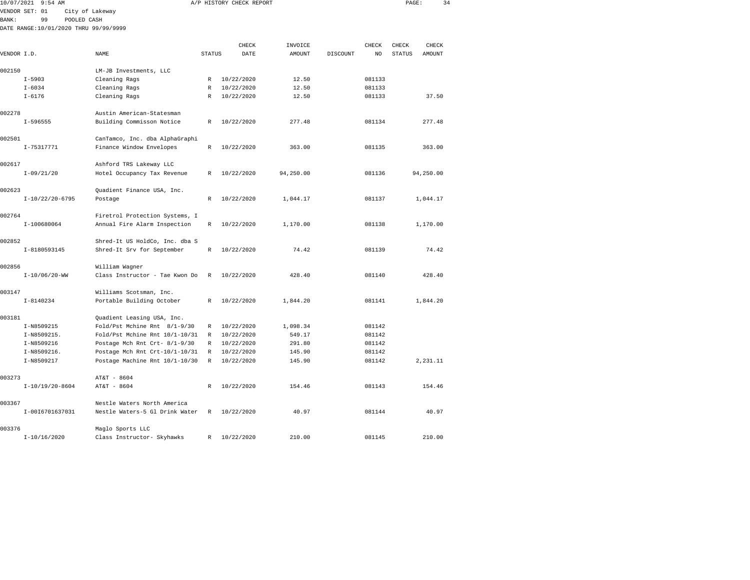10/07/2021 9:54 AM A/P HISTORY CHECK REPORT

VENDOR SET: 01 City of Lakeway
BANK: 99 POOLED CASH
DATE RANGE:10/01/2020 THRU 99/99/9999

| VENDOR I.D. | NAME | STATUS | CHECK DATE | INVOICE AMOUNT | DISCOUNT | CHECK NO | CHECK STATUS | CHECK AMOUNT |
|---|---|---|---|---|---|---|---|---|
| 002150 | LM-JB Investments, LLC | | | | | | | |
| I-5903 | Cleaning Rags | R | 10/22/2020 | 12.50 | | 081133 | | |
| I-6034 | Cleaning Rags | R | 10/22/2020 | 12.50 | | 081133 | | |
| I-6176 | Cleaning Rags | R | 10/22/2020 | 12.50 | | 081133 | | 37.50 |
| 002278 | Austin American-Statesman | | | | | | | |
| I-596555 | Building Commisson Notice | R | 10/22/2020 | 277.48 | | 081134 | | 277.48 |
| 002501 | CanTamco, Inc. dba AlphaGraphi | | | | | | | |
| I-75317771 | Finance Window Envelopes | R | 10/22/2020 | 363.00 | | 081135 | | 363.00 |
| 002617 | Ashford TRS Lakeway LLC | | | | | | | |
| I-09/21/20 | Hotel Occupancy Tax Revenue | R | 10/22/2020 | 94,250.00 | | 081136 | | 94,250.00 |
| 002623 | Quadient Finance USA, Inc. | | | | | | | |
| I-10/22/20-6795 | Postage | R | 10/22/2020 | 1,044.17 | | 081137 | | 1,044.17 |
| 002764 | Firetrol Protection Systems, I | | | | | | | |
| I-100680064 | Annual Fire Alarm Inspection | R | 10/22/2020 | 1,170.00 | | 081138 | | 1,170.00 |
| 002852 | Shred-It US HoldCo, Inc. dba S | | | | | | | |
| I-8180593145 | Shred-It Srv for September | R | 10/22/2020 | 74.42 | | 081139 | | 74.42 |
| 002856 | William Wagner | | | | | | | |
| I-10/06/20-WW | Class Instructor - Tae Kwon Do | R | 10/22/2020 | 428.40 | | 081140 | | 428.40 |
| 003147 | Williams Scotsman, Inc. | | | | | | | |
| I-8140234 | Portable Building October | R | 10/22/2020 | 1,844.20 | | 081141 | | 1,844.20 |
| 003181 | Quadient Leasing USA, Inc. | | | | | | | |
| I-N8509215 | Fold/Pst Mchine Rnt 8/1-9/30 | R | 10/22/2020 | 1,098.34 | | 081142 | | |
| I-N8509215. | Fold/Pst Mchine Rnt 10/1-10/31 | R | 10/22/2020 | 549.17 | | 081142 | | |
| I-N8509216 | Postage Mch Rnt Crt- 8/1-9/30 | R | 10/22/2020 | 291.80 | | 081142 | | |
| I-N8509216. | Postage Mch Rnt Crt-10/1-10/31 | R | 10/22/2020 | 145.90 | | 081142 | | |
| I-N8509217 | Postage Machine Rnt 10/1-10/30 | R | 10/22/2020 | 145.90 | | 081142 | | 2,231.11 |
| 003273 | AT&T - 8604 | | | | | | | |
| I-10/19/20-8604 | AT&T - 8604 | R | 10/22/2020 | 154.46 | | 081143 | | 154.46 |
| 003367 | Nestle Waters North America | | | | | | | |
| I-00I6701637031 | Nestle Waters-5 Gl Drink Water | R | 10/22/2020 | 40.97 | | 081144 | | 40.97 |
| 003376 | Maglo Sports LLC | | | | | | | |
| I-10/16/2020 | Class Instructor- Skyhawks | R | 10/22/2020 | 210.00 | | 081145 | | 210.00 |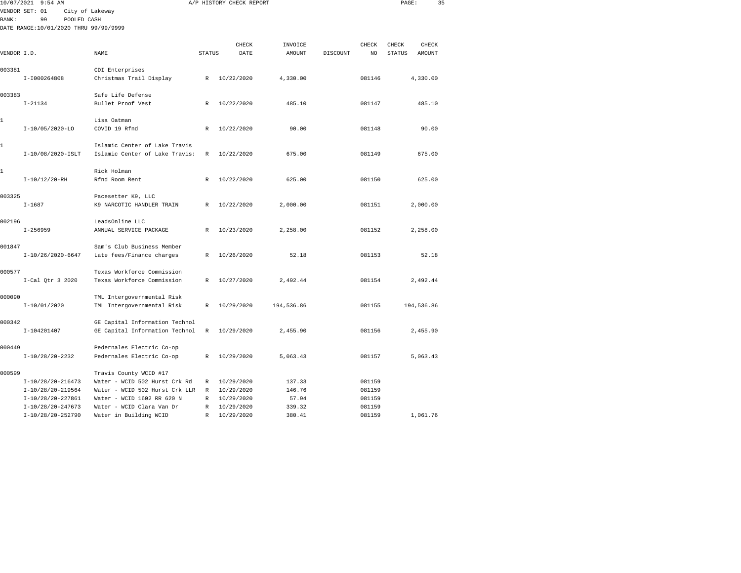A/P HISTORY CHECK REPORT

VENDOR SET: 01 City of Lakeway
BANK: 99 POOLED CASH
DATE RANGE:10/01/2020 THRU 99/99/9999

| VENDOR I.D. | NAME | STATUS | CHECK DATE | INVOICE AMOUNT | DISCOUNT | CHECK NO | CHECK STATUS | CHECK AMOUNT |
|---|---|---|---|---|---|---|---|---|
| 003381 | CDI Enterprises | | | | | | | |
| I-I000264808 | Christmas Trail Display | R | 10/22/2020 | 4,330.00 | | 081146 | | 4,330.00 |
| 003383 | Safe Life Defense | | | | | | | |
| I-21134 | Bullet Proof Vest | R | 10/22/2020 | 485.10 | | 081147 | | 485.10 |
| 1 | Lisa Oatman | | | | | | | |
| I-10/05/2020-LO | COVID 19 Rfnd | R | 10/22/2020 | 90.00 | | 081148 | | 90.00 |
| 1 | Islamic Center of Lake Travis | | | | | | | |
| I-10/08/2020-ISLT | Islamic Center of Lake Travis: | R | 10/22/2020 | 675.00 | | 081149 | | 675.00 |
| 1 | Rick Holman | | | | | | | |
| I-10/12/20-RH | Rfnd Room Rent | R | 10/22/2020 | 625.00 | | 081150 | | 625.00 |
| 003325 | Pacesetter K9, LLC | | | | | | | |
| I-1687 | K9 NARCOTIC HANDLER TRAIN | R | 10/22/2020 | 2,000.00 | | 081151 | | 2,000.00 |
| 002196 | LeadsOnline LLC | | | | | | | |
| I-256959 | ANNUAL SERVICE PACKAGE | R | 10/23/2020 | 2,258.00 | | 081152 | | 2,258.00 |
| 001847 | Sam's Club Business Member | | | | | | | |
| I-10/26/2020-6647 | Late fees/Finance charges | R | 10/26/2020 | 52.18 | | 081153 | | 52.18 |
| 000577 | Texas Workforce Commission | | | | | | | |
| I-Cal Qtr 3 2020 | Texas Workforce Commission | R | 10/27/2020 | 2,492.44 | | 081154 | | 2,492.44 |
| 000090 | TML Intergovernmental Risk | | | | | | | |
| I-10/01/2020 | TML Intergovernmental Risk | R | 10/29/2020 | 194,536.86 | | 081155 | | 194,536.86 |
| 000342 | GE Capital Information Technol | | | | | | | |
| I-104201407 | GE Capital Information Technol | R | 10/29/2020 | 2,455.90 | | 081156 | | 2,455.90 |
| 000449 | Pedernales Electric Co-op | | | | | | | |
| I-10/28/20-2232 | Pedernales Electric Co-op | R | 10/29/2020 | 5,063.43 | | 081157 | | 5,063.43 |
| 000599 | Travis County WCID #17 | | | | | | | |
| I-10/28/20-216473 | Water - WCID 502 Hurst Crk Rd | R | 10/29/2020 | 137.33 | | 081159 | | |
| I-10/28/20-219564 | Water - WCID 502 Hurst Crk LLR | R | 10/29/2020 | 146.76 | | 081159 | | |
| I-10/28/20-227861 | Water - WCID 1602 RR 620 N | R | 10/29/2020 | 57.94 | | 081159 | | |
| I-10/28/20-247673 | Water - WCID Clara Van Dr | R | 10/29/2020 | 339.32 | | 081159 | | |
| I-10/28/20-252790 | Water in Building WCID | R | 10/29/2020 | 380.41 | | 081159 | | 1,061.76 |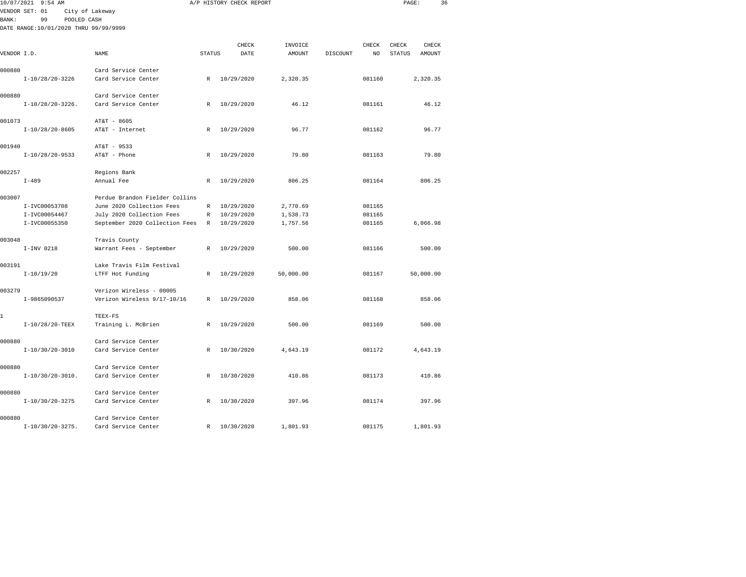10/07/2021 9:54 AM A/P HISTORY CHECK REPORT

VENDOR SET: 01 City of Lakeway

BANK: 99 POOLED CASH

DATE RANGE:10/01/2020 THRU 99/99/9999

| VENDOR I.D. | NAME | STATUS | CHECK DATE | INVOICE AMOUNT | DISCOUNT | CHECK NO | CHECK STATUS | CHECK AMOUNT |
|---|---|---|---|---|---|---|---|---|
| 000880 | Card Service Center | | | | | | | |
| I-10/28/20-3226 | Card Service Center | R | 10/29/2020 | 2,320.35 | | 081160 | | 2,320.35 |
| 000880 | Card Service Center | | | | | | | |
| I-10/28/20-3226. | Card Service Center | R | 10/29/2020 | 46.12 | | 081161 | | 46.12 |
| 001073 | AT&T - 8605 | | | | | | | |
| I-10/28/20-8605 | AT&T - Internet | R | 10/29/2020 | 96.77 | | 081162 | | 96.77 |
| 001940 | AT&T - 9533 | | | | | | | |
| I-10/28/20-9533 | AT&T - Phone | R | 10/29/2020 | 79.80 | | 081163 | | 79.80 |
| 002257 | Regions Bank | | | | | | | |
| I-489 | Annual Fee | R | 10/29/2020 | 806.25 | | 081164 | | 806.25 |
| 003007 | Perdue Brandon Fielder Collins | | | | | | | |
| I-IVC00053708 | June 2020 Collection Fees | R | 10/29/2020 | 2,770.69 | | 081165 | | |
| I-IVC00054467 | July 2020 Collection Fees | R | 10/29/2020 | 1,538.73 | | 081165 | | |
| I-IVC00055350 | September 2020 Collection Fees | R | 10/29/2020 | 1,757.56 | | 081165 | | 6,066.98 |
| 003048 | Travis County | | | | | | | |
| I-INV 0218 | Warrant Fees - September | R | 10/29/2020 | 500.00 | | 081166 | | 500.00 |
| 003191 | Lake Travis Film Festival | | | | | | | |
| I-10/19/20 | LTFF Hot Funding | R | 10/29/2020 | 50,000.00 | | 081167 | | 50,000.00 |
| 003279 | Verizon Wireless - 00005 | | | | | | | |
| I-9865090537 | Verizon Wireless 9/17-10/16 | R | 10/29/2020 | 858.06 | | 081168 | | 858.06 |
| 1 | TEEX-FS | | | | | | | |
| I-10/28/20-TEEX | Training L. McBrien | R | 10/29/2020 | 500.00 | | 081169 | | 500.00 |
| 000880 | Card Service Center | | | | | | | |
| I-10/30/20-3010 | Card Service Center | R | 10/30/2020 | 4,643.19 | | 081172 | | 4,643.19 |
| 000880 | Card Service Center | | | | | | | |
| I-10/30/20-3010. | Card Service Center | R | 10/30/2020 | 410.86 | | 081173 | | 410.86 |
| 000880 | Card Service Center | | | | | | | |
| I-10/30/20-3275 | Card Service Center | R | 10/30/2020 | 397.96 | | 081174 | | 397.96 |
| 000880 | Card Service Center | | | | | | | |
| I-10/30/20-3275. | Card Service Center | R | 10/30/2020 | 1,801.93 | | 081175 | | 1,801.93 |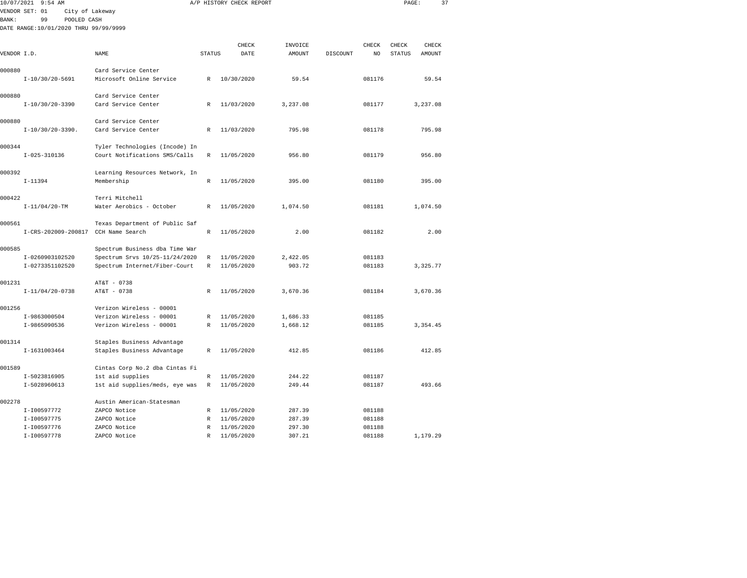10/07/2021 9:54 AM A/P HISTORY CHECK REPORT

VENDOR SET: 01 City of Lakeway
BANK: 99 POOLED CASH
DATE RANGE:10/01/2020 THRU 99/99/9999

| VENDOR I.D. | NAME | STATUS | CHECK DATE | INVOICE AMOUNT | DISCOUNT | CHECK NO | CHECK STATUS | CHECK AMOUNT |
|---|---|---|---|---|---|---|---|---|
| 000880 | Card Service Center | | | | | | | |
| I-10/30/20-5691 | Microsoft Online Service | R | 10/30/2020 | 59.54 | | 081176 | | 59.54 |
| 000880 | Card Service Center | | | | | | | |
| I-10/30/20-3390 | Card Service Center | R | 11/03/2020 | 3,237.08 | | 081177 | | 3,237.08 |
| 000880 | Card Service Center | | | | | | | |
| I-10/30/20-3390. | Card Service Center | R | 11/03/2020 | 795.98 | | 081178 | | 795.98 |
| 000344 | Tyler Technologies (Incode) In | | | | | | | |
| I-025-310136 | Court Notifications SMS/Calls | R | 11/05/2020 | 956.80 | | 081179 | | 956.80 |
| 000392 | Learning Resources Network, In | | | | | | | |
| I-11394 | Membership | R | 11/05/2020 | 395.00 | | 081180 | | 395.00 |
| 000422 | Terri Mitchell | | | | | | | |
| I-11/04/20-TM | Water Aerobics - October | R | 11/05/2020 | 1,074.50 | | 081181 | | 1,074.50 |
| 000561 | Texas Department of Public Saf | | | | | | | |
| I-CRS-202009-200817 | CCH Name Search | R | 11/05/2020 | 2.00 | | 081182 | | 2.00 |
| 000585 | Spectrum Business dba Time War | | | | | | | |
| I-0260903102520 | Spectrum Srvs 10/25-11/24/2020 | R | 11/05/2020 | 2,422.05 | | 081183 | | |
| I-0273351102520 | Spectrum Internet/Fiber-Court | R | 11/05/2020 | 903.72 | | 081183 | | 3,325.77 |
| 001231 | AT&T - 0738 | | | | | | | |
| I-11/04/20-0738 | AT&T - 0738 | R | 11/05/2020 | 3,670.36 | | 081184 | | 3,670.36 |
| 001256 | Verizon Wireless - 00001 | | | | | | | |
| I-9863000504 | Verizon Wireless - 00001 | R | 11/05/2020 | 1,686.33 | | 081185 | | |
| I-9865090536 | Verizon Wireless - 00001 | R | 11/05/2020 | 1,668.12 | | 081185 | | 3,354.45 |
| 001314 | Staples Business Advantage | | | | | | | |
| I-1631003464 | Staples Business Advantage | R | 11/05/2020 | 412.85 | | 081186 | | 412.85 |
| 001589 | Cintas Corp No.2 dba Cintas Fi | | | | | | | |
| I-5023816905 | 1st aid supplies | R | 11/05/2020 | 244.22 | | 081187 | | |
| I-5028960613 | 1st aid supplies/meds, eye was | R | 11/05/2020 | 249.44 | | 081187 | | 493.66 |
| 002278 | Austin American-Statesman | | | | | | | |
| I-I00597772 | ZAPCO Notice | R | 11/05/2020 | 287.39 | | 081188 | | |
| I-I00597775 | ZAPCO Notice | R | 11/05/2020 | 287.39 | | 081188 | | |
| I-I00597776 | ZAPCO Notice | R | 11/05/2020 | 297.30 | | 081188 | | |
| I-I00597778 | ZAPCO Notice | R | 11/05/2020 | 307.21 | | 081188 | | 1,179.29 |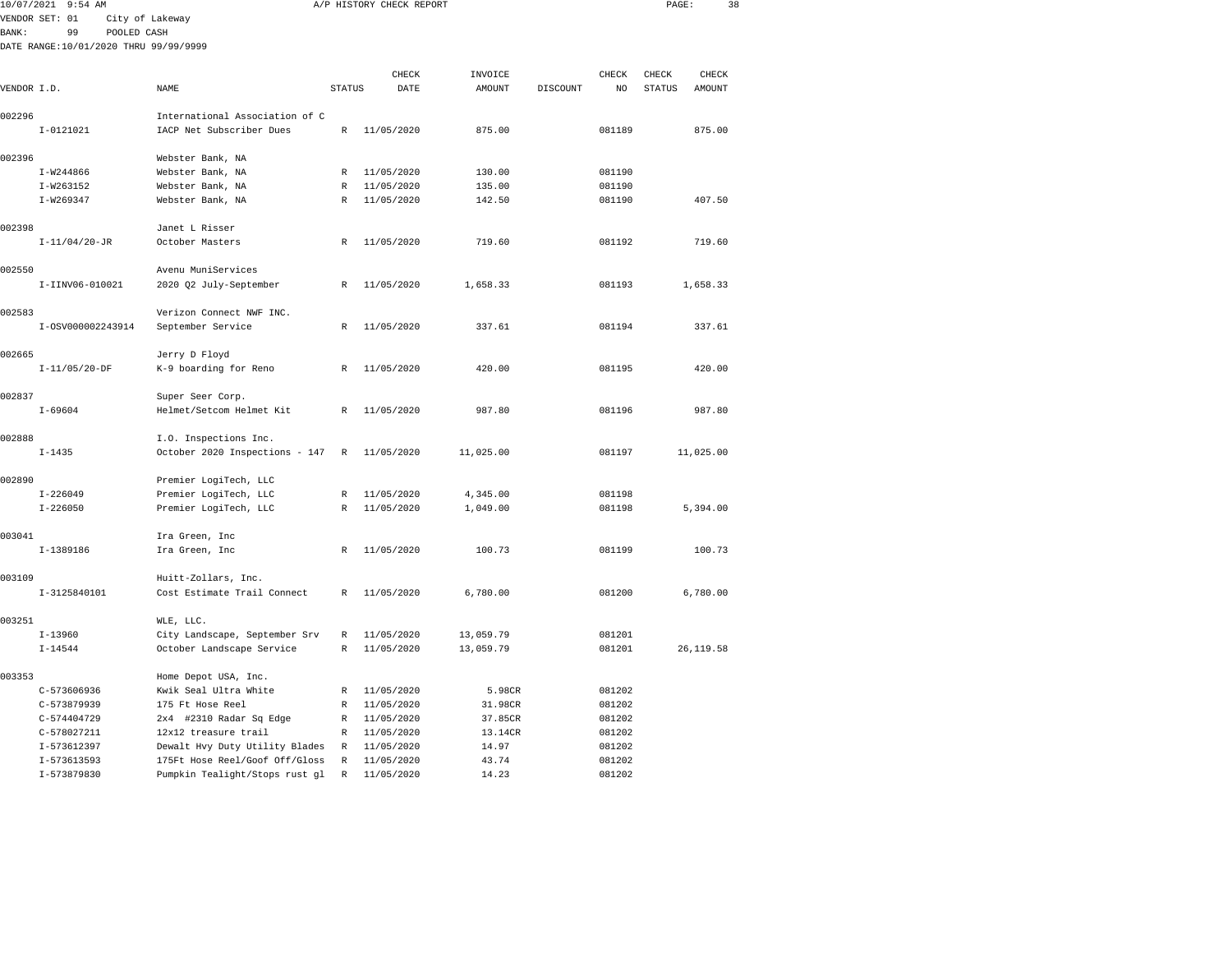10/07/2021 9:54 AM A/P HISTORY CHECK REPORT

VENDOR SET: 01 City of Lakeway
BANK: 99 POOLED CASH
DATE RANGE:10/01/2020 THRU 99/99/9999

| VENDOR I.D. | NAME | STATUS | CHECK DATE | INVOICE AMOUNT | DISCOUNT | CHECK NO | CHECK STATUS | CHECK AMOUNT |
|---|---|---|---|---|---|---|---|---|
| 002296 | International Association of C | | | | | | | |
| I-0121021 | IACP Net Subscriber Dues | R | 11/05/2020 | 875.00 | | 081189 | | 875.00 |
| 002396 | Webster Bank, NA | | | | | | | |
| I-W244866 | Webster Bank, NA | R | 11/05/2020 | 130.00 | | 081190 | | |
| I-W263152 | Webster Bank, NA | R | 11/05/2020 | 135.00 | | 081190 | | |
| I-W269347 | Webster Bank, NA | R | 11/05/2020 | 142.50 | | 081190 | | 407.50 |
| 002398 | Janet L Risser | | | | | | | |
| I-11/04/20-JR | October Masters | R | 11/05/2020 | 719.60 | | 081192 | | 719.60 |
| 002550 | Avenu MuniServices | | | | | | | |
| I-IINV06-010021 | 2020 Q2 July-September | R | 11/05/2020 | 1,658.33 | | 081193 | | 1,658.33 |
| 002583 | Verizon Connect NWF INC. | | | | | | | |
| I-OSV000002243914 | September Service | R | 11/05/2020 | 337.61 | | 081194 | | 337.61 |
| 002665 | Jerry D Floyd | | | | | | | |
| I-11/05/20-DF | K-9 boarding for Reno | R | 11/05/2020 | 420.00 | | 081195 | | 420.00 |
| 002837 | Super Seer Corp. | | | | | | | |
| I-69604 | Helmet/Setcom Helmet Kit | R | 11/05/2020 | 987.80 | | 081196 | | 987.80 |
| 002888 | I.O. Inspections Inc. | | | | | | | |
| I-1435 | October 2020 Inspections - 147 | R | 11/05/2020 | 11,025.00 | | 081197 | | 11,025.00 |
| 002890 | Premier LogiTech, LLC | | | | | | | |
| I-226049 | Premier LogiTech, LLC | R | 11/05/2020 | 4,345.00 | | 081198 | | |
| I-226050 | Premier LogiTech, LLC | R | 11/05/2020 | 1,049.00 | | 081198 | | 5,394.00 |
| 003041 | Ira Green, Inc | | | | | | | |
| I-1389186 | Ira Green, Inc | R | 11/05/2020 | 100.73 | | 081199 | | 100.73 |
| 003109 | Huitt-Zollars, Inc. | | | | | | | |
| I-3125840101 | Cost Estimate Trail Connect | R | 11/05/2020 | 6,780.00 | | 081200 | | 6,780.00 |
| 003251 | WLE, LLC. | | | | | | | |
| I-13960 | City Landscape, September Srv | R | 11/05/2020 | 13,059.79 | | 081201 | | |
| I-14544 | October Landscape Service | R | 11/05/2020 | 13,059.79 | | 081201 | | 26,119.58 |
| 003353 | Home Depot USA, Inc. | | | | | | | |
| C-573606936 | Kwik Seal Ultra White | R | 11/05/2020 | 5.98CR | | 081202 | | |
| C-573879939 | 175 Ft Hose Reel | R | 11/05/2020 | 31.98CR | | 081202 | | |
| C-574404729 | 2x4 #2310 Radar Sq Edge | R | 11/05/2020 | 37.85CR | | 081202 | | |
| C-578027211 | 12x12 treasure trail | R | 11/05/2020 | 13.14CR | | 081202 | | |
| I-573612397 | Dewalt Hvy Duty Utility Blades | R | 11/05/2020 | 14.97 | | 081202 | | |
| I-573613593 | 175Ft Hose Reel/Goof Off/Gloss | R | 11/05/2020 | 43.74 | | 081202 | | |
| I-573879830 | Pumpkin Tealight/Stops rust gl | R | 11/05/2020 | 14.23 | | 081202 | | |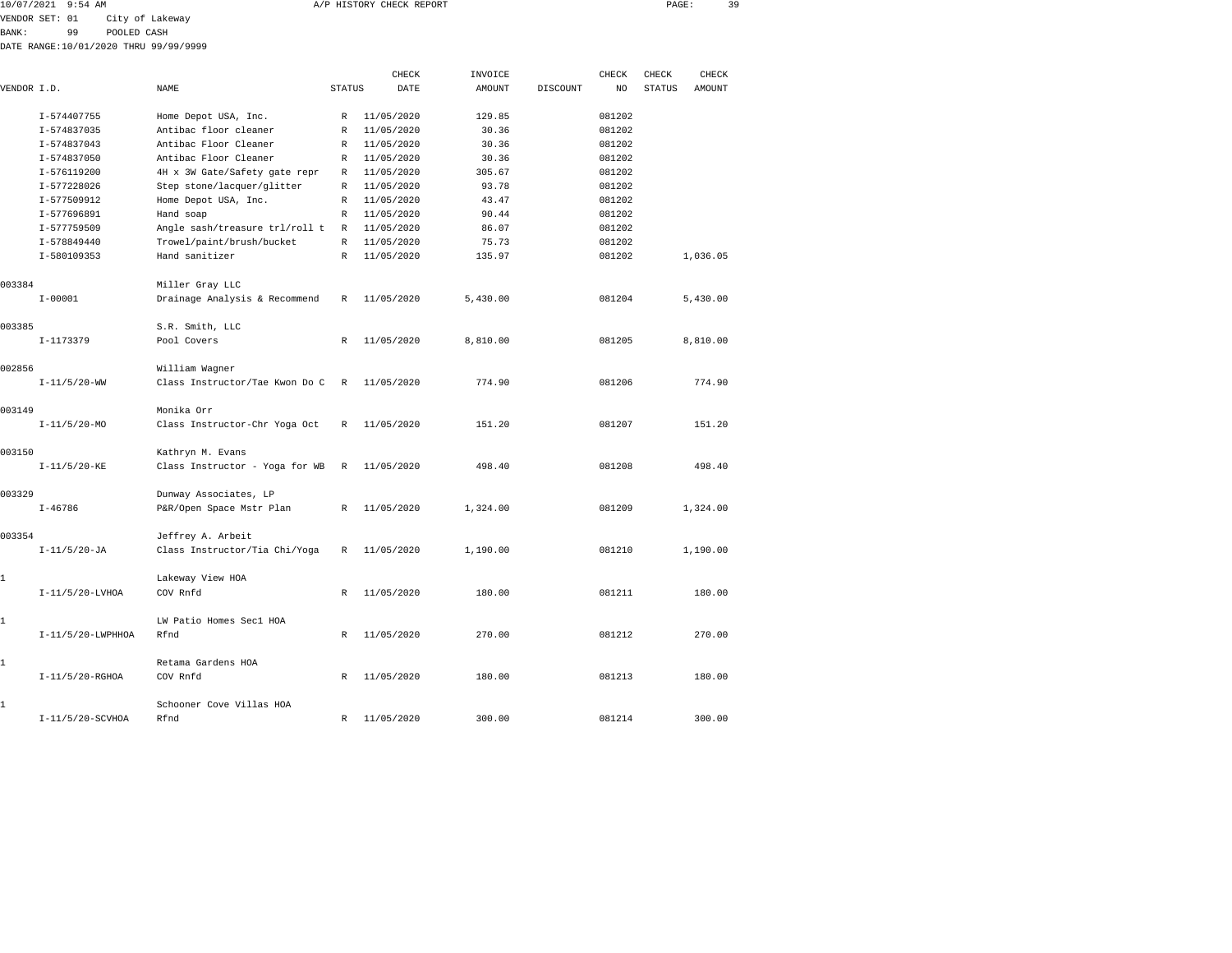10/07/2021 9:54 AM A/P HISTORY CHECK REPORT

VENDOR SET: 01 City of Lakeway
BANK: 99 POOLED CASH
DATE RANGE:10/01/2020 THRU 99/99/9999

| VENDOR I.D. | NAME | STATUS | CHECK DATE | INVOICE AMOUNT | DISCOUNT | CHECK NO | CHECK STATUS | CHECK AMOUNT |
|---|---|---|---|---|---|---|---|---|
| I-574407755 | Home Depot USA, Inc. | R | 11/05/2020 | 129.85 | | 081202 | | |
| I-574837035 | Antibac floor cleaner | R | 11/05/2020 | 30.36 | | 081202 | | |
| I-574837043 | Antibac Floor Cleaner | R | 11/05/2020 | 30.36 | | 081202 | | |
| I-574837050 | Antibac Floor Cleaner | R | 11/05/2020 | 30.36 | | 081202 | | |
| I-576119200 | 4H x 3W Gate/Safety gate repr | R | 11/05/2020 | 305.67 | | 081202 | | |
| I-577228026 | Step stone/lacquer/glitter | R | 11/05/2020 | 93.78 | | 081202 | | |
| I-577509912 | Home Depot USA, Inc. | R | 11/05/2020 | 43.47 | | 081202 | | |
| I-577696891 | Hand soap | R | 11/05/2020 | 90.44 | | 081202 | | |
| I-577759509 | Angle sash/treasure trl/roll t | R | 11/05/2020 | 86.07 | | 081202 | | |
| I-578849440 | Trowel/paint/brush/bucket | R | 11/05/2020 | 75.73 | | 081202 | | |
| I-580109353 | Hand sanitizer | R | 11/05/2020 | 135.97 | | 081202 | | 1,036.05 |
| 003384 | Miller Gray LLC | | | | | | | |
| I-00001 | Drainage Analysis & Recommend | R | 11/05/2020 | 5,430.00 | | 081204 | | 5,430.00 |
| 003385 | S.R. Smith, LLC | | | | | | | |
| I-1173379 | Pool Covers | R | 11/05/2020 | 8,810.00 | | 081205 | | 8,810.00 |
| 002856 | William Wagner | | | | | | | |
| I-11/5/20-WW | Class Instructor/Tae Kwon Do C | R | 11/05/2020 | 774.90 | | 081206 | | 774.90 |
| 003149 | Monika Orr | | | | | | | |
| I-11/5/20-MO | Class Instructor-Chr Yoga Oct | R | 11/05/2020 | 151.20 | | 081207 | | 151.20 |
| 003150 | Kathryn M. Evans | | | | | | | |
| I-11/5/20-KE | Class Instructor - Yoga for WB | R | 11/05/2020 | 498.40 | | 081208 | | 498.40 |
| 003329 | Dunway Associates, LP | | | | | | | |
| I-46786 | P&R/Open Space Mstr Plan | R | 11/05/2020 | 1,324.00 | | 081209 | | 1,324.00 |
| 003354 | Jeffrey A. Arbeit | | | | | | | |
| I-11/5/20-JA | Class Instructor/Tia Chi/Yoga | R | 11/05/2020 | 1,190.00 | | 081210 | | 1,190.00 |
| 1 | Lakeway View HOA | | | | | | | |
| I-11/5/20-LVHOA | COV Rnfd | R | 11/05/2020 | 180.00 | | 081211 | | 180.00 |
| 1 | LW Patio Homes Sec1 HOA | | | | | | | |
| I-11/5/20-LWPHHOA | Rfnd | R | 11/05/2020 | 270.00 | | 081212 | | 270.00 |
| 1 | Retama Gardens HOA | | | | | | | |
| I-11/5/20-RGHOA | COV Rnfd | R | 11/05/2020 | 180.00 | | 081213 | | 180.00 |
| 1 | Schooner Cove Villas HOA | | | | | | | |
| I-11/5/20-SCVHOA | Rfnd | R | 11/05/2020 | 300.00 | | 081214 | | 300.00 |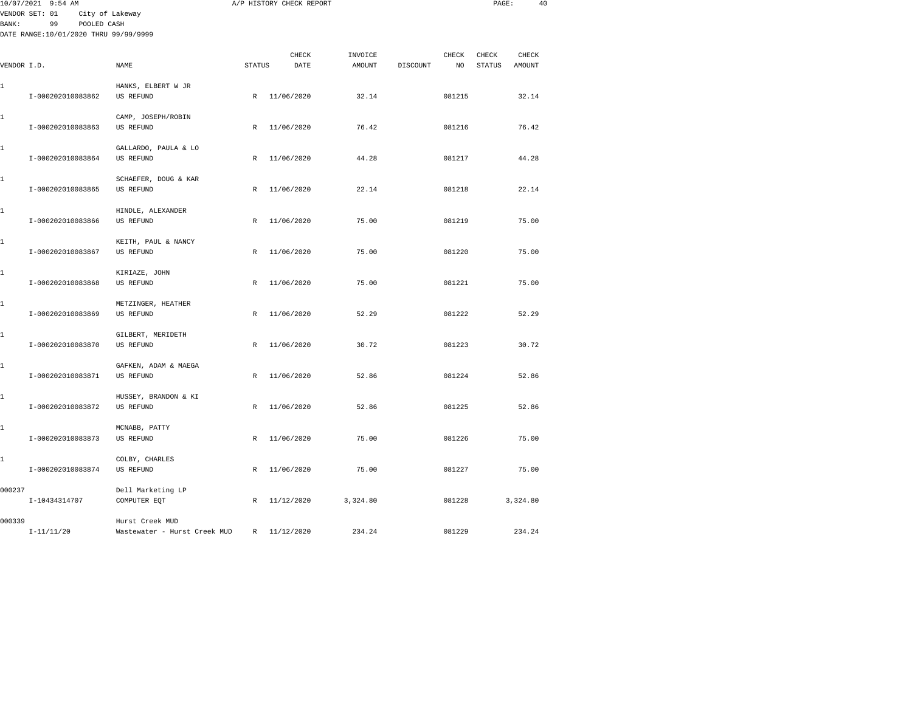10/07/2021 9:54 AM A/P HISTORY CHECK REPORT

VENDOR SET: 01 City of Lakeway
BANK: 99 POOLED CASH
DATE RANGE:10/01/2020 THRU 99/99/9999

| VENDOR I.D. | NAME | STATUS | CHECK DATE | INVOICE AMOUNT | DISCOUNT | CHECK NO | CHECK STATUS | CHECK AMOUNT |
|---|---|---|---|---|---|---|---|---|
| 1 | HANKS, ELBERT W JR | | | | | | | |
| I-000202010083862 | US REFUND | R | 11/06/2020 | 32.14 | | 081215 | | 32.14 |
| 1 | CAMP, JOSEPH/ROBIN | | | | | | | |
| I-000202010083863 | US REFUND | R | 11/06/2020 | 76.42 | | 081216 | | 76.42 |
| 1 | GALLARDO, PAULA & LO | | | | | | | |
| I-000202010083864 | US REFUND | R | 11/06/2020 | 44.28 | | 081217 | | 44.28 |
| 1 | SCHAEFER, DOUG & KAR | | | | | | | |
| I-000202010083865 | US REFUND | R | 11/06/2020 | 22.14 | | 081218 | | 22.14 |
| 1 | HINDLE, ALEXANDER | | | | | | | |
| I-000202010083866 | US REFUND | R | 11/06/2020 | 75.00 | | 081219 | | 75.00 |
| 1 | KEITH, PAUL & NANCY | | | | | | | |
| I-000202010083867 | US REFUND | R | 11/06/2020 | 75.00 | | 081220 | | 75.00 |
| 1 | KIRIAZE, JOHN | | | | | | | |
| I-000202010083868 | US REFUND | R | 11/06/2020 | 75.00 | | 081221 | | 75.00 |
| 1 | METZINGER, HEATHER | | | | | | | |
| I-000202010083869 | US REFUND | R | 11/06/2020 | 52.29 | | 081222 | | 52.29 |
| 1 | GILBERT, MERIDETH | | | | | | | |
| I-000202010083870 | US REFUND | R | 11/06/2020 | 30.72 | | 081223 | | 30.72 |
| 1 | GAFKEN, ADAM & MAEGA | | | | | | | |
| I-000202010083871 | US REFUND | R | 11/06/2020 | 52.86 | | 081224 | | 52.86 |
| 1 | HUSSEY, BRANDON & KI | | | | | | | |
| I-000202010083872 | US REFUND | R | 11/06/2020 | 52.86 | | 081225 | | 52.86 |
| 1 | MCNABB, PATTY | | | | | | | |
| I-000202010083873 | US REFUND | R | 11/06/2020 | 75.00 | | 081226 | | 75.00 |
| 1 | COLBY, CHARLES | | | | | | | |
| I-000202010083874 | US REFUND | R | 11/06/2020 | 75.00 | | 081227 | | 75.00 |
| 000237 | Dell Marketing LP | | | | | | | |
| I-10434314707 | COMPUTER EQT | R | 11/12/2020 | 3,324.80 | | 081228 | | 3,324.80 |
| 000339 | Hurst Creek MUD | | | | | | | |
| I-11/11/20 | Wastewater - Hurst Creek MUD | R | 11/12/2020 | 234.24 | | 081229 | | 234.24 |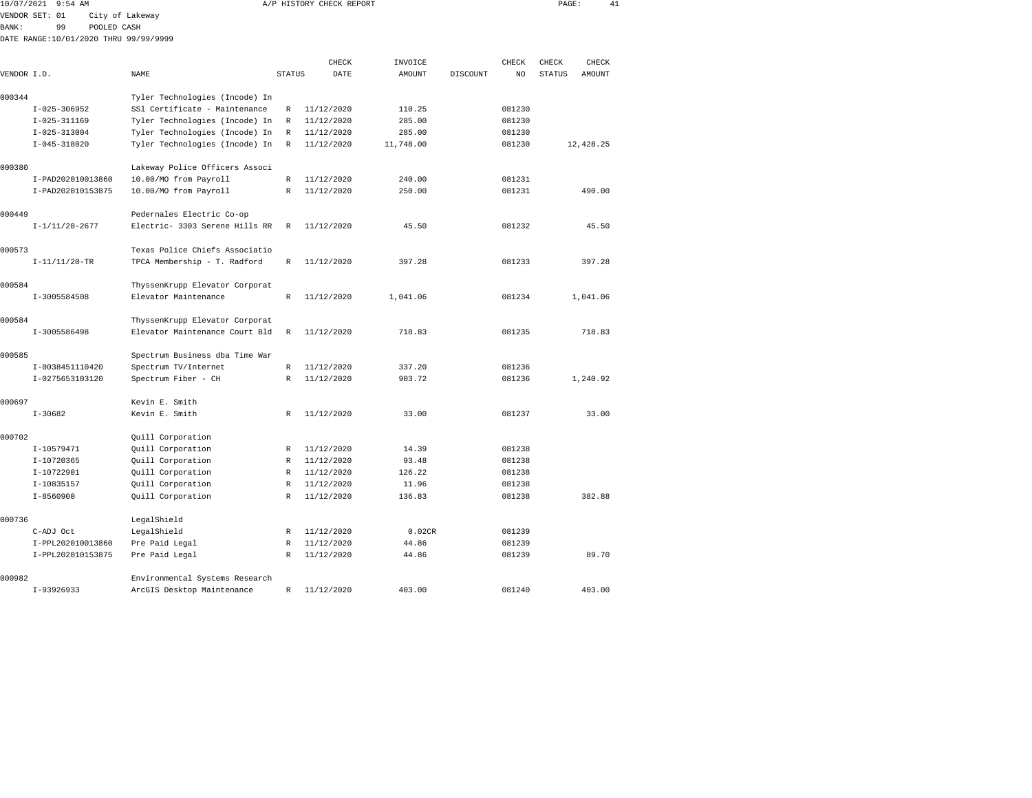10/07/2021 9:54 AM A/P HISTORY CHECK REPORT

VENDOR SET: 01 City of Lakeway
BANK: 99 POOLED CASH
DATE RANGE:10/01/2020 THRU 99/99/9999

| VENDOR I.D. | | NAME | STATUS | CHECK DATE | INVOICE AMOUNT | DISCOUNT | CHECK NO | CHECK STATUS | CHECK AMOUNT |
|---|---|---|---|---|---|---|---|---|---|
| 000344 | | Tyler Technologies (Incode) In | | | | | | | |
| | I-025-306952 | SSl Certificate - Maintenance | R | 11/12/2020 | 110.25 | | 081230 | | |
| | I-025-311169 | Tyler Technologies (Incode) In | R | 11/12/2020 | 285.00 | | 081230 | | |
| | I-025-313004 | Tyler Technologies (Incode) In | R | 11/12/2020 | 285.00 | | 081230 | | |
| | I-045-318020 | Tyler Technologies (Incode) In | R | 11/12/2020 | 11,748.00 | | 081230 | | 12,428.25 |
| 000380 | | Lakeway Police Officers Associ | | | | | | | |
| | I-PAD202010013860 | 10.00/MO from Payroll | R | 11/12/2020 | 240.00 | | 081231 | | |
| | I-PAD202010153875 | 10.00/MO from Payroll | R | 11/12/2020 | 250.00 | | 081231 | | 490.00 |
| 000449 | | Pedernales Electric Co-op | | | | | | | |
| | I-1/11/20-2677 | Electric- 3303 Serene Hills RR | R | 11/12/2020 | 45.50 | | 081232 | | 45.50 |
| 000573 | | Texas Police Chiefs Associatio | | | | | | | |
| | I-11/11/20-TR | TPCA Membership - T. Radford | R | 11/12/2020 | 397.28 | | 081233 | | 397.28 |
| 000584 | | ThyssenKrupp Elevator Corporat | | | | | | | |
| | I-3005584508 | Elevator Maintenance | R | 11/12/2020 | 1,041.06 | | 081234 | | 1,041.06 |
| 000584 | | ThyssenKrupp Elevator Corporat | | | | | | | |
| | I-3005586498 | Elevator Maintenance Court Bld | R | 11/12/2020 | 718.83 | | 081235 | | 718.83 |
| 000585 | | Spectrum Business dba Time War | | | | | | | |
| | I-0038451110420 | Spectrum TV/Internet | R | 11/12/2020 | 337.20 | | 081236 | | |
| | I-0275653103120 | Spectrum Fiber - CH | R | 11/12/2020 | 903.72 | | 081236 | | 1,240.92 |
| 000697 | | Kevin E. Smith | | | | | | | |
| | I-30682 | Kevin E. Smith | R | 11/12/2020 | 33.00 | | 081237 | | 33.00 |
| 000702 | | Quill Corporation | | | | | | | |
| | I-10579471 | Quill Corporation | R | 11/12/2020 | 14.39 | | 081238 | | |
| | I-10720365 | Quill Corporation | R | 11/12/2020 | 93.48 | | 081238 | | |
| | I-10722901 | Quill Corporation | R | 11/12/2020 | 126.22 | | 081238 | | |
| | I-10835157 | Quill Corporation | R | 11/12/2020 | 11.96 | | 081238 | | |
| | I-8560900 | Quill Corporation | R | 11/12/2020 | 136.83 | | 081238 | | 382.88 |
| 000736 | | LegalShield | | | | | | | |
| | C-ADJ Oct | LegalShield | R | 11/12/2020 | 0.02CR | | 081239 | | |
| | I-PPL202010013860 | Pre Paid Legal | R | 11/12/2020 | 44.86 | | 081239 | | |
| | I-PPL202010153875 | Pre Paid Legal | R | 11/12/2020 | 44.86 | | 081239 | | 89.70 |
| 000982 | | Environmental Systems Research | | | | | | | |
| | I-93926933 | ArcGIS Desktop Maintenance | R | 11/12/2020 | 403.00 | | 081240 | | 403.00 |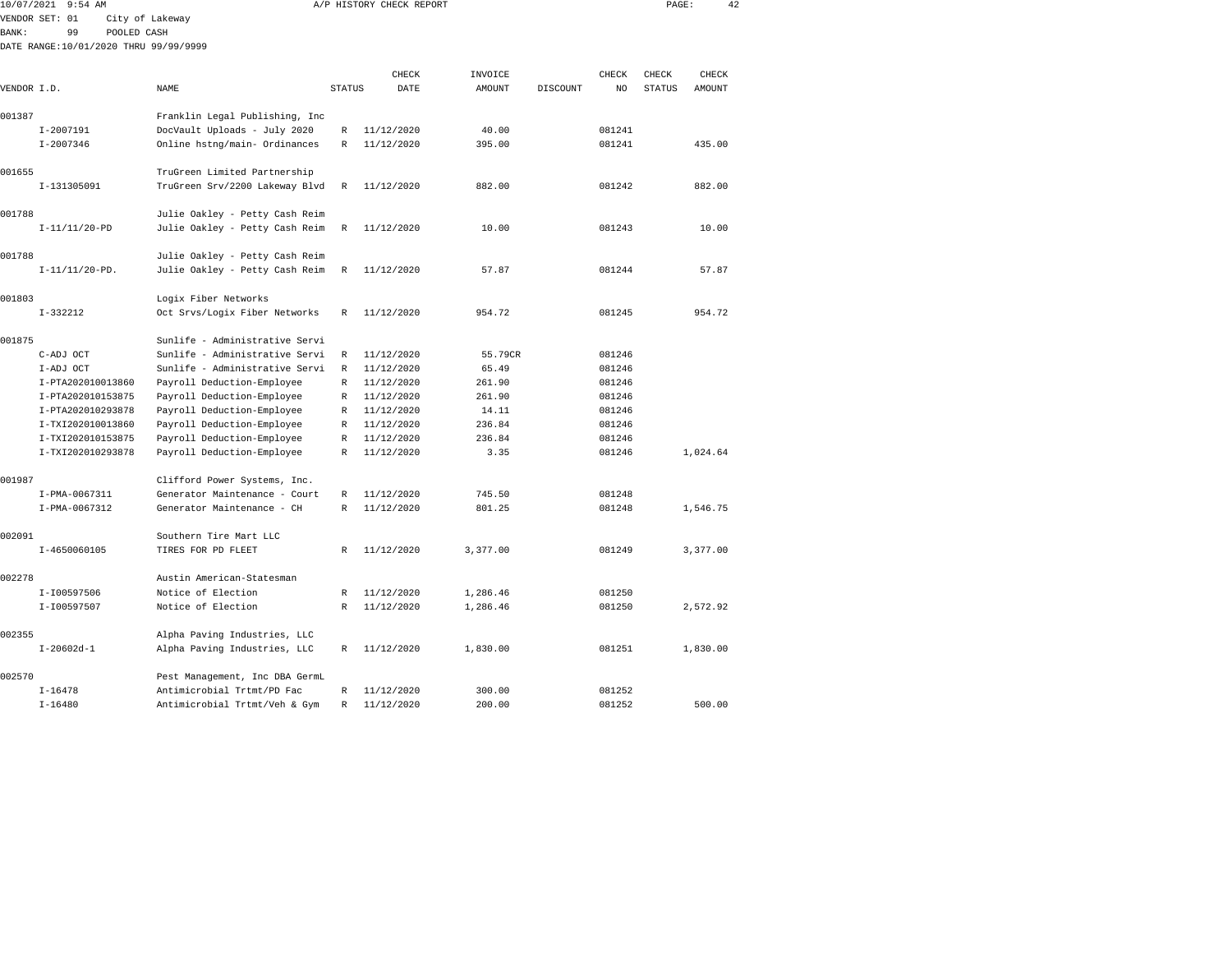10/07/2021 9:54 AM A/P HISTORY CHECK REPORT

VENDOR SET: 01 City of Lakeway
BANK: 99 POOLED CASH
DATE RANGE:10/01/2020 THRU 99/99/9999

| VENDOR I.D. | NAME | STATUS | CHECK DATE | INVOICE AMOUNT | DISCOUNT | CHECK NO | CHECK STATUS | CHECK AMOUNT |
|---|---|---|---|---|---|---|---|---|
| 001387 | Franklin Legal Publishing, Inc | | | | | | | |
| I-2007191 | DocVault Uploads - July 2020 | R | 11/12/2020 | 40.00 | | 081241 | | |
| I-2007346 | Online hstng/main- Ordinances | R | 11/12/2020 | 395.00 | | 081241 | | 435.00 |
| 001655 | TruGreen Limited Partnership | | | | | | | |
| I-131305091 | TruGreen Srv/2200 Lakeway Blvd | R | 11/12/2020 | 882.00 | | 081242 | | 882.00 |
| 001788 | Julie Oakley - Petty Cash Reim | | | | | | | |
| I-11/11/20-PD | Julie Oakley - Petty Cash Reim | R | 11/12/2020 | 10.00 | | 081243 | | 10.00 |
| 001788 | Julie Oakley - Petty Cash Reim | | | | | | | |
| I-11/11/20-PD. | Julie Oakley - Petty Cash Reim | R | 11/12/2020 | 57.87 | | 081244 | | 57.87 |
| 001803 | Logix Fiber Networks | | | | | | | |
| I-332212 | Oct Srvs/Logix Fiber Networks | R | 11/12/2020 | 954.72 | | 081245 | | 954.72 |
| 001875 | Sunlife - Administrative Servi | | | | | | | |
| C-ADJ OCT | Sunlife - Administrative Servi | R | 11/12/2020 | 55.79CR | | 081246 | | |
| I-ADJ OCT | Sunlife - Administrative Servi | R | 11/12/2020 | 65.49 | | 081246 | | |
| I-PTA202010013860 | Payroll Deduction-Employee | R | 11/12/2020 | 261.90 | | 081246 | | |
| I-PTA202010153875 | Payroll Deduction-Employee | R | 11/12/2020 | 261.90 | | 081246 | | |
| I-PTA202010293878 | Payroll Deduction-Employee | R | 11/12/2020 | 14.11 | | 081246 | | |
| I-TXI202010013860 | Payroll Deduction-Employee | R | 11/12/2020 | 236.84 | | 081246 | | |
| I-TXI202010153875 | Payroll Deduction-Employee | R | 11/12/2020 | 236.84 | | 081246 | | |
| I-TXI202010293878 | Payroll Deduction-Employee | R | 11/12/2020 | 3.35 | | 081246 | | 1,024.64 |
| 001987 | Clifford Power Systems, Inc. | | | | | | | |
| I-PMA-0067311 | Generator Maintenance - Court | R | 11/12/2020 | 745.50 | | 081248 | | |
| I-PMA-0067312 | Generator Maintenance - CH | R | 11/12/2020 | 801.25 | | 081248 | | 1,546.75 |
| 002091 | Southern Tire Mart LLC | | | | | | | |
| I-4650060105 | TIRES FOR PD FLEET | R | 11/12/2020 | 3,377.00 | | 081249 | | 3,377.00 |
| 002278 | Austin American-Statesman | | | | | | | |
| I-I00597506 | Notice of Election | R | 11/12/2020 | 1,286.46 | | 081250 | | |
| I-I00597507 | Notice of Election | R | 11/12/2020 | 1,286.46 | | 081250 | | 2,572.92 |
| 002355 | Alpha Paving Industries, LLC | | | | | | | |
| I-20602d-1 | Alpha Paving Industries, LLC | R | 11/12/2020 | 1,830.00 | | 081251 | | 1,830.00 |
| 002570 | Pest Management, Inc DBA GermL | | | | | | | |
| I-16478 | Antimicrobial Trtmt/PD Fac | R | 11/12/2020 | 300.00 | | 081252 | | |
| I-16480 | Antimicrobial Trtmt/Veh & Gym | R | 11/12/2020 | 200.00 | | 081252 | | 500.00 |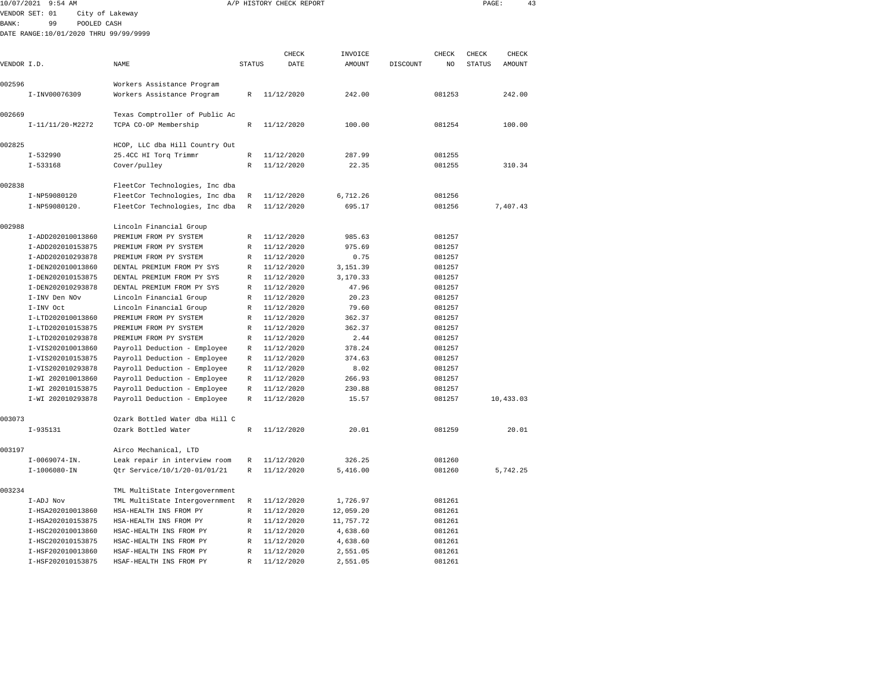10/07/2021 9:54 AM A/P HISTORY CHECK REPORT

VENDOR SET: 01 City of Lakeway
BANK: 99 POOLED CASH
DATE RANGE:10/01/2020 THRU 99/99/9999

| VENDOR I.D. | NAME | STATUS | CHECK DATE | INVOICE AMOUNT | DISCOUNT | CHECK NO | CHECK STATUS | CHECK AMOUNT |
|---|---|---|---|---|---|---|---|---|
| 002596 | Workers Assistance Program | | | | | | | |
| I-INV00076309 | Workers Assistance Program | R | 11/12/2020 | 242.00 | | 081253 | | 242.00 |
| 002669 | Texas Comptroller of Public Ac | | | | | | | |
| I-11/11/20-M2272 | TCPA CO-OP Membership | R | 11/12/2020 | 100.00 | | 081254 | | 100.00 |
| 002825 | HCOP, LLC dba Hill Country Out | | | | | | | |
| I-532990 | 25.4CC HI Torq Trimmr | R | 11/12/2020 | 287.99 | | 081255 | | |
| I-533168 | Cover/pulley | R | 11/12/2020 | 22.35 | | 081255 | | 310.34 |
| 002838 | FleetCor Technologies, Inc dba | | | | | | | |
| I-NP59080120 | FleetCor Technologies, Inc dba | R | 11/12/2020 | 6,712.26 | | 081256 | | |
| I-NP59080120. | FleetCor Technologies, Inc dba | R | 11/12/2020 | 695.17 | | 081256 | | 7,407.43 |
| 002988 | Lincoln Financial Group | | | | | | | |
| I-ADD202010013860 | PREMIUM FROM PY SYSTEM | R | 11/12/2020 | 985.63 | | 081257 | | |
| I-ADD202010153875 | PREMIUM FROM PY SYSTEM | R | 11/12/2020 | 975.69 | | 081257 | | |
| I-ADD202010293878 | PREMIUM FROM PY SYSTEM | R | 11/12/2020 | 0.75 | | 081257 | | |
| I-DEN202010013860 | DENTAL PREMIUM FROM PY SYS | R | 11/12/2020 | 3,151.39 | | 081257 | | |
| I-DEN202010153875 | DENTAL PREMIUM FROM PY SYS | R | 11/12/2020 | 3,170.33 | | 081257 | | |
| I-DEN202010293878 | DENTAL PREMIUM FROM PY SYS | R | 11/12/2020 | 47.96 | | 081257 | | |
| I-INV Den NOv | Lincoln Financial Group | R | 11/12/2020 | 20.23 | | 081257 | | |
| I-INV Oct | Lincoln Financial Group | R | 11/12/2020 | 79.60 | | 081257 | | |
| I-LTD202010013860 | PREMIUM FROM PY SYSTEM | R | 11/12/2020 | 362.37 | | 081257 | | |
| I-LTD202010153875 | PREMIUM FROM PY SYSTEM | R | 11/12/2020 | 362.37 | | 081257 | | |
| I-LTD202010293878 | PREMIUM FROM PY SYSTEM | R | 11/12/2020 | 2.44 | | 081257 | | |
| I-VIS202010013860 | Payroll Deduction - Employee | R | 11/12/2020 | 378.24 | | 081257 | | |
| I-VIS202010153875 | Payroll Deduction - Employee | R | 11/12/2020 | 374.63 | | 081257 | | |
| I-VIS202010293878 | Payroll Deduction - Employee | R | 11/12/2020 | 8.02 | | 081257 | | |
| I-WI 202010013860 | Payroll Deduction - Employee | R | 11/12/2020 | 266.93 | | 081257 | | |
| I-WI 202010153875 | Payroll Deduction - Employee | R | 11/12/2020 | 230.88 | | 081257 | | |
| I-WI 202010293878 | Payroll Deduction - Employee | R | 11/12/2020 | 15.57 | | 081257 | | 10,433.03 |
| 003073 | Ozark Bottled Water dba Hill C | | | | | | | |
| I-935131 | Ozark Bottled Water | R | 11/12/2020 | 20.01 | | 081259 | | 20.01 |
| 003197 | Airco Mechanical, LTD | | | | | | | |
| I-0069074-IN. | Leak repair in interview room | R | 11/12/2020 | 326.25 | | 081260 | | |
| I-1006080-IN | Qtr Service/10/1/20-01/01/21 | R | 11/12/2020 | 5,416.00 | | 081260 | | 5,742.25 |
| 003234 | TML MultiState Intergovernment | | | | | | | |
| I-ADJ Nov | TML MultiState Intergovernment | R | 11/12/2020 | 1,726.97 | | 081261 | | |
| I-HSA202010013860 | HSA-HEALTH INS FROM PY | R | 11/12/2020 | 12,059.20 | | 081261 | | |
| I-HSA202010153875 | HSA-HEALTH INS FROM PY | R | 11/12/2020 | 11,757.72 | | 081261 | | |
| I-HSC202010013860 | HSAC-HEALTH INS FROM PY | R | 11/12/2020 | 4,638.60 | | 081261 | | |
| I-HSC202010153875 | HSAC-HEALTH INS FROM PY | R | 11/12/2020 | 4,638.60 | | 081261 | | |
| I-HSF202010013860 | HSAF-HEALTH INS FROM PY | R | 11/12/2020 | 2,551.05 | | 081261 | | |
| I-HSF202010153875 | HSAF-HEALTH INS FROM PY | R | 11/12/2020 | 2,551.05 | | 081261 | | |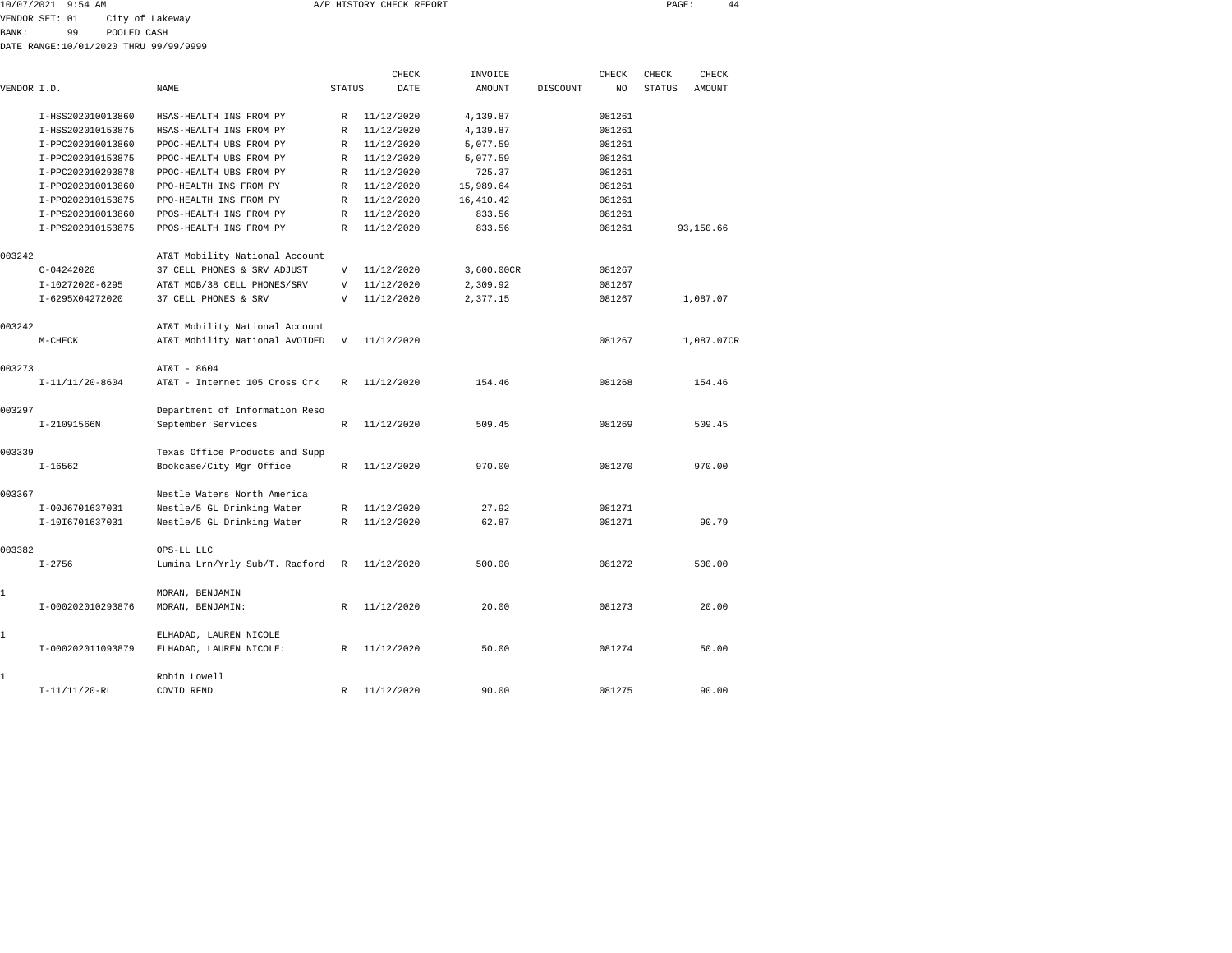10/07/2021 9:54 AM A/P HISTORY CHECK REPORT

VENDOR SET: 01 City of Lakeway
BANK: 99 POOLED CASH
DATE RANGE:10/01/2020 THRU 99/99/9999

| VENDOR I.D. | NAME | STATUS | CHECK DATE | INVOICE AMOUNT | DISCOUNT | CHECK NO | CHECK STATUS | CHECK AMOUNT |
|---|---|---|---|---|---|---|---|---|
| I-HSS202010013860 | HSAS-HEALTH INS FROM PY | R | 11/12/2020 | 4,139.87 | | 081261 | | |
| I-HSS202010153875 | HSAS-HEALTH INS FROM PY | R | 11/12/2020 | 4,139.87 | | 081261 | | |
| I-PPC202010013860 | PPOC-HEALTH UBS FROM PY | R | 11/12/2020 | 5,077.59 | | 081261 | | |
| I-PPC202010153875 | PPOC-HEALTH UBS FROM PY | R | 11/12/2020 | 5,077.59 | | 081261 | | |
| I-PPC202010293878 | PPOC-HEALTH UBS FROM PY | R | 11/12/2020 | 725.37 | | 081261 | | |
| I-PPO202010013860 | PPO-HEALTH INS FROM PY | R | 11/12/2020 | 15,989.64 | | 081261 | | |
| I-PPO202010153875 | PPO-HEALTH INS FROM PY | R | 11/12/2020 | 16,410.42 | | 081261 | | |
| I-PPS202010013860 | PPOS-HEALTH INS FROM PY | R | 11/12/2020 | 833.56 | | 081261 | | |
| I-PPS202010153875 | PPOS-HEALTH INS FROM PY | R | 11/12/2020 | 833.56 | | 081261 | | 93,150.66 |
| 003242 | AT&T Mobility National Account | | | | | | | |
| C-04242020 | 37 CELL PHONES & SRV ADJUST | V | 11/12/2020 | 3,600.00CR | | 081267 | | |
| I-10272020-6295 | AT&T MOB/38 CELL PHONES/SRV | V | 11/12/2020 | 2,309.92 | | 081267 | | |
| I-6295X04272020 | 37 CELL PHONES & SRV | V | 11/12/2020 | 2,377.15 | | 081267 | | 1,087.07 |
| 003242 | AT&T Mobility National Account | | | | | | | |
| M-CHECK | AT&T Mobility National AVOIDED | V | 11/12/2020 | | | 081267 | | 1,087.07CR |
| 003273 | AT&T - 8604 | | | | | | | |
| I-11/11/20-8604 | AT&T - Internet 105 Cross Crk | R | 11/12/2020 | 154.46 | | 081268 | | 154.46 |
| 003297 | Department of Information Reso | | | | | | | |
| I-21091566N | September Services | R | 11/12/2020 | 509.45 | | 081269 | | 509.45 |
| 003339 | Texas Office Products and Supp | | | | | | | |
| I-16562 | Bookcase/City Mgr Office | R | 11/12/2020 | 970.00 | | 081270 | | 970.00 |
| 003367 | Nestle Waters North America | | | | | | | |
| I-00J6701637031 | Nestle/5 GL Drinking Water | R | 11/12/2020 | 27.92 | | 081271 | | |
| I-10I6701637031 | Nestle/5 GL Drinking Water | R | 11/12/2020 | 62.87 | | 081271 | | 90.79 |
| 003382 | OPS-LL LLC | | | | | | | |
| I-2756 | Lumina Lrn/Yrly Sub/T. Radford | R | 11/12/2020 | 500.00 | | 081272 | | 500.00 |
| 1 | MORAN, BENJAMIN | | | | | | | |
| I-000202010293876 | MORAN, BENJAMIN: | R | 11/12/2020 | 20.00 | | 081273 | | 20.00 |
| 1 | ELHADAD, LAUREN NICOLE | | | | | | | |
| I-000202011093879 | ELHADAD, LAUREN NICOLE: | R | 11/12/2020 | 50.00 | | 081274 | | 50.00 |
| 1 | Robin Lowell | | | | | | | |
| I-11/11/20-RL | COVID RFND | R | 11/12/2020 | 90.00 | | 081275 | | 90.00 |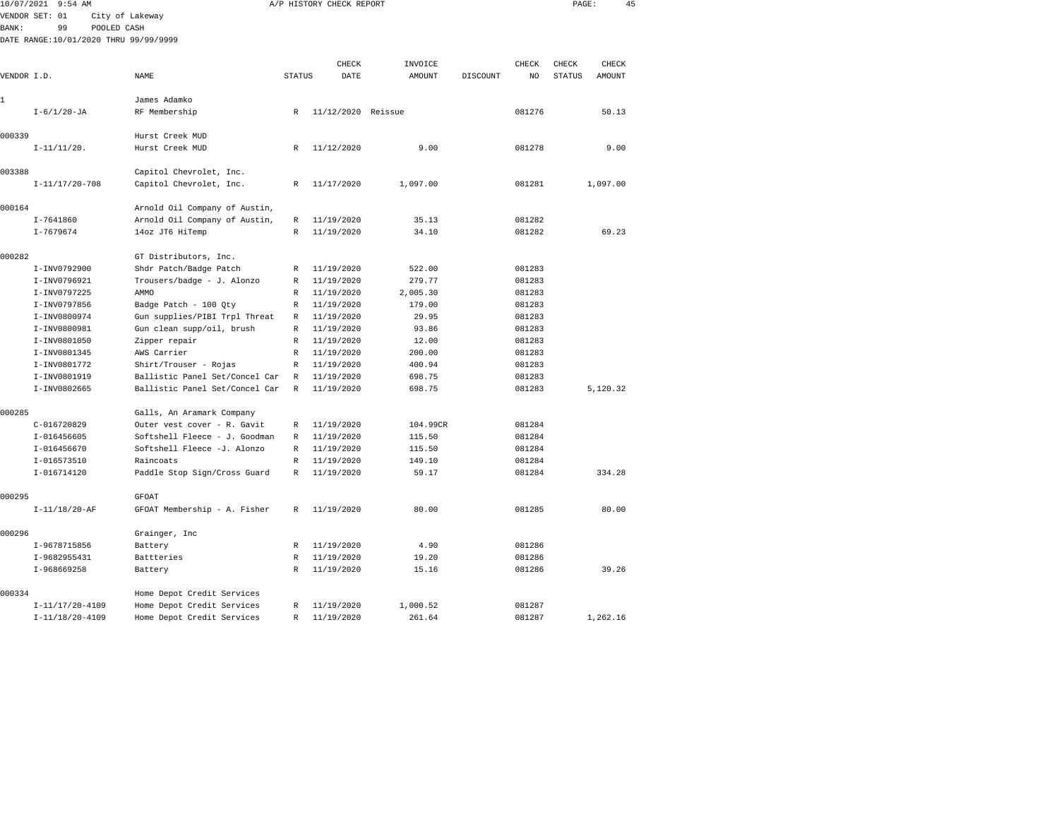10/07/2021 9:54 AM A/P HISTORY CHECK REPORT

VENDOR SET: 01 City of Lakeway
BANK: 99 POOLED CASH
DATE RANGE:10/01/2020 THRU 99/99/9999

| VENDOR I.D. | NAME | STATUS | CHECK DATE | INVOICE AMOUNT | DISCOUNT | CHECK NO | CHECK STATUS | CHECK AMOUNT |
|---|---|---|---|---|---|---|---|---|
| 1 | James Adamko | | | | | | | |
| I-6/1/20-JA | RF Membership | R | 11/12/2020 | Reissue | | 081276 | | 50.13 |
| 000339 | Hurst Creek MUD | | | | | | | |
| I-11/11/20. | Hurst Creek MUD | R | 11/12/2020 | 9.00 | | 081278 | | 9.00 |
| 003388 | Capitol Chevrolet, Inc. | | | | | | | |
| I-11/17/20-708 | Capitol Chevrolet, Inc. | R | 11/17/2020 | 1,097.00 | | 081281 | | 1,097.00 |
| 000164 | Arnold Oil Company of Austin, | | | | | | | |
| I-7641860 | Arnold Oil Company of Austin, | R | 11/19/2020 | 35.13 | | 081282 | | |
| I-7679674 | 14oz JT6 HiTemp | R | 11/19/2020 | 34.10 | | 081282 | | 69.23 |
| 000282 | GT Distributors, Inc. | | | | | | | |
| I-INV0792900 | Shdr Patch/Badge Patch | R | 11/19/2020 | 522.00 | | 081283 | | |
| I-INV0796921 | Trousers/badge - J. Alonzo | R | 11/19/2020 | 279.77 | | 081283 | | |
| I-INV0797225 | AMMO | R | 11/19/2020 | 2,005.30 | | 081283 | | |
| I-INV0797856 | Badge Patch - 100 Qty | R | 11/19/2020 | 179.00 | | 081283 | | |
| I-INV0800974 | Gun supplies/PIBI Trpl Threat | R | 11/19/2020 | 29.95 | | 081283 | | |
| I-INV0800981 | Gun clean supp/oil, brush | R | 11/19/2020 | 93.86 | | 081283 | | |
| I-INV0801050 | Zipper repair | R | 11/19/2020 | 12.00 | | 081283 | | |
| I-INV0801345 | AWS Carrier | R | 11/19/2020 | 200.00 | | 081283 | | |
| I-INV0801772 | Shirt/Trouser - Rojas | R | 11/19/2020 | 400.94 | | 081283 | | |
| I-INV0801919 | Ballistic Panel Set/Concel Car | R | 11/19/2020 | 698.75 | | 081283 | | |
| I-INV0802665 | Ballistic Panel Set/Concel Car | R | 11/19/2020 | 698.75 | | 081283 | | 5,120.32 |
| 000285 | Galls, An Aramark Company | | | | | | | |
| C-016720829 | Outer vest cover - R. Gavit | R | 11/19/2020 | 104.99CR | | 081284 | | |
| I-016456605 | Softshell Fleece - J. Goodman | R | 11/19/2020 | 115.50 | | 081284 | | |
| I-016456670 | Softshell Fleece -J. Alonzo | R | 11/19/2020 | 115.50 | | 081284 | | |
| I-016573510 | Raincoats | R | 11/19/2020 | 149.10 | | 081284 | | |
| I-016714120 | Paddle Stop Sign/Cross Guard | R | 11/19/2020 | 59.17 | | 081284 | | 334.28 |
| 000295 | GFOAT | | | | | | | |
| I-11/18/20-AF | GFOAT Membership - A. Fisher | R | 11/19/2020 | 80.00 | | 081285 | | 80.00 |
| 000296 | Grainger, Inc | | | | | | | |
| I-9678715856 | Battery | R | 11/19/2020 | 4.90 | | 081286 | | |
| I-9682955431 | Battteries | R | 11/19/2020 | 19.20 | | 081286 | | |
| I-968669258 | Battery | R | 11/19/2020 | 15.16 | | 081286 | | 39.26 |
| 000334 | Home Depot Credit Services | | | | | | | |
| I-11/17/20-4109 | Home Depot Credit Services | R | 11/19/2020 | 1,000.52 | | 081287 | | |
| I-11/18/20-4109 | Home Depot Credit Services | R | 11/19/2020 | 261.64 | | 081287 | | 1,262.16 |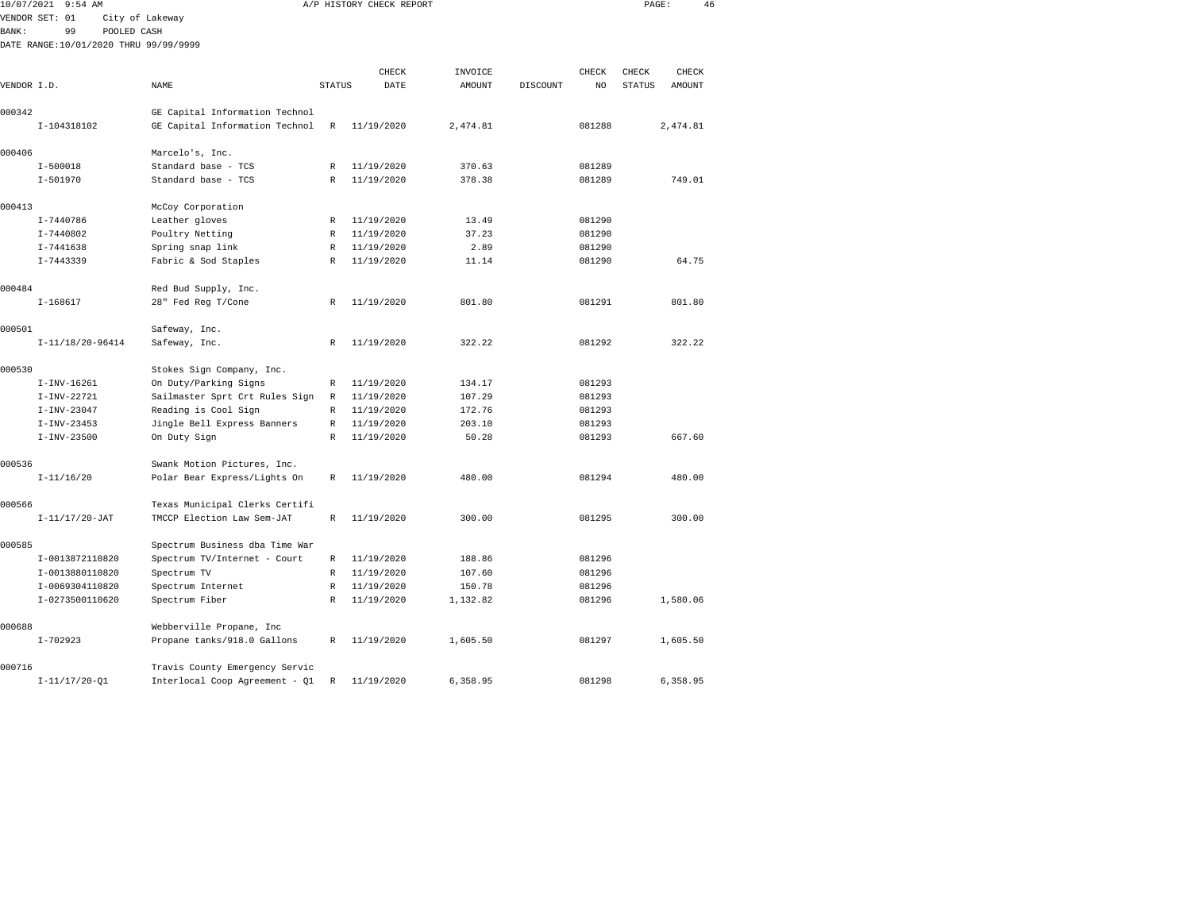10/07/2021 9:54 AM A/P HISTORY CHECK REPORT

VENDOR SET: 01 City of Lakeway
BANK: 99 POOLED CASH
DATE RANGE:10/01/2020 THRU 99/99/9999

| VENDOR I.D. | NAME | STATUS | CHECK DATE | INVOICE AMOUNT | DISCOUNT | CHECK NO | CHECK STATUS | CHECK AMOUNT |
|---|---|---|---|---|---|---|---|---|
| 000342 | GE Capital Information Technol | | | | | | | |
| I-104318102 | GE Capital Information Technol | R | 11/19/2020 | 2,474.81 | | 081288 | | 2,474.81 |
| 000406 | Marcelo's, Inc. | | | | | | | |
| I-500018 | Standard base - TCS | R | 11/19/2020 | 370.63 | | 081289 | | |
| I-501970 | Standard base - TCS | R | 11/19/2020 | 378.38 | | 081289 | | 749.01 |
| 000413 | McCoy Corporation | | | | | | | |
| I-7440786 | Leather gloves | R | 11/19/2020 | 13.49 | | 081290 | | |
| I-7440802 | Poultry Netting | R | 11/19/2020 | 37.23 | | 081290 | | |
| I-7441638 | Spring snap link | R | 11/19/2020 | 2.89 | | 081290 | | |
| I-7443339 | Fabric & Sod Staples | R | 11/19/2020 | 11.14 | | 081290 | | 64.75 |
| 000484 | Red Bud Supply, Inc. | | | | | | | |
| I-168617 | 28" Fed Reg T/Cone | R | 11/19/2020 | 801.80 | | 081291 | | 801.80 |
| 000501 | Safeway, Inc. | | | | | | | |
| I-11/18/20-96414 | Safeway, Inc. | R | 11/19/2020 | 322.22 | | 081292 | | 322.22 |
| 000530 | Stokes Sign Company, Inc. | | | | | | | |
| I-INV-16261 | On Duty/Parking Signs | R | 11/19/2020 | 134.17 | | 081293 | | |
| I-INV-22721 | Sailmaster Sprt Crt Rules Sign | R | 11/19/2020 | 107.29 | | 081293 | | |
| I-INV-23047 | Reading is Cool Sign | R | 11/19/2020 | 172.76 | | 081293 | | |
| I-INV-23453 | Jingle Bell Express Banners | R | 11/19/2020 | 203.10 | | 081293 | | |
| I-INV-23500 | On Duty Sign | R | 11/19/2020 | 50.28 | | 081293 | | 667.60 |
| 000536 | Swank Motion Pictures, Inc. | | | | | | | |
| I-11/16/20 | Polar Bear Express/Lights On | R | 11/19/2020 | 480.00 | | 081294 | | 480.00 |
| 000566 | Texas Municipal Clerks Certifi | | | | | | | |
| I-11/17/20-JAT | TMCCP Election Law Sem-JAT | R | 11/19/2020 | 300.00 | | 081295 | | 300.00 |
| 000585 | Spectrum Business dba Time War | | | | | | | |
| I-0013872110820 | Spectrum TV/Internet - Court | R | 11/19/2020 | 188.86 | | 081296 | | |
| I-0013880110820 | Spectrum TV | R | 11/19/2020 | 107.60 | | 081296 | | |
| I-0069304110820 | Spectrum Internet | R | 11/19/2020 | 150.78 | | 081296 | | |
| I-0273500110620 | Spectrum Fiber | R | 11/19/2020 | 1,132.82 | | 081296 | | 1,580.06 |
| 000688 | Webberville Propane, Inc | | | | | | | |
| I-702923 | Propane tanks/918.0 Gallons | R | 11/19/2020 | 1,605.50 | | 081297 | | 1,605.50 |
| 000716 | Travis County Emergency Servic | | | | | | | |
| I-11/17/20-Q1 | Interlocal Coop Agreement - Q1 | R | 11/19/2020 | 6,358.95 | | 081298 | | 6,358.95 |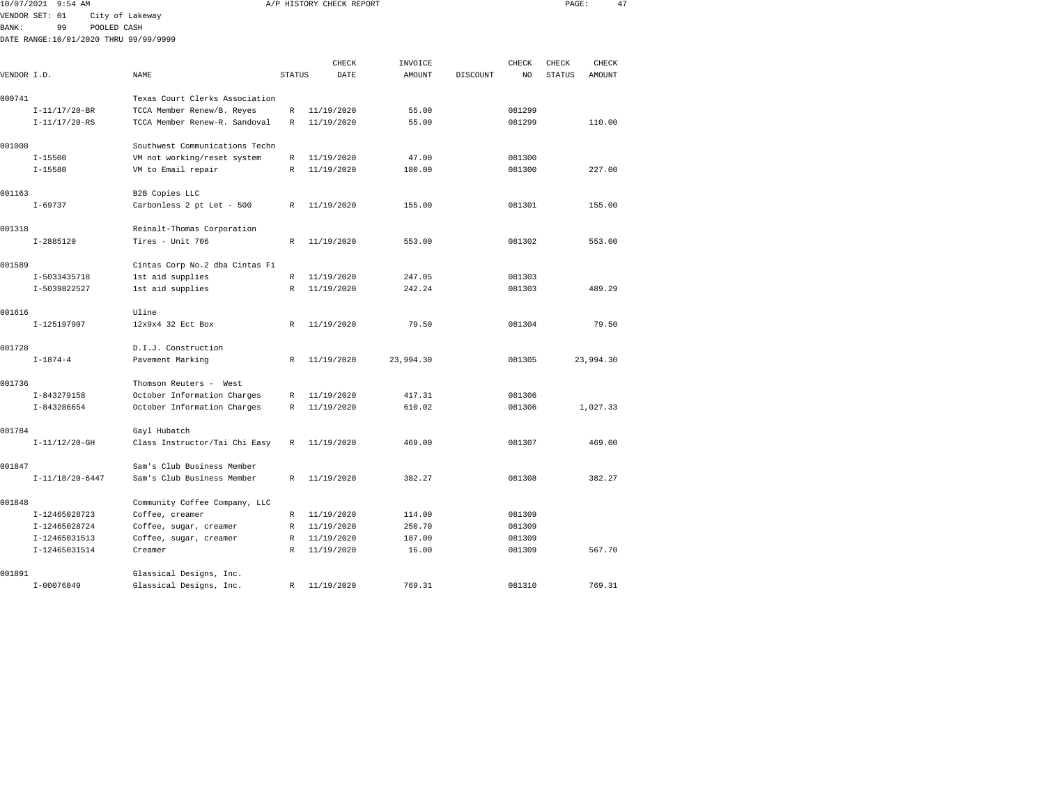10/07/2021 9:54 AM A/P HISTORY CHECK REPORT

VENDOR SET: 01 City of Lakeway
BANK: 99 POOLED CASH
DATE RANGE:10/01/2020 THRU 99/99/9999

| VENDOR I.D. | NAME | STATUS | CHECK DATE | INVOICE AMOUNT | DISCOUNT | CHECK NO | CHECK STATUS | CHECK AMOUNT |
|---|---|---|---|---|---|---|---|---|
| 000741 | Texas Court Clerks Association | | | | | | | |
| I-11/17/20-BR | TCCA Member Renew/B. Reyes | R | 11/19/2020 | 55.00 | | 081299 | | |
| I-11/17/20-RS | TCCA Member Renew-R. Sandoval | R | 11/19/2020 | 55.00 | | 081299 | | 110.00 |
| 001008 | Southwest Communications Techn | | | | | | | |
| I-15500 | VM not working/reset system | R | 11/19/2020 | 47.00 | | 081300 | | |
| I-15580 | VM to Email repair | R | 11/19/2020 | 180.00 | | 081300 | | 227.00 |
| 001163 | B2B Copies LLC | | | | | | | |
| I-69737 | Carbonless 2 pt Let - 500 | R | 11/19/2020 | 155.00 | | 081301 | | 155.00 |
| 001318 | Reinalt-Thomas Corporation | | | | | | | |
| I-2885120 | Tires - Unit 706 | R | 11/19/2020 | 553.00 | | 081302 | | 553.00 |
| 001589 | Cintas Corp No.2 dba Cintas Fi | | | | | | | |
| I-5033435718 | 1st aid supplies | R | 11/19/2020 | 247.05 | | 081303 | | |
| I-5039822527 | 1st aid supplies | R | 11/19/2020 | 242.24 | | 081303 | | 489.29 |
| 001616 | Uline | | | | | | | |
| I-125197907 | 12x9x4 32 Ect Box | R | 11/19/2020 | 79.50 | | 081304 | | 79.50 |
| 001728 | D.I.J. Construction | | | | | | | |
| I-1874-4 | Pavement Marking | R | 11/19/2020 | 23,994.30 | | 081305 | | 23,994.30 |
| 001736 | Thomson Reuters - West | | | | | | | |
| I-843279158 | October Information Charges | R | 11/19/2020 | 417.31 | | 081306 | | |
| I-843286654 | October Information Charges | R | 11/19/2020 | 610.02 | | 081306 | | 1,027.33 |
| 001784 | Gayl Hubatch | | | | | | | |
| I-11/12/20-GH | Class Instructor/Tai Chi Easy | R | 11/19/2020 | 469.00 | | 081307 | | 469.00 |
| 001847 | Sam's Club Business Member | | | | | | | |
| I-11/18/20-6447 | Sam's Club Business Member | R | 11/19/2020 | 382.27 | | 081308 | | 382.27 |
| 001848 | Community Coffee Company, LLC | | | | | | | |
| I-12465028723 | Coffee, creamer | R | 11/19/2020 | 114.00 | | 081309 | | |
| I-12465028724 | Coffee, sugar, creamer | R | 11/19/2020 | 250.70 | | 081309 | | |
| I-12465031513 | Coffee, sugar, creamer | R | 11/19/2020 | 187.00 | | 081309 | | |
| I-12465031514 | Creamer | R | 11/19/2020 | 16.00 | | 081309 | | 567.70 |
| 001891 | Glassical Designs, Inc. | | | | | | | |
| I-00076049 | Glassical Designs, Inc. | R | 11/19/2020 | 769.31 | | 081310 | | 769.31 |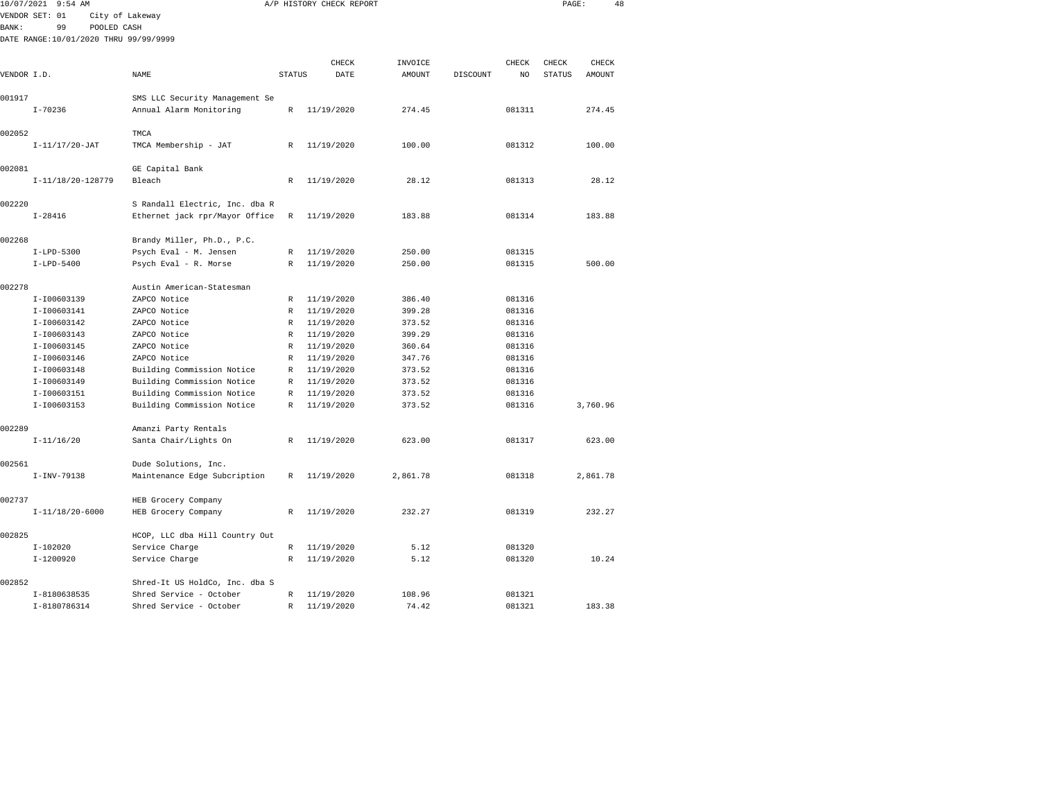10/07/2021 9:54 AM A/P HISTORY CHECK REPORT

VENDOR SET: 01 City of Lakeway
BANK: 99 POOLED CASH
DATE RANGE:10/01/2020 THRU 99/99/9999

| VENDOR I.D. | NAME | STATUS | CHECK DATE | INVOICE AMOUNT | DISCOUNT | CHECK NO | CHECK STATUS | CHECK AMOUNT |
|---|---|---|---|---|---|---|---|---|
| 001917 | SMS LLC Security Management Se | | | | | | | |
| I-70236 | Annual Alarm Monitoring | R | 11/19/2020 | 274.45 | | 081311 | | 274.45 |
| 002052 | TMCA | | | | | | | |
| I-11/17/20-JAT | TMCA Membership - JAT | R | 11/19/2020 | 100.00 | | 081312 | | 100.00 |
| 002081 | GE Capital Bank | | | | | | | |
| I-11/18/20-128779 | Bleach | R | 11/19/2020 | 28.12 | | 081313 | | 28.12 |
| 002220 | S Randall Electric, Inc. dba R | | | | | | | |
| I-28416 | Ethernet jack rpr/Mayor Office | R | 11/19/2020 | 183.88 | | 081314 | | 183.88 |
| 002268 | Brandy Miller, Ph.D., P.C. | | | | | | | |
| I-LPD-5300 | Psych Eval - M. Jensen | R | 11/19/2020 | 250.00 | | 081315 | | |
| I-LPD-5400 | Psych Eval - R. Morse | R | 11/19/2020 | 250.00 | | 081315 | | 500.00 |
| 002278 | Austin American-Statesman | | | | | | | |
| I-I00603139 | ZAPCO Notice | R | 11/19/2020 | 386.40 | | 081316 | | |
| I-I00603141 | ZAPCO Notice | R | 11/19/2020 | 399.28 | | 081316 | | |
| I-I00603142 | ZAPCO Notice | R | 11/19/2020 | 373.52 | | 081316 | | |
| I-I00603143 | ZAPCO Notice | R | 11/19/2020 | 399.29 | | 081316 | | |
| I-I00603145 | ZAPCO Notice | R | 11/19/2020 | 360.64 | | 081316 | | |
| I-I00603146 | ZAPCO Notice | R | 11/19/2020 | 347.76 | | 081316 | | |
| I-I00603148 | Building Commission Notice | R | 11/19/2020 | 373.52 | | 081316 | | |
| I-I00603149 | Building Commission Notice | R | 11/19/2020 | 373.52 | | 081316 | | |
| I-I00603151 | Building Commission Notice | R | 11/19/2020 | 373.52 | | 081316 | | |
| I-I00603153 | Building Commission Notice | R | 11/19/2020 | 373.52 | | 081316 | | 3,760.96 |
| 002289 | Amanzi Party Rentals | | | | | | | |
| I-11/16/20 | Santa Chair/Lights On | R | 11/19/2020 | 623.00 | | 081317 | | 623.00 |
| 002561 | Dude Solutions, Inc. | | | | | | | |
| I-INV-79138 | Maintenance Edge Subcription | R | 11/19/2020 | 2,861.78 | | 081318 | | 2,861.78 |
| 002737 | HEB Grocery Company | | | | | | | |
| I-11/18/20-6000 | HEB Grocery Company | R | 11/19/2020 | 232.27 | | 081319 | | 232.27 |
| 002825 | HCOP, LLC dba Hill Country Out | | | | | | | |
| I-102020 | Service Charge | R | 11/19/2020 | 5.12 | | 081320 | | |
| I-1200920 | Service Charge | R | 11/19/2020 | 5.12 | | 081320 | | 10.24 |
| 002852 | Shred-It US HoldCo, Inc. dba S | | | | | | | |
| I-8180638535 | Shred Service - October | R | 11/19/2020 | 108.96 | | 081321 | | |
| I-8180786314 | Shred Service - October | R | 11/19/2020 | 74.42 | | 081321 | | 183.38 |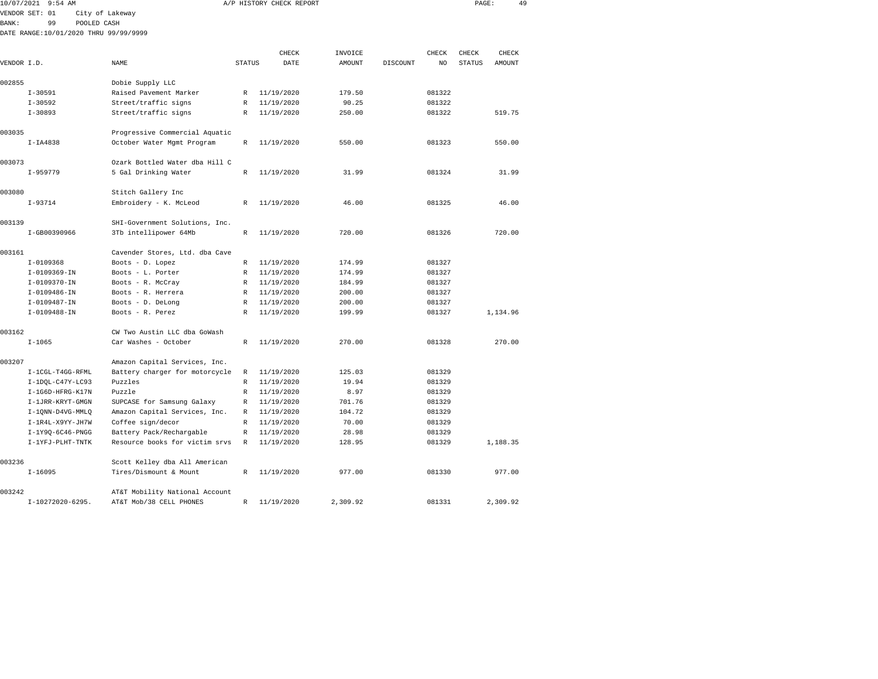10/07/2021 9:54 AM A/P HISTORY CHECK REPORT

VENDOR SET: 01 City of Lakeway
BANK: 99 POOLED CASH
DATE RANGE:10/01/2020 THRU 99/99/9999

| VENDOR I.D. | NAME | STATUS | CHECK DATE | INVOICE AMOUNT | DISCOUNT | CHECK NO | CHECK STATUS | CHECK AMOUNT |
|---|---|---|---|---|---|---|---|---|
| 002855 | Dobie Supply LLC | | | | | | | |
| I-30591 | Raised Pavement Marker | R | 11/19/2020 | 179.50 | | 081322 | | |
| I-30592 | Street/traffic signs | R | 11/19/2020 | 90.25 | | 081322 | | |
| I-30893 | Street/traffic signs | R | 11/19/2020 | 250.00 | | 081322 | | 519.75 |
| 003035 | Progressive Commercial Aquatic | | | | | | | |
| I-IA4838 | October Water Mgmt Program | R | 11/19/2020 | 550.00 | | 081323 | | 550.00 |
| 003073 | Ozark Bottled Water dba Hill C | | | | | | | |
| I-959779 | 5 Gal Drinking Water | R | 11/19/2020 | 31.99 | | 081324 | | 31.99 |
| 003080 | Stitch Gallery Inc | | | | | | | |
| I-93714 | Embroidery - K. McLeod | R | 11/19/2020 | 46.00 | | 081325 | | 46.00 |
| 003139 | SHI-Government Solutions, Inc. | | | | | | | |
| I-GB00390966 | 3Tb intellipower 64Mb | R | 11/19/2020 | 720.00 | | 081326 | | 720.00 |
| 003161 | Cavender Stores, Ltd. dba Cave | | | | | | | |
| I-0109368 | Boots - D. Lopez | R | 11/19/2020 | 174.99 | | 081327 | | |
| I-0109369-IN | Boots - L. Porter | R | 11/19/2020 | 174.99 | | 081327 | | |
| I-0109370-IN | Boots - R. McCray | R | 11/19/2020 | 184.99 | | 081327 | | |
| I-0109486-IN | Boots - R. Herrera | R | 11/19/2020 | 200.00 | | 081327 | | |
| I-0109487-IN | Boots - D. DeLong | R | 11/19/2020 | 200.00 | | 081327 | | |
| I-0109488-IN | Boots - R. Perez | R | 11/19/2020 | 199.99 | | 081327 | | 1,134.96 |
| 003162 | CW Two Austin LLC dba GoWash | | | | | | | |
| I-1065 | Car Washes - October | R | 11/19/2020 | 270.00 | | 081328 | | 270.00 |
| 003207 | Amazon Capital Services, Inc. | | | | | | | |
| I-1CGL-T4GG-RFML | Battery charger for motorcycle | R | 11/19/2020 | 125.03 | | 081329 | | |
| I-1DQL-C47Y-LC93 | Puzzles | R | 11/19/2020 | 19.94 | | 081329 | | |
| I-1G6D-HFRG-K17N | Puzzle | R | 11/19/2020 | 8.97 | | 081329 | | |
| I-1JRR-KRYT-GMGN | SUPCASE for Samsung Galaxy | R | 11/19/2020 | 701.76 | | 081329 | | |
| I-1QNN-D4VG-MMLQ | Amazon Capital Services, Inc. | R | 11/19/2020 | 104.72 | | 081329 | | |
| I-1R4L-X9YY-JH7W | Coffee sign/decor | R | 11/19/2020 | 70.00 | | 081329 | | |
| I-1Y9Q-6C46-PNGG | Battery Pack/Rechargable | R | 11/19/2020 | 28.98 | | 081329 | | |
| I-1YFJ-PLHT-TNTK | Resource books for victim srvs | R | 11/19/2020 | 128.95 | | 081329 | | 1,188.35 |
| 003236 | Scott Kelley dba All American | | | | | | | |
| I-16095 | Tires/Dismount & Mount | R | 11/19/2020 | 977.00 | | 081330 | | 977.00 |
| 003242 | AT&T Mobility National Account | | | | | | | |
| I-10272020-6295. | AT&T Mob/38 CELL PHONES | R | 11/19/2020 | 2,309.92 | | 081331 | | 2,309.92 |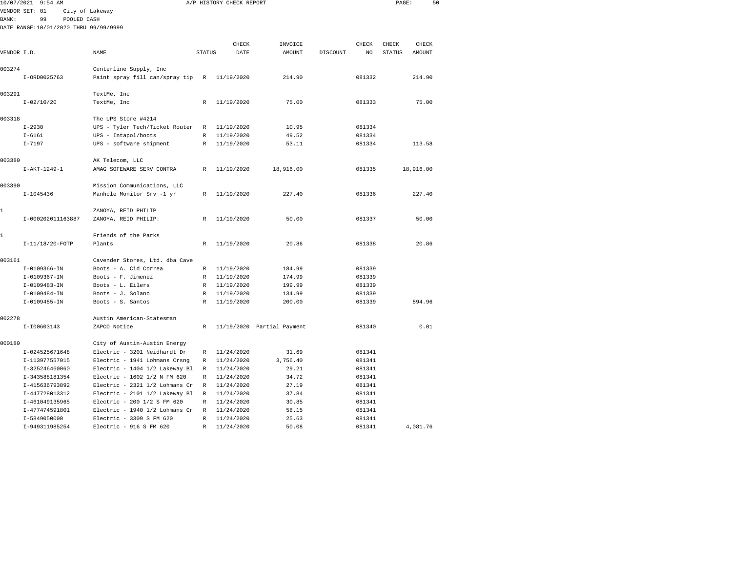10/07/2021 9:54 AM A/P HISTORY CHECK REPORT

VENDOR SET: 01 City of Lakeway

BANK: 99 POOLED CASH

DATE RANGE:10/01/2020 THRU 99/99/9999

| VENDOR I.D. | NAME | STATUS | CHECK DATE | INVOICE AMOUNT | DISCOUNT | CHECK NO | CHECK STATUS | CHECK AMOUNT |
|---|---|---|---|---|---|---|---|---|
| 003274 | Centerline Supply, Inc | | | | | | | |
| I-ORD0025763 | Paint spray fill can/spray tip | R | 11/19/2020 | 214.90 | | 081332 | | 214.90 |
| 003291 | TextMe, Inc | | | | | | | |
| I-02/10/20 | TextMe, Inc | R | 11/19/2020 | 75.00 | | 081333 | | 75.00 |
| 003318 | The UPS Store #4214 | | | | | | | |
| I-2930 | UPS - Tyler Tech/Ticket Router | R | 11/19/2020 | 10.95 | | 081334 | | |
| I-6161 | UPS - Intapol/boots | R | 11/19/2020 | 49.52 | | 081334 | | |
| I-7197 | UPS - software shipment | R | 11/19/2020 | 53.11 | | 081334 | | 113.58 |
| 003380 | AK Telecom, LLC | | | | | | | |
| I-AKT-1249-1 | AMAG SOFEWARE SERV CONTRA | R | 11/19/2020 | 18,916.00 | | 081335 | | 18,916.00 |
| 003390 | Mission Communications, LLC | | | | | | | |
| I-1045436 | Manhole Monitor Srv -1 yr | R | 11/19/2020 | 227.40 | | 081336 | | 227.40 |
| 1 | ZANOYA, REID PHILIP | | | | | | | |
| I-000202011163887 | ZANOYA, REID PHILIP: | R | 11/19/2020 | 50.00 | | 081337 | | 50.00 |
| 1 | Friends of the Parks | | | | | | | |
| I-11/18/20-FOTP | Plants | R | 11/19/2020 | 20.86 | | 081338 | | 20.86 |
| 003161 | Cavender Stores, Ltd. dba Cave | | | | | | | |
| I-0109366-IN | Boots - A. Cid Correa | R | 11/19/2020 | 184.99 | | 081339 | | |
| I-0109367-IN | Boots - F. Jimenez | R | 11/19/2020 | 174.99 | | 081339 | | |
| I-0109483-IN | Boots - L. Eilers | R | 11/19/2020 | 199.99 | | 081339 | | |
| I-0109484-IN | Boots - J. Solano | R | 11/19/2020 | 134.99 | | 081339 | | |
| I-0109485-IN | Boots - S. Santos | R | 11/19/2020 | 200.00 | | 081339 | | 894.96 |
| 002278 | Austin American-Statesman | | | | | | | |
| I-I00603143 | ZAPCO Notice | R | 11/19/2020 | Partial Payment | | 081340 | | 0.01 |
| 000180 | City of Austin-Austin Energy | | | | | | | |
| I-024525671648 | Electric - 3201 Neidhardt Dr | R | 11/24/2020 | 31.69 | | 081341 | | |
| I-113977557015 | Electric - 1941 Lohmans Crsng | R | 11/24/2020 | 3,756.40 | | 081341 | | |
| I-325246460060 | Electric - 1404 1/2 Lakeway Bl | R | 11/24/2020 | 29.21 | | 081341 | | |
| I-343588181354 | Electric - 1602 1/2 N FM 620 | R | 11/24/2020 | 34.72 | | 081341 | | |
| I-415636793892 | Electric - 2321 1/2 Lohmans Cr | R | 11/24/2020 | 27.19 | | 081341 | | |
| I-447728013312 | Electric - 2101 1/2 Lakeway Bl | R | 11/24/2020 | 37.84 | | 081341 | | |
| I-461049135965 | Electric - 200 1/2 S FM 620 | R | 11/24/2020 | 30.85 | | 081341 | | |
| I-477474591801 | Electric - 1940 1/2 Lohmans Cr | R | 11/24/2020 | 58.15 | | 081341 | | |
| I-5849050000 | Electric - 3309 S FM 620 | R | 11/24/2020 | 25.63 | | 081341 | | |
| I-949311985254 | Electric - 916 S FM 620 | R | 11/24/2020 | 50.08 | | 081341 | | 4,081.76 |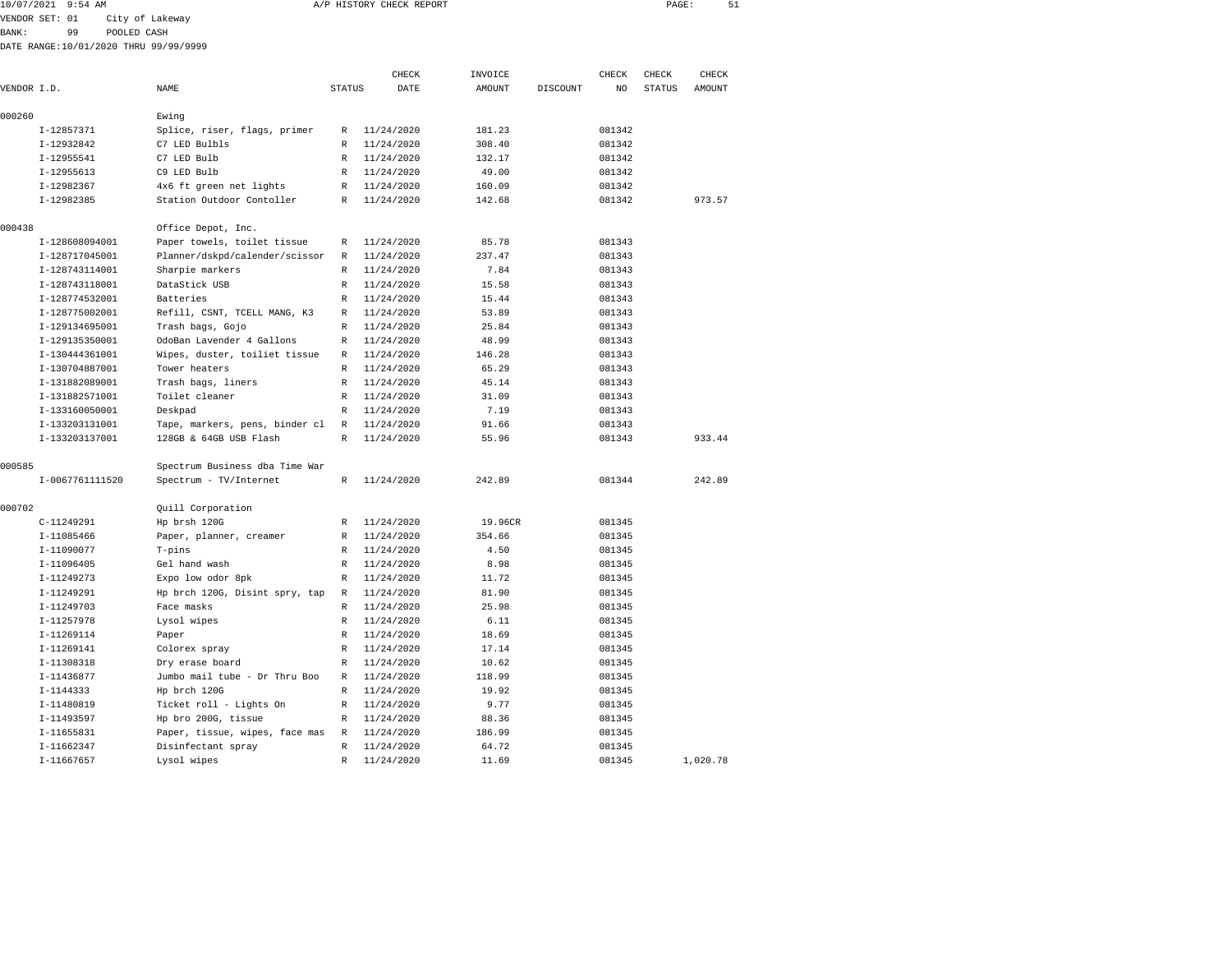10/07/2021 9:54 AM A/P HISTORY CHECK REPORT

VENDOR SET: 01 City of Lakeway
BANK: 99 POOLED CASH
DATE RANGE:10/01/2020 THRU 99/99/9999

| VENDOR I.D. | NAME | STATUS | CHECK DATE | INVOICE AMOUNT | DISCOUNT | CHECK NO | CHECK STATUS | CHECK AMOUNT |
|---|---|---|---|---|---|---|---|---|
| 000260 | Ewing | | | | | | | |
| I-12857371 | Splice, riser, flags, primer | R | 11/24/2020 | 181.23 | | 081342 | | |
| I-12932842 | C7 LED Bulbls | R | 11/24/2020 | 308.40 | | 081342 | | |
| I-12955541 | C7 LED Bulb | R | 11/24/2020 | 132.17 | | 081342 | | |
| I-12955613 | C9 LED Bulb | R | 11/24/2020 | 49.00 | | 081342 | | |
| I-12982367 | 4x6 ft green net lights | R | 11/24/2020 | 160.09 | | 081342 | | |
| I-12982385 | Station Outdoor Contoller | R | 11/24/2020 | 142.68 | | 081342 | | 973.57 |
| 000438 | Office Depot, Inc. | | | | | | | |
| I-128608094001 | Paper towels, toilet tissue | R | 11/24/2020 | 85.78 | | 081343 | | |
| I-128717045001 | Planner/dskpd/calender/scissor | R | 11/24/2020 | 237.47 | | 081343 | | |
| I-128743114001 | Sharpie markers | R | 11/24/2020 | 7.84 | | 081343 | | |
| I-128743118001 | DataStick USB | R | 11/24/2020 | 15.58 | | 081343 | | |
| I-128774532001 | Batteries | R | 11/24/2020 | 15.44 | | 081343 | | |
| I-128775002001 | Refill, CSNT, TCELL MANG, K3 | R | 11/24/2020 | 53.89 | | 081343 | | |
| I-129134695001 | Trash bags, Gojo | R | 11/24/2020 | 25.84 | | 081343 | | |
| I-129135350001 | OdoBan Lavender 4 Gallons | R | 11/24/2020 | 48.99 | | 081343 | | |
| I-130444361001 | Wipes, duster, toiliet tissue | R | 11/24/2020 | 146.28 | | 081343 | | |
| I-130704887001 | Tower heaters | R | 11/24/2020 | 65.29 | | 081343 | | |
| I-131882089001 | Trash bags, liners | R | 11/24/2020 | 45.14 | | 081343 | | |
| I-131882571001 | Toilet cleaner | R | 11/24/2020 | 31.09 | | 081343 | | |
| I-133160050001 | Deskpad | R | 11/24/2020 | 7.19 | | 081343 | | |
| I-133203131001 | Tape, markers, pens, binder cl | R | 11/24/2020 | 91.66 | | 081343 | | |
| I-133203137001 | 128GB & 64GB USB Flash | R | 11/24/2020 | 55.96 | | 081343 | | 933.44 |
| 000585 | Spectrum Business dba Time War | | | | | | | |
| I-0067761111520 | Spectrum - TV/Internet | R | 11/24/2020 | 242.89 | | 081344 | | 242.89 |
| 000702 | Quill Corporation | | | | | | | |
| C-11249291 | Hp brsh 120G | R | 11/24/2020 | 19.96CR | | 081345 | | |
| I-11085466 | Paper, planner, creamer | R | 11/24/2020 | 354.66 | | 081345 | | |
| I-11090077 | T-pins | R | 11/24/2020 | 4.50 | | 081345 | | |
| I-11096405 | Gel hand wash | R | 11/24/2020 | 8.98 | | 081345 | | |
| I-11249273 | Expo low odor 8pk | R | 11/24/2020 | 11.72 | | 081345 | | |
| I-11249291 | Hp brch 120G, Disint spry, tap | R | 11/24/2020 | 81.90 | | 081345 | | |
| I-11249703 | Face masks | R | 11/24/2020 | 25.98 | | 081345 | | |
| I-11257978 | Lysol wipes | R | 11/24/2020 | 6.11 | | 081345 | | |
| I-11269114 | Paper | R | 11/24/2020 | 18.69 | | 081345 | | |
| I-11269141 | Colorex spray | R | 11/24/2020 | 17.14 | | 081345 | | |
| I-11308318 | Dry erase board | R | 11/24/2020 | 10.62 | | 081345 | | |
| I-11436877 | Jumbo mail tube - Dr Thru Boo | R | 11/24/2020 | 118.99 | | 081345 | | |
| I-1144333 | Hp brch 120G | R | 11/24/2020 | 19.92 | | 081345 | | |
| I-11480819 | Ticket roll - Lights On | R | 11/24/2020 | 9.77 | | 081345 | | |
| I-11493597 | Hp bro 200G, tissue | R | 11/24/2020 | 88.36 | | 081345 | | |
| I-11655831 | Paper, tissue, wipes, face mas | R | 11/24/2020 | 186.99 | | 081345 | | |
| I-11662347 | Disinfectant spray | R | 11/24/2020 | 64.72 | | 081345 | | |
| I-11667657 | Lysol wipes | R | 11/24/2020 | 11.69 | | 081345 | | 1,020.78 |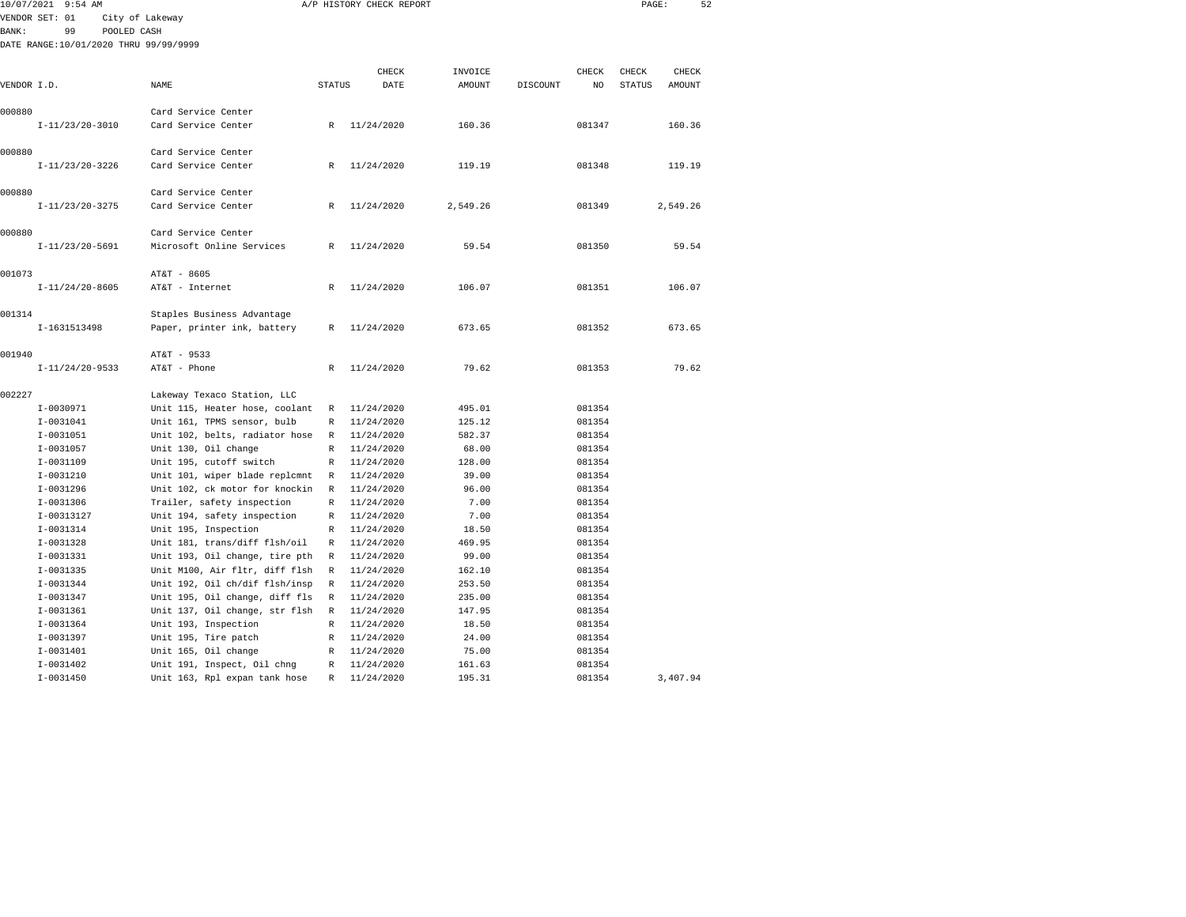10/07/2021 9:54 AM A/P HISTORY CHECK REPORT

VENDOR SET: 01 City of Lakeway
BANK: 99 POOLED CASH
DATE RANGE:10/01/2020 THRU 99/99/9999

| VENDOR I.D. | NAME | STATUS | CHECK DATE | INVOICE AMOUNT | DISCOUNT | CHECK NO | CHECK STATUS | CHECK AMOUNT |
|---|---|---|---|---|---|---|---|---|
| 000880 | Card Service Center | | | | | | | |
| I-11/23/20-3010 | Card Service Center | R | 11/24/2020 | 160.36 | | 081347 | | 160.36 |
| 000880 | Card Service Center | | | | | | | |
| I-11/23/20-3226 | Card Service Center | R | 11/24/2020 | 119.19 | | 081348 | | 119.19 |
| 000880 | Card Service Center | | | | | | | |
| I-11/23/20-3275 | Card Service Center | R | 11/24/2020 | 2,549.26 | | 081349 | | 2,549.26 |
| 000880 | Card Service Center | | | | | | | |
| I-11/23/20-5691 | Microsoft Online Services | R | 11/24/2020 | 59.54 | | 081350 | | 59.54 |
| 001073 | AT&T - 8605 | | | | | | | |
| I-11/24/20-8605 | AT&T - Internet | R | 11/24/2020 | 106.07 | | 081351 | | 106.07 |
| 001314 | Staples Business Advantage | | | | | | | |
| I-1631513498 | Paper, printer ink, battery | R | 11/24/2020 | 673.65 | | 081352 | | 673.65 |
| 001940 | AT&T - 9533 | | | | | | | |
| I-11/24/20-9533 | AT&T - Phone | R | 11/24/2020 | 79.62 | | 081353 | | 79.62 |
| 002227 | Lakeway Texaco Station, LLC | | | | | | | |
| I-0030971 | Unit 115, Heater hose, coolant | R | 11/24/2020 | 495.01 | | 081354 | | |
| I-0031041 | Unit 161, TPMS sensor, bulb | R | 11/24/2020 | 125.12 | | 081354 | | |
| I-0031051 | Unit 102, belts, radiator hose | R | 11/24/2020 | 582.37 | | 081354 | | |
| I-0031057 | Unit 130, Oil change | R | 11/24/2020 | 68.00 | | 081354 | | |
| I-0031109 | Unit 195, cutoff switch | R | 11/24/2020 | 128.00 | | 081354 | | |
| I-0031210 | Unit 101, wiper blade replcmnt | R | 11/24/2020 | 39.00 | | 081354 | | |
| I-0031296 | Unit 102, ck motor for knockin | R | 11/24/2020 | 96.00 | | 081354 | | |
| I-0031306 | Trailer, safety inspection | R | 11/24/2020 | 7.00 | | 081354 | | |
| I-00313127 | Unit 194, safety inspection | R | 11/24/2020 | 7.00 | | 081354 | | |
| I-0031314 | Unit 195, Inspection | R | 11/24/2020 | 18.50 | | 081354 | | |
| I-0031328 | Unit 181, trans/diff flsh/oil | R | 11/24/2020 | 469.95 | | 081354 | | |
| I-0031331 | Unit 193, Oil change, tire pth | R | 11/24/2020 | 99.00 | | 081354 | | |
| I-0031335 | Unit M100, Air fltr, diff flsh | R | 11/24/2020 | 162.10 | | 081354 | | |
| I-0031344 | Unit 192, Oil ch/dif flsh/insp | R | 11/24/2020 | 253.50 | | 081354 | | |
| I-0031347 | Unit 195, Oil change, diff fls | R | 11/24/2020 | 235.00 | | 081354 | | |
| I-0031361 | Unit 137, Oil change, str flsh | R | 11/24/2020 | 147.95 | | 081354 | | |
| I-0031364 | Unit 193, Inspection | R | 11/24/2020 | 18.50 | | 081354 | | |
| I-0031397 | Unit 195, Tire patch | R | 11/24/2020 | 24.00 | | 081354 | | |
| I-0031401 | Unit 165, Oil change | R | 11/24/2020 | 75.00 | | 081354 | | |
| I-0031402 | Unit 191, Inspect, Oil chng | R | 11/24/2020 | 161.63 | | 081354 | | |
| I-0031450 | Unit 163, Rpl expan tank hose | R | 11/24/2020 | 195.31 | | 081354 | | 3,407.94 |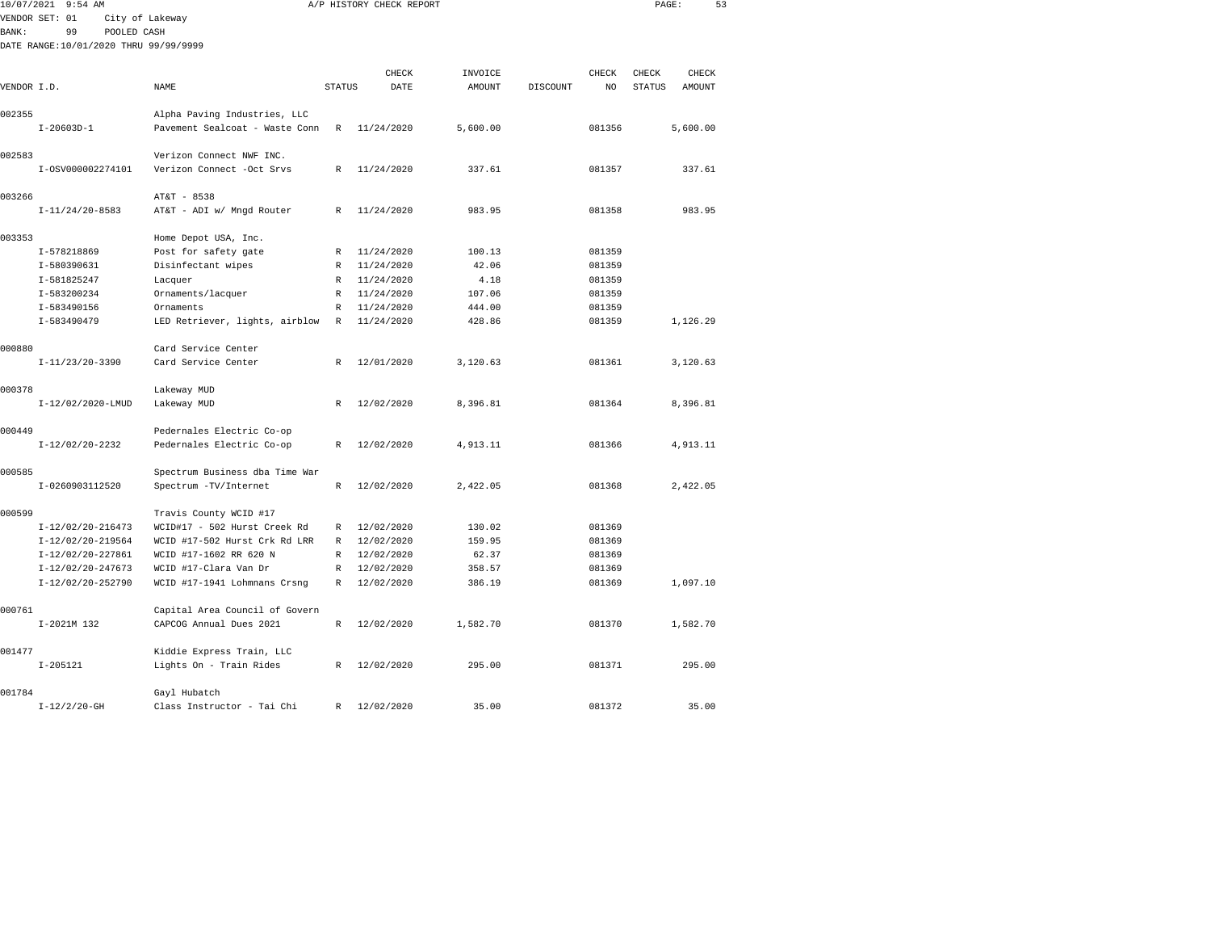10/07/2021 9:54 AM A/P HISTORY CHECK REPORT

VENDOR SET: 01 City of Lakeway
BANK: 99 POOLED CASH
DATE RANGE:10/01/2020 THRU 99/99/9999

| VENDOR I.D. | NAME | STATUS | CHECK DATE | INVOICE AMOUNT | DISCOUNT | CHECK NO | CHECK STATUS | CHECK AMOUNT |
|---|---|---|---|---|---|---|---|---|
| 002355 | Alpha Paving Industries, LLC | | | | | | | |
| I-20603D-1 | Pavement Sealcoat - Waste Conn | R | 11/24/2020 | 5,600.00 | | 081356 | | 5,600.00 |
| 002583 | Verizon Connect NWF INC. | | | | | | | |
| I-OSV000002274101 | Verizon Connect -Oct Srvs | R | 11/24/2020 | 337.61 | | 081357 | | 337.61 |
| 003266 | AT&T - 8538 | | | | | | | |
| I-11/24/20-8583 | AT&T - ADI w/ Mngd Router | R | 11/24/2020 | 983.95 | | 081358 | | 983.95 |
| 003353 | Home Depot USA, Inc. | | | | | | | |
| I-578218869 | Post for safety gate | R | 11/24/2020 | 100.13 | | 081359 | | |
| I-580390631 | Disinfectant wipes | R | 11/24/2020 | 42.06 | | 081359 | | |
| I-581825247 | Lacquer | R | 11/24/2020 | 4.18 | | 081359 | | |
| I-583200234 | Ornaments/lacquer | R | 11/24/2020 | 107.06 | | 081359 | | |
| I-583490156 | Ornaments | R | 11/24/2020 | 444.00 | | 081359 | | |
| I-583490479 | LED Retriever, lights, airblow | R | 11/24/2020 | 428.86 | | 081359 | | 1,126.29 |
| 000880 | Card Service Center | | | | | | | |
| I-11/23/20-3390 | Card Service Center | R | 12/01/2020 | 3,120.63 | | 081361 | | 3,120.63 |
| 000378 | Lakeway MUD | | | | | | | |
| I-12/02/2020-LMUD | Lakeway MUD | R | 12/02/2020 | 8,396.81 | | 081364 | | 8,396.81 |
| 000449 | Pedernales Electric Co-op | | | | | | | |
| I-12/02/20-2232 | Pedernales Electric Co-op | R | 12/02/2020 | 4,913.11 | | 081366 | | 4,913.11 |
| 000585 | Spectrum Business dba Time War | | | | | | | |
| I-0260903112520 | Spectrum -TV/Internet | R | 12/02/2020 | 2,422.05 | | 081368 | | 2,422.05 |
| 000599 | Travis County WCID #17 | | | | | | | |
| I-12/02/20-216473 | WCID#17 - 502 Hurst Creek Rd | R | 12/02/2020 | 130.02 | | 081369 | | |
| I-12/02/20-219564 | WCID #17-502 Hurst Crk Rd LRR | R | 12/02/2020 | 159.95 | | 081369 | | |
| I-12/02/20-227861 | WCID #17-1602 RR 620 N | R | 12/02/2020 | 62.37 | | 081369 | | |
| I-12/02/20-247673 | WCID #17-Clara Van Dr | R | 12/02/2020 | 358.57 | | 081369 | | |
| I-12/02/20-252790 | WCID #17-1941 Lohmnans Crsng | R | 12/02/2020 | 386.19 | | 081369 | | 1,097.10 |
| 000761 | Capital Area Council of Govern | | | | | | | |
| I-2021M 132 | CAPCOG Annual Dues 2021 | R | 12/02/2020 | 1,582.70 | | 081370 | | 1,582.70 |
| 001477 | Kiddie Express Train, LLC | | | | | | | |
| I-205121 | Lights On - Train Rides | R | 12/02/2020 | 295.00 | | 081371 | | 295.00 |
| 001784 | Gayl Hubatch | | | | | | | |
| I-12/2/20-GH | Class Instructor - Tai Chi | R | 12/02/2020 | 35.00 | | 081372 | | 35.00 |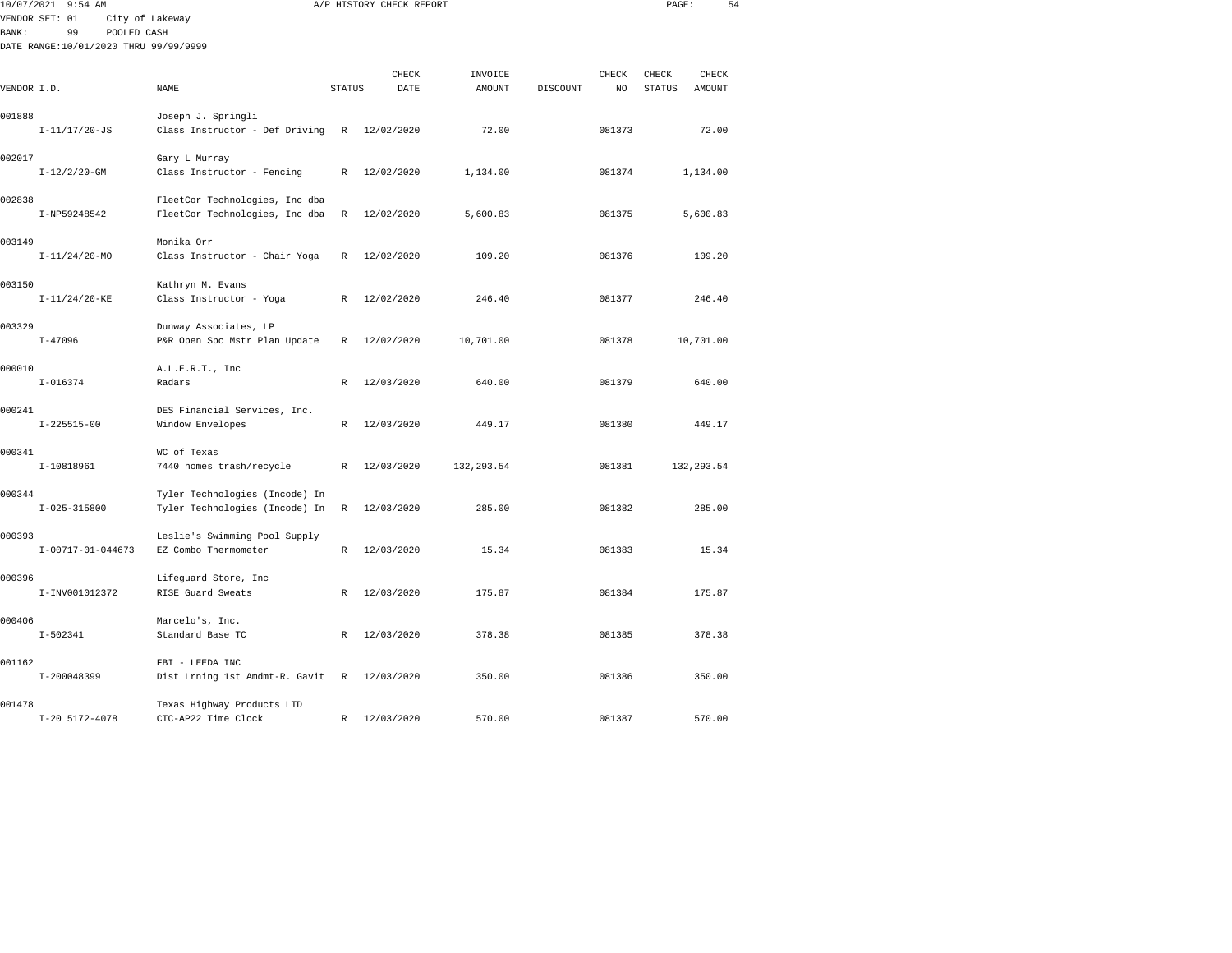10/07/2021 9:54 AM A/P HISTORY CHECK REPORT

VENDOR SET: 01 City of Lakeway
BANK: 99 POOLED CASH
DATE RANGE:10/01/2020 THRU 99/99/9999

| VENDOR I.D. | NAME | STATUS | CHECK DATE | INVOICE AMOUNT | DISCOUNT | CHECK NO | CHECK STATUS | CHECK AMOUNT |
|---|---|---|---|---|---|---|---|---|
| 001888 | Joseph J. Springli | | | | | | | |
| I-11/17/20-JS | Class Instructor - Def Driving | R | 12/02/2020 | 72.00 | | 081373 | | 72.00 |
| 002017 | Gary L Murray | | | | | | | |
| I-12/2/20-GM | Class Instructor - Fencing | R | 12/02/2020 | 1,134.00 | | 081374 | | 1,134.00 |
| 002838 | FleetCor Technologies, Inc dba | | | | | | | |
| I-NP59248542 | FleetCor Technologies, Inc dba | R | 12/02/2020 | 5,600.83 | | 081375 | | 5,600.83 |
| 003149 | Monika Orr | | | | | | | |
| I-11/24/20-MO | Class Instructor - Chair Yoga | R | 12/02/2020 | 109.20 | | 081376 | | 109.20 |
| 003150 | Kathryn M. Evans | | | | | | | |
| I-11/24/20-KE | Class Instructor - Yoga | R | 12/02/2020 | 246.40 | | 081377 | | 246.40 |
| 003329 | Dunway Associates, LP | | | | | | | |
| I-47096 | P&R Open Spc Mstr Plan Update | R | 12/02/2020 | 10,701.00 | | 081378 | | 10,701.00 |
| 000010 | A.L.E.R.T., Inc | | | | | | | |
| I-016374 | Radars | R | 12/03/2020 | 640.00 | | 081379 | | 640.00 |
| 000241 | DES Financial Services, Inc. | | | | | | | |
| I-225515-00 | Window Envelopes | R | 12/03/2020 | 449.17 | | 081380 | | 449.17 |
| 000341 | WC of Texas | | | | | | | |
| I-10818961 | 7440 homes trash/recycle | R | 12/03/2020 | 132,293.54 | | 081381 | | 132,293.54 |
| 000344 | Tyler Technologies (Incode) In | | | | | | | |
| I-025-315800 | Tyler Technologies (Incode) In | R | 12/03/2020 | 285.00 | | 081382 | | 285.00 |
| 000393 | Leslie's Swimming Pool Supply | | | | | | | |
| I-00717-01-044673 | EZ Combo Thermometer | R | 12/03/2020 | 15.34 | | 081383 | | 15.34 |
| 000396 | Lifeguard Store, Inc | | | | | | | |
| I-INV001012372 | RISE Guard Sweats | R | 12/03/2020 | 175.87 | | 081384 | | 175.87 |
| 000406 | Marcelo's, Inc. | | | | | | | |
| I-502341 | Standard Base TC | R | 12/03/2020 | 378.38 | | 081385 | | 378.38 |
| 001162 | FBI - LEEDA INC | | | | | | | |
| I-200048399 | Dist Lrning 1st Amdmt-R. Gavit | R | 12/03/2020 | 350.00 | | 081386 | | 350.00 |
| 001478 | Texas Highway Products LTD | | | | | | | |
| I-20 5172-4078 | CTC-AP22 Time Clock | R | 12/03/2020 | 570.00 | | 081387 | | 570.00 |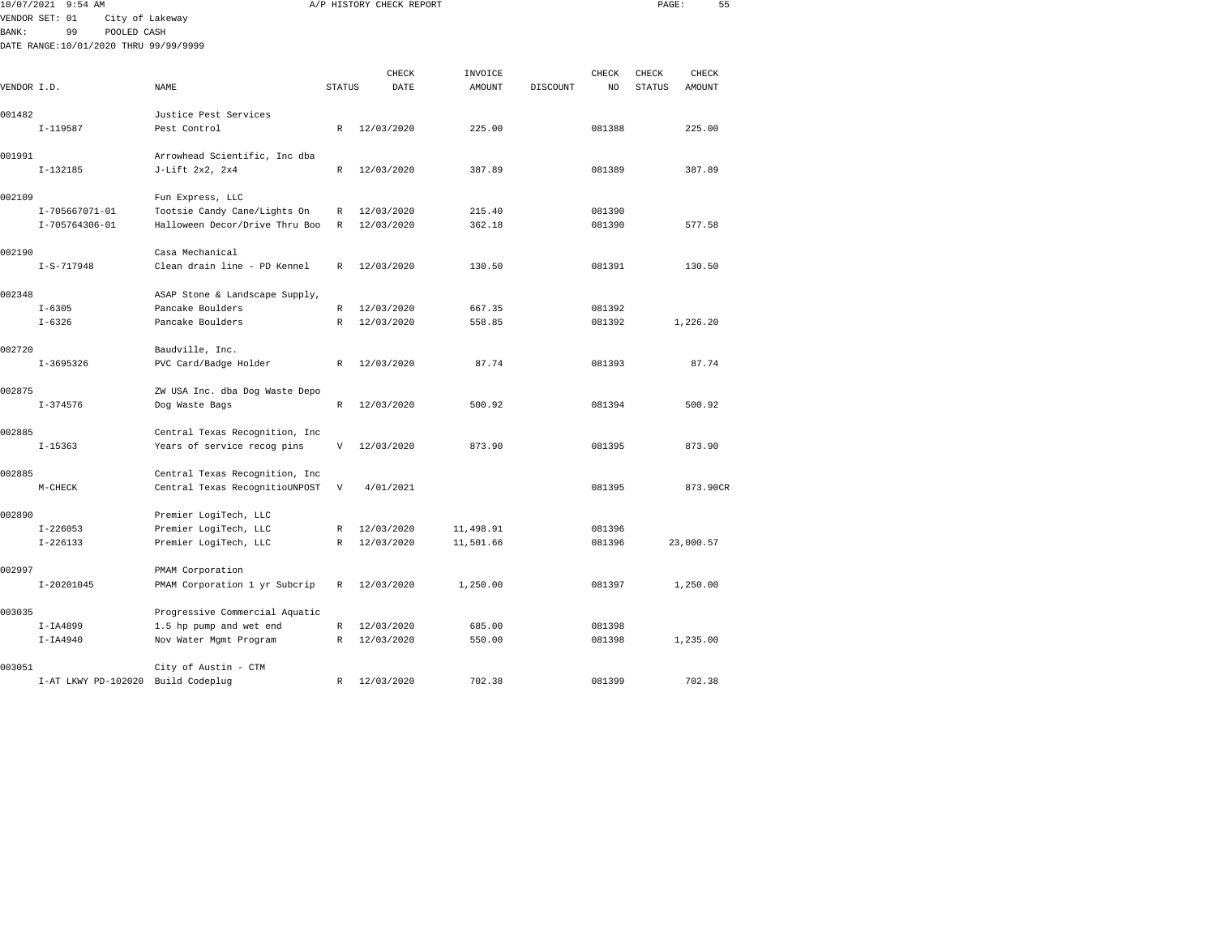10/07/2021 9:54 AM A/P HISTORY CHECK REPORT

VENDOR SET: 01 City of Lakeway
BANK: 99 POOLED CASH
DATE RANGE:10/01/2020 THRU 99/99/9999

| VENDOR I.D. | NAME | STATUS | CHECK DATE | INVOICE AMOUNT | DISCOUNT | CHECK NO | CHECK STATUS | CHECK AMOUNT |
|---|---|---|---|---|---|---|---|---|
| 001482 | Justice Pest Services | | | | | | | |
| I-119587 | Pest Control | R | 12/03/2020 | 225.00 | | 081388 | | 225.00 |
| 001991 | Arrowhead Scientific, Inc dba | | | | | | | |
| I-132185 | J-Lift 2x2, 2x4 | R | 12/03/2020 | 387.89 | | 081389 | | 387.89 |
| 002109 | Fun Express, LLC | | | | | | | |
| I-705667071-01 | Tootsie Candy Cane/Lights On | R | 12/03/2020 | 215.40 | | 081390 | | |
| I-705764306-01 | Halloween Decor/Drive Thru Boo | R | 12/03/2020 | 362.18 | | 081390 | | 577.58 |
| 002190 | Casa Mechanical | | | | | | | |
| I-S-717948 | Clean drain line - PD Kennel | R | 12/03/2020 | 130.50 | | 081391 | | 130.50 |
| 002348 | ASAP Stone & Landscape Supply, | | | | | | | |
| I-6305 | Pancake Boulders | R | 12/03/2020 | 667.35 | | 081392 | | |
| I-6326 | Pancake Boulders | R | 12/03/2020 | 558.85 | | 081392 | | 1,226.20 |
| 002720 | Baudville, Inc. | | | | | | | |
| I-3695326 | PVC Card/Badge Holder | R | 12/03/2020 | 87.74 | | 081393 | | 87.74 |
| 002875 | ZW USA Inc. dba Dog Waste Depo | | | | | | | |
| I-374576 | Dog Waste Bags | R | 12/03/2020 | 500.92 | | 081394 | | 500.92 |
| 002885 | Central Texas Recognition, Inc | | | | | | | |
| I-15363 | Years of service recog pins | V | 12/03/2020 | 873.90 | | 081395 | | 873.90 |
| 002885 | Central Texas Recognition, Inc | | | | | | | |
| M-CHECK | Central Texas RecognitioUNPOST | V | 4/01/2021 | | | 081395 | | 873.90CR |
| 002890 | Premier LogiTech, LLC | | | | | | | |
| I-226053 | Premier LogiTech, LLC | R | 12/03/2020 | 11,498.91 | | 081396 | | |
| I-226133 | Premier LogiTech, LLC | R | 12/03/2020 | 11,501.66 | | 081396 | | 23,000.57 |
| 002997 | PMAM Corporation | | | | | | | |
| I-20201045 | PMAM Corporation 1 yr Subcrip | R | 12/03/2020 | 1,250.00 | | 081397 | | 1,250.00 |
| 003035 | Progressive Commercial Aquatic | | | | | | | |
| I-IA4899 | 1.5 hp pump and wet end | R | 12/03/2020 | 685.00 | | 081398 | | |
| I-IA4940 | Nov Water Mgmt Program | R | 12/03/2020 | 550.00 | | 081398 | | 1,235.00 |
| 003051 | City of Austin - CTM | | | | | | | |
| I-AT LKWY PD-102020 | Build Codeplug | R | 12/03/2020 | 702.38 | | 081399 | | 702.38 |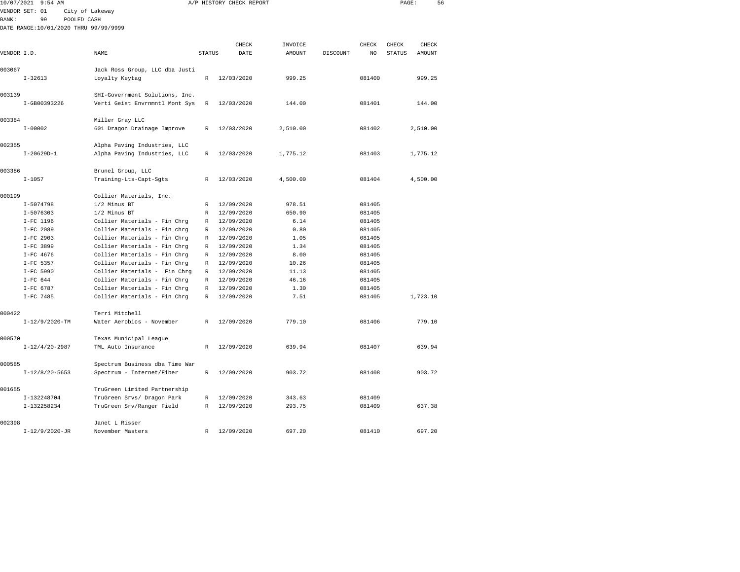10/07/2021 9:54 AM A/P HISTORY CHECK REPORT

VENDOR SET: 01 City of Lakeway
BANK: 99 POOLED CASH
DATE RANGE:10/01/2020 THRU 99/99/9999

| VENDOR I.D. | NAME | STATUS | CHECK DATE | INVOICE AMOUNT | DISCOUNT | CHECK NO | CHECK STATUS | CHECK AMOUNT |
|---|---|---|---|---|---|---|---|---|
| 003067 | Jack Ross Group, LLC dba Justi | | | | | | | |
| I-32613 | Loyalty Keytag | R | 12/03/2020 | 999.25 | | 081400 | | 999.25 |
| 003139 | SHI-Government Solutions, Inc. | | | | | | | |
| I-GB00393226 | Verti Geist Envrnmntl Mont Sys | R | 12/03/2020 | 144.00 | | 081401 | | 144.00 |
| 003384 | Miller Gray LLC | | | | | | | |
| I-00002 | 601 Dragon Drainage Improve | R | 12/03/2020 | 2,510.00 | | 081402 | | 2,510.00 |
| 002355 | Alpha Paving Industries, LLC | | | | | | | |
| I-20629D-1 | Alpha Paving Industries, LLC | R | 12/03/2020 | 1,775.12 | | 081403 | | 1,775.12 |
| 003386 | Brunel Group, LLC | | | | | | | |
| I-1057 | Training-Lts-Capt-Sgts | R | 12/03/2020 | 4,500.00 | | 081404 | | 4,500.00 |
| 000199 | Collier Materials, Inc. | | | | | | | |
| I-5074798 | 1/2 Minus BT | R | 12/09/2020 | 978.51 | | 081405 | | |
| I-5076303 | 1/2 Minus BT | R | 12/09/2020 | 650.90 | | 081405 | | |
| I-FC 1196 | Collier Materials - Fin Chrg | R | 12/09/2020 | 6.14 | | 081405 | | |
| I-FC 2089 | Collier Materials - Fin chrg | R | 12/09/2020 | 0.80 | | 081405 | | |
| I-FC 2903 | Collier Materials - Fin Chrg | R | 12/09/2020 | 1.05 | | 081405 | | |
| I-FC 3899 | Collier Materials - Fin Chrg | R | 12/09/2020 | 1.34 | | 081405 | | |
| I-FC 4676 | Collier Materials - Fin Chrg | R | 12/09/2020 | 8.00 | | 081405 | | |
| I-FC 5357 | Collier Materials - Fin Chrg | R | 12/09/2020 | 10.26 | | 081405 | | |
| I-FC 5990 | Collier Materials - Fin Chrg | R | 12/09/2020 | 11.13 | | 081405 | | |
| I-FC 644 | Collier Materials - Fin Chrg | R | 12/09/2020 | 46.16 | | 081405 | | |
| I-FC 6787 | Collier Materials - Fin Chrg | R | 12/09/2020 | 1.30 | | 081405 | | |
| I-FC 7485 | Collier Materials - Fin Chrg | R | 12/09/2020 | 7.51 | | 081405 | | 1,723.10 |
| 000422 | Terri Mitchell | | | | | | | |
| I-12/9/2020-TM | Water Aerobics - November | R | 12/09/2020 | 779.10 | | 081406 | | 779.10 |
| 000570 | Texas Municipal League | | | | | | | |
| I-12/4/20-2987 | TML Auto Insurance | R | 12/09/2020 | 639.94 | | 081407 | | 639.94 |
| 000585 | Spectrum Business dba Time War | | | | | | | |
| I-12/8/20-5653 | Spectrum - Internet/Fiber | R | 12/09/2020 | 903.72 | | 081408 | | 903.72 |
| 001655 | TruGreen Limited Partnership | | | | | | | |
| I-132248704 | TruGreen Srvs/ Dragon Park | R | 12/09/2020 | 343.63 | | 081409 | | |
| I-132258234 | TruGreen Srv/Ranger Field | R | 12/09/2020 | 293.75 | | 081409 | | 637.38 |
| 002398 | Janet L Risser | | | | | | | |
| I-12/9/2020-JR | November Masters | R | 12/09/2020 | 697.20 | | 081410 | | 697.20 |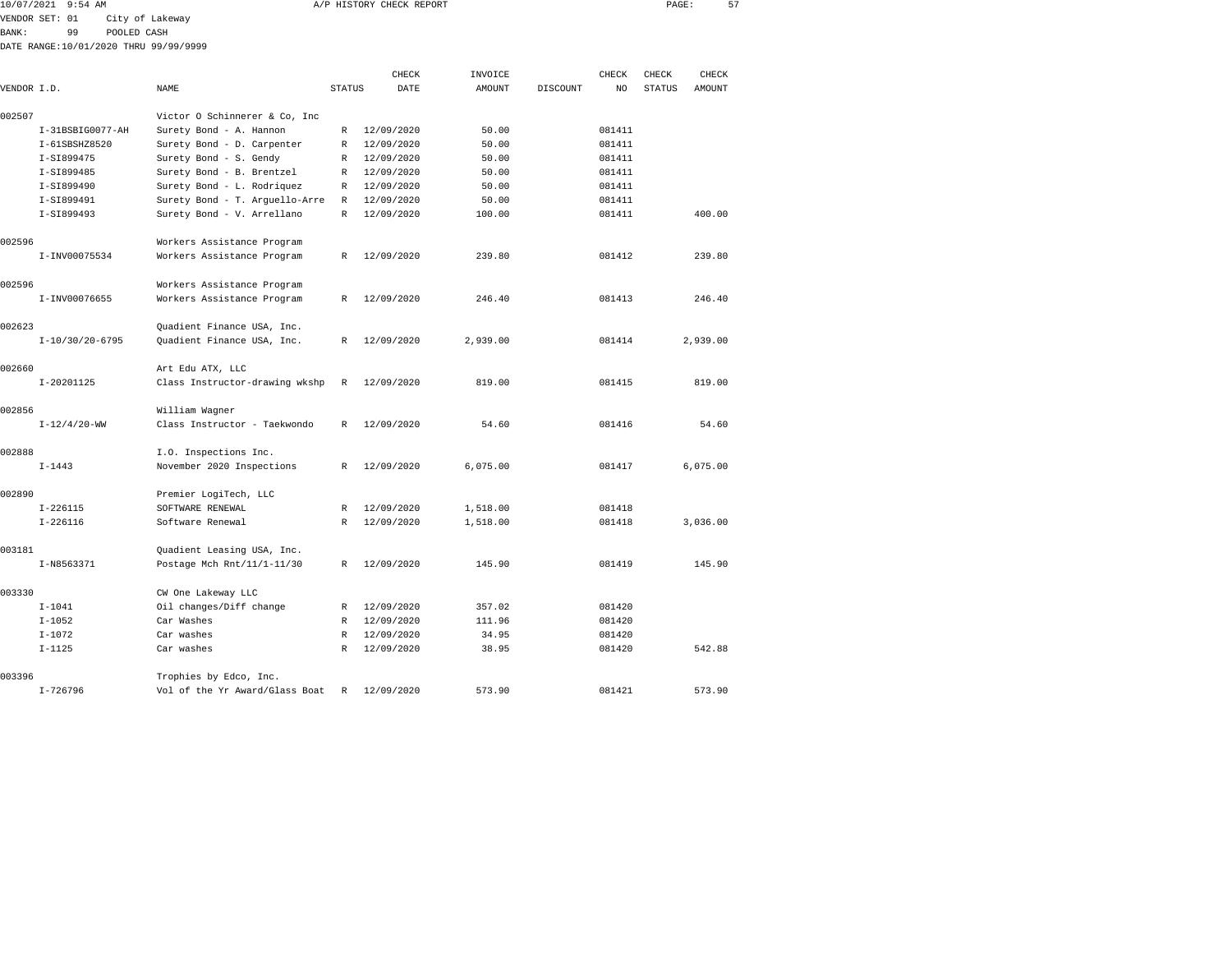10/07/2021 9:54 AM A/P HISTORY CHECK REPORT

VENDOR SET: 01 City of Lakeway
BANK: 99 POOLED CASH
DATE RANGE:10/01/2020 THRU 99/99/9999

| VENDOR I.D. | NAME | STATUS | CHECK DATE | INVOICE AMOUNT | DISCOUNT | CHECK NO | CHECK STATUS | CHECK AMOUNT |
|---|---|---|---|---|---|---|---|---|
| 002507 | Victor O Schinnerer & Co, Inc | | | | | | | |
| I-31BSBIG0077-AH | Surety Bond - A. Hannon | R | 12/09/2020 | 50.00 | | 081411 | | |
| I-61SBSHZ8520 | Surety Bond - D. Carpenter | R | 12/09/2020 | 50.00 | | 081411 | | |
| I-SI899475 | Surety Bond - S. Gendy | R | 12/09/2020 | 50.00 | | 081411 | | |
| I-SI899485 | Surety Bond - B. Brentzel | R | 12/09/2020 | 50.00 | | 081411 | | |
| I-SI899490 | Surety Bond - L. Rodriquez | R | 12/09/2020 | 50.00 | | 081411 | | |
| I-SI899491 | Surety Bond - T. Arguello-Arre | R | 12/09/2020 | 50.00 | | 081411 | | |
| I-SI899493 | Surety Bond - V. Arrellano | R | 12/09/2020 | 100.00 | | 081411 | | 400.00 |
| 002596 | Workers Assistance Program | | | | | | | |
| I-INV00075534 | Workers Assistance Program | R | 12/09/2020 | 239.80 | | 081412 | | 239.80 |
| 002596 | Workers Assistance Program | | | | | | | |
| I-INV00076655 | Workers Assistance Program | R | 12/09/2020 | 246.40 | | 081413 | | 246.40 |
| 002623 | Quadient Finance USA, Inc. | | | | | | | |
| I-10/30/20-6795 | Quadient Finance USA, Inc. | R | 12/09/2020 | 2,939.00 | | 081414 | | 2,939.00 |
| 002660 | Art Edu ATX, LLC | | | | | | | |
| I-20201125 | Class Instructor-drawing wkshp | R | 12/09/2020 | 819.00 | | 081415 | | 819.00 |
| 002856 | William Wagner | | | | | | | |
| I-12/4/20-WW | Class Instructor - Taekwondo | R | 12/09/2020 | 54.60 | | 081416 | | 54.60 |
| 002888 | I.O. Inspections Inc. | | | | | | | |
| I-1443 | November 2020 Inspections | R | 12/09/2020 | 6,075.00 | | 081417 | | 6,075.00 |
| 002890 | Premier LogiTech, LLC | | | | | | | |
| I-226115 | SOFTWARE RENEWAL | R | 12/09/2020 | 1,518.00 | | 081418 | | |
| I-226116 | Software Renewal | R | 12/09/2020 | 1,518.00 | | 081418 | | 3,036.00 |
| 003181 | Quadient Leasing USA, Inc. | | | | | | | |
| I-N8563371 | Postage Mch Rnt/11/1-11/30 | R | 12/09/2020 | 145.90 | | 081419 | | 145.90 |
| 003330 | CW One Lakeway LLC | | | | | | | |
| I-1041 | Oil changes/Diff change | R | 12/09/2020 | 357.02 | | 081420 | | |
| I-1052 | Car Washes | R | 12/09/2020 | 111.96 | | 081420 | | |
| I-1072 | Car washes | R | 12/09/2020 | 34.95 | | 081420 | | |
| I-1125 | Car washes | R | 12/09/2020 | 38.95 | | 081420 | | 542.88 |
| 003396 | Trophies by Edco, Inc. | | | | | | | |
| I-726796 | Vol of the Yr Award/Glass Boat | R | 12/09/2020 | 573.90 | | 081421 | | 573.90 |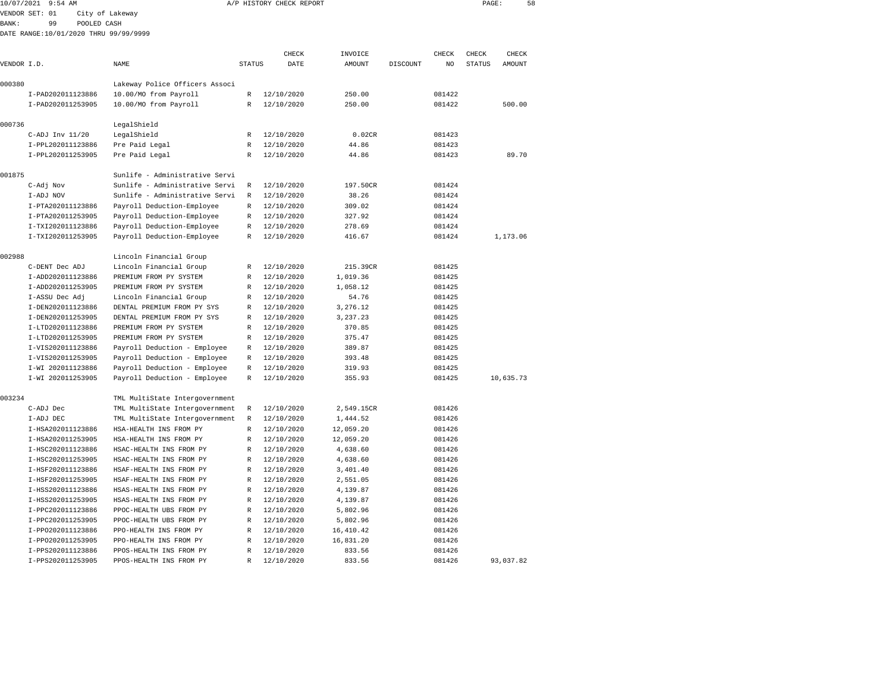10/07/2021 9:54 AM A/P HISTORY CHECK REPORT

VENDOR SET: 01 City of Lakeway
BANK: 99 POOLED CASH
DATE RANGE:10/01/2020 THRU 99/99/9999

| VENDOR I.D. | NAME | STATUS | CHECK DATE | INVOICE AMOUNT | DISCOUNT | CHECK NO | CHECK STATUS | CHECK AMOUNT |
|---|---|---|---|---|---|---|---|---|
| 000380 | Lakeway Police Officers Associ | | | | | | | |
| I-PAD202011123886 | 10.00/MO from Payroll | R | 12/10/2020 | 250.00 | | 081422 | | |
| I-PAD202011253905 | 10.00/MO from Payroll | R | 12/10/2020 | 250.00 | | 081422 | | 500.00 |
| 000736 | LegalShield | | | | | | | |
| C-ADJ Inv 11/20 | LegalShield | R | 12/10/2020 | 0.02CR | | 081423 | | |
| I-PPL202011123886 | Pre Paid Legal | R | 12/10/2020 | 44.86 | | 081423 | | |
| I-PPL202011253905 | Pre Paid Legal | R | 12/10/2020 | 44.86 | | 081423 | | 89.70 |
| 001875 | Sunlife - Administrative Servi | | | | | | | |
| C-Adj Nov | Sunlife - Administrative Servi | R | 12/10/2020 | 197.50CR | | 081424 | | |
| I-ADJ NOV | Sunlife - Administrative Servi | R | 12/10/2020 | 38.26 | | 081424 | | |
| I-PTA202011123886 | Payroll Deduction-Employee | R | 12/10/2020 | 309.02 | | 081424 | | |
| I-PTA202011253905 | Payroll Deduction-Employee | R | 12/10/2020 | 327.92 | | 081424 | | |
| I-TXI202011123886 | Payroll Deduction-Employee | R | 12/10/2020 | 278.69 | | 081424 | | |
| I-TXI202011253905 | Payroll Deduction-Employee | R | 12/10/2020 | 416.67 | | 081424 | | 1,173.06 |
| 002988 | Lincoln Financial Group | | | | | | | |
| C-DENT Dec ADJ | Lincoln Financial Group | R | 12/10/2020 | 215.39CR | | 081425 | | |
| I-ADD202011123886 | PREMIUM FROM PY SYSTEM | R | 12/10/2020 | 1,019.36 | | 081425 | | |
| I-ADD202011253905 | PREMIUM FROM PY SYSTEM | R | 12/10/2020 | 1,058.12 | | 081425 | | |
| I-ASSU Dec Adj | Lincoln Financial Group | R | 12/10/2020 | 54.76 | | 081425 | | |
| I-DEN202011123886 | DENTAL PREMIUM FROM PY SYS | R | 12/10/2020 | 3,276.12 | | 081425 | | |
| I-DEN202011253905 | DENTAL PREMIUM FROM PY SYS | R | 12/10/2020 | 3,237.23 | | 081425 | | |
| I-LTD202011123886 | PREMIUM FROM PY SYSTEM | R | 12/10/2020 | 370.85 | | 081425 | | |
| I-LTD202011253905 | PREMIUM FROM PY SYSTEM | R | 12/10/2020 | 375.47 | | 081425 | | |
| I-VIS202011123886 | Payroll Deduction - Employee | R | 12/10/2020 | 389.87 | | 081425 | | |
| I-VIS202011253905 | Payroll Deduction - Employee | R | 12/10/2020 | 393.48 | | 081425 | | |
| I-WI 202011123886 | Payroll Deduction - Employee | R | 12/10/2020 | 319.93 | | 081425 | | |
| I-WI 202011253905 | Payroll Deduction - Employee | R | 12/10/2020 | 355.93 | | 081425 | | 10,635.73 |
| 003234 | TML MultiState Intergovernment | | | | | | | |
| C-ADJ Dec | TML MultiState Intergovernment | R | 12/10/2020 | 2,549.15CR | | 081426 | | |
| I-ADJ DEC | TML MultiState Intergovernment | R | 12/10/2020 | 1,444.52 | | 081426 | | |
| I-HSA202011123886 | HSA-HEALTH INS FROM PY | R | 12/10/2020 | 12,059.20 | | 081426 | | |
| I-HSA202011253905 | HSA-HEALTH INS FROM PY | R | 12/10/2020 | 12,059.20 | | 081426 | | |
| I-HSC202011123886 | HSAC-HEALTH INS FROM PY | R | 12/10/2020 | 4,638.60 | | 081426 | | |
| I-HSC202011253905 | HSAC-HEALTH INS FROM PY | R | 12/10/2020 | 4,638.60 | | 081426 | | |
| I-HSF202011123886 | HSAF-HEALTH INS FROM PY | R | 12/10/2020 | 3,401.40 | | 081426 | | |
| I-HSF202011253905 | HSAF-HEALTH INS FROM PY | R | 12/10/2020 | 2,551.05 | | 081426 | | |
| I-HSS202011123886 | HSAS-HEALTH INS FROM PY | R | 12/10/2020 | 4,139.87 | | 081426 | | |
| I-HSS202011253905 | HSAS-HEALTH INS FROM PY | R | 12/10/2020 | 4,139.87 | | 081426 | | |
| I-PPC202011123886 | PPOC-HEALTH UBS FROM PY | R | 12/10/2020 | 5,802.96 | | 081426 | | |
| I-PPC202011253905 | PPOC-HEALTH UBS FROM PY | R | 12/10/2020 | 5,802.96 | | 081426 | | |
| I-PPO202011123886 | PPO-HEALTH INS FROM PY | R | 12/10/2020 | 16,410.42 | | 081426 | | |
| I-PPO202011253905 | PPO-HEALTH INS FROM PY | R | 12/10/2020 | 16,831.20 | | 081426 | | |
| I-PPS202011123886 | PPOS-HEALTH INS FROM PY | R | 12/10/2020 | 833.56 | | 081426 | | |
| I-PPS202011253905 | PPOS-HEALTH INS FROM PY | R | 12/10/2020 | 833.56 | | 081426 | | 93,037.82 |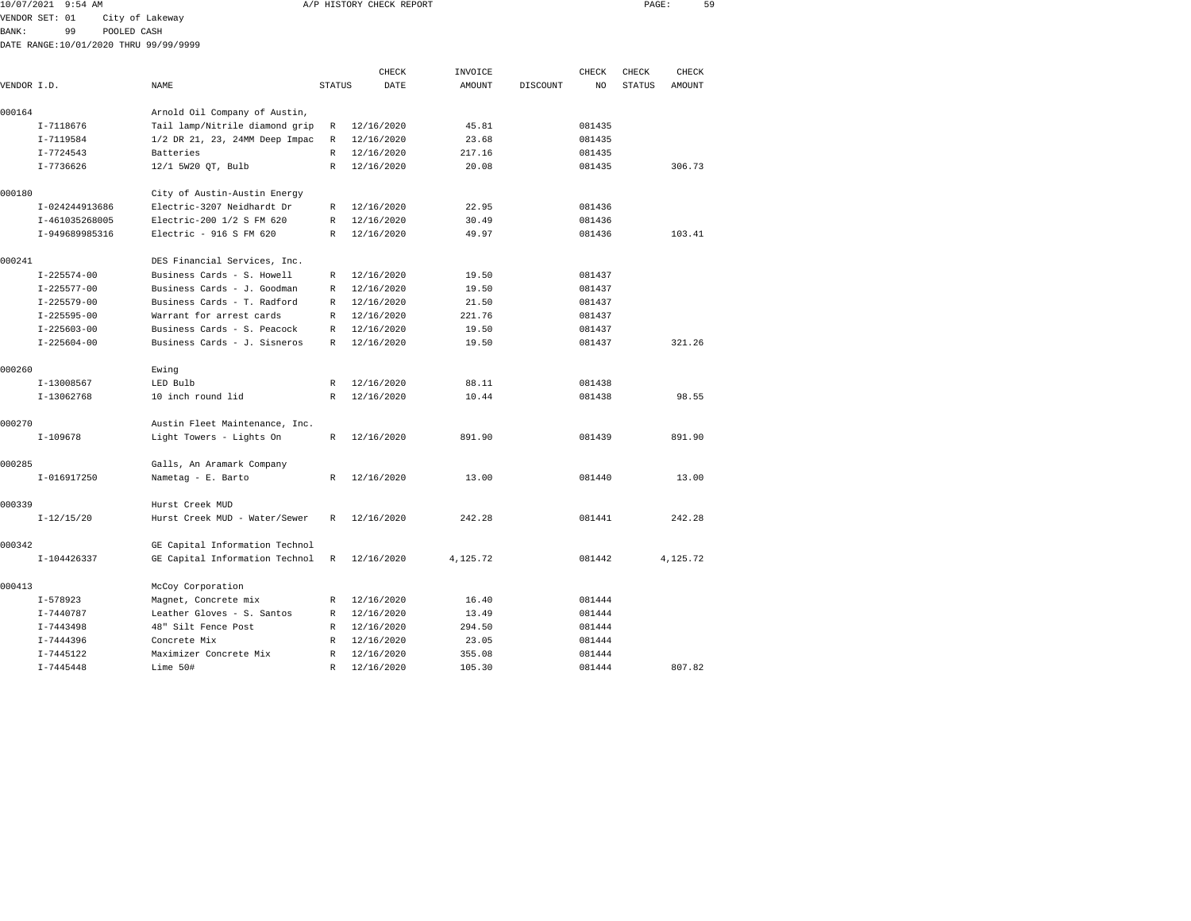10/07/2021 9:54 AM A/P HISTORY CHECK REPORT

VENDOR SET: 01 City of Lakeway
BANK: 99 POOLED CASH
DATE RANGE:10/01/2020 THRU 99/99/9999

| VENDOR I.D. | NAME | STATUS | CHECK DATE | INVOICE AMOUNT | DISCOUNT | CHECK NO | CHECK STATUS | CHECK AMOUNT |
|---|---|---|---|---|---|---|---|---|
| 000164 | Arnold Oil Company of Austin, | | | | | | | |
| I-7118676 | Tail lamp/Nitrile diamond grip | R | 12/16/2020 | 45.81 | | 081435 | | |
| I-7119584 | 1/2 DR 21, 23, 24MM Deep Impac | R | 12/16/2020 | 23.68 | | 081435 | | |
| I-7724543 | Batteries | R | 12/16/2020 | 217.16 | | 081435 | | |
| I-7736626 | 12/1 5W20 QT, Bulb | R | 12/16/2020 | 20.08 | | 081435 | | 306.73 |
| 000180 | City of Austin-Austin Energy | | | | | | | |
| I-024244913686 | Electric-3207 Neidhardt Dr | R | 12/16/2020 | 22.95 | | 081436 | | |
| I-461035268005 | Electric-200 1/2 S FM 620 | R | 12/16/2020 | 30.49 | | 081436 | | |
| I-949689985316 | Electric - 916 S FM 620 | R | 12/16/2020 | 49.97 | | 081436 | | 103.41 |
| 000241 | DES Financial Services, Inc. | | | | | | | |
| I-225574-00 | Business Cards - S. Howell | R | 12/16/2020 | 19.50 | | 081437 | | |
| I-225577-00 | Business Cards - J. Goodman | R | 12/16/2020 | 19.50 | | 081437 | | |
| I-225579-00 | Business Cards - T. Radford | R | 12/16/2020 | 21.50 | | 081437 | | |
| I-225595-00 | Warrant for arrest cards | R | 12/16/2020 | 221.76 | | 081437 | | |
| I-225603-00 | Business Cards - S. Peacock | R | 12/16/2020 | 19.50 | | 081437 | | |
| I-225604-00 | Business Cards - J. Sisneros | R | 12/16/2020 | 19.50 | | 081437 | | 321.26 |
| 000260 | Ewing | | | | | | | |
| I-13008567 | LED Bulb | R | 12/16/2020 | 88.11 | | 081438 | | |
| I-13062768 | 10 inch round lid | R | 12/16/2020 | 10.44 | | 081438 | | 98.55 |
| 000270 | Austin Fleet Maintenance, Inc. | | | | | | | |
| I-109678 | Light Towers - Lights On | R | 12/16/2020 | 891.90 | | 081439 | | 891.90 |
| 000285 | Galls, An Aramark Company | | | | | | | |
| I-016917250 | Nametag - E. Barto | R | 12/16/2020 | 13.00 | | 081440 | | 13.00 |
| 000339 | Hurst Creek MUD | | | | | | | |
| I-12/15/20 | Hurst Creek MUD - Water/Sewer | R | 12/16/2020 | 242.28 | | 081441 | | 242.28 |
| 000342 | GE Capital Information Technol | | | | | | | |
| I-104426337 | GE Capital Information Technol | R | 12/16/2020 | 4,125.72 | | 081442 | | 4,125.72 |
| 000413 | McCoy Corporation | | | | | | | |
| I-578923 | Magnet, Concrete mix | R | 12/16/2020 | 16.40 | | 081444 | | |
| I-7440787 | Leather Gloves - S. Santos | R | 12/16/2020 | 13.49 | | 081444 | | |
| I-7443498 | 48" Silt Fence Post | R | 12/16/2020 | 294.50 | | 081444 | | |
| I-7444396 | Concrete Mix | R | 12/16/2020 | 23.05 | | 081444 | | |
| I-7445122 | Maximizer Concrete Mix | R | 12/16/2020 | 355.08 | | 081444 | | |
| I-7445448 | Lime 50# | R | 12/16/2020 | 105.30 | | 081444 | | 807.82 |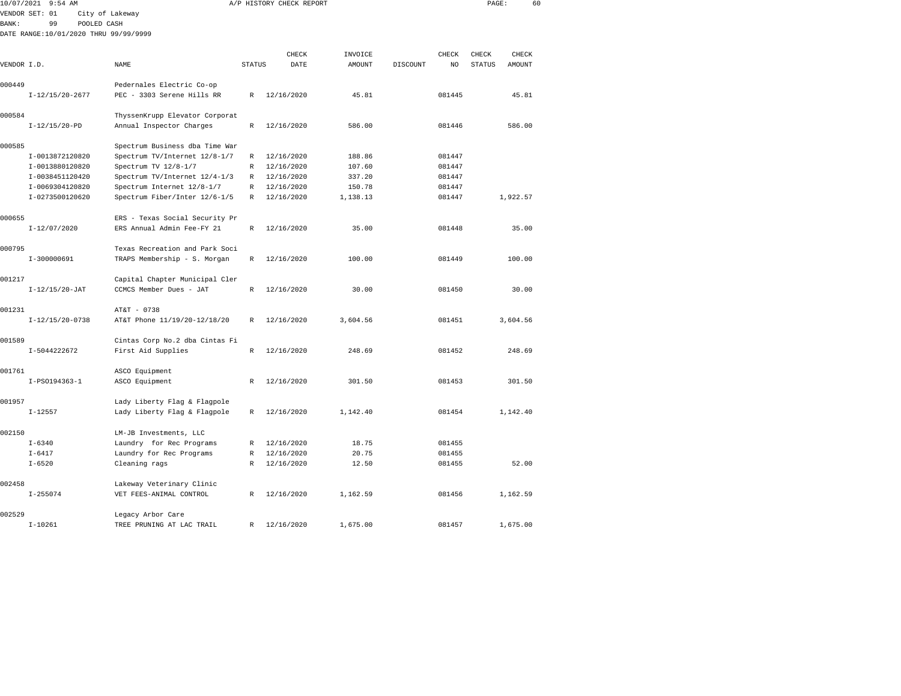10/07/2021 9:54 AM A/P HISTORY CHECK REPORT

VENDOR SET: 01 City of Lakeway
BANK: 99 POOLED CASH
DATE RANGE:10/01/2020 THRU 99/99/9999

| VENDOR I.D. | NAME | STATUS | CHECK DATE | INVOICE AMOUNT | DISCOUNT | CHECK NO | CHECK STATUS | CHECK AMOUNT |
|---|---|---|---|---|---|---|---|---|
| 000449 | Pedernales Electric Co-op | | | | | | | |
| I-12/15/20-2677 | PEC - 3303 Serene Hills RR | R | 12/16/2020 | 45.81 | | 081445 | | 45.81 |
| 000584 | ThyssenKrupp Elevator Corporat | | | | | | | |
| I-12/15/20-PD | Annual Inspector Charges | R | 12/16/2020 | 586.00 | | 081446 | | 586.00 |
| 000585 | Spectrum Business dba Time War | | | | | | | |
| I-0013872120820 | Spectrum TV/Internet 12/8-1/7 | R | 12/16/2020 | 188.86 | | 081447 | | |
| I-0013880120820 | Spectrum TV 12/8-1/7 | R | 12/16/2020 | 107.60 | | 081447 | | |
| I-0038451120420 | Spectrum TV/Internet 12/4-1/3 | R | 12/16/2020 | 337.20 | | 081447 | | |
| I-0069304120820 | Spectrum Internet 12/8-1/7 | R | 12/16/2020 | 150.78 | | 081447 | | |
| I-0273500120620 | Spectrum Fiber/Inter 12/6-1/5 | R | 12/16/2020 | 1,138.13 | | 081447 | | 1,922.57 |
| 000655 | ERS - Texas Social Security Pr | | | | | | | |
| I-12/07/2020 | ERS Annual Admin Fee-FY 21 | R | 12/16/2020 | 35.00 | | 081448 | | 35.00 |
| 000795 | Texas Recreation and Park Soci | | | | | | | |
| I-300000691 | TRAPS Membership - S. Morgan | R | 12/16/2020 | 100.00 | | 081449 | | 100.00 |
| 001217 | Capital Chapter Municipal Cler | | | | | | | |
| I-12/15/20-JAT | CCMCS Member Dues - JAT | R | 12/16/2020 | 30.00 | | 081450 | | 30.00 |
| 001231 | AT&T - 0738 | | | | | | | |
| I-12/15/20-0738 | AT&T Phone 11/19/20-12/18/20 | R | 12/16/2020 | 3,604.56 | | 081451 | | 3,604.56 |
| 001589 | Cintas Corp No.2 dba Cintas Fi | | | | | | | |
| I-5044222672 | First Aid Supplies | R | 12/16/2020 | 248.69 | | 081452 | | 248.69 |
| 001761 | ASCO Equipment | | | | | | | |
| I-PSO194363-1 | ASCO Equipment | R | 12/16/2020 | 301.50 | | 081453 | | 301.50 |
| 001957 | Lady Liberty Flag & Flagpole | | | | | | | |
| I-12557 | Lady Liberty Flag & Flagpole | R | 12/16/2020 | 1,142.40 | | 081454 | | 1,142.40 |
| 002150 | LM-JB Investments, LLC | | | | | | | |
| I-6340 | Laundry for Rec Programs | R | 12/16/2020 | 18.75 | | 081455 | | |
| I-6417 | Laundry for Rec Programs | R | 12/16/2020 | 20.75 | | 081455 | | |
| I-6520 | Cleaning rags | R | 12/16/2020 | 12.50 | | 081455 | | 52.00 |
| 002458 | Lakeway Veterinary Clinic | | | | | | | |
| I-255074 | VET FEES-ANIMAL CONTROL | R | 12/16/2020 | 1,162.59 | | 081456 | | 1,162.59 |
| 002529 | Legacy Arbor Care | | | | | | | |
| I-10261 | TREE PRUNING AT LAC TRAIL | R | 12/16/2020 | 1,675.00 | | 081457 | | 1,675.00 |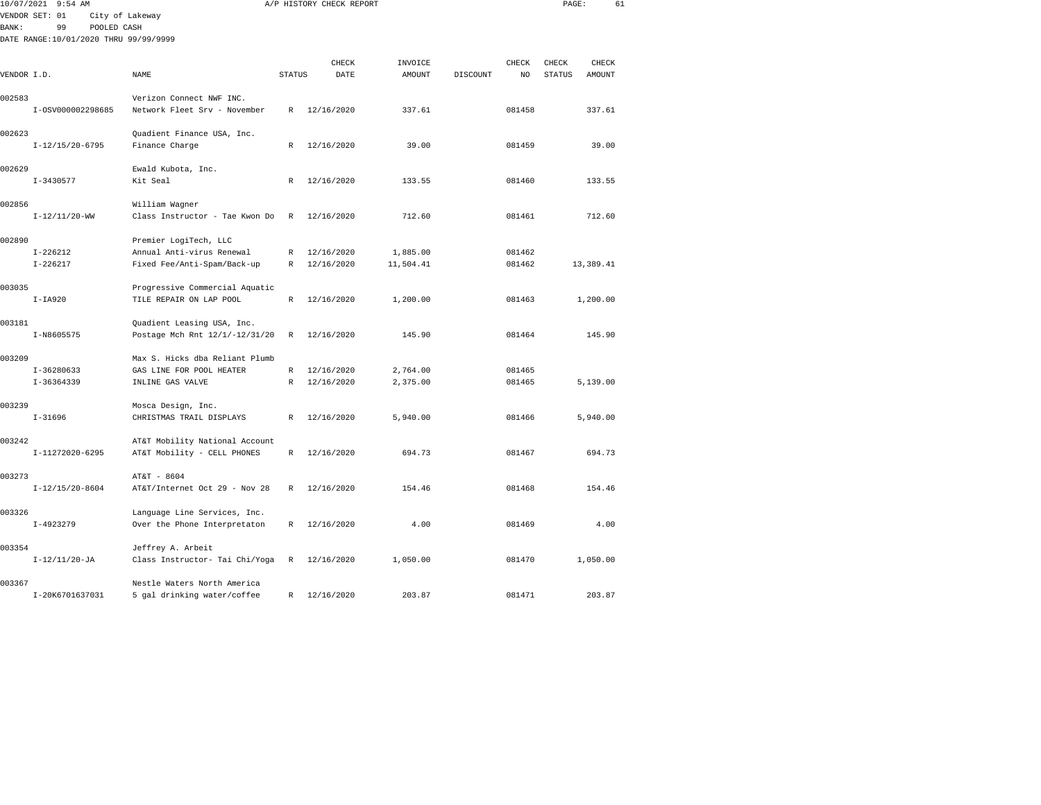10/07/2021 9:54 AM A/P HISTORY CHECK REPORT

VENDOR SET: 01 City of Lakeway
BANK: 99 POOLED CASH
DATE RANGE:10/01/2020 THRU 99/99/9999

| VENDOR I.D. | NAME | STATUS | CHECK DATE | INVOICE AMOUNT | DISCOUNT | CHECK NO | CHECK STATUS | CHECK AMOUNT |
|---|---|---|---|---|---|---|---|---|
| 002583 | Verizon Connect NWF INC. | | | | | | | |
| I-OSV000002298685 | Network Fleet Srv - November | R | 12/16/2020 | 337.61 | | 081458 | | 337.61 |
| 002623 | Quadient Finance USA, Inc. | | | | | | | |
| I-12/15/20-6795 | Finance Charge | R | 12/16/2020 | 39.00 | | 081459 | | 39.00 |
| 002629 | Ewald Kubota, Inc. | | | | | | | |
| I-3430577 | Kit Seal | R | 12/16/2020 | 133.55 | | 081460 | | 133.55 |
| 002856 | William Wagner | | | | | | | |
| I-12/11/20-WW | Class Instructor - Tae Kwon Do | R | 12/16/2020 | 712.60 | | 081461 | | 712.60 |
| 002890 | Premier LogiTech, LLC | | | | | | | |
| I-226212 | Annual Anti-virus Renewal | R | 12/16/2020 | 1,885.00 | | 081462 | | |
| I-226217 | Fixed Fee/Anti-Spam/Back-up | R | 12/16/2020 | 11,504.41 | | 081462 | | 13,389.41 |
| 003035 | Progressive Commercial Aquatic | | | | | | | |
| I-IA920 | TILE REPAIR ON LAP POOL | R | 12/16/2020 | 1,200.00 | | 081463 | | 1,200.00 |
| 003181 | Quadient Leasing USA, Inc. | | | | | | | |
| I-N8605575 | Postage Mch Rnt 12/1/-12/31/20 | R | 12/16/2020 | 145.90 | | 081464 | | 145.90 |
| 003209 | Max S. Hicks dba Reliant Plumb | | | | | | | |
| I-36280633 | GAS LINE FOR POOL HEATER | R | 12/16/2020 | 2,764.00 | | 081465 | | |
| I-36364339 | INLINE GAS VALVE | R | 12/16/2020 | 2,375.00 | | 081465 | | 5,139.00 |
| 003239 | Mosca Design, Inc. | | | | | | | |
| I-31696 | CHRISTMAS TRAIL DISPLAYS | R | 12/16/2020 | 5,940.00 | | 081466 | | 5,940.00 |
| 003242 | AT&T Mobility National Account | | | | | | | |
| I-11272020-6295 | AT&T Mobility - CELL PHONES | R | 12/16/2020 | 694.73 | | 081467 | | 694.73 |
| 003273 | AT&T - 8604 | | | | | | | |
| I-12/15/20-8604 | AT&T/Internet Oct 29 - Nov 28 | R | 12/16/2020 | 154.46 | | 081468 | | 154.46 |
| 003326 | Language Line Services, Inc. | | | | | | | |
| I-4923279 | Over the Phone Interpretaton | R | 12/16/2020 | 4.00 | | 081469 | | 4.00 |
| 003354 | Jeffrey A. Arbeit | | | | | | | |
| I-12/11/20-JA | Class Instructor- Tai Chi/Yoga | R | 12/16/2020 | 1,050.00 | | 081470 | | 1,050.00 |
| 003367 | Nestle Waters North America | | | | | | | |
| I-20K6701637031 | 5 gal drinking water/coffee | R | 12/16/2020 | 203.87 | | 081471 | | 203.87 |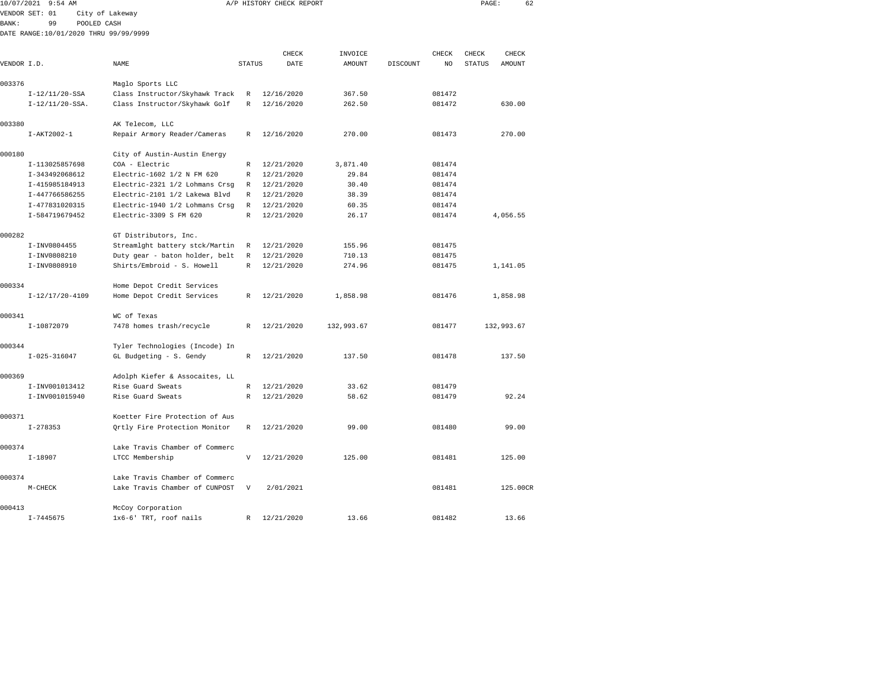10/07/2021 9:54 AM A/P HISTORY CHECK REPORT

VENDOR SET: 01 City of Lakeway
BANK: 99 POOLED CASH
DATE RANGE:10/01/2020 THRU 99/99/9999

| VENDOR I.D. | NAME | STATUS | CHECK DATE | INVOICE AMOUNT | DISCOUNT | CHECK NO | CHECK STATUS | CHECK AMOUNT |
|---|---|---|---|---|---|---|---|---|
| 003376 | Maglo Sports LLC | | | | | | | |
| I-12/11/20-SSA | Class Instructor/Skyhawk Track | R | 12/16/2020 | 367.50 | | 081472 | | |
| I-12/11/20-SSA. | Class Instructor/Skyhawk Golf | R | 12/16/2020 | 262.50 | | 081472 | | 630.00 |
| 003380 | AK Telecom, LLC | | | | | | | |
| I-AKT2002-1 | Repair Armory Reader/Cameras | R | 12/16/2020 | 270.00 | | 081473 | | 270.00 |
| 000180 | City of Austin-Austin Energy | | | | | | | |
| I-113025857698 | COA - Electric | R | 12/21/2020 | 3,871.40 | | 081474 | | |
| I-343492068612 | Electric-1602 1/2 N FM 620 | R | 12/21/2020 | 29.84 | | 081474 | | |
| I-415985184913 | Electric-2321 1/2 Lohmans Crsg | R | 12/21/2020 | 30.40 | | 081474 | | |
| I-447766586255 | Electric-2101 1/2 Lakewa Blvd | R | 12/21/2020 | 38.39 | | 081474 | | |
| I-477831020315 | Electric-1940 1/2 Lohmans Crsg | R | 12/21/2020 | 60.35 | | 081474 | | |
| I-584719679452 | Electric-3309 S FM 620 | R | 12/21/2020 | 26.17 | | 081474 | | 4,056.55 |
| 000282 | GT Distributors, Inc. | | | | | | | |
| I-INV0804455 | Streamlght battery stck/Martin | R | 12/21/2020 | 155.96 | | 081475 | | |
| I-INV0808210 | Duty gear - baton holder, belt | R | 12/21/2020 | 710.13 | | 081475 | | |
| I-INV0808910 | Shirts/Embroid - S. Howell | R | 12/21/2020 | 274.96 | | 081475 | | 1,141.05 |
| 000334 | Home Depot Credit Services | | | | | | | |
| I-12/17/20-4109 | Home Depot Credit Services | R | 12/21/2020 | 1,858.98 | | 081476 | | 1,858.98 |
| 000341 | WC of Texas | | | | | | | |
| I-10872079 | 7478 homes trash/recycle | R | 12/21/2020 | 132,993.67 | | 081477 | | 132,993.67 |
| 000344 | Tyler Technologies (Incode) In | | | | | | | |
| I-025-316047 | GL Budgeting - S. Gendy | R | 12/21/2020 | 137.50 | | 081478 | | 137.50 |
| 000369 | Adolph Kiefer & Assocaites, LL | | | | | | | |
| I-INV001013412 | Rise Guard Sweats | R | 12/21/2020 | 33.62 | | 081479 | | |
| I-INV001015940 | Rise Guard Sweats | R | 12/21/2020 | 58.62 | | 081479 | | 92.24 |
| 000371 | Koetter Fire Protection of Aus | | | | | | | |
| I-278353 | Qrtly Fire Protection Monitor | R | 12/21/2020 | 99.00 | | 081480 | | 99.00 |
| 000374 | Lake Travis Chamber of Commerc | | | | | | | |
| I-18907 | LTCC Membership | V | 12/21/2020 | 125.00 | | 081481 | | 125.00 |
| 000374 | Lake Travis Chamber of Commerc | | | | | | | |
| M-CHECK | Lake Travis Chamber of CUNPOST | V | 2/01/2021 | | | 081481 | | 125.00CR |
| 000413 | McCoy Corporation | | | | | | | |
| I-7445675 | 1x6-6' TRT, roof nails | R | 12/21/2020 | 13.66 | | 081482 | | 13.66 |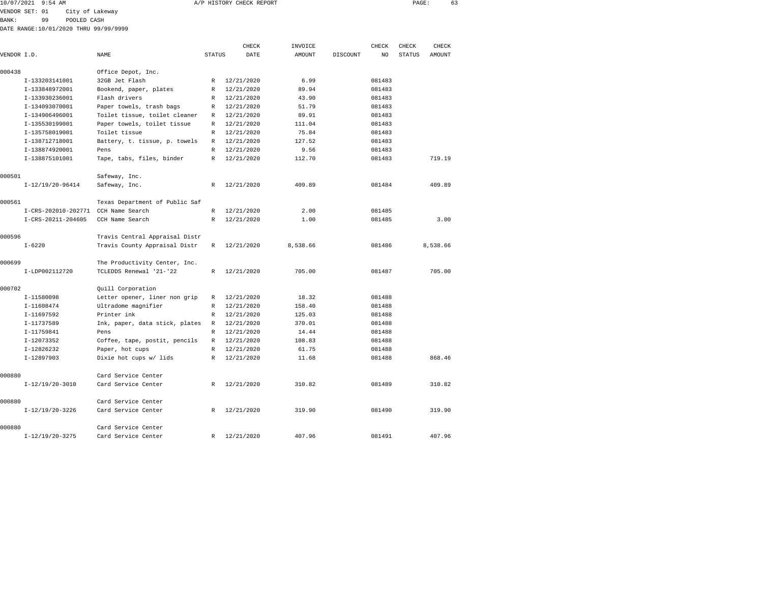10/07/2021 9:54 AM A/P HISTORY CHECK REPORT

VENDOR SET: 01 City of Lakeway
BANK: 99 POOLED CASH
DATE RANGE:10/01/2020 THRU 99/99/9999

| VENDOR I.D. | NAME | STATUS | CHECK DATE | INVOICE AMOUNT | DISCOUNT | CHECK NO | CHECK STATUS | CHECK AMOUNT |
|---|---|---|---|---|---|---|---|---|
| 000438 | Office Depot, Inc. | | | | | | | |
| I-133203141001 | 32GB Jet Flash | R | 12/21/2020 | 6.99 | | 081483 | | |
| I-133848972001 | Bookend, paper, plates | R | 12/21/2020 | 89.94 | | 081483 | | |
| I-133930236001 | Flash drivers | R | 12/21/2020 | 43.90 | | 081483 | | |
| I-134093070001 | Paper towels, trash bags | R | 12/21/2020 | 51.79 | | 081483 | | |
| I-134906496001 | Toilet tissue, toilet cleaner | R | 12/21/2020 | 89.91 | | 081483 | | |
| I-135530199001 | Paper towels, toilet tissue | R | 12/21/2020 | 111.04 | | 081483 | | |
| I-135758019001 | Toilet tissue | R | 12/21/2020 | 75.84 | | 081483 | | |
| I-138712718001 | Battery, t. tissue, p. towels | R | 12/21/2020 | 127.52 | | 081483 | | |
| I-138874920001 | Pens | R | 12/21/2020 | 9.56 | | 081483 | | |
| I-138875101001 | Tape, tabs, files, binder | R | 12/21/2020 | 112.70 | | 081483 | | 719.19 |
| 000501 | Safeway, Inc. | | | | | | | |
| I-12/19/20-96414 | Safeway, Inc. | R | 12/21/2020 | 409.89 | | 081484 | | 409.89 |
| 000561 | Texas Department of Public Saf | | | | | | | |
| I-CRS-202010-202771 | CCH Name Search | R | 12/21/2020 | 2.00 | | 081485 | | |
| I-CRS-20211-204605 | CCH Name Search | R | 12/21/2020 | 1.00 | | 081485 | | 3.00 |
| 000596 | Travis Central Appraisal Distr | | | | | | | |
| I-6220 | Travis County Appraisal Distr | R | 12/21/2020 | 8,538.66 | | 081486 | | 8,538.66 |
| 000699 | The Productivity Center, Inc. | | | | | | | |
| I-LDP002112720 | TCLEDDS Renewal '21-'22 | R | 12/21/2020 | 705.00 | | 081487 | | 705.00 |
| 000702 | Quill Corporation | | | | | | | |
| I-11580098 | Letter opener, liner non grip | R | 12/21/2020 | 18.32 | | 081488 | | |
| I-11608474 | Ultradome magnifier | R | 12/21/2020 | 158.40 | | 081488 | | |
| I-11697592 | Printer ink | R | 12/21/2020 | 125.03 | | 081488 | | |
| I-11737589 | Ink, paper, data stick, plates | R | 12/21/2020 | 370.01 | | 081488 | | |
| I-11759841 | Pens | R | 12/21/2020 | 14.44 | | 081488 | | |
| I-12073352 | Coffee, tape, postit, pencils | R | 12/21/2020 | 108.83 | | 081488 | | |
| I-12826232 | Paper, hot cups | R | 12/21/2020 | 61.75 | | 081488 | | |
| I-12897903 | Dixie hot cups w/ lids | R | 12/21/2020 | 11.68 | | 081488 | | 868.46 |
| 000880 | Card Service Center | | | | | | | |
| I-12/19/20-3010 | Card Service Center | R | 12/21/2020 | 310.82 | | 081489 | | 310.82 |
| 000880 | Card Service Center | | | | | | | |
| I-12/19/20-3226 | Card Service Center | R | 12/21/2020 | 319.90 | | 081490 | | 319.90 |
| 000880 | Card Service Center | | | | | | | |
| I-12/19/20-3275 | Card Service Center | R | 12/21/2020 | 407.96 | | 081491 | | 407.96 |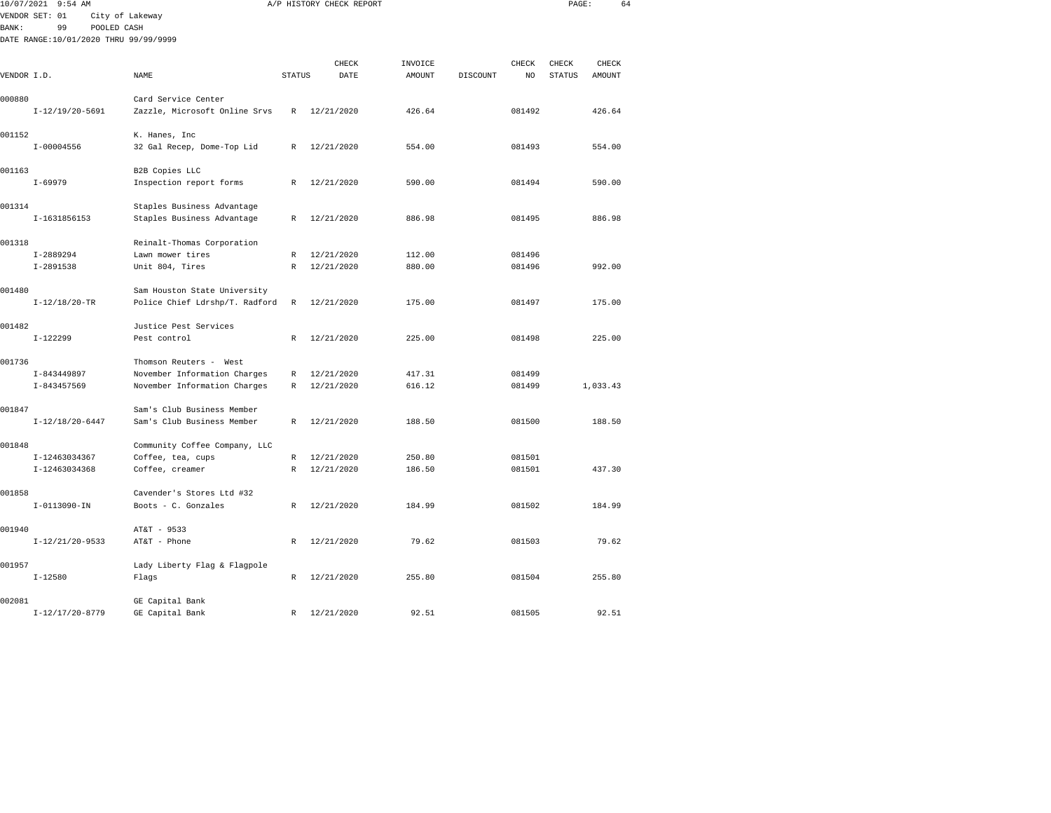10/07/2021 9:54 AM A/P HISTORY CHECK REPORT

VENDOR SET: 01 City of Lakeway
BANK: 99 POOLED CASH
DATE RANGE:10/01/2020 THRU 99/99/9999

| VENDOR I.D. | NAME | STATUS | CHECK DATE | INVOICE AMOUNT | DISCOUNT | CHECK NO | CHECK STATUS | CHECK AMOUNT |
|---|---|---|---|---|---|---|---|---|
| 000880 | Card Service Center | | | | | | | |
| I-12/19/20-5691 | Zazzle, Microsoft Online Srvs | R | 12/21/2020 | 426.64 | | 081492 | | 426.64 |
| 001152 | K. Hanes, Inc | | | | | | | |
| I-00004556 | 32 Gal Recep, Dome-Top Lid | R | 12/21/2020 | 554.00 | | 081493 | | 554.00 |
| 001163 | B2B Copies LLC | | | | | | | |
| I-69979 | Inspection report forms | R | 12/21/2020 | 590.00 | | 081494 | | 590.00 |
| 001314 | Staples Business Advantage | | | | | | | |
| I-1631856153 | Staples Business Advantage | R | 12/21/2020 | 886.98 | | 081495 | | 886.98 |
| 001318 | Reinalt-Thomas Corporation | | | | | | | |
| I-2889294 | Lawn mower tires | R | 12/21/2020 | 112.00 | | 081496 | | |
| I-2891538 | Unit 804, Tires | R | 12/21/2020 | 880.00 | | 081496 | | 992.00 |
| 001480 | Sam Houston State University | | | | | | | |
| I-12/18/20-TR | Police Chief Ldrshp/T. Radford | R | 12/21/2020 | 175.00 | | 081497 | | 175.00 |
| 001482 | Justice Pest Services | | | | | | | |
| I-122299 | Pest control | R | 12/21/2020 | 225.00 | | 081498 | | 225.00 |
| 001736 | Thomson Reuters - West | | | | | | | |
| I-843449897 | November Information Charges | R | 12/21/2020 | 417.31 | | 081499 | | |
| I-843457569 | November Information Charges | R | 12/21/2020 | 616.12 | | 081499 | | 1,033.43 |
| 001847 | Sam's Club Business Member | | | | | | | |
| I-12/18/20-6447 | Sam's Club Business Member | R | 12/21/2020 | 188.50 | | 081500 | | 188.50 |
| 001848 | Community Coffee Company, LLC | | | | | | | |
| I-12463034367 | Coffee, tea, cups | R | 12/21/2020 | 250.80 | | 081501 | | |
| I-12463034368 | Coffee, creamer | R | 12/21/2020 | 186.50 | | 081501 | | 437.30 |
| 001858 | Cavender's Stores Ltd #32 | | | | | | | |
| I-0113090-IN | Boots - C. Gonzales | R | 12/21/2020 | 184.99 | | 081502 | | 184.99 |
| 001940 | AT&T - 9533 | | | | | | | |
| I-12/21/20-9533 | AT&T - Phone | R | 12/21/2020 | 79.62 | | 081503 | | 79.62 |
| 001957 | Lady Liberty Flag & Flagpole | | | | | | | |
| I-12580 | Flags | R | 12/21/2020 | 255.80 | | 081504 | | 255.80 |
| 002081 | GE Capital Bank | | | | | | | |
| I-12/17/20-8779 | GE Capital Bank | R | 12/21/2020 | 92.51 | | 081505 | | 92.51 |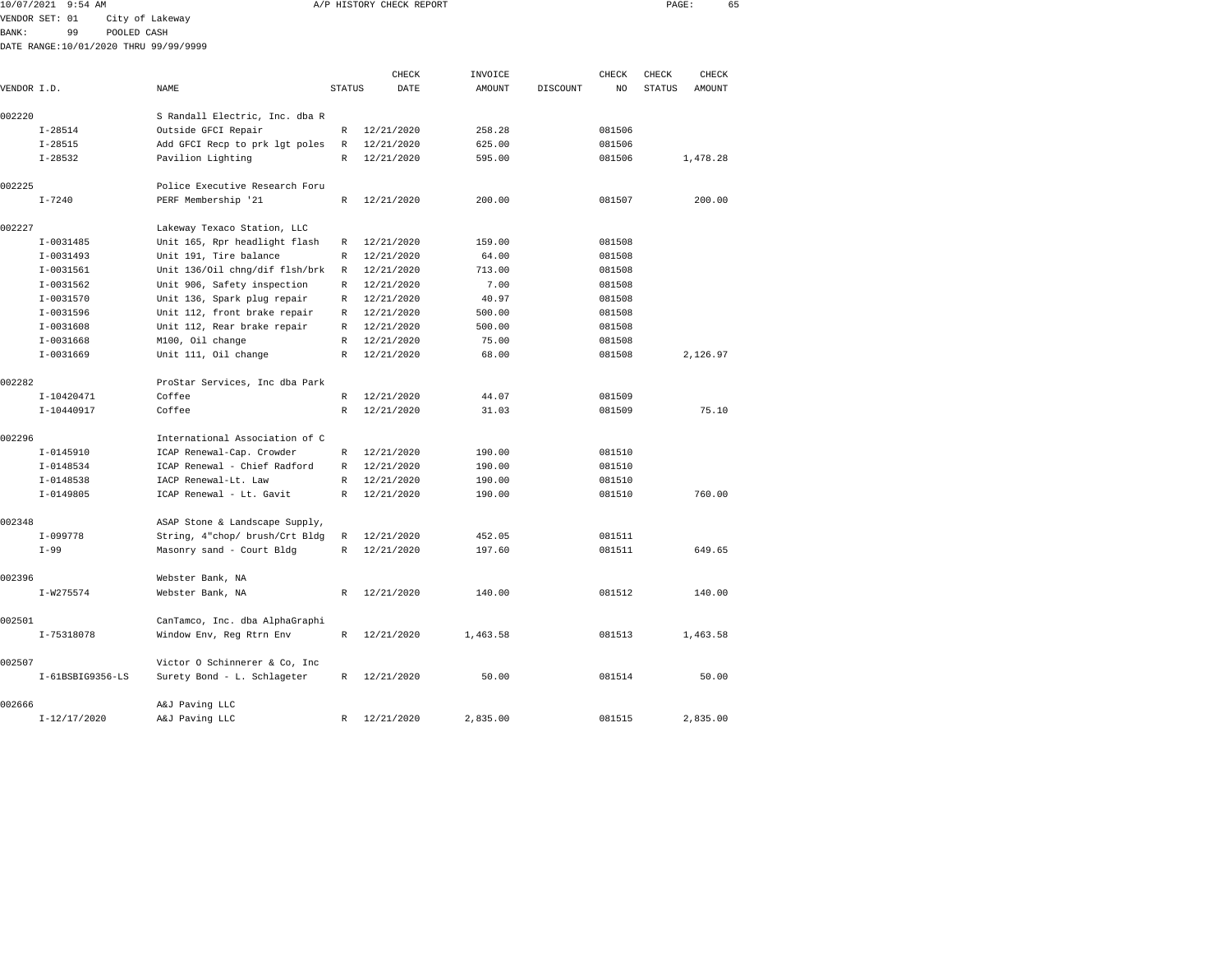10/07/2021 9:54 AM A/P HISTORY CHECK REPORT

VENDOR SET: 01 City of Lakeway
BANK: 99 POOLED CASH
DATE RANGE:10/01/2020 THRU 99/99/9999

| VENDOR I.D. | NAME | STATUS | CHECK DATE | INVOICE AMOUNT | DISCOUNT | CHECK NO | CHECK STATUS | CHECK AMOUNT |
|---|---|---|---|---|---|---|---|---|
| 002220 | S Randall Electric, Inc. dba R | | | | | | | |
| I-28514 | Outside GFCI Repair | R | 12/21/2020 | 258.28 | | 081506 | | |
| I-28515 | Add GFCI Recp to prk lgt poles | R | 12/21/2020 | 625.00 | | 081506 | | |
| I-28532 | Pavilion Lighting | R | 12/21/2020 | 595.00 | | 081506 | | 1,478.28 |
| 002225 | Police Executive Research Foru | | | | | | | |
| I-7240 | PERF Membership '21 | R | 12/21/2020 | 200.00 | | 081507 | | 200.00 |
| 002227 | Lakeway Texaco Station, LLC | | | | | | | |
| I-0031485 | Unit 165, Rpr headlight flash | R | 12/21/2020 | 159.00 | | 081508 | | |
| I-0031493 | Unit 191, Tire balance | R | 12/21/2020 | 64.00 | | 081508 | | |
| I-0031561 | Unit 136/Oil chng/dif flsh/brk | R | 12/21/2020 | 713.00 | | 081508 | | |
| I-0031562 | Unit 906, Safety inspection | R | 12/21/2020 | 7.00 | | 081508 | | |
| I-0031570 | Unit 136, Spark plug repair | R | 12/21/2020 | 40.97 | | 081508 | | |
| I-0031596 | Unit 112, front brake repair | R | 12/21/2020 | 500.00 | | 081508 | | |
| I-0031608 | Unit 112, Rear brake repair | R | 12/21/2020 | 500.00 | | 081508 | | |
| I-0031668 | M100, Oil change | R | 12/21/2020 | 75.00 | | 081508 | | |
| I-0031669 | Unit 111, Oil change | R | 12/21/2020 | 68.00 | | 081508 | | 2,126.97 |
| 002282 | ProStar Services, Inc dba Park | | | | | | | |
| I-10420471 | Coffee | R | 12/21/2020 | 44.07 | | 081509 | | |
| I-10440917 | Coffee | R | 12/21/2020 | 31.03 | | 081509 | | 75.10 |
| 002296 | International Association of C | | | | | | | |
| I-0145910 | ICAP Renewal-Cap. Crowder | R | 12/21/2020 | 190.00 | | 081510 | | |
| I-0148534 | ICAP Renewal - Chief Radford | R | 12/21/2020 | 190.00 | | 081510 | | |
| I-0148538 | IACP Renewal-Lt. Law | R | 12/21/2020 | 190.00 | | 081510 | | |
| I-0149805 | ICAP Renewal - Lt. Gavit | R | 12/21/2020 | 190.00 | | 081510 | | 760.00 |
| 002348 | ASAP Stone & Landscape Supply, | | | | | | | |
| I-099778 | String, 4"chop/ brush/Crt Bldg | R | 12/21/2020 | 452.05 | | 081511 | | |
| I-99 | Masonry sand - Court Bldg | R | 12/21/2020 | 197.60 | | 081511 | | 649.65 |
| 002396 | Webster Bank, NA | | | | | | | |
| I-W275574 | Webster Bank, NA | R | 12/21/2020 | 140.00 | | 081512 | | 140.00 |
| 002501 | CanTamco, Inc. dba AlphaGraphi | | | | | | | |
| I-75318078 | Window Env, Reg Rtrn Env | R | 12/21/2020 | 1,463.58 | | 081513 | | 1,463.58 |
| 002507 | Victor O Schinnerer & Co, Inc | | | | | | | |
| I-61BSBIG9356-LS | Surety Bond - L. Schlageter | R | 12/21/2020 | 50.00 | | 081514 | | 50.00 |
| 002666 | A&J Paving LLC | | | | | | | |
| I-12/17/2020 | A&J Paving LLC | R | 12/21/2020 | 2,835.00 | | 081515 | | 2,835.00 |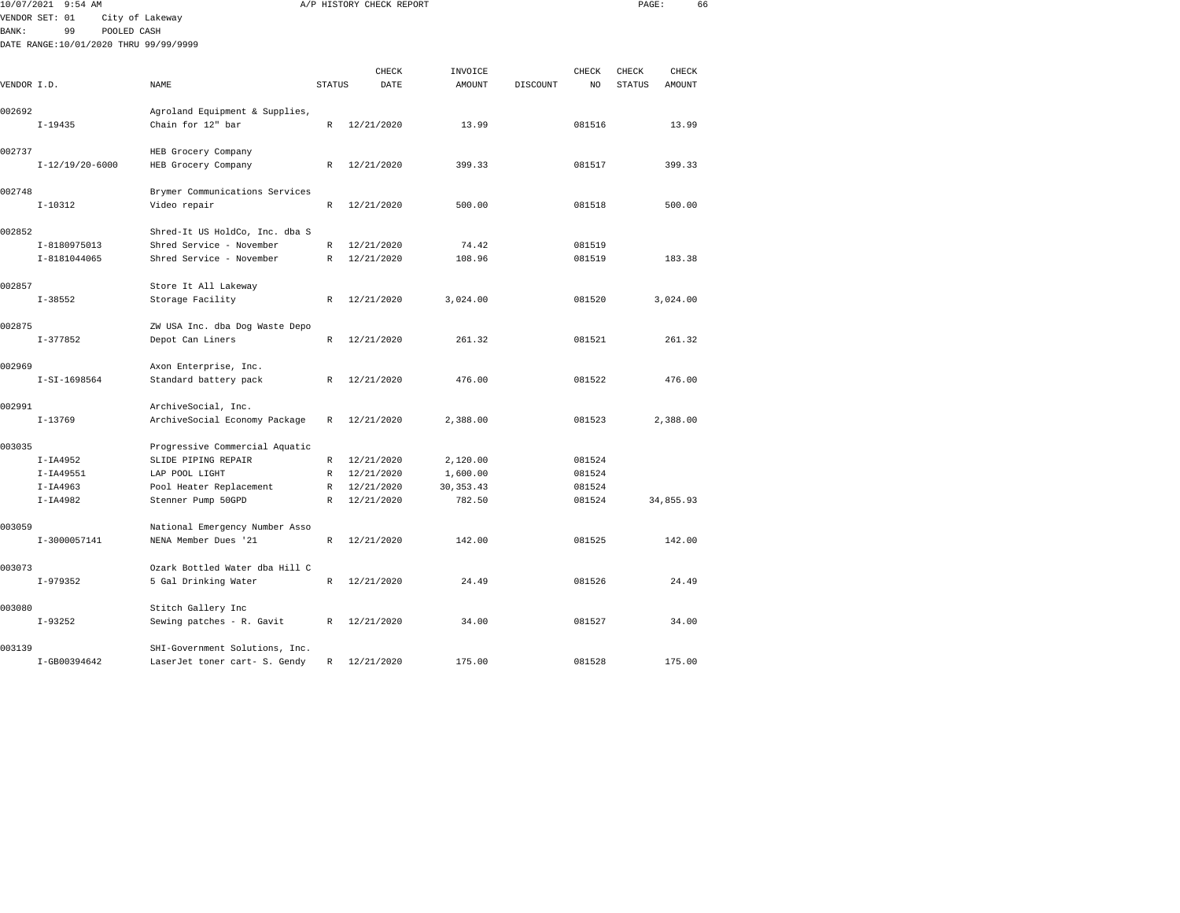A/P HISTORY CHECK REPORT

VENDOR SET: 01 City of Lakeway
BANK: 99 POOLED CASH
DATE RANGE:10/01/2020 THRU 99/99/9999

| VENDOR I.D. | NAME | STATUS | CHECK DATE | INVOICE AMOUNT | DISCOUNT | CHECK NO | CHECK STATUS | CHECK AMOUNT |
|---|---|---|---|---|---|---|---|---|
| 002692 | Agroland Equipment & Supplies, | | | | | | | |
| I-19435 | Chain for 12" bar | R | 12/21/2020 | 13.99 | | 081516 | | 13.99 |
| 002737 | HEB Grocery Company | | | | | | | |
| I-12/19/20-6000 | HEB Grocery Company | R | 12/21/2020 | 399.33 | | 081517 | | 399.33 |
| 002748 | Brymer Communications Services | | | | | | | |
| I-10312 | Video repair | R | 12/21/2020 | 500.00 | | 081518 | | 500.00 |
| 002852 | Shred-It US HoldCo, Inc. dba S | | | | | | | |
| I-8180975013 | Shred Service - November | R | 12/21/2020 | 74.42 | | 081519 | | |
| I-8181044065 | Shred Service - November | R | 12/21/2020 | 108.96 | | 081519 | | 183.38 |
| 002857 | Store It All Lakeway | | | | | | | |
| I-38552 | Storage Facility | R | 12/21/2020 | 3,024.00 | | 081520 | | 3,024.00 |
| 002875 | ZW USA Inc. dba Dog Waste Depo | | | | | | | |
| I-377852 | Depot Can Liners | R | 12/21/2020 | 261.32 | | 081521 | | 261.32 |
| 002969 | Axon Enterprise, Inc. | | | | | | | |
| I-SI-1698564 | Standard battery pack | R | 12/21/2020 | 476.00 | | 081522 | | 476.00 |
| 002991 | ArchiveSocial, Inc. | | | | | | | |
| I-13769 | ArchiveSocial Economy Package | R | 12/21/2020 | 2,388.00 | | 081523 | | 2,388.00 |
| 003035 | Progressive Commercial Aquatic | | | | | | | |
| I-IA4952 | SLIDE PIPING REPAIR | R | 12/21/2020 | 2,120.00 | | 081524 | | |
| I-IA49551 | LAP POOL LIGHT | R | 12/21/2020 | 1,600.00 | | 081524 | | |
| I-IA4963 | Pool Heater Replacement | R | 12/21/2020 | 30,353.43 | | 081524 | | |
| I-IA4982 | Stenner Pump 50GPD | R | 12/21/2020 | 782.50 | | 081524 | | 34,855.93 |
| 003059 | National Emergency Number Asso | | | | | | | |
| I-3000057141 | NENA Member Dues '21 | R | 12/21/2020 | 142.00 | | 081525 | | 142.00 |
| 003073 | Ozark Bottled Water dba Hill C | | | | | | | |
| I-979352 | 5 Gal Drinking Water | R | 12/21/2020 | 24.49 | | 081526 | | 24.49 |
| 003080 | Stitch Gallery Inc | | | | | | | |
| I-93252 | Sewing patches - R. Gavit | R | 12/21/2020 | 34.00 | | 081527 | | 34.00 |
| 003139 | SHI-Government Solutions, Inc. | | | | | | | |
| I-GB00394642 | LaserJet toner cart- S. Gendy | R | 12/21/2020 | 175.00 | | 081528 | | 175.00 |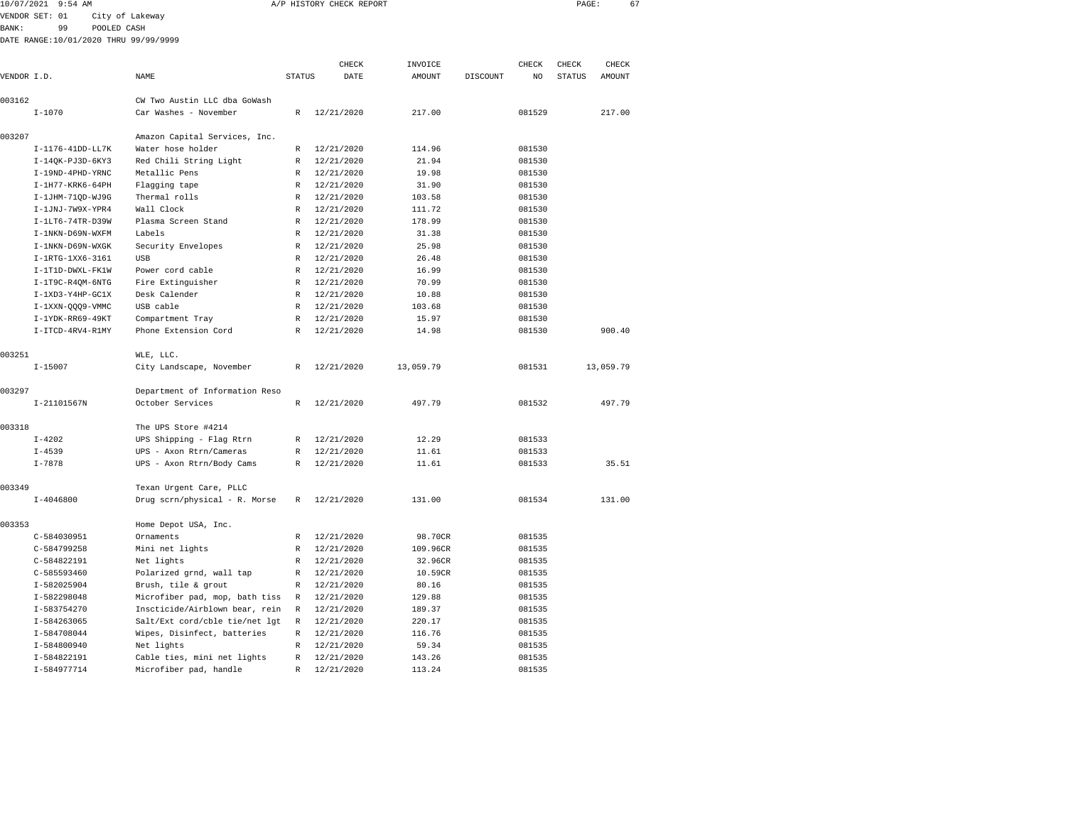10/07/2021 9:54 AM A/P HISTORY CHECK REPORT

VENDOR SET: 01 City of Lakeway
BANK: 99 POOLED CASH
DATE RANGE:10/01/2020 THRU 99/99/9999

| VENDOR I.D. | NAME | STATUS | CHECK DATE | INVOICE AMOUNT | DISCOUNT | CHECK NO | CHECK STATUS | CHECK AMOUNT |
|---|---|---|---|---|---|---|---|---|
| 003162 | CW Two Austin LLC dba GoWash | | | | | | | |
| I-1070 | Car Washes - November | R | 12/21/2020 | 217.00 | | 081529 | | 217.00 |
| 003207 | Amazon Capital Services, Inc. | | | | | | | |
| I-1176-41DD-LL7K | Water hose holder | R | 12/21/2020 | 114.96 | | 081530 | | |
| I-14QK-PJ3D-6KY3 | Red Chili String Light | R | 12/21/2020 | 21.94 | | 081530 | | |
| I-19ND-4PHD-YRNC | Metallic Pens | R | 12/21/2020 | 19.98 | | 081530 | | |
| I-1H77-KRK6-64PH | Flagging tape | R | 12/21/2020 | 31.90 | | 081530 | | |
| I-1JHM-71QD-WJ9G | Thermal rolls | R | 12/21/2020 | 103.58 | | 081530 | | |
| I-1JNJ-7W9X-YPR4 | Wall Clock | R | 12/21/2020 | 111.72 | | 081530 | | |
| I-1LT6-74TR-D39W | Plasma Screen Stand | R | 12/21/2020 | 178.99 | | 081530 | | |
| I-1NKN-D69N-WXFM | Labels | R | 12/21/2020 | 31.38 | | 081530 | | |
| I-1NKN-D69N-WXGK | Security Envelopes | R | 12/21/2020 | 25.98 | | 081530 | | |
| I-1RTG-1XX6-3161 | USB | R | 12/21/2020 | 26.48 | | 081530 | | |
| I-1T1D-DWXL-FK1W | Power cord cable | R | 12/21/2020 | 16.99 | | 081530 | | |
| I-1T9C-R4QM-6NTG | Fire Extinguisher | R | 12/21/2020 | 70.99 | | 081530 | | |
| I-1XD3-Y4HP-GC1X | Desk Calender | R | 12/21/2020 | 10.88 | | 081530 | | |
| I-1XXN-QQQ9-VMMC | USB cable | R | 12/21/2020 | 103.68 | | 081530 | | |
| I-1YDK-RR69-49KT | Compartment Tray | R | 12/21/2020 | 15.97 | | 081530 | | |
| I-ITCD-4RV4-R1MY | Phone Extension Cord | R | 12/21/2020 | 14.98 | | 081530 | | 900.40 |
| 003251 | WLE, LLC. | | | | | | | |
| I-15007 | City Landscape, November | R | 12/21/2020 | 13,059.79 | | 081531 | | 13,059.79 |
| 003297 | Department of Information Reso | | | | | | | |
| I-21101567N | October Services | R | 12/21/2020 | 497.79 | | 081532 | | 497.79 |
| 003318 | The UPS Store #4214 | | | | | | | |
| I-4202 | UPS Shipping - Flag Rtrn | R | 12/21/2020 | 12.29 | | 081533 | | |
| I-4539 | UPS - Axon Rtrn/Cameras | R | 12/21/2020 | 11.61 | | 081533 | | |
| I-7878 | UPS - Axon Rtrn/Body Cams | R | 12/21/2020 | 11.61 | | 081533 | | 35.51 |
| 003349 | Texan Urgent Care, PLLC | | | | | | | |
| I-4046800 | Drug scrn/physical - R. Morse | R | 12/21/2020 | 131.00 | | 081534 | | 131.00 |
| 003353 | Home Depot USA, Inc. | | | | | | | |
| C-584030951 | Ornaments | R | 12/21/2020 | 98.70CR | | 081535 | | |
| C-584799258 | Mini net lights | R | 12/21/2020 | 109.96CR | | 081535 | | |
| C-584822191 | Net lights | R | 12/21/2020 | 32.96CR | | 081535 | | |
| C-585593460 | Polarized grnd, wall tap | R | 12/21/2020 | 10.59CR | | 081535 | | |
| I-582025904 | Brush, tile & grout | R | 12/21/2020 | 80.16 | | 081535 | | |
| I-582298048 | Microfiber pad, mop, bath tiss | R | 12/21/2020 | 129.88 | | 081535 | | |
| I-583754270 | Insctlcide/Airblown bear, rein | R | 12/21/2020 | 189.37 | | 081535 | | |
| I-584263065 | Salt/Ext cord/cble tie/net lgt | R | 12/21/2020 | 220.17 | | 081535 | | |
| I-584708044 | Wipes, Disinfect, batteries | R | 12/21/2020 | 116.76 | | 081535 | | |
| I-584800940 | Net lights | R | 12/21/2020 | 59.34 | | 081535 | | |
| I-584822191 | Cable ties, mini net lights | R | 12/21/2020 | 143.26 | | 081535 | | |
| I-584977714 | Microfiber pad, handle | R | 12/21/2020 | 113.24 | | 081535 | | |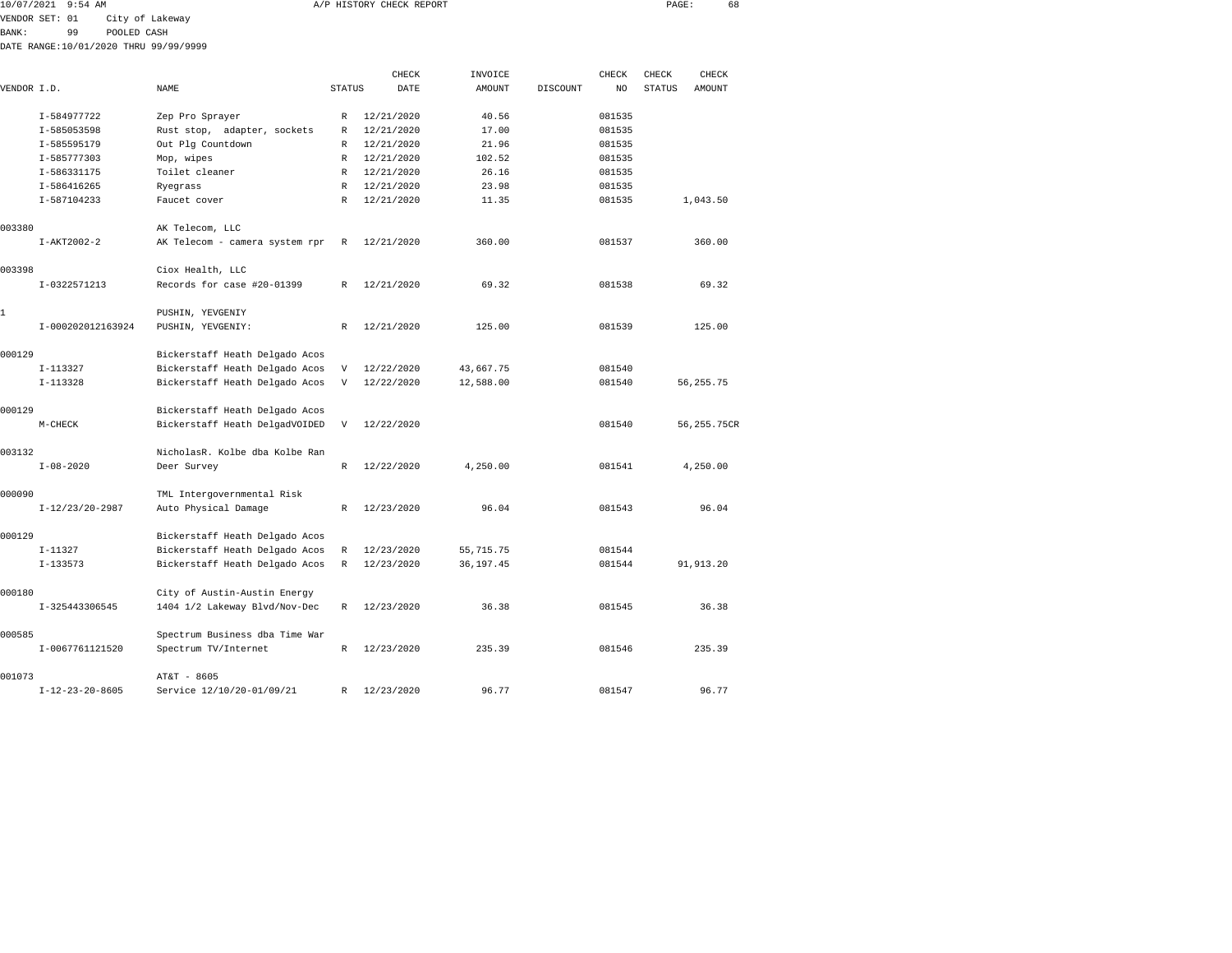10/07/2021 9:54 AM A/P HISTORY CHECK REPORT

VENDOR SET: 01 City of Lakeway
BANK: 99 POOLED CASH
DATE RANGE:10/01/2020 THRU 99/99/9999

| VENDOR I.D. | NAME | STATUS | CHECK DATE | INVOICE AMOUNT | DISCOUNT | CHECK NO | CHECK STATUS | CHECK AMOUNT |
|---|---|---|---|---|---|---|---|---|
| I-584977722 | Zep Pro Sprayer | R | 12/21/2020 | 40.56 | | 081535 | | |
| I-585053598 | Rust stop, adapter, sockets | R | 12/21/2020 | 17.00 | | 081535 | | |
| I-585595179 | Out Plg Countdown | R | 12/21/2020 | 21.96 | | 081535 | | |
| I-585777303 | Mop, wipes | R | 12/21/2020 | 102.52 | | 081535 | | |
| I-586331175 | Toilet cleaner | R | 12/21/2020 | 26.16 | | 081535 | | |
| I-586416265 | Ryegrass | R | 12/21/2020 | 23.98 | | 081535 | | |
| I-587104233 | Faucet cover | R | 12/21/2020 | 11.35 | | 081535 | | 1,043.50 |
| 003380 | AK Telecom, LLC | | | | | | | |
| I-AKT2002-2 | AK Telecom - camera system rpr | R | 12/21/2020 | 360.00 | | 081537 | | 360.00 |
| 003398 | Ciox Health, LLC | | | | | | | |
| I-0322571213 | Records for case #20-01399 | R | 12/21/2020 | 69.32 | | 081538 | | 69.32 |
| 1 | PUSHIN, YEVGENIY | | | | | | | |
| I-000202012163924 | PUSHIN, YEVGENIY: | R | 12/21/2020 | 125.00 | | 081539 | | 125.00 |
| 000129 | Bickerstaff Heath Delgado Acos | | | | | | | |
| I-113327 | Bickerstaff Heath Delgado Acos | V | 12/22/2020 | 43,667.75 | | 081540 | | |
| I-113328 | Bickerstaff Heath Delgado Acos | V | 12/22/2020 | 12,588.00 | | 081540 | | 56,255.75 |
| 000129 | Bickerstaff Heath Delgado Acos | | | | | | | |
| M-CHECK | Bickerstaff Heath DelgadVOIDED | V | 12/22/2020 | | | 081540 | | 56,255.75CR |
| 003132 | NicholasR. Kolbe dba Kolbe Ran | | | | | | | |
| I-08-2020 | Deer Survey | R | 12/22/2020 | 4,250.00 | | 081541 | | 4,250.00 |
| 000090 | TML Intergovernmental Risk | | | | | | | |
| I-12/23/20-2987 | Auto Physical Damage | R | 12/23/2020 | 96.04 | | 081543 | | 96.04 |
| 000129 | Bickerstaff Heath Delgado Acos | | | | | | | |
| I-11327 | Bickerstaff Heath Delgado Acos | R | 12/23/2020 | 55,715.75 | | 081544 | | |
| I-133573 | Bickerstaff Heath Delgado Acos | R | 12/23/2020 | 36,197.45 | | 081544 | | 91,913.20 |
| 000180 | City of Austin-Austin Energy | | | | | | | |
| I-325443306545 | 1404 1/2 Lakeway Blvd/Nov-Dec | R | 12/23/2020 | 36.38 | | 081545 | | 36.38 |
| 000585 | Spectrum Business dba Time War | | | | | | | |
| I-0067761121520 | Spectrum TV/Internet | R | 12/23/2020 | 235.39 | | 081546 | | 235.39 |
| 001073 | AT&T - 8605 | | | | | | | |
| I-12-23-20-8605 | Service 12/10/20-01/09/21 | R | 12/23/2020 | 96.77 | | 081547 | | 96.77 |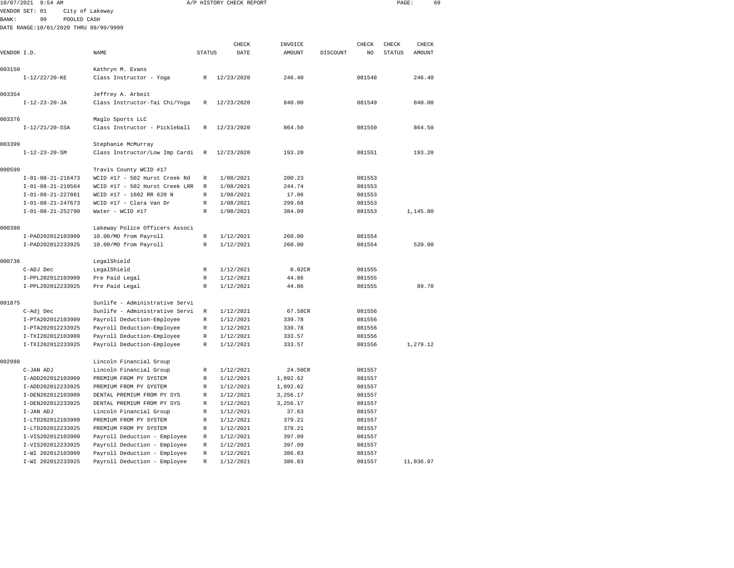10/07/2021 9:54 AM A/P HISTORY CHECK REPORT

VENDOR SET: 01 City of Lakeway
BANK: 99 POOLED CASH
DATE RANGE:10/01/2020 THRU 99/99/9999

| VENDOR I.D. | NAME | STATUS | CHECK DATE | INVOICE AMOUNT | DISCOUNT | CHECK NO | CHECK STATUS | CHECK AMOUNT |
|---|---|---|---|---|---|---|---|---|
| 003150 | Kathryn M. Evans | | | | | | | |
| I-12/22/20-KE | Class Instructor - Yoga | R | 12/23/2020 | 246.40 | | 081548 | | 246.40 |
| 003354 | Jeffrey A. Arbeit | | | | | | | |
| I-12-23-20-JA | Class Instructor-Tai Chi/Yoga | R | 12/23/2020 | 840.00 | | 081549 | | 840.00 |
| 003376 | Maglo Sports LLC | | | | | | | |
| I-12/21/20-SSA | Class Instructor - Pickleball | R | 12/23/2020 | 864.50 | | 081550 | | 864.50 |
| 003399 | Stephanie McMurray | | | | | | | |
| I-12-23-20-SM | Class Instructor/Low Imp Cardi | R | 12/23/2020 | 193.20 | | 081551 | | 193.20 |
| 000599 | Travis County WCID #17 | | | | | | | |
| I-01-08-21-216473 | WCID #17 - 502 Hurst Creek Rd | R | 1/08/2021 | 200.23 | | 081553 | | |
| I-01-08-21-219564 | WCID #17 - 502 Hurst Creek LRR | R | 1/08/2021 | 244.74 | | 081553 | | |
| I-01-08-21-227861 | WCID #17 - 1602 RR 620 N | R | 1/08/2021 | 17.06 | | 081553 | | |
| I-01-08-21-247673 | WCID #17 - Clara Van Dr | R | 1/08/2021 | 299.68 | | 081553 | | |
| I-01-08-21-252790 | Water - WCID #17 | R | 1/08/2021 | 384.09 | | 081553 | | 1,145.80 |
| 000380 | Lakeway Police Officers Associ | | | | | | | |
| I-PAD202012103909 | 10.00/MO from Payroll | R | 1/12/2021 | 260.00 | | 081554 | | |
| I-PAD202012233925 | 10.00/MO from Payroll | R | 1/12/2021 | 260.00 | | 081554 | | 520.00 |
| 000736 | LegalShield | | | | | | | |
| C-ADJ Dec | LegalShield | R | 1/12/2021 | 0.02CR | | 081555 | | |
| I-PPL202012103909 | Pre Paid Legal | R | 1/12/2021 | 44.86 | | 081555 | | |
| I-PPL202012233925 | Pre Paid Legal | R | 1/12/2021 | 44.86 | | 081555 | | 89.70 |
| 001875 | Sunlife - Administrative Servi | | | | | | | |
| C-Adj Dec | Sunlife - Administrative Servi | R | 1/12/2021 | 67.58CR | | 081556 | | |
| I-PTA202012103909 | Payroll Deduction-Employee | R | 1/12/2021 | 339.78 | | 081556 | | |
| I-PTA202012233925 | Payroll Deduction-Employee | R | 1/12/2021 | 339.78 | | 081556 | | |
| I-TXI202012103909 | Payroll Deduction-Employee | R | 1/12/2021 | 333.57 | | 081556 | | |
| I-TXI202012233925 | Payroll Deduction-Employee | R | 1/12/2021 | 333.57 | | 081556 | | 1,279.12 |
| 002988 | Lincoln Financial Group | | | | | | | |
| C-JAN ADJ | Lincoln Financial Group | R | 1/12/2021 | 24.50CR | | 081557 | | |
| I-ADD202012103909 | PREMIUM FROM PY SYSTEM | R | 1/12/2021 | 1,092.62 | | 081557 | | |
| I-ADD202012233925 | PREMIUM FROM PY SYSTEM | R | 1/12/2021 | 1,092.62 | | 081557 | | |
| I-DEN202012103909 | DENTAL PREMIUM FROM PY SYS | R | 1/12/2021 | 3,256.17 | | 081557 | | |
| I-DEN202012233925 | DENTAL PREMIUM FROM PY SYS | R | 1/12/2021 | 3,256.17 | | 081557 | | |
| I-JAN ADJ | Lincoln Financial Group | R | 1/12/2021 | 37.63 | | 081557 | | |
| I-LTD202012103909 | PREMIUM FROM PY SYSTEM | R | 1/12/2021 | 379.21 | | 081557 | | |
| I-LTD202012233925 | PREMIUM FROM PY SYSTEM | R | 1/12/2021 | 379.21 | | 081557 | | |
| I-VIS202012103909 | Payroll Deduction - Employee | R | 1/12/2021 | 397.09 | | 081557 | | |
| I-VIS202012233925 | Payroll Deduction - Employee | R | 1/12/2021 | 397.09 | | 081557 | | |
| I-WI 202012103909 | Payroll Deduction - Employee | R | 1/12/2021 | 386.83 | | 081557 | | |
| I-WI 202012233925 | Payroll Deduction - Employee | R | 1/12/2021 | 386.83 | | 081557 | | 11,036.97 |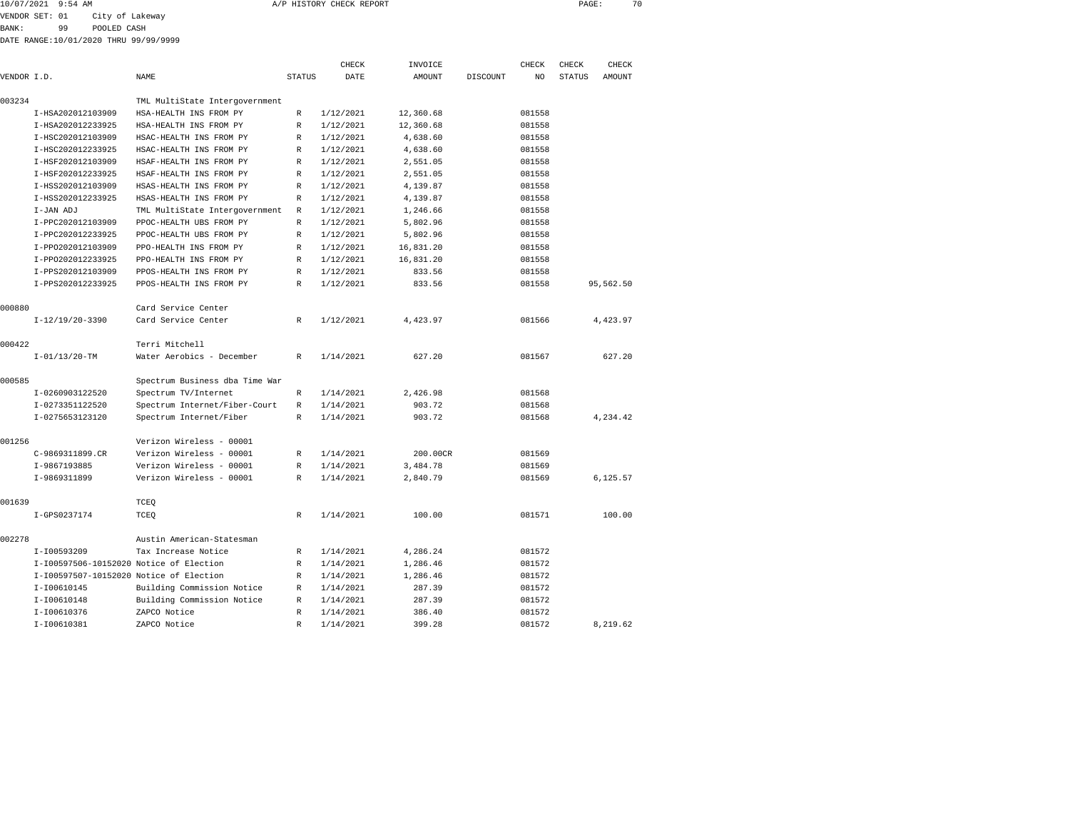10/07/2021 9:54 AM A/P HISTORY CHECK REPORT

VENDOR SET: 01 City of Lakeway
BANK: 99 POOLED CASH
DATE RANGE:10/01/2020 THRU 99/99/9999

| VENDOR I.D. | | NAME | STATUS | CHECK DATE | INVOICE AMOUNT | DISCOUNT | CHECK NO | CHECK STATUS | CHECK AMOUNT |
|---|---|---|---|---|---|---|---|---|---|
| 003234 | | TML MultiState Intergovernment | | | | | | | |
| | I-HSA202012103909 | HSA-HEALTH INS FROM PY | R | 1/12/2021 | 12,360.68 | | 081558 | | |
| | I-HSA202012233925 | HSA-HEALTH INS FROM PY | R | 1/12/2021 | 12,360.68 | | 081558 | | |
| | I-HSC202012103909 | HSAC-HEALTH INS FROM PY | R | 1/12/2021 | 4,638.60 | | 081558 | | |
| | I-HSC202012233925 | HSAC-HEALTH INS FROM PY | R | 1/12/2021 | 4,638.60 | | 081558 | | |
| | I-HSF202012103909 | HSAF-HEALTH INS FROM PY | R | 1/12/2021 | 2,551.05 | | 081558 | | |
| | I-HSF202012233925 | HSAF-HEALTH INS FROM PY | R | 1/12/2021 | 2,551.05 | | 081558 | | |
| | I-HSS202012103909 | HSAS-HEALTH INS FROM PY | R | 1/12/2021 | 4,139.87 | | 081558 | | |
| | I-HSS202012233925 | HSAS-HEALTH INS FROM PY | R | 1/12/2021 | 4,139.87 | | 081558 | | |
| | I-JAN ADJ | TML MultiState Intergovernment | R | 1/12/2021 | 1,246.66 | | 081558 | | |
| | I-PPC202012103909 | PPOC-HEALTH UBS FROM PY | R | 1/12/2021 | 5,802.96 | | 081558 | | |
| | I-PPC202012233925 | PPOC-HEALTH UBS FROM PY | R | 1/12/2021 | 5,802.96 | | 081558 | | |
| | I-PPO202012103909 | PPO-HEALTH INS FROM PY | R | 1/12/2021 | 16,831.20 | | 081558 | | |
| | I-PPO202012233925 | PPO-HEALTH INS FROM PY | R | 1/12/2021 | 16,831.20 | | 081558 | | |
| | I-PPS202012103909 | PPOS-HEALTH INS FROM PY | R | 1/12/2021 | 833.56 | | 081558 | | |
| | I-PPS202012233925 | PPOS-HEALTH INS FROM PY | R | 1/12/2021 | 833.56 | | 081558 | | 95,562.50 |
| 000880 | | Card Service Center | | | | | | | |
| | I-12/19/20-3390 | Card Service Center | R | 1/12/2021 | 4,423.97 | | 081566 | | 4,423.97 |
| 000422 | | Terri Mitchell | | | | | | | |
| | I-01/13/20-TM | Water Aerobics - December | R | 1/14/2021 | 627.20 | | 081567 | | 627.20 |
| 000585 | | Spectrum Business dba Time War | | | | | | | |
| | I-0260903122520 | Spectrum TV/Internet | R | 1/14/2021 | 2,426.98 | | 081568 | | |
| | I-0273351122520 | Spectrum Internet/Fiber-Court | R | 1/14/2021 | 903.72 | | 081568 | | |
| | I-0275653123120 | Spectrum Internet/Fiber | R | 1/14/2021 | 903.72 | | 081568 | | 4,234.42 |
| 001256 | | Verizon Wireless - 00001 | | | | | | | |
| | C-9869311899.CR | Verizon Wireless - 00001 | R | 1/14/2021 | 200.00CR | | 081569 | | |
| | I-9867193885 | Verizon Wireless - 00001 | R | 1/14/2021 | 3,484.78 | | 081569 | | |
| | I-9869311899 | Verizon Wireless - 00001 | R | 1/14/2021 | 2,840.79 | | 081569 | | 6,125.57 |
| 001639 | | TCEQ | | | | | | | |
| | I-GPS0237174 | TCEQ | R | 1/14/2021 | 100.00 | | 081571 | | 100.00 |
| 002278 | | Austin American-Statesman | | | | | | | |
| | I-I00593209 | Tax Increase Notice | R | 1/14/2021 | 4,286.24 | | 081572 | | |
| | I-I00597506-10152020 | Notice of Election | R | 1/14/2021 | 1,286.46 | | 081572 | | |
| | I-I00597507-10152020 | Notice of Election | R | 1/14/2021 | 1,286.46 | | 081572 | | |
| | I-I00610145 | Building Commission Notice | R | 1/14/2021 | 287.39 | | 081572 | | |
| | I-I00610148 | Building Commission Notice | R | 1/14/2021 | 287.39 | | 081572 | | |
| | I-I00610376 | ZAPCO Notice | R | 1/14/2021 | 386.40 | | 081572 | | |
| | I-I00610381 | ZAPCO Notice | R | 1/14/2021 | 399.28 | | 081572 | | 8,219.62 |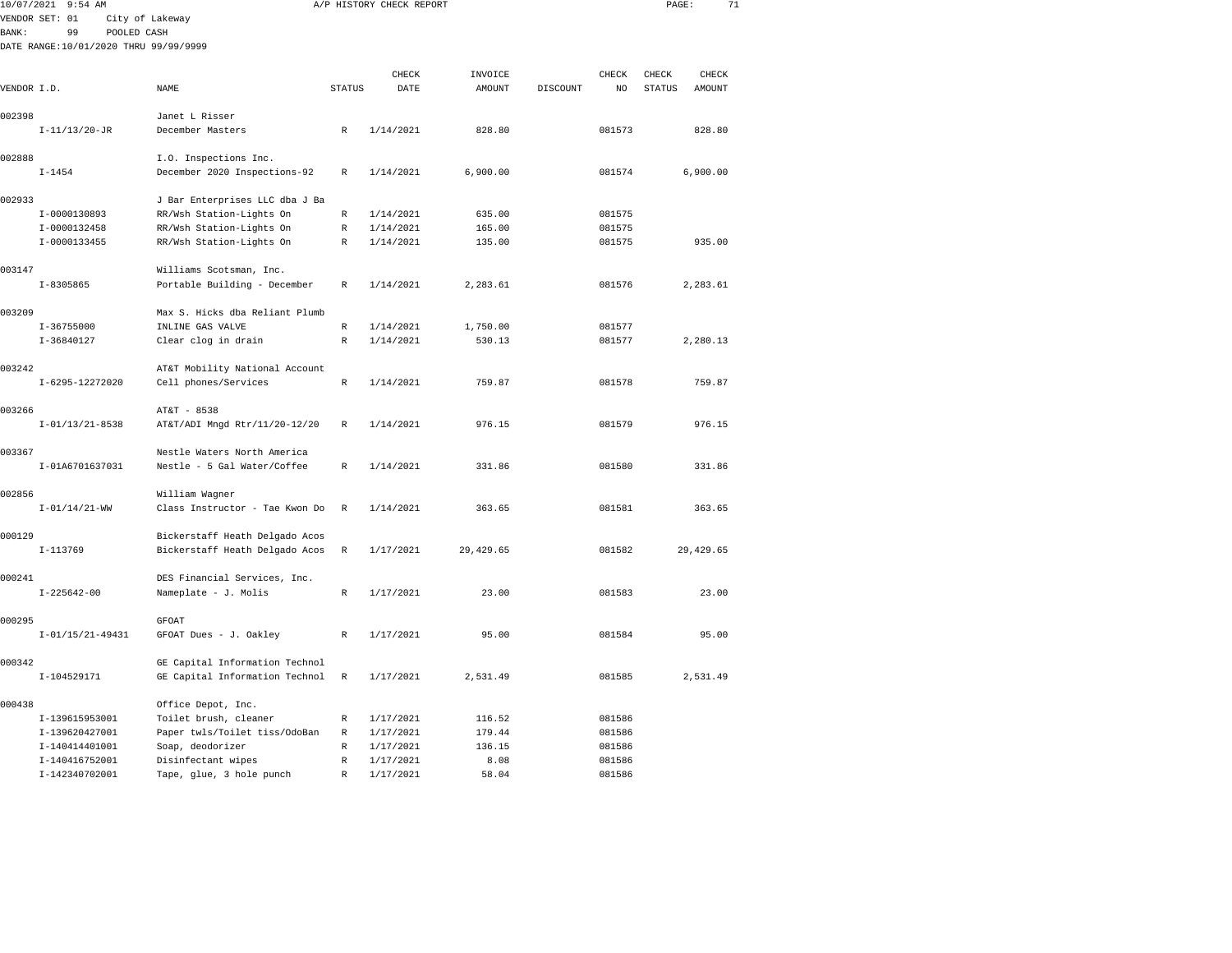10/07/2021 9:54 AM A/P HISTORY CHECK REPORT

VENDOR SET: 01 City of Lakeway
BANK: 99 POOLED CASH
DATE RANGE:10/01/2020 THRU 99/99/9999

| VENDOR I.D. | NAME | STATUS | CHECK DATE | INVOICE AMOUNT | DISCOUNT | CHECK NO | CHECK STATUS | CHECK AMOUNT |
|---|---|---|---|---|---|---|---|---|
| 002398 | Janet L Risser | | | | | | | |
| I-11/13/20-JR | December Masters | R | 1/14/2021 | 828.80 | | 081573 | | 828.80 |
| 002888 | I.O. Inspections Inc. | | | | | | | |
| I-1454 | December 2020 Inspections-92 | R | 1/14/2021 | 6,900.00 | | 081574 | | 6,900.00 |
| 002933 | J Bar Enterprises LLC dba J Ba | | | | | | | |
| I-0000130893 | RR/Wsh Station-Lights On | R | 1/14/2021 | 635.00 | | 081575 | | |
| I-0000132458 | RR/Wsh Station-Lights On | R | 1/14/2021 | 165.00 | | 081575 | | |
| I-0000133455 | RR/Wsh Station-Lights On | R | 1/14/2021 | 135.00 | | 081575 | | 935.00 |
| 003147 | Williams Scotsman, Inc. | | | | | | | |
| I-8305865 | Portable Building - December | R | 1/14/2021 | 2,283.61 | | 081576 | | 2,283.61 |
| 003209 | Max S. Hicks dba Reliant Plumb | | | | | | | |
| I-36755000 | INLINE GAS VALVE | R | 1/14/2021 | 1,750.00 | | 081577 | | |
| I-36840127 | Clear clog in drain | R | 1/14/2021 | 530.13 | | 081577 | | 2,280.13 |
| 003242 | AT&T Mobility National Account | | | | | | | |
| I-6295-12272020 | Cell phones/Services | R | 1/14/2021 | 759.87 | | 081578 | | 759.87 |
| 003266 | AT&T - 8538 | | | | | | | |
| I-01/13/21-8538 | AT&T/ADI Mngd Rtr/11/20-12/20 | R | 1/14/2021 | 976.15 | | 081579 | | 976.15 |
| 003367 | Nestle Waters North America | | | | | | | |
| I-01A6701637031 | Nestle - 5 Gal Water/Coffee | R | 1/14/2021 | 331.86 | | 081580 | | 331.86 |
| 002856 | William Wagner | | | | | | | |
| I-01/14/21-WW | Class Instructor - Tae Kwon Do | R | 1/14/2021 | 363.65 | | 081581 | | 363.65 |
| 000129 | Bickerstaff Heath Delgado Acos | | | | | | | |
| I-113769 | Bickerstaff Heath Delgado Acos | R | 1/17/2021 | 29,429.65 | | 081582 | | 29,429.65 |
| 000241 | DES Financial Services, Inc. | | | | | | | |
| I-225642-00 | Nameplate - J. Molis | R | 1/17/2021 | 23.00 | | 081583 | | 23.00 |
| 000295 | GFOAT | | | | | | | |
| I-01/15/21-49431 | GFOAT Dues - J. Oakley | R | 1/17/2021 | 95.00 | | 081584 | | 95.00 |
| 000342 | GE Capital Information Technol | | | | | | | |
| I-104529171 | GE Capital Information Technol | R | 1/17/2021 | 2,531.49 | | 081585 | | 2,531.49 |
| 000438 | Office Depot, Inc. | | | | | | | |
| I-139615953001 | Toilet brush, cleaner | R | 1/17/2021 | 116.52 | | 081586 | | |
| I-139620427001 | Paper twls/Toilet tiss/OdoBan | R | 1/17/2021 | 179.44 | | 081586 | | |
| I-140414401001 | Soap, deodorizer | R | 1/17/2021 | 136.15 | | 081586 | | |
| I-140416752001 | Disinfectant wipes | R | 1/17/2021 | 8.08 | | 081586 | | |
| I-142340702001 | Tape, glue, 3 hole punch | R | 1/17/2021 | 58.04 | | 081586 | | |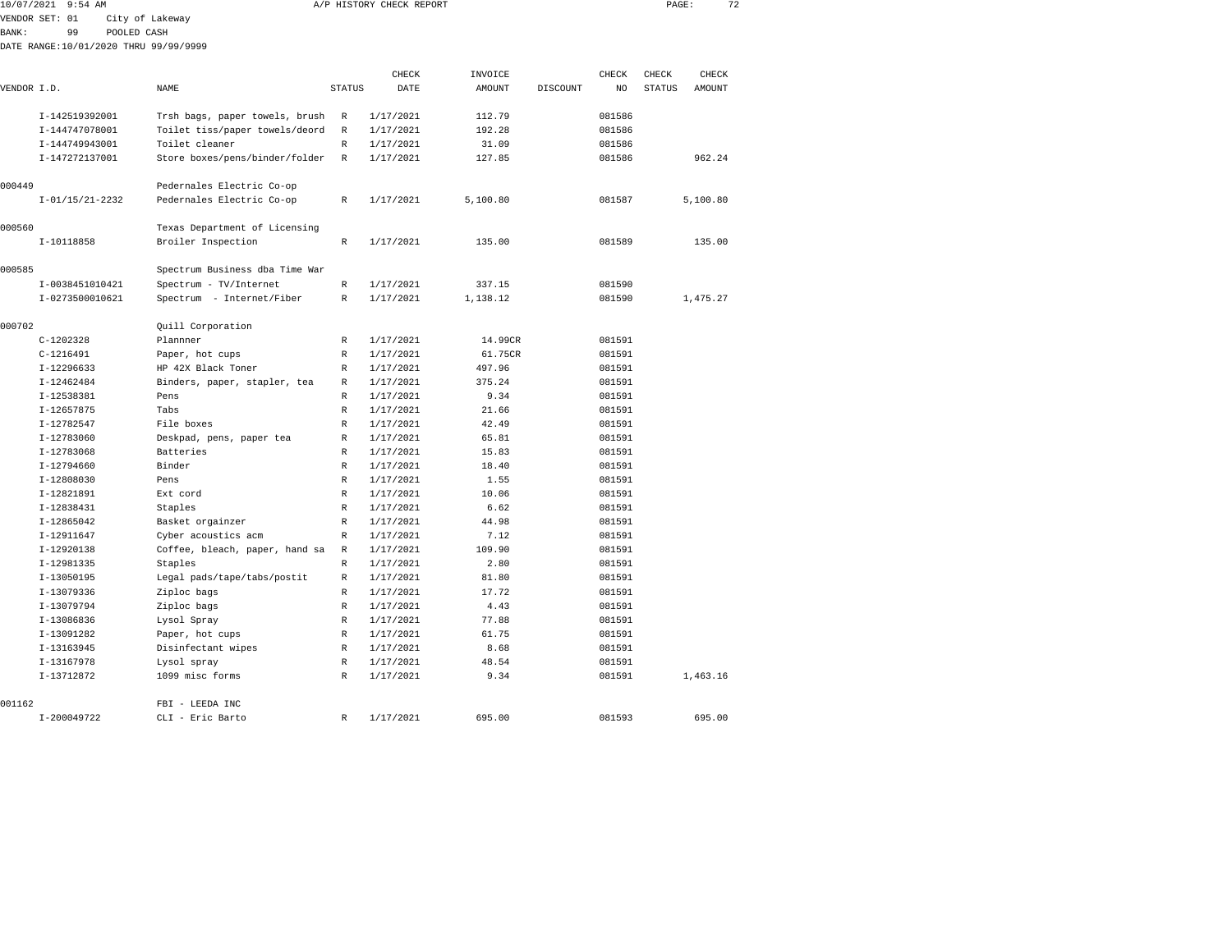10/07/2021 9:54 AM A/P HISTORY CHECK REPORT

VENDOR SET: 01 City of Lakeway
BANK: 99 POOLED CASH
DATE RANGE:10/01/2020 THRU 99/99/9999

| VENDOR I.D. | NAME | STATUS | CHECK DATE | INVOICE AMOUNT | DISCOUNT | CHECK NO | CHECK STATUS | CHECK AMOUNT |
|---|---|---|---|---|---|---|---|---|
| I-142519392001 | Trsh bags, paper towels, brush | R | 1/17/2021 | 112.79 | | 081586 | | |
| I-144747078001 | Toilet tiss/paper towels/deord | R | 1/17/2021 | 192.28 | | 081586 | | |
| I-144749943001 | Toilet cleaner | R | 1/17/2021 | 31.09 | | 081586 | | |
| I-147272137001 | Store boxes/pens/binder/folder | R | 1/17/2021 | 127.85 | | 081586 | | 962.24 |
| 000449 | Pedernales Electric Co-op | | | | | | | |
| I-01/15/21-2232 | Pedernales Electric Co-op | R | 1/17/2021 | 5,100.80 | | 081587 | | 5,100.80 |
| 000560 | Texas Department of Licensing | | | | | | | |
| I-10118858 | Broiler Inspection | R | 1/17/2021 | 135.00 | | 081589 | | 135.00 |
| 000585 | Spectrum Business dba Time War | | | | | | | |
| I-0038451010421 | Spectrum - TV/Internet | R | 1/17/2021 | 337.15 | | 081590 | | |
| I-0273500010621 | Spectrum - Internet/Fiber | R | 1/17/2021 | 1,138.12 | | 081590 | | 1,475.27 |
| 000702 | Quill Corporation | | | | | | | |
| C-1202328 | Plannner | R | 1/17/2021 | 14.99CR | | 081591 | | |
| C-1216491 | Paper, hot cups | R | 1/17/2021 | 61.75CR | | 081591 | | |
| I-12296633 | HP 42X Black Toner | R | 1/17/2021 | 497.96 | | 081591 | | |
| I-12462484 | Binders, paper, stapler, tea | R | 1/17/2021 | 375.24 | | 081591 | | |
| I-12538381 | Pens | R | 1/17/2021 | 9.34 | | 081591 | | |
| I-12657875 | Tabs | R | 1/17/2021 | 21.66 | | 081591 | | |
| I-12782547 | File boxes | R | 1/17/2021 | 42.49 | | 081591 | | |
| I-12783060 | Deskpad, pens, paper tea | R | 1/17/2021 | 65.81 | | 081591 | | |
| I-12783068 | Batteries | R | 1/17/2021 | 15.83 | | 081591 | | |
| I-12794660 | Binder | R | 1/17/2021 | 18.40 | | 081591 | | |
| I-12808030 | Pens | R | 1/17/2021 | 1.55 | | 081591 | | |
| I-12821891 | Ext cord | R | 1/17/2021 | 10.06 | | 081591 | | |
| I-12838431 | Staples | R | 1/17/2021 | 6.62 | | 081591 | | |
| I-12865042 | Basket orgainzer | R | 1/17/2021 | 44.98 | | 081591 | | |
| I-12911647 | Cyber acoustics acm | R | 1/17/2021 | 7.12 | | 081591 | | |
| I-12920138 | Coffee, bleach, paper, hand sa | R | 1/17/2021 | 109.90 | | 081591 | | |
| I-12981335 | Staples | R | 1/17/2021 | 2.80 | | 081591 | | |
| I-13050195 | Legal pads/tape/tabs/postit | R | 1/17/2021 | 81.80 | | 081591 | | |
| I-13079336 | Ziploc bags | R | 1/17/2021 | 17.72 | | 081591 | | |
| I-13079794 | Ziploc bags | R | 1/17/2021 | 4.43 | | 081591 | | |
| I-13086836 | Lysol Spray | R | 1/17/2021 | 77.88 | | 081591 | | |
| I-13091282 | Paper, hot cups | R | 1/17/2021 | 61.75 | | 081591 | | |
| I-13163945 | Disinfectant wipes | R | 1/17/2021 | 8.68 | | 081591 | | |
| I-13167978 | Lysol spray | R | 1/17/2021 | 48.54 | | 081591 | | |
| I-13712872 | 1099 misc forms | R | 1/17/2021 | 9.34 | | 081591 | | 1,463.16 |
| 001162 | FBI - LEEDA INC | | | | | | | |
| I-200049722 | CLI - Eric Barto | R | 1/17/2021 | 695.00 | | 081593 | | 695.00 |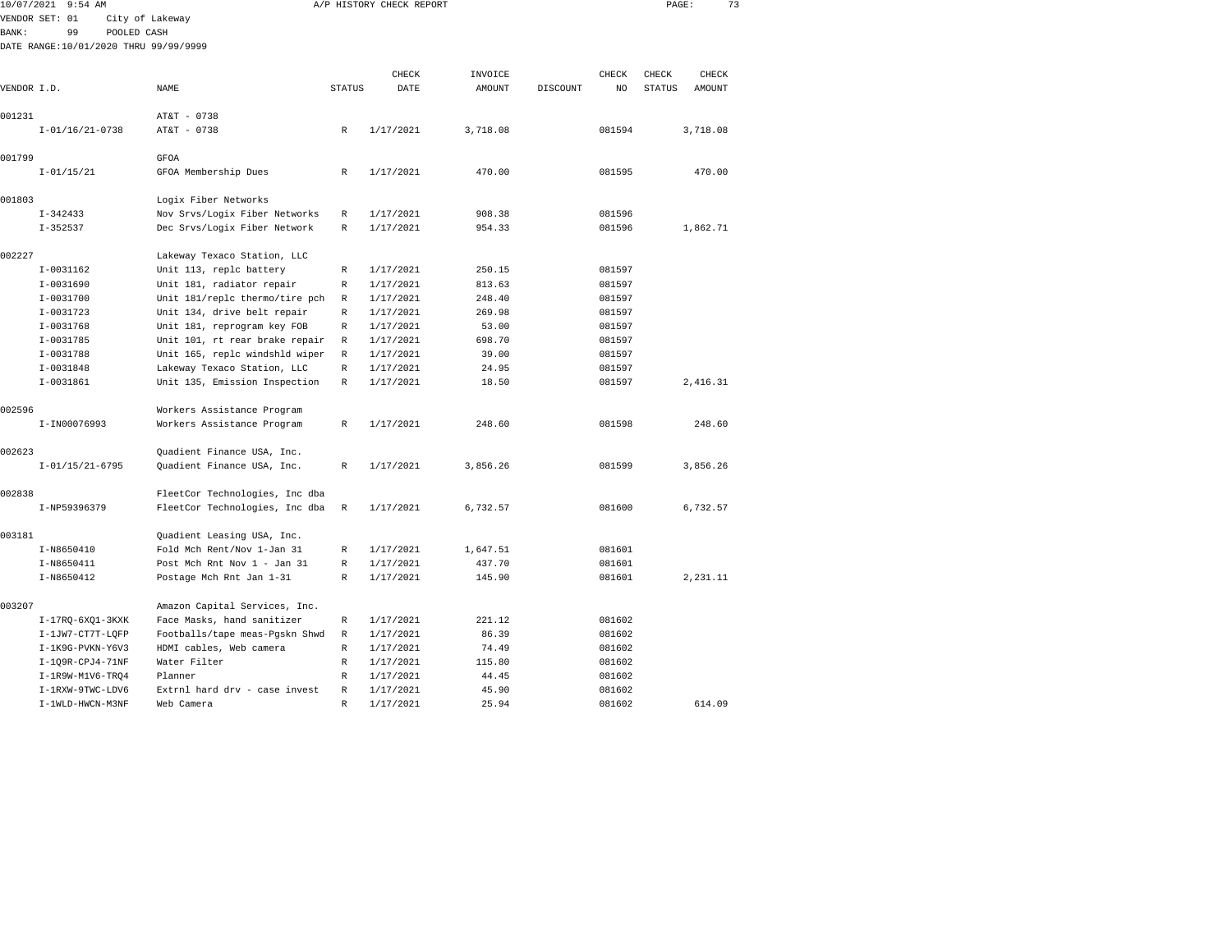10/07/2021 9:54 AM A/P HISTORY CHECK REPORT

VENDOR SET: 01 City of Lakeway
BANK: 99 POOLED CASH
DATE RANGE:10/01/2020 THRU 99/99/9999

| VENDOR I.D. | NAME | STATUS | CHECK DATE | INVOICE AMOUNT | DISCOUNT | CHECK NO | CHECK STATUS | CHECK AMOUNT |
|---|---|---|---|---|---|---|---|---|
| 001231 | AT&T - 0738 | | | | | | | |
| I-01/16/21-0738 | AT&T - 0738 | R | 1/17/2021 | 3,718.08 | | 081594 | | 3,718.08 |
| 001799 | GFOA | | | | | | | |
| I-01/15/21 | GFOA Membership Dues | R | 1/17/2021 | 470.00 | | 081595 | | 470.00 |
| 001803 | Logix Fiber Networks | | | | | | | |
| I-342433 | Nov Srvs/Logix Fiber Networks | R | 1/17/2021 | 908.38 | | 081596 | | |
| I-352537 | Dec Srvs/Logix Fiber Network | R | 1/17/2021 | 954.33 | | 081596 | | 1,862.71 |
| 002227 | Lakeway Texaco Station, LLC | | | | | | | |
| I-0031162 | Unit 113, replc battery | R | 1/17/2021 | 250.15 | | 081597 | | |
| I-0031690 | Unit 181, radiator repair | R | 1/17/2021 | 813.63 | | 081597 | | |
| I-0031700 | Unit 181/replc thermo/tire pch | R | 1/17/2021 | 248.40 | | 081597 | | |
| I-0031723 | Unit 134, drive belt repair | R | 1/17/2021 | 269.98 | | 081597 | | |
| I-0031768 | Unit 181, reprogram key FOB | R | 1/17/2021 | 53.00 | | 081597 | | |
| I-0031785 | Unit 101, rt rear brake repair | R | 1/17/2021 | 698.70 | | 081597 | | |
| I-0031788 | Unit 165, replc windshld wiper | R | 1/17/2021 | 39.00 | | 081597 | | |
| I-0031848 | Lakeway Texaco Station, LLC | R | 1/17/2021 | 24.95 | | 081597 | | |
| I-0031861 | Unit 135, Emission Inspection | R | 1/17/2021 | 18.50 | | 081597 | | 2,416.31 |
| 002596 | Workers Assistance Program | | | | | | | |
| I-IN00076993 | Workers Assistance Program | R | 1/17/2021 | 248.60 | | 081598 | | 248.60 |
| 002623 | Quadient Finance USA, Inc. | | | | | | | |
| I-01/15/21-6795 | Quadient Finance USA, Inc. | R | 1/17/2021 | 3,856.26 | | 081599 | | 3,856.26 |
| 002838 | FleetCor Technologies, Inc dba | | | | | | | |
| I-NP59396379 | FleetCor Technologies, Inc dba | R | 1/17/2021 | 6,732.57 | | 081600 | | 6,732.57 |
| 003181 | Quadient Leasing USA, Inc. | | | | | | | |
| I-N8650410 | Fold Mch Rent/Nov 1-Jan 31 | R | 1/17/2021 | 1,647.51 | | 081601 | | |
| I-N8650411 | Post Mch Rnt Nov 1 - Jan 31 | R | 1/17/2021 | 437.70 | | 081601 | | |
| I-N8650412 | Postage Mch Rnt Jan 1-31 | R | 1/17/2021 | 145.90 | | 081601 | | 2,231.11 |
| 003207 | Amazon Capital Services, Inc. | | | | | | | |
| I-17RQ-6XQ1-3KXK | Face Masks, hand sanitizer | R | 1/17/2021 | 221.12 | | 081602 | | |
| I-1JW7-CT7T-LQFP | Footballs/tape meas-Pgskn Shwd | R | 1/17/2021 | 86.39 | | 081602 | | |
| I-1K9G-PVKN-Y6V3 | HDMI cables, Web camera | R | 1/17/2021 | 74.49 | | 081602 | | |
| I-1Q9R-CPJ4-71NF | Water Filter | R | 1/17/2021 | 115.80 | | 081602 | | |
| I-1R9W-M1V6-TRQ4 | Planner | R | 1/17/2021 | 44.45 | | 081602 | | |
| I-1RXW-9TWC-LDV6 | Extrnl hard drv - case invest | R | 1/17/2021 | 45.90 | | 081602 | | |
| I-1WLD-HWCN-M3NF | Web Camera | R | 1/17/2021 | 25.94 | | 081602 | | 614.09 |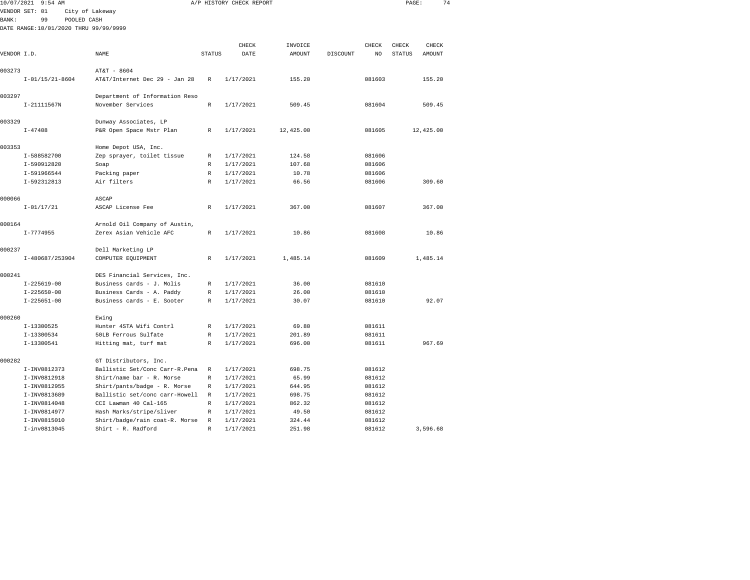10/07/2021 9:54 AM A/P HISTORY CHECK REPORT

VENDOR SET: 01 City of Lakeway
BANK: 99 POOLED CASH
DATE RANGE:10/01/2020 THRU 99/99/9999

| VENDOR I.D. | NAME | STATUS | CHECK DATE | INVOICE AMOUNT | DISCOUNT | CHECK NO | CHECK STATUS | CHECK AMOUNT |
|---|---|---|---|---|---|---|---|---|
| 003273 | AT&T - 8604 | | | | | | | |
| I-01/15/21-8604 | AT&T/Internet Dec 29 - Jan 28 | R | 1/17/2021 | 155.20 | | 081603 | | 155.20 |
| 003297 | Department of Information Reso | | | | | | | |
| I-21111567N | November Services | R | 1/17/2021 | 509.45 | | 081604 | | 509.45 |
| 003329 | Dunway Associates, LP | | | | | | | |
| I-47408 | P&R Open Space Mstr Plan | R | 1/17/2021 | 12,425.00 | | 081605 | | 12,425.00 |
| 003353 | Home Depot USA, Inc. | | | | | | | |
| I-588582700 | Zep sprayer, toilet tissue | R | 1/17/2021 | 124.58 | | 081606 | | |
| I-590912820 | Soap | R | 1/17/2021 | 107.68 | | 081606 | | |
| I-591966544 | Packing paper | R | 1/17/2021 | 10.78 | | 081606 | | |
| I-592312813 | Air filters | R | 1/17/2021 | 66.56 | | 081606 | | 309.60 |
| 000066 | ASCAP | | | | | | | |
| I-01/17/21 | ASCAP License Fee | R | 1/17/2021 | 367.00 | | 081607 | | 367.00 |
| 000164 | Arnold Oil Company of Austin, | | | | | | | |
| I-7774955 | Zerex Asian Vehicle AFC | R | 1/17/2021 | 10.86 | | 081608 | | 10.86 |
| 000237 | Dell Marketing LP | | | | | | | |
| I-480687/253904 | COMPUTER EQUIPMENT | R | 1/17/2021 | 1,485.14 | | 081609 | | 1,485.14 |
| 000241 | DES Financial Services, Inc. | | | | | | | |
| I-225619-00 | Business cards - J. Molis | R | 1/17/2021 | 36.00 | | 081610 | | |
| I-225650-00 | Business Cards - A. Paddy | R | 1/17/2021 | 26.00 | | 081610 | | |
| I-225651-00 | Business cards - E. Sooter | R | 1/17/2021 | 30.07 | | 081610 | | 92.07 |
| 000260 | Ewing | | | | | | | |
| I-13300525 | Hunter 4STA Wifi Contrl | R | 1/17/2021 | 69.80 | | 081611 | | |
| I-13300534 | 50LB Ferrous Sulfate | R | 1/17/2021 | 201.89 | | 081611 | | |
| I-13300541 | Hitting mat, turf mat | R | 1/17/2021 | 696.00 | | 081611 | | 967.69 |
| 000282 | GT Distributors, Inc. | | | | | | | |
| I-INV0812373 | Ballistic Set/Conc Carr-R.Pena | R | 1/17/2021 | 698.75 | | 081612 | | |
| I-INV0812918 | Shirt/name bar - R. Morse | R | 1/17/2021 | 65.99 | | 081612 | | |
| I-INV0812955 | Shirt/pants/badge - R. Morse | R | 1/17/2021 | 644.95 | | 081612 | | |
| I-INV0813689 | Ballistic set/conc carr-Howell | R | 1/17/2021 | 698.75 | | 081612 | | |
| I-INV0814048 | CCI Lawman 40 Cal-165 | R | 1/17/2021 | 862.32 | | 081612 | | |
| I-INV0814977 | Hash Marks/stripe/sliver | R | 1/17/2021 | 49.50 | | 081612 | | |
| I-INV0815010 | Shirt/badge/rain coat-R. Morse | R | 1/17/2021 | 324.44 | | 081612 | | |
| I-inv0813045 | Shirt - R. Radford | R | 1/17/2021 | 251.98 | | 081612 | | 3,596.68 |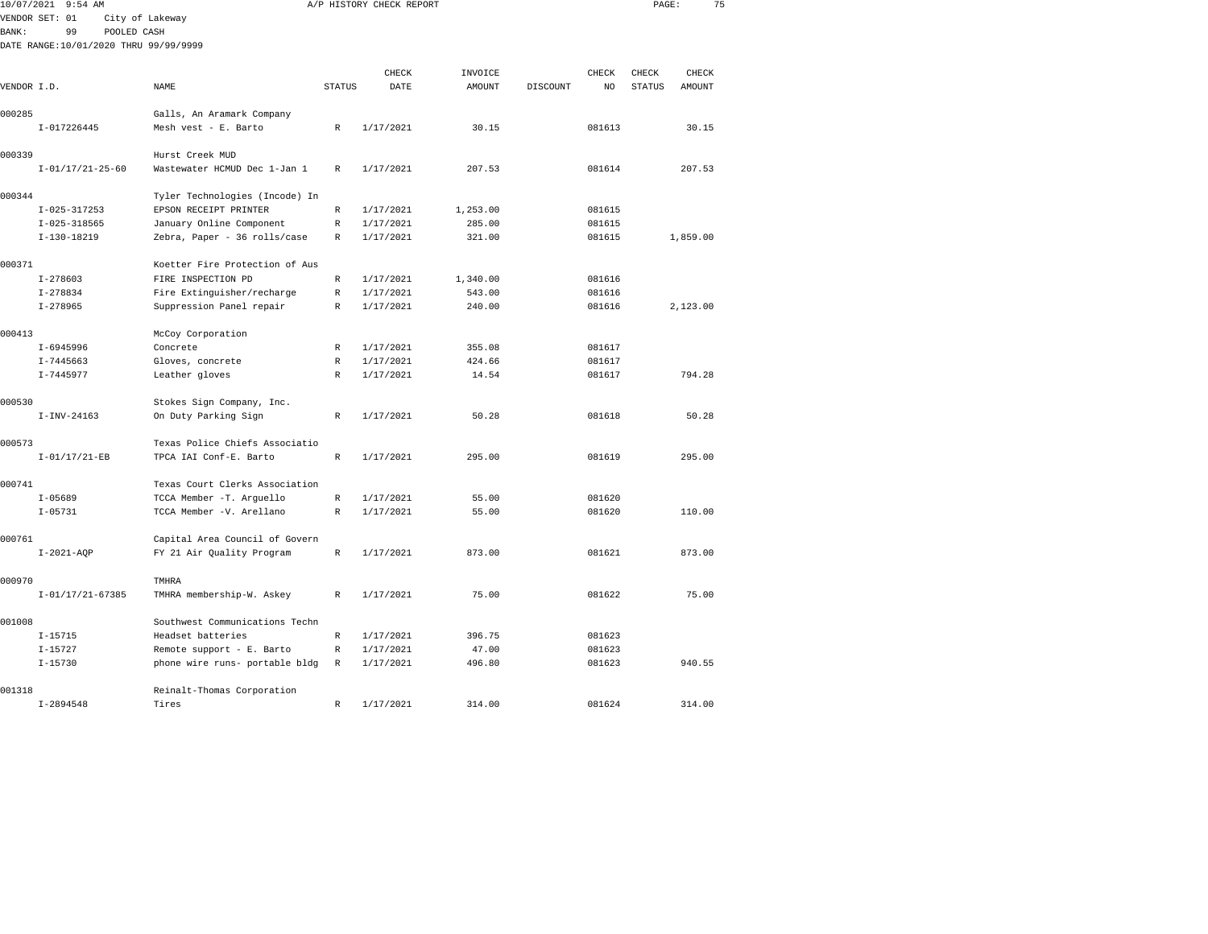10/07/2021 9:54 AM A/P HISTORY CHECK REPORT

VENDOR SET: 01 City of Lakeway
BANK: 99 POOLED CASH
DATE RANGE:10/01/2020 THRU 99/99/9999

| VENDOR I.D. | NAME | STATUS | CHECK DATE | INVOICE AMOUNT | DISCOUNT | CHECK NO | CHECK STATUS | CHECK AMOUNT |
|---|---|---|---|---|---|---|---|---|
| 000285 | Galls, An Aramark Company | | | | | | | |
| I-017226445 | Mesh vest - E. Barto | R | 1/17/2021 | 30.15 | | 081613 | | 30.15 |
| 000339 | Hurst Creek MUD | | | | | | | |
| I-01/17/21-25-60 | Wastewater HCMUD Dec 1-Jan 1 | R | 1/17/2021 | 207.53 | | 081614 | | 207.53 |
| 000344 | Tyler Technologies (Incode) In | | | | | | | |
| I-025-317253 | EPSON RECEIPT PRINTER | R | 1/17/2021 | 1,253.00 | | 081615 | | |
| I-025-318565 | January Online Component | R | 1/17/2021 | 285.00 | | 081615 | | |
| I-130-18219 | Zebra, Paper - 36 rolls/case | R | 1/17/2021 | 321.00 | | 081615 | | 1,859.00 |
| 000371 | Koetter Fire Protection of Aus | | | | | | | |
| I-278603 | FIRE INSPECTION PD | R | 1/17/2021 | 1,340.00 | | 081616 | | |
| I-278834 | Fire Extinguisher/recharge | R | 1/17/2021 | 543.00 | | 081616 | | |
| I-278965 | Suppression Panel repair | R | 1/17/2021 | 240.00 | | 081616 | | 2,123.00 |
| 000413 | McCoy Corporation | | | | | | | |
| I-6945996 | Concrete | R | 1/17/2021 | 355.08 | | 081617 | | |
| I-7445663 | Gloves, concrete | R | 1/17/2021 | 424.66 | | 081617 | | |
| I-7445977 | Leather gloves | R | 1/17/2021 | 14.54 | | 081617 | | 794.28 |
| 000530 | Stokes Sign Company, Inc. | | | | | | | |
| I-INV-24163 | On Duty Parking Sign | R | 1/17/2021 | 50.28 | | 081618 | | 50.28 |
| 000573 | Texas Police Chiefs Associatio | | | | | | | |
| I-01/17/21-EB | TPCA IAI Conf-E. Barto | R | 1/17/2021 | 295.00 | | 081619 | | 295.00 |
| 000741 | Texas Court Clerks Association | | | | | | | |
| I-05689 | TCCA Member -T. Arguello | R | 1/17/2021 | 55.00 | | 081620 | | |
| I-05731 | TCCA Member -V. Arellano | R | 1/17/2021 | 55.00 | | 081620 | | 110.00 |
| 000761 | Capital Area Council of Govern | | | | | | | |
| I-2021-AQP | FY 21 Air Quality Program | R | 1/17/2021 | 873.00 | | 081621 | | 873.00 |
| 000970 | TMHRA | | | | | | | |
| I-01/17/21-67385 | TMHRA membership-W. Askey | R | 1/17/2021 | 75.00 | | 081622 | | 75.00 |
| 001008 | Southwest Communications Techn | | | | | | | |
| I-15715 | Headset batteries | R | 1/17/2021 | 396.75 | | 081623 | | |
| I-15727 | Remote support - E. Barto | R | 1/17/2021 | 47.00 | | 081623 | | |
| I-15730 | phone wire runs- portable bldg | R | 1/17/2021 | 496.80 | | 081623 | | 940.55 |
| 001318 | Reinalt-Thomas Corporation | | | | | | | |
| I-2894548 | Tires | R | 1/17/2021 | 314.00 | | 081624 | | 314.00 |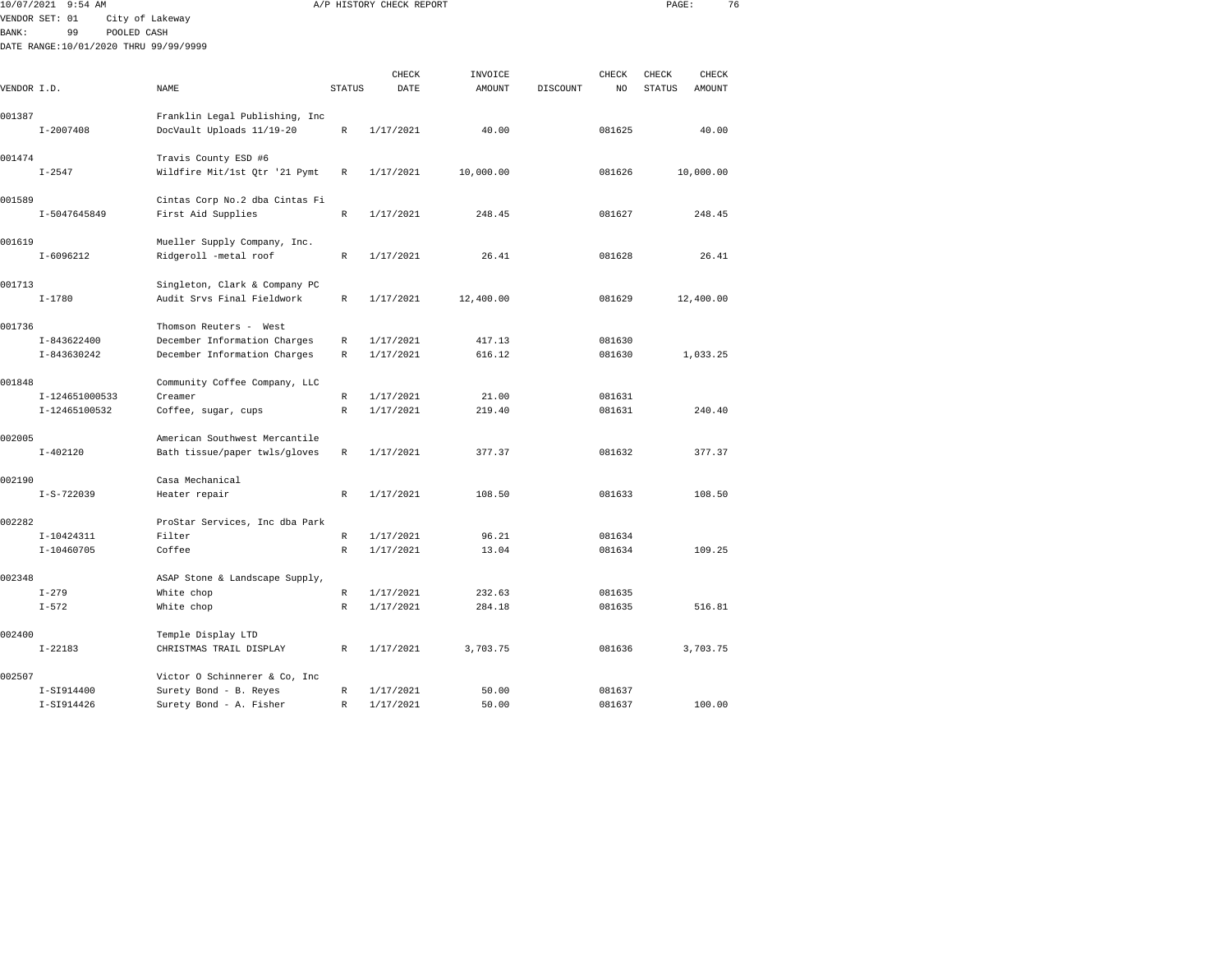10/07/2021 9:54 AM A/P HISTORY CHECK REPORT

VENDOR SET: 01 City of Lakeway
BANK: 99 POOLED CASH
DATE RANGE:10/01/2020 THRU 99/99/9999

| VENDOR I.D. | NAME | STATUS | CHECK DATE | INVOICE AMOUNT | DISCOUNT | CHECK NO | CHECK STATUS | CHECK AMOUNT |
|---|---|---|---|---|---|---|---|---|
| 001387 | Franklin Legal Publishing, Inc | | | | | | | |
| I-2007408 | DocVault Uploads 11/19-20 | R | 1/17/2021 | 40.00 | | 081625 | | 40.00 |
| 001474 | Travis County ESD #6 | | | | | | | |
| I-2547 | Wildfire Mit/1st Qtr '21 Pymt | R | 1/17/2021 | 10,000.00 | | 081626 | | 10,000.00 |
| 001589 | Cintas Corp No.2 dba Cintas Fi | | | | | | | |
| I-5047645849 | First Aid Supplies | R | 1/17/2021 | 248.45 | | 081627 | | 248.45 |
| 001619 | Mueller Supply Company, Inc. | | | | | | | |
| I-6096212 | Ridgeroll -metal roof | R | 1/17/2021 | 26.41 | | 081628 | | 26.41 |
| 001713 | Singleton, Clark & Company PC | | | | | | | |
| I-1780 | Audit Srvs Final Fieldwork | R | 1/17/2021 | 12,400.00 | | 081629 | | 12,400.00 |
| 001736 | Thomson Reuters - West | | | | | | | |
| I-843622400 | December Information Charges | R | 1/17/2021 | 417.13 | | 081630 | | |
| I-843630242 | December Information Charges | R | 1/17/2021 | 616.12 | | 081630 | | 1,033.25 |
| 001848 | Community Coffee Company, LLC | | | | | | | |
| I-124651000533 | Creamer | R | 1/17/2021 | 21.00 | | 081631 | | |
| I-12465100532 | Coffee, sugar, cups | R | 1/17/2021 | 219.40 | | 081631 | | 240.40 |
| 002005 | American Southwest Mercantile | | | | | | | |
| I-402120 | Bath tissue/paper twls/gloves | R | 1/17/2021 | 377.37 | | 081632 | | 377.37 |
| 002190 | Casa Mechanical | | | | | | | |
| I-S-722039 | Heater repair | R | 1/17/2021 | 108.50 | | 081633 | | 108.50 |
| 002282 | ProStar Services, Inc dba Park | | | | | | | |
| I-10424311 | Filter | R | 1/17/2021 | 96.21 | | 081634 | | |
| I-10460705 | Coffee | R | 1/17/2021 | 13.04 | | 081634 | | 109.25 |
| 002348 | ASAP Stone & Landscape Supply, | | | | | | | |
| I-279 | White chop | R | 1/17/2021 | 232.63 | | 081635 | | |
| I-572 | White chop | R | 1/17/2021 | 284.18 | | 081635 | | 516.81 |
| 002400 | Temple Display LTD | | | | | | | |
| I-22183 | CHRISTMAS TRAIL DISPLAY | R | 1/17/2021 | 3,703.75 | | 081636 | | 3,703.75 |
| 002507 | Victor O Schinnerer & Co, Inc | | | | | | | |
| I-SI914400 | Surety Bond - B. Reyes | R | 1/17/2021 | 50.00 | | 081637 | | |
| I-SI914426 | Surety Bond - A. Fisher | R | 1/17/2021 | 50.00 | | 081637 | | 100.00 |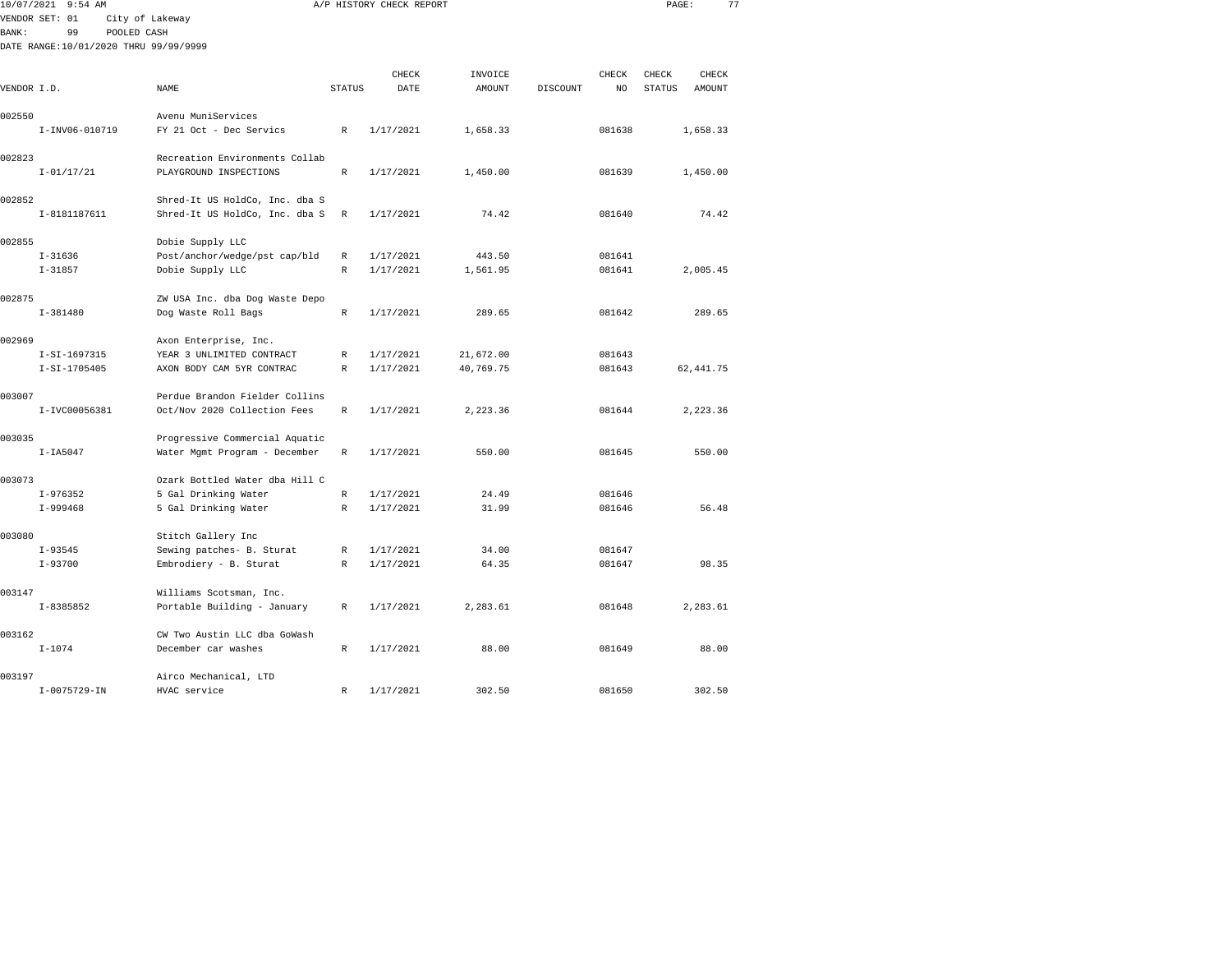10/07/2021 9:54 AM A/P HISTORY CHECK REPORT

VENDOR SET: 01 City of Lakeway
BANK: 99 POOLED CASH
DATE RANGE:10/01/2020 THRU 99/99/9999

| VENDOR I.D. | NAME | STATUS | CHECK DATE | INVOICE AMOUNT | DISCOUNT | CHECK NO | CHECK STATUS | CHECK AMOUNT |
|---|---|---|---|---|---|---|---|---|
| 002550 | Avenu MuniServices | | | | | | | |
| I-INV06-010719 | FY 21 Oct - Dec Servics | R | 1/17/2021 | 1,658.33 | | 081638 | | 1,658.33 |
| 002823 | Recreation Environments Collab | | | | | | | |
| I-01/17/21 | PLAYGROUND INSPECTIONS | R | 1/17/2021 | 1,450.00 | | 081639 | | 1,450.00 |
| 002852 | Shred-It US HoldCo, Inc. dba S | | | | | | | |
| I-8181187611 | Shred-It US HoldCo, Inc. dba S | R | 1/17/2021 | 74.42 | | 081640 | | 74.42 |
| 002855 | Dobie Supply LLC | | | | | | | |
| I-31636 | Post/anchor/wedge/pst cap/bld | R | 1/17/2021 | 443.50 | | 081641 | | |
| I-31857 | Dobie Supply LLC | R | 1/17/2021 | 1,561.95 | | 081641 | | 2,005.45 |
| 002875 | ZW USA Inc. dba Dog Waste Depo | | | | | | | |
| I-381480 | Dog Waste Roll Bags | R | 1/17/2021 | 289.65 | | 081642 | | 289.65 |
| 002969 | Axon Enterprise, Inc. | | | | | | | |
| I-SI-1697315 | YEAR 3 UNLIMITED CONTRACT | R | 1/17/2021 | 21,672.00 | | 081643 | | |
| I-SI-1705405 | AXON BODY CAM 5YR CONTRAC | R | 1/17/2021 | 40,769.75 | | 081643 | | 62,441.75 |
| 003007 | Perdue Brandon Fielder Collins | | | | | | | |
| I-IVC00056381 | Oct/Nov 2020 Collection Fees | R | 1/17/2021 | 2,223.36 | | 081644 | | 2,223.36 |
| 003035 | Progressive Commercial Aquatic | | | | | | | |
| I-IA5047 | Water Mgmt Program - December | R | 1/17/2021 | 550.00 | | 081645 | | 550.00 |
| 003073 | Ozark Bottled Water dba Hill C | | | | | | | |
| I-976352 | 5 Gal Drinking Water | R | 1/17/2021 | 24.49 | | 081646 | | |
| I-999468 | 5 Gal Drinking Water | R | 1/17/2021 | 31.99 | | 081646 | | 56.48 |
| 003080 | Stitch Gallery Inc | | | | | | | |
| I-93545 | Sewing patches- B. Sturat | R | 1/17/2021 | 34.00 | | 081647 | | |
| I-93700 | Embrodiery - B. Sturat | R | 1/17/2021 | 64.35 | | 081647 | | 98.35 |
| 003147 | Williams Scotsman, Inc. | | | | | | | |
| I-8385852 | Portable Building - January | R | 1/17/2021 | 2,283.61 | | 081648 | | 2,283.61 |
| 003162 | CW Two Austin LLC dba GoWash | | | | | | | |
| I-1074 | December car washes | R | 1/17/2021 | 88.00 | | 081649 | | 88.00 |
| 003197 | Airco Mechanical, LTD | | | | | | | |
| I-0075729-IN | HVAC service | R | 1/17/2021 | 302.50 | | 081650 | | 302.50 |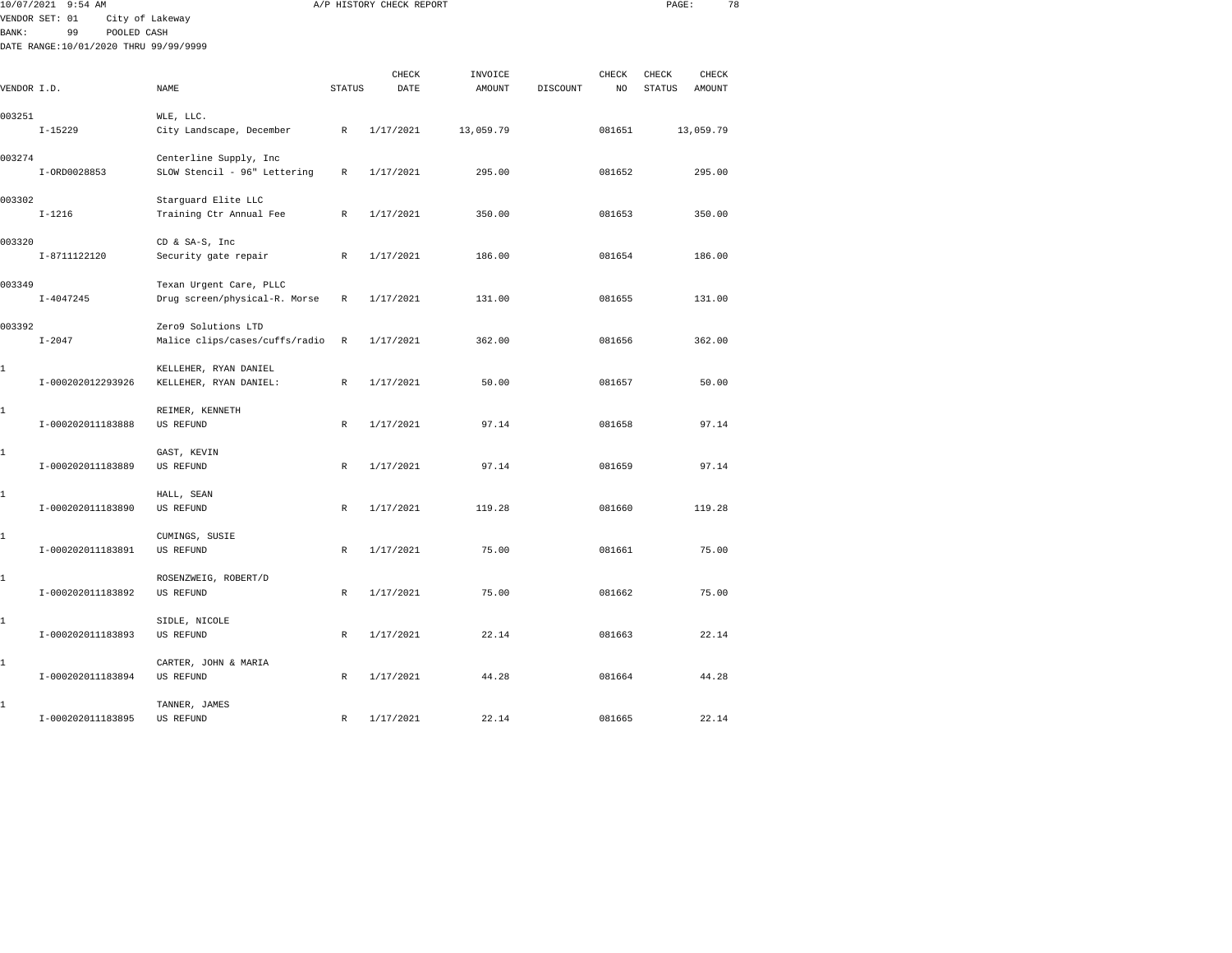10/07/2021 9:54 AM A/P HISTORY CHECK REPORT

VENDOR SET: 01 City of Lakeway
BANK: 99 POOLED CASH
DATE RANGE:10/01/2020 THRU 99/99/9999

| VENDOR I.D. | NAME | STATUS | CHECK DATE | INVOICE AMOUNT | DISCOUNT | CHECK NO | CHECK STATUS | CHECK AMOUNT |
|---|---|---|---|---|---|---|---|---|
| 003251 | WLE, LLC. | | | | | | | |
| I-15229 | City Landscape, December | R | 1/17/2021 | 13,059.79 | | 081651 | | 13,059.79 |
| 003274 | Centerline Supply, Inc | | | | | | | |
| I-ORD0028853 | SLOW Stencil - 96" Lettering | R | 1/17/2021 | 295.00 | | 081652 | | 295.00 |
| 003302 | Starguard Elite LLC | | | | | | | |
| I-1216 | Training Ctr Annual Fee | R | 1/17/2021 | 350.00 | | 081653 | | 350.00 |
| 003320 | CD & SA-S, Inc | | | | | | | |
| I-8711122120 | Security gate repair | R | 1/17/2021 | 186.00 | | 081654 | | 186.00 |
| 003349 | Texan Urgent Care, PLLC | | | | | | | |
| I-4047245 | Drug screen/physical-R. Morse | R | 1/17/2021 | 131.00 | | 081655 | | 131.00 |
| 003392 | Zero9 Solutions LTD | | | | | | | |
| I-2047 | Malice clips/cases/cuffs/radio | R | 1/17/2021 | 362.00 | | 081656 | | 362.00 |
| 1 | KELLEHER, RYAN DANIEL | | | | | | | |
| I-000202012293926 | KELLEHER, RYAN DANIEL: | R | 1/17/2021 | 50.00 | | 081657 | | 50.00 |
| 1 | REIMER, KENNETH | | | | | | | |
| I-000202011183888 | US REFUND | R | 1/17/2021 | 97.14 | | 081658 | | 97.14 |
| 1 | GAST, KEVIN | | | | | | | |
| I-000202011183889 | US REFUND | R | 1/17/2021 | 97.14 | | 081659 | | 97.14 |
| 1 | HALL, SEAN | | | | | | | |
| I-000202011183890 | US REFUND | R | 1/17/2021 | 119.28 | | 081660 | | 119.28 |
| 1 | CUMINGS, SUSIE | | | | | | | |
| I-000202011183891 | US REFUND | R | 1/17/2021 | 75.00 | | 081661 | | 75.00 |
| 1 | ROSENZWEIG, ROBERT/D | | | | | | | |
| I-000202011183892 | US REFUND | R | 1/17/2021 | 75.00 | | 081662 | | 75.00 |
| 1 | SIDLE, NICOLE | | | | | | | |
| I-000202011183893 | US REFUND | R | 1/17/2021 | 22.14 | | 081663 | | 22.14 |
| 1 | CARTER, JOHN & MARIA | | | | | | | |
| I-000202011183894 | US REFUND | R | 1/17/2021 | 44.28 | | 081664 | | 44.28 |
| 1 | TANNER, JAMES | | | | | | | |
| I-000202011183895 | US REFUND | R | 1/17/2021 | 22.14 | | 081665 | | 22.14 |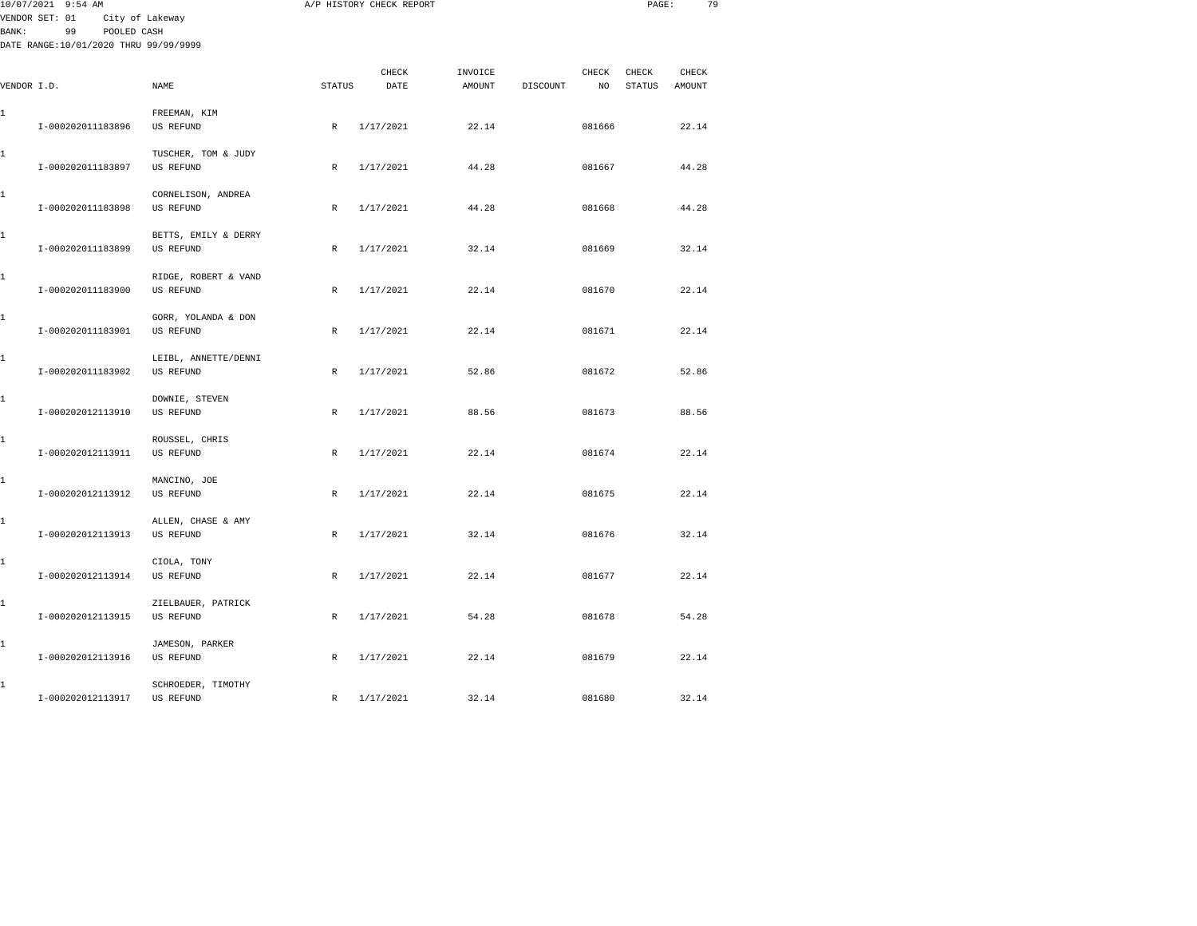10/07/2021 9:54 AM A/P HISTORY CHECK REPORT

VENDOR SET: 01 City of Lakeway
BANK: 99 POOLED CASH
DATE RANGE:10/01/2020 THRU 99/99/9999

| VENDOR I.D. | NAME | STATUS | CHECK DATE | INVOICE AMOUNT | DISCOUNT | CHECK NO | CHECK STATUS | CHECK AMOUNT |
|---|---|---|---|---|---|---|---|---|
| 1 | FREEMAN, KIM | | | | | | | |
| I-000202011183896 | US REFUND | R | 1/17/2021 | 22.14 | | 081666 | | 22.14 |
| 1 | TUSCHER, TOM & JUDY | | | | | | | |
| I-000202011183897 | US REFUND | R | 1/17/2021 | 44.28 | | 081667 | | 44.28 |
| 1 | CORNELISON, ANDREA | | | | | | | |
| I-000202011183898 | US REFUND | R | 1/17/2021 | 44.28 | | 081668 | | 44.28 |
| 1 | BETTS, EMILY & DERRY | | | | | | | |
| I-000202011183899 | US REFUND | R | 1/17/2021 | 32.14 | | 081669 | | 32.14 |
| 1 | RIDGE, ROBERT & VAND | | | | | | | |
| I-000202011183900 | US REFUND | R | 1/17/2021 | 22.14 | | 081670 | | 22.14 |
| 1 | GORR, YOLANDA & DON | | | | | | | |
| I-000202011183901 | US REFUND | R | 1/17/2021 | 22.14 | | 081671 | | 22.14 |
| 1 | LEIBL, ANNETTE/DENNI | | | | | | | |
| I-000202011183902 | US REFUND | R | 1/17/2021 | 52.86 | | 081672 | | 52.86 |
| 1 | DOWNIE, STEVEN | | | | | | | |
| I-000202012113910 | US REFUND | R | 1/17/2021 | 88.56 | | 081673 | | 88.56 |
| 1 | ROUSSEL, CHRIS | | | | | | | |
| I-000202012113911 | US REFUND | R | 1/17/2021 | 22.14 | | 081674 | | 22.14 |
| 1 | MANCINO, JOE | | | | | | | |
| I-000202012113912 | US REFUND | R | 1/17/2021 | 22.14 | | 081675 | | 22.14 |
| 1 | ALLEN, CHASE & AMY | | | | | | | |
| I-000202012113913 | US REFUND | R | 1/17/2021 | 32.14 | | 081676 | | 32.14 |
| 1 | CIOLA, TONY | | | | | | | |
| I-000202012113914 | US REFUND | R | 1/17/2021 | 22.14 | | 081677 | | 22.14 |
| 1 | ZIELBAUER, PATRICK | | | | | | | |
| I-000202012113915 | US REFUND | R | 1/17/2021 | 54.28 | | 081678 | | 54.28 |
| 1 | JAMESON, PARKER | | | | | | | |
| I-000202012113916 | US REFUND | R | 1/17/2021 | 22.14 | | 081679 | | 22.14 |
| 1 | SCHROEDER, TIMOTHY | | | | | | | |
| I-000202012113917 | US REFUND | R | 1/17/2021 | 32.14 | | 081680 | | 32.14 |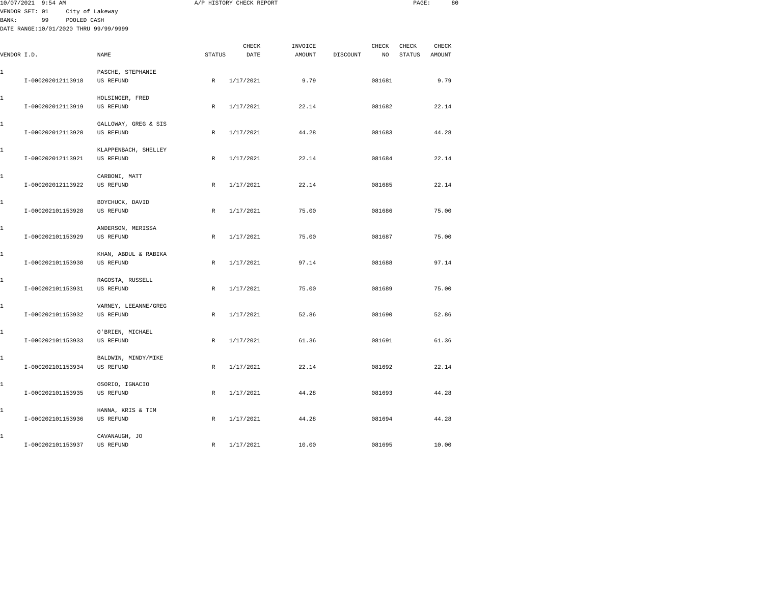10/07/2021 9:54 AM A/P HISTORY CHECK REPORT

VENDOR SET: 01 City of Lakeway
BANK: 99 POOLED CASH
DATE RANGE:10/01/2020 THRU 99/99/9999

| VENDOR I.D. | NAME | STATUS | CHECK DATE | INVOICE AMOUNT | DISCOUNT | CHECK NO | CHECK STATUS | CHECK AMOUNT |
|---|---|---|---|---|---|---|---|---|
| 1 | PASCHE, STEPHANIE | | | | | | | |
| I-000202012113918 | US REFUND | R | 1/17/2021 | 9.79 | | 081681 | | 9.79 |
| 1 | HOLSINGER, FRED | | | | | | | |
| I-000202012113919 | US REFUND | R | 1/17/2021 | 22.14 | | 081682 | | 22.14 |
| 1 | GALLOWAY, GREG & SIS | | | | | | | |
| I-000202012113920 | US REFUND | R | 1/17/2021 | 44.28 | | 081683 | | 44.28 |
| 1 | KLAPPENBACH, SHELLEY | | | | | | | |
| I-000202012113921 | US REFUND | R | 1/17/2021 | 22.14 | | 081684 | | 22.14 |
| 1 | CARBONI, MATT | | | | | | | |
| I-000202012113922 | US REFUND | R | 1/17/2021 | 22.14 | | 081685 | | 22.14 |
| 1 | BOYCHUCK, DAVID | | | | | | | |
| I-000202101153928 | US REFUND | R | 1/17/2021 | 75.00 | | 081686 | | 75.00 |
| 1 | ANDERSON, MERISSA | | | | | | | |
| I-000202101153929 | US REFUND | R | 1/17/2021 | 75.00 | | 081687 | | 75.00 |
| 1 | KHAN, ABDUL & RABIKA | | | | | | | |
| I-000202101153930 | US REFUND | R | 1/17/2021 | 97.14 | | 081688 | | 97.14 |
| 1 | RAGOSTA, RUSSELL | | | | | | | |
| I-000202101153931 | US REFUND | R | 1/17/2021 | 75.00 | | 081689 | | 75.00 |
| 1 | VARNEY, LEEANNE/GREG | | | | | | | |
| I-000202101153932 | US REFUND | R | 1/17/2021 | 52.86 | | 081690 | | 52.86 |
| 1 | O'BRIEN, MICHAEL | | | | | | | |
| I-000202101153933 | US REFUND | R | 1/17/2021 | 61.36 | | 081691 | | 61.36 |
| 1 | BALDWIN, MINDY/MIKE | | | | | | | |
| I-000202101153934 | US REFUND | R | 1/17/2021 | 22.14 | | 081692 | | 22.14 |
| 1 | OSORIO, IGNACIO | | | | | | | |
| I-000202101153935 | US REFUND | R | 1/17/2021 | 44.28 | | 081693 | | 44.28 |
| 1 | HANNA, KRIS & TIM | | | | | | | |
| I-000202101153936 | US REFUND | R | 1/17/2021 | 44.28 | | 081694 | | 44.28 |
| 1 | CAVANAUGH, JO | | | | | | | |
| I-000202101153937 | US REFUND | R | 1/17/2021 | 10.00 | | 081695 | | 10.00 |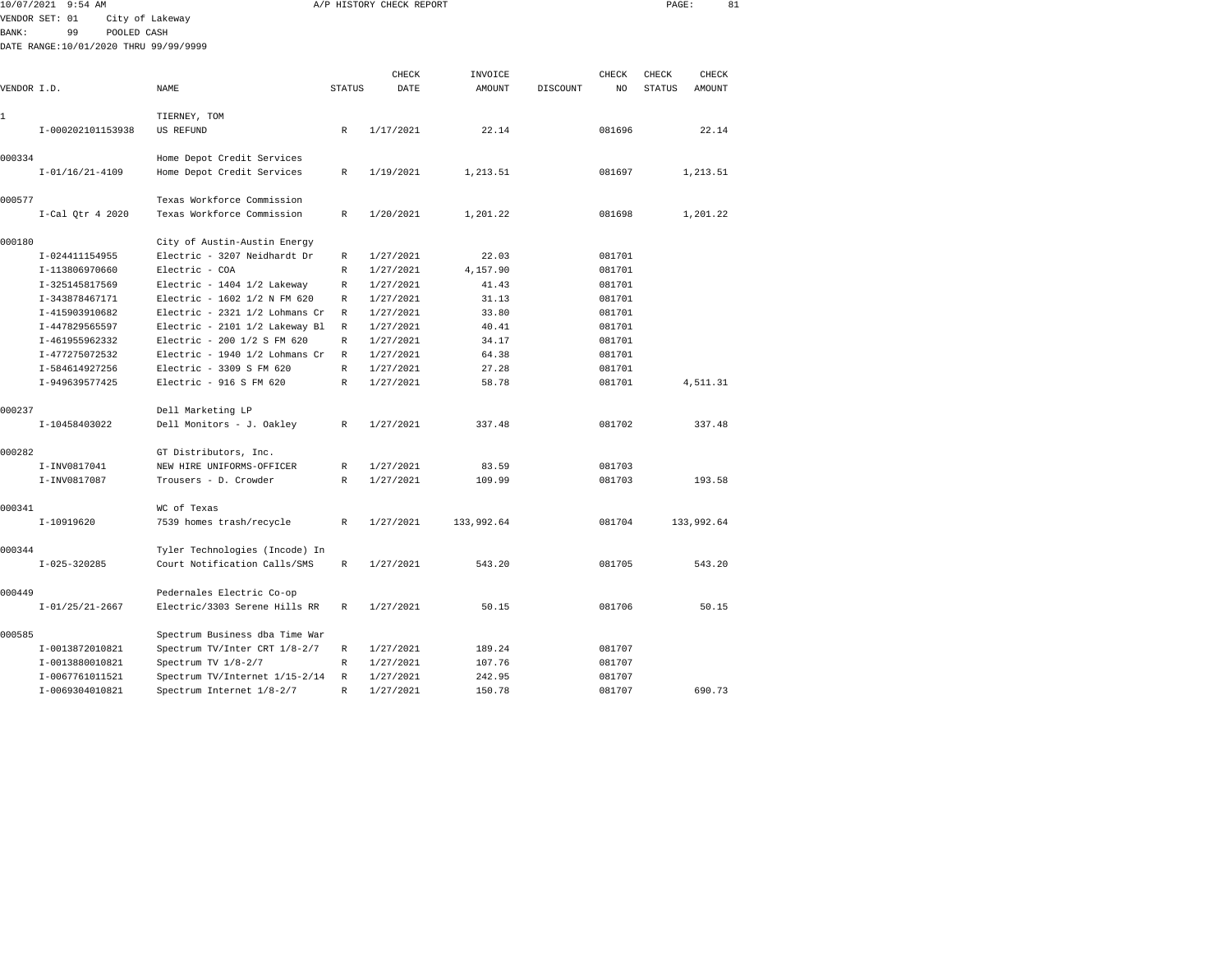10/07/2021 9:54 AM A/P HISTORY CHECK REPORT

VENDOR SET: 01 City of Lakeway
BANK: 99 POOLED CASH
DATE RANGE:10/01/2020 THRU 99/99/9999

| VENDOR I.D. | NAME | STATUS | CHECK DATE | INVOICE AMOUNT | DISCOUNT | CHECK NO | CHECK STATUS | CHECK AMOUNT |
|---|---|---|---|---|---|---|---|---|
| 1 | TIERNEY, TOM | | | | | | | |
| I-000202101153938 | US REFUND | R | 1/17/2021 | 22.14 | | 081696 | | 22.14 |
| 000334 | Home Depot Credit Services | | | | | | | |
| I-01/16/21-4109 | Home Depot Credit Services | R | 1/19/2021 | 1,213.51 | | 081697 | | 1,213.51 |
| 000577 | Texas Workforce Commission | | | | | | | |
| I-Cal Qtr 4 2020 | Texas Workforce Commission | R | 1/20/2021 | 1,201.22 | | 081698 | | 1,201.22 |
| 000180 | City of Austin-Austin Energy | | | | | | | |
| I-024411154955 | Electric - 3207 Neidhardt Dr | R | 1/27/2021 | 22.03 | | 081701 | | |
| I-113806970660 | Electric - COA | R | 1/27/2021 | 4,157.90 | | 081701 | | |
| I-325145817569 | Electric - 1404 1/2 Lakeway | R | 1/27/2021 | 41.43 | | 081701 | | |
| I-343878467171 | Electric - 1602 1/2 N FM 620 | R | 1/27/2021 | 31.13 | | 081701 | | |
| I-415903910682 | Electric - 2321 1/2 Lohmans Cr | R | 1/27/2021 | 33.80 | | 081701 | | |
| I-447829565597 | Electric - 2101 1/2 Lakeway Bl | R | 1/27/2021 | 40.41 | | 081701 | | |
| I-461955962332 | Electric - 200 1/2 S FM 620 | R | 1/27/2021 | 34.17 | | 081701 | | |
| I-477275072532 | Electric - 1940 1/2 Lohmans Cr | R | 1/27/2021 | 64.38 | | 081701 | | |
| I-584614927256 | Electric - 3309 S FM 620 | R | 1/27/2021 | 27.28 | | 081701 | | |
| I-949639577425 | Electric - 916 S FM 620 | R | 1/27/2021 | 58.78 | | 081701 | | 4,511.31 |
| 000237 | Dell Marketing LP | | | | | | | |
| I-10458403022 | Dell Monitors - J. Oakley | R | 1/27/2021 | 337.48 | | 081702 | | 337.48 |
| 000282 | GT Distributors, Inc. | | | | | | | |
| I-INV0817041 | NEW HIRE UNIFORMS-OFFICER | R | 1/27/2021 | 83.59 | | 081703 | | |
| I-INV0817087 | Trousers - D. Crowder | R | 1/27/2021 | 109.99 | | 081703 | | 193.58 |
| 000341 | WC of Texas | | | | | | | |
| I-10919620 | 7539 homes trash/recycle | R | 1/27/2021 | 133,992.64 | | 081704 | | 133,992.64 |
| 000344 | Tyler Technologies (Incode) In | | | | | | | |
| I-025-320285 | Court Notification Calls/SMS | R | 1/27/2021 | 543.20 | | 081705 | | 543.20 |
| 000449 | Pedernales Electric Co-op | | | | | | | |
| I-01/25/21-2667 | Electric/3303 Serene Hills RR | R | 1/27/2021 | 50.15 | | 081706 | | 50.15 |
| 000585 | Spectrum Business dba Time War | | | | | | | |
| I-0013872010821 | Spectrum TV/Inter CRT 1/8-2/7 | R | 1/27/2021 | 189.24 | | 081707 | | |
| I-0013880010821 | Spectrum TV 1/8-2/7 | R | 1/27/2021 | 107.76 | | 081707 | | |
| I-0067761011521 | Spectrum TV/Internet 1/15-2/14 | R | 1/27/2021 | 242.95 | | 081707 | | |
| I-0069304010821 | Spectrum Internet 1/8-2/7 | R | 1/27/2021 | 150.78 | | 081707 | | 690.73 |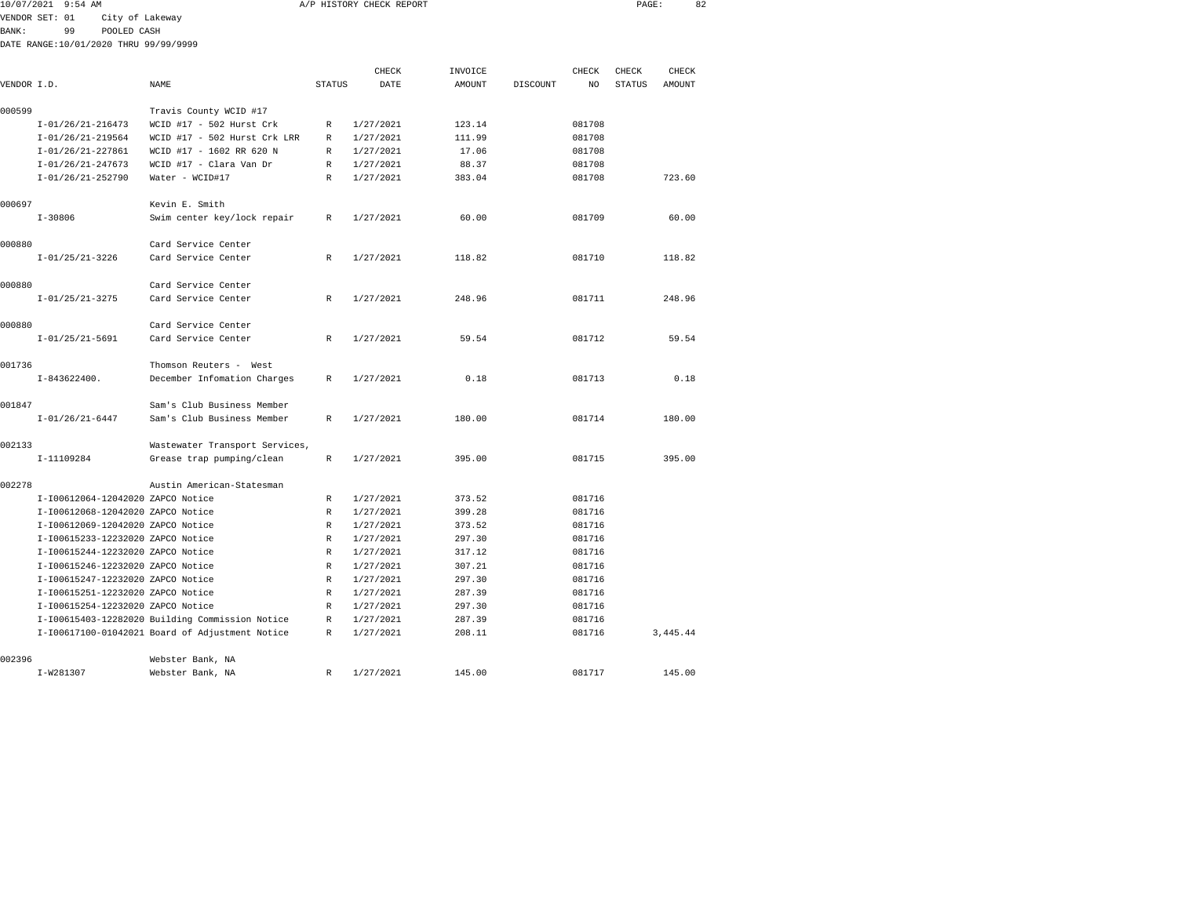10/07/2021 9:54 AM A/P HISTORY CHECK REPORT

VENDOR SET: 01 City of Lakeway
BANK: 99 POOLED CASH
DATE RANGE:10/01/2020 THRU 99/99/9999

| VENDOR I.D. | | NAME | STATUS | CHECK DATE | INVOICE AMOUNT | DISCOUNT | CHECK NO | CHECK STATUS | CHECK AMOUNT |
|---|---|---|---|---|---|---|---|---|---|
| 000599 | | Travis County WCID #17 | | | | | | | |
| | I-01/26/21-216473 | WCID #17 - 502 Hurst Crk | R | 1/27/2021 | 123.14 | | 081708 | | |
| | I-01/26/21-219564 | WCID #17 - 502 Hurst Crk LRR | R | 1/27/2021 | 111.99 | | 081708 | | |
| | I-01/26/21-227861 | WCID #17 - 1602 RR 620 N | R | 1/27/2021 | 17.06 | | 081708 | | |
| | I-01/26/21-247673 | WCID #17 - Clara Van Dr | R | 1/27/2021 | 88.37 | | 081708 | | |
| | I-01/26/21-252790 | Water - WCID#17 | R | 1/27/2021 | 383.04 | | 081708 | | 723.60 |
| 000697 | | Kevin E. Smith | | | | | | | |
| | I-30806 | Swim center key/lock repair | R | 1/27/2021 | 60.00 | | 081709 | | 60.00 |
| 000880 | | Card Service Center | | | | | | | |
| | I-01/25/21-3226 | Card Service Center | R | 1/27/2021 | 118.82 | | 081710 | | 118.82 |
| 000880 | | Card Service Center | | | | | | | |
| | I-01/25/21-3275 | Card Service Center | R | 1/27/2021 | 248.96 | | 081711 | | 248.96 |
| 000880 | | Card Service Center | | | | | | | |
| | I-01/25/21-5691 | Card Service Center | R | 1/27/2021 | 59.54 | | 081712 | | 59.54 |
| 001736 | | Thomson Reuters - West | | | | | | | |
| | I-843622400. | December Infomation Charges | R | 1/27/2021 | 0.18 | | 081713 | | 0.18 |
| 001847 | | Sam's Club Business Member | | | | | | | |
| | I-01/26/21-6447 | Sam's Club Business Member | R | 1/27/2021 | 180.00 | | 081714 | | 180.00 |
| 002133 | | Wastewater Transport Services, | | | | | | | |
| | I-11109284 | Grease trap pumping/clean | R | 1/27/2021 | 395.00 | | 081715 | | 395.00 |
| 002278 | | Austin American-Statesman | | | | | | | |
| | I-I00612064-12042020 | ZAPCO Notice | R | 1/27/2021 | 373.52 | | 081716 | | |
| | I-I00612068-12042020 | ZAPCO Notice | R | 1/27/2021 | 399.28 | | 081716 | | |
| | I-I00612069-12042020 | ZAPCO Notice | R | 1/27/2021 | 373.52 | | 081716 | | |
| | I-I00615233-12232020 | ZAPCO Notice | R | 1/27/2021 | 297.30 | | 081716 | | |
| | I-I00615244-12232020 | ZAPCO Notice | R | 1/27/2021 | 317.12 | | 081716 | | |
| | I-I00615246-12232020 | ZAPCO Notice | R | 1/27/2021 | 307.21 | | 081716 | | |
| | I-I00615247-12232020 | ZAPCO Notice | R | 1/27/2021 | 297.30 | | 081716 | | |
| | I-I00615251-12232020 | ZAPCO Notice | R | 1/27/2021 | 287.39 | | 081716 | | |
| | I-I00615254-12232020 | ZAPCO Notice | R | 1/27/2021 | 297.30 | | 081716 | | |
| | I-I00615403-12282020 | Building Commission Notice | R | 1/27/2021 | 287.39 | | 081716 | | |
| | I-I00617100-01042021 | Board of Adjustment Notice | R | 1/27/2021 | 208.11 | | 081716 | | 3,445.44 |
| 002396 | | Webster Bank, NA | | | | | | | |
| | I-W281307 | Webster Bank, NA | R | 1/27/2021 | 145.00 | | 081717 | | 145.00 |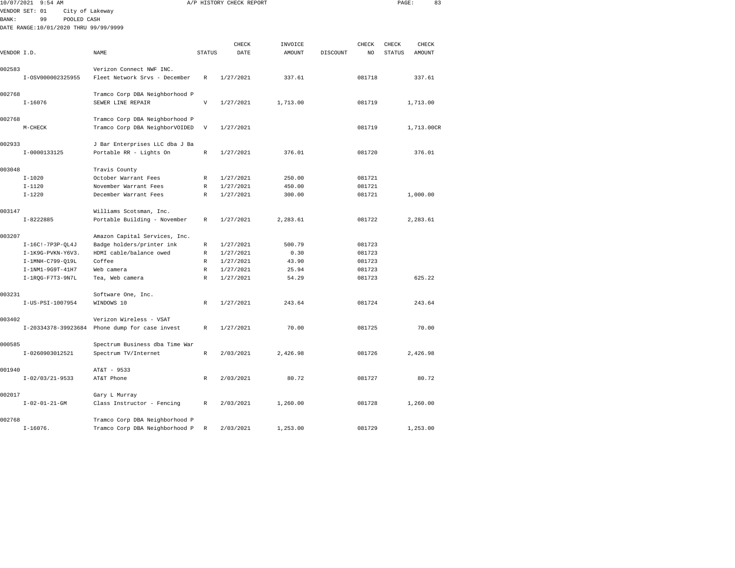10/07/2021 9:54 AM A/P HISTORY CHECK REPORT

VENDOR SET: 01 City of Lakeway
BANK: 99 POOLED CASH
DATE RANGE:10/01/2020 THRU 99/99/9999

| VENDOR I.D. | NAME | STATUS | CHECK DATE | INVOICE AMOUNT | DISCOUNT | CHECK NO | CHECK STATUS | CHECK AMOUNT |
|---|---|---|---|---|---|---|---|---|
| 002583 | Verizon Connect NWF INC. | | | | | | | |
| I-OSV000002325955 | Fleet Network Srvs - December | R | 1/27/2021 | 337.61 | | 081718 | | 337.61 |
| 002768 | Tramco Corp DBA Neighborhood P | | | | | | | |
| I-16076 | SEWER LINE REPAIR | V | 1/27/2021 | 1,713.00 | | 081719 | | 1,713.00 |
| 002768 | Tramco Corp DBA Neighborhood P | | | | | | | |
| M-CHECK | Tramco Corp DBA NeighborVOIDED | V | 1/27/2021 | | | 081719 | | 1,713.00CR |
| 002933 | J Bar Enterprises LLC dba J Ba | | | | | | | |
| I-0000133125 | Portable RR - Lights On | R | 1/27/2021 | 376.01 | | 081720 | | 376.01 |
| 003048 | Travis County | | | | | | | |
| I-1020 | October Warrant Fees | R | 1/27/2021 | 250.00 | | 081721 | | |
| I-1120 | November Warrant Fees | R | 1/27/2021 | 450.00 | | 081721 | | |
| I-1220 | December Warrant Fees | R | 1/27/2021 | 300.00 | | 081721 | | 1,000.00 |
| 003147 | Williams Scotsman, Inc. | | | | | | | |
| I-8222885 | Portable Building - November | R | 1/27/2021 | 2,283.61 | | 081722 | | 2,283.61 |
| 003207 | Amazon Capital Services, Inc. | | | | | | | |
| I-16C!-7P3P-QL4J | Badge holders/printer ink | R | 1/27/2021 | 500.79 | | 081723 | | |
| I-1K9G-PVKN-Y6V3. | HDMI cable/balance owed | R | 1/27/2021 | 0.30 | | 081723 | | |
| I-1MNH-C799-Q19L | Coffee | R | 1/27/2021 | 43.90 | | 081723 | | |
| I-1NM1-9G9T-41H7 | Web camera | R | 1/27/2021 | 25.94 | | 081723 | | |
| I-1RQG-F7T3-9N7L | Tea, Web camera | R | 1/27/2021 | 54.29 | | 081723 | | 625.22 |
| 003231 | Software One, Inc. | | | | | | | |
| I-US-PSI-1007954 | WINDOWS 10 | R | 1/27/2021 | 243.64 | | 081724 | | 243.64 |
| 003402 | Verizon Wireless - VSAT | | | | | | | |
| I-20334378-39923684 | Phone dump for case invest | R | 1/27/2021 | 70.00 | | 081725 | | 70.00 |
| 000585 | Spectrum Business dba Time War | | | | | | | |
| I-0260903012521 | Spectrum TV/Internet | R | 2/03/2021 | 2,426.98 | | 081726 | | 2,426.98 |
| 001940 | AT&T - 9533 | | | | | | | |
| I-02/03/21-9533 | AT&T Phone | R | 2/03/2021 | 80.72 | | 081727 | | 80.72 |
| 002017 | Gary L Murray | | | | | | | |
| I-02-01-21-GM | Class Instructor - Fencing | R | 2/03/2021 | 1,260.00 | | 081728 | | 1,260.00 |
| 002768 | Tramco Corp DBA Neighborhood P | | | | | | | |
| I-16076. | Tramco Corp DBA Neighborhood P | R | 2/03/2021 | 1,253.00 | | 081729 | | 1,253.00 |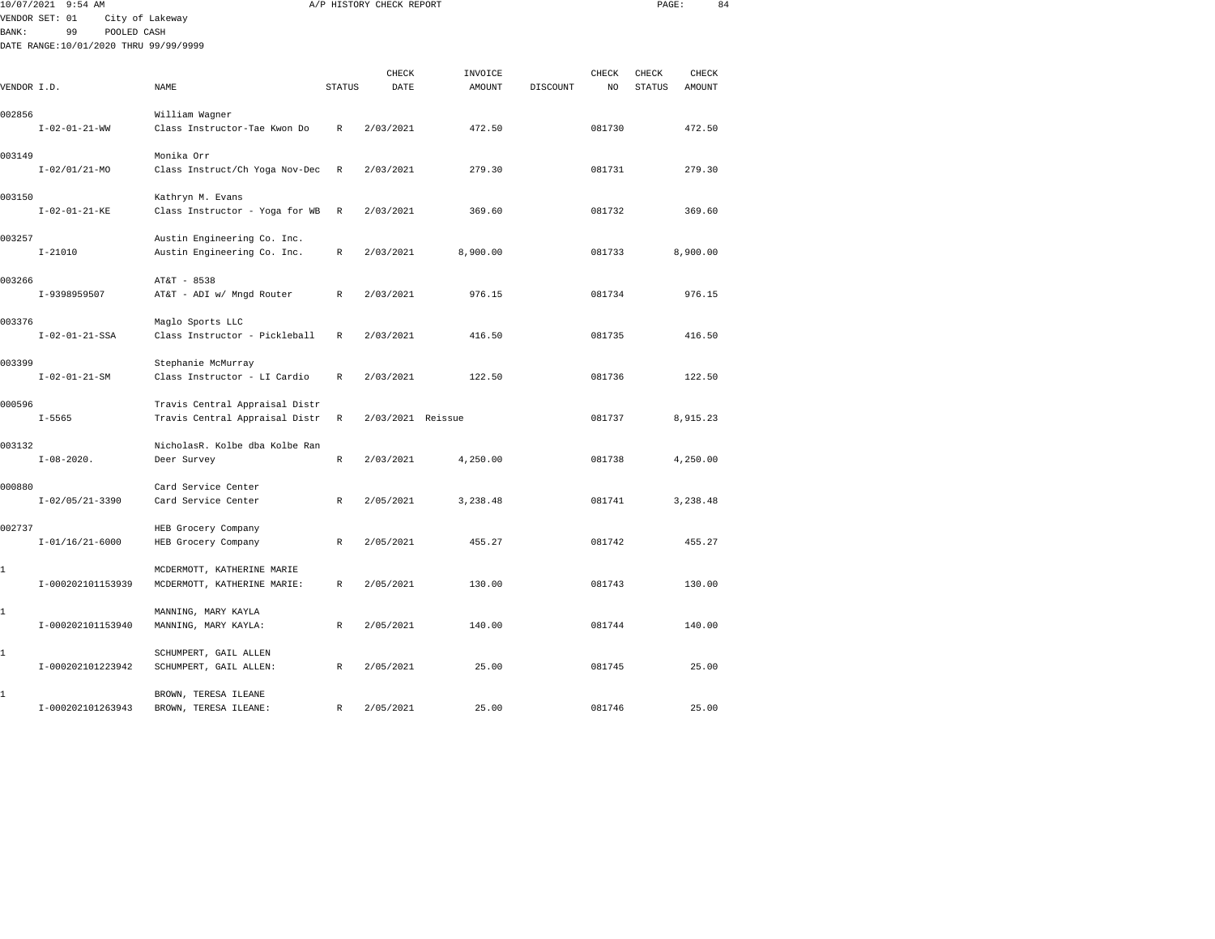10/07/2021 9:54 AM A/P HISTORY CHECK REPORT

VENDOR SET: 01 City of Lakeway
BANK: 99 POOLED CASH
DATE RANGE:10/01/2020 THRU 99/99/9999

| VENDOR I.D. | NAME | STATUS | CHECK DATE | INVOICE AMOUNT | DISCOUNT | CHECK NO | CHECK STATUS | CHECK AMOUNT |
|---|---|---|---|---|---|---|---|---|
| 002856 | William Wagner | | | | | | | |
| I-02-01-21-WW | Class Instructor-Tae Kwon Do | R | 2/03/2021 | 472.50 | | 081730 | | 472.50 |
| 003149 | Monika Orr | | | | | | | |
| I-02/01/21-MO | Class Instruct/Ch Yoga Nov-Dec | R | 2/03/2021 | 279.30 | | 081731 | | 279.30 |
| 003150 | Kathryn M. Evans | | | | | | | |
| I-02-01-21-KE | Class Instructor - Yoga for WB | R | 2/03/2021 | 369.60 | | 081732 | | 369.60 |
| 003257 | Austin Engineering Co. Inc. | | | | | | | |
| I-21010 | Austin Engineering Co. Inc. | R | 2/03/2021 | 8,900.00 | | 081733 | | 8,900.00 |
| 003266 | AT&T - 8538 | | | | | | | |
| I-9398959507 | AT&T - ADI w/ Mngd Router | R | 2/03/2021 | 976.15 | | 081734 | | 976.15 |
| 003376 | Maglo Sports LLC | | | | | | | |
| I-02-01-21-SSA | Class Instructor - Pickleball | R | 2/03/2021 | 416.50 | | 081735 | | 416.50 |
| 003399 | Stephanie McMurray | | | | | | | |
| I-02-01-21-SM | Class Instructor - LI Cardio | R | 2/03/2021 | 122.50 | | 081736 | | 122.50 |
| 000596 | Travis Central Appraisal Distr | | | | | | | |
| I-5565 | Travis Central Appraisal Distr | R | 2/03/2021 | Reissue | | 081737 | | 8,915.23 |
| 003132 | NicholasR. Kolbe dba Kolbe Ran | | | | | | | |
| I-08-2020. | Deer Survey | R | 2/03/2021 | 4,250.00 | | 081738 | | 4,250.00 |
| 000880 | Card Service Center | | | | | | | |
| I-02/05/21-3390 | Card Service Center | R | 2/05/2021 | 3,238.48 | | 081741 | | 3,238.48 |
| 002737 | HEB Grocery Company | | | | | | | |
| I-01/16/21-6000 | HEB Grocery Company | R | 2/05/2021 | 455.27 | | 081742 | | 455.27 |
| 1 | MCDERMOTT, KATHERINE MARIE | | | | | | | |
| I-000202101153939 | MCDERMOTT, KATHERINE MARIE: | R | 2/05/2021 | 130.00 | | 081743 | | 130.00 |
| 1 | MANNING, MARY KAYLA | | | | | | | |
| I-000202101153940 | MANNING, MARY KAYLA: | R | 2/05/2021 | 140.00 | | 081744 | | 140.00 |
| 1 | SCHUMPERT, GAIL ALLEN | | | | | | | |
| I-000202101223942 | SCHUMPERT, GAIL ALLEN: | R | 2/05/2021 | 25.00 | | 081745 | | 25.00 |
| 1 | BROWN, TERESA ILEANE | | | | | | | |
| I-000202101263943 | BROWN, TERESA ILEANE: | R | 2/05/2021 | 25.00 | | 081746 | | 25.00 |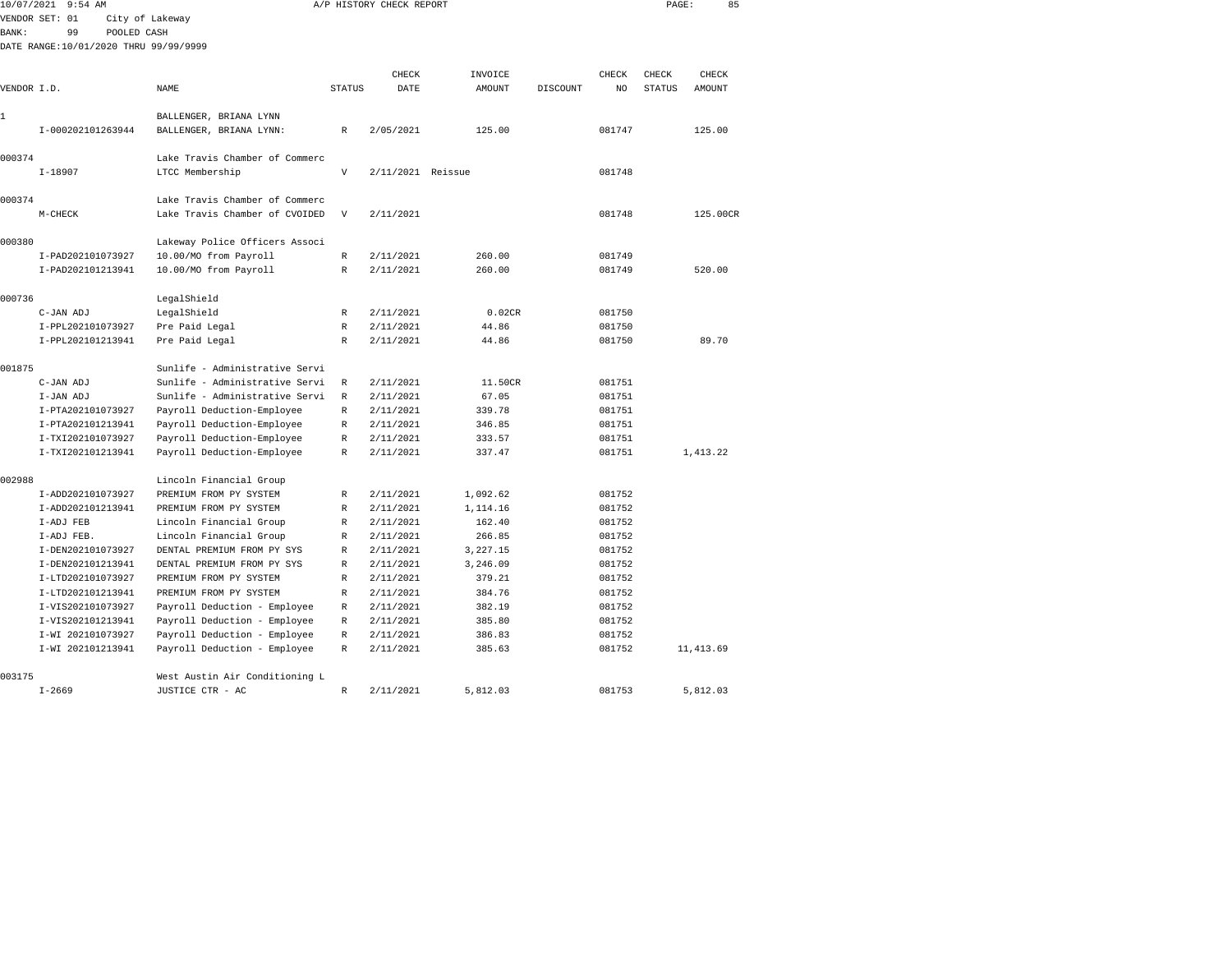10/07/2021 9:54 AM A/P HISTORY CHECK REPORT

VENDOR SET: 01 City of Lakeway
BANK: 99 POOLED CASH
DATE RANGE:10/01/2020 THRU 99/99/9999

| VENDOR I.D. | NAME | STATUS | CHECK DATE | INVOICE AMOUNT | DISCOUNT | CHECK NO | CHECK STATUS | CHECK AMOUNT |
|---|---|---|---|---|---|---|---|---|
| 1 | BALLENGER, BRIANA LYNN | | | | | | | |
| I-000202101263944 | BALLENGER, BRIANA LYNN: | R | 2/05/2021 | 125.00 | | 081747 | | 125.00 |
| 000374 | Lake Travis Chamber of Commerc | | | | | | | |
| I-18907 | LTCC Membership | V | 2/11/2021 | Reissue | | 081748 | | |
| 000374 | Lake Travis Chamber of Commerc | | | | | | | |
| M-CHECK | Lake Travis Chamber of CVOIDED | V | 2/11/2021 | | | 081748 | | 125.00CR |
| 000380 | Lakeway Police Officers Associ | | | | | | | |
| I-PAD202101073927 | 10.00/MO from Payroll | R | 2/11/2021 | 260.00 | | 081749 | | |
| I-PAD202101213941 | 10.00/MO from Payroll | R | 2/11/2021 | 260.00 | | 081749 | | 520.00 |
| 000736 | LegalShield | | | | | | | |
| C-JAN ADJ | LegalShield | R | 2/11/2021 | 0.02CR | | 081750 | | |
| I-PPL202101073927 | Pre Paid Legal | R | 2/11/2021 | 44.86 | | 081750 | | |
| I-PPL202101213941 | Pre Paid Legal | R | 2/11/2021 | 44.86 | | 081750 | | 89.70 |
| 001875 | Sunlife - Administrative Servi | | | | | | | |
| C-JAN ADJ | Sunlife - Administrative Servi | R | 2/11/2021 | 11.50CR | | 081751 | | |
| I-JAN ADJ | Sunlife - Administrative Servi | R | 2/11/2021 | 67.05 | | 081751 | | |
| I-PTA202101073927 | Payroll Deduction-Employee | R | 2/11/2021 | 339.78 | | 081751 | | |
| I-PTA202101213941 | Payroll Deduction-Employee | R | 2/11/2021 | 346.85 | | 081751 | | |
| I-TXI202101073927 | Payroll Deduction-Employee | R | 2/11/2021 | 333.57 | | 081751 | | |
| I-TXI202101213941 | Payroll Deduction-Employee | R | 2/11/2021 | 337.47 | | 081751 | | 1,413.22 |
| 002988 | Lincoln Financial Group | | | | | | | |
| I-ADD202101073927 | PREMIUM FROM PY SYSTEM | R | 2/11/2021 | 1,092.62 | | 081752 | | |
| I-ADD202101213941 | PREMIUM FROM PY SYSTEM | R | 2/11/2021 | 1,114.16 | | 081752 | | |
| I-ADJ FEB | Lincoln Financial Group | R | 2/11/2021 | 162.40 | | 081752 | | |
| I-ADJ FEB. | Lincoln Financial Group | R | 2/11/2021 | 266.85 | | 081752 | | |
| I-DEN202101073927 | DENTAL PREMIUM FROM PY SYS | R | 2/11/2021 | 3,227.15 | | 081752 | | |
| I-DEN202101213941 | DENTAL PREMIUM FROM PY SYS | R | 2/11/2021 | 3,246.09 | | 081752 | | |
| I-LTD202101073927 | PREMIUM FROM PY SYSTEM | R | 2/11/2021 | 379.21 | | 081752 | | |
| I-LTD202101213941 | PREMIUM FROM PY SYSTEM | R | 2/11/2021 | 384.76 | | 081752 | | |
| I-VIS202101073927 | Payroll Deduction - Employee | R | 2/11/2021 | 382.19 | | 081752 | | |
| I-VIS202101213941 | Payroll Deduction - Employee | R | 2/11/2021 | 385.80 | | 081752 | | |
| I-WI 202101073927 | Payroll Deduction - Employee | R | 2/11/2021 | 386.83 | | 081752 | | |
| I-WI 202101213941 | Payroll Deduction - Employee | R | 2/11/2021 | 385.63 | | 081752 | | 11,413.69 |
| 003175 | West Austin Air Conditioning L | | | | | | | |
| I-2669 | JUSTICE CTR - AC | R | 2/11/2021 | 5,812.03 | | 081753 | | 5,812.03 |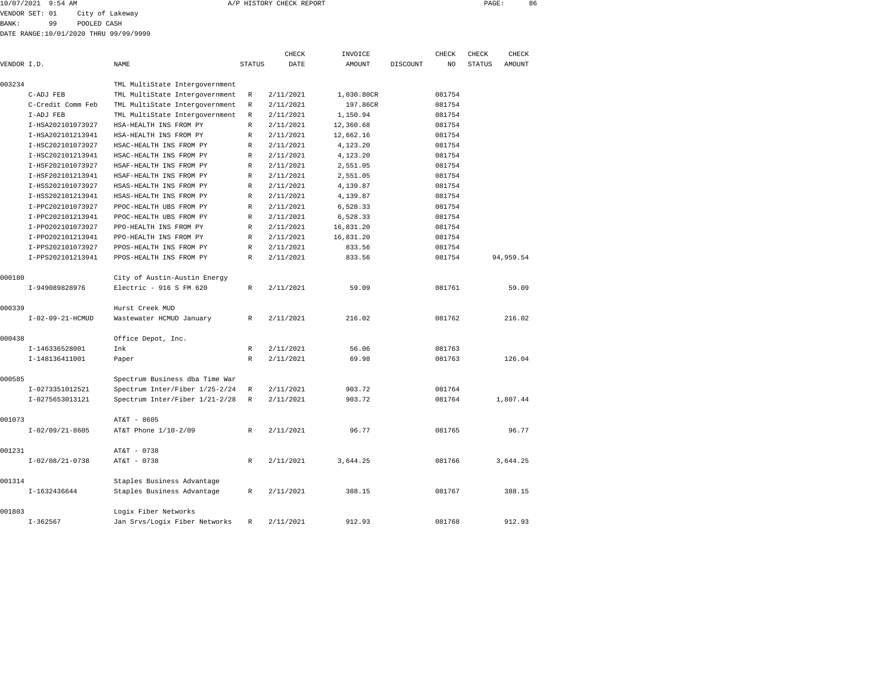10/07/2021 9:54 AM A/P HISTORY CHECK REPORT

VENDOR SET: 01 City of Lakeway

BANK: 99 POOLED CASH

DATE RANGE:10/01/2020 THRU 99/99/9999

| VENDOR I.D. | NAME | STATUS | CHECK DATE | INVOICE AMOUNT | DISCOUNT | CHECK NO | CHECK STATUS | CHECK AMOUNT |
|---|---|---|---|---|---|---|---|---|
| 003234 | TML MultiState Intergovernment | | | | | | | |
| C-ADJ FEB | TML MultiState Intergovernment | R | 2/11/2021 | 1,030.80CR | | 081754 | | |
| C-Credit Comm Feb | TML MultiState Intergovernment | R | 2/11/2021 | 197.86CR | | 081754 | | |
| I-ADJ FEB | TML MultiState Intergovernment | R | 2/11/2021 | 1,150.94 | | 081754 | | |
| I-HSA202101073927 | HSA-HEALTH INS FROM PY | R | 2/11/2021 | 12,360.68 | | 081754 | | |
| I-HSA202101213941 | HSA-HEALTH INS FROM PY | R | 2/11/2021 | 12,662.16 | | 081754 | | |
| I-HSC202101073927 | HSAC-HEALTH INS FROM PY | R | 2/11/2021 | 4,123.20 | | 081754 | | |
| I-HSC202101213941 | HSAC-HEALTH INS FROM PY | R | 2/11/2021 | 4,123.20 | | 081754 | | |
| I-HSF202101073927 | HSAF-HEALTH INS FROM PY | R | 2/11/2021 | 2,551.05 | | 081754 | | |
| I-HSF202101213941 | HSAF-HEALTH INS FROM PY | R | 2/11/2021 | 2,551.05 | | 081754 | | |
| I-HSS202101073927 | HSAS-HEALTH INS FROM PY | R | 2/11/2021 | 4,139.87 | | 081754 | | |
| I-HSS202101213941 | HSAS-HEALTH INS FROM PY | R | 2/11/2021 | 4,139.87 | | 081754 | | |
| I-PPC202101073927 | PPOC-HEALTH UBS FROM PY | R | 2/11/2021 | 6,528.33 | | 081754 | | |
| I-PPC202101213941 | PPOC-HEALTH UBS FROM PY | R | 2/11/2021 | 6,528.33 | | 081754 | | |
| I-PPO202101073927 | PPO-HEALTH INS FROM PY | R | 2/11/2021 | 16,831.20 | | 081754 | | |
| I-PPO202101213941 | PPO-HEALTH INS FROM PY | R | 2/11/2021 | 16,831.20 | | 081754 | | |
| I-PPS202101073927 | PPOS-HEALTH INS FROM PY | R | 2/11/2021 | 833.56 | | 081754 | | |
| I-PPS202101213941 | PPOS-HEALTH INS FROM PY | R | 2/11/2021 | 833.56 | | 081754 | | 94,959.54 |
| 000180 | City of Austin-Austin Energy | | | | | | | |
| I-949089828976 | Electric - 916 S FM 620 | R | 2/11/2021 | 59.09 | | 081761 | | 59.09 |
| 000339 | Hurst Creek MUD | | | | | | | |
| I-02-09-21-HCMUD | Wastewater HCMUD January | R | 2/11/2021 | 216.02 | | 081762 | | 216.02 |
| 000438 | Office Depot, Inc. | | | | | | | |
| I-146336528001 | Ink | R | 2/11/2021 | 56.06 | | 081763 | | |
| I-148136411001 | Paper | R | 2/11/2021 | 69.98 | | 081763 | | 126.04 |
| 000585 | Spectrum Business dba Time War | | | | | | | |
| I-0273351012521 | Spectrum Inter/Fiber 1/25-2/24 | R | 2/11/2021 | 903.72 | | 081764 | | |
| I-0275653013121 | Spectrum Inter/Fiber 1/21-2/28 | R | 2/11/2021 | 903.72 | | 081764 | | 1,807.44 |
| 001073 | AT&T - 8605 | | | | | | | |
| I-02/09/21-8605 | AT&T Phone 1/10-2/09 | R | 2/11/2021 | 96.77 | | 081765 | | 96.77 |
| 001231 | AT&T - 0738 | | | | | | | |
| I-02/08/21-0738 | AT&T - 0738 | R | 2/11/2021 | 3,644.25 | | 081766 | | 3,644.25 |
| 001314 | Staples Business Advantage | | | | | | | |
| I-1632436644 | Staples Business Advantage | R | 2/11/2021 | 388.15 | | 081767 | | 388.15 |
| 001803 | Logix Fiber Networks | | | | | | | |
| I-362567 | Jan Srvs/Logix Fiber Networks | R | 2/11/2021 | 912.93 | | 081768 | | 912.93 |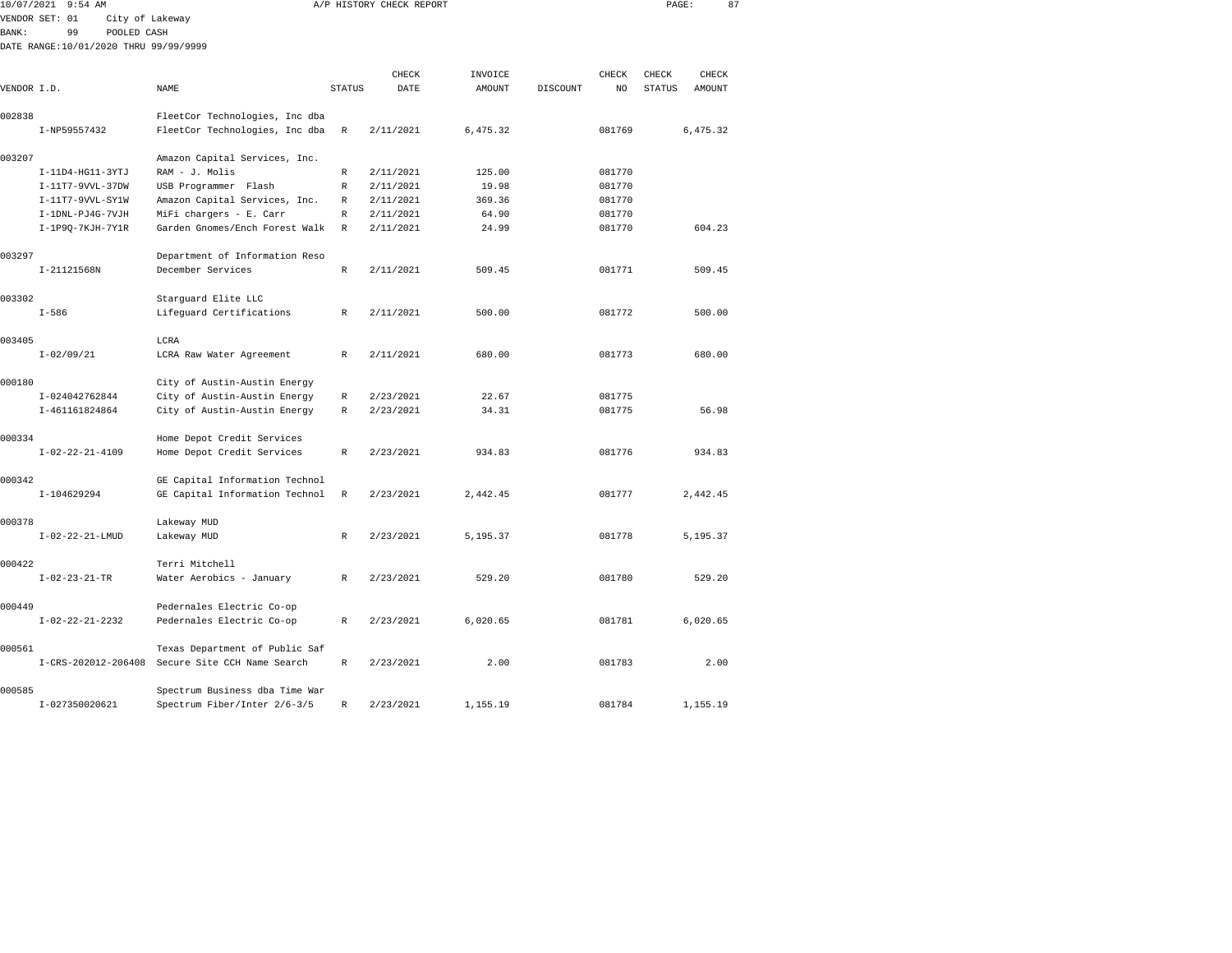10/07/2021 9:54 AM A/P HISTORY CHECK REPORT

VENDOR SET: 01 City of Lakeway
BANK: 99 POOLED CASH
DATE RANGE:10/01/2020 THRU 99/99/9999

| VENDOR I.D. | NAME | STATUS | CHECK DATE | INVOICE AMOUNT | DISCOUNT | CHECK NO | CHECK STATUS | CHECK AMOUNT |
|---|---|---|---|---|---|---|---|---|
| 002838 | FleetCor Technologies, Inc dba | | | | | | | |
| I-NP59557432 | FleetCor Technologies, Inc dba | R | 2/11/2021 | 6,475.32 | | 081769 | | 6,475.32 |
| 003207 | Amazon Capital Services, Inc. | | | | | | | |
| I-11D4-HG11-3YTJ | RAM - J. Molis | R | 2/11/2021 | 125.00 | | 081770 | | |
| I-11T7-9VVL-37DW | USB Programmer Flash | R | 2/11/2021 | 19.98 | | 081770 | | |
| I-11T7-9VVL-SY1W | Amazon Capital Services, Inc. | R | 2/11/2021 | 369.36 | | 081770 | | |
| I-1DNL-PJ4G-7VJH | MiFi chargers - E. Carr | R | 2/11/2021 | 64.90 | | 081770 | | |
| I-1P9Q-7KJH-7Y1R | Garden Gnomes/Ench Forest Walk | R | 2/11/2021 | 24.99 | | 081770 | | 604.23 |
| 003297 | Department of Information Reso | | | | | | | |
| I-21121568N | December Services | R | 2/11/2021 | 509.45 | | 081771 | | 509.45 |
| 003302 | Starguard Elite LLC | | | | | | | |
| I-586 | Lifeguard Certifications | R | 2/11/2021 | 500.00 | | 081772 | | 500.00 |
| 003405 | LCRA | | | | | | | |
| I-02/09/21 | LCRA Raw Water Agreement | R | 2/11/2021 | 680.00 | | 081773 | | 680.00 |
| 000180 | City of Austin-Austin Energy | | | | | | | |
| I-024042762844 | City of Austin-Austin Energy | R | 2/23/2021 | 22.67 | | 081775 | | |
| I-461161824864 | City of Austin-Austin Energy | R | 2/23/2021 | 34.31 | | 081775 | | 56.98 |
| 000334 | Home Depot Credit Services | | | | | | | |
| I-02-22-21-4109 | Home Depot Credit Services | R | 2/23/2021 | 934.83 | | 081776 | | 934.83 |
| 000342 | GE Capital Information Technol | | | | | | | |
| I-104629294 | GE Capital Information Technol | R | 2/23/2021 | 2,442.45 | | 081777 | | 2,442.45 |
| 000378 | Lakeway MUD | | | | | | | |
| I-02-22-21-LMUD | Lakeway MUD | R | 2/23/2021 | 5,195.37 | | 081778 | | 5,195.37 |
| 000422 | Terri Mitchell | | | | | | | |
| I-02-23-21-TR | Water Aerobics - January | R | 2/23/2021 | 529.20 | | 081780 | | 529.20 |
| 000449 | Pedernales Electric Co-op | | | | | | | |
| I-02-22-21-2232 | Pedernales Electric Co-op | R | 2/23/2021 | 6,020.65 | | 081781 | | 6,020.65 |
| 000561 | Texas Department of Public Saf | | | | | | | |
| I-CRS-202012-206408 | Secure Site CCH Name Search | R | 2/23/2021 | 2.00 | | 081783 | | 2.00 |
| 000585 | Spectrum Business dba Time War | | | | | | | |
| I-027350020621 | Spectrum Fiber/Inter 2/6-3/5 | R | 2/23/2021 | 1,155.19 | | 081784 | | 1,155.19 |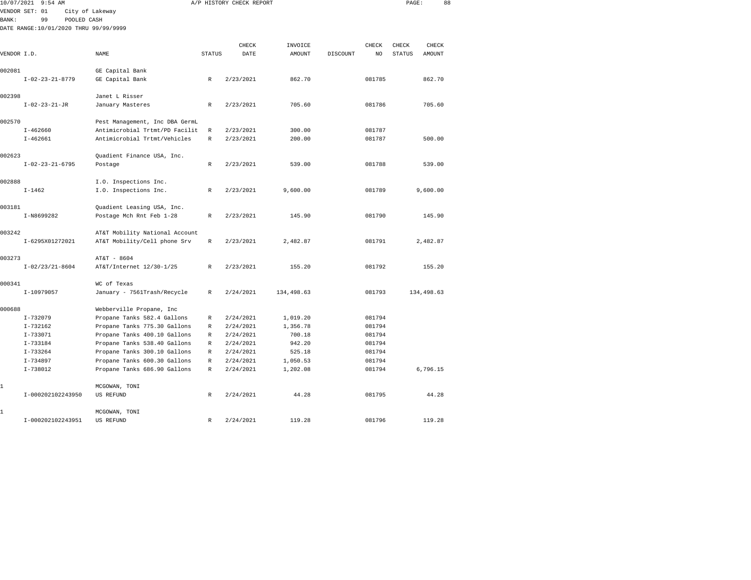10/07/2021 9:54 AM A/P HISTORY CHECK REPORT

VENDOR SET: 01 City of Lakeway
BANK: 99 POOLED CASH
DATE RANGE:10/01/2020 THRU 99/99/9999

| VENDOR I.D. | NAME | STATUS | CHECK DATE | INVOICE AMOUNT | DISCOUNT | CHECK NO | CHECK STATUS | CHECK AMOUNT |
|---|---|---|---|---|---|---|---|---|
| 002081 | GE Capital Bank | | | | | | | |
| I-02-23-21-8779 | GE Capital Bank | R | 2/23/2021 | 862.70 | | 081785 | | 862.70 |
| 002398 | Janet L Risser | | | | | | | |
| I-02-23-21-JR | January Masteres | R | 2/23/2021 | 705.60 | | 081786 | | 705.60 |
| 002570 | Pest Management, Inc DBA GermL | | | | | | | |
| I-462660 | Antimicrobial Trtmt/PD Facilit | R | 2/23/2021 | 300.00 | | 081787 | | |
| I-462661 | Antimicrobial Trtmt/Vehicles | R | 2/23/2021 | 200.00 | | 081787 | | 500.00 |
| 002623 | Quadient Finance USA, Inc. | | | | | | | |
| I-02-23-21-6795 | Postage | R | 2/23/2021 | 539.00 | | 081788 | | 539.00 |
| 002888 | I.O. Inspections Inc. | | | | | | | |
| I-1462 | I.O. Inspections Inc. | R | 2/23/2021 | 9,600.00 | | 081789 | | 9,600.00 |
| 003181 | Quadient Leasing USA, Inc. | | | | | | | |
| I-N8699282 | Postage Mch Rnt Feb 1-28 | R | 2/23/2021 | 145.90 | | 081790 | | 145.90 |
| 003242 | AT&T Mobility National Account | | | | | | | |
| I-6295X01272021 | AT&T Mobility/Cell phone Srv | R | 2/23/2021 | 2,482.87 | | 081791 | | 2,482.87 |
| 003273 | AT&T - 8604 | | | | | | | |
| I-02/23/21-8604 | AT&T/Internet 12/30-1/25 | R | 2/23/2021 | 155.20 | | 081792 | | 155.20 |
| 000341 | WC of Texas | | | | | | | |
| I-10979057 | January - 7561Trash/Recycle | R | 2/24/2021 | 134,498.63 | | 081793 | | 134,498.63 |
| 000688 | Webberville Propane, Inc | | | | | | | |
| I-732079 | Propane Tanks 582.4 Gallons | R | 2/24/2021 | 1,019.20 | | 081794 | | |
| I-732162 | Propane Tanks 775.30 Gallons | R | 2/24/2021 | 1,356.78 | | 081794 | | |
| I-733071 | Propane Tanks 400.10 Gallons | R | 2/24/2021 | 700.18 | | 081794 | | |
| I-733184 | Propane Tanks 538.40 Gallons | R | 2/24/2021 | 942.20 | | 081794 | | |
| I-733264 | Propane Tanks 300.10 Gallons | R | 2/24/2021 | 525.18 | | 081794 | | |
| I-734897 | Propane Tanks 600.30 Gallons | R | 2/24/2021 | 1,050.53 | | 081794 | | |
| I-738012 | Propane Tanks 686.90 Gallons | R | 2/24/2021 | 1,202.08 | | 081794 | | 6,796.15 |
| 1 | MCGOWAN, TONI | | | | | | | |
| I-000202102243950 | US REFUND | R | 2/24/2021 | 44.28 | | 081795 | | 44.28 |
| 1 | MCGOWAN, TONI | | | | | | | |
| I-000202102243951 | US REFUND | R | 2/24/2021 | 119.28 | | 081796 | | 119.28 |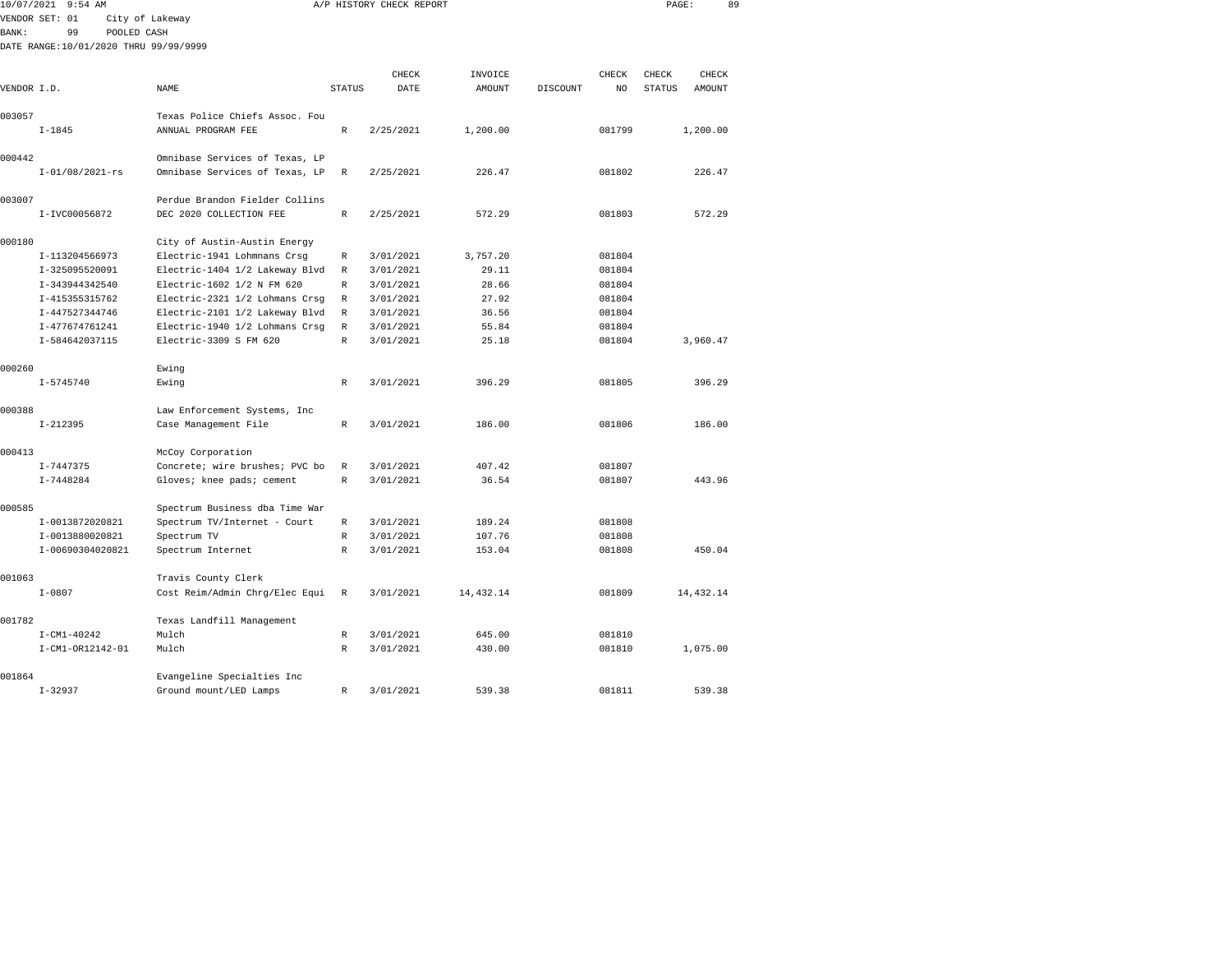10/07/2021 9:54 AM A/P HISTORY CHECK REPORT

VENDOR SET: 01 City of Lakeway
BANK: 99 POOLED CASH
DATE RANGE:10/01/2020 THRU 99/99/9999

| VENDOR I.D. | NAME | STATUS | CHECK DATE | INVOICE AMOUNT | DISCOUNT | CHECK NO | CHECK STATUS | CHECK AMOUNT |
|---|---|---|---|---|---|---|---|---|
| 003057 | Texas Police Chiefs Assoc. Fou | | | | | | | |
| I-1845 | ANNUAL PROGRAM FEE | R | 2/25/2021 | 1,200.00 | | 081799 | | 1,200.00 |
| 000442 | Omnibase Services of Texas, LP | | | | | | | |
| I-01/08/2021-rs | Omnibase Services of Texas, LP | R | 2/25/2021 | 226.47 | | 081802 | | 226.47 |
| 003007 | Perdue Brandon Fielder Collins | | | | | | | |
| I-IVC00056872 | DEC 2020 COLLECTION FEE | R | 2/25/2021 | 572.29 | | 081803 | | 572.29 |
| 000180 | City of Austin-Austin Energy | | | | | | | |
| I-113204566973 | Electric-1941 Lohmnans Crsg | R | 3/01/2021 | 3,757.20 | | 081804 | | |
| I-325095520091 | Electric-1404 1/2 Lakeway Blvd | R | 3/01/2021 | 29.11 | | 081804 | | |
| I-343944342540 | Electric-1602 1/2 N FM 620 | R | 3/01/2021 | 28.66 | | 081804 | | |
| I-415355315762 | Electric-2321 1/2 Lohmans Crsg | R | 3/01/2021 | 27.92 | | 081804 | | |
| I-447527344746 | Electric-2101 1/2 Lakeway Blvd | R | 3/01/2021 | 36.56 | | 081804 | | |
| I-477674761241 | Electric-1940 1/2 Lohmans Crsg | R | 3/01/2021 | 55.84 | | 081804 | | |
| I-584642037115 | Electric-3309 S FM 620 | R | 3/01/2021 | 25.18 | | 081804 | | 3,960.47 |
| 000260 | Ewing | | | | | | | |
| I-5745740 | Ewing | R | 3/01/2021 | 396.29 | | 081805 | | 396.29 |
| 000388 | Law Enforcement Systems, Inc | | | | | | | |
| I-212395 | Case Management File | R | 3/01/2021 | 186.00 | | 081806 | | 186.00 |
| 000413 | McCoy Corporation | | | | | | | |
| I-7447375 | Concrete; wire brushes; PVC bo | R | 3/01/2021 | 407.42 | | 081807 | | |
| I-7448284 | Gloves; knee pads; cement | R | 3/01/2021 | 36.54 | | 081807 | | 443.96 |
| 000585 | Spectrum Business dba Time War | | | | | | | |
| I-0013872020821 | Spectrum TV/Internet - Court | R | 3/01/2021 | 189.24 | | 081808 | | |
| I-0013880020821 | Spectrum TV | R | 3/01/2021 | 107.76 | | 081808 | | |
| I-00690304020821 | Spectrum Internet | R | 3/01/2021 | 153.04 | | 081808 | | 450.04 |
| 001063 | Travis County Clerk | | | | | | | |
| I-0807 | Cost Reim/Admin Chrg/Elec Equi | R | 3/01/2021 | 14,432.14 | | 081809 | | 14,432.14 |
| 001782 | Texas Landfill Management | | | | | | | |
| I-CM1-40242 | Mulch | R | 3/01/2021 | 645.00 | | 081810 | | |
| I-CM1-OR12142-01 | Mulch | R | 3/01/2021 | 430.00 | | 081810 | | 1,075.00 |
| 001864 | Evangeline Specialties Inc | | | | | | | |
| I-32937 | Ground mount/LED Lamps | R | 3/01/2021 | 539.38 | | 081811 | | 539.38 |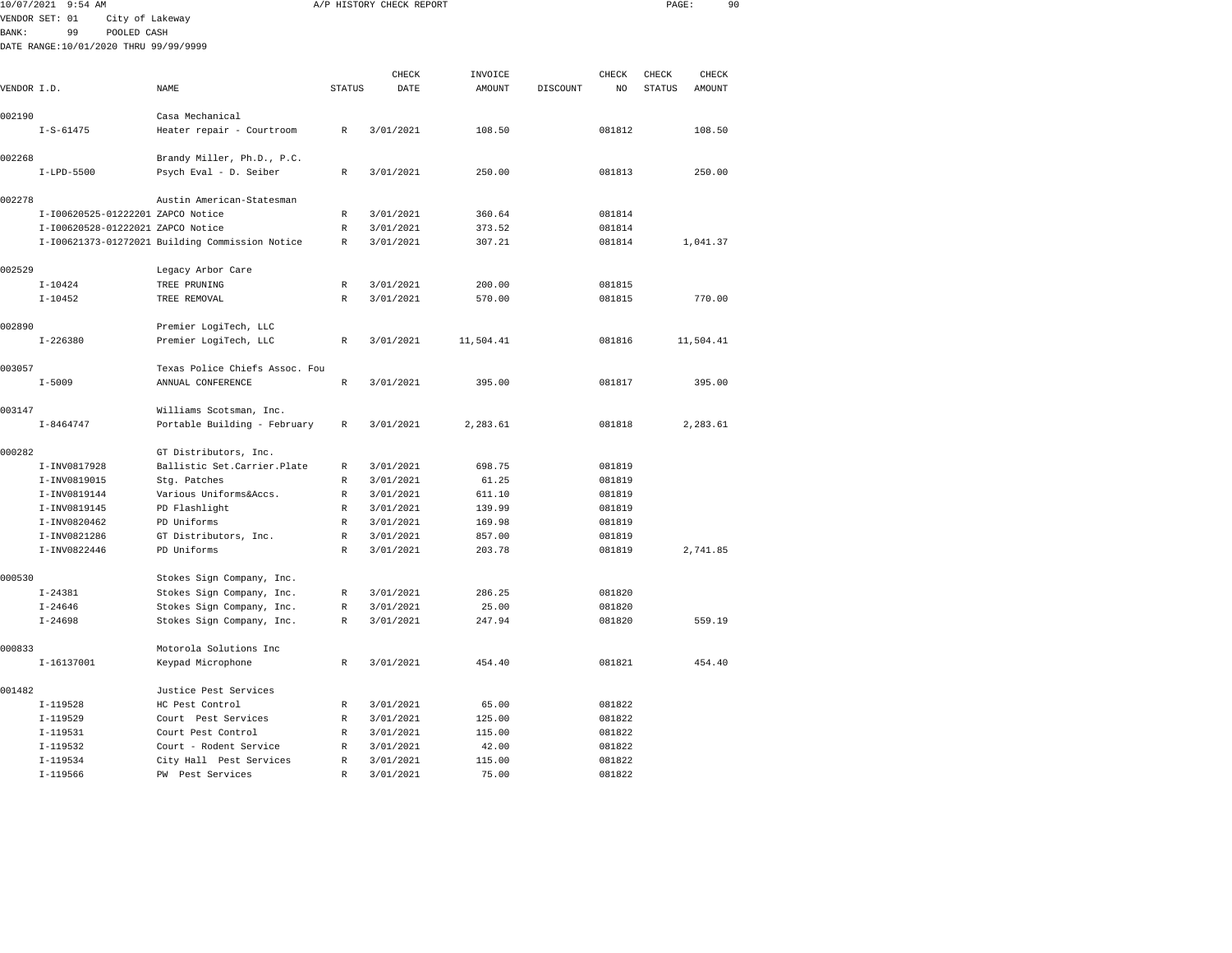10/07/2021 9:54 AM A/P HISTORY CHECK REPORT

VENDOR SET: 01 City of Lakeway

BANK: 99 POOLED CASH

DATE RANGE:10/01/2020 THRU 99/99/9999

| VENDOR I.D. | NAME | STATUS | CHECK DATE | INVOICE AMOUNT | DISCOUNT | CHECK NO | CHECK STATUS | CHECK AMOUNT |
|---|---|---|---|---|---|---|---|---|
| 002190 | Casa Mechanical | | | | | | | |
| I-S-61475 | Heater repair - Courtroom | R | 3/01/2021 | 108.50 | | 081812 | | 108.50 |
| 002268 | Brandy Miller, Ph.D., P.C. | | | | | | | |
| I-LPD-5500 | Psych Eval - D. Seiber | R | 3/01/2021 | 250.00 | | 081813 | | 250.00 |
| 002278 | Austin American-Statesman | | | | | | | |
| I-I00620525-01222021 | ZAPCO Notice | R | 3/01/2021 | 360.64 | | 081814 | | |
| I-I00620528-01222021 | ZAPCO Notice | R | 3/01/2021 | 373.52 | | 081814 | | |
| I-I00621373-01272021 | Building Commission Notice | R | 3/01/2021 | 307.21 | | 081814 | | 1,041.37 |
| 002529 | Legacy Arbor Care | | | | | | | |
| I-10424 | TREE PRUNING | R | 3/01/2021 | 200.00 | | 081815 | | |
| I-10452 | TREE REMOVAL | R | 3/01/2021 | 570.00 | | 081815 | | 770.00 |
| 002890 | Premier LogiTech, LLC | | | | | | | |
| I-226380 | Premier LogiTech, LLC | R | 3/01/2021 | 11,504.41 | | 081816 | | 11,504.41 |
| 003057 | Texas Police Chiefs Assoc. Fou | | | | | | | |
| I-5009 | ANNUAL CONFERENCE | R | 3/01/2021 | 395.00 | | 081817 | | 395.00 |
| 003147 | Williams Scotsman, Inc. | | | | | | | |
| I-8464747 | Portable Building - February | R | 3/01/2021 | 2,283.61 | | 081818 | | 2,283.61 |
| 000282 | GT Distributors, Inc. | | | | | | | |
| I-INV0817928 | Ballistic Set.Carrier.Plate | R | 3/01/2021 | 698.75 | | 081819 | | |
| I-INV0819015 | Stg. Patches | R | 3/01/2021 | 61.25 | | 081819 | | |
| I-INV0819144 | Various Uniforms&Accs. | R | 3/01/2021 | 611.10 | | 081819 | | |
| I-INV0819145 | PD Flashlight | R | 3/01/2021 | 139.99 | | 081819 | | |
| I-INV0820462 | PD Uniforms | R | 3/01/2021 | 169.98 | | 081819 | | |
| I-INV0821286 | GT Distributors, Inc. | R | 3/01/2021 | 857.00 | | 081819 | | |
| I-INV0822446 | PD Uniforms | R | 3/01/2021 | 203.78 | | 081819 | | 2,741.85 |
| 000530 | Stokes Sign Company, Inc. | | | | | | | |
| I-24381 | Stokes Sign Company, Inc. | R | 3/01/2021 | 286.25 | | 081820 | | |
| I-24646 | Stokes Sign Company, Inc. | R | 3/01/2021 | 25.00 | | 081820 | | |
| I-24698 | Stokes Sign Company, Inc. | R | 3/01/2021 | 247.94 | | 081820 | | 559.19 |
| 000833 | Motorola Solutions Inc | | | | | | | |
| I-16137001 | Keypad Microphone | R | 3/01/2021 | 454.40 | | 081821 | | 454.40 |
| 001482 | Justice Pest Services | | | | | | | |
| I-119528 | HC Pest Control | R | 3/01/2021 | 65.00 | | 081822 | | |
| I-119529 | Court Pest Services | R | 3/01/2021 | 125.00 | | 081822 | | |
| I-119531 | Court Pest Control | R | 3/01/2021 | 115.00 | | 081822 | | |
| I-119532 | Court - Rodent Service | R | 3/01/2021 | 42.00 | | 081822 | | |
| I-119534 | City Hall Pest Services | R | 3/01/2021 | 115.00 | | 081822 | | |
| I-119566 | PW Pest Services | R | 3/01/2021 | 75.00 | | 081822 | | |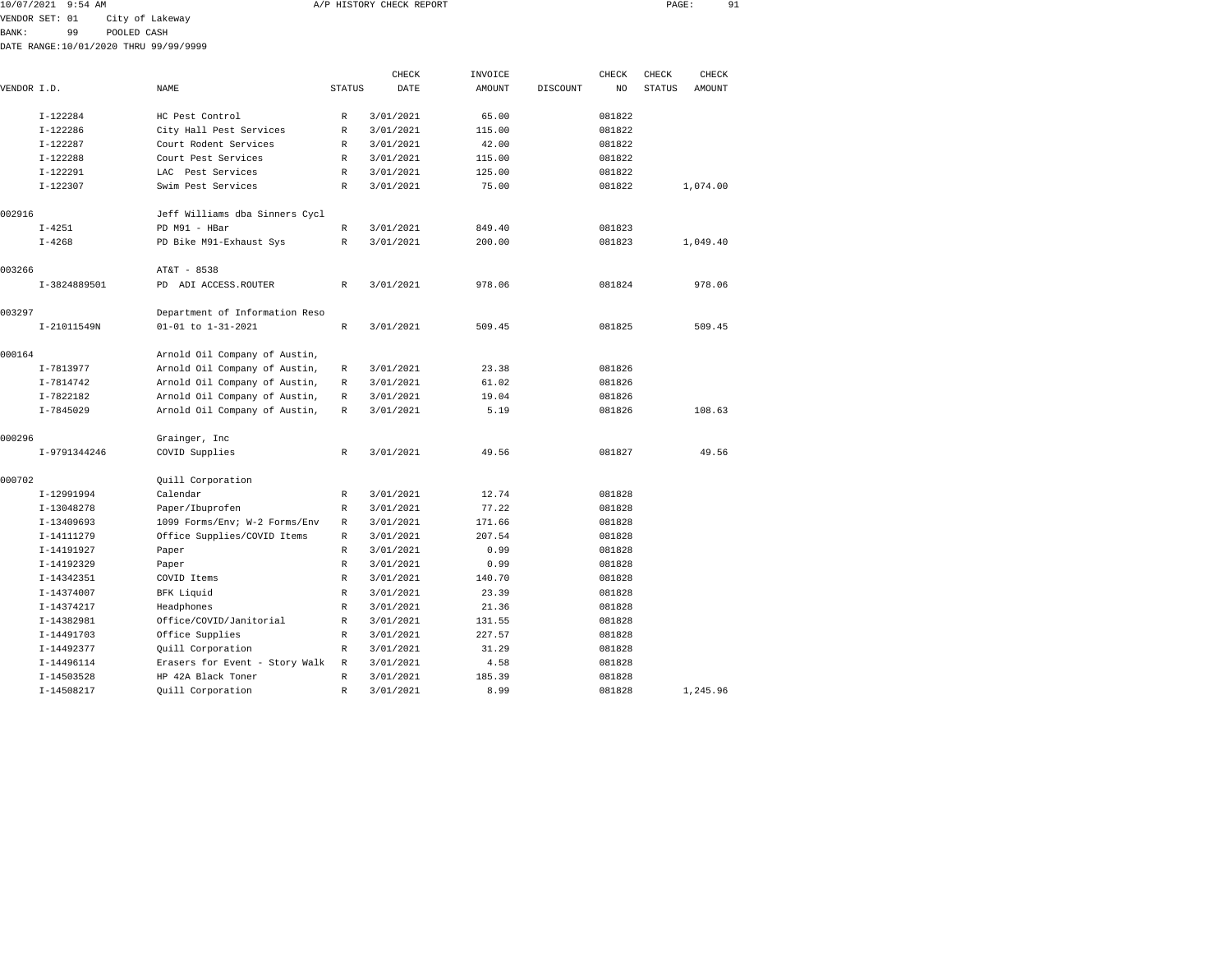10/07/2021 9:54 AM A/P HISTORY CHECK REPORT

VENDOR SET: 01 City of Lakeway
BANK: 99 POOLED CASH
DATE RANGE:10/01/2020 THRU 99/99/9999

| VENDOR I.D. | NAME | STATUS | CHECK DATE | INVOICE AMOUNT | DISCOUNT | CHECK NO | CHECK STATUS | CHECK AMOUNT |
|---|---|---|---|---|---|---|---|---|
| I-122284 | HC Pest Control | R | 3/01/2021 | 65.00 | | 081822 | | |
| I-122286 | City Hall Pest Services | R | 3/01/2021 | 115.00 | | 081822 | | |
| I-122287 | Court Rodent Services | R | 3/01/2021 | 42.00 | | 081822 | | |
| I-122288 | Court Pest Services | R | 3/01/2021 | 115.00 | | 081822 | | |
| I-122291 | LAC Pest Services | R | 3/01/2021 | 125.00 | | 081822 | | |
| I-122307 | Swim Pest Services | R | 3/01/2021 | 75.00 | | 081822 | | 1,074.00 |
| 002916 | Jeff Williams dba Sinners Cycl | | | | | | | |
| I-4251 | PD M91 - HBar | R | 3/01/2021 | 849.40 | | 081823 | | |
| I-4268 | PD Bike M91-Exhaust Sys | R | 3/01/2021 | 200.00 | | 081823 | | 1,049.40 |
| 003266 | AT&T - 8538 | | | | | | | |
| I-3824889501 | PD ADI ACCESS.ROUTER | R | 3/01/2021 | 978.06 | | 081824 | | 978.06 |
| 003297 | Department of Information Reso | | | | | | | |
| I-21011549N | 01-01 to 1-31-2021 | R | 3/01/2021 | 509.45 | | 081825 | | 509.45 |
| 000164 | Arnold Oil Company of Austin, | | | | | | | |
| I-7813977 | Arnold Oil Company of Austin, | R | 3/01/2021 | 23.38 | | 081826 | | |
| I-7814742 | Arnold Oil Company of Austin, | R | 3/01/2021 | 61.02 | | 081826 | | |
| I-7822182 | Arnold Oil Company of Austin, | R | 3/01/2021 | 19.04 | | 081826 | | |
| I-7845029 | Arnold Oil Company of Austin, | R | 3/01/2021 | 5.19 | | 081826 | | 108.63 |
| 000296 | Grainger, Inc | | | | | | | |
| I-9791344246 | COVID Supplies | R | 3/01/2021 | 49.56 | | 081827 | | 49.56 |
| 000702 | Quill Corporation | | | | | | | |
| I-12991994 | Calendar | R | 3/01/2021 | 12.74 | | 081828 | | |
| I-13048278 | Paper/Ibuprofen | R | 3/01/2021 | 77.22 | | 081828 | | |
| I-13409693 | 1099 Forms/Env; W-2 Forms/Env | R | 3/01/2021 | 171.66 | | 081828 | | |
| I-14111279 | Office Supplies/COVID Items | R | 3/01/2021 | 207.54 | | 081828 | | |
| I-14191927 | Paper | R | 3/01/2021 | 0.99 | | 081828 | | |
| I-14192329 | Paper | R | 3/01/2021 | 0.99 | | 081828 | | |
| I-14342351 | COVID Items | R | 3/01/2021 | 140.70 | | 081828 | | |
| I-14374007 | BFK Liquid | R | 3/01/2021 | 23.39 | | 081828 | | |
| I-14374217 | Headphones | R | 3/01/2021 | 21.36 | | 081828 | | |
| I-14382981 | Office/COVID/Janitorial | R | 3/01/2021 | 131.55 | | 081828 | | |
| I-14491703 | Office Supplies | R | 3/01/2021 | 227.57 | | 081828 | | |
| I-14492377 | Quill Corporation | R | 3/01/2021 | 31.29 | | 081828 | | |
| I-14496114 | Erasers for Event - Story Walk | R | 3/01/2021 | 4.58 | | 081828 | | |
| I-14503528 | HP 42A Black Toner | R | 3/01/2021 | 185.39 | | 081828 | | |
| I-14508217 | Quill Corporation | R | 3/01/2021 | 8.99 | | 081828 | | 1,245.96 |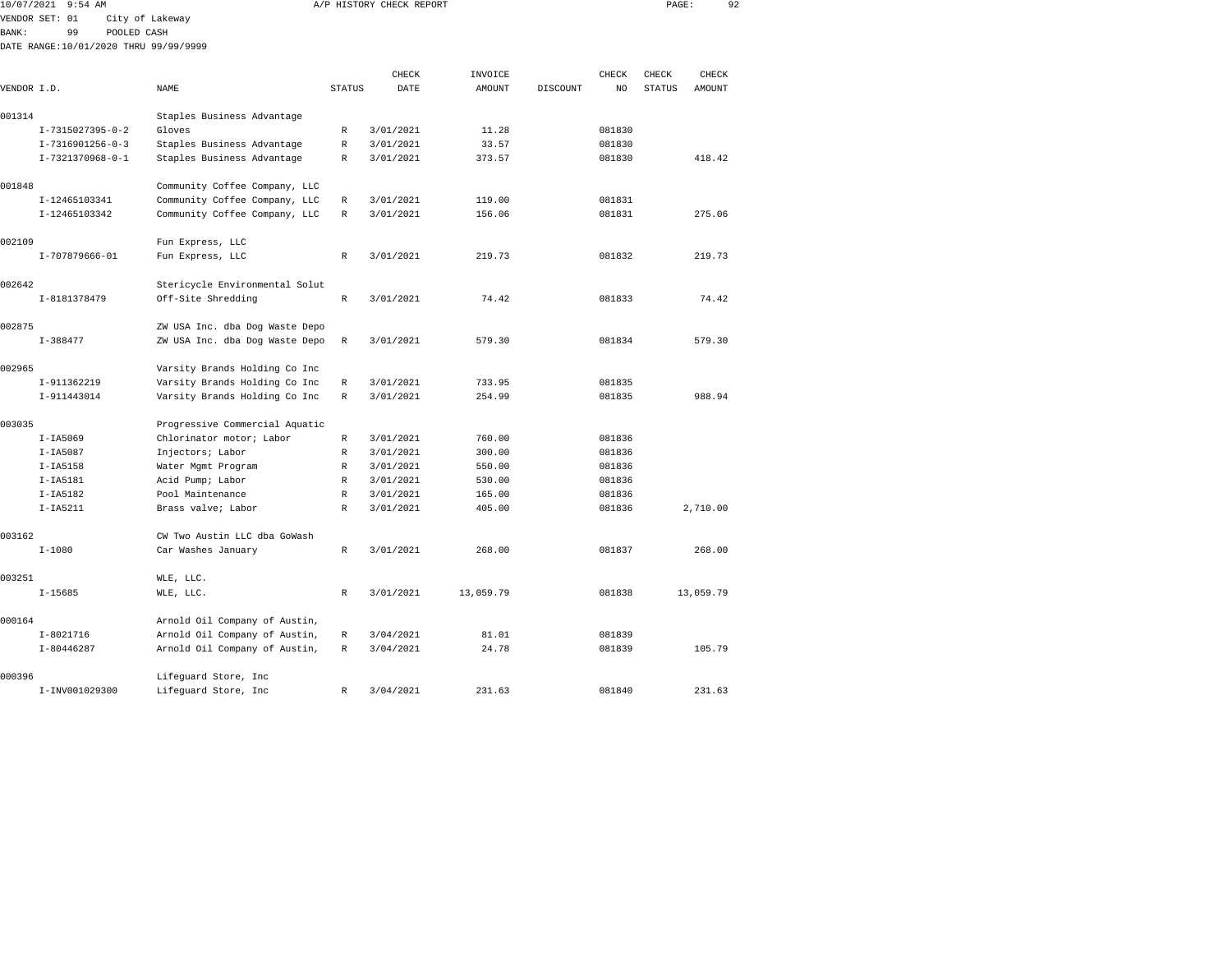VENDOR SET: 01 City of Lakeway
BANK: 99 POOLED CASH
DATE RANGE:10/01/2020 THRU 99/99/9999

A/P HISTORY CHECK REPORT

| VENDOR I.D. | | NAME | STATUS | CHECK DATE | INVOICE AMOUNT | DISCOUNT | CHECK NO | CHECK STATUS | CHECK AMOUNT |
|---|---|---|---|---|---|---|---|---|---|
| 001314 | | Staples Business Advantage | | | | | | | |
| | I-7315027395-0-2 | Gloves | R | 3/01/2021 | 11.28 | | 081830 | | |
| | I-7316901256-0-3 | Staples Business Advantage | R | 3/01/2021 | 33.57 | | 081830 | | |
| | I-7321370968-0-1 | Staples Business Advantage | R | 3/01/2021 | 373.57 | | 081830 | | 418.42 |
| 001848 | | Community Coffee Company, LLC | | | | | | | |
| | I-12465103341 | Community Coffee Company, LLC | R | 3/01/2021 | 119.00 | | 081831 | | |
| | I-12465103342 | Community Coffee Company, LLC | R | 3/01/2021 | 156.06 | | 081831 | | 275.06 |
| 002109 | | Fun Express, LLC | | | | | | | |
| | I-707879666-01 | Fun Express, LLC | R | 3/01/2021 | 219.73 | | 081832 | | 219.73 |
| 002642 | | Stericycle Environmental Solut | | | | | | | |
| | I-8181378479 | Off-Site Shredding | R | 3/01/2021 | 74.42 | | 081833 | | 74.42 |
| 002875 | | ZW USA Inc. dba Dog Waste Depo | | | | | | | |
| | I-388477 | ZW USA Inc. dba Dog Waste Depo | R | 3/01/2021 | 579.30 | | 081834 | | 579.30 |
| 002965 | | Varsity Brands Holding Co Inc | | | | | | | |
| | I-911362219 | Varsity Brands Holding Co Inc | R | 3/01/2021 | 733.95 | | 081835 | | |
| | I-911443014 | Varsity Brands Holding Co Inc | R | 3/01/2021 | 254.99 | | 081835 | | 988.94 |
| 003035 | | Progressive Commercial Aquatic | | | | | | | |
| | I-IA5069 | Chlorinator motor; Labor | R | 3/01/2021 | 760.00 | | 081836 | | |
| | I-IA5087 | Injectors; Labor | R | 3/01/2021 | 300.00 | | 081836 | | |
| | I-IA5158 | Water Mgmt Program | R | 3/01/2021 | 550.00 | | 081836 | | |
| | I-IA5181 | Acid Pump; Labor | R | 3/01/2021 | 530.00 | | 081836 | | |
| | I-IA5182 | Pool Maintenance | R | 3/01/2021 | 165.00 | | 081836 | | |
| | I-IA5211 | Brass valve; Labor | R | 3/01/2021 | 405.00 | | 081836 | | 2,710.00 |
| 003162 | | CW Two Austin LLC dba GoWash | | | | | | | |
| | I-1080 | Car Washes January | R | 3/01/2021 | 268.00 | | 081837 | | 268.00 |
| 003251 | | WLE, LLC. | | | | | | | |
| | I-15685 | WLE, LLC. | R | 3/01/2021 | 13,059.79 | | 081838 | | 13,059.79 |
| 000164 | | Arnold Oil Company of Austin, | | | | | | | |
| | I-8021716 | Arnold Oil Company of Austin, | R | 3/04/2021 | 81.01 | | 081839 | | |
| | I-80446287 | Arnold Oil Company of Austin, | R | 3/04/2021 | 24.78 | | 081839 | | 105.79 |
| 000396 | | Lifeguard Store, Inc | | | | | | | |
| | I-INV001029300 | Lifeguard Store, Inc | R | 3/04/2021 | 231.63 | | 081840 | | 231.63 |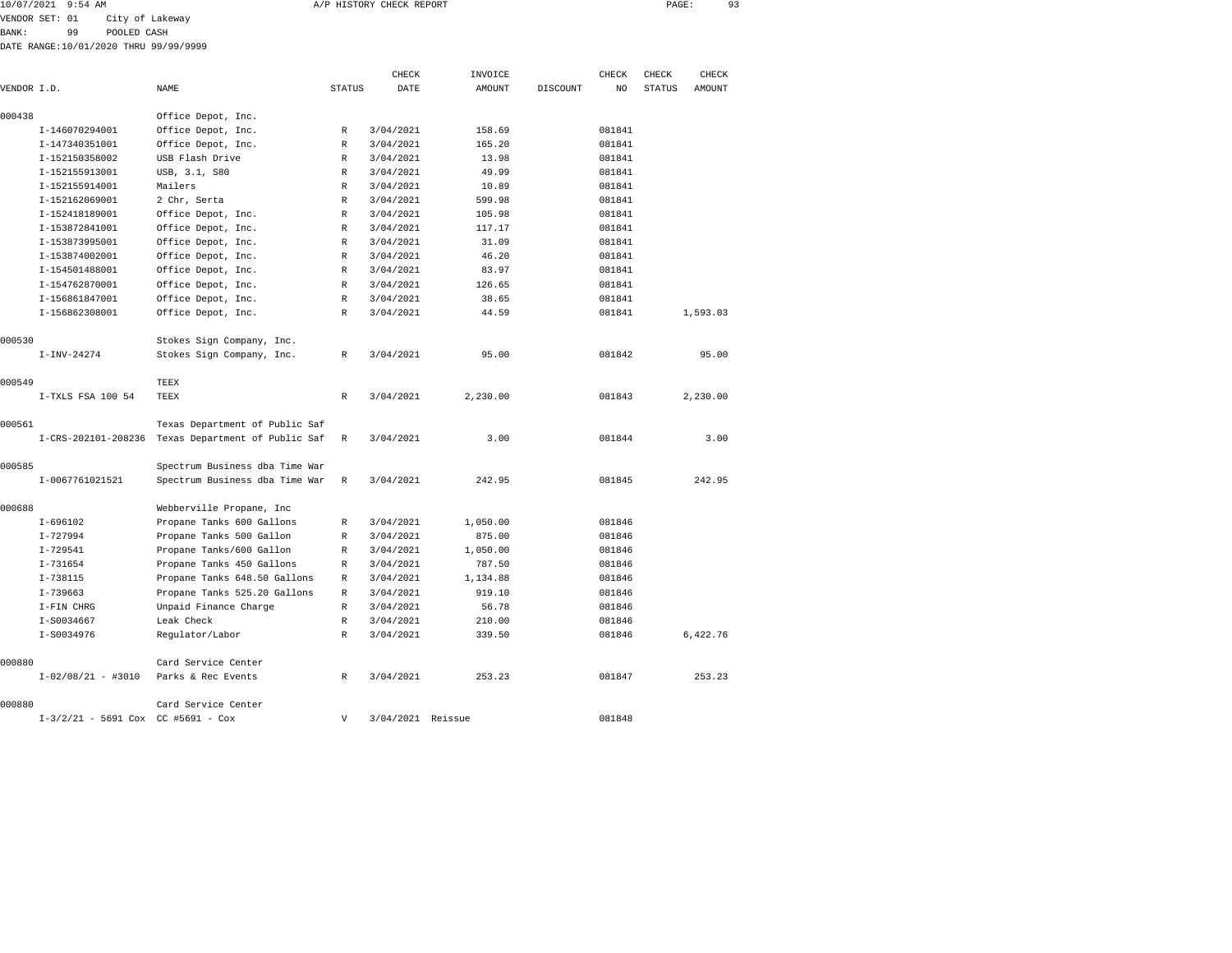10/07/2021 9:54 AM A/P HISTORY CHECK REPORT

VENDOR SET: 01 City of Lakeway
BANK: 99 POOLED CASH
DATE RANGE:10/01/2020 THRU 99/99/9999

| VENDOR I.D. | NAME | STATUS | CHECK DATE | INVOICE AMOUNT | DISCOUNT | CHECK NO | CHECK STATUS | CHECK AMOUNT |
|---|---|---|---|---|---|---|---|---|
| 000438 | Office Depot, Inc. | | | | | | | |
| I-146070294001 | Office Depot, Inc. | R | 3/04/2021 | 158.69 | | 081841 | | |
| I-147340351001 | Office Depot, Inc. | R | 3/04/2021 | 165.20 | | 081841 | | |
| I-152150358002 | USB Flash Drive | R | 3/04/2021 | 13.98 | | 081841 | | |
| I-152155913001 | USB, 3.1, S80 | R | 3/04/2021 | 49.99 | | 081841 | | |
| I-152155914001 | Mailers | R | 3/04/2021 | 10.89 | | 081841 | | |
| I-152162069001 | 2 Chr, Serta | R | 3/04/2021 | 599.98 | | 081841 | | |
| I-152418189001 | Office Depot, Inc. | R | 3/04/2021 | 105.98 | | 081841 | | |
| I-153872841001 | Office Depot, Inc. | R | 3/04/2021 | 117.17 | | 081841 | | |
| I-153873995001 | Office Depot, Inc. | R | 3/04/2021 | 31.09 | | 081841 | | |
| I-153874002001 | Office Depot, Inc. | R | 3/04/2021 | 46.20 | | 081841 | | |
| I-154501488001 | Office Depot, Inc. | R | 3/04/2021 | 83.97 | | 081841 | | |
| I-154762870001 | Office Depot, Inc. | R | 3/04/2021 | 126.65 | | 081841 | | |
| I-156861847001 | Office Depot, Inc. | R | 3/04/2021 | 38.65 | | 081841 | | |
| I-156862308001 | Office Depot, Inc. | R | 3/04/2021 | 44.59 | | 081841 | | 1,593.03 |
| 000530 | Stokes Sign Company, Inc. | | | | | | | |
| I-INV-24274 | Stokes Sign Company, Inc. | R | 3/04/2021 | 95.00 | | 081842 | | 95.00 |
| 000549 | TEEX | | | | | | | |
| I-TXLS FSA 100 54 | TEEX | R | 3/04/2021 | 2,230.00 | | 081843 | | 2,230.00 |
| 000561 | Texas Department of Public Saf | | | | | | | |
| I-CRS-202101-208236 | Texas Department of Public Saf | R | 3/04/2021 | 3.00 | | 081844 | | 3.00 |
| 000585 | Spectrum Business dba Time War | | | | | | | |
| I-0067761021521 | Spectrum Business dba Time War | R | 3/04/2021 | 242.95 | | 081845 | | 242.95 |
| 000688 | Webberville Propane, Inc | | | | | | | |
| I-696102 | Propane Tanks 600 Gallons | R | 3/04/2021 | 1,050.00 | | 081846 | | |
| I-727994 | Propane Tanks 500 Gallon | R | 3/04/2021 | 875.00 | | 081846 | | |
| I-729541 | Propane Tanks/600 Gallon | R | 3/04/2021 | 1,050.00 | | 081846 | | |
| I-731654 | Propane Tanks 450 Gallons | R | 3/04/2021 | 787.50 | | 081846 | | |
| I-738115 | Propane Tanks 648.50 Gallons | R | 3/04/2021 | 1,134.88 | | 081846 | | |
| I-739663 | Propane Tanks 525.20 Gallons | R | 3/04/2021 | 919.10 | | 081846 | | |
| I-FIN CHRG | Unpaid Finance Charge | R | 3/04/2021 | 56.78 | | 081846 | | |
| I-S0034667 | Leak Check | R | 3/04/2021 | 210.00 | | 081846 | | |
| I-S0034976 | Regulator/Labor | R | 3/04/2021 | 339.50 | | 081846 | | 6,422.76 |
| 000880 | Card Service Center | | | | | | | |
| I-02/08/21 - #3010 | Parks & Rec Events | R | 3/04/2021 | 253.23 | | 081847 | | 253.23 |
| 000880 | Card Service Center | | | | | | | |
| I-3/2/21 - 5691 Cox | CC #5691 - Cox | V | 3/04/2021 | Reissue | | 081848 | | |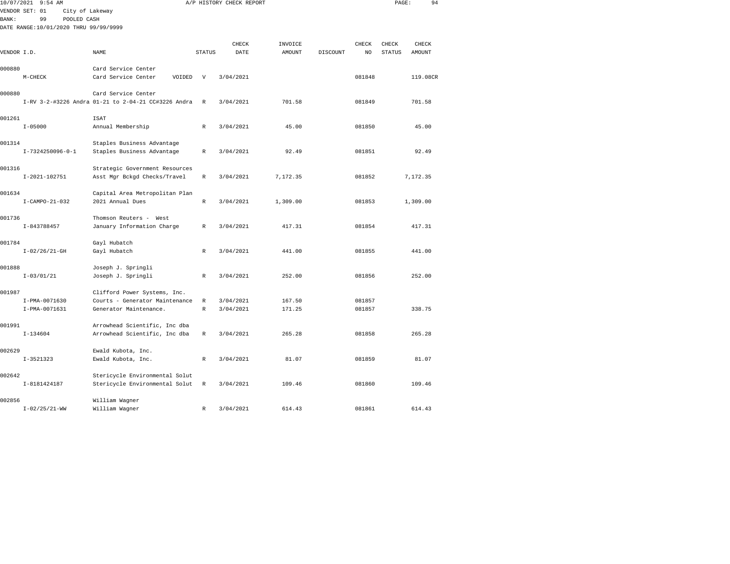10/07/2021 9:54 AM A/P HISTORY CHECK REPORT

VENDOR SET: 01 City of Lakeway
BANK: 99 POOLED CASH
DATE RANGE:10/01/2020 THRU 99/99/9999

| VENDOR I.D. | NAME | STATUS | CHECK DATE | INVOICE AMOUNT | DISCOUNT | CHECK NO | CHECK STATUS | CHECK AMOUNT |
|---|---|---|---|---|---|---|---|---|
| 000880 | Card Service Center | | | | | | | |
| M-CHECK | Card Service Center VOIDED | V | 3/04/2021 | | | 081848 | | 119.08CR |
| 000880 | Card Service Center | | | | | | | |
| I-RV 3-2-#3226 Andra | 01-21 to 2-04-21 CC#3226 Andra | R | 3/04/2021 | 701.58 | | 081849 | | 701.58 |
| 001261 | ISAT | | | | | | | |
| I-05000 | Annual Membership | R | 3/04/2021 | 45.00 | | 081850 | | 45.00 |
| 001314 | Staples Business Advantage | | | | | | | |
| I-7324250096-0-1 | Staples Business Advantage | R | 3/04/2021 | 92.49 | | 081851 | | 92.49 |
| 001316 | Strategic Government Resources | | | | | | | |
| I-2021-102751 | Asst Mgr Bckgd Checks/Travel | R | 3/04/2021 | 7,172.35 | | 081852 | | 7,172.35 |
| 001634 | Capital Area Metropolitan Plan | | | | | | | |
| I-CAMPO-21-032 | 2021 Annual Dues | R | 3/04/2021 | 1,309.00 | | 081853 | | 1,309.00 |
| 001736 | Thomson Reuters - West | | | | | | | |
| I-843788457 | January Information Charge | R | 3/04/2021 | 417.31 | | 081854 | | 417.31 |
| 001784 | Gayl Hubatch | | | | | | | |
| I-02/26/21-GH | Gayl Hubatch | R | 3/04/2021 | 441.00 | | 081855 | | 441.00 |
| 001888 | Joseph J. Springli | | | | | | | |
| I-03/01/21 | Joseph J. Springli | R | 3/04/2021 | 252.00 | | 081856 | | 252.00 |
| 001987 | Clifford Power Systems, Inc. | | | | | | | |
| I-PMA-0071630 | Courts - Generator Maintenance | R | 3/04/2021 | 167.50 | | 081857 | | |
| I-PMA-0071631 | Generator Maintenance. | R | 3/04/2021 | 171.25 | | 081857 | | 338.75 |
| 001991 | Arrowhead Scientific, Inc dba | | | | | | | |
| I-134604 | Arrowhead Scientific, Inc dba | R | 3/04/2021 | 265.28 | | 081858 | | 265.28 |
| 002629 | Ewald Kubota, Inc. | | | | | | | |
| I-3521323 | Ewald Kubota, Inc. | R | 3/04/2021 | 81.07 | | 081859 | | 81.07 |
| 002642 | Stericycle Environmental Solut | | | | | | | |
| I-8181424187 | Stericycle Environmental Solut | R | 3/04/2021 | 109.46 | | 081860 | | 109.46 |
| 002856 | William Wagner | | | | | | | |
| I-02/25/21-WW | William Wagner | R | 3/04/2021 | 614.43 | | 081861 | | 614.43 |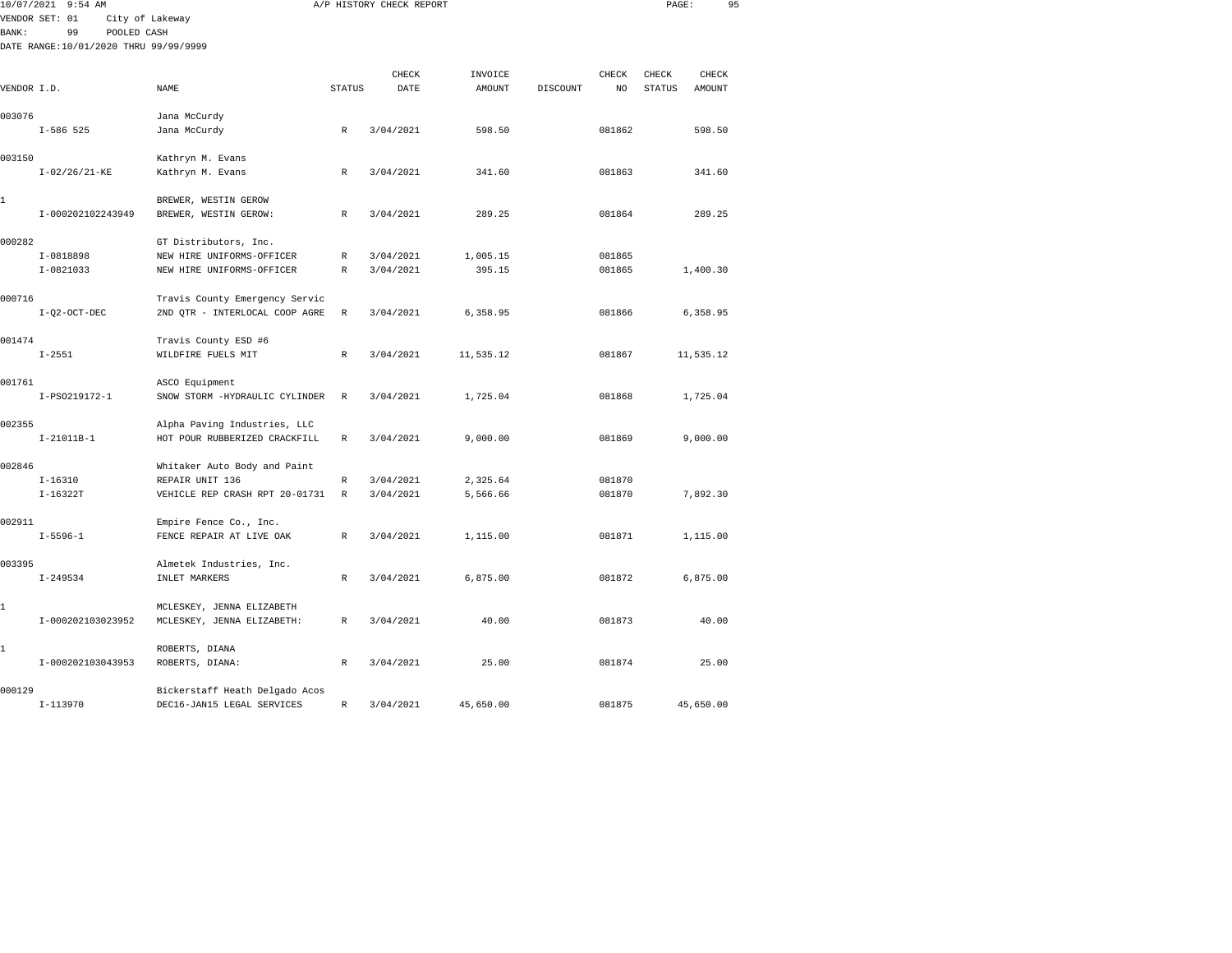10/07/2021 9:54 AM A/P HISTORY CHECK REPORT

VENDOR SET: 01 City of Lakeway
BANK: 99 POOLED CASH
DATE RANGE:10/01/2020 THRU 99/99/9999

| VENDOR I.D. | NAME | STATUS | CHECK DATE | INVOICE AMOUNT | DISCOUNT | CHECK NO | CHECK STATUS | CHECK AMOUNT |
|---|---|---|---|---|---|---|---|---|
| 003076 | Jana McCurdy | | | | | | | |
| I-586 525 | Jana McCurdy | R | 3/04/2021 | 598.50 | | 081862 | | 598.50 |
| 003150 | Kathryn M. Evans | | | | | | | |
| I-02/26/21-KE | Kathryn M. Evans | R | 3/04/2021 | 341.60 | | 081863 | | 341.60 |
| 1 | BREWER, WESTIN GEROW | | | | | | | |
| I-000202102243949 | BREWER, WESTIN GEROW: | R | 3/04/2021 | 289.25 | | 081864 | | 289.25 |
| 000282 | GT Distributors, Inc. | | | | | | | |
| I-0818898 | NEW HIRE UNIFORMS-OFFICER | R | 3/04/2021 | 1,005.15 | | 081865 | | |
| I-0821033 | NEW HIRE UNIFORMS-OFFICER | R | 3/04/2021 | 395.15 | | 081865 | | 1,400.30 |
| 000716 | Travis County Emergency Servic | | | | | | | |
| I-Q2-OCT-DEC | 2ND QTR - INTERLOCAL COOP AGRE | R | 3/04/2021 | 6,358.95 | | 081866 | | 6,358.95 |
| 001474 | Travis County ESD #6 | | | | | | | |
| I-2551 | WILDFIRE FUELS MIT | R | 3/04/2021 | 11,535.12 | | 081867 | | 11,535.12 |
| 001761 | ASCO Equipment | | | | | | | |
| I-PS0219172-1 | SNOW STORM -HYDRAULIC CYLINDER | R | 3/04/2021 | 1,725.04 | | 081868 | | 1,725.04 |
| 002355 | Alpha Paving Industries, LLC | | | | | | | |
| I-21011B-1 | HOT POUR RUBBERIZED CRACKFILL | R | 3/04/2021 | 9,000.00 | | 081869 | | 9,000.00 |
| 002846 | Whitaker Auto Body and Paint | | | | | | | |
| I-16310 | REPAIR UNIT 136 | R | 3/04/2021 | 2,325.64 | | 081870 | | |
| I-16322T | VEHICLE REP CRASH RPT 20-01731 | R | 3/04/2021 | 5,566.66 | | 081870 | | 7,892.30 |
| 002911 | Empire Fence Co., Inc. | | | | | | | |
| I-5596-1 | FENCE REPAIR AT LIVE OAK | R | 3/04/2021 | 1,115.00 | | 081871 | | 1,115.00 |
| 003395 | Almetek Industries, Inc. | | | | | | | |
| I-249534 | INLET MARKERS | R | 3/04/2021 | 6,875.00 | | 081872 | | 6,875.00 |
| 1 | MCLESKEY, JENNA ELIZABETH | | | | | | | |
| I-000202103023952 | MCLESKEY, JENNA ELIZABETH: | R | 3/04/2021 | 40.00 | | 081873 | | 40.00 |
| 1 | ROBERTS, DIANA | | | | | | | |
| I-000202103043953 | ROBERTS, DIANA: | R | 3/04/2021 | 25.00 | | 081874 | | 25.00 |
| 000129 | Bickerstaff Heath Delgado Acos | | | | | | | |
| I-113970 | DEC16-JAN15 LEGAL SERVICES | R | 3/04/2021 | 45,650.00 | | 081875 | | 45,650.00 |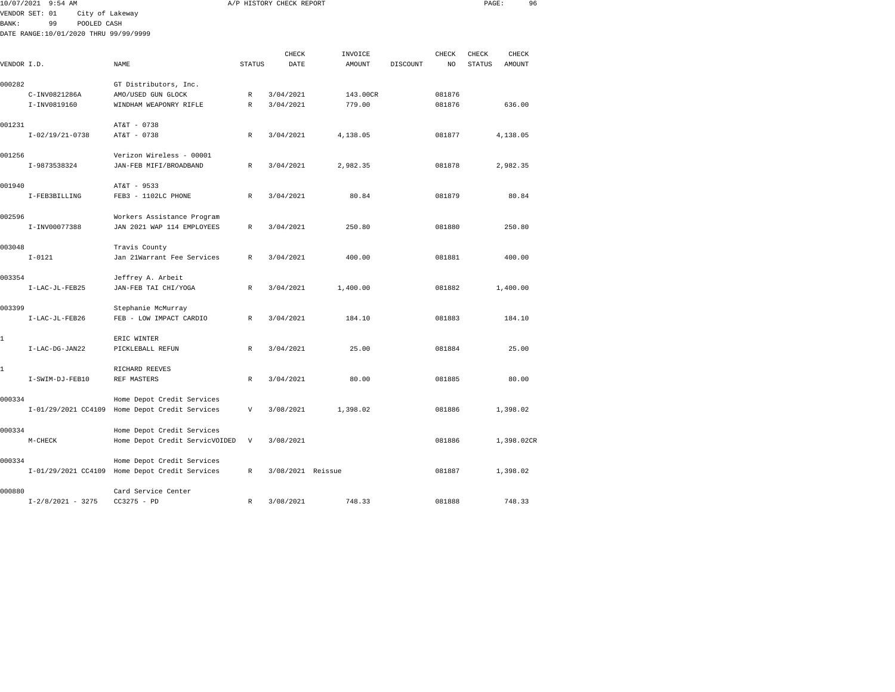10/07/2021 9:54 AM A/P HISTORY CHECK REPORT

VENDOR SET: 01 City of Lakeway
BANK: 99 POOLED CASH
DATE RANGE:10/01/2020 THRU 99/99/9999

| VENDOR I.D. | NAME | STATUS | CHECK DATE | INVOICE AMOUNT | DISCOUNT | CHECK NO | CHECK STATUS | CHECK AMOUNT |
|---|---|---|---|---|---|---|---|---|
| 000282 | GT Distributors, Inc. | | | | | | | |
| C-INV0821286A | AMO/USED GUN GLOCK | R | 3/04/2021 | 143.00CR | | 081876 | | |
| I-INV0819160 | WINDHAM WEAPONRY RIFLE | R | 3/04/2021 | 779.00 | | 081876 | | 636.00 |
| 001231 | AT&T - 0738 | | | | | | | |
| I-02/19/21-0738 | AT&T - 0738 | R | 3/04/2021 | 4,138.05 | | 081877 | | 4,138.05 |
| 001256 | Verizon Wireless - 00001 | | | | | | | |
| I-9873538324 | JAN-FEB MIFI/BROADBAND | R | 3/04/2021 | 2,982.35 | | 081878 | | 2,982.35 |
| 001940 | AT&T - 9533 | | | | | | | |
| I-FEB3BILLING | FEB3 - 1102LC PHONE | R | 3/04/2021 | 80.84 | | 081879 | | 80.84 |
| 002596 | Workers Assistance Program | | | | | | | |
| I-INV00077388 | JAN 2021 WAP 114 EMPLOYEES | R | 3/04/2021 | 250.80 | | 081880 | | 250.80 |
| 003048 | Travis County | | | | | | | |
| I-0121 | Jan 21Warrant Fee Services | R | 3/04/2021 | 400.00 | | 081881 | | 400.00 |
| 003354 | Jeffrey A. Arbeit | | | | | | | |
| I-LAC-JL-FEB25 | JAN-FEB TAI CHI/YOGA | R | 3/04/2021 | 1,400.00 | | 081882 | | 1,400.00 |
| 003399 | Stephanie McMurray | | | | | | | |
| I-LAC-JL-FEB26 | FEB - LOW IMPACT CARDIO | R | 3/04/2021 | 184.10 | | 081883 | | 184.10 |
| 1 | ERIC WINTER | | | | | | | |
| I-LAC-DG-JAN22 | PICKLEBALL REFUN | R | 3/04/2021 | 25.00 | | 081884 | | 25.00 |
| 1 | RICHARD REEVES | | | | | | | |
| I-SWIM-DJ-FEB10 | REF MASTERS | R | 3/04/2021 | 80.00 | | 081885 | | 80.00 |
| 000334 | Home Depot Credit Services | | | | | | | |
| I-01/29/2021 CC4109 | Home Depot Credit Services | V | 3/08/2021 | 1,398.02 | | 081886 | | 1,398.02 |
| 000334 | Home Depot Credit Services | | | | | | | |
| M-CHECK | Home Depot Credit ServicVOIDED | V | 3/08/2021 | | | 081886 | | 1,398.02CR |
| 000334 | Home Depot Credit Services | | | | | | | |
| I-01/29/2021 CC4109 | Home Depot Credit Services | R | 3/08/2021 | Reissue | | 081887 | | 1,398.02 |
| 000880 | Card Service Center | | | | | | | |
| I-2/8/2021 - 3275 | CC3275 - PD | R | 3/08/2021 | 748.33 | | 081888 | | 748.33 |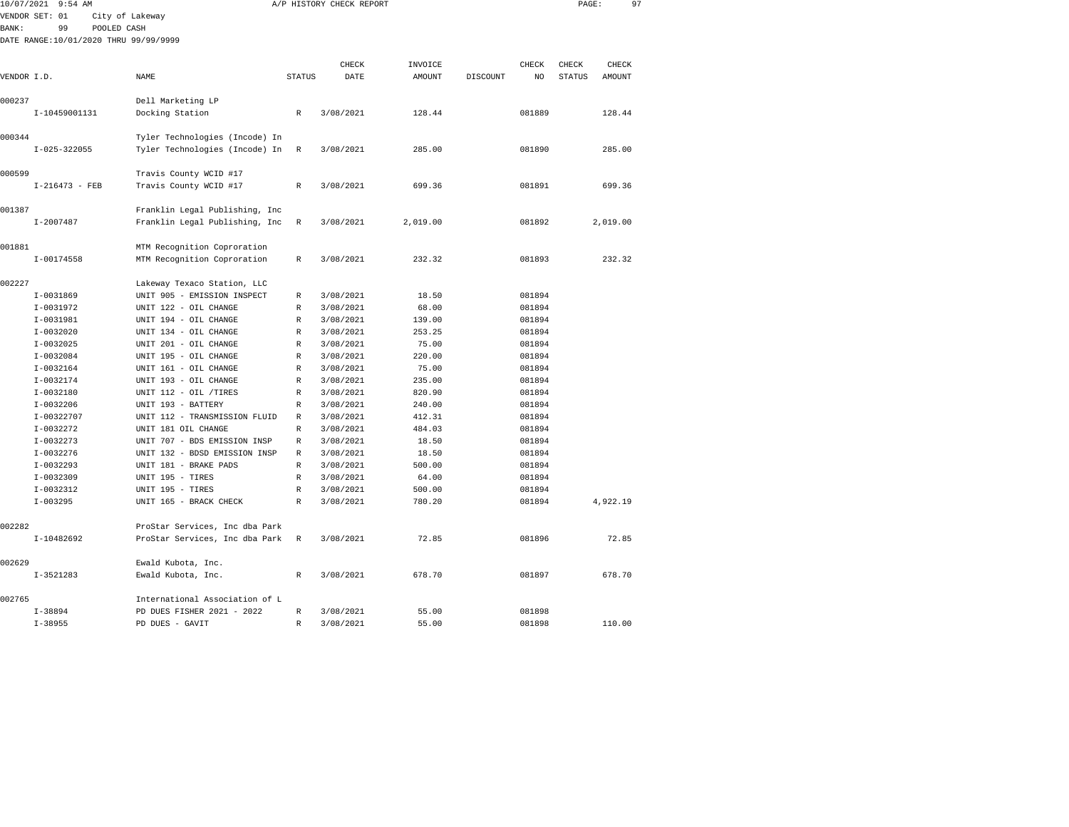10/07/2021 9:54 AM A/P HISTORY CHECK REPORT

VENDOR SET: 01 City of Lakeway

BANK: 99 POOLED CASH

DATE RANGE:10/01/2020 THRU 99/99/9999

| VENDOR I.D. | NAME | STATUS | CHECK DATE | INVOICE AMOUNT | DISCOUNT | CHECK NO | CHECK STATUS | CHECK AMOUNT |
|---|---|---|---|---|---|---|---|---|
| 000237 | Dell Marketing LP | | | | | | | |
| I-10459001131 | Docking Station | R | 3/08/2021 | 128.44 | | 081889 | | 128.44 |
| 000344 | Tyler Technologies (Incode) In | | | | | | | |
| I-025-322055 | Tyler Technologies (Incode) In | R | 3/08/2021 | 285.00 | | 081890 | | 285.00 |
| 000599 | Travis County WCID #17 | | | | | | | |
| I-216473 - FEB | Travis County WCID #17 | R | 3/08/2021 | 699.36 | | 081891 | | 699.36 |
| 001387 | Franklin Legal Publishing, Inc | | | | | | | |
| I-2007487 | Franklin Legal Publishing, Inc | R | 3/08/2021 | 2,019.00 | | 081892 | | 2,019.00 |
| 001881 | MTM Recognition Coproration | | | | | | | |
| I-00174558 | MTM Recognition Coproration | R | 3/08/2021 | 232.32 | | 081893 | | 232.32 |
| 002227 | Lakeway Texaco Station, LLC | | | | | | | |
| I-0031869 | UNIT 905 - EMISSION INSPECT | R | 3/08/2021 | 18.50 | | 081894 | | |
| I-0031972 | UNIT 122 - OIL CHANGE | R | 3/08/2021 | 68.00 | | 081894 | | |
| I-0031981 | UNIT 194 - OIL CHANGE | R | 3/08/2021 | 139.00 | | 081894 | | |
| I-0032020 | UNIT 134 - OIL CHANGE | R | 3/08/2021 | 253.25 | | 081894 | | |
| I-0032025 | UNIT 201 - OIL CHANGE | R | 3/08/2021 | 75.00 | | 081894 | | |
| I-0032084 | UNIT 195 - OIL CHANGE | R | 3/08/2021 | 220.00 | | 081894 | | |
| I-0032164 | UNIT 161 - OIL CHANGE | R | 3/08/2021 | 75.00 | | 081894 | | |
| I-0032174 | UNIT 193 - OIL CHANGE | R | 3/08/2021 | 235.00 | | 081894 | | |
| I-0032180 | UNIT 112 - OIL /TIRES | R | 3/08/2021 | 820.90 | | 081894 | | |
| I-0032206 | UNIT 193 - BATTERY | R | 3/08/2021 | 240.00 | | 081894 | | |
| I-00322707 | UNIT 112 - TRANSMISSION FLUID | R | 3/08/2021 | 412.31 | | 081894 | | |
| I-0032272 | UNIT 181 OIL CHANGE | R | 3/08/2021 | 484.03 | | 081894 | | |
| I-0032273 | UNIT 707 - BDS EMISSION INSP | R | 3/08/2021 | 18.50 | | 081894 | | |
| I-0032276 | UNIT 132 - BDSD EMISSION INSP | R | 3/08/2021 | 18.50 | | 081894 | | |
| I-0032293 | UNIT 181 - BRAKE PADS | R | 3/08/2021 | 500.00 | | 081894 | | |
| I-0032309 | UNIT 195 - TIRES | R | 3/08/2021 | 64.00 | | 081894 | | |
| I-0032312 | UNIT 195 - TIRES | R | 3/08/2021 | 500.00 | | 081894 | | |
| I-003295 | UNIT 165 - BRACK CHECK | R | 3/08/2021 | 780.20 | | 081894 | | 4,922.19 |
| 002282 | ProStar Services, Inc dba Park | | | | | | | |
| I-10482692 | ProStar Services, Inc dba Park | R | 3/08/2021 | 72.85 | | 081896 | | 72.85 |
| 002629 | Ewald Kubota, Inc. | | | | | | | |
| I-3521283 | Ewald Kubota, Inc. | R | 3/08/2021 | 678.70 | | 081897 | | 678.70 |
| 002765 | International Association of L | | | | | | | |
| I-38894 | PD DUES FISHER 2021 - 2022 | R | 3/08/2021 | 55.00 | | 081898 | | |
| I-38955 | PD DUES - GAVIT | R | 3/08/2021 | 55.00 | | 081898 | | 110.00 |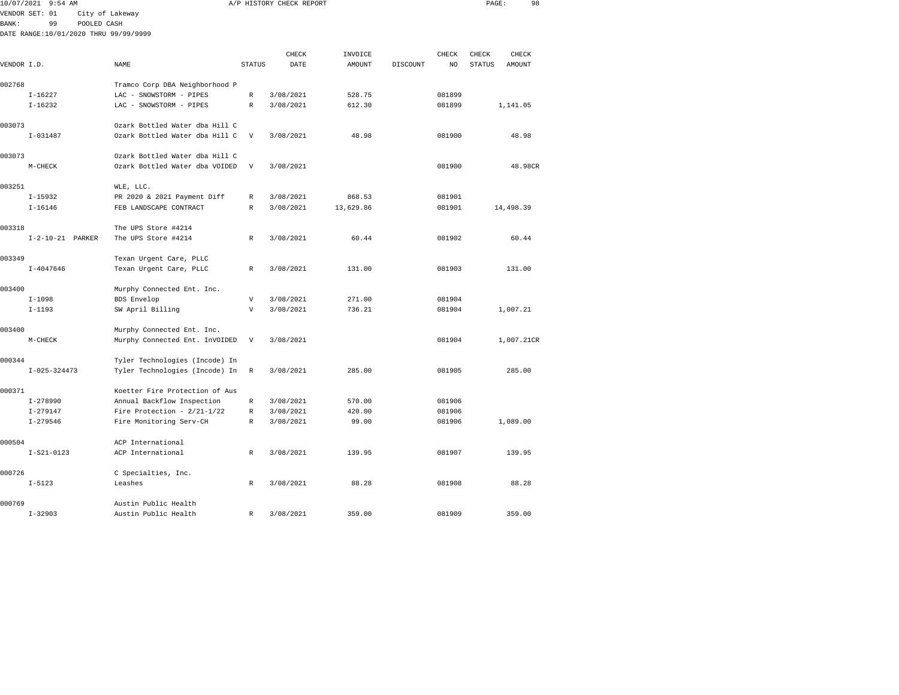10/07/2021 9:54 AM A/P HISTORY CHECK REPORT

VENDOR SET: 01 City of Lakeway
BANK: 99 POOLED CASH
DATE RANGE:10/01/2020 THRU 99/99/9999

| VENDOR I.D. | NAME | STATUS | CHECK DATE | INVOICE AMOUNT | DISCOUNT | CHECK NO | CHECK STATUS | CHECK AMOUNT |
|---|---|---|---|---|---|---|---|---|
| 002768 | Tramco Corp DBA Neighborhood P | | | | | | | |
| I-16227 | LAC - SNOWSTORM - PIPES | R | 3/08/2021 | 528.75 | | 081899 | | |
| I-16232 | LAC - SNOWSTORM - PIPES | R | 3/08/2021 | 612.30 | | 081899 | | 1,141.05 |
| 003073 | Ozark Bottled Water dba Hill C | | | | | | | |
| I-031487 | Ozark Bottled Water dba Hill C | V | 3/08/2021 | 48.98 | | 081900 | | 48.98 |
| 003073 | Ozark Bottled Water dba Hill C | | | | | | | |
| M-CHECK | Ozark Bottled Water dba VOIDED | V | 3/08/2021 | | | 081900 | | 48.98CR |
| 003251 | WLE, LLC. | | | | | | | |
| I-15932 | PR 2020 & 2021 Payment Diff | R | 3/08/2021 | 868.53 | | 081901 | | |
| I-16146 | FEB LANDSCAPE CONTRACT | R | 3/08/2021 | 13,629.86 | | 081901 | | 14,498.39 |
| 003318 | The UPS Store #4214 | | | | | | | |
| I-2-10-21 PARKER | The UPS Store #4214 | R | 3/08/2021 | 60.44 | | 081902 | | 60.44 |
| 003349 | Texan Urgent Care, PLLC | | | | | | | |
| I-4047646 | Texan Urgent Care, PLLC | R | 3/08/2021 | 131.00 | | 081903 | | 131.00 |
| 003400 | Murphy Connected Ent. Inc. | | | | | | | |
| I-1098 | BDS Envelop | V | 3/08/2021 | 271.00 | | 081904 | | |
| I-1193 | SW April Billing | V | 3/08/2021 | 736.21 | | 081904 | | 1,007.21 |
| 003400 | Murphy Connected Ent. Inc. | | | | | | | |
| M-CHECK | Murphy Connected Ent. InVOIDED | V | 3/08/2021 | | | 081904 | | 1,007.21CR |
| 000344 | Tyler Technologies (Incode) In | | | | | | | |
| I-025-324473 | Tyler Technologies (Incode) In | R | 3/08/2021 | 285.00 | | 081905 | | 285.00 |
| 000371 | Koetter Fire Protection of Aus | | | | | | | |
| I-278990 | Annual Backflow Inspection | R | 3/08/2021 | 570.00 | | 081906 | | |
| I-279147 | Fire Protection - 2/21-1/22 | R | 3/08/2021 | 420.00 | | 081906 | | |
| I-279546 | Fire Monitoring Serv-CH | R | 3/08/2021 | 99.00 | | 081906 | | 1,089.00 |
| 000504 | ACP International | | | | | | | |
| I-S21-0123 | ACP International | R | 3/08/2021 | 139.95 | | 081907 | | 139.95 |
| 000726 | C Specialties, Inc. | | | | | | | |
| I-5123 | Leashes | R | 3/08/2021 | 88.28 | | 081908 | | 88.28 |
| 000769 | Austin Public Health | | | | | | | |
| I-32903 | Austin Public Health | R | 3/08/2021 | 359.00 | | 081909 | | 359.00 |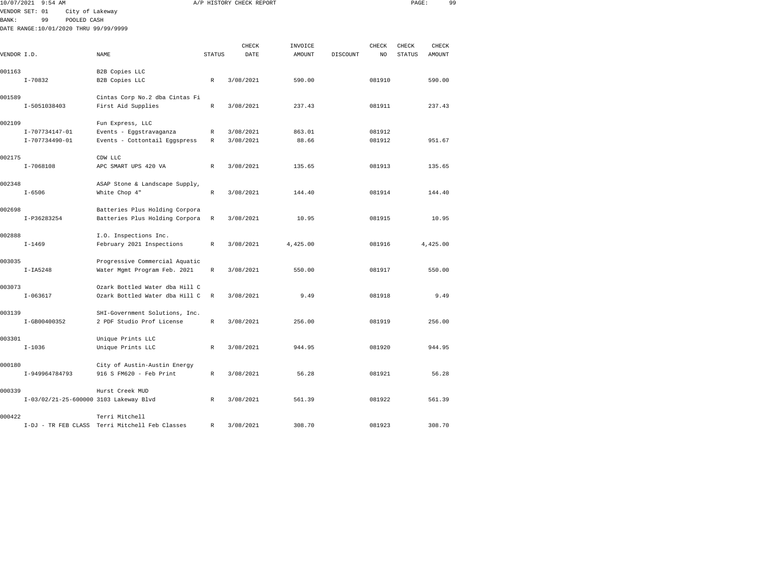10/07/2021 9:54 AM A/P HISTORY CHECK REPORT

VENDOR SET: 01 City of Lakeway
BANK: 99 POOLED CASH
DATE RANGE:10/01/2020 THRU 99/99/9999

| VENDOR I.D. | NAME | STATUS | CHECK DATE | INVOICE AMOUNT | DISCOUNT | CHECK NO | CHECK STATUS | CHECK AMOUNT |
|---|---|---|---|---|---|---|---|---|
| 001163 | B2B Copies LLC | | | | | | | |
| I-70832 | B2B Copies LLC | R | 3/08/2021 | 590.00 | | 081910 | | 590.00 |
| 001589 | Cintas Corp No.2 dba Cintas Fi | | | | | | | |
| I-5051038403 | First Aid Supplies | R | 3/08/2021 | 237.43 | | 081911 | | 237.43 |
| 002109 | Fun Express, LLC | | | | | | | |
| I-707734147-01 | Events - Eggstravaganza | R | 3/08/2021 | 863.01 | | 081912 | | |
| I-707734490-01 | Events - Cottontail Eggspress | R | 3/08/2021 | 88.66 | | 081912 | | 951.67 |
| 002175 | CDW LLC | | | | | | | |
| I-7068108 | APC SMART UPS 420 VA | R | 3/08/2021 | 135.65 | | 081913 | | 135.65 |
| 002348 | ASAP Stone & Landscape Supply, | | | | | | | |
| I-6506 | White Chop 4" | R | 3/08/2021 | 144.40 | | 081914 | | 144.40 |
| 002698 | Batteries Plus Holding Corpora | | | | | | | |
| I-P36283254 | Batteries Plus Holding Corpora | R | 3/08/2021 | 10.95 | | 081915 | | 10.95 |
| 002888 | I.O. Inspections Inc. | | | | | | | |
| I-1469 | February 2021 Inspections | R | 3/08/2021 | 4,425.00 | | 081916 | | 4,425.00 |
| 003035 | Progressive Commercial Aquatic | | | | | | | |
| I-IA5248 | Water Mgmt Program Feb. 2021 | R | 3/08/2021 | 550.00 | | 081917 | | 550.00 |
| 003073 | Ozark Bottled Water dba Hill C | | | | | | | |
| I-063617 | Ozark Bottled Water dba Hill C | R | 3/08/2021 | 9.49 | | 081918 | | 9.49 |
| 003139 | SHI-Government Solutions, Inc. | | | | | | | |
| I-GB00400352 | 2 PDF Studio Prof License | R | 3/08/2021 | 256.00 | | 081919 | | 256.00 |
| 003301 | Unique Prints LLC | | | | | | | |
| I-1036 | Unique Prints LLC | R | 3/08/2021 | 944.95 | | 081920 | | 944.95 |
| 000180 | City of Austin-Austin Energy | | | | | | | |
| I-949964784793 | 916 S FM620 - Feb Print | R | 3/08/2021 | 56.28 | | 081921 | | 56.28 |
| 000339 | Hurst Creek MUD | | | | | | | |
| I-03/02/21-25-600000 | 3103 Lakeway Blvd | R | 3/08/2021 | 561.39 | | 081922 | | 561.39 |
| 000422 | Terri Mitchell | | | | | | | |
| I-DJ - TR FEB CLASS | Terri Mitchell Feb Classes | R | 3/08/2021 | 308.70 | | 081923 | | 308.70 |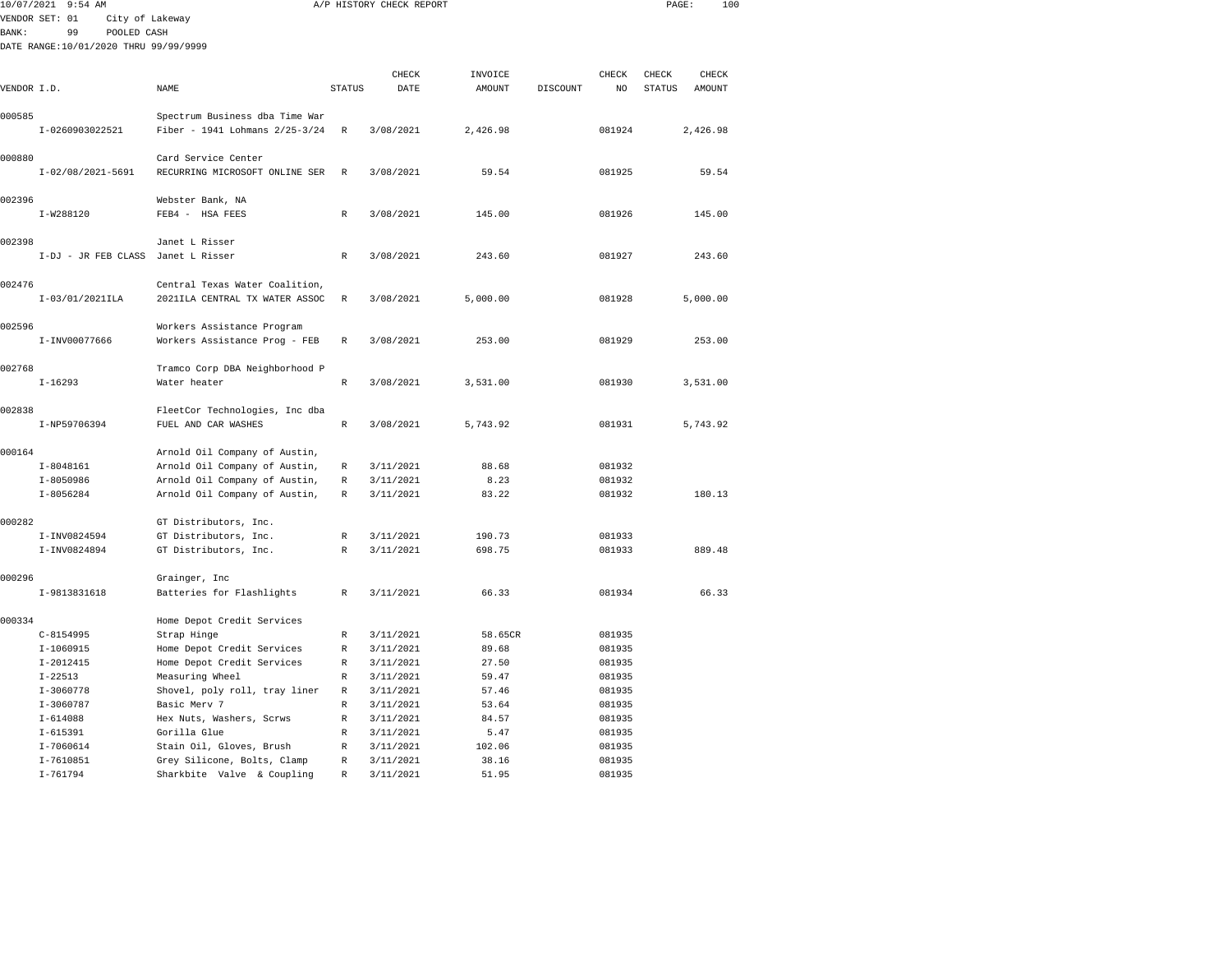10/07/2021 9:54 AM A/P HISTORY CHECK REPORT

VENDOR SET: 01 City of Lakeway
BANK: 99 POOLED CASH
DATE RANGE:10/01/2020 THRU 99/99/9999

| VENDOR I.D. | NAME | STATUS | CHECK DATE | INVOICE AMOUNT | DISCOUNT | CHECK NO | CHECK STATUS | CHECK AMOUNT |
|---|---|---|---|---|---|---|---|---|
| 000585 | Spectrum Business dba Time War | | | | | | | |
| I-0260903022521 | Fiber - 1941 Lohmans 2/25-3/24 | R | 3/08/2021 | 2,426.98 | | 081924 | | 2,426.98 |
| 000880 | Card Service Center | | | | | | | |
| I-02/08/2021-5691 | RECURRING MICROSOFT ONLINE SER | R | 3/08/2021 | 59.54 | | 081925 | | 59.54 |
| 002396 | Webster Bank, NA | | | | | | | |
| I-W288120 | FEB4 - HSA FEES | R | 3/08/2021 | 145.00 | | 081926 | | 145.00 |
| 002398 | Janet L Risser | | | | | | | |
| I-DJ - JR FEB CLASS | Janet L Risser | R | 3/08/2021 | 243.60 | | 081927 | | 243.60 |
| 002476 | Central Texas Water Coalition, | | | | | | | |
| I-03/01/2021ILA | 2021ILA CENTRAL TX WATER ASSOC | R | 3/08/2021 | 5,000.00 | | 081928 | | 5,000.00 |
| 002596 | Workers Assistance Program | | | | | | | |
| I-INV00077666 | Workers Assistance Prog - FEB | R | 3/08/2021 | 253.00 | | 081929 | | 253.00 |
| 002768 | Tramco Corp DBA Neighborhood P | | | | | | | |
| I-16293 | Water heater | R | 3/08/2021 | 3,531.00 | | 081930 | | 3,531.00 |
| 002838 | FleetCor Technologies, Inc dba | | | | | | | |
| I-NP59706394 | FUEL AND CAR WASHES | R | 3/08/2021 | 5,743.92 | | 081931 | | 5,743.92 |
| 000164 | Arnold Oil Company of Austin, | | | | | | | |
| I-8048161 | Arnold Oil Company of Austin, | R | 3/11/2021 | 88.68 | | 081932 | | |
| I-8050986 | Arnold Oil Company of Austin, | R | 3/11/2021 | 8.23 | | 081932 | | |
| I-8056284 | Arnold Oil Company of Austin, | R | 3/11/2021 | 83.22 | | 081932 | | 180.13 |
| 000282 | GT Distributors, Inc. | | | | | | | |
| I-INV0824594 | GT Distributors, Inc. | R | 3/11/2021 | 190.73 | | 081933 | | |
| I-INV0824894 | GT Distributors, Inc. | R | 3/11/2021 | 698.75 | | 081933 | | 889.48 |
| 000296 | Grainger, Inc | | | | | | | |
| I-9813831618 | Batteries for Flashlights | R | 3/11/2021 | 66.33 | | 081934 | | 66.33 |
| 000334 | Home Depot Credit Services | | | | | | | |
| C-8154995 | Strap Hinge | R | 3/11/2021 | 58.65CR | | 081935 | | |
| I-1060915 | Home Depot Credit Services | R | 3/11/2021 | 89.68 | | 081935 | | |
| I-2012415 | Home Depot Credit Services | R | 3/11/2021 | 27.50 | | 081935 | | |
| I-22513 | Measuring Wheel | R | 3/11/2021 | 59.47 | | 081935 | | |
| I-3060778 | Shovel, poly roll, tray liner | R | 3/11/2021 | 57.46 | | 081935 | | |
| I-3060787 | Basic Merv 7 | R | 3/11/2021 | 53.64 | | 081935 | | |
| I-614088 | Hex Nuts, Washers, Scrws | R | 3/11/2021 | 84.57 | | 081935 | | |
| I-615391 | Gorilla Glue | R | 3/11/2021 | 5.47 | | 081935 | | |
| I-7060614 | Stain Oil, Gloves, Brush | R | 3/11/2021 | 102.06 | | 081935 | | |
| I-7610851 | Grey Silicone, Bolts, Clamp | R | 3/11/2021 | 38.16 | | 081935 | | |
| I-761794 | Sharkbite Valve & Coupling | R | 3/11/2021 | 51.95 | | 081935 | | |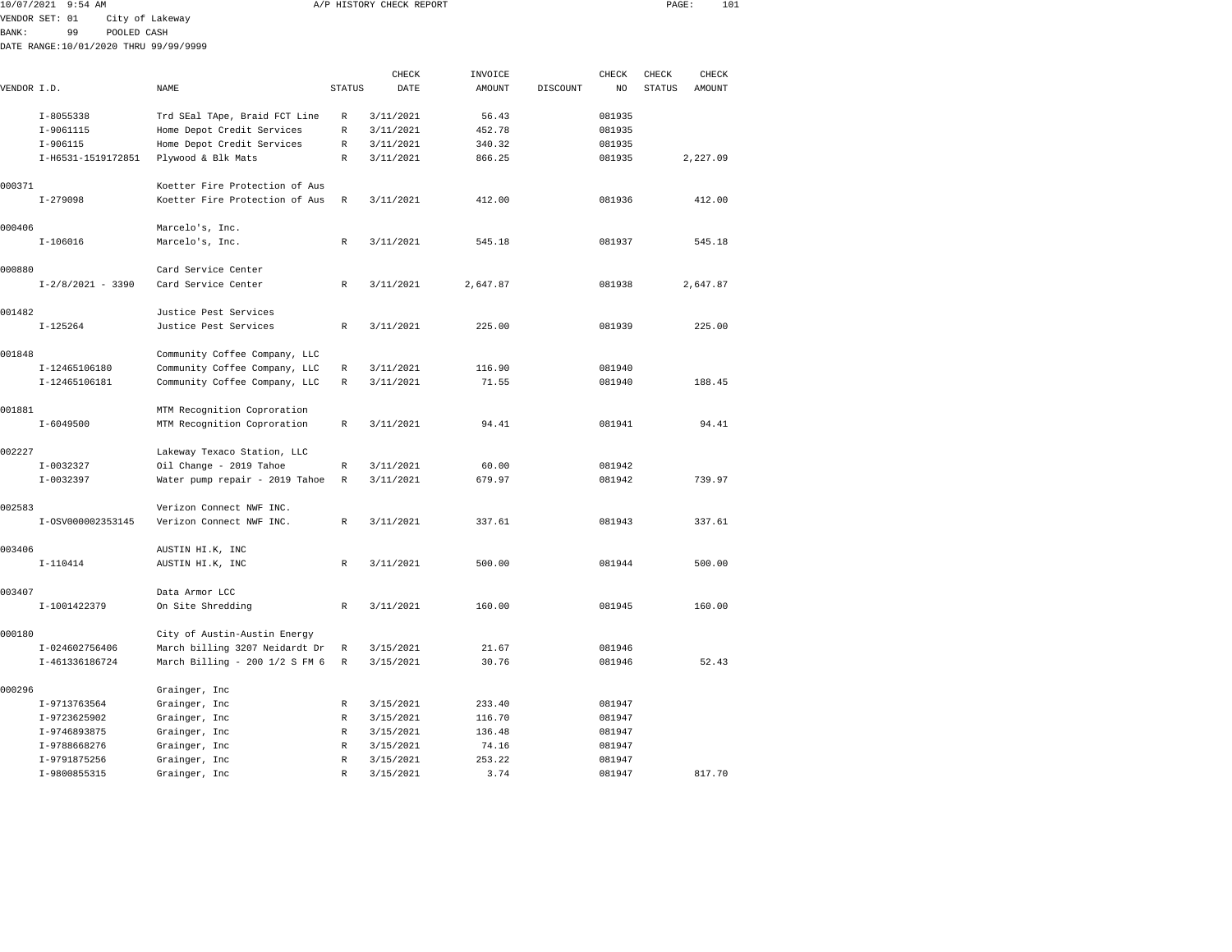10/07/2021 9:54 AM A/P HISTORY CHECK REPORT

VENDOR SET: 01 City of Lakeway
BANK: 99 POOLED CASH
DATE RANGE:10/01/2020 THRU 99/99/9999

| VENDOR I.D. | NAME | STATUS | CHECK DATE | INVOICE AMOUNT | DISCOUNT | CHECK NO | CHECK STATUS | CHECK AMOUNT |
|---|---|---|---|---|---|---|---|---|
| I-8055338 | Trd SEal TApe, Braid FCT Line | R | 3/11/2021 | 56.43 | | 081935 | | |
| I-9061115 | Home Depot Credit Services | R | 3/11/2021 | 452.78 | | 081935 | | |
| I-906115 | Home Depot Credit Services | R | 3/11/2021 | 340.32 | | 081935 | | |
| I-H6531-1519172851 | Plywood & Blk Mats | R | 3/11/2021 | 866.25 | | 081935 | | 2,227.09 |
| 000371 | Koetter Fire Protection of Aus | | | | | | | |
| I-279098 | Koetter Fire Protection of Aus | R | 3/11/2021 | 412.00 | | 081936 | | 412.00 |
| 000406 | Marcelo's, Inc. | | | | | | | |
| I-106016 | Marcelo's, Inc. | R | 3/11/2021 | 545.18 | | 081937 | | 545.18 |
| 000880 | Card Service Center | | | | | | | |
| I-2/8/2021 - 3390 | Card Service Center | R | 3/11/2021 | 2,647.87 | | 081938 | | 2,647.87 |
| 001482 | Justice Pest Services | | | | | | | |
| I-125264 | Justice Pest Services | R | 3/11/2021 | 225.00 | | 081939 | | 225.00 |
| 001848 | Community Coffee Company, LLC | | | | | | | |
| I-12465106180 | Community Coffee Company, LLC | R | 3/11/2021 | 116.90 | | 081940 | | |
| I-12465106181 | Community Coffee Company, LLC | R | 3/11/2021 | 71.55 | | 081940 | | 188.45 |
| 001881 | MTM Recognition Coproration | | | | | | | |
| I-6049500 | MTM Recognition Coproration | R | 3/11/2021 | 94.41 | | 081941 | | 94.41 |
| 002227 | Lakeway Texaco Station, LLC | | | | | | | |
| I-0032327 | Oil Change - 2019 Tahoe | R | 3/11/2021 | 60.00 | | 081942 | | |
| I-0032397 | Water pump repair - 2019 Tahoe | R | 3/11/2021 | 679.97 | | 081942 | | 739.97 |
| 002583 | Verizon Connect NWF INC. | | | | | | | |
| I-OSV000002353145 | Verizon Connect NWF INC. | R | 3/11/2021 | 337.61 | | 081943 | | 337.61 |
| 003406 | AUSTIN HI.K, INC | | | | | | | |
| I-110414 | AUSTIN HI.K, INC | R | 3/11/2021 | 500.00 | | 081944 | | 500.00 |
| 003407 | Data Armor LCC | | | | | | | |
| I-1001422379 | On Site Shredding | R | 3/11/2021 | 160.00 | | 081945 | | 160.00 |
| 000180 | City of Austin-Austin Energy | | | | | | | |
| I-024602756406 | March billing 3207 Neidardt Dr | R | 3/15/2021 | 21.67 | | 081946 | | |
| I-461336186724 | March Billing - 200 1/2 S FM 6 | R | 3/15/2021 | 30.76 | | 081946 | | 52.43 |
| 000296 | Grainger, Inc | | | | | | | |
| I-9713763564 | Grainger, Inc | R | 3/15/2021 | 233.40 | | 081947 | | |
| I-9723625902 | Grainger, Inc | R | 3/15/2021 | 116.70 | | 081947 | | |
| I-9746893875 | Grainger, Inc | R | 3/15/2021 | 136.48 | | 081947 | | |
| I-9788668276 | Grainger, Inc | R | 3/15/2021 | 74.16 | | 081947 | | |
| I-9791875256 | Grainger, Inc | R | 3/15/2021 | 253.22 | | 081947 | | |
| I-9800855315 | Grainger, Inc | R | 3/15/2021 | 3.74 | | 081947 | | 817.70 |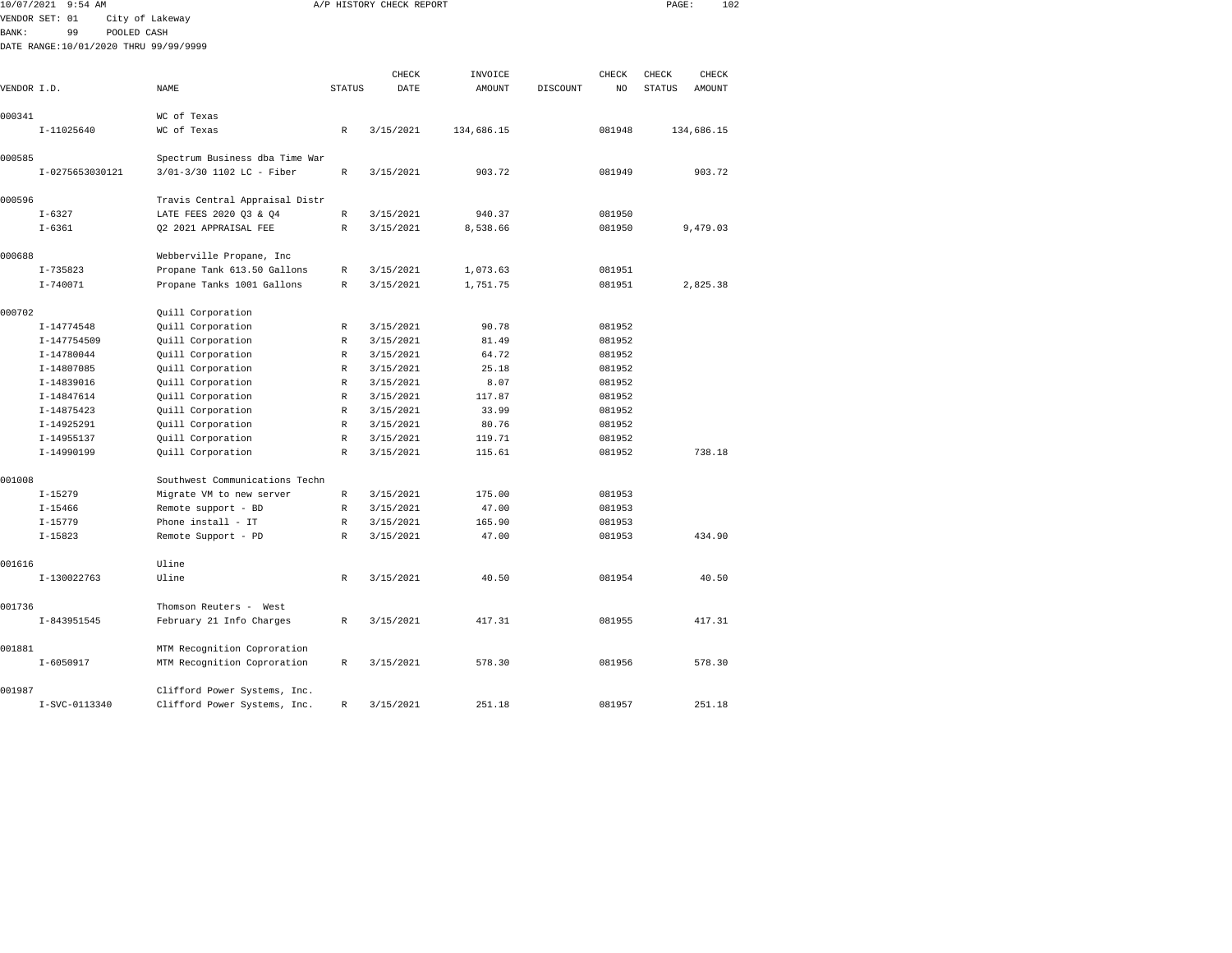10/07/2021 9:54 AM — A/P HISTORY CHECK REPORT

VENDOR SET: 01 City of Lakeway
BANK: 99 POOLED CASH
DATE RANGE:10/01/2020 THRU 99/99/9999

| VENDOR I.D. | NAME | STATUS | CHECK DATE | INVOICE AMOUNT | DISCOUNT | CHECK NO | CHECK STATUS | CHECK AMOUNT |
|---|---|---|---|---|---|---|---|---|
| 000341 | WC of Texas | | | | | | | |
| I-11025640 | WC of Texas | R | 3/15/2021 | 134,686.15 | | 081948 | | 134,686.15 |
| 000585 | Spectrum Business dba Time War | | | | | | | |
| I-0275653030121 | 3/01-3/30 1102 LC - Fiber | R | 3/15/2021 | 903.72 | | 081949 | | 903.72 |
| 000596 | Travis Central Appraisal Distr | | | | | | | |
| I-6327 | LATE FEES 2020 Q3 & Q4 | R | 3/15/2021 | 940.37 | | 081950 | | |
| I-6361 | Q2 2021 APPRAISAL FEE | R | 3/15/2021 | 8,538.66 | | 081950 | | 9,479.03 |
| 000688 | Webberville Propane, Inc | | | | | | | |
| I-735823 | Propane Tank 613.50 Gallons | R | 3/15/2021 | 1,073.63 | | 081951 | | |
| I-740071 | Propane Tanks 1001 Gallons | R | 3/15/2021 | 1,751.75 | | 081951 | | 2,825.38 |
| 000702 | Quill Corporation | | | | | | | |
| I-14774548 | Quill Corporation | R | 3/15/2021 | 90.78 | | 081952 | | |
| I-147754509 | Quill Corporation | R | 3/15/2021 | 81.49 | | 081952 | | |
| I-14780044 | Quill Corporation | R | 3/15/2021 | 64.72 | | 081952 | | |
| I-14807085 | Quill Corporation | R | 3/15/2021 | 25.18 | | 081952 | | |
| I-14839016 | Quill Corporation | R | 3/15/2021 | 8.07 | | 081952 | | |
| I-14847614 | Quill Corporation | R | 3/15/2021 | 117.87 | | 081952 | | |
| I-14875423 | Quill Corporation | R | 3/15/2021 | 33.99 | | 081952 | | |
| I-14925291 | Quill Corporation | R | 3/15/2021 | 80.76 | | 081952 | | |
| I-14955137 | Quill Corporation | R | 3/15/2021 | 119.71 | | 081952 | | |
| I-14990199 | Quill Corporation | R | 3/15/2021 | 115.61 | | 081952 | | 738.18 |
| 001008 | Southwest Communications Techn | | | | | | | |
| I-15279 | Migrate VM to new server | R | 3/15/2021 | 175.00 | | 081953 | | |
| I-15466 | Remote support - BD | R | 3/15/2021 | 47.00 | | 081953 | | |
| I-15779 | Phone install - IT | R | 3/15/2021 | 165.90 | | 081953 | | |
| I-15823 | Remote Support - PD | R | 3/15/2021 | 47.00 | | 081953 | | 434.90 |
| 001616 | Uline | | | | | | | |
| I-130022763 | Uline | R | 3/15/2021 | 40.50 | | 081954 | | 40.50 |
| 001736 | Thomson Reuters - West | | | | | | | |
| I-843951545 | February 21 Info Charges | R | 3/15/2021 | 417.31 | | 081955 | | 417.31 |
| 001881 | MTM Recognition Coproration | | | | | | | |
| I-6050917 | MTM Recognition Coproration | R | 3/15/2021 | 578.30 | | 081956 | | 578.30 |
| 001987 | Clifford Power Systems, Inc. | | | | | | | |
| I-SVC-0113340 | Clifford Power Systems, Inc. | R | 3/15/2021 | 251.18 | | 081957 | | 251.18 |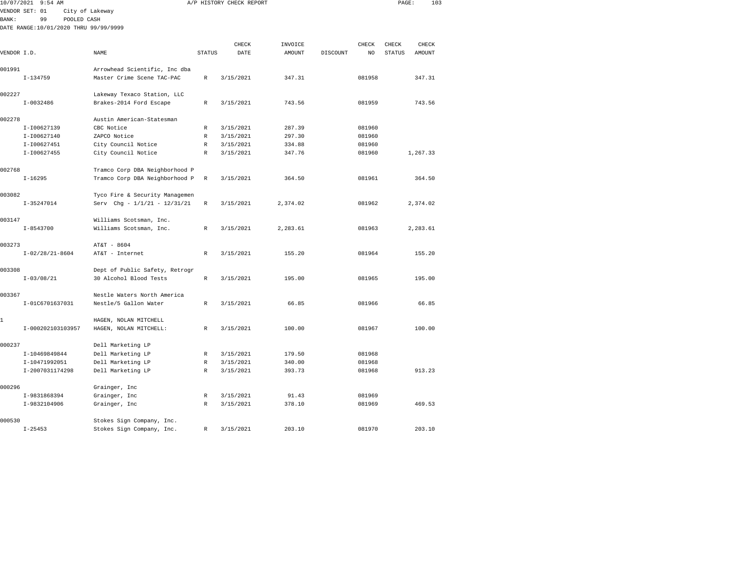10/07/2021 9:54 AM A/P HISTORY CHECK REPORT

VENDOR SET: 01 City of Lakeway
BANK: 99 POOLED CASH
DATE RANGE:10/01/2020 THRU 99/99/9999

| VENDOR I.D. | NAME | STATUS | CHECK DATE | INVOICE AMOUNT | DISCOUNT | CHECK NO | CHECK STATUS | CHECK AMOUNT |
|---|---|---|---|---|---|---|---|---|
| 001991 | Arrowhead Scientific, Inc dba | | | | | | | |
| I-134759 | Master Crime Scene TAC-PAC | R | 3/15/2021 | 347.31 | | 081958 | | 347.31 |
| 002227 | Lakeway Texaco Station, LLC | | | | | | | |
| I-0032486 | Brakes-2014 Ford Escape | R | 3/15/2021 | 743.56 | | 081959 | | 743.56 |
| 002278 | Austin American-Statesman | | | | | | | |
| I-I00627139 | CBC Notice | R | 3/15/2021 | 287.39 | | 081960 | | |
| I-I00627140 | ZAPCO Notice | R | 3/15/2021 | 297.30 | | 081960 | | |
| I-I00627451 | City Council Notice | R | 3/15/2021 | 334.88 | | 081960 | | |
| I-I00627455 | City Council Notice | R | 3/15/2021 | 347.76 | | 081960 | | 1,267.33 |
| 002768 | Tramco Corp DBA Neighborhood P | | | | | | | |
| I-16295 | Tramco Corp DBA Neighborhood P | R | 3/15/2021 | 364.50 | | 081961 | | 364.50 |
| 003082 | Tyco Fire & Security Managemen | | | | | | | |
| I-35247014 | Serv Chg - 1/1/21 - 12/31/21 | R | 3/15/2021 | 2,374.02 | | 081962 | | 2,374.02 |
| 003147 | Williams Scotsman, Inc. | | | | | | | |
| I-8543700 | Williams Scotsman, Inc. | R | 3/15/2021 | 2,283.61 | | 081963 | | 2,283.61 |
| 003273 | AT&T - 8604 | | | | | | | |
| I-02/28/21-8604 | AT&T - Internet | R | 3/15/2021 | 155.20 | | 081964 | | 155.20 |
| 003308 | Dept of Public Safety, Retrogr | | | | | | | |
| I-03/08/21 | 30 Alcohol Blood Tests | R | 3/15/2021 | 195.00 | | 081965 | | 195.00 |
| 003367 | Nestle Waters North America | | | | | | | |
| I-01C6701637031 | Nestle/5 Gallon Water | R | 3/15/2021 | 66.85 | | 081966 | | 66.85 |
| 1 | HAGEN, NOLAN MITCHELL | | | | | | | |
| I-000202103103957 | HAGEN, NOLAN MITCHELL: | R | 3/15/2021 | 100.00 | | 081967 | | 100.00 |
| 000237 | Dell Marketing LP | | | | | | | |
| I-10469849844 | Dell Marketing LP | R | 3/15/2021 | 179.50 | | 081968 | | |
| I-10471992051 | Dell Marketing LP | R | 3/15/2021 | 340.00 | | 081968 | | |
| I-2007031174298 | Dell Marketing LP | R | 3/15/2021 | 393.73 | | 081968 | | 913.23 |
| 000296 | Grainger, Inc | | | | | | | |
| I-9831868394 | Grainger, Inc | R | 3/15/2021 | 91.43 | | 081969 | | |
| I-9832104906 | Grainger, Inc | R | 3/15/2021 | 378.10 | | 081969 | | 469.53 |
| 000530 | Stokes Sign Company, Inc. | | | | | | | |
| I-25453 | Stokes Sign Company, Inc. | R | 3/15/2021 | 203.10 | | 081970 | | 203.10 |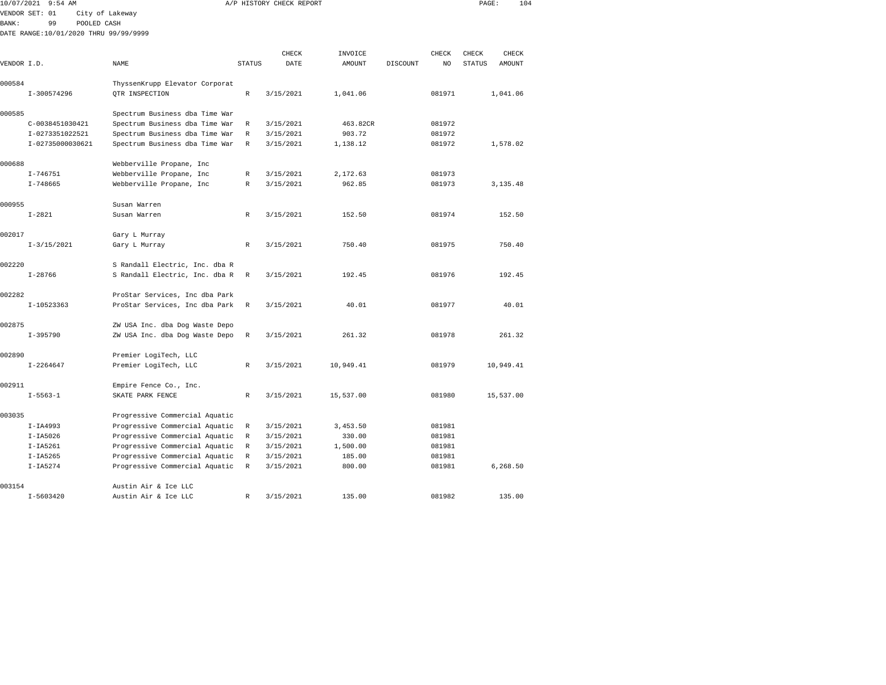10/07/2021 9:54 AM A/P HISTORY CHECK REPORT

VENDOR SET: 01 City of Lakeway
BANK: 99 POOLED CASH
DATE RANGE:10/01/2020 THRU 99/99/9999

| VENDOR I.D. | NAME | STATUS | CHECK DATE | INVOICE AMOUNT | DISCOUNT | CHECK NO | CHECK STATUS | CHECK AMOUNT |
|---|---|---|---|---|---|---|---|---|
| 000584 | ThyssenKrupp Elevator Corporat | | | | | | | |
| I-300574296 | QTR INSPECTION | R | 3/15/2021 | 1,041.06 | | 081971 | | 1,041.06 |
| 000585 | Spectrum Business dba Time War | | | | | | | |
| C-0038451030421 | Spectrum Business dba Time War | R | 3/15/2021 | 463.82CR | | 081972 | | |
| I-0273351022521 | Spectrum Business dba Time War | R | 3/15/2021 | 903.72 | | 081972 | | |
| I-02735000030621 | Spectrum Business dba Time War | R | 3/15/2021 | 1,138.12 | | 081972 | | 1,578.02 |
| 000688 | Webberville Propane, Inc | | | | | | | |
| I-746751 | Webberville Propane, Inc | R | 3/15/2021 | 2,172.63 | | 081973 | | |
| I-748665 | Webberville Propane, Inc | R | 3/15/2021 | 962.85 | | 081973 | | 3,135.48 |
| 000955 | Susan Warren | | | | | | | |
| I-2821 | Susan Warren | R | 3/15/2021 | 152.50 | | 081974 | | 152.50 |
| 002017 | Gary L Murray | | | | | | | |
| I-3/15/2021 | Gary L Murray | R | 3/15/2021 | 750.40 | | 081975 | | 750.40 |
| 002220 | S Randall Electric, Inc. dba R | | | | | | | |
| I-28766 | S Randall Electric, Inc. dba R | R | 3/15/2021 | 192.45 | | 081976 | | 192.45 |
| 002282 | ProStar Services, Inc dba Park | | | | | | | |
| I-10523363 | ProStar Services, Inc dba Park | R | 3/15/2021 | 40.01 | | 081977 | | 40.01 |
| 002875 | ZW USA Inc. dba Dog Waste Depo | | | | | | | |
| I-395790 | ZW USA Inc. dba Dog Waste Depo | R | 3/15/2021 | 261.32 | | 081978 | | 261.32 |
| 002890 | Premier LogiTech, LLC | | | | | | | |
| I-2264647 | Premier LogiTech, LLC | R | 3/15/2021 | 10,949.41 | | 081979 | | 10,949.41 |
| 002911 | Empire Fence Co., Inc. | | | | | | | |
| I-5563-1 | SKATE PARK FENCE | R | 3/15/2021 | 15,537.00 | | 081980 | | 15,537.00 |
| 003035 | Progressive Commercial Aquatic | | | | | | | |
| I-IA4993 | Progressive Commercial Aquatic | R | 3/15/2021 | 3,453.50 | | 081981 | | |
| I-IA5026 | Progressive Commercial Aquatic | R | 3/15/2021 | 330.00 | | 081981 | | |
| I-IA5261 | Progressive Commercial Aquatic | R | 3/15/2021 | 1,500.00 | | 081981 | | |
| I-IA5265 | Progressive Commercial Aquatic | R | 3/15/2021 | 185.00 | | 081981 | | |
| I-IA5274 | Progressive Commercial Aquatic | R | 3/15/2021 | 800.00 | | 081981 | | 6,268.50 |
| 003154 | Austin Air & Ice LLC | | | | | | | |
| I-5603420 | Austin Air & Ice LLC | R | 3/15/2021 | 135.00 | | 081982 | | 135.00 |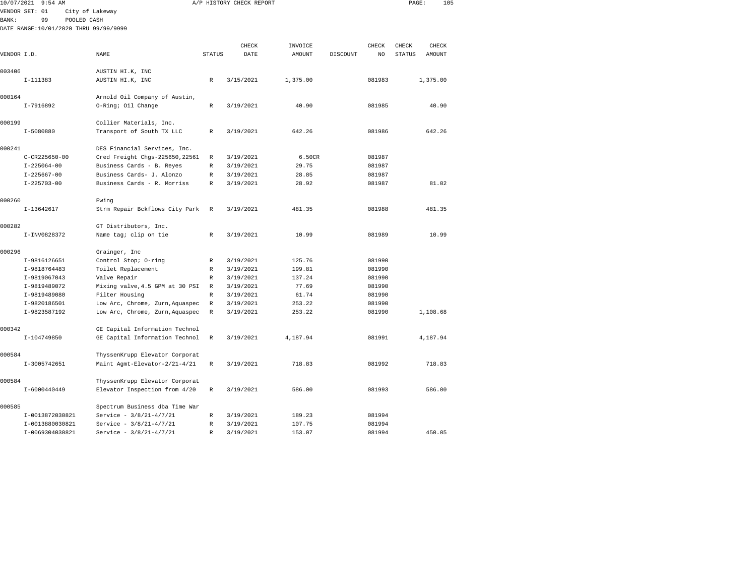10/07/2021 9:54 AM A/P HISTORY CHECK REPORT

VENDOR SET: 01 City of Lakeway
BANK: 99 POOLED CASH
DATE RANGE:10/01/2020 THRU 99/99/9999

| VENDOR I.D. | NAME | STATUS | CHECK DATE | INVOICE AMOUNT | DISCOUNT | CHECK NO | CHECK STATUS | CHECK AMOUNT |
|---|---|---|---|---|---|---|---|---|
| 003406 | AUSTIN HI.K, INC | | | | | | | |
| I-111383 | AUSTIN HI.K, INC | R | 3/15/2021 | 1,375.00 | | 081983 | | 1,375.00 |
| 000164 | Arnold Oil Company of Austin, | | | | | | | |
| I-7916892 | O-Ring; Oil Change | R | 3/19/2021 | 40.90 | | 081985 | | 40.90 |
| 000199 | Collier Materials, Inc. | | | | | | | |
| I-5080880 | Transport of South TX LLC | R | 3/19/2021 | 642.26 | | 081986 | | 642.26 |
| 000241 | DES Financial Services, Inc. | | | | | | | |
| C-CR225650-00 | Cred Freight Chgs-225650,22561 | R | 3/19/2021 | 6.50CR | | 081987 | | |
| I-225064-00 | Business Cards - B. Reyes | R | 3/19/2021 | 29.75 | | 081987 | | |
| I-225667-00 | Business Cards- J. Alonzo | R | 3/19/2021 | 28.85 | | 081987 | | |
| I-225703-00 | Business Cards - R. Morriss | R | 3/19/2021 | 28.92 | | 081987 | | 81.02 |
| 000260 | Ewing | | | | | | | |
| I-13642617 | Strm Repair Bckflows City Park | R | 3/19/2021 | 481.35 | | 081988 | | 481.35 |
| 000282 | GT Distributors, Inc. | | | | | | | |
| I-INV0828372 | Name tag; clip on tie | R | 3/19/2021 | 10.99 | | 081989 | | 10.99 |
| 000296 | Grainger, Inc | | | | | | | |
| I-9816126651 | Control Stop; O-ring | R | 3/19/2021 | 125.76 | | 081990 | | |
| I-9818764483 | Toilet Replacement | R | 3/19/2021 | 199.81 | | 081990 | | |
| I-9819067043 | Valve Repair | R | 3/19/2021 | 137.24 | | 081990 | | |
| I-9819489072 | Mixing valve,4.5 GPM at 30 PSI | R | 3/19/2021 | 77.69 | | 081990 | | |
| I-9819489080 | Filter Housing | R | 3/19/2021 | 61.74 | | 081990 | | |
| I-9820186501 | Low Arc, Chrome, Zurn,Aquaspec | R | 3/19/2021 | 253.22 | | 081990 | | |
| I-9823587192 | Low Arc, Chrome, Zurn,Aquaspec | R | 3/19/2021 | 253.22 | | 081990 | | 1,108.68 |
| 000342 | GE Capital Information Technol | | | | | | | |
| I-104749850 | GE Capital Information Technol | R | 3/19/2021 | 4,187.94 | | 081991 | | 4,187.94 |
| 000584 | ThyssenKrupp Elevator Corporat | | | | | | | |
| I-3005742651 | Maint Agmt-Elevator-2/21-4/21 | R | 3/19/2021 | 718.83 | | 081992 | | 718.83 |
| 000584 | ThyssenKrupp Elevator Corporat | | | | | | | |
| I-6000440449 | Elevator Inspection from 4/20 | R | 3/19/2021 | 586.00 | | 081993 | | 586.00 |
| 000585 | Spectrum Business dba Time War | | | | | | | |
| I-0013872030821 | Service - 3/8/21-4/7/21 | R | 3/19/2021 | 189.23 | | 081994 | | |
| I-0013880030821 | Service - 3/8/21-4/7/21 | R | 3/19/2021 | 107.75 | | 081994 | | |
| I-0069304030821 | Service - 3/8/21-4/7/21 | R | 3/19/2021 | 153.07 | | 081994 | | 450.05 |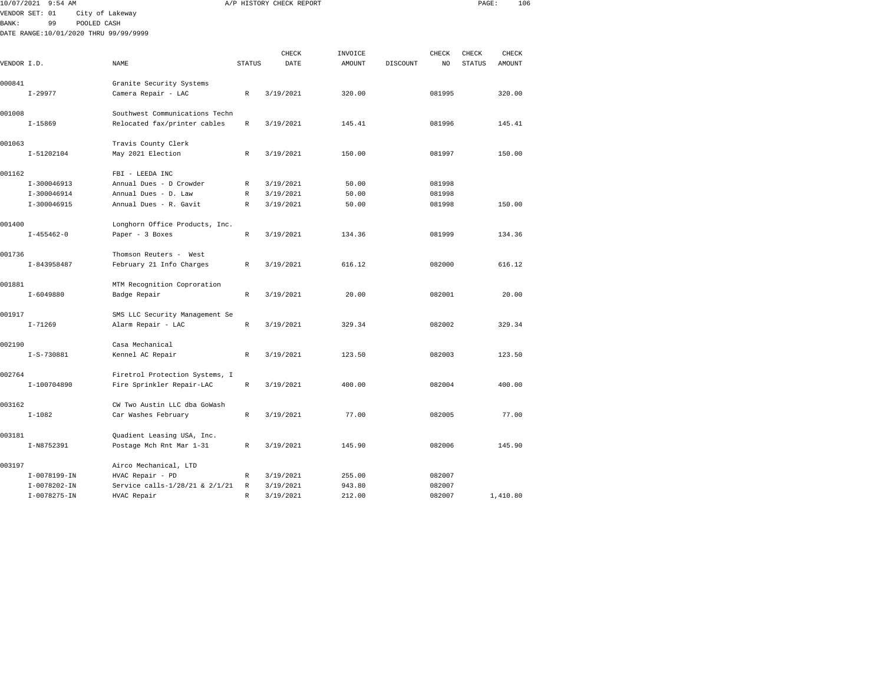10/07/2021 9:54 AM A/P HISTORY CHECK REPORT

VENDOR SET: 01 City of Lakeway
BANK: 99 POOLED CASH
DATE RANGE:10/01/2020 THRU 99/99/9999

| VENDOR I.D. | NAME | STATUS | CHECK DATE | INVOICE AMOUNT | DISCOUNT | CHECK NO | CHECK STATUS | CHECK AMOUNT |
|---|---|---|---|---|---|---|---|---|
| 000841 | Granite Security Systems | | | | | | | |
| I-29977 | Camera Repair - LAC | R | 3/19/2021 | 320.00 | | 081995 | | 320.00 |
| 001008 | Southwest Communications Techn | | | | | | | |
| I-15869 | Relocated fax/printer cables | R | 3/19/2021 | 145.41 | | 081996 | | 145.41 |
| 001063 | Travis County Clerk | | | | | | | |
| I-51202104 | May 2021 Election | R | 3/19/2021 | 150.00 | | 081997 | | 150.00 |
| 001162 | FBI - LEEDA INC | | | | | | | |
| I-300046913 | Annual Dues - D Crowder | R | 3/19/2021 | 50.00 | | 081998 | | |
| I-300046914 | Annual Dues - D. Law | R | 3/19/2021 | 50.00 | | 081998 | | |
| I-300046915 | Annual Dues - R. Gavit | R | 3/19/2021 | 50.00 | | 081998 | | 150.00 |
| 001400 | Longhorn Office Products, Inc. | | | | | | | |
| I-455462-0 | Paper - 3 Boxes | R | 3/19/2021 | 134.36 | | 081999 | | 134.36 |
| 001736 | Thomson Reuters - West | | | | | | | |
| I-843958487 | February 21 Info Charges | R | 3/19/2021 | 616.12 | | 082000 | | 616.12 |
| 001881 | MTM Recognition Coproration | | | | | | | |
| I-6049880 | Badge Repair | R | 3/19/2021 | 20.00 | | 082001 | | 20.00 |
| 001917 | SMS LLC Security Management Se | | | | | | | |
| I-71269 | Alarm Repair - LAC | R | 3/19/2021 | 329.34 | | 082002 | | 329.34 |
| 002190 | Casa Mechanical | | | | | | | |
| I-S-730881 | Kennel AC Repair | R | 3/19/2021 | 123.50 | | 082003 | | 123.50 |
| 002764 | Firetrol Protection Systems, I | | | | | | | |
| I-100704890 | Fire Sprinkler Repair-LAC | R | 3/19/2021 | 400.00 | | 082004 | | 400.00 |
| 003162 | CW Two Austin LLC dba GoWash | | | | | | | |
| I-1082 | Car Washes February | R | 3/19/2021 | 77.00 | | 082005 | | 77.00 |
| 003181 | Quadient Leasing USA, Inc. | | | | | | | |
| I-N8752391 | Postage Mch Rnt Mar 1-31 | R | 3/19/2021 | 145.90 | | 082006 | | 145.90 |
| 003197 | Airco Mechanical, LTD | | | | | | | |
| I-0078199-IN | HVAC Repair - PD | R | 3/19/2021 | 255.00 | | 082007 | | |
| I-0078202-IN | Service calls-1/28/21 & 2/1/21 | R | 3/19/2021 | 943.80 | | 082007 | | |
| I-0078275-IN | HVAC Repair | R | 3/19/2021 | 212.00 | | 082007 | | 1,410.80 |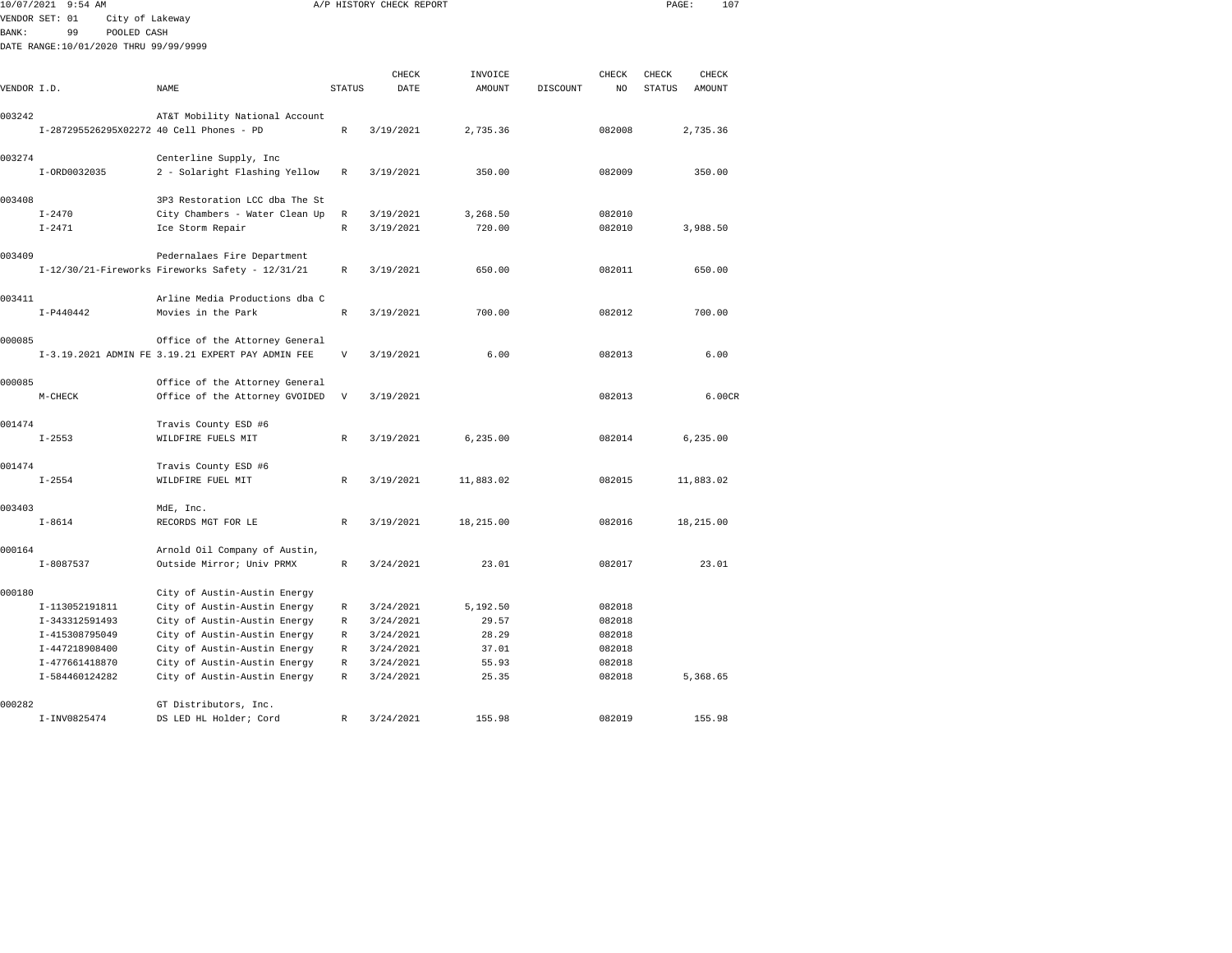10/07/2021 9:54 AM A/P HISTORY CHECK REPORT

VENDOR SET: 01 City of Lakeway
BANK: 99 POOLED CASH
DATE RANGE:10/01/2020 THRU 99/99/9999

| VENDOR I.D. | NAME | STATUS | CHECK DATE | INVOICE AMOUNT | DISCOUNT | CHECK NO | CHECK STATUS | CHECK AMOUNT |
|---|---|---|---|---|---|---|---|---|
| 003242 | AT&T Mobility National Account | | | | | | | |
| I-287295526295X02272 | 40 Cell Phones - PD | R | 3/19/2021 | 2,735.36 | | 082008 | | 2,735.36 |
| 003274 | Centerline Supply, Inc | | | | | | | |
| I-ORD0032035 | 2 - Solaright Flashing Yellow | R | 3/19/2021 | 350.00 | | 082009 | | 350.00 |
| 003408 | 3P3 Restoration LCC dba The St | | | | | | | |
| I-2470 | City Chambers - Water Clean Up | R | 3/19/2021 | 3,268.50 | | 082010 | | |
| I-2471 | Ice Storm Repair | R | 3/19/2021 | 720.00 | | 082010 | | 3,988.50 |
| 003409 | Pedernalaes Fire Department | | | | | | | |
| I-12/30/21-Fireworks | Fireworks Safety - 12/31/21 | R | 3/19/2021 | 650.00 | | 082011 | | 650.00 |
| 003411 | Arline Media Productions dba C | | | | | | | |
| I-P440442 | Movies in the Park | R | 3/19/2021 | 700.00 | | 082012 | | 700.00 |
| 000085 | Office of the Attorney General | | | | | | | |
| I-3.19.2021 ADMIN FE | 3.19.21 EXPERT PAY ADMIN FEE | V | 3/19/2021 | 6.00 | | 082013 | | 6.00 |
| 000085 | Office of the Attorney General | | | | | | | |
| M-CHECK | Office of the Attorney GVOIDED | V | 3/19/2021 | | | 082013 | | 6.00CR |
| 001474 | Travis County ESD #6 | | | | | | | |
| I-2553 | WILDFIRE FUELS MIT | R | 3/19/2021 | 6,235.00 | | 082014 | | 6,235.00 |
| 001474 | Travis County ESD #6 | | | | | | | |
| I-2554 | WILDFIRE FUEL MIT | R | 3/19/2021 | 11,883.02 | | 082015 | | 11,883.02 |
| 003403 | MdE, Inc. | | | | | | | |
| I-8614 | RECORDS MGT FOR LE | R | 3/19/2021 | 18,215.00 | | 082016 | | 18,215.00 |
| 000164 | Arnold Oil Company of Austin, | | | | | | | |
| I-8087537 | Outside Mirror; Univ PRMX | R | 3/24/2021 | 23.01 | | 082017 | | 23.01 |
| 000180 | City of Austin-Austin Energy | | | | | | | |
| I-113052191811 | City of Austin-Austin Energy | R | 3/24/2021 | 5,192.50 | | 082018 | | |
| I-343312591493 | City of Austin-Austin Energy | R | 3/24/2021 | 29.57 | | 082018 | | |
| I-415308795049 | City of Austin-Austin Energy | R | 3/24/2021 | 28.29 | | 082018 | | |
| I-447218908400 | City of Austin-Austin Energy | R | 3/24/2021 | 37.01 | | 082018 | | |
| I-477661418870 | City of Austin-Austin Energy | R | 3/24/2021 | 55.93 | | 082018 | | |
| I-584460124282 | City of Austin-Austin Energy | R | 3/24/2021 | 25.35 | | 082018 | | 5,368.65 |
| 000282 | GT Distributors, Inc. | | | | | | | |
| I-INV0825474 | DS LED HL Holder; Cord | R | 3/24/2021 | 155.98 | | 082019 | | 155.98 |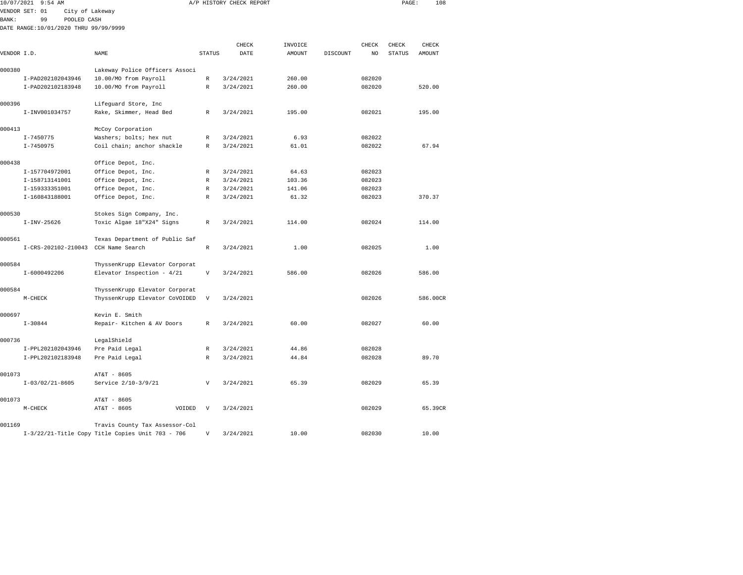10/07/2021 9:54 AM A/P HISTORY CHECK REPORT

VENDOR SET: 01 City of Lakeway
BANK: 99 POOLED CASH
DATE RANGE:10/01/2020 THRU 99/99/9999

| VENDOR I.D. | NAME | STATUS | CHECK DATE | INVOICE AMOUNT | DISCOUNT | CHECK NO | CHECK STATUS | CHECK AMOUNT |
|---|---|---|---|---|---|---|---|---|
| 000380 | Lakeway Police Officers Associ | | | | | | | |
| I-PAD202102043946 | 10.00/MO from Payroll | R | 3/24/2021 | 260.00 | | 082020 | | |
| I-PAD202102183948 | 10.00/MO from Payroll | R | 3/24/2021 | 260.00 | | 082020 | | 520.00 |
| 000396 | Lifeguard Store, Inc | | | | | | | |
| I-INV001034757 | Rake, Skimmer, Head Bed | R | 3/24/2021 | 195.00 | | 082021 | | 195.00 |
| 000413 | McCoy Corporation | | | | | | | |
| I-7450775 | Washers; bolts; hex nut | R | 3/24/2021 | 6.93 | | 082022 | | |
| I-7450975 | Coil chain; anchor shackle | R | 3/24/2021 | 61.01 | | 082022 | | 67.94 |
| 000438 | Office Depot, Inc. | | | | | | | |
| I-157704972001 | Office Depot, Inc. | R | 3/24/2021 | 64.63 | | 082023 | | |
| I-158713141001 | Office Depot, Inc. | R | 3/24/2021 | 103.36 | | 082023 | | |
| I-159333351001 | Office Depot, Inc. | R | 3/24/2021 | 141.06 | | 082023 | | |
| I-160843188001 | Office Depot, Inc. | R | 3/24/2021 | 61.32 | | 082023 | | 370.37 |
| 000530 | Stokes Sign Company, Inc. | | | | | | | |
| I-INV-25626 | Toxic Algae 18"X24" Signs | R | 3/24/2021 | 114.00 | | 082024 | | 114.00 |
| 000561 | Texas Department of Public Saf | | | | | | | |
| I-CRS-202102-210043 | CCH Name Search | R | 3/24/2021 | 1.00 | | 082025 | | 1.00 |
| 000584 | ThyssenKrupp Elevator Corporat | | | | | | | |
| I-6000492206 | Elevator Inspection - 4/21 | V | 3/24/2021 | 586.00 | | 082026 | | 586.00 |
| 000584 | ThyssenKrupp Elevator Corporat | | | | | | | |
| M-CHECK | ThyssenKrupp Elevator CoVOIDED | V | 3/24/2021 | | | 082026 | | 586.00CR |
| 000697 | Kevin E. Smith | | | | | | | |
| I-30844 | Repair- Kitchen & AV Doors | R | 3/24/2021 | 60.00 | | 082027 | | 60.00 |
| 000736 | LegalShield | | | | | | | |
| I-PPL202102043946 | Pre Paid Legal | R | 3/24/2021 | 44.86 | | 082028 | | |
| I-PPL202102183948 | Pre Paid Legal | R | 3/24/2021 | 44.84 | | 082028 | | 89.70 |
| 001073 | AT&T - 8605 | | | | | | | |
| I-03/02/21-8605 | Service 2/10-3/9/21 | V | 3/24/2021 | 65.39 | | 082029 | | 65.39 |
| 001073 | AT&T - 8605 | | | | | | | |
| M-CHECK | AT&T - 8605 VOIDED | V | 3/24/2021 | | | 082029 | | 65.39CR |
| 001169 | Travis County Tax Assessor-Col | | | | | | | |
| I-3/22/21-Title Copy | Title Copies Unit 703 - 706 | V | 3/24/2021 | 10.00 | | 082030 | | 10.00 |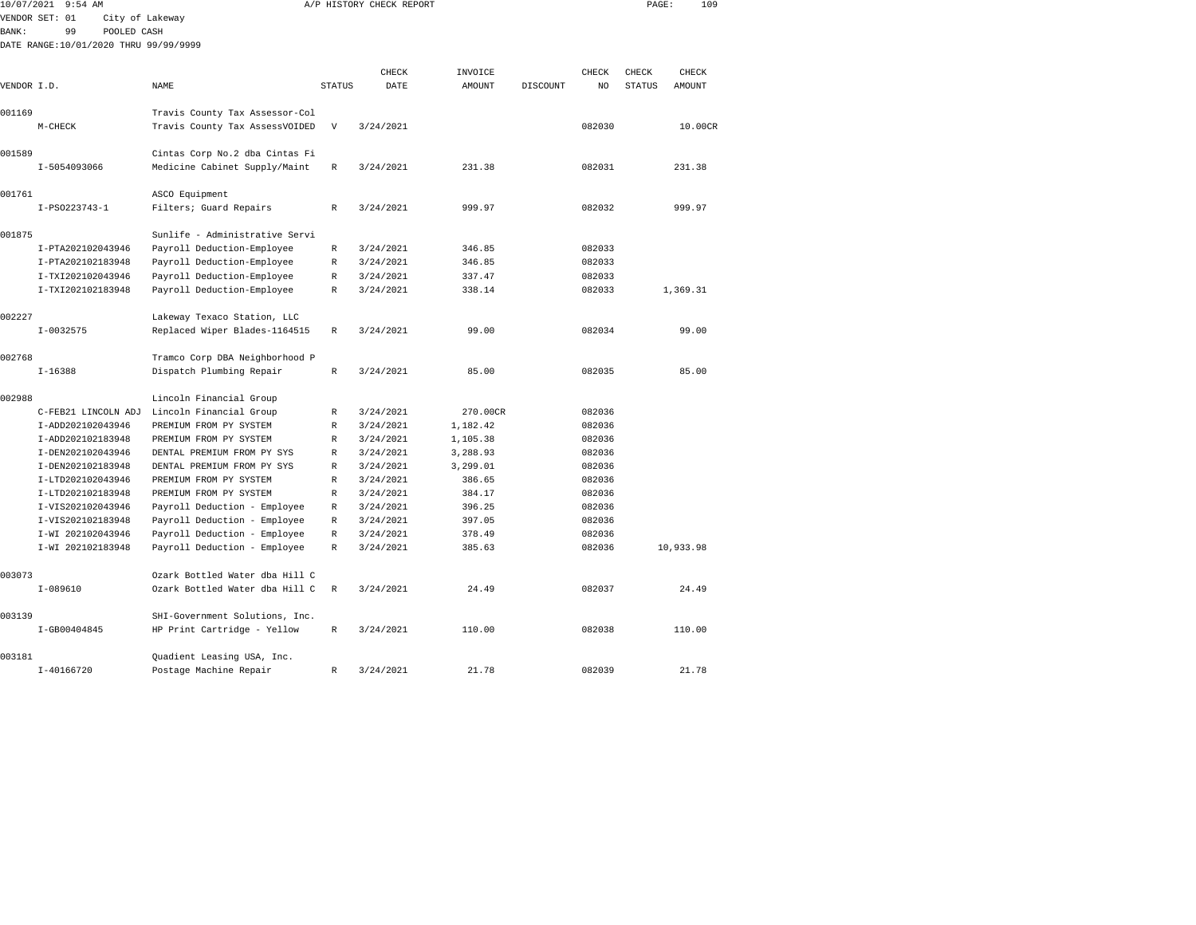10/07/2021 9:54 AM A/P HISTORY CHECK REPORT

VENDOR SET: 01 City of Lakeway

BANK: 99 POOLED CASH

DATE RANGE:10/01/2020 THRU 99/99/9999

| VENDOR I.D. | NAME | STATUS | CHECK DATE | INVOICE AMOUNT | DISCOUNT | CHECK NO | CHECK STATUS | CHECK AMOUNT |
|---|---|---|---|---|---|---|---|---|
| 001169 | Travis County Tax Assessor-Col | | | | | | | |
| M-CHECK | Travis County Tax AssessVOIDED | V | 3/24/2021 | | | 082030 | | 10.00CR |
| 001589 | Cintas Corp No.2 dba Cintas Fi | | | | | | | |
| I-5054093066 | Medicine Cabinet Supply/Maint | R | 3/24/2021 | 231.38 | | 082031 | | 231.38 |
| 001761 | ASCO Equipment | | | | | | | |
| I-PSO223743-1 | Filters; Guard Repairs | R | 3/24/2021 | 999.97 | | 082032 | | 999.97 |
| 001875 | Sunlife - Administrative Servi | | | | | | | |
| I-PTA202102043946 | Payroll Deduction-Employee | R | 3/24/2021 | 346.85 | | 082033 | | |
| I-PTA202102183948 | Payroll Deduction-Employee | R | 3/24/2021 | 346.85 | | 082033 | | |
| I-TXI202102043946 | Payroll Deduction-Employee | R | 3/24/2021 | 337.47 | | 082033 | | |
| I-TXI202102183948 | Payroll Deduction-Employee | R | 3/24/2021 | 338.14 | | 082033 | | 1,369.31 |
| 002227 | Lakeway Texaco Station, LLC | | | | | | | |
| I-0032575 | Replaced Wiper Blades-1164515 | R | 3/24/2021 | 99.00 | | 082034 | | 99.00 |
| 002768 | Tramco Corp DBA Neighborhood P | | | | | | | |
| I-16388 | Dispatch Plumbing Repair | R | 3/24/2021 | 85.00 | | 082035 | | 85.00 |
| 002988 | Lincoln Financial Group | | | | | | | |
| C-FEB21 LINCOLN ADJ | Lincoln Financial Group | R | 3/24/2021 | 270.00CR | | 082036 | | |
| I-ADD202102043946 | PREMIUM FROM PY SYSTEM | R | 3/24/2021 | 1,182.42 | | 082036 | | |
| I-ADD202102183948 | PREMIUM FROM PY SYSTEM | R | 3/24/2021 | 1,105.38 | | 082036 | | |
| I-DEN202102043946 | DENTAL PREMIUM FROM PY SYS | R | 3/24/2021 | 3,288.93 | | 082036 | | |
| I-DEN202102183948 | DENTAL PREMIUM FROM PY SYS | R | 3/24/2021 | 3,299.01 | | 082036 | | |
| I-LTD202102043946 | PREMIUM FROM PY SYSTEM | R | 3/24/2021 | 386.65 | | 082036 | | |
| I-LTD202102183948 | PREMIUM FROM PY SYSTEM | R | 3/24/2021 | 384.17 | | 082036 | | |
| I-VIS202102043946 | Payroll Deduction - Employee | R | 3/24/2021 | 396.25 | | 082036 | | |
| I-VIS202102183948 | Payroll Deduction - Employee | R | 3/24/2021 | 397.05 | | 082036 | | |
| I-WI 202102043946 | Payroll Deduction - Employee | R | 3/24/2021 | 378.49 | | 082036 | | |
| I-WI 202102183948 | Payroll Deduction - Employee | R | 3/24/2021 | 385.63 | | 082036 | | 10,933.98 |
| 003073 | Ozark Bottled Water dba Hill C | | | | | | | |
| I-089610 | Ozark Bottled Water dba Hill C | R | 3/24/2021 | 24.49 | | 082037 | | 24.49 |
| 003139 | SHI-Government Solutions, Inc. | | | | | | | |
| I-GB00404845 | HP Print Cartridge - Yellow | R | 3/24/2021 | 110.00 | | 082038 | | 110.00 |
| 003181 | Quadient Leasing USA, Inc. | | | | | | | |
| I-40166720 | Postage Machine Repair | R | 3/24/2021 | 21.78 | | 082039 | | 21.78 |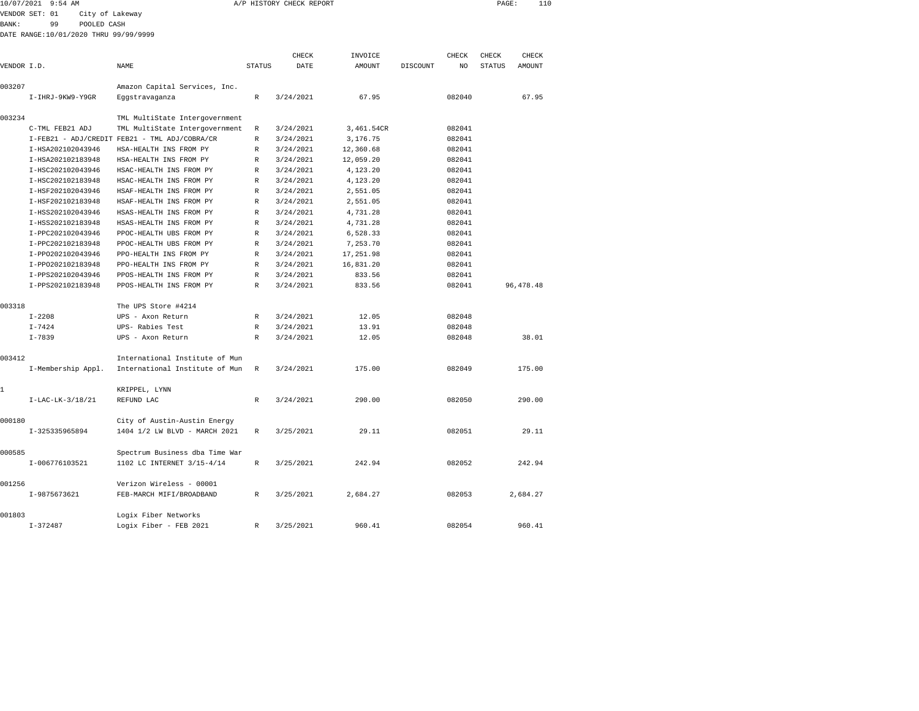10/07/2021 9:54 AM A/P HISTORY CHECK REPORT

VENDOR SET: 01 City of Lakeway
BANK: 99 POOLED CASH
DATE RANGE:10/01/2020 THRU 99/99/9999

| VENDOR I.D. | | NAME | STATUS | CHECK DATE | INVOICE AMOUNT | DISCOUNT | CHECK NO | CHECK STATUS | CHECK AMOUNT |
|---|---|---|---|---|---|---|---|---|---|
| 003207 | | Amazon Capital Services, Inc. | | | | | | | |
| | I-IHRJ-9KW9-Y9GR | Eggstravaganza | R | 3/24/2021 | 67.95 | | 082040 | | 67.95 |
| 003234 | | TML MultiState Intergovernment | | | | | | | |
| | C-TML FEB21 ADJ | TML MultiState Intergovernment | R | 3/24/2021 | 3,461.54CR | | 082041 | | |
| | I-FEB21 - ADJ/CREDIT | FEB21 - TML ADJ/COBRA/CR | R | 3/24/2021 | 3,176.75 | | 082041 | | |
| | I-HSA202102043946 | HSA-HEALTH INS FROM PY | R | 3/24/2021 | 12,360.68 | | 082041 | | |
| | I-HSA202102183948 | HSA-HEALTH INS FROM PY | R | 3/24/2021 | 12,059.20 | | 082041 | | |
| | I-HSC202102043946 | HSAC-HEALTH INS FROM PY | R | 3/24/2021 | 4,123.20 | | 082041 | | |
| | I-HSC202102183948 | HSAC-HEALTH INS FROM PY | R | 3/24/2021 | 4,123.20 | | 082041 | | |
| | I-HSF202102043946 | HSAF-HEALTH INS FROM PY | R | 3/24/2021 | 2,551.05 | | 082041 | | |
| | I-HSF202102183948 | HSAF-HEALTH INS FROM PY | R | 3/24/2021 | 2,551.05 | | 082041 | | |
| | I-HSS202102043946 | HSAS-HEALTH INS FROM PY | R | 3/24/2021 | 4,731.28 | | 082041 | | |
| | I-HSS202102183948 | HSAS-HEALTH INS FROM PY | R | 3/24/2021 | 4,731.28 | | 082041 | | |
| | I-PPC202102043946 | PPOC-HEALTH UBS FROM PY | R | 3/24/2021 | 6,528.33 | | 082041 | | |
| | I-PPC202102183948 | PPOC-HEALTH UBS FROM PY | R | 3/24/2021 | 7,253.70 | | 082041 | | |
| | I-PPO202102043946 | PPO-HEALTH INS FROM PY | R | 3/24/2021 | 17,251.98 | | 082041 | | |
| | I-PPO202102183948 | PPO-HEALTH INS FROM PY | R | 3/24/2021 | 16,831.20 | | 082041 | | |
| | I-PPS202102043946 | PPOS-HEALTH INS FROM PY | R | 3/24/2021 | 833.56 | | 082041 | | |
| | I-PPS202102183948 | PPOS-HEALTH INS FROM PY | R | 3/24/2021 | 833.56 | | 082041 | | 96,478.48 |
| 003318 | | The UPS Store #4214 | | | | | | | |
| | I-2208 | UPS - Axon Return | R | 3/24/2021 | 12.05 | | 082048 | | |
| | I-7424 | UPS- Rabies Test | R | 3/24/2021 | 13.91 | | 082048 | | |
| | I-7839 | UPS - Axon Return | R | 3/24/2021 | 12.05 | | 082048 | | 38.01 |
| 003412 | | International Institute of Mun | | | | | | | |
| | I-Membership Appl. | International Institute of Mun | R | 3/24/2021 | 175.00 | | 082049 | | 175.00 |
| 1 | | KRIPPEL, LYNN | | | | | | | |
| | I-LAC-LK-3/18/21 | REFUND LAC | R | 3/24/2021 | 290.00 | | 082050 | | 290.00 |
| 000180 | | City of Austin-Austin Energy | | | | | | | |
| | I-325335965894 | 1404 1/2 LW BLVD - MARCH 2021 | R | 3/25/2021 | 29.11 | | 082051 | | 29.11 |
| 000585 | | Spectrum Business dba Time War | | | | | | | |
| | I-006776103521 | 1102 LC INTERNET 3/15-4/14 | R | 3/25/2021 | 242.94 | | 082052 | | 242.94 |
| 001256 | | Verizon Wireless - 00001 | | | | | | | |
| | I-9875673621 | FEB-MARCH MIFI/BROADBAND | R | 3/25/2021 | 2,684.27 | | 082053 | | 2,684.27 |
| 001803 | | Logix Fiber Networks | | | | | | | |
| | I-372487 | Logix Fiber - FEB 2021 | R | 3/25/2021 | 960.41 | | 082054 | | 960.41 |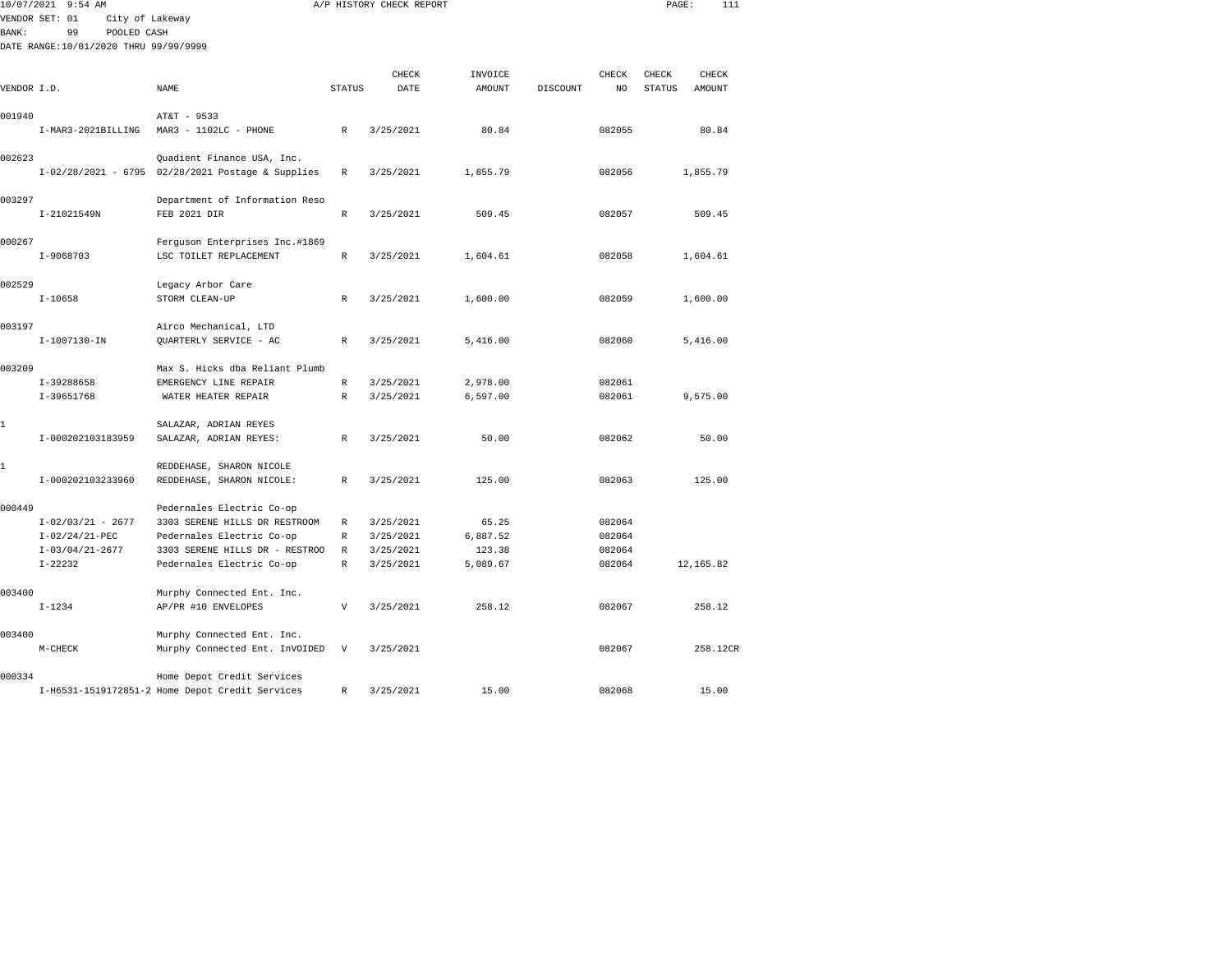10/07/2021 9:54 AM A/P HISTORY CHECK REPORT

VENDOR SET: 01 City of Lakeway
BANK: 99 POOLED CASH
DATE RANGE:10/01/2020 THRU 99/99/9999

| VENDOR I.D. | NAME | STATUS | CHECK DATE | INVOICE AMOUNT | DISCOUNT | CHECK NO | CHECK STATUS | CHECK AMOUNT |
|---|---|---|---|---|---|---|---|---|
| 001940 | AT&T - 9533 | | | | | | | |
| I-MAR3-2021BILLING | MAR3 - 1102LC - PHONE | R | 3/25/2021 | 80.84 | | 082055 | | 80.84 |
| 002623 | Quadient Finance USA, Inc. | | | | | | | |
| I-02/28/2021 - 6795 | 02/28/2021 Postage & Supplies | R | 3/25/2021 | 1,855.79 | | 082056 | | 1,855.79 |
| 003297 | Department of Information Reso | | | | | | | |
| I-21021549N | FEB 2021 DIR | R | 3/25/2021 | 509.45 | | 082057 | | 509.45 |
| 000267 | Ferguson Enterprises Inc.#1869 | | | | | | | |
| I-9068703 | LSC TOILET REPLACEMENT | R | 3/25/2021 | 1,604.61 | | 082058 | | 1,604.61 |
| 002529 | Legacy Arbor Care | | | | | | | |
| I-10658 | STORM CLEAN-UP | R | 3/25/2021 | 1,600.00 | | 082059 | | 1,600.00 |
| 003197 | Airco Mechanical, LTD | | | | | | | |
| I-1007130-IN | QUARTERLY SERVICE - AC | R | 3/25/2021 | 5,416.00 | | 082060 | | 5,416.00 |
| 003209 | Max S. Hicks dba Reliant Plumb | | | | | | | |
| I-39288658 | EMERGENCY LINE REPAIR | R | 3/25/2021 | 2,978.00 | | 082061 | | |
| I-39651768 | WATER HEATER REPAIR | R | 3/25/2021 | 6,597.00 | | 082061 | | 9,575.00 |
| 1 | SALAZAR, ADRIAN REYES | | | | | | | |
| I-000202103183959 | SALAZAR, ADRIAN REYES: | R | 3/25/2021 | 50.00 | | 082062 | | 50.00 |
| 1 | REDDEHASE, SHARON NICOLE | | | | | | | |
| I-000202103233960 | REDDEHASE, SHARON NICOLE: | R | 3/25/2021 | 125.00 | | 082063 | | 125.00 |
| 000449 | Pedernales Electric Co-op | | | | | | | |
| I-02/03/21 - 2677 | 3303 SERENE HILLS DR RESTROOM | R | 3/25/2021 | 65.25 | | 082064 | | |
| I-02/24/21-PEC | Pedernales Electric Co-op | R | 3/25/2021 | 6,887.52 | | 082064 | | |
| I-03/04/21-2677 | 3303 SERENE HILLS DR - RESTROO | R | 3/25/2021 | 123.38 | | 082064 | | |
| I-22232 | Pedernales Electric Co-op | R | 3/25/2021 | 5,089.67 | | 082064 | | 12,165.82 |
| 003400 | Murphy Connected Ent. Inc. | | | | | | | |
| I-1234 | AP/PR #10 ENVELOPES | V | 3/25/2021 | 258.12 | | 082067 | | 258.12 |
| 003400 | Murphy Connected Ent. Inc. | | | | | | | |
| M-CHECK | Murphy Connected Ent. InVOIDED | V | 3/25/2021 | | | 082067 | | 258.12CR |
| 000334 | Home Depot Credit Services | | | | | | | |
| I-H6531-1519172851-2 | Home Depot Credit Services | R | 3/25/2021 | 15.00 | | 082068 | | 15.00 |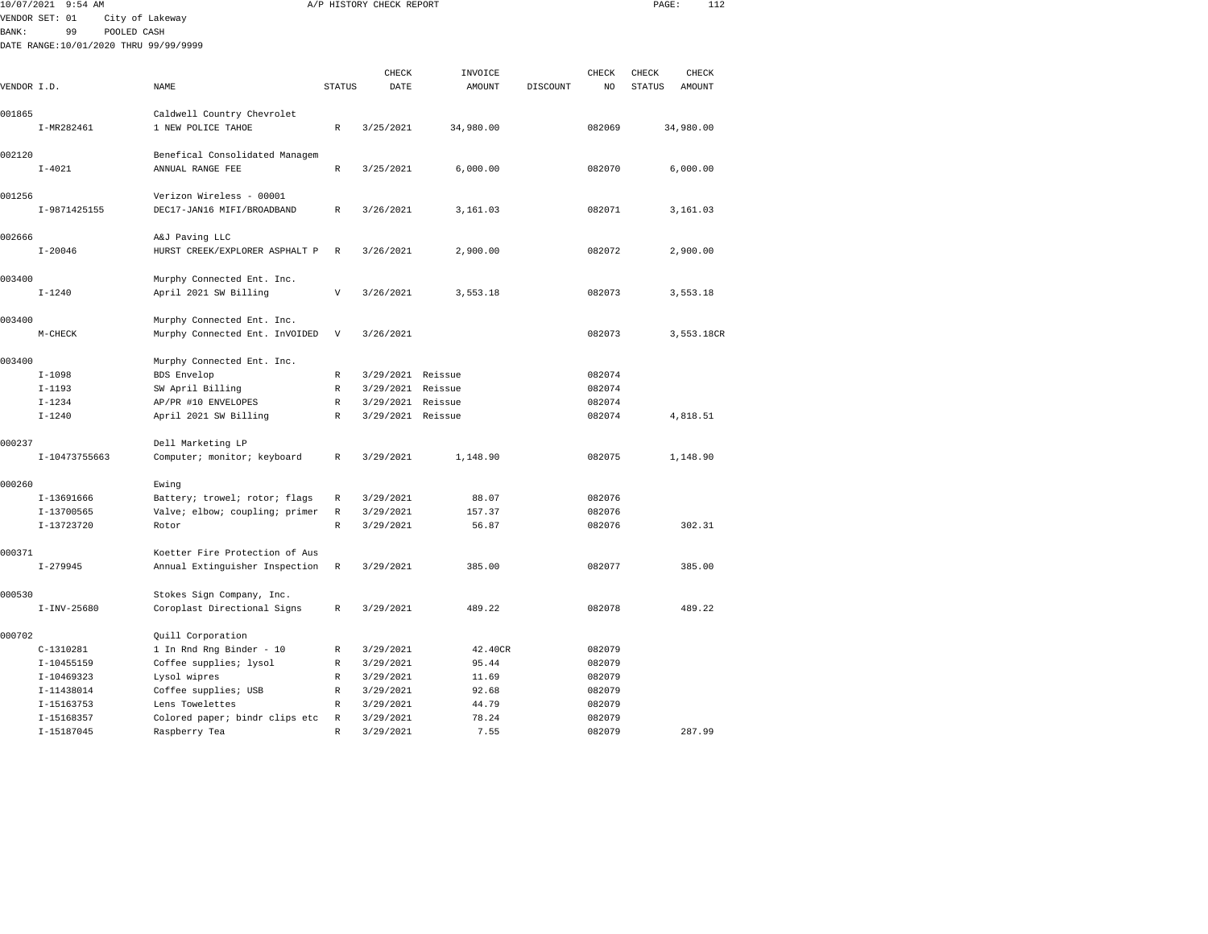VENDOR SET: 01 City of Lakeway
BANK: 99 POOLED CASH
DATE RANGE:10/01/2020 THRU 99/99/9999

A/P HISTORY CHECK REPORT

| VENDOR I.D. | NAME | STATUS | CHECK DATE | INVOICE AMOUNT | DISCOUNT | CHECK NO | CHECK STATUS | CHECK AMOUNT |
|---|---|---|---|---|---|---|---|---|
| 001865 | Caldwell Country Chevrolet | | | | | | | |
| I-MR282461 | 1 NEW POLICE TAHOE | R | 3/25/2021 | 34,980.00 | | 082069 | | 34,980.00 |
| 002120 | Benefical Consolidated Managem | | | | | | | |
| I-4021 | ANNUAL RANGE FEE | R | 3/25/2021 | 6,000.00 | | 082070 | | 6,000.00 |
| 001256 | Verizon Wireless - 00001 | | | | | | | |
| I-9871425155 | DEC17-JAN16 MIFI/BROADBAND | R | 3/26/2021 | 3,161.03 | | 082071 | | 3,161.03 |
| 002666 | A&J Paving LLC | | | | | | | |
| I-20046 | HURST CREEK/EXPLORER ASPHALT P | R | 3/26/2021 | 2,900.00 | | 082072 | | 2,900.00 |
| 003400 | Murphy Connected Ent. Inc. | | | | | | | |
| I-1240 | April 2021 SW Billing | V | 3/26/2021 | 3,553.18 | | 082073 | | 3,553.18 |
| 003400 | Murphy Connected Ent. Inc. | | | | | | | |
| M-CHECK | Murphy Connected Ent. InVOIDED | V | 3/26/2021 | | | 082073 | | 3,553.18CR |
| 003400 | Murphy Connected Ent. Inc. | | | | | | | |
| I-1098 | BDS Envelop | R | 3/29/2021 | Reissue | | 082074 | | |
| I-1193 | SW April Billing | R | 3/29/2021 | Reissue | | 082074 | | |
| I-1234 | AP/PR #10 ENVELOPES | R | 3/29/2021 | Reissue | | 082074 | | |
| I-1240 | April 2021 SW Billing | R | 3/29/2021 | Reissue | | 082074 | | 4,818.51 |
| 000237 | Dell Marketing LP | | | | | | | |
| I-10473755663 | Computer; monitor; keyboard | R | 3/29/2021 | 1,148.90 | | 082075 | | 1,148.90 |
| 000260 | Ewing | | | | | | | |
| I-13691666 | Battery; trowel; rotor; flags | R | 3/29/2021 | 88.07 | | 082076 | | |
| I-13700565 | Valve; elbow; coupling; primer | R | 3/29/2021 | 157.37 | | 082076 | | |
| I-13723720 | Rotor | R | 3/29/2021 | 56.87 | | 082076 | | 302.31 |
| 000371 | Koetter Fire Protection of Aus | | | | | | | |
| I-279945 | Annual Extinguisher Inspection | R | 3/29/2021 | 385.00 | | 082077 | | 385.00 |
| 000530 | Stokes Sign Company, Inc. | | | | | | | |
| I-INV-25680 | Coroplast Directional Signs | R | 3/29/2021 | 489.22 | | 082078 | | 489.22 |
| 000702 | Quill Corporation | | | | | | | |
| C-1310281 | 1 In Rnd Rng Binder - 10 | R | 3/29/2021 | 42.40CR | | 082079 | | |
| I-10455159 | Coffee supplies; lysol | R | 3/29/2021 | 95.44 | | 082079 | | |
| I-10469323 | Lysol wipres | R | 3/29/2021 | 11.69 | | 082079 | | |
| I-11438014 | Coffee supplies; USB | R | 3/29/2021 | 92.68 | | 082079 | | |
| I-15163753 | Lens Towelettes | R | 3/29/2021 | 44.79 | | 082079 | | |
| I-15168357 | Colored paper; bindr clips etc | R | 3/29/2021 | 78.24 | | 082079 | | |
| I-15187045 | Raspberry Tea | R | 3/29/2021 | 7.55 | | 082079 | | 287.99 |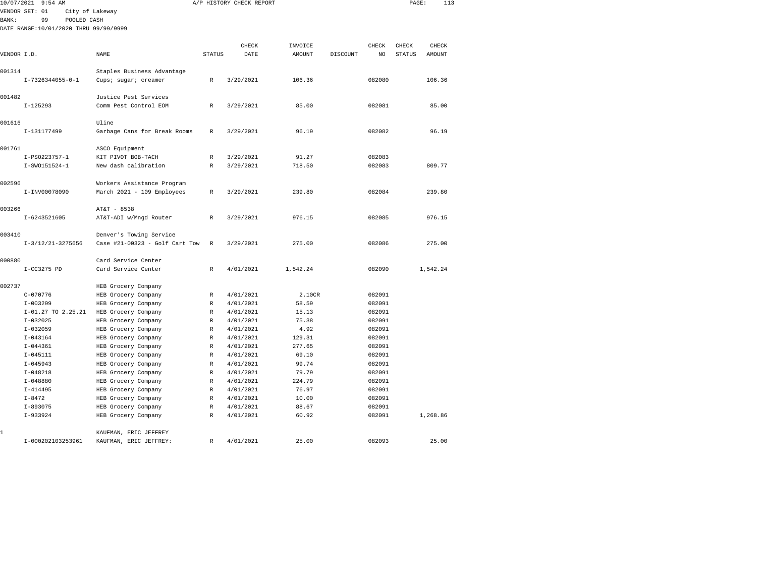10/07/2021 9:54 AM A/P HISTORY CHECK REPORT

VENDOR SET: 01 City of Lakeway
BANK: 99 POOLED CASH
DATE RANGE:10/01/2020 THRU 99/99/9999

| VENDOR I.D. | NAME | STATUS | CHECK DATE | INVOICE AMOUNT | DISCOUNT | CHECK NO | CHECK STATUS | CHECK AMOUNT |
|---|---|---|---|---|---|---|---|---|
| 001314 | Staples Business Advantage | | | | | | | |
| I-7326344055-0-1 | Cups; sugar; creamer | R | 3/29/2021 | 106.36 | | 082080 | | 106.36 |
| 001482 | Justice Pest Services | | | | | | | |
| I-125293 | Comm Pest Control EOM | R | 3/29/2021 | 85.00 | | 082081 | | 85.00 |
| 001616 | Uline | | | | | | | |
| I-131177499 | Garbage Cans for Break Rooms | R | 3/29/2021 | 96.19 | | 082082 | | 96.19 |
| 001761 | ASCO Equipment | | | | | | | |
| I-PSO223757-1 | KIT PIVOT BOB-TACH | R | 3/29/2021 | 91.27 | | 082083 | | |
| I-SWO151524-1 | New dash calibration | R | 3/29/2021 | 718.50 | | 082083 | | 809.77 |
| 002596 | Workers Assistance Program | | | | | | | |
| I-INV00078090 | March 2021 - 109 Employees | R | 3/29/2021 | 239.80 | | 082084 | | 239.80 |
| 003266 | AT&T - 8538 | | | | | | | |
| I-6243521605 | AT&T-ADI w/Mngd Router | R | 3/29/2021 | 976.15 | | 082085 | | 976.15 |
| 003410 | Denver's Towing Service | | | | | | | |
| I-3/12/21-3275656 | Case #21-00323 - Golf Cart Tow | R | 3/29/2021 | 275.00 | | 082086 | | 275.00 |
| 000880 | Card Service Center | | | | | | | |
| I-CC3275 PD | Card Service Center | R | 4/01/2021 | 1,542.24 | | 082090 | | 1,542.24 |
| 002737 | HEB Grocery Company | | | | | | | |
| C-070776 | HEB Grocery Company | R | 4/01/2021 | 2.10CR | | 082091 | | |
| I-003299 | HEB Grocery Company | R | 4/01/2021 | 58.59 | | 082091 | | |
| I-01.27 TO 2.25.21 | HEB Grocery Company | R | 4/01/2021 | 15.13 | | 082091 | | |
| I-032025 | HEB Grocery Company | R | 4/01/2021 | 75.38 | | 082091 | | |
| I-032059 | HEB Grocery Company | R | 4/01/2021 | 4.92 | | 082091 | | |
| I-043164 | HEB Grocery Company | R | 4/01/2021 | 129.31 | | 082091 | | |
| I-044361 | HEB Grocery Company | R | 4/01/2021 | 277.65 | | 082091 | | |
| I-045111 | HEB Grocery Company | R | 4/01/2021 | 69.10 | | 082091 | | |
| I-045943 | HEB Grocery Company | R | 4/01/2021 | 99.74 | | 082091 | | |
| I-048218 | HEB Grocery Company | R | 4/01/2021 | 79.79 | | 082091 | | |
| I-048880 | HEB Grocery Company | R | 4/01/2021 | 224.79 | | 082091 | | |
| I-414495 | HEB Grocery Company | R | 4/01/2021 | 76.97 | | 082091 | | |
| I-8472 | HEB Grocery Company | R | 4/01/2021 | 10.00 | | 082091 | | |
| I-893075 | HEB Grocery Company | R | 4/01/2021 | 88.67 | | 082091 | | |
| I-933924 | HEB Grocery Company | R | 4/01/2021 | 60.92 | | 082091 | | 1,268.86 |
| 1 | KAUFMAN, ERIC JEFFREY | | | | | | | |
| I-000202103253961 | KAUFMAN, ERIC JEFFREY: | R | 4/01/2021 | 25.00 | | 082093 | | 25.00 |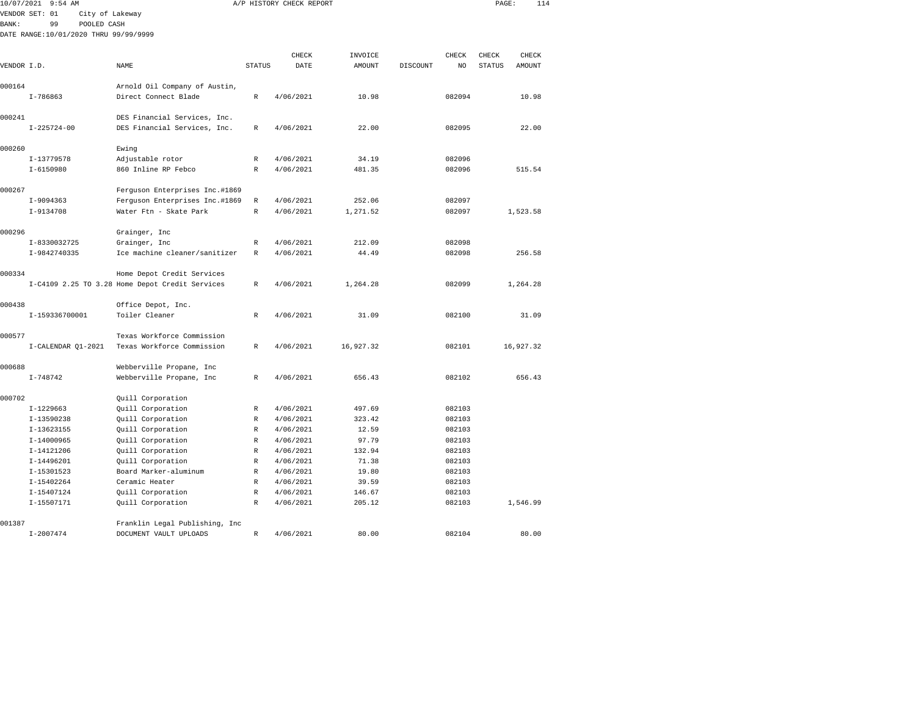10/07/2021 9:54 AM A/P HISTORY CHECK REPORT

VENDOR SET: 01 City of Lakeway
BANK: 99 POOLED CASH
DATE RANGE:10/01/2020 THRU 99/99/9999

| VENDOR I.D. | NAME | STATUS | CHECK DATE | INVOICE AMOUNT | DISCOUNT | CHECK NO | CHECK STATUS | CHECK AMOUNT |
|---|---|---|---|---|---|---|---|---|
| 000164 | Arnold Oil Company of Austin, | | | | | | | |
| I-786863 | Direct Connect Blade | R | 4/06/2021 | 10.98 | | 082094 | | 10.98 |
| 000241 | DES Financial Services, Inc. | | | | | | | |
| I-225724-00 | DES Financial Services, Inc. | R | 4/06/2021 | 22.00 | | 082095 | | 22.00 |
| 000260 | Ewing | | | | | | | |
| I-13779578 | Adjustable rotor | R | 4/06/2021 | 34.19 | | 082096 | | |
| I-6150980 | 860 Inline RP Febco | R | 4/06/2021 | 481.35 | | 082096 | | 515.54 |
| 000267 | Ferguson Enterprises Inc.#1869 | | | | | | | |
| I-9094363 | Ferguson Enterprises Inc.#1869 | R | 4/06/2021 | 252.06 | | 082097 | | |
| I-9134708 | Water Ftn - Skate Park | R | 4/06/2021 | 1,271.52 | | 082097 | | 1,523.58 |
| 000296 | Grainger, Inc | | | | | | | |
| I-8330032725 | Grainger, Inc | R | 4/06/2021 | 212.09 | | 082098 | | |
| I-9842740335 | Ice machine cleaner/sanitizer | R | 4/06/2021 | 44.49 | | 082098 | | 256.58 |
| 000334 | Home Depot Credit Services | | | | | | | |
| I-C4109 2.25 TO 3.28 | Home Depot Credit Services | R | 4/06/2021 | 1,264.28 | | 082099 | | 1,264.28 |
| 000438 | Office Depot, Inc. | | | | | | | |
| I-159336700001 | Toiler Cleaner | R | 4/06/2021 | 31.09 | | 082100 | | 31.09 |
| 000577 | Texas Workforce Commission | | | | | | | |
| I-CALENDAR Q1-2021 | Texas Workforce Commission | R | 4/06/2021 | 16,927.32 | | 082101 | | 16,927.32 |
| 000688 | Webberville Propane, Inc | | | | | | | |
| I-748742 | Webberville Propane, Inc | R | 4/06/2021 | 656.43 | | 082102 | | 656.43 |
| 000702 | Quill Corporation | | | | | | | |
| I-1229663 | Quill Corporation | R | 4/06/2021 | 497.69 | | 082103 | | |
| I-13590238 | Quill Corporation | R | 4/06/2021 | 323.42 | | 082103 | | |
| I-13623155 | Quill Corporation | R | 4/06/2021 | 12.59 | | 082103 | | |
| I-14000965 | Quill Corporation | R | 4/06/2021 | 97.79 | | 082103 | | |
| I-14121206 | Quill Corporation | R | 4/06/2021 | 132.94 | | 082103 | | |
| I-14496201 | Quill Corporation | R | 4/06/2021 | 71.38 | | 082103 | | |
| I-15301523 | Board Marker-aluminum | R | 4/06/2021 | 19.80 | | 082103 | | |
| I-15402264 | Ceramic Heater | R | 4/06/2021 | 39.59 | | 082103 | | |
| I-15407124 | Quill Corporation | R | 4/06/2021 | 146.67 | | 082103 | | |
| I-15507171 | Quill Corporation | R | 4/06/2021 | 205.12 | | 082103 | | 1,546.99 |
| 001387 | Franklin Legal Publishing, Inc | | | | | | | |
| I-2007474 | DOCUMENT VAULT UPLOADS | R | 4/06/2021 | 80.00 | | 082104 | | 80.00 |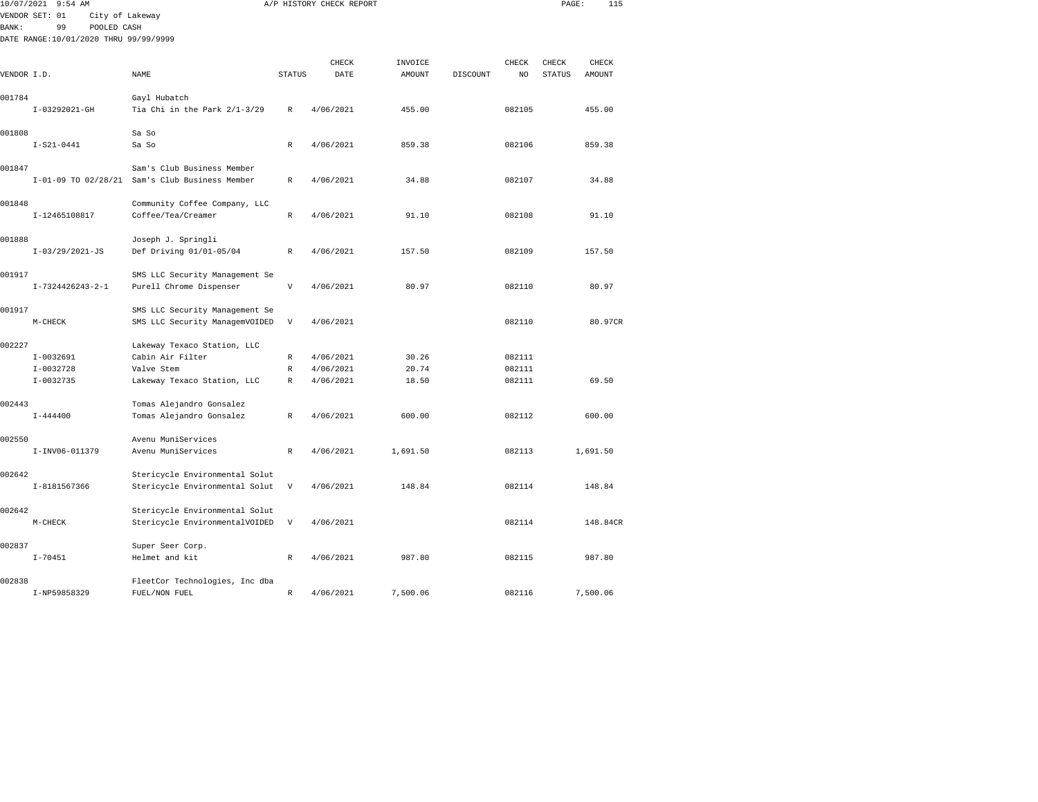10/07/2021 9:54 AM A/P HISTORY CHECK REPORT

VENDOR SET: 01 City of Lakeway
BANK: 99 POOLED CASH
DATE RANGE:10/01/2020 THRU 99/99/9999

| VENDOR I.D. | NAME | STATUS | CHECK DATE | INVOICE AMOUNT | DISCOUNT | CHECK NO | CHECK STATUS | CHECK AMOUNT |
|---|---|---|---|---|---|---|---|---|
| 001784 | Gayl Hubatch | | | | | | | |
| I-03292021-GH | Tia Chi in the Park 2/1-3/29 | R | 4/06/2021 | 455.00 | | 082105 | | 455.00 |
| 001808 | Sa So | | | | | | | |
| I-S21-0441 | Sa So | R | 4/06/2021 | 859.38 | | 082106 | | 859.38 |
| 001847 | Sam's Club Business Member | | | | | | | |
| I-01-09 TO 02/28/21 | Sam's Club Business Member | R | 4/06/2021 | 34.88 | | 082107 | | 34.88 |
| 001848 | Community Coffee Company, LLC | | | | | | | |
| I-12465108817 | Coffee/Tea/Creamer | R | 4/06/2021 | 91.10 | | 082108 | | 91.10 |
| 001888 | Joseph J. Springli | | | | | | | |
| I-03/29/2021-JS | Def Driving 01/01-05/04 | R | 4/06/2021 | 157.50 | | 082109 | | 157.50 |
| 001917 | SMS LLC Security Management Se | | | | | | | |
| I-7324426243-2-1 | Purell Chrome Dispenser | V | 4/06/2021 | 80.97 | | 082110 | | 80.97 |
| 001917 | SMS LLC Security Management Se | | | | | | | |
| M-CHECK | SMS LLC Security ManagemVOIDED | V | 4/06/2021 | | | 082110 | | 80.97CR |
| 002227 | Lakeway Texaco Station, LLC | | | | | | | |
| I-0032691 | Cabin Air Filter | R | 4/06/2021 | 30.26 | | 082111 | | |
| I-0032728 | Valve Stem | R | 4/06/2021 | 20.74 | | 082111 | | |
| I-0032735 | Lakeway Texaco Station, LLC | R | 4/06/2021 | 18.50 | | 082111 | | 69.50 |
| 002443 | Tomas Alejandro Gonsalez | | | | | | | |
| I-444400 | Tomas Alejandro Gonsalez | R | 4/06/2021 | 600.00 | | 082112 | | 600.00 |
| 002550 | Avenu MuniServices | | | | | | | |
| I-INV06-011379 | Avenu MuniServices | R | 4/06/2021 | 1,691.50 | | 082113 | | 1,691.50 |
| 002642 | Stericycle Environmental Solut | | | | | | | |
| I-8181567366 | Stericycle Environmental Solut | V | 4/06/2021 | 148.84 | | 082114 | | 148.84 |
| 002642 | Stericycle Environmental Solut | | | | | | | |
| M-CHECK | Stericycle EnvironmentalVOIDED | V | 4/06/2021 | | | 082114 | | 148.84CR |
| 002837 | Super Seer Corp. | | | | | | | |
| I-70451 | Helmet and kit | R | 4/06/2021 | 987.80 | | 082115 | | 987.80 |
| 002838 | FleetCor Technologies, Inc dba | | | | | | | |
| I-NP59858329 | FUEL/NON FUEL | R | 4/06/2021 | 7,500.06 | | 082116 | | 7,500.06 |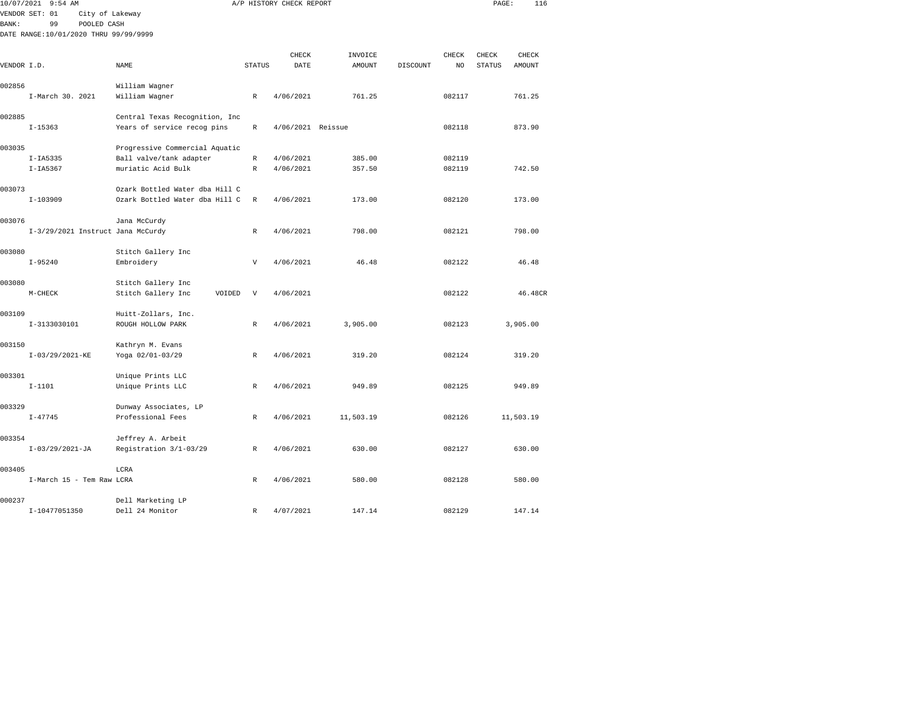10/07/2021 9:54 AM A/P HISTORY CHECK REPORT

VENDOR SET: 01 City of Lakeway
BANK: 99 POOLED CASH
DATE RANGE:10/01/2020 THRU 99/99/9999

| VENDOR I.D. | NAME | STATUS | CHECK DATE | INVOICE AMOUNT | DISCOUNT | CHECK NO | CHECK STATUS | CHECK AMOUNT |
|---|---|---|---|---|---|---|---|---|
| 002856 | William Wagner | | | | | | | |
| I-March 30. 2021 | William Wagner | R | 4/06/2021 | 761.25 | | 082117 | | 761.25 |
| 002885 | Central Texas Recognition, Inc | | | | | | | |
| I-15363 | Years of service recog pins | R | 4/06/2021 | Reissue | | 082118 | | 873.90 |
| 003035 | Progressive Commercial Aquatic | | | | | | | |
| I-IA5335 | Ball valve/tank adapter | R | 4/06/2021 | 385.00 | | 082119 | | |
| I-IA5367 | muriatic Acid Bulk | R | 4/06/2021 | 357.50 | | 082119 | | 742.50 |
| 003073 | Ozark Bottled Water dba Hill C | | | | | | | |
| I-103909 | Ozark Bottled Water dba Hill C | R | 4/06/2021 | 173.00 | | 082120 | | 173.00 |
| 003076 | Jana McCurdy | | | | | | | |
| I-3/29/2021 Instruct | Jana McCurdy | R | 4/06/2021 | 798.00 | | 082121 | | 798.00 |
| 003080 | Stitch Gallery Inc | | | | | | | |
| I-95240 | Embroidery | V | 4/06/2021 | 46.48 | | 082122 | | 46.48 |
| 003080 | Stitch Gallery Inc | | | | | | | |
| M-CHECK | Stitch Gallery Inc VOIDED | V | 4/06/2021 | | | 082122 | | 46.48CR |
| 003109 | Huitt-Zollars, Inc. | | | | | | | |
| I-3133030101 | ROUGH HOLLOW PARK | R | 4/06/2021 | 3,905.00 | | 082123 | | 3,905.00 |
| 003150 | Kathryn M. Evans | | | | | | | |
| I-03/29/2021-KE | Yoga 02/01-03/29 | R | 4/06/2021 | 319.20 | | 082124 | | 319.20 |
| 003301 | Unique Prints LLC | | | | | | | |
| I-1101 | Unique Prints LLC | R | 4/06/2021 | 949.89 | | 082125 | | 949.89 |
| 003329 | Dunway Associates, LP | | | | | | | |
| I-47745 | Professional Fees | R | 4/06/2021 | 11,503.19 | | 082126 | | 11,503.19 |
| 003354 | Jeffrey A. Arbeit | | | | | | | |
| I-03/29/2021-JA | Registration 3/1-03/29 | R | 4/06/2021 | 630.00 | | 082127 | | 630.00 |
| 003405 | LCRA | | | | | | | |
| I-March 15 - Tem Raw | LCRA | R | 4/06/2021 | 580.00 | | 082128 | | 580.00 |
| 000237 | Dell Marketing LP | | | | | | | |
| I-10477051350 | Dell 24 Monitor | R | 4/07/2021 | 147.14 | | 082129 | | 147.14 |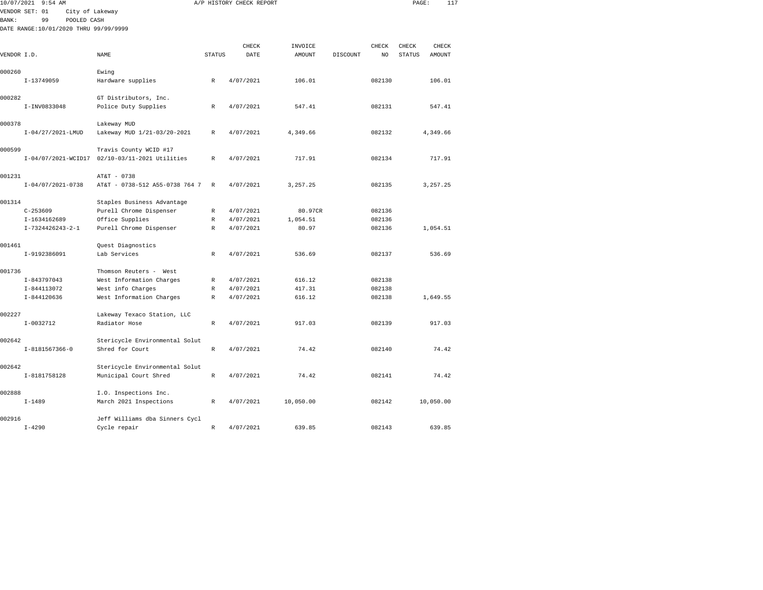10/07/2021 9:54 AM A/P HISTORY CHECK REPORT

VENDOR SET: 01 City of Lakeway
BANK: 99 POOLED CASH
DATE RANGE:10/01/2020 THRU 99/99/9999

| VENDOR I.D. | NAME | STATUS | CHECK DATE | INVOICE AMOUNT | DISCOUNT | CHECK NO | CHECK STATUS | CHECK AMOUNT |
|---|---|---|---|---|---|---|---|---|
| 000260 | Ewing | | | | | | | |
| I-13749059 | Hardware supplies | R | 4/07/2021 | 106.01 | | 082130 | | 106.01 |
| 000282 | GT Distributors, Inc. | | | | | | | |
| I-INV0833048 | Police Duty Supplies | R | 4/07/2021 | 547.41 | | 082131 | | 547.41 |
| 000378 | Lakeway MUD | | | | | | | |
| I-04/27/2021-LMUD | Lakeway MUD 1/21-03/20-2021 | R | 4/07/2021 | 4,349.66 | | 082132 | | 4,349.66 |
| 000599 | Travis County WCID #17 | | | | | | | |
| I-04/07/2021-WCID17 | 02/10-03/11-2021 Utilities | R | 4/07/2021 | 717.91 | | 082134 | | 717.91 |
| 001231 | AT&T - 0738 | | | | | | | |
| I-04/07/2021-0738 | AT&T - 0738-512 A55-0738 764 7 | R | 4/07/2021 | 3,257.25 | | 082135 | | 3,257.25 |
| 001314 | Staples Business Advantage | | | | | | | |
| C-253609 | Purell Chrome Dispenser | R | 4/07/2021 | 80.97CR | | 082136 | | |
| I-1634162689 | Office Supplies | R | 4/07/2021 | 1,054.51 | | 082136 | | |
| I-7324426243-2-1 | Purell Chrome Dispenser | R | 4/07/2021 | 80.97 | | 082136 | | 1,054.51 |
| 001461 | Quest Diagnostics | | | | | | | |
| I-9192386091 | Lab Services | R | 4/07/2021 | 536.69 | | 082137 | | 536.69 |
| 001736 | Thomson Reuters - West | | | | | | | |
| I-843797043 | West Information Charges | R | 4/07/2021 | 616.12 | | 082138 | | |
| I-844113072 | West info Charges | R | 4/07/2021 | 417.31 | | 082138 | | |
| I-844120636 | West Information Charges | R | 4/07/2021 | 616.12 | | 082138 | | 1,649.55 |
| 002227 | Lakeway Texaco Station, LLC | | | | | | | |
| I-0032712 | Radiator Hose | R | 4/07/2021 | 917.03 | | 082139 | | 917.03 |
| 002642 | Stericycle Environmental Solut | | | | | | | |
| I-8181567366-0 | Shred for Court | R | 4/07/2021 | 74.42 | | 082140 | | 74.42 |
| 002642 | Stericycle Environmental Solut | | | | | | | |
| I-8181758128 | Municipal Court Shred | R | 4/07/2021 | 74.42 | | 082141 | | 74.42 |
| 002888 | I.O. Inspections Inc. | | | | | | | |
| I-1489 | March 2021 Inspections | R | 4/07/2021 | 10,050.00 | | 082142 | | 10,050.00 |
| 002916 | Jeff Williams dba Sinners Cycl | | | | | | | |
| I-4290 | Cycle repair | R | 4/07/2021 | 639.85 | | 082143 | | 639.85 |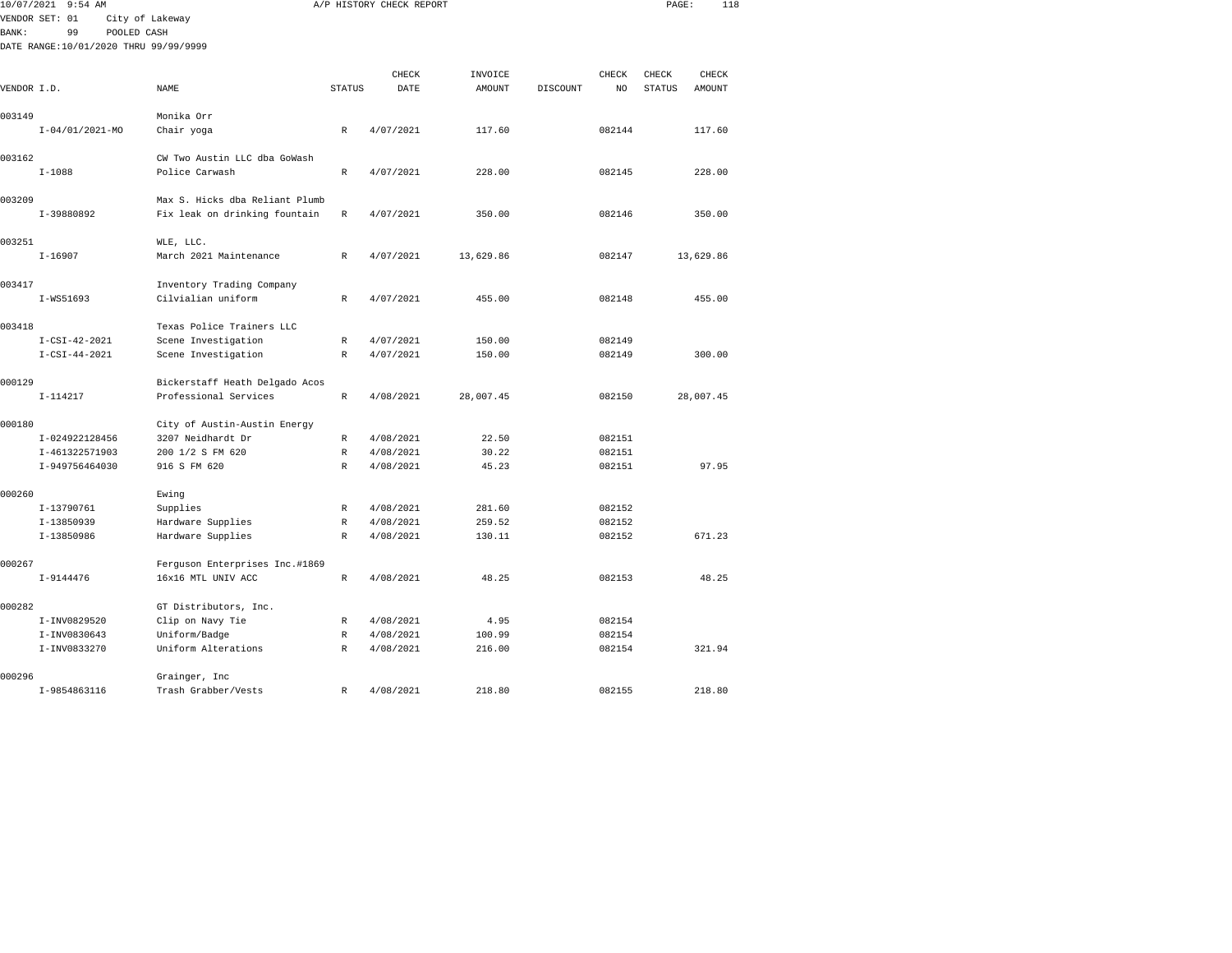10/07/2021 9:54 AM A/P HISTORY CHECK REPORT

VENDOR SET: 01 City of Lakeway
BANK: 99 POOLED CASH
DATE RANGE:10/01/2020 THRU 99/99/9999

| VENDOR I.D. | NAME | STATUS | CHECK DATE | INVOICE AMOUNT | DISCOUNT | CHECK NO | CHECK STATUS | CHECK AMOUNT |
|---|---|---|---|---|---|---|---|---|
| 003149 | Monika Orr | | | | | | | |
| I-04/01/2021-MO | Chair yoga | R | 4/07/2021 | 117.60 | | 082144 | | 117.60 |
| 003162 | CW Two Austin LLC dba GoWash | | | | | | | |
| I-1088 | Police Carwash | R | 4/07/2021 | 228.00 | | 082145 | | 228.00 |
| 003209 | Max S. Hicks dba Reliant Plumb | | | | | | | |
| I-39880892 | Fix leak on drinking fountain | R | 4/07/2021 | 350.00 | | 082146 | | 350.00 |
| 003251 | WLE, LLC. | | | | | | | |
| I-16907 | March 2021 Maintenance | R | 4/07/2021 | 13,629.86 | | 082147 | | 13,629.86 |
| 003417 | Inventory Trading Company | | | | | | | |
| I-WS51693 | Cilvialian uniform | R | 4/07/2021 | 455.00 | | 082148 | | 455.00 |
| 003418 | Texas Police Trainers LLC | | | | | | | |
| I-CSI-42-2021 | Scene Investigation | R | 4/07/2021 | 150.00 | | 082149 | | |
| I-CSI-44-2021 | Scene Investigation | R | 4/07/2021 | 150.00 | | 082149 | | 300.00 |
| 000129 | Bickerstaff Heath Delgado Acos | | | | | | | |
| I-114217 | Professional Services | R | 4/08/2021 | 28,007.45 | | 082150 | | 28,007.45 |
| 000180 | City of Austin-Austin Energy | | | | | | | |
| I-024922128456 | 3207 Neidhardt Dr | R | 4/08/2021 | 22.50 | | 082151 | | |
| I-461322571903 | 200 1/2 S FM 620 | R | 4/08/2021 | 30.22 | | 082151 | | |
| I-949756464030 | 916 S FM 620 | R | 4/08/2021 | 45.23 | | 082151 | | 97.95 |
| 000260 | Ewing | | | | | | | |
| I-13790761 | Supplies | R | 4/08/2021 | 281.60 | | 082152 | | |
| I-13850939 | Hardware Supplies | R | 4/08/2021 | 259.52 | | 082152 | | |
| I-13850986 | Hardware Supplies | R | 4/08/2021 | 130.11 | | 082152 | | 671.23 |
| 000267 | Ferguson Enterprises Inc.#1869 | | | | | | | |
| I-9144476 | 16x16 MTL UNIV ACC | R | 4/08/2021 | 48.25 | | 082153 | | 48.25 |
| 000282 | GT Distributors, Inc. | | | | | | | |
| I-INV0829520 | Clip on Navy Tie | R | 4/08/2021 | 4.95 | | 082154 | | |
| I-INV0830643 | Uniform/Badge | R | 4/08/2021 | 100.99 | | 082154 | | |
| I-INV0833270 | Uniform Alterations | R | 4/08/2021 | 216.00 | | 082154 | | 321.94 |
| 000296 | Grainger, Inc | | | | | | | |
| I-9854863116 | Trash Grabber/Vests | R | 4/08/2021 | 218.80 | | 082155 | | 218.80 |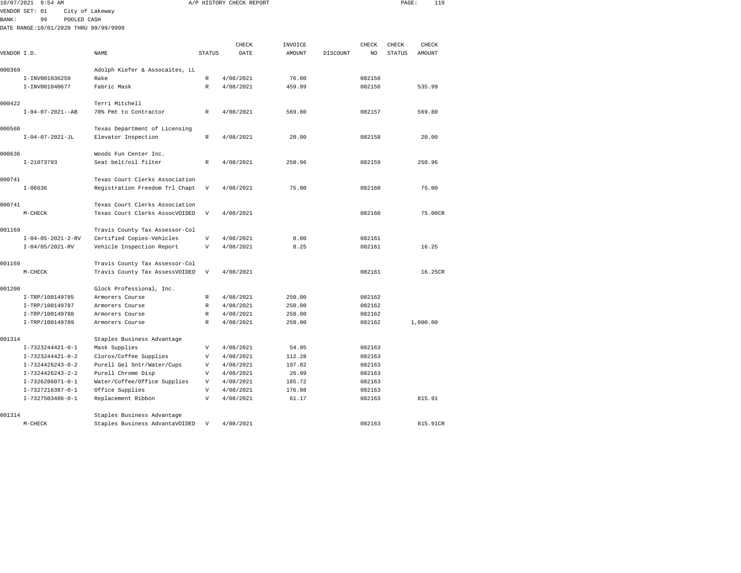10/07/2021 9:54 AM A/P HISTORY CHECK REPORT

VENDOR SET: 01 City of Lakeway
BANK: 99 POOLED CASH
DATE RANGE:10/01/2020 THRU 99/99/9999

| VENDOR I.D. | NAME | STATUS | CHECK DATE | INVOICE AMOUNT | DISCOUNT | CHECK NO | CHECK STATUS | CHECK AMOUNT |
|---|---|---|---|---|---|---|---|---|
| 000369 | Adolph Kiefer & Assocaites, LL | | | | | | | |
| I-INV001036259 | Rake | R | 4/08/2021 | 76.00 | | 082156 | | |
| I-INV001040677 | Fabric Mask | R | 4/08/2021 | 459.99 | | 082156 | | 535.99 |
| 000422 | Terri Mitchell | | | | | | | |
| I-04-07-2021--AB | 70% Pmt to Contractor | R | 4/08/2021 | 569.80 | | 082157 | | 569.80 |
| 000560 | Texas Department of Licensing | | | | | | | |
| I-04-07-2021-JL | Elevator Inspection | R | 4/08/2021 | 20.00 | | 082158 | | 20.00 |
| 000636 | Woods Fun Center Inc. | | | | | | | |
| I-21073793 | Seat belt/oil filter | R | 4/08/2021 | 250.96 | | 082159 | | 250.96 |
| 000741 | Texas Court Clerks Association | | | | | | | |
| I-06636 | Registration Freedom Trl Chapt | V | 4/08/2021 | 75.00 | | 082160 | | 75.00 |
| 000741 | Texas Court Clerks Association | | | | | | | |
| M-CHECK | Texas Court Clerks AssocVOIDED | V | 4/08/2021 | | | 082160 | | 75.00CR |
| 001169 | Travis County Tax Assessor-Col | | | | | | | |
| I-04-05-2021-2-RV | Certified Copies-Vehicles | V | 4/08/2021 | 8.00 | | 082161 | | |
| I-04/05/2021-RV | Vehicle Inspection Report | V | 4/08/2021 | 8.25 | | 082161 | | 16.25 |
| 001169 | Travis County Tax Assessor-Col | | | | | | | |
| M-CHECK | Travis County Tax AssessVOIDED | V | 4/08/2021 | | | 082161 | | 16.25CR |
| 001200 | Glock Professional, Inc. | | | | | | | |
| I-TRP/100149785 | Armorers Course | R | 4/08/2021 | 250.00 | | 082162 | | |
| I-TRP/100149787 | Armorers Course | R | 4/08/2021 | 250.00 | | 082162 | | |
| I-TRP/100149788 | Armorers Course | R | 4/08/2021 | 250.00 | | 082162 | | |
| I-TRP/100149789 | Armorers Course | R | 4/08/2021 | 250.00 | | 082162 | | 1,000.00 |
| 001314 | Staples Business Advantage | | | | | | | |
| I-7323244421-0-1 | Mask Supplies | V | 4/08/2021 | 54.95 | | 082163 | | |
| I-7323244421-0-2 | Clorox/Coffee Supplies | V | 4/08/2021 | 112.28 | | 082163 | | |
| I-7324426243-0-2 | Purell Gel Sntr/Water/Cups | V | 4/08/2021 | 197.82 | | 082163 | | |
| I-7324426243-2-2 | Purell Chrome Disp | V | 4/08/2021 | 26.99 | | 082163 | | |
| I-7326286071-0-1 | Water/Coffee/Office Supplies | V | 4/08/2021 | 185.72 | | 082163 | | |
| I-7327216387-0-1 | Office Supplies | V | 4/08/2021 | 176.98 | | 082163 | | |
| I-7327503486-0-1 | Replacement Ribbon | V | 4/08/2021 | 61.17 | | 082163 | | 815.91 |
| 001314 | Staples Business Advantage | | | | | | | |
| M-CHECK | Staples Business AdvantaVOIDED | V | 4/08/2021 | | | 082163 | | 815.91CR |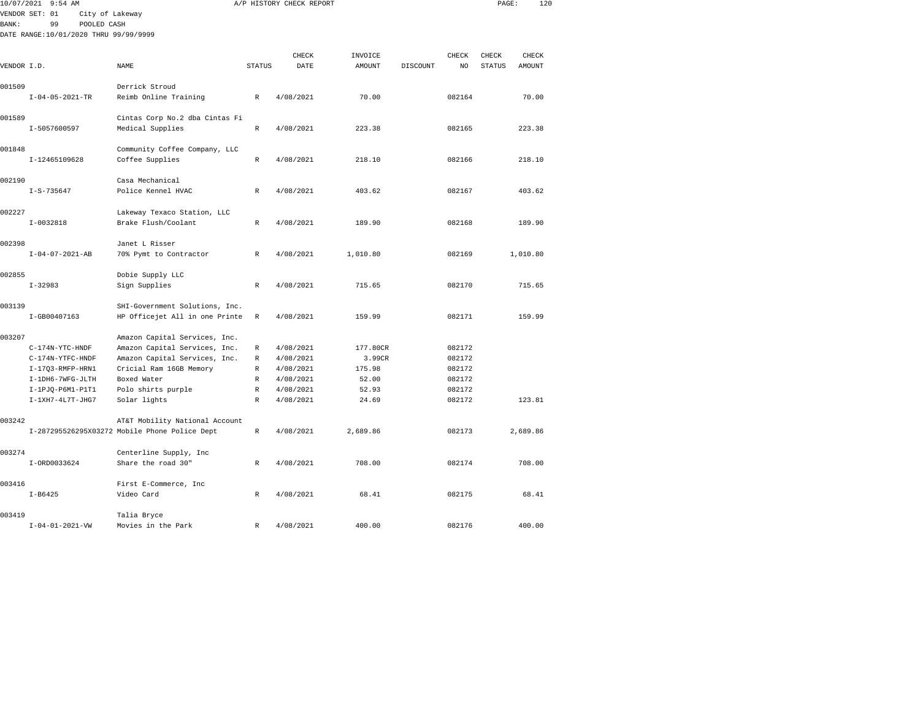10/07/2021 9:54 AM A/P HISTORY CHECK REPORT

VENDOR SET: 01 City of Lakeway
BANK: 99 POOLED CASH
DATE RANGE:10/01/2020 THRU 99/99/9999

| VENDOR I.D. | NAME | STATUS | CHECK DATE | INVOICE AMOUNT | DISCOUNT | CHECK NO | CHECK STATUS | CHECK AMOUNT |
|---|---|---|---|---|---|---|---|---|
| 001509 | Derrick Stroud | | | | | | | |
| I-04-05-2021-TR | Reimb Online Training | R | 4/08/2021 | 70.00 | | 082164 | | 70.00 |
| 001589 | Cintas Corp No.2 dba Cintas Fi | | | | | | | |
| I-5057600597 | Medical Supplies | R | 4/08/2021 | 223.38 | | 082165 | | 223.38 |
| 001848 | Community Coffee Company, LLC | | | | | | | |
| I-12465109628 | Coffee Supplies | R | 4/08/2021 | 218.10 | | 082166 | | 218.10 |
| 002190 | Casa Mechanical | | | | | | | |
| I-S-735647 | Police Kennel HVAC | R | 4/08/2021 | 403.62 | | 082167 | | 403.62 |
| 002227 | Lakeway Texaco Station, LLC | | | | | | | |
| I-0032818 | Brake Flush/Coolant | R | 4/08/2021 | 189.90 | | 082168 | | 189.90 |
| 002398 | Janet L Risser | | | | | | | |
| I-04-07-2021-AB | 70% Pymt to Contractor | R | 4/08/2021 | 1,010.80 | | 082169 | | 1,010.80 |
| 002855 | Dobie Supply LLC | | | | | | | |
| I-32983 | Sign Supplies | R | 4/08/2021 | 715.65 | | 082170 | | 715.65 |
| 003139 | SHI-Government Solutions, Inc. | | | | | | | |
| I-GB00407163 | HP Officejet All in one Printe | R | 4/08/2021 | 159.99 | | 082171 | | 159.99 |
| 003207 | Amazon Capital Services, Inc. | | | | | | | |
| C-174N-YTC-HNDF | Amazon Capital Services, Inc. | R | 4/08/2021 | 177.80CR | | 082172 | | |
| C-174N-YTFC-HNDF | Amazon Capital Services, Inc. | R | 4/08/2021 | 3.99CR | | 082172 | | |
| I-17Q3-RMFP-HRN1 | Cricial Ram 16GB Memory | R | 4/08/2021 | 175.98 | | 082172 | | |
| I-1DH6-7WFG-JLTH | Boxed Water | R | 4/08/2021 | 52.00 | | 082172 | | |
| I-1PJQ-P6M1-P1T1 | Polo shirts purple | R | 4/08/2021 | 52.93 | | 082172 | | |
| I-1XH7-4L7T-JHG7 | Solar lights | R | 4/08/2021 | 24.69 | | 082172 | | 123.81 |
| 003242 | AT&T Mobility National Account | | | | | | | |
| I-287295526295X03272 | Mobile Phone Police Dept | R | 4/08/2021 | 2,689.86 | | 082173 | | 2,689.86 |
| 003274 | Centerline Supply, Inc | | | | | | | |
| I-ORD0033624 | Share the road 30" | R | 4/08/2021 | 708.00 | | 082174 | | 708.00 |
| 003416 | First E-Commerce, Inc | | | | | | | |
| I-B6425 | Video Card | R | 4/08/2021 | 68.41 | | 082175 | | 68.41 |
| 003419 | Talia Bryce | | | | | | | |
| I-04-01-2021-VW | Movies in the Park | R | 4/08/2021 | 400.00 | | 082176 | | 400.00 |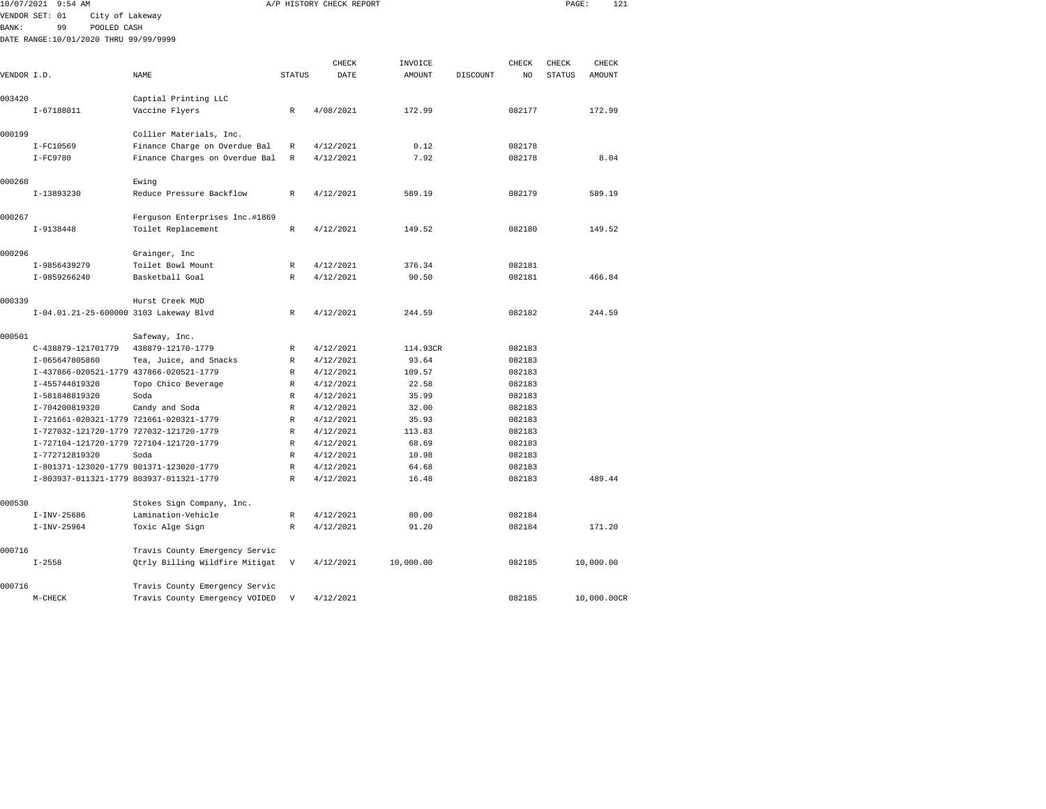10/07/2021 9:54 AM A/P HISTORY CHECK REPORT

VENDOR SET: 01 City of Lakeway
BANK: 99 POOLED CASH
DATE RANGE:10/01/2020 THRU 99/99/9999

| VENDOR I.D. | NAME | STATUS | CHECK DATE | INVOICE AMOUNT | DISCOUNT | CHECK NO | CHECK STATUS | CHECK AMOUNT |
|---|---|---|---|---|---|---|---|---|
| 003420 | Captial Printing LLC | | | | | | | |
| I-67188011 | Vaccine Flyers | R | 4/08/2021 | 172.99 | | 082177 | | 172.99 |
| 000199 | Collier Materials, Inc. | | | | | | | |
| I-FC10569 | Finance Charge on Overdue Bal | R | 4/12/2021 | 0.12 | | 082178 | | |
| I-FC9780 | Finance Charges on Overdue Bal | R | 4/12/2021 | 7.92 | | 082178 | | 8.04 |
| 000260 | Ewing | | | | | | | |
| I-13893230 | Reduce Pressure Backflow | R | 4/12/2021 | 589.19 | | 082179 | | 589.19 |
| 000267 | Ferguson Enterprises Inc.#1869 | | | | | | | |
| I-9138448 | Toilet Replacement | R | 4/12/2021 | 149.52 | | 082180 | | 149.52 |
| 000296 | Grainger, Inc | | | | | | | |
| I-9856439279 | Toilet Bowl Mount | R | 4/12/2021 | 376.34 | | 082181 | | |
| I-9859266240 | Basketball Goal | R | 4/12/2021 | 90.50 | | 082181 | | 466.84 |
| 000339 | Hurst Creek MUD | | | | | | | |
| I-04.01.21-25-600000 | 3103 Lakeway Blvd | R | 4/12/2021 | 244.59 | | 082182 | | 244.59 |
| 000501 | Safeway, Inc. | | | | | | | |
| C-438879-121701779 | 438879-12170-1779 | R | 4/12/2021 | 114.93CR | | 082183 | | |
| I-065647805860 | Tea, Juice, and Snacks | R | 4/12/2021 | 93.64 | | 082183 | | |
| I-437866-020521-1779 | 437866-020521-1779 | R | 4/12/2021 | 109.57 | | 082183 | | |
| I-455744819320 | Topo Chico Beverage | R | 4/12/2021 | 22.58 | | 082183 | | |
| I-581848819320 | Soda | R | 4/12/2021 | 35.99 | | 082183 | | |
| I-704200819320 | Candy and Soda | R | 4/12/2021 | 32.00 | | 082183 | | |
| I-721661-020321-1779 | 721661-020321-1779 | R | 4/12/2021 | 35.93 | | 082183 | | |
| I-727032-121720-1779 | 727032-121720-1779 | R | 4/12/2021 | 113.83 | | 082183 | | |
| I-727104-121720-1779 | 727104-121720-1779 | R | 4/12/2021 | 68.69 | | 082183 | | |
| I-772712819320 | Soda | R | 4/12/2021 | 10.98 | | 082183 | | |
| I-801371-123020-1779 | 801371-123020-1779 | R | 4/12/2021 | 64.68 | | 082183 | | |
| I-803937-011321-1779 | 803937-011321-1779 | R | 4/12/2021 | 16.48 | | 082183 | | 489.44 |
| 000530 | Stokes Sign Company, Inc. | | | | | | | |
| I-INV-25686 | Lamination-Vehicle | R | 4/12/2021 | 80.00 | | 082184 | | |
| I-INV-25964 | Toxic Alge Sign | R | 4/12/2021 | 91.20 | | 082184 | | 171.20 |
| 000716 | Travis County Emergency Servic | | | | | | | |
| I-2558 | Qtrly Billing Wildfire Mitigat | V | 4/12/2021 | 10,000.00 | | 082185 | | 10,000.00 |
| 000716 | Travis County Emergency Servic | | | | | | | |
| M-CHECK | Travis County Emergency VOIDED | V | 4/12/2021 | | | 082185 | | 10,000.00CR |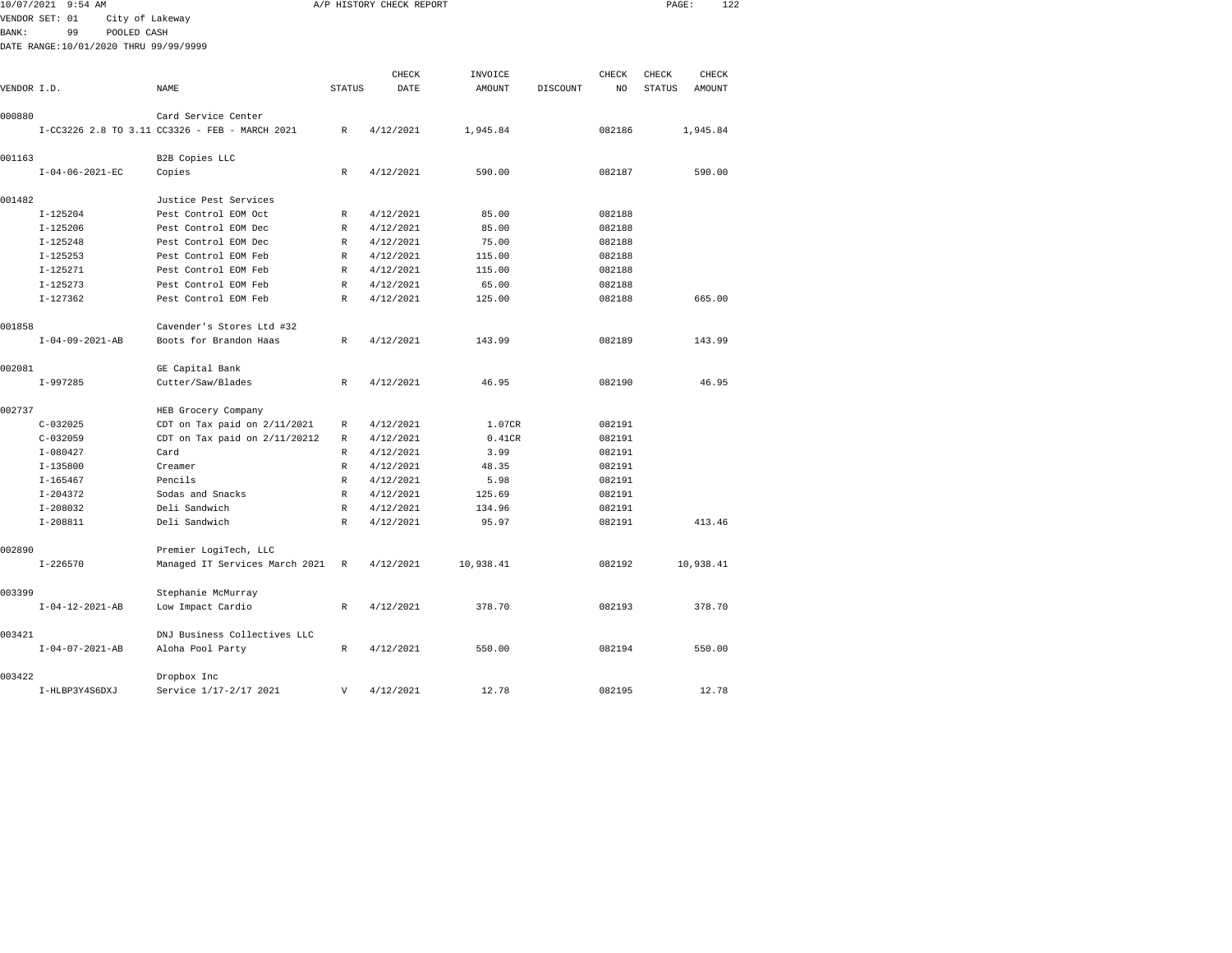10/07/2021 9:54 AM A/P HISTORY CHECK REPORT

VENDOR SET: 01 City of Lakeway
BANK: 99 POOLED CASH
DATE RANGE:10/01/2020 THRU 99/99/9999

| VENDOR I.D. | NAME | STATUS | CHECK DATE | INVOICE AMOUNT | DISCOUNT | CHECK NO | CHECK STATUS | CHECK AMOUNT |
|---|---|---|---|---|---|---|---|---|
| 000880 | Card Service Center | | | | | | | |
| I-CC3226 2.8 TO 3.11 | CC3326 - FEB - MARCH 2021 | R | 4/12/2021 | 1,945.84 | | 082186 | | 1,945.84 |
| 001163 | B2B Copies LLC | | | | | | | |
| I-04-06-2021-EC | Copies | R | 4/12/2021 | 590.00 | | 082187 | | 590.00 |
| 001482 | Justice Pest Services | | | | | | | |
| I-125204 | Pest Control EOM Oct | R | 4/12/2021 | 85.00 | | 082188 | | |
| I-125206 | Pest Control EOM Dec | R | 4/12/2021 | 85.00 | | 082188 | | |
| I-125248 | Pest Control EOM Dec | R | 4/12/2021 | 75.00 | | 082188 | | |
| I-125253 | Pest Control EOM Feb | R | 4/12/2021 | 115.00 | | 082188 | | |
| I-125271 | Pest Control EOM Feb | R | 4/12/2021 | 115.00 | | 082188 | | |
| I-125273 | Pest Control EOM Feb | R | 4/12/2021 | 65.00 | | 082188 | | |
| I-127362 | Pest Control EOM Feb | R | 4/12/2021 | 125.00 | | 082188 | | 665.00 |
| 001858 | Cavender's Stores Ltd #32 | | | | | | | |
| I-04-09-2021-AB | Boots for Brandon Haas | R | 4/12/2021 | 143.99 | | 082189 | | 143.99 |
| 002081 | GE Capital Bank | | | | | | | |
| I-997285 | Cutter/Saw/Blades | R | 4/12/2021 | 46.95 | | 082190 | | 46.95 |
| 002737 | HEB Grocery Company | | | | | | | |
| C-032025 | CDT on Tax paid on 2/11/2021 | R | 4/12/2021 | 1.07CR | | 082191 | | |
| C-032059 | CDT on Tax paid on 2/11/20212 | R | 4/12/2021 | 0.41CR | | 082191 | | |
| I-080427 | Card | R | 4/12/2021 | 3.99 | | 082191 | | |
| I-135800 | Creamer | R | 4/12/2021 | 48.35 | | 082191 | | |
| I-165467 | Pencils | R | 4/12/2021 | 5.98 | | 082191 | | |
| I-204372 | Sodas and Snacks | R | 4/12/2021 | 125.69 | | 082191 | | |
| I-208032 | Deli Sandwich | R | 4/12/2021 | 134.96 | | 082191 | | |
| I-208811 | Deli Sandwich | R | 4/12/2021 | 95.97 | | 082191 | | 413.46 |
| 002890 | Premier LogiTech, LLC | | | | | | | |
| I-226570 | Managed IT Services March 2021 | R | 4/12/2021 | 10,938.41 | | 082192 | | 10,938.41 |
| 003399 | Stephanie McMurray | | | | | | | |
| I-04-12-2021-AB | Low Impact Cardio | R | 4/12/2021 | 378.70 | | 082193 | | 378.70 |
| 003421 | DNJ Business Collectives LLC | | | | | | | |
| I-04-07-2021-AB | Aloha Pool Party | R | 4/12/2021 | 550.00 | | 082194 | | 550.00 |
| 003422 | Dropbox Inc | | | | | | | |
| I-HLBP3Y4S6DXJ | Service 1/17-2/17 2021 | V | 4/12/2021 | 12.78 | | 082195 | | 12.78 |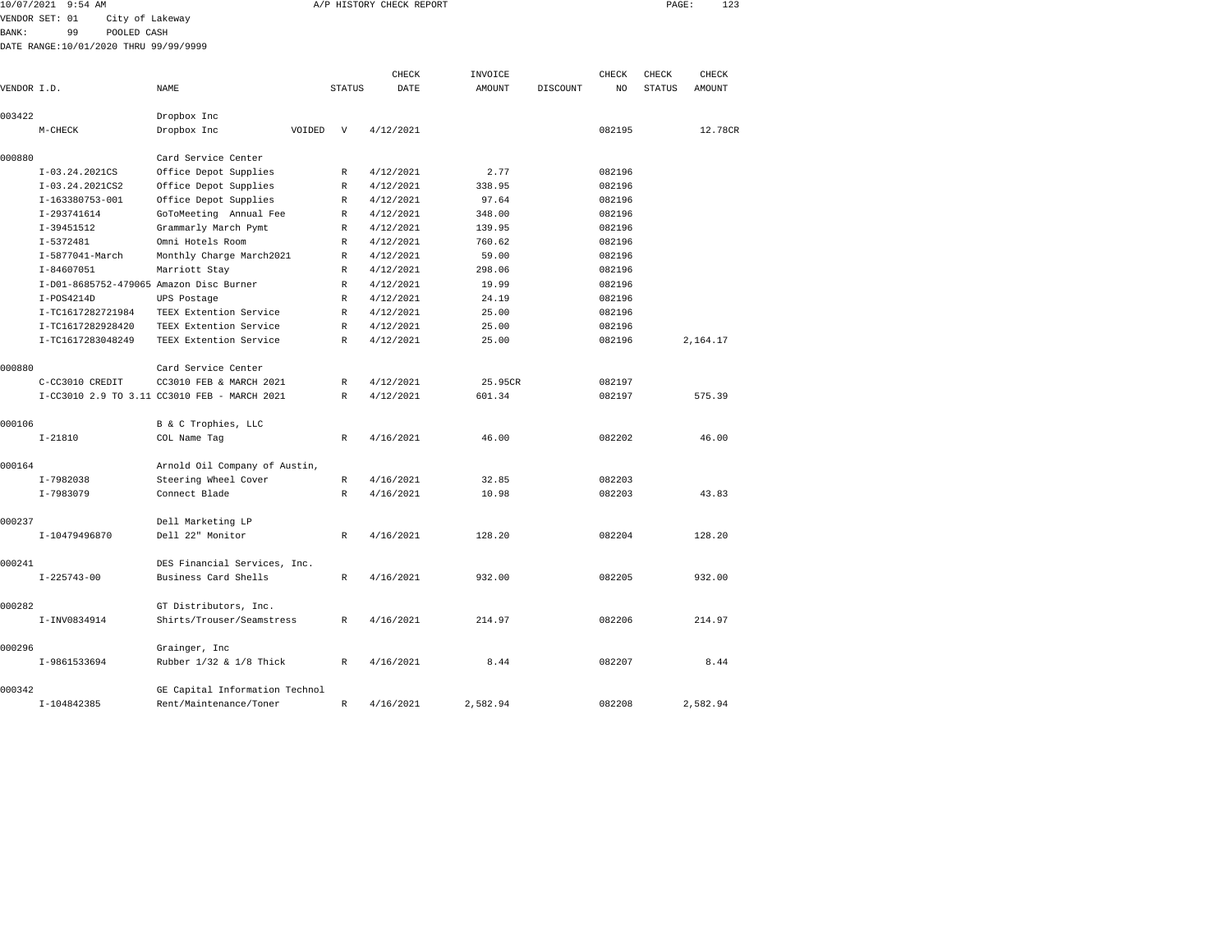10/07/2021 9:54 AM A/P HISTORY CHECK REPORT

VENDOR SET: 01 City of Lakeway
BANK: 99 POOLED CASH
DATE RANGE:10/01/2020 THRU 99/99/9999

| VENDOR I.D. | NAME | STATUS | CHECK DATE | INVOICE AMOUNT | DISCOUNT | CHECK NO | CHECK STATUS | CHECK AMOUNT |
|---|---|---|---|---|---|---|---|---|
| 003422 | Dropbox Inc | | | | | | | |
| M-CHECK | Dropbox Inc VOIDED | V | 4/12/2021 | | | 082195 | | 12.78CR |
| 000880 | Card Service Center | | | | | | | |
| I-03.24.2021CS | Office Depot Supplies | R | 4/12/2021 | 2.77 | | 082196 | | |
| I-03.24.2021CS2 | Office Depot Supplies | R | 4/12/2021 | 338.95 | | 082196 | | |
| I-163380753-001 | Office Depot Supplies | R | 4/12/2021 | 97.64 | | 082196 | | |
| I-293741614 | GoToMeeting Annual Fee | R | 4/12/2021 | 348.00 | | 082196 | | |
| I-39451512 | Grammarly March Pymt | R | 4/12/2021 | 139.95 | | 082196 | | |
| I-5372481 | Omni Hotels Room | R | 4/12/2021 | 760.62 | | 082196 | | |
| I-5877041-March | Monthly Charge March2021 | R | 4/12/2021 | 59.00 | | 082196 | | |
| I-84607051 | Marriott Stay | R | 4/12/2021 | 298.06 | | 082196 | | |
| I-D01-8685752-479065 | Amazon Disc Burner | R | 4/12/2021 | 19.99 | | 082196 | | |
| I-POS4214D | UPS Postage | R | 4/12/2021 | 24.19 | | 082196 | | |
| I-TC1617282721984 | TEEX Extention Service | R | 4/12/2021 | 25.00 | | 082196 | | |
| I-TC1617282928420 | TEEX Extention Service | R | 4/12/2021 | 25.00 | | 082196 | | |
| I-TC1617283048249 | TEEX Extention Service | R | 4/12/2021 | 25.00 | | 082196 | | 2,164.17 |
| 000880 | Card Service Center | | | | | | | |
| C-CC3010 CREDIT | CC3010 FEB & MARCH 2021 | R | 4/12/2021 | 25.95CR | | 082197 | | |
| I-CC3010 2.9 TO 3.11 | CC3010 FEB - MARCH 2021 | R | 4/12/2021 | 601.34 | | 082197 | | 575.39 |
| 000106 | B & C Trophies, LLC | | | | | | | |
| I-21810 | COL Name Tag | R | 4/16/2021 | 46.00 | | 082202 | | 46.00 |
| 000164 | Arnold Oil Company of Austin, | | | | | | | |
| I-7982038 | Steering Wheel Cover | R | 4/16/2021 | 32.85 | | 082203 | | |
| I-7983079 | Connect Blade | R | 4/16/2021 | 10.98 | | 082203 | | 43.83 |
| 000237 | Dell Marketing LP | | | | | | | |
| I-10479496870 | Dell 22" Monitor | R | 4/16/2021 | 128.20 | | 082204 | | 128.20 |
| 000241 | DES Financial Services, Inc. | | | | | | | |
| I-225743-00 | Business Card Shells | R | 4/16/2021 | 932.00 | | 082205 | | 932.00 |
| 000282 | GT Distributors, Inc. | | | | | | | |
| I-INV0834914 | Shirts/Trouser/Seamstress | R | 4/16/2021 | 214.97 | | 082206 | | 214.97 |
| 000296 | Grainger, Inc | | | | | | | |
| I-9861533694 | Rubber 1/32 & 1/8 Thick | R | 4/16/2021 | 8.44 | | 082207 | | 8.44 |
| 000342 | GE Capital Information Technol | | | | | | | |
| I-104842385 | Rent/Maintenance/Toner | R | 4/16/2021 | 2,582.94 | | 082208 | | 2,582.94 |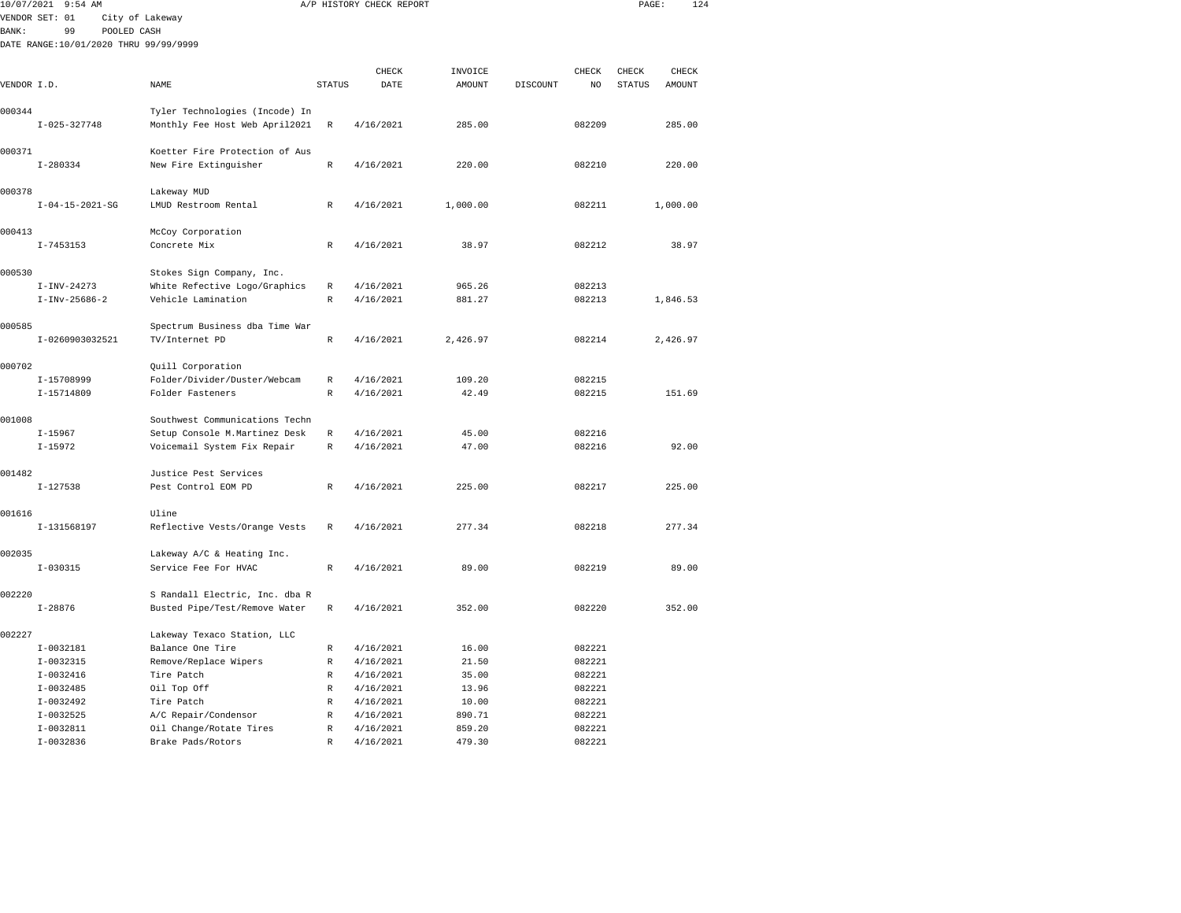10/07/2021 9:54 AM A/P HISTORY CHECK REPORT

VENDOR SET: 01 City of Lakeway
BANK: 99 POOLED CASH
DATE RANGE:10/01/2020 THRU 99/99/9999

| VENDOR I.D. | NAME | STATUS | CHECK DATE | INVOICE AMOUNT | DISCOUNT | CHECK NO | CHECK STATUS | CHECK AMOUNT |
|---|---|---|---|---|---|---|---|---|
| 000344 | Tyler Technologies (Incode) In | | | | | | | |
| I-025-327748 | Monthly Fee Host Web April2021 | R | 4/16/2021 | 285.00 | | 082209 | | 285.00 |
| 000371 | Koetter Fire Protection of Aus | | | | | | | |
| I-280334 | New Fire Extinguisher | R | 4/16/2021 | 220.00 | | 082210 | | 220.00 |
| 000378 | Lakeway MUD | | | | | | | |
| I-04-15-2021-SG | LMUD Restroom Rental | R | 4/16/2021 | 1,000.00 | | 082211 | | 1,000.00 |
| 000413 | McCoy Corporation | | | | | | | |
| I-7453153 | Concrete Mix | R | 4/16/2021 | 38.97 | | 082212 | | 38.97 |
| 000530 | Stokes Sign Company, Inc. | | | | | | | |
| I-INV-24273 | White Refective Logo/Graphics | R | 4/16/2021 | 965.26 | | 082213 | | |
| I-INv-25686-2 | Vehicle Lamination | R | 4/16/2021 | 881.27 | | 082213 | | 1,846.53 |
| 000585 | Spectrum Business dba Time War | | | | | | | |
| I-0260903032521 | TV/Internet PD | R | 4/16/2021 | 2,426.97 | | 082214 | | 2,426.97 |
| 000702 | Quill Corporation | | | | | | | |
| I-15708999 | Folder/Divider/Duster/Webcam | R | 4/16/2021 | 109.20 | | 082215 | | |
| I-15714809 | Folder Fasteners | R | 4/16/2021 | 42.49 | | 082215 | | 151.69 |
| 001008 | Southwest Communications Techn | | | | | | | |
| I-15967 | Setup Console M.Martinez Desk | R | 4/16/2021 | 45.00 | | 082216 | | |
| I-15972 | Voicemail System Fix Repair | R | 4/16/2021 | 47.00 | | 082216 | | 92.00 |
| 001482 | Justice Pest Services | | | | | | | |
| I-127538 | Pest Control EOM PD | R | 4/16/2021 | 225.00 | | 082217 | | 225.00 |
| 001616 | Uline | | | | | | | |
| I-131568197 | Reflective Vests/Orange Vests | R | 4/16/2021 | 277.34 | | 082218 | | 277.34 |
| 002035 | Lakeway A/C & Heating Inc. | | | | | | | |
| I-030315 | Service Fee For HVAC | R | 4/16/2021 | 89.00 | | 082219 | | 89.00 |
| 002220 | S Randall Electric, Inc. dba R | | | | | | | |
| I-28876 | Busted Pipe/Test/Remove Water | R | 4/16/2021 | 352.00 | | 082220 | | 352.00 |
| 002227 | Lakeway Texaco Station, LLC | | | | | | | |
| I-0032181 | Balance One Tire | R | 4/16/2021 | 16.00 | | 082221 | | |
| I-0032315 | Remove/Replace Wipers | R | 4/16/2021 | 21.50 | | 082221 | | |
| I-0032416 | Tire Patch | R | 4/16/2021 | 35.00 | | 082221 | | |
| I-0032485 | Oil Top Off | R | 4/16/2021 | 13.96 | | 082221 | | |
| I-0032492 | Tire Patch | R | 4/16/2021 | 10.00 | | 082221 | | |
| I-0032525 | A/C Repair/Condensor | R | 4/16/2021 | 890.71 | | 082221 | | |
| I-0032811 | Oil Change/Rotate Tires | R | 4/16/2021 | 859.20 | | 082221 | | |
| I-0032836 | Brake Pads/Rotors | R | 4/16/2021 | 479.30 | | 082221 | | |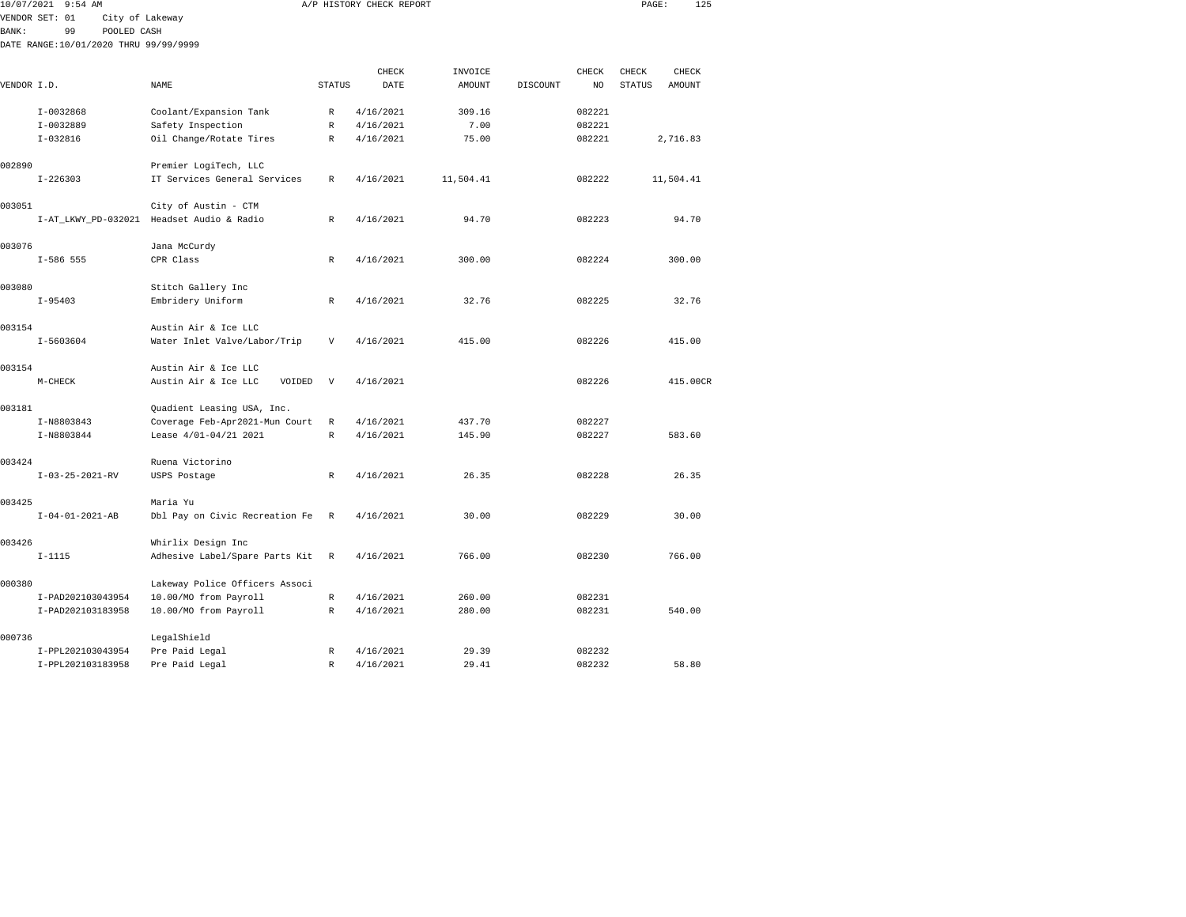A/P HISTORY CHECK REPORT

VENDOR SET: 01 City of Lakeway
BANK: 99 POOLED CASH
DATE RANGE:10/01/2020 THRU 99/99/9999

| VENDOR I.D. | NAME | STATUS | CHECK DATE | INVOICE AMOUNT | DISCOUNT | CHECK NO | CHECK STATUS | CHECK AMOUNT |
|---|---|---|---|---|---|---|---|---|
| I-0032868 | Coolant/Expansion Tank | R | 4/16/2021 | 309.16 | | 082221 | | |
| I-0032889 | Safety Inspection | R | 4/16/2021 | 7.00 | | 082221 | | |
| I-032816 | Oil Change/Rotate Tires | R | 4/16/2021 | 75.00 | | 082221 | | 2,716.83 |
| 002890 | Premier LogiTech, LLC | | | | | | | |
| I-226303 | IT Services General Services | R | 4/16/2021 | 11,504.41 | | 082222 | | 11,504.41 |
| 003051 | City of Austin - CTM | | | | | | | |
| I-AT_LKWY_PD-032021 | Headset Audio & Radio | R | 4/16/2021 | 94.70 | | 082223 | | 94.70 |
| 003076 | Jana McCurdy | | | | | | | |
| I-586 555 | CPR Class | R | 4/16/2021 | 300.00 | | 082224 | | 300.00 |
| 003080 | Stitch Gallery Inc | | | | | | | |
| I-95403 | Embridery Uniform | R | 4/16/2021 | 32.76 | | 082225 | | 32.76 |
| 003154 | Austin Air & Ice LLC | | | | | | | |
| I-5603604 | Water Inlet Valve/Labor/Trip | V | 4/16/2021 | 415.00 | | 082226 | | 415.00 |
| 003154 | Austin Air & Ice LLC | | | | | | | |
| M-CHECK | Austin Air & Ice LLC VOIDED | V | 4/16/2021 | | | 082226 | | 415.00CR |
| 003181 | Quadient Leasing USA, Inc. | | | | | | | |
| I-N8803843 | Coverage Feb-Apr2021-Mun Court | R | 4/16/2021 | 437.70 | | 082227 | | |
| I-N8803844 | Lease 4/01-04/21 2021 | R | 4/16/2021 | 145.90 | | 082227 | | 583.60 |
| 003424 | Ruena Victorino | | | | | | | |
| I-03-25-2021-RV | USPS Postage | R | 4/16/2021 | 26.35 | | 082228 | | 26.35 |
| 003425 | Maria Yu | | | | | | | |
| I-04-01-2021-AB | Dbl Pay on Civic Recreation Fe | R | 4/16/2021 | 30.00 | | 082229 | | 30.00 |
| 003426 | Whirlix Design Inc | | | | | | | |
| I-1115 | Adhesive Label/Spare Parts Kit | R | 4/16/2021 | 766.00 | | 082230 | | 766.00 |
| 000380 | Lakeway Police Officers Associ | | | | | | | |
| I-PAD202103043954 | 10.00/MO from Payroll | R | 4/16/2021 | 260.00 | | 082231 | | |
| I-PAD202103183958 | 10.00/MO from Payroll | R | 4/16/2021 | 280.00 | | 082231 | | 540.00 |
| 000736 | LegalShield | | | | | | | |
| I-PPL202103043954 | Pre Paid Legal | R | 4/16/2021 | 29.39 | | 082232 | | |
| I-PPL202103183958 | Pre Paid Legal | R | 4/16/2021 | 29.41 | | 082232 | | 58.80 |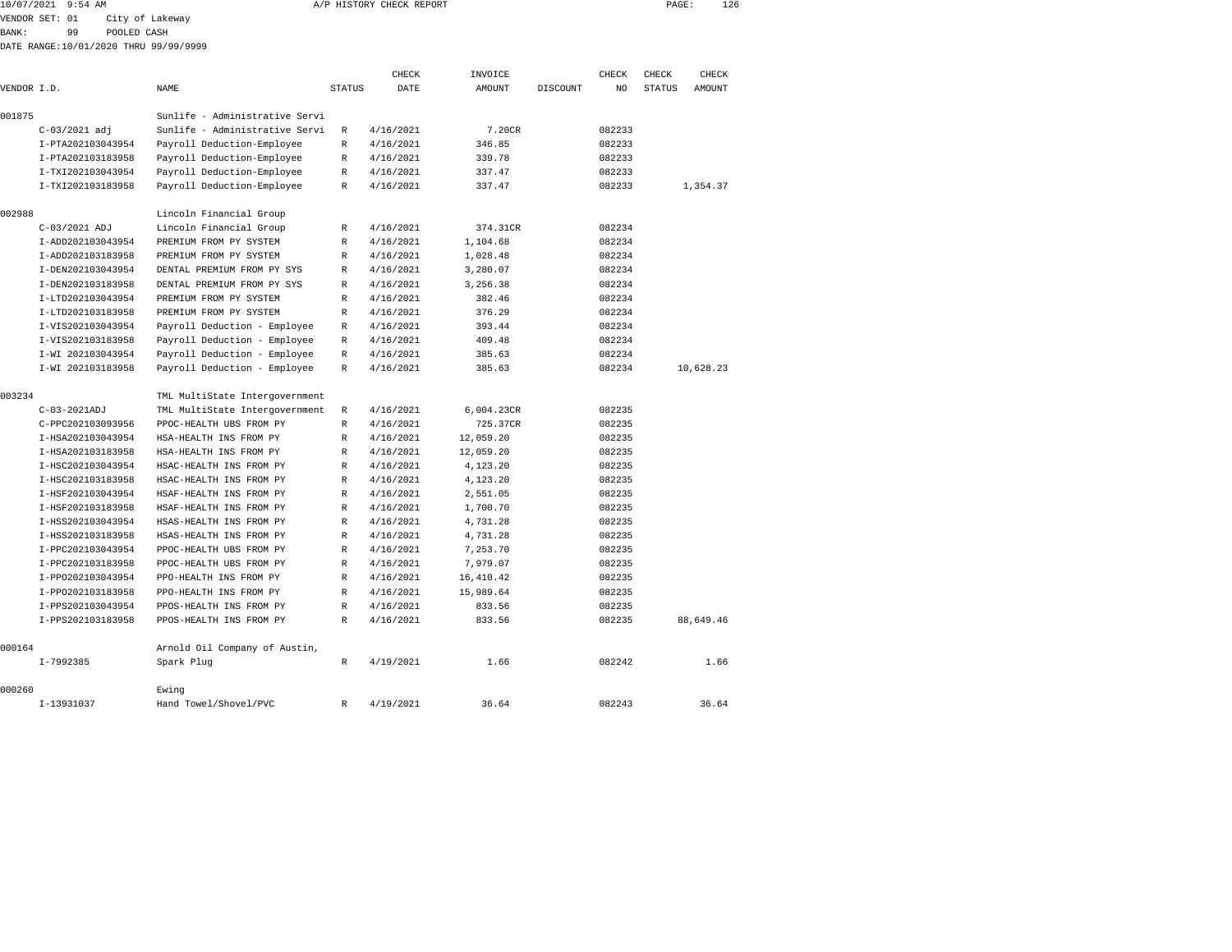10/07/2021 9:54 AM A/P HISTORY CHECK REPORT

VENDOR SET: 01 City of Lakeway
BANK: 99 POOLED CASH
DATE RANGE:10/01/2020 THRU 99/99/9999

| VENDOR I.D. | NAME | STATUS | CHECK DATE | INVOICE AMOUNT | DISCOUNT | CHECK NO | CHECK STATUS | CHECK AMOUNT |
|---|---|---|---|---|---|---|---|---|
| 001875 | Sunlife - Administrative Servi | | | | | | | |
| C-03/2021 adj | Sunlife - Administrative Servi | R | 4/16/2021 | 7.20CR | | 082233 | | |
| I-PTA202103043954 | Payroll Deduction-Employee | R | 4/16/2021 | 346.85 | | 082233 | | |
| I-PTA202103183958 | Payroll Deduction-Employee | R | 4/16/2021 | 339.78 | | 082233 | | |
| I-TXI202103043954 | Payroll Deduction-Employee | R | 4/16/2021 | 337.47 | | 082233 | | |
| I-TXI202103183958 | Payroll Deduction-Employee | R | 4/16/2021 | 337.47 | | 082233 | | 1,354.37 |
| 002988 | Lincoln Financial Group | | | | | | | |
| C-03/2021 ADJ | Lincoln Financial Group | R | 4/16/2021 | 374.31CR | | 082234 | | |
| I-ADD202103043954 | PREMIUM FROM PY SYSTEM | R | 4/16/2021 | 1,104.68 | | 082234 | | |
| I-ADD202103183958 | PREMIUM FROM PY SYSTEM | R | 4/16/2021 | 1,028.48 | | 082234 | | |
| I-DEN202103043954 | DENTAL PREMIUM FROM PY SYS | R | 4/16/2021 | 3,280.07 | | 082234 | | |
| I-DEN202103183958 | DENTAL PREMIUM FROM PY SYS | R | 4/16/2021 | 3,256.38 | | 082234 | | |
| I-LTD202103043954 | PREMIUM FROM PY SYSTEM | R | 4/16/2021 | 382.46 | | 082234 | | |
| I-LTD202103183958 | PREMIUM FROM PY SYSTEM | R | 4/16/2021 | 376.29 | | 082234 | | |
| I-VIS202103043954 | Payroll Deduction - Employee | R | 4/16/2021 | 393.44 | | 082234 | | |
| I-VIS202103183958 | Payroll Deduction - Employee | R | 4/16/2021 | 409.48 | | 082234 | | |
| I-WI 202103043954 | Payroll Deduction - Employee | R | 4/16/2021 | 385.63 | | 082234 | | |
| I-WI 202103183958 | Payroll Deduction - Employee | R | 4/16/2021 | 385.63 | | 082234 | | 10,628.23 |
| 003234 | TML MultiState Intergovernment | | | | | | | |
| C-03-2021ADJ | TML MultiState Intergovernment | R | 4/16/2021 | 6,004.23CR | | 082235 | | |
| C-PPC202103093956 | PPOC-HEALTH UBS FROM PY | R | 4/16/2021 | 725.37CR | | 082235 | | |
| I-HSA202103043954 | HSA-HEALTH INS FROM PY | R | 4/16/2021 | 12,059.20 | | 082235 | | |
| I-HSA202103183958 | HSA-HEALTH INS FROM PY | R | 4/16/2021 | 12,059.20 | | 082235 | | |
| I-HSC202103043954 | HSAC-HEALTH INS FROM PY | R | 4/16/2021 | 4,123.20 | | 082235 | | |
| I-HSC202103183958 | HSAC-HEALTH INS FROM PY | R | 4/16/2021 | 4,123.20 | | 082235 | | |
| I-HSF202103043954 | HSAF-HEALTH INS FROM PY | R | 4/16/2021 | 2,551.05 | | 082235 | | |
| I-HSF202103183958 | HSAF-HEALTH INS FROM PY | R | 4/16/2021 | 1,700.70 | | 082235 | | |
| I-HSS202103043954 | HSAS-HEALTH INS FROM PY | R | 4/16/2021 | 4,731.28 | | 082235 | | |
| I-HSS202103183958 | HSAS-HEALTH INS FROM PY | R | 4/16/2021 | 4,731.28 | | 082235 | | |
| I-PPC202103043954 | PPOC-HEALTH UBS FROM PY | R | 4/16/2021 | 7,253.70 | | 082235 | | |
| I-PPC202103183958 | PPOC-HEALTH UBS FROM PY | R | 4/16/2021 | 7,979.07 | | 082235 | | |
| I-PPO202103043954 | PPO-HEALTH INS FROM PY | R | 4/16/2021 | 16,410.42 | | 082235 | | |
| I-PPO202103183958 | PPO-HEALTH INS FROM PY | R | 4/16/2021 | 15,989.64 | | 082235 | | |
| I-PPS202103043954 | PPOS-HEALTH INS FROM PY | R | 4/16/2021 | 833.56 | | 082235 | | |
| I-PPS202103183958 | PPOS-HEALTH INS FROM PY | R | 4/16/2021 | 833.56 | | 082235 | | 88,649.46 |
| 000164 | Arnold Oil Company of Austin, | | | | | | | |
| I-7992385 | Spark Plug | R | 4/19/2021 | 1.66 | | 082242 | | 1.66 |
| 000260 | Ewing | | | | | | | |
| I-13931037 | Hand Towel/Shovel/PVC | R | 4/19/2021 | 36.64 | | 082243 | | 36.64 |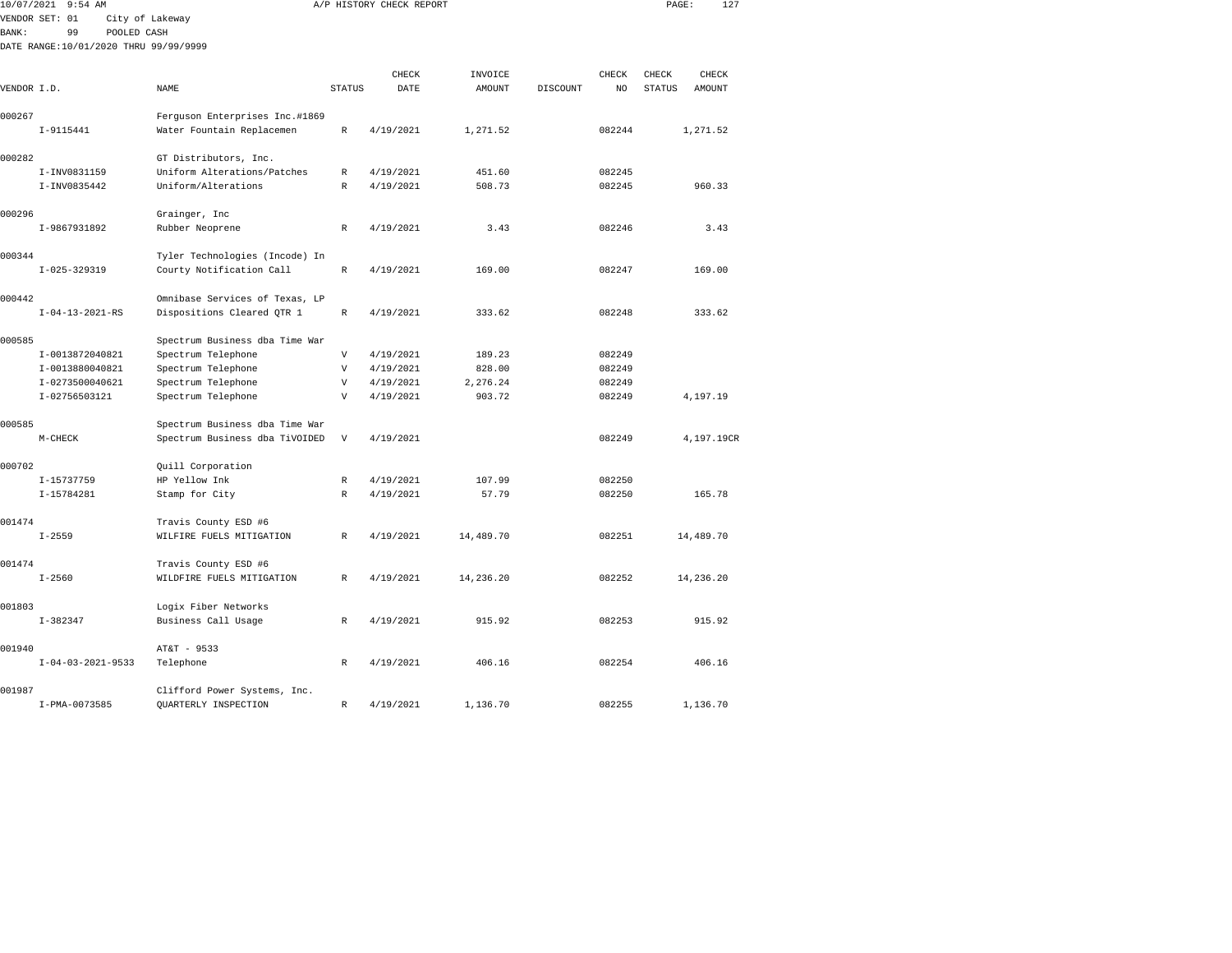10/07/2021 9:54 AM A/P HISTORY CHECK REPORT

VENDOR SET: 01 City of Lakeway
BANK: 99 POOLED CASH
DATE RANGE:10/01/2020 THRU 99/99/9999

| VENDOR I.D. | NAME | STATUS | CHECK DATE | INVOICE AMOUNT | DISCOUNT | CHECK NO | CHECK STATUS | CHECK AMOUNT |
|---|---|---|---|---|---|---|---|---|
| 000267 | Ferguson Enterprises Inc.#1869 | | | | | | | |
| I-9115441 | Water Fountain Replacemen | R | 4/19/2021 | 1,271.52 | | 082244 | | 1,271.52 |
| 000282 | GT Distributors, Inc. | | | | | | | |
| I-INV0831159 | Uniform Alterations/Patches | R | 4/19/2021 | 451.60 | | 082245 | | |
| I-INV0835442 | Uniform/Alterations | R | 4/19/2021 | 508.73 | | 082245 | | 960.33 |
| 000296 | Grainger, Inc | | | | | | | |
| I-9867931892 | Rubber Neoprene | R | 4/19/2021 | 3.43 | | 082246 | | 3.43 |
| 000344 | Tyler Technologies (Incode) In | | | | | | | |
| I-025-329319 | Courty Notification Call | R | 4/19/2021 | 169.00 | | 082247 | | 169.00 |
| 000442 | Omnibase Services of Texas, LP | | | | | | | |
| I-04-13-2021-RS | Dispositions Cleared QTR 1 | R | 4/19/2021 | 333.62 | | 082248 | | 333.62 |
| 000585 | Spectrum Business dba Time War | | | | | | | |
| I-0013872040821 | Spectrum Telephone | V | 4/19/2021 | 189.23 | | 082249 | | |
| I-0013880040821 | Spectrum Telephone | V | 4/19/2021 | 828.00 | | 082249 | | |
| I-0273500040621 | Spectrum Telephone | V | 4/19/2021 | 2,276.24 | | 082249 | | |
| I-02756503121 | Spectrum Telephone | V | 4/19/2021 | 903.72 | | 082249 | | 4,197.19 |
| 000585 | Spectrum Business dba Time War | | | | | | | |
| M-CHECK | Spectrum Business dba TiVOIDED | V | 4/19/2021 | | | 082249 | | 4,197.19CR |
| 000702 | Quill Corporation | | | | | | | |
| I-15737759 | HP Yellow Ink | R | 4/19/2021 | 107.99 | | 082250 | | |
| I-15784281 | Stamp for City | R | 4/19/2021 | 57.79 | | 082250 | | 165.78 |
| 001474 | Travis County ESD #6 | | | | | | | |
| I-2559 | WILFIRE FUELS MITIGATION | R | 4/19/2021 | 14,489.70 | | 082251 | | 14,489.70 |
| 001474 | Travis County ESD #6 | | | | | | | |
| I-2560 | WILDFIRE FUELS MITIGATION | R | 4/19/2021 | 14,236.20 | | 082252 | | 14,236.20 |
| 001803 | Logix Fiber Networks | | | | | | | |
| I-382347 | Business Call Usage | R | 4/19/2021 | 915.92 | | 082253 | | 915.92 |
| 001940 | AT&T - 9533 | | | | | | | |
| I-04-03-2021-9533 | Telephone | R | 4/19/2021 | 406.16 | | 082254 | | 406.16 |
| 001987 | Clifford Power Systems, Inc. | | | | | | | |
| I-PMA-0073585 | QUARTERLY INSPECTION | R | 4/19/2021 | 1,136.70 | | 082255 | | 1,136.70 |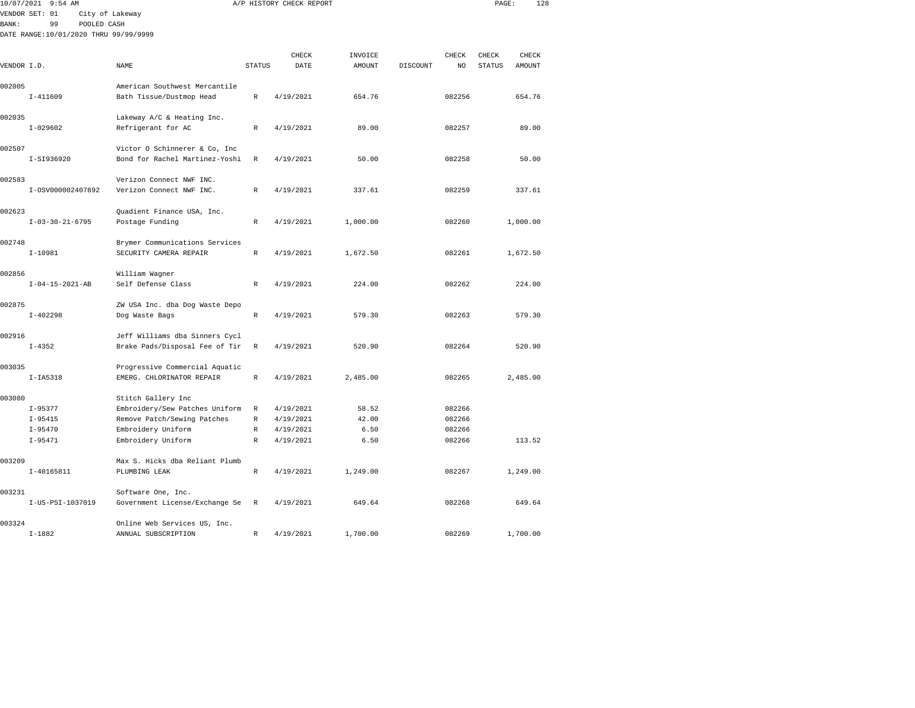10/07/2021 9:54 AM A/P HISTORY CHECK REPORT

VENDOR SET: 01 City of Lakeway
BANK: 99 POOLED CASH
DATE RANGE:10/01/2020 THRU 99/99/9999

| VENDOR I.D. | NAME | STATUS | CHECK DATE | INVOICE AMOUNT | DISCOUNT | CHECK NO | CHECK STATUS | CHECK AMOUNT |
|---|---|---|---|---|---|---|---|---|
| 002005 | American Southwest Mercantile | | | | | | | |
| I-411609 | Bath Tissue/Dustmop Head | R | 4/19/2021 | 654.76 | | 082256 | | 654.76 |
| 002035 | Lakeway A/C & Heating Inc. | | | | | | | |
| I-029602 | Refrigerant for AC | R | 4/19/2021 | 89.00 | | 082257 | | 89.00 |
| 002507 | Victor O Schinnerer & Co, Inc | | | | | | | |
| I-SI936920 | Bond for Rachel Martinez-Yoshi | R | 4/19/2021 | 50.00 | | 082258 | | 50.00 |
| 002583 | Verizon Connect NWF INC. | | | | | | | |
| I-OSV000002407892 | Verizon Connect NWF INC. | R | 4/19/2021 | 337.61 | | 082259 | | 337.61 |
| 002623 | Quadient Finance USA, Inc. | | | | | | | |
| I-03-30-21-6795 | Postage Funding | R | 4/19/2021 | 1,000.00 | | 082260 | | 1,000.00 |
| 002748 | Brymer Communications Services | | | | | | | |
| I-10981 | SECURITY CAMERA REPAIR | R | 4/19/2021 | 1,672.50 | | 082261 | | 1,672.50 |
| 002856 | William Wagner | | | | | | | |
| I-04-15-2021-AB | Self Defense Class | R | 4/19/2021 | 224.00 | | 082262 | | 224.00 |
| 002875 | ZW USA Inc. dba Dog Waste Depo | | | | | | | |
| I-402298 | Dog Waste Bags | R | 4/19/2021 | 579.30 | | 082263 | | 579.30 |
| 002916 | Jeff Williams dba Sinners Cycl | | | | | | | |
| I-4352 | Brake Pads/Disposal Fee of Tir | R | 4/19/2021 | 520.90 | | 082264 | | 520.90 |
| 003035 | Progressive Commercial Aquatic | | | | | | | |
| I-IA5318 | EMERG. CHLORINATOR REPAIR | R | 4/19/2021 | 2,485.00 | | 082265 | | 2,485.00 |
| 003080 | Stitch Gallery Inc | | | | | | | |
| I-95377 | Embroidery/Sew Patches Uniform | R | 4/19/2021 | 58.52 | | 082266 | | |
| I-95415 | Remove Patch/Sewing Patches | R | 4/19/2021 | 42.00 | | 082266 | | |
| I-95470 | Embroidery Uniform | R | 4/19/2021 | 6.50 | | 082266 | | |
| I-95471 | Embroidery Uniform | R | 4/19/2021 | 6.50 | | 082266 | | 113.52 |
| 003209 | Max S. Hicks dba Reliant Plumb | | | | | | | |
| I-40165811 | PLUMBING LEAK | R | 4/19/2021 | 1,249.00 | | 082267 | | 1,249.00 |
| 003231 | Software One, Inc. | | | | | | | |
| I-US-PSI-1037019 | Government License/Exchange Se | R | 4/19/2021 | 649.64 | | 082268 | | 649.64 |
| 003324 | Online Web Services US, Inc. | | | | | | | |
| I-1882 | ANNUAL SUBSCRIPTION | R | 4/19/2021 | 1,700.00 | | 082269 | | 1,700.00 |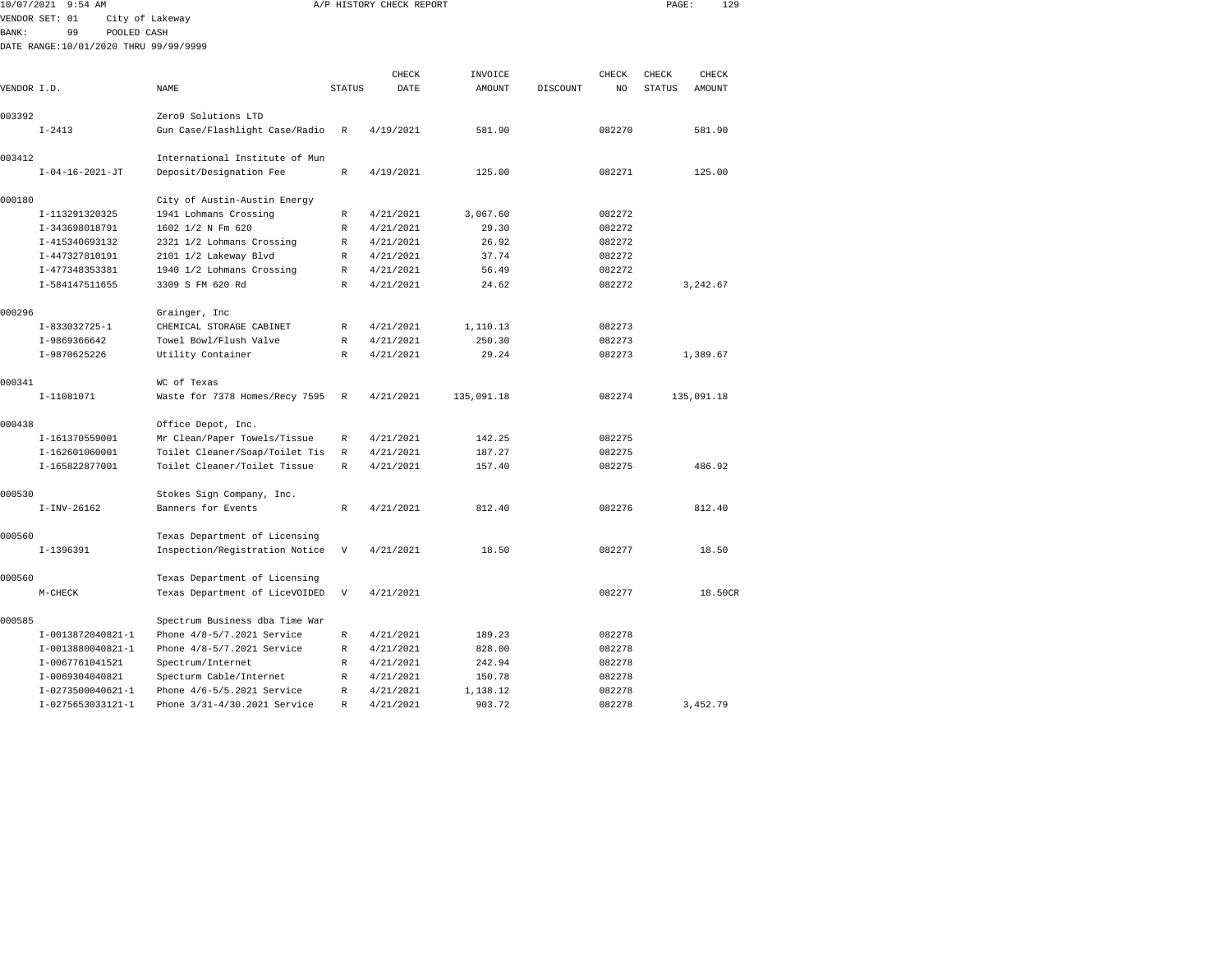10/07/2021 9:54 AM A/P HISTORY CHECK REPORT

VENDOR SET: 01 City of Lakeway
BANK: 99 POOLED CASH
DATE RANGE:10/01/2020 THRU 99/99/9999

| VENDOR I.D. | NAME | STATUS | CHECK DATE | INVOICE AMOUNT | DISCOUNT | CHECK NO | CHECK STATUS | CHECK AMOUNT |
|---|---|---|---|---|---|---|---|---|
| 003392 | Zero9 Solutions LTD | | | | | | | |
| I-2413 | Gun Case/Flashlight Case/Radio | R | 4/19/2021 | 581.90 | | 082270 | | 581.90 |
| 003412 | International Institute of Mun | | | | | | | |
| I-04-16-2021-JT | Deposit/Designation Fee | R | 4/19/2021 | 125.00 | | 082271 | | 125.00 |
| 000180 | City of Austin-Austin Energy | | | | | | | |
| I-113291320325 | 1941 Lohmans Crossing | R | 4/21/2021 | 3,067.60 | | 082272 | | |
| I-343698018791 | 1602 1/2 N Fm 620 | R | 4/21/2021 | 29.30 | | 082272 | | |
| I-415340693132 | 2321 1/2 Lohmans Crossing | R | 4/21/2021 | 26.92 | | 082272 | | |
| I-447327810191 | 2101 1/2 Lakeway Blvd | R | 4/21/2021 | 37.74 | | 082272 | | |
| I-477348353381 | 1940 1/2 Lohmans Crossing | R | 4/21/2021 | 56.49 | | 082272 | | |
| I-584147511655 | 3309 S FM 620 Rd | R | 4/21/2021 | 24.62 | | 082272 | | 3,242.67 |
| 000296 | Grainger, Inc | | | | | | | |
| I-833032725-1 | CHEMICAL STORAGE CABINET | R | 4/21/2021 | 1,110.13 | | 082273 | | |
| I-9869366642 | Towel Bowl/Flush Valve | R | 4/21/2021 | 250.30 | | 082273 | | |
| I-9870625226 | Utility Container | R | 4/21/2021 | 29.24 | | 082273 | | 1,389.67 |
| 000341 | WC of Texas | | | | | | | |
| I-11081071 | Waste for 7378 Homes/Recy 7595 | R | 4/21/2021 | 135,091.18 | | 082274 | | 135,091.18 |
| 000438 | Office Depot, Inc. | | | | | | | |
| I-161370559001 | Mr Clean/Paper Towels/Tissue | R | 4/21/2021 | 142.25 | | 082275 | | |
| I-162601060001 | Toilet Cleaner/Soap/Toilet Tis | R | 4/21/2021 | 187.27 | | 082275 | | |
| I-165822877001 | Toilet Cleaner/Toilet Tissue | R | 4/21/2021 | 157.40 | | 082275 | | 486.92 |
| 000530 | Stokes Sign Company, Inc. | | | | | | | |
| I-INV-26162 | Banners for Events | R | 4/21/2021 | 812.40 | | 082276 | | 812.40 |
| 000560 | Texas Department of Licensing | | | | | | | |
| I-1396391 | Inspection/Registration Notice | V | 4/21/2021 | 18.50 | | 082277 | | 18.50 |
| 000560 | Texas Department of Licensing | | | | | | | |
| M-CHECK | Texas Department of LiceVOIDED | V | 4/21/2021 | | | 082277 | | 18.50CR |
| 000585 | Spectrum Business dba Time War | | | | | | | |
| I-0013872040821-1 | Phone 4/8-5/7.2021 Service | R | 4/21/2021 | 189.23 | | 082278 | | |
| I-0013880040821-1 | Phone 4/8-5/7.2021 Service | R | 4/21/2021 | 828.00 | | 082278 | | |
| I-0067761041521 | Spectrum/Internet | R | 4/21/2021 | 242.94 | | 082278 | | |
| I-0069304040821 | Specturm Cable/Internet | R | 4/21/2021 | 150.78 | | 082278 | | |
| I-0273500040621-1 | Phone 4/6-5/5.2021 Service | R | 4/21/2021 | 1,138.12 | | 082278 | | |
| I-0275653033121-1 | Phone 3/31-4/30.2021 Service | R | 4/21/2021 | 903.72 | | 082278 | | 3,452.79 |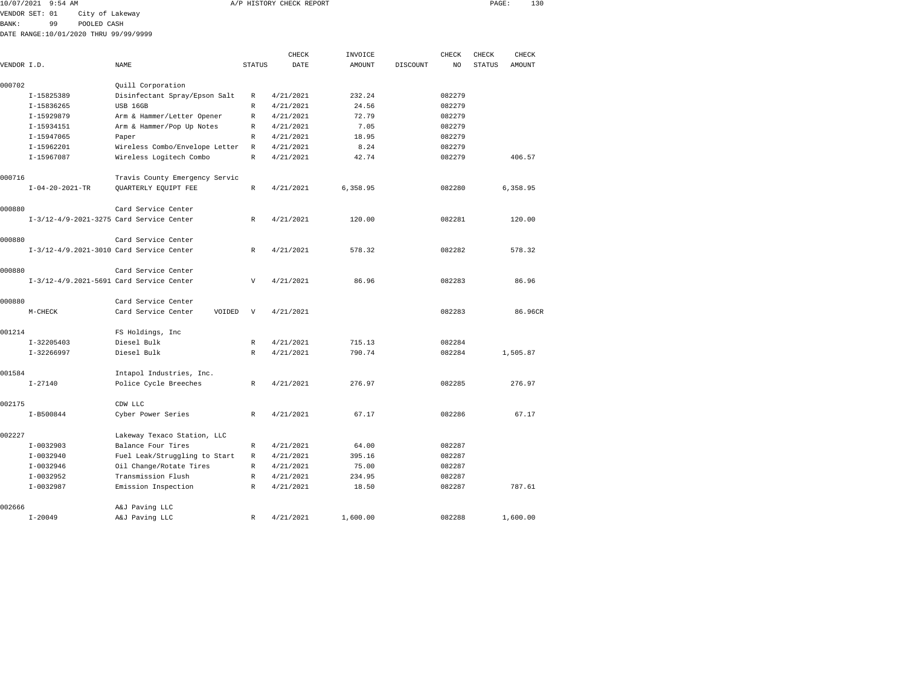VENDOR SET: 01 City of Lakeway
BANK: 99 POOLED CASH
DATE RANGE:10/01/2020 THRU 99/99/9999

A/P HISTORY CHECK REPORT

| VENDOR I.D. | NAME | STATUS | CHECK DATE | INVOICE AMOUNT | DISCOUNT | CHECK NO | CHECK STATUS | CHECK AMOUNT |
|---|---|---|---|---|---|---|---|---|
| 000702 | Quill Corporation | | | | | | | |
| I-15825389 | Disinfectant Spray/Epson Salt | R | 4/21/2021 | 232.24 | | 082279 | | |
| I-15836265 | USB 16GB | R | 4/21/2021 | 24.56 | | 082279 | | |
| I-15929879 | Arm & Hammer/Letter Opener | R | 4/21/2021 | 72.79 | | 082279 | | |
| I-15934151 | Arm & Hammer/Pop Up Notes | R | 4/21/2021 | 7.05 | | 082279 | | |
| I-15947065 | Paper | R | 4/21/2021 | 18.95 | | 082279 | | |
| I-15962201 | Wireless Combo/Envelope Letter | R | 4/21/2021 | 8.24 | | 082279 | | |
| I-15967087 | Wireless Logitech Combo | R | 4/21/2021 | 42.74 | | 082279 | | 406.57 |
| 000716 | Travis County Emergency Servic | | | | | | | |
| I-04-20-2021-TR | QUARTERLY EQUIPT FEE | R | 4/21/2021 | 6,358.95 | | 082280 | | 6,358.95 |
| 000880 | Card Service Center | | | | | | | |
| I-3/12-4/9-2021-3275 | Card Service Center | R | 4/21/2021 | 120.00 | | 082281 | | 120.00 |
| 000880 | Card Service Center | | | | | | | |
| I-3/12-4/9.2021-3010 | Card Service Center | R | 4/21/2021 | 578.32 | | 082282 | | 578.32 |
| 000880 | Card Service Center | | | | | | | |
| I-3/12-4/9.2021-5691 | Card Service Center | V | 4/21/2021 | 86.96 | | 082283 | | 86.96 |
| 000880 | Card Service Center | | | | | | | |
| M-CHECK | Card Service Center VOIDED | V | 4/21/2021 | | | 082283 | | 86.96CR |
| 001214 | FS Holdings, Inc | | | | | | | |
| I-32205403 | Diesel Bulk | R | 4/21/2021 | 715.13 | | 082284 | | |
| I-32266997 | Diesel Bulk | R | 4/21/2021 | 790.74 | | 082284 | | 1,505.87 |
| 001584 | Intapol Industries, Inc. | | | | | | | |
| I-27140 | Police Cycle Breeches | R | 4/21/2021 | 276.97 | | 082285 | | 276.97 |
| 002175 | CDW LLC | | | | | | | |
| I-B500844 | Cyber Power Series | R | 4/21/2021 | 67.17 | | 082286 | | 67.17 |
| 002227 | Lakeway Texaco Station, LLC | | | | | | | |
| I-0032903 | Balance Four Tires | R | 4/21/2021 | 64.00 | | 082287 | | |
| I-0032940 | Fuel Leak/Struggling to Start | R | 4/21/2021 | 395.16 | | 082287 | | |
| I-0032946 | Oil Change/Rotate Tires | R | 4/21/2021 | 75.00 | | 082287 | | |
| I-0032952 | Transmission Flush | R | 4/21/2021 | 234.95 | | 082287 | | |
| I-0032987 | Emission Inspection | R | 4/21/2021 | 18.50 | | 082287 | | 787.61 |
| 002666 | A&J Paving LLC | | | | | | | |
| I-20049 | A&J Paving LLC | R | 4/21/2021 | 1,600.00 | | 082288 | | 1,600.00 |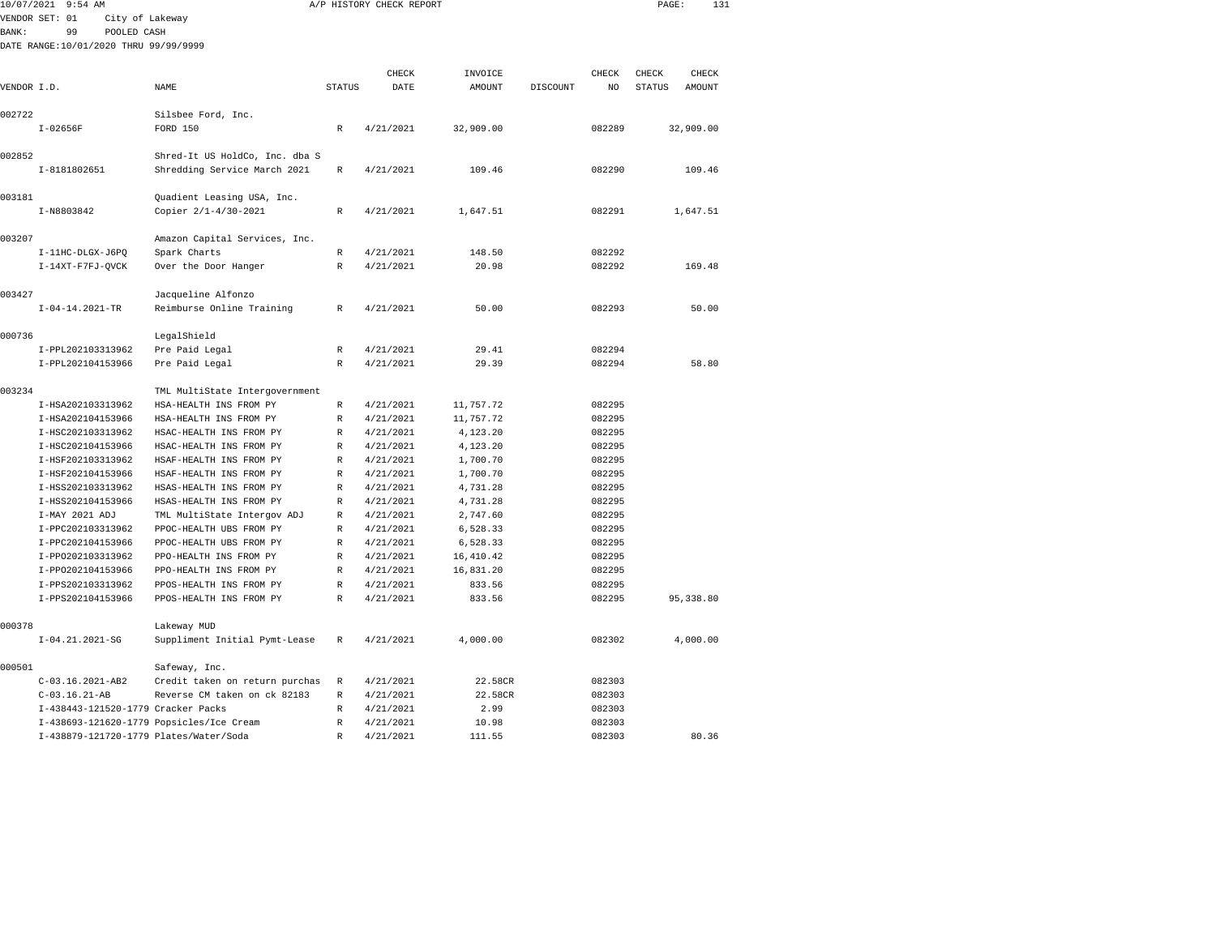10/07/2021 9:54 AM A/P HISTORY CHECK REPORT

VENDOR SET: 01 City of Lakeway
BANK: 99 POOLED CASH
DATE RANGE:10/01/2020 THRU 99/99/9999

| VENDOR I.D. | NAME | STATUS | CHECK DATE | INVOICE AMOUNT | DISCOUNT | CHECK NO | CHECK STATUS | CHECK AMOUNT |
|---|---|---|---|---|---|---|---|---|
| 002722 | Silsbee Ford, Inc. | | | | | | | |
| I-02656F | FORD 150 | R | 4/21/2021 | 32,909.00 | | 082289 | | 32,909.00 |
| 002852 | Shred-It US HoldCo, Inc. dba S | | | | | | | |
| I-8181802651 | Shredding Service March 2021 | R | 4/21/2021 | 109.46 | | 082290 | | 109.46 |
| 003181 | Quadient Leasing USA, Inc. | | | | | | | |
| I-N8803842 | Copier 2/1-4/30-2021 | R | 4/21/2021 | 1,647.51 | | 082291 | | 1,647.51 |
| 003207 | Amazon Capital Services, Inc. | | | | | | | |
| I-11HC-DLGX-J6PQ | Spark Charts | R | 4/21/2021 | 148.50 | | 082292 | | |
| I-14XT-F7FJ-QVCK | Over the Door Hanger | R | 4/21/2021 | 20.98 | | 082292 | | 169.48 |
| 003427 | Jacqueline Alfonzo | | | | | | | |
| I-04-14.2021-TR | Reimburse Online Training | R | 4/21/2021 | 50.00 | | 082293 | | 50.00 |
| 000736 | LegalShield | | | | | | | |
| I-PPL202103313962 | Pre Paid Legal | R | 4/21/2021 | 29.41 | | 082294 | | |
| I-PPL202104153966 | Pre Paid Legal | R | 4/21/2021 | 29.39 | | 082294 | | 58.80 |
| 003234 | TML MultiState Intergovernment | | | | | | | |
| I-HSA202103313962 | HSA-HEALTH INS FROM PY | R | 4/21/2021 | 11,757.72 | | 082295 | | |
| I-HSA202104153966 | HSA-HEALTH INS FROM PY | R | 4/21/2021 | 11,757.72 | | 082295 | | |
| I-HSC202103313962 | HSAC-HEALTH INS FROM PY | R | 4/21/2021 | 4,123.20 | | 082295 | | |
| I-HSC202104153966 | HSAC-HEALTH INS FROM PY | R | 4/21/2021 | 4,123.20 | | 082295 | | |
| I-HSF202103313962 | HSAF-HEALTH INS FROM PY | R | 4/21/2021 | 1,700.70 | | 082295 | | |
| I-HSF202104153966 | HSAF-HEALTH INS FROM PY | R | 4/21/2021 | 1,700.70 | | 082295 | | |
| I-HSS202103313962 | HSAS-HEALTH INS FROM PY | R | 4/21/2021 | 4,731.28 | | 082295 | | |
| I-HSS202104153966 | HSAS-HEALTH INS FROM PY | R | 4/21/2021 | 4,731.28 | | 082295 | | |
| I-MAY 2021 ADJ | TML MultiState Intergov ADJ | R | 4/21/2021 | 2,747.60 | | 082295 | | |
| I-PPC202103313962 | PPOC-HEALTH UBS FROM PY | R | 4/21/2021 | 6,528.33 | | 082295 | | |
| I-PPC202104153966 | PPOC-HEALTH UBS FROM PY | R | 4/21/2021 | 6,528.33 | | 082295 | | |
| I-PPO202103313962 | PPO-HEALTH INS FROM PY | R | 4/21/2021 | 16,410.42 | | 082295 | | |
| I-PPO202104153966 | PPO-HEALTH INS FROM PY | R | 4/21/2021 | 16,831.20 | | 082295 | | |
| I-PPS202103313962 | PPOS-HEALTH INS FROM PY | R | 4/21/2021 | 833.56 | | 082295 | | |
| I-PPS202104153966 | PPOS-HEALTH INS FROM PY | R | 4/21/2021 | 833.56 | | 082295 | | 95,338.80 |
| 000378 | Lakeway MUD | | | | | | | |
| I-04.21.2021-SG | Suppliment Initial Pymt-Lease | R | 4/21/2021 | 4,000.00 | | 082302 | | 4,000.00 |
| 000501 | Safeway, Inc. | | | | | | | |
| C-03.16.2021-AB2 | Credit taken on return purchas | R | 4/21/2021 | 22.58CR | | 082303 | | |
| C-03.16.21-AB | Reverse CM taken on ck 82183 | R | 4/21/2021 | 22.58CR | | 082303 | | |
| I-438443-121520-1779 | Cracker Packs | R | 4/21/2021 | 2.99 | | 082303 | | |
| I-438693-121620-1779 | Popsicles/Ice Cream | R | 4/21/2021 | 10.98 | | 082303 | | |
| I-438879-121720-1779 | Plates/Water/Soda | R | 4/21/2021 | 111.55 | | 082303 | | 80.36 |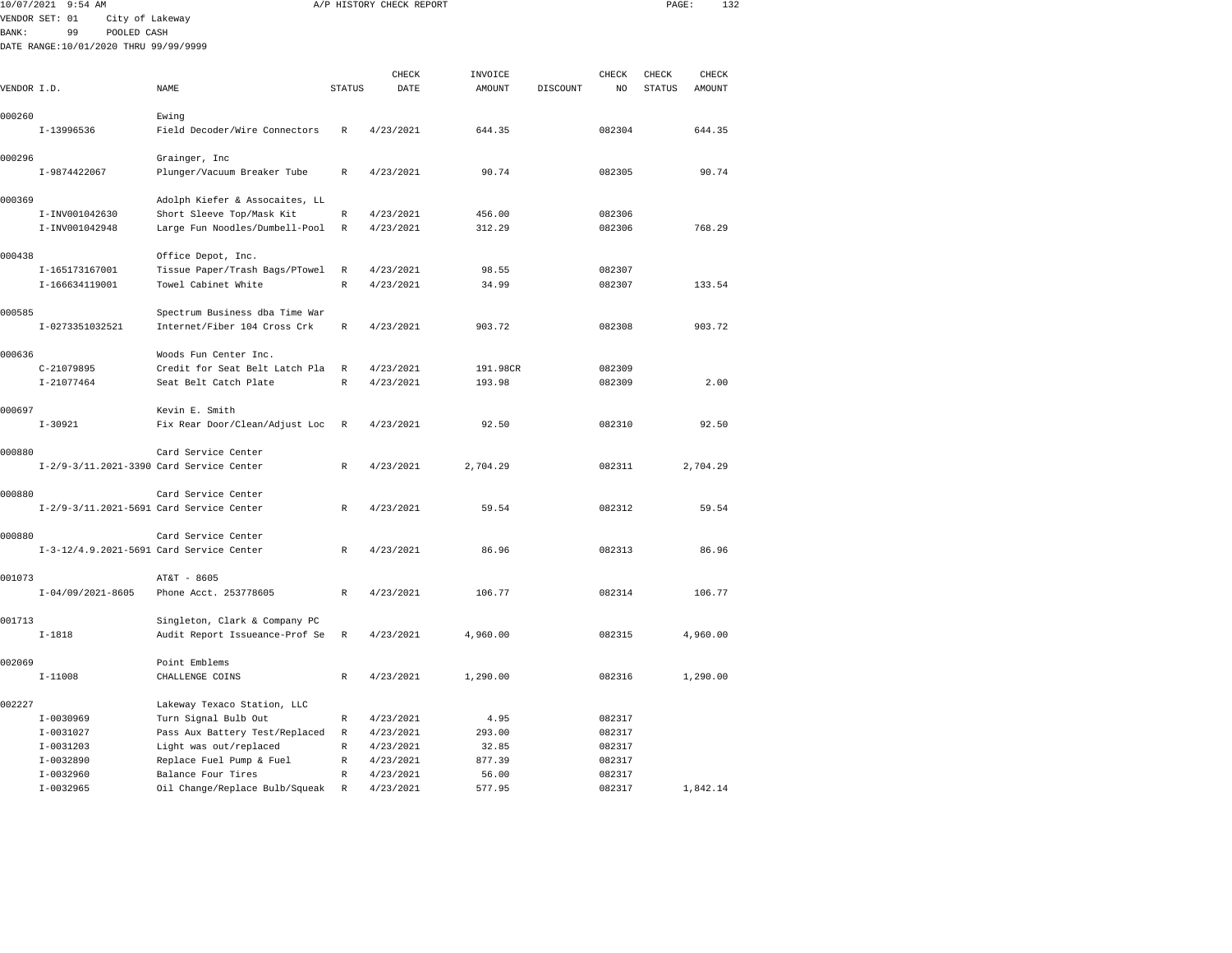10/07/2021 9:54 AM A/P HISTORY CHECK REPORT

VENDOR SET: 01 City of Lakeway
BANK: 99 POOLED CASH
DATE RANGE:10/01/2020 THRU 99/99/9999

| VENDOR I.D. | NAME | STATUS | CHECK DATE | INVOICE AMOUNT | DISCOUNT | CHECK NO | CHECK STATUS | CHECK AMOUNT |
|---|---|---|---|---|---|---|---|---|
| 000260 | Ewing | | | | | | | |
| I-13996536 | Field Decoder/Wire Connectors | R | 4/23/2021 | 644.35 | | 082304 | | 644.35 |
| 000296 | Grainger, Inc | | | | | | | |
| I-9874422067 | Plunger/Vacuum Breaker Tube | R | 4/23/2021 | 90.74 | | 082305 | | 90.74 |
| 000369 | Adolph Kiefer & Assocaites, LL | | | | | | | |
| I-INV001042630 | Short Sleeve Top/Mask Kit | R | 4/23/2021 | 456.00 | | 082306 | | |
| I-INV001042948 | Large Fun Noodles/Dumbell-Pool | R | 4/23/2021 | 312.29 | | 082306 | | 768.29 |
| 000438 | Office Depot, Inc. | | | | | | | |
| I-165173167001 | Tissue Paper/Trash Bags/PTowel | R | 4/23/2021 | 98.55 | | 082307 | | |
| I-166634119001 | Towel Cabinet White | R | 4/23/2021 | 34.99 | | 082307 | | 133.54 |
| 000585 | Spectrum Business dba Time War | | | | | | | |
| I-0273351032521 | Internet/Fiber 104 Cross Crk | R | 4/23/2021 | 903.72 | | 082308 | | 903.72 |
| 000636 | Woods Fun Center Inc. | | | | | | | |
| C-21079895 | Credit for Seat Belt Latch Pla | R | 4/23/2021 | 191.98CR | | 082309 | | |
| I-21077464 | Seat Belt Catch Plate | R | 4/23/2021 | 193.98 | | 082309 | | 2.00 |
| 000697 | Kevin E. Smith | | | | | | | |
| I-30921 | Fix Rear Door/Clean/Adjust Loc | R | 4/23/2021 | 92.50 | | 082310 | | 92.50 |
| 000880 | Card Service Center | | | | | | | |
| I-2/9-3/11.2021-3390 | Card Service Center | R | 4/23/2021 | 2,704.29 | | 082311 | | 2,704.29 |
| 000880 | Card Service Center | | | | | | | |
| I-2/9-3/11.2021-5691 | Card Service Center | R | 4/23/2021 | 59.54 | | 082312 | | 59.54 |
| 000880 | Card Service Center | | | | | | | |
| I-3-12/4.9.2021-5691 | Card Service Center | R | 4/23/2021 | 86.96 | | 082313 | | 86.96 |
| 001073 | AT&T - 8605 | | | | | | | |
| I-04/09/2021-8605 | Phone Acct. 253778605 | R | 4/23/2021 | 106.77 | | 082314 | | 106.77 |
| 001713 | Singleton, Clark & Company PC | | | | | | | |
| I-1818 | Audit Report Issueance-Prof Se | R | 4/23/2021 | 4,960.00 | | 082315 | | 4,960.00 |
| 002069 | Point Emblems | | | | | | | |
| I-11008 | CHALLENGE COINS | R | 4/23/2021 | 1,290.00 | | 082316 | | 1,290.00 |
| 002227 | Lakeway Texaco Station, LLC | | | | | | | |
| I-0030969 | Turn Signal Bulb Out | R | 4/23/2021 | 4.95 | | 082317 | | |
| I-0031027 | Pass Aux Battery Test/Replaced | R | 4/23/2021 | 293.00 | | 082317 | | |
| I-0031203 | Light was out/replaced | R | 4/23/2021 | 32.85 | | 082317 | | |
| I-0032890 | Replace Fuel Pump & Fuel | R | 4/23/2021 | 877.39 | | 082317 | | |
| I-0032960 | Balance Four Tires | R | 4/23/2021 | 56.00 | | 082317 | | |
| I-0032965 | Oil Change/Replace Bulb/Squeak | R | 4/23/2021 | 577.95 | | 082317 | | 1,842.14 |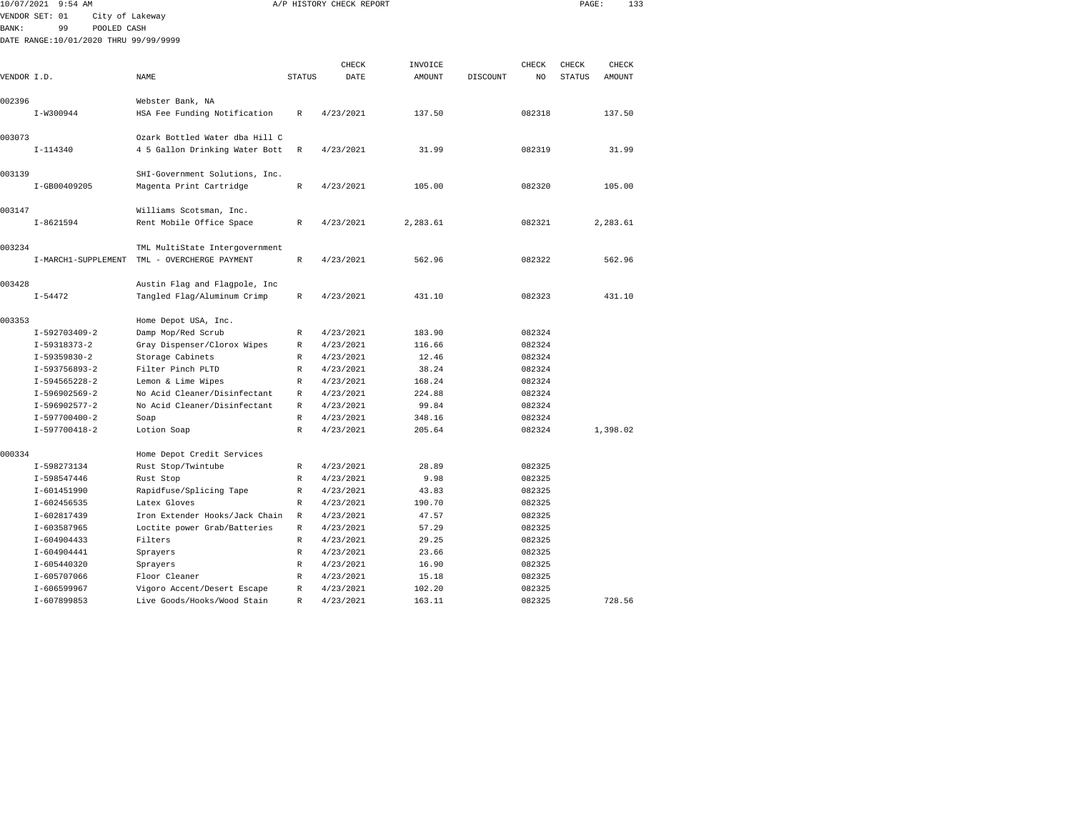10/07/2021 9:54 AM A/P HISTORY CHECK REPORT

VENDOR SET: 01 City of Lakeway
BANK: 99 POOLED CASH
DATE RANGE:10/01/2020 THRU 99/99/9999

| VENDOR I.D. | NAME | STATUS | CHECK DATE | INVOICE AMOUNT | DISCOUNT | CHECK NO | CHECK STATUS | CHECK AMOUNT |
|---|---|---|---|---|---|---|---|---|
| 002396 | Webster Bank, NA | | | | | | | |
| I-W300944 | HSA Fee Funding Notification | R | 4/23/2021 | 137.50 | | 082318 | | 137.50 |
| 003073 | Ozark Bottled Water dba Hill C | | | | | | | |
| I-114340 | 4 5 Gallon Drinking Water Bott | R | 4/23/2021 | 31.99 | | 082319 | | 31.99 |
| 003139 | SHI-Government Solutions, Inc. | | | | | | | |
| I-GB00409205 | Magenta Print Cartridge | R | 4/23/2021 | 105.00 | | 082320 | | 105.00 |
| 003147 | Williams Scotsman, Inc. | | | | | | | |
| I-8621594 | Rent Mobile Office Space | R | 4/23/2021 | 2,283.61 | | 082321 | | 2,283.61 |
| 003234 | TML MultiState Intergovernment | | | | | | | |
| I-MARCH1-SUPPLEMENT | TML - OVERCHERGE PAYMENT | R | 4/23/2021 | 562.96 | | 082322 | | 562.96 |
| 003428 | Austin Flag and Flagpole, Inc | | | | | | | |
| I-54472 | Tangled Flag/Aluminum Crimp | R | 4/23/2021 | 431.10 | | 082323 | | 431.10 |
| 003353 | Home Depot USA, Inc. | | | | | | | |
| I-592703409-2 | Damp Mop/Red Scrub | R | 4/23/2021 | 183.90 | | 082324 | | |
| I-59318373-2 | Gray Dispenser/Clorox Wipes | R | 4/23/2021 | 116.66 | | 082324 | | |
| I-59359830-2 | Storage Cabinets | R | 4/23/2021 | 12.46 | | 082324 | | |
| I-593756893-2 | Filter Pinch PLTD | R | 4/23/2021 | 38.24 | | 082324 | | |
| I-594565228-2 | Lemon & Lime Wipes | R | 4/23/2021 | 168.24 | | 082324 | | |
| I-596902569-2 | No Acid Cleaner/Disinfectant | R | 4/23/2021 | 224.88 | | 082324 | | |
| I-596902577-2 | No Acid Cleaner/Disinfectant | R | 4/23/2021 | 99.84 | | 082324 | | |
| I-597700400-2 | Soap | R | 4/23/2021 | 348.16 | | 082324 | | |
| I-597700418-2 | Lotion Soap | R | 4/23/2021 | 205.64 | | 082324 | | 1,398.02 |
| 000334 | Home Depot Credit Services | | | | | | | |
| I-598273134 | Rust Stop/Twintube | R | 4/23/2021 | 28.89 | | 082325 | | |
| I-598547446 | Rust Stop | R | 4/23/2021 | 9.98 | | 082325 | | |
| I-601451990 | Rapidfuse/Splicing Tape | R | 4/23/2021 | 43.83 | | 082325 | | |
| I-602456535 | Latex Gloves | R | 4/23/2021 | 190.70 | | 082325 | | |
| I-602817439 | Iron Extender Hooks/Jack Chain | R | 4/23/2021 | 47.57 | | 082325 | | |
| I-603587965 | Loctite power Grab/Batteries | R | 4/23/2021 | 57.29 | | 082325 | | |
| I-604904433 | Filters | R | 4/23/2021 | 29.25 | | 082325 | | |
| I-604904441 | Sprayers | R | 4/23/2021 | 23.66 | | 082325 | | |
| I-605440320 | Sprayers | R | 4/23/2021 | 16.90 | | 082325 | | |
| I-605707066 | Floor Cleaner | R | 4/23/2021 | 15.18 | | 082325 | | |
| I-606599967 | Vigoro Accent/Desert Escape | R | 4/23/2021 | 102.20 | | 082325 | | |
| I-607899853 | Live Goods/Hooks/Wood Stain | R | 4/23/2021 | 163.11 | | 082325 | | 728.56 |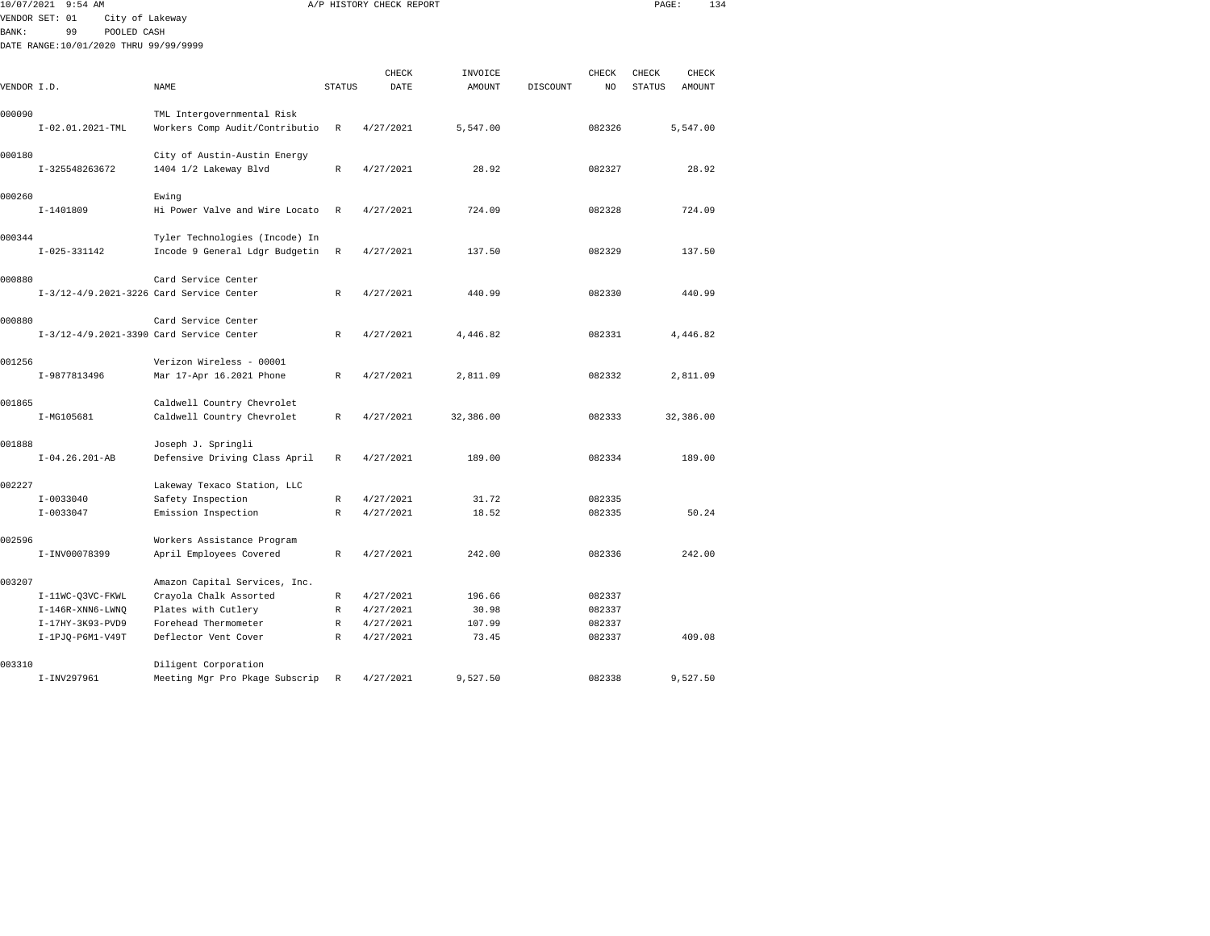10/07/2021 9:54 AM A/P HISTORY CHECK REPORT

VENDOR SET: 01 City of Lakeway
BANK: 99 POOLED CASH
DATE RANGE:10/01/2020 THRU 99/99/9999

| VENDOR I.D. | NAME | STATUS | CHECK DATE | INVOICE AMOUNT | DISCOUNT | CHECK NO | CHECK STATUS | CHECK AMOUNT |
|---|---|---|---|---|---|---|---|---|
| 000090 | TML Intergovernmental Risk | | | | | | | |
| I-02.01.2021-TML | Workers Comp Audit/Contributio | R | 4/27/2021 | 5,547.00 | | 082326 | | 5,547.00 |
| 000180 | City of Austin-Austin Energy | | | | | | | |
| I-325548263672 | 1404 1/2 Lakeway Blvd | R | 4/27/2021 | 28.92 | | 082327 | | 28.92 |
| 000260 | Ewing | | | | | | | |
| I-1401809 | Hi Power Valve and Wire Locato | R | 4/27/2021 | 724.09 | | 082328 | | 724.09 |
| 000344 | Tyler Technologies (Incode) In | | | | | | | |
| I-025-331142 | Incode 9 General Ldgr Budgetin | R | 4/27/2021 | 137.50 | | 082329 | | 137.50 |
| 000880 | Card Service Center | | | | | | | |
| I-3/12-4/9.2021-3226 | Card Service Center | R | 4/27/2021 | 440.99 | | 082330 | | 440.99 |
| 000880 | Card Service Center | | | | | | | |
| I-3/12-4/9.2021-3390 | Card Service Center | R | 4/27/2021 | 4,446.82 | | 082331 | | 4,446.82 |
| 001256 | Verizon Wireless - 00001 | | | | | | | |
| I-9877813496 | Mar 17-Apr 16.2021 Phone | R | 4/27/2021 | 2,811.09 | | 082332 | | 2,811.09 |
| 001865 | Caldwell Country Chevrolet | | | | | | | |
| I-MG105681 | Caldwell Country Chevrolet | R | 4/27/2021 | 32,386.00 | | 082333 | | 32,386.00 |
| 001888 | Joseph J. Springli | | | | | | | |
| I-04.26.201-AB | Defensive Driving Class April | R | 4/27/2021 | 189.00 | | 082334 | | 189.00 |
| 002227 | Lakeway Texaco Station, LLC | | | | | | | |
| I-0033040 | Safety Inspection | R | 4/27/2021 | 31.72 | | 082335 | | |
| I-0033047 | Emission Inspection | R | 4/27/2021 | 18.52 | | 082335 | | 50.24 |
| 002596 | Workers Assistance Program | | | | | | | |
| I-INV00078399 | April Employees Covered | R | 4/27/2021 | 242.00 | | 082336 | | 242.00 |
| 003207 | Amazon Capital Services, Inc. | | | | | | | |
| I-11WC-Q3VC-FKWL | Crayola Chalk Assorted | R | 4/27/2021 | 196.66 | | 082337 | | |
| I-146R-XNN6-LWNQ | Plates with Cutlery | R | 4/27/2021 | 30.98 | | 082337 | | |
| I-17HY-3K93-PVD9 | Forehead Thermometer | R | 4/27/2021 | 107.99 | | 082337 | | |
| I-1PJQ-P6M1-V49T | Deflector Vent Cover | R | 4/27/2021 | 73.45 | | 082337 | | 409.08 |
| 003310 | Diligent Corporation | | | | | | | |
| I-INV297961 | Meeting Mgr Pro Pkage Subscrip | R | 4/27/2021 | 9,527.50 | | 082338 | | 9,527.50 |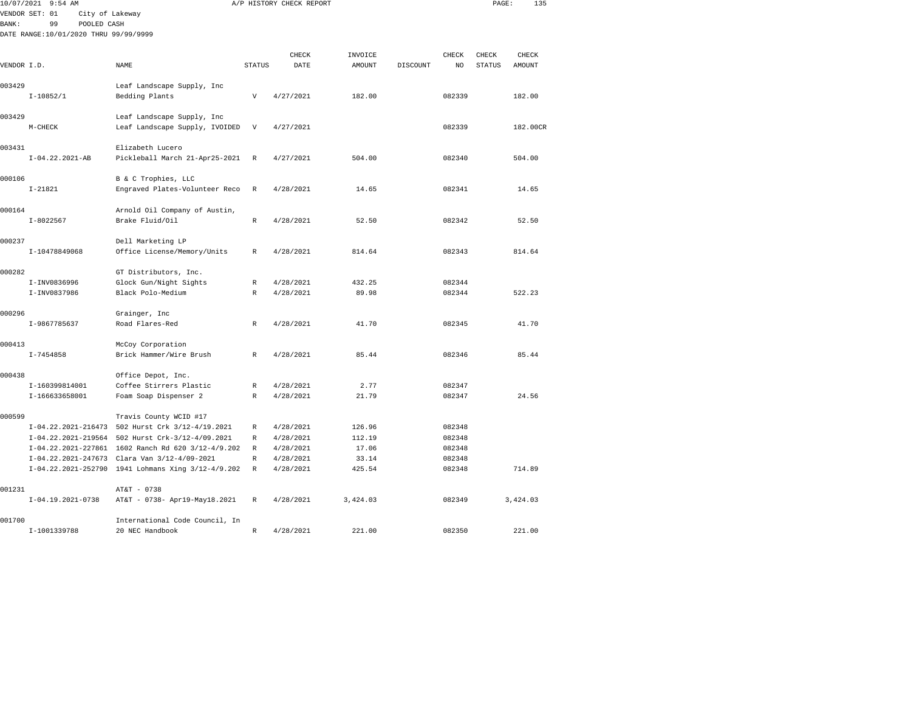10/07/2021 9:54 AM A/P HISTORY CHECK REPORT

VENDOR SET: 01 City of Lakeway
BANK: 99 POOLED CASH
DATE RANGE:10/01/2020 THRU 99/99/9999

| VENDOR I.D. | NAME | STATUS | CHECK DATE | INVOICE AMOUNT | DISCOUNT | CHECK NO | CHECK STATUS | CHECK AMOUNT |
|---|---|---|---|---|---|---|---|---|
| 003429 | Leaf Landscape Supply, Inc | | | | | | | |
| I-10852/1 | Bedding Plants | V | 4/27/2021 | 182.00 | | 082339 | | 182.00 |
| 003429 | Leaf Landscape Supply, Inc | | | | | | | |
| M-CHECK | Leaf Landscape Supply, IVOIDED | V | 4/27/2021 | | | 082339 | | 182.00CR |
| 003431 | Elizabeth Lucero | | | | | | | |
| I-04.22.2021-AB | Pickleball March 21-Apr25-2021 | R | 4/27/2021 | 504.00 | | 082340 | | 504.00 |
| 000106 | B & C Trophies, LLC | | | | | | | |
| I-21821 | Engraved Plates-Volunteer Reco | R | 4/28/2021 | 14.65 | | 082341 | | 14.65 |
| 000164 | Arnold Oil Company of Austin, | | | | | | | |
| I-8022567 | Brake Fluid/Oil | R | 4/28/2021 | 52.50 | | 082342 | | 52.50 |
| 000237 | Dell Marketing LP | | | | | | | |
| I-10478849068 | Office License/Memory/Units | R | 4/28/2021 | 814.64 | | 082343 | | 814.64 |
| 000282 | GT Distributors, Inc. | | | | | | | |
| I-INV0836996 | Glock Gun/Night Sights | R | 4/28/2021 | 432.25 | | 082344 | | |
| I-INV0837986 | Black Polo-Medium | R | 4/28/2021 | 89.98 | | 082344 | | 522.23 |
| 000296 | Grainger, Inc | | | | | | | |
| I-9867785637 | Road Flares-Red | R | 4/28/2021 | 41.70 | | 082345 | | 41.70 |
| 000413 | McCoy Corporation | | | | | | | |
| I-7454858 | Brick Hammer/Wire Brush | R | 4/28/2021 | 85.44 | | 082346 | | 85.44 |
| 000438 | Office Depot, Inc. | | | | | | | |
| I-160399814001 | Coffee Stirrers Plastic | R | 4/28/2021 | 2.77 | | 082347 | | |
| I-166633658001 | Foam Soap Dispenser 2 | R | 4/28/2021 | 21.79 | | 082347 | | 24.56 |
| 000599 | Travis County WCID #17 | | | | | | | |
| I-04.22.2021-216473 | 502 Hurst Crk 3/12-4/19.2021 | R | 4/28/2021 | 126.96 | | 082348 | | |
| I-04.22.2021-219564 | 502 Hurst Crk-3/12-4/09.2021 | R | 4/28/2021 | 112.19 | | 082348 | | |
| I-04.22.2021-227861 | 1602 Ranch Rd 620 3/12-4/9.202 | R | 4/28/2021 | 17.06 | | 082348 | | |
| I-04.22.2021-247673 | Clara Van 3/12-4/09-2021 | R | 4/28/2021 | 33.14 | | 082348 | | |
| I-04.22.2021-252790 | 1941 Lohmans Xing 3/12-4/9.202 | R | 4/28/2021 | 425.54 | | 082348 | | 714.89 |
| 001231 | AT&T - 0738 | | | | | | | |
| I-04.19.2021-0738 | AT&T - 0738- Apr19-May18.2021 | R | 4/28/2021 | 3,424.03 | | 082349 | | 3,424.03 |
| 001700 | International Code Council, In | | | | | | | |
| I-1001339788 | 20 NEC Handbook | R | 4/28/2021 | 221.00 | | 082350 | | 221.00 |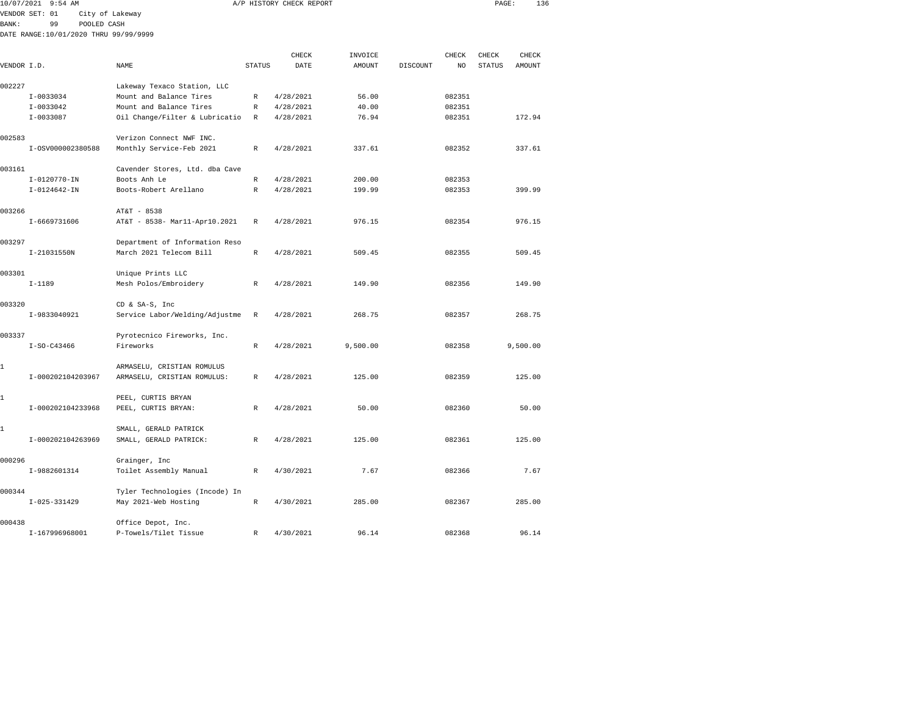10/07/2021 9:54 AM A/P HISTORY CHECK REPORT

VENDOR SET: 01 City of Lakeway
BANK: 99 POOLED CASH
DATE RANGE:10/01/2020 THRU 99/99/9999

| VENDOR I.D. | NAME | STATUS | CHECK DATE | INVOICE AMOUNT | DISCOUNT | CHECK NO | CHECK STATUS | CHECK AMOUNT |
|---|---|---|---|---|---|---|---|---|
| 002227 | Lakeway Texaco Station, LLC | | | | | | | |
| I-0033034 | Mount and Balance Tires | R | 4/28/2021 | 56.00 | | 082351 | | |
| I-0033042 | Mount and Balance Tires | R | 4/28/2021 | 40.00 | | 082351 | | |
| I-0033087 | Oil Change/Filter & Lubricatio | R | 4/28/2021 | 76.94 | | 082351 | | 172.94 |
| 002583 | Verizon Connect NWF INC. | | | | | | | |
| I-OSV000002380588 | Monthly Service-Feb 2021 | R | 4/28/2021 | 337.61 | | 082352 | | 337.61 |
| 003161 | Cavender Stores, Ltd. dba Cave | | | | | | | |
| I-0120770-IN | Boots Anh Le | R | 4/28/2021 | 200.00 | | 082353 | | |
| I-0124642-IN | Boots-Robert Arellano | R | 4/28/2021 | 199.99 | | 082353 | | 399.99 |
| 003266 | AT&T - 8538 | | | | | | | |
| I-6669731606 | AT&T - 8538- Mar11-Apr10.2021 | R | 4/28/2021 | 976.15 | | 082354 | | 976.15 |
| 003297 | Department of Information Reso | | | | | | | |
| I-21031550N | March 2021 Telecom Bill | R | 4/28/2021 | 509.45 | | 082355 | | 509.45 |
| 003301 | Unique Prints LLC | | | | | | | |
| I-1189 | Mesh Polos/Embroidery | R | 4/28/2021 | 149.90 | | 082356 | | 149.90 |
| 003320 | CD & SA-S, Inc | | | | | | | |
| I-9833040921 | Service Labor/Welding/Adjustme | R | 4/28/2021 | 268.75 | | 082357 | | 268.75 |
| 003337 | Pyrotecnico Fireworks, Inc. | | | | | | | |
| I-SO-C43466 | Fireworks | R | 4/28/2021 | 9,500.00 | | 082358 | | 9,500.00 |
| 1 | ARMASELU, CRISTIAN ROMULUS | | | | | | | |
| I-000202104203967 | ARMASELU, CRISTIAN ROMULUS: | R | 4/28/2021 | 125.00 | | 082359 | | 125.00 |
| 1 | PEEL, CURTIS BRYAN | | | | | | | |
| I-000202104233968 | PEEL, CURTIS BRYAN: | R | 4/28/2021 | 50.00 | | 082360 | | 50.00 |
| 1 | SMALL, GERALD PATRICK | | | | | | | |
| I-000202104263969 | SMALL, GERALD PATRICK: | R | 4/28/2021 | 125.00 | | 082361 | | 125.00 |
| 000296 | Grainger, Inc | | | | | | | |
| I-9882601314 | Toilet Assembly Manual | R | 4/30/2021 | 7.67 | | 082366 | | 7.67 |
| 000344 | Tyler Technologies (Incode) In | | | | | | | |
| I-025-331429 | May 2021-Web Hosting | R | 4/30/2021 | 285.00 | | 082367 | | 285.00 |
| 000438 | Office Depot, Inc. | | | | | | | |
| I-167996968001 | P-Towels/Tilet Tissue | R | 4/30/2021 | 96.14 | | 082368 | | 96.14 |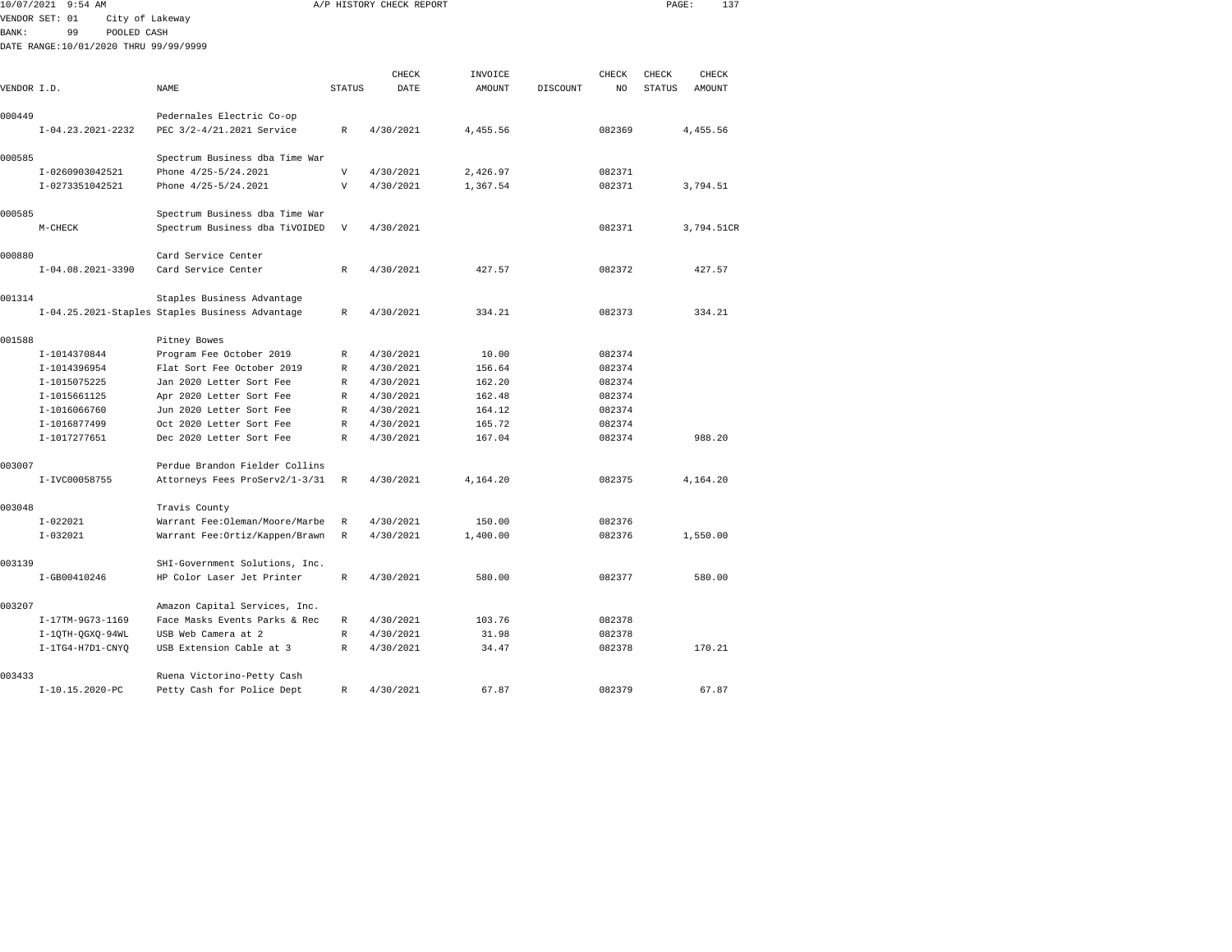10/07/2021 9:54 AM A/P HISTORY CHECK REPORT

VENDOR SET: 01 City of Lakeway
BANK: 99 POOLED CASH
DATE RANGE:10/01/2020 THRU 99/99/9999

| VENDOR I.D. | NAME | STATUS | CHECK DATE | INVOICE AMOUNT | DISCOUNT | CHECK NO | CHECK STATUS | CHECK AMOUNT |
|---|---|---|---|---|---|---|---|---|
| 000449 | Pedernales Electric Co-op | | | | | | | |
| I-04.23.2021-2232 | PEC 3/2-4/21.2021 Service | R | 4/30/2021 | 4,455.56 | | 082369 | | 4,455.56 |
| 000585 | Spectrum Business dba Time War | | | | | | | |
| I-0260903042521 | Phone 4/25-5/24.2021 | V | 4/30/2021 | 2,426.97 | | 082371 | | |
| I-0273351042521 | Phone 4/25-5/24.2021 | V | 4/30/2021 | 1,367.54 | | 082371 | | 3,794.51 |
| 000585 | Spectrum Business dba Time War | | | | | | | |
| M-CHECK | Spectrum Business dba TiVOIDED | V | 4/30/2021 | | | 082371 | | 3,794.51CR |
| 000880 | Card Service Center | | | | | | | |
| I-04.08.2021-3390 | Card Service Center | R | 4/30/2021 | 427.57 | | 082372 | | 427.57 |
| 001314 | Staples Business Advantage | | | | | | | |
| I-04.25.2021-Staples | Staples Business Advantage | R | 4/30/2021 | 334.21 | | 082373 | | 334.21 |
| 001588 | Pitney Bowes | | | | | | | |
| I-1014370844 | Program Fee October 2019 | R | 4/30/2021 | 10.00 | | 082374 | | |
| I-1014396954 | Flat Sort Fee October 2019 | R | 4/30/2021 | 156.64 | | 082374 | | |
| I-1015075225 | Jan 2020 Letter Sort Fee | R | 4/30/2021 | 162.20 | | 082374 | | |
| I-1015661125 | Apr 2020 Letter Sort Fee | R | 4/30/2021 | 162.48 | | 082374 | | |
| I-1016066760 | Jun 2020 Letter Sort Fee | R | 4/30/2021 | 164.12 | | 082374 | | |
| I-1016877499 | Oct 2020 Letter Sort Fee | R | 4/30/2021 | 165.72 | | 082374 | | |
| I-1017277651 | Dec 2020 Letter Sort Fee | R | 4/30/2021 | 167.04 | | 082374 | | 988.20 |
| 003007 | Perdue Brandon Fielder Collins | | | | | | | |
| I-IVC00058755 | Attorneys Fees ProServ2/1-3/31 | R | 4/30/2021 | 4,164.20 | | 082375 | | 4,164.20 |
| 003048 | Travis County | | | | | | | |
| I-022021 | Warrant Fee:Oleman/Moore/Marbe | R | 4/30/2021 | 150.00 | | 082376 | | |
| I-032021 | Warrant Fee:Ortiz/Kappen/Brawn | R | 4/30/2021 | 1,400.00 | | 082376 | | 1,550.00 |
| 003139 | SHI-Government Solutions, Inc. | | | | | | | |
| I-GB00410246 | HP Color Laser Jet Printer | R | 4/30/2021 | 580.00 | | 082377 | | 580.00 |
| 003207 | Amazon Capital Services, Inc. | | | | | | | |
| I-17TM-9G73-1169 | Face Masks Events Parks & Rec | R | 4/30/2021 | 103.76 | | 082378 | | |
| I-1QTH-QGXQ-94WL | USB Web Camera at 2 | R | 4/30/2021 | 31.98 | | 082378 | | |
| I-1TG4-H7D1-CNYQ | USB Extension Cable at 3 | R | 4/30/2021 | 34.47 | | 082378 | | 170.21 |
| 003433 | Ruena Victorino-Petty Cash | | | | | | | |
| I-10.15.2020-PC | Petty Cash for Police Dept | R | 4/30/2021 | 67.87 | | 082379 | | 67.87 |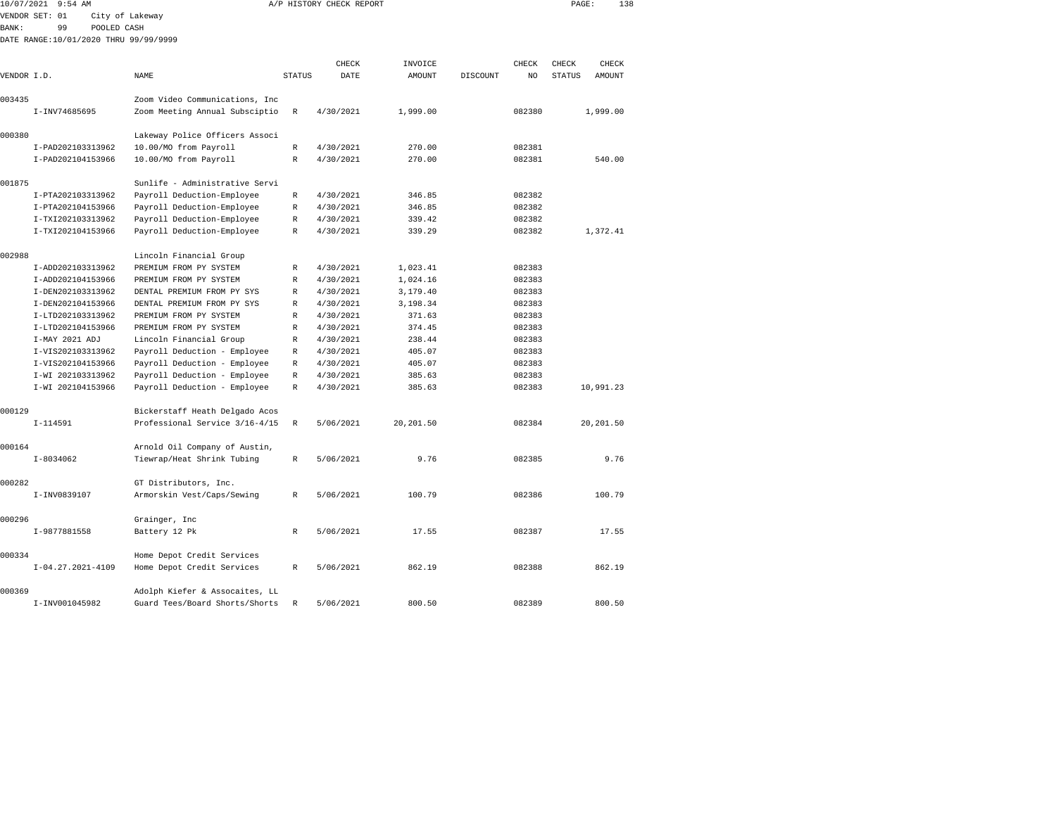10/07/2021 9:54 AM A/P HISTORY CHECK REPORT

VENDOR SET: 01 City of Lakeway
BANK: 99 POOLED CASH
DATE RANGE:10/01/2020 THRU 99/99/9999

| VENDOR I.D. | NAME | STATUS | CHECK DATE | INVOICE AMOUNT | DISCOUNT | CHECK NO | CHECK STATUS | CHECK AMOUNT |
|---|---|---|---|---|---|---|---|---|
| 003435 | Zoom Video Communications, Inc | | | | | | | |
| I-INV74685695 | Zoom Meeting Annual Subsciptio | R | 4/30/2021 | 1,999.00 | | 082380 | | 1,999.00 |
| 000380 | Lakeway Police Officers Associ | | | | | | | |
| I-PAD202103313962 | 10.00/MO from Payroll | R | 4/30/2021 | 270.00 | | 082381 | | |
| I-PAD202104153966 | 10.00/MO from Payroll | R | 4/30/2021 | 270.00 | | 082381 | | 540.00 |
| 001875 | Sunlife - Administrative Servi | | | | | | | |
| I-PTA202103313962 | Payroll Deduction-Employee | R | 4/30/2021 | 346.85 | | 082382 | | |
| I-PTA202104153966 | Payroll Deduction-Employee | R | 4/30/2021 | 346.85 | | 082382 | | |
| I-TXI202103313962 | Payroll Deduction-Employee | R | 4/30/2021 | 339.42 | | 082382 | | |
| I-TXI202104153966 | Payroll Deduction-Employee | R | 4/30/2021 | 339.29 | | 082382 | | 1,372.41 |
| 002988 | Lincoln Financial Group | | | | | | | |
| I-ADD202103313962 | PREMIUM FROM PY SYSTEM | R | 4/30/2021 | 1,023.41 | | 082383 | | |
| I-ADD202104153966 | PREMIUM FROM PY SYSTEM | R | 4/30/2021 | 1,024.16 | | 082383 | | |
| I-DEN202103313962 | DENTAL PREMIUM FROM PY SYS | R | 4/30/2021 | 3,179.40 | | 082383 | | |
| I-DEN202104153966 | DENTAL PREMIUM FROM PY SYS | R | 4/30/2021 | 3,198.34 | | 082383 | | |
| I-LTD202103313962 | PREMIUM FROM PY SYSTEM | R | 4/30/2021 | 371.63 | | 082383 | | |
| I-LTD202104153966 | PREMIUM FROM PY SYSTEM | R | 4/30/2021 | 374.45 | | 082383 | | |
| I-MAY 2021 ADJ | Lincoln Financial Group | R | 4/30/2021 | 238.44 | | 082383 | | |
| I-VIS202103313962 | Payroll Deduction - Employee | R | 4/30/2021 | 405.07 | | 082383 | | |
| I-VIS202104153966 | Payroll Deduction - Employee | R | 4/30/2021 | 405.07 | | 082383 | | |
| I-WI 202103313962 | Payroll Deduction - Employee | R | 4/30/2021 | 385.63 | | 082383 | | |
| I-WI 202104153966 | Payroll Deduction - Employee | R | 4/30/2021 | 385.63 | | 082383 | | 10,991.23 |
| 000129 | Bickerstaff Heath Delgado Acos | | | | | | | |
| I-114591 | Professional Service 3/16-4/15 | R | 5/06/2021 | 20,201.50 | | 082384 | | 20,201.50 |
| 000164 | Arnold Oil Company of Austin, | | | | | | | |
| I-8034062 | Tiewrap/Heat Shrink Tubing | R | 5/06/2021 | 9.76 | | 082385 | | 9.76 |
| 000282 | GT Distributors, Inc. | | | | | | | |
| I-INV0839107 | Armorskin Vest/Caps/Sewing | R | 5/06/2021 | 100.79 | | 082386 | | 100.79 |
| 000296 | Grainger, Inc | | | | | | | |
| I-9877881558 | Battery 12 Pk | R | 5/06/2021 | 17.55 | | 082387 | | 17.55 |
| 000334 | Home Depot Credit Services | | | | | | | |
| I-04.27.2021-4109 | Home Depot Credit Services | R | 5/06/2021 | 862.19 | | 082388 | | 862.19 |
| 000369 | Adolph Kiefer & Assocaites, LL | | | | | | | |
| I-INV001045982 | Guard Tees/Board Shorts/Shorts | R | 5/06/2021 | 800.50 | | 082389 | | 800.50 |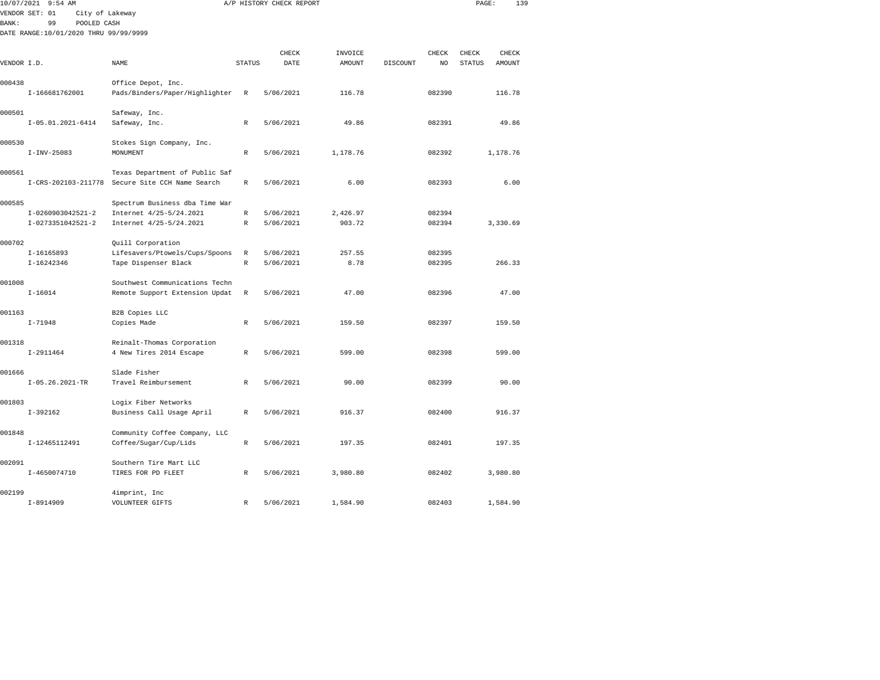10/07/2021 9:54 AM A/P HISTORY CHECK REPORT

VENDOR SET: 01 City of Lakeway

BANK: 99 POOLED CASH

DATE RANGE:10/01/2020 THRU 99/99/9999

| VENDOR I.D. | NAME | STATUS | CHECK DATE | INVOICE AMOUNT | DISCOUNT | CHECK NO | CHECK STATUS | CHECK AMOUNT |
|---|---|---|---|---|---|---|---|---|
| 000438 | Office Depot, Inc. | | | | | | | |
| I-166681762001 | Pads/Binders/Paper/Highlighter | R | 5/06/2021 | 116.78 | | 082390 | | 116.78 |
| 000501 | Safeway, Inc. | | | | | | | |
| I-05.01.2021-6414 | Safeway, Inc. | R | 5/06/2021 | 49.86 | | 082391 | | 49.86 |
| 000530 | Stokes Sign Company, Inc. | | | | | | | |
| I-INV-25083 | MONUMENT | R | 5/06/2021 | 1,178.76 | | 082392 | | 1,178.76 |
| 000561 | Texas Department of Public Saf | | | | | | | |
| I-CRS-202103-211778 | Secure Site CCH Name Search | R | 5/06/2021 | 6.00 | | 082393 | | 6.00 |
| 000585 | Spectrum Business dba Time War | | | | | | | |
| I-0260903042521-2 | Internet 4/25-5/24.2021 | R | 5/06/2021 | 2,426.97 | | 082394 | | |
| I-0273351042521-2 | Internet 4/25-5/24.2021 | R | 5/06/2021 | 903.72 | | 082394 | | 3,330.69 |
| 000702 | Quill Corporation | | | | | | | |
| I-16165893 | Lifesavers/Ptowels/Cups/Spoons | R | 5/06/2021 | 257.55 | | 082395 | | |
| I-16242346 | Tape Dispenser Black | R | 5/06/2021 | 8.78 | | 082395 | | 266.33 |
| 001008 | Southwest Communications Techn | | | | | | | |
| I-16014 | Remote Support Extension Updat | R | 5/06/2021 | 47.00 | | 082396 | | 47.00 |
| 001163 | B2B Copies LLC | | | | | | | |
| I-71948 | Copies Made | R | 5/06/2021 | 159.50 | | 082397 | | 159.50 |
| 001318 | Reinalt-Thomas Corporation | | | | | | | |
| I-2911464 | 4 New Tires 2014 Escape | R | 5/06/2021 | 599.00 | | 082398 | | 599.00 |
| 001666 | Slade Fisher | | | | | | | |
| I-05.26.2021-TR | Travel Reimbursement | R | 5/06/2021 | 90.00 | | 082399 | | 90.00 |
| 001803 | Logix Fiber Networks | | | | | | | |
| I-392162 | Business Call Usage April | R | 5/06/2021 | 916.37 | | 082400 | | 916.37 |
| 001848 | Community Coffee Company, LLC | | | | | | | |
| I-12465112491 | Coffee/Sugar/Cup/Lids | R | 5/06/2021 | 197.35 | | 082401 | | 197.35 |
| 002091 | Southern Tire Mart LLC | | | | | | | |
| I-4650074710 | TIRES FOR PD FLEET | R | 5/06/2021 | 3,980.80 | | 082402 | | 3,980.80 |
| 002199 | 4imprint, Inc | | | | | | | |
| I-8914909 | VOLUNTEER GIFTS | R | 5/06/2021 | 1,584.90 | | 082403 | | 1,584.90 |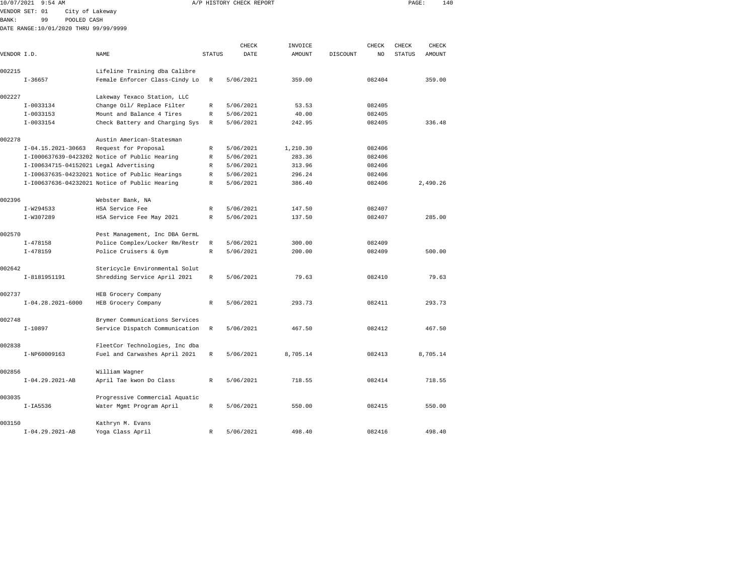10/07/2021 9:54 AM A/P HISTORY CHECK REPORT

VENDOR SET: 01 City of Lakeway
BANK: 99 POOLED CASH
DATE RANGE:10/01/2020 THRU 99/99/9999

| VENDOR I.D. | NAME | STATUS | CHECK DATE | INVOICE AMOUNT | DISCOUNT | CHECK NO | CHECK STATUS | CHECK AMOUNT |
|---|---|---|---|---|---|---|---|---|
| 002215 | Lifeline Training dba Calibre | | | | | | | |
| I-36657 | Female Enforcer Class-Cindy Lo | R | 5/06/2021 | 359.00 | | 082404 | | 359.00 |
| 002227 | Lakeway Texaco Station, LLC | | | | | | | |
| I-0033134 | Change Oil/ Replace Filter | R | 5/06/2021 | 53.53 | | 082405 | | |
| I-0033153 | Mount and Balance 4 Tires | R | 5/06/2021 | 40.00 | | 082405 | | |
| I-0033154 | Check Battery and Charging Sys | R | 5/06/2021 | 242.95 | | 082405 | | 336.48 |
| 002278 | Austin American-Statesman | | | | | | | |
| I-04.15.2021-30663 | Request for Proposal | R | 5/06/2021 | 1,210.30 | | 082406 | | |
| I-I000637639-0423202 | Notice of Public Hearing | R | 5/06/2021 | 283.36 | | 082406 | | |
| I-I00634715-04152021 | Legal Advertising | R | 5/06/2021 | 313.96 | | 082406 | | |
| I-I00637635-04232021 | Notice of Public Hearings | R | 5/06/2021 | 296.24 | | 082406 | | |
| I-I00637636-04232021 | Notice of Public Hearing | R | 5/06/2021 | 386.40 | | 082406 | | 2,490.26 |
| 002396 | Webster Bank, NA | | | | | | | |
| I-W294533 | HSA Service Fee | R | 5/06/2021 | 147.50 | | 082407 | | |
| I-W307289 | HSA Service Fee May 2021 | R | 5/06/2021 | 137.50 | | 082407 | | 285.00 |
| 002570 | Pest Management, Inc DBA GermL | | | | | | | |
| I-478158 | Police Complex/Locker Rm/Restr | R | 5/06/2021 | 300.00 | | 082409 | | |
| I-478159 | Police Cruisers & Gym | R | 5/06/2021 | 200.00 | | 082409 | | 500.00 |
| 002642 | Stericycle Environmental Solut | | | | | | | |
| I-8181951191 | Shredding Service April 2021 | R | 5/06/2021 | 79.63 | | 082410 | | 79.63 |
| 002737 | HEB Grocery Company | | | | | | | |
| I-04.28.2021-6000 | HEB Grocery Company | R | 5/06/2021 | 293.73 | | 082411 | | 293.73 |
| 002748 | Brymer Communications Services | | | | | | | |
| I-10897 | Service Dispatch Communication | R | 5/06/2021 | 467.50 | | 082412 | | 467.50 |
| 002838 | FleetCor Technologies, Inc dba | | | | | | | |
| I-NP60009163 | Fuel and Carwashes April 2021 | R | 5/06/2021 | 8,705.14 | | 082413 | | 8,705.14 |
| 002856 | William Wagner | | | | | | | |
| I-04.29.2021-AB | April Tae kwon Do Class | R | 5/06/2021 | 718.55 | | 082414 | | 718.55 |
| 003035 | Progressive Commercial Aquatic | | | | | | | |
| I-IA5536 | Water Mgmt Program April | R | 5/06/2021 | 550.00 | | 082415 | | 550.00 |
| 003150 | Kathryn M. Evans | | | | | | | |
| I-04.29.2021-AB | Yoga Class April | R | 5/06/2021 | 498.40 | | 082416 | | 498.40 |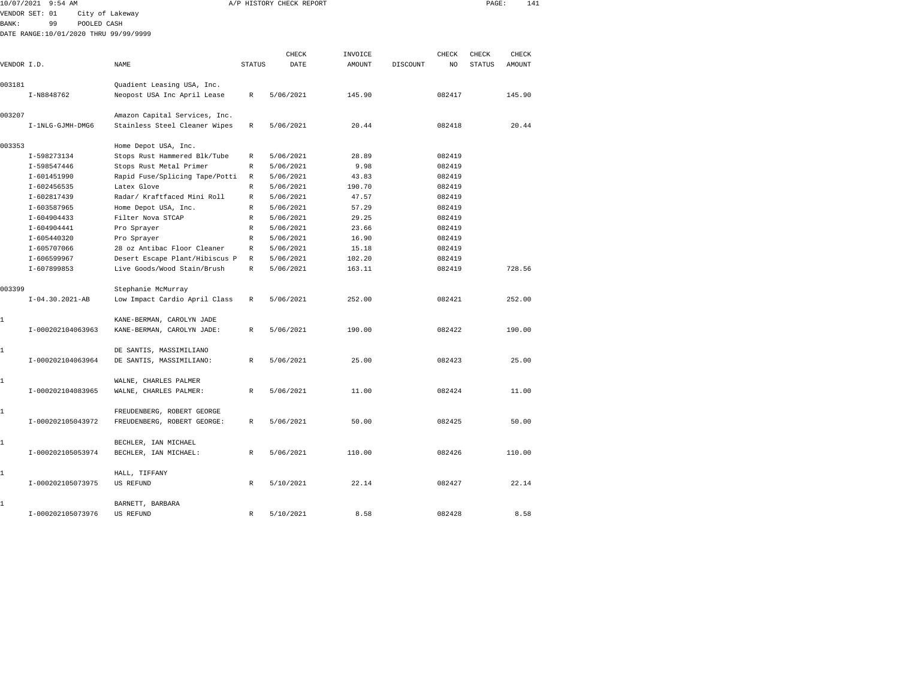10/07/2021 9:54 AM A/P HISTORY CHECK REPORT

VENDOR SET: 01 City of Lakeway
BANK: 99 POOLED CASH
DATE RANGE:10/01/2020 THRU 99/99/9999

| VENDOR I.D. | NAME | STATUS | CHECK DATE | INVOICE AMOUNT | DISCOUNT | CHECK NO | CHECK STATUS | CHECK AMOUNT |
|---|---|---|---|---|---|---|---|---|
| 003181 | Quadient Leasing USA, Inc. | | | | | | | |
| I-N8848762 | Neopost USA Inc April Lease | R | 5/06/2021 | 145.90 | | 082417 | | 145.90 |
| 003207 | Amazon Capital Services, Inc. | | | | | | | |
| I-1NLG-GJMH-DMG6 | Stainless Steel Cleaner Wipes | R | 5/06/2021 | 20.44 | | 082418 | | 20.44 |
| 003353 | Home Depot USA, Inc. | | | | | | | |
| I-598273134 | Stops Rust Hammered Blk/Tube | R | 5/06/2021 | 28.89 | | 082419 | | |
| I-598547446 | Stops Rust Metal Primer | R | 5/06/2021 | 9.98 | | 082419 | | |
| I-601451990 | Rapid Fuse/Splicing Tape/Potti | R | 5/06/2021 | 43.83 | | 082419 | | |
| I-602456535 | Latex Glove | R | 5/06/2021 | 190.70 | | 082419 | | |
| I-602817439 | Radar/ Kraftfaced Mini Roll | R | 5/06/2021 | 47.57 | | 082419 | | |
| I-603587965 | Home Depot USA, Inc. | R | 5/06/2021 | 57.29 | | 082419 | | |
| I-604904433 | Filter Nova STCAP | R | 5/06/2021 | 29.25 | | 082419 | | |
| I-604904441 | Pro Sprayer | R | 5/06/2021 | 23.66 | | 082419 | | |
| I-605440320 | Pro Sprayer | R | 5/06/2021 | 16.90 | | 082419 | | |
| I-605707066 | 28 oz Antibac Floor Cleaner | R | 5/06/2021 | 15.18 | | 082419 | | |
| I-606599967 | Desert Escape Plant/Hibiscus P | R | 5/06/2021 | 102.20 | | 082419 | | |
| I-607899853 | Live Goods/Wood Stain/Brush | R | 5/06/2021 | 163.11 | | 082419 | | 728.56 |
| 003399 | Stephanie McMurray | | | | | | | |
| I-04.30.2021-AB | Low Impact Cardio April Class | R | 5/06/2021 | 252.00 | | 082421 | | 252.00 |
| 1 | KANE-BERMAN, CAROLYN JADE | | | | | | | |
| I-000202104063963 | KANE-BERMAN, CAROLYN JADE: | R | 5/06/2021 | 190.00 | | 082422 | | 190.00 |
| 1 | DE SANTIS, MASSIMILIANO | | | | | | | |
| I-000202104063964 | DE SANTIS, MASSIMILIANO: | R | 5/06/2021 | 25.00 | | 082423 | | 25.00 |
| 1 | WALNE, CHARLES PALMER | | | | | | | |
| I-000202104083965 | WALNE, CHARLES PALMER: | R | 5/06/2021 | 11.00 | | 082424 | | 11.00 |
| 1 | FREUDENBERG, ROBERT GEORGE | | | | | | | |
| I-000202105043972 | FREUDENBERG, ROBERT GEORGE: | R | 5/06/2021 | 50.00 | | 082425 | | 50.00 |
| 1 | BECHLER, IAN MICHAEL | | | | | | | |
| I-000202105053974 | BECHLER, IAN MICHAEL: | R | 5/06/2021 | 110.00 | | 082426 | | 110.00 |
| 1 | HALL, TIFFANY | | | | | | | |
| I-000202105073975 | US REFUND | R | 5/10/2021 | 22.14 | | 082427 | | 22.14 |
| 1 | BARNETT, BARBARA | | | | | | | |
| I-000202105073976 | US REFUND | R | 5/10/2021 | 8.58 | | 082428 | | 8.58 |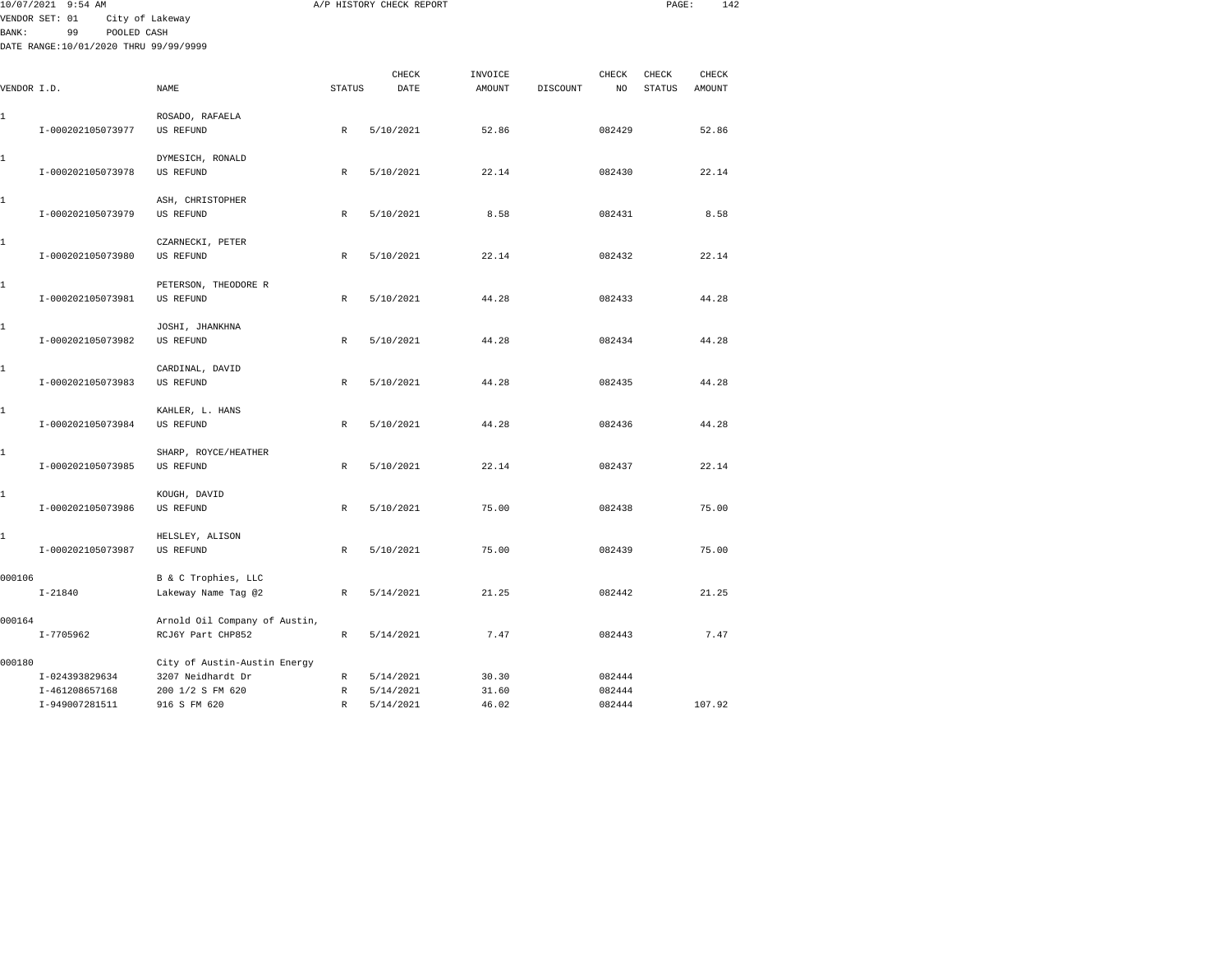10/07/2021 9:54 AM A/P HISTORY CHECK REPORT

VENDOR SET: 01 City of Lakeway
BANK: 99 POOLED CASH
DATE RANGE:10/01/2020 THRU 99/99/9999

| VENDOR I.D. | NAME | STATUS | CHECK DATE | INVOICE AMOUNT | DISCOUNT | CHECK NO | CHECK STATUS | CHECK AMOUNT |
|---|---|---|---|---|---|---|---|---|
| 1 | ROSADO, RAFAELA | | | | | | | |
| I-000202105073977 | US REFUND | R | 5/10/2021 | 52.86 | | 082429 | | 52.86 |
| 1 | DYMESICH, RONALD | | | | | | | |
| I-000202105073978 | US REFUND | R | 5/10/2021 | 22.14 | | 082430 | | 22.14 |
| 1 | ASH, CHRISTOPHER | | | | | | | |
| I-000202105073979 | US REFUND | R | 5/10/2021 | 8.58 | | 082431 | | 8.58 |
| 1 | CZARNECKI, PETER | | | | | | | |
| I-000202105073980 | US REFUND | R | 5/10/2021 | 22.14 | | 082432 | | 22.14 |
| 1 | PETERSON, THEODORE R | | | | | | | |
| I-000202105073981 | US REFUND | R | 5/10/2021 | 44.28 | | 082433 | | 44.28 |
| 1 | JOSHI, JHANKHNA | | | | | | | |
| I-000202105073982 | US REFUND | R | 5/10/2021 | 44.28 | | 082434 | | 44.28 |
| 1 | CARDINAL, DAVID | | | | | | | |
| I-000202105073983 | US REFUND | R | 5/10/2021 | 44.28 | | 082435 | | 44.28 |
| 1 | KAHLER, L. HANS | | | | | | | |
| I-000202105073984 | US REFUND | R | 5/10/2021 | 44.28 | | 082436 | | 44.28 |
| 1 | SHARP, ROYCE/HEATHER | | | | | | | |
| I-000202105073985 | US REFUND | R | 5/10/2021 | 22.14 | | 082437 | | 22.14 |
| 1 | KOUGH, DAVID | | | | | | | |
| I-000202105073986 | US REFUND | R | 5/10/2021 | 75.00 | | 082438 | | 75.00 |
| 1 | HELSLEY, ALISON | | | | | | | |
| I-000202105073987 | US REFUND | R | 5/10/2021 | 75.00 | | 082439 | | 75.00 |
| 000106 | B & C Trophies, LLC | | | | | | | |
| I-21840 | Lakeway Name Tag @2 | R | 5/14/2021 | 21.25 | | 082442 | | 21.25 |
| 000164 | Arnold Oil Company of Austin, | | | | | | | |
| I-7705962 | RCJ6Y Part CHP852 | R | 5/14/2021 | 7.47 | | 082443 | | 7.47 |
| 000180 | City of Austin-Austin Energy | | | | | | | |
| I-024393829634 | 3207 Neidhardt Dr | R | 5/14/2021 | 30.30 | | 082444 | | |
| I-461208657168 | 200 1/2 S FM 620 | R | 5/14/2021 | 31.60 | | 082444 | | |
| I-949007281511 | 916 S FM 620 | R | 5/14/2021 | 46.02 | | 082444 | | 107.92 |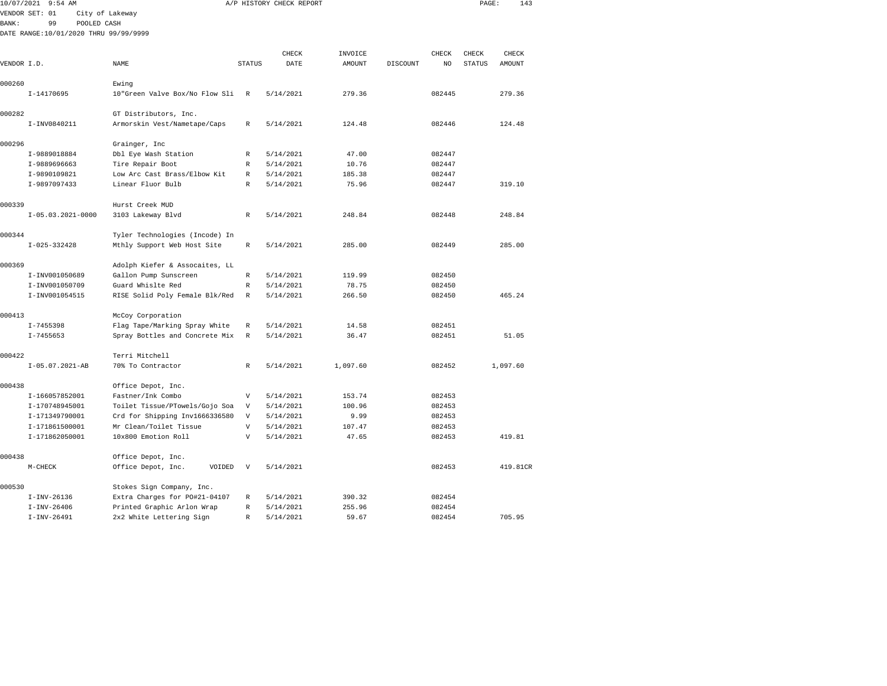10/07/2021 9:54 AM A/P HISTORY CHECK REPORT

VENDOR SET: 01 City of Lakeway
BANK: 99 POOLED CASH
DATE RANGE:10/01/2020 THRU 99/99/9999

| VENDOR I.D. | NAME | STATUS | CHECK DATE | INVOICE AMOUNT | DISCOUNT | CHECK NO | CHECK STATUS | CHECK AMOUNT |
|---|---|---|---|---|---|---|---|---|
| 000260 | Ewing | | | | | | | |
| I-14170695 | 10"Green Valve Box/No Flow Sli | R | 5/14/2021 | 279.36 | | 082445 | | 279.36 |
| 000282 | GT Distributors, Inc. | | | | | | | |
| I-INV0840211 | Armorskin Vest/Nametape/Caps | R | 5/14/2021 | 124.48 | | 082446 | | 124.48 |
| 000296 | Grainger, Inc | | | | | | | |
| I-9889018884 | Dbl Eye Wash Station | R | 5/14/2021 | 47.00 | | 082447 | | |
| I-9889696663 | Tire Repair Boot | R | 5/14/2021 | 10.76 | | 082447 | | |
| I-9890109821 | Low Arc Cast Brass/Elbow Kit | R | 5/14/2021 | 185.38 | | 082447 | | |
| I-9897097433 | Linear Fluor Bulb | R | 5/14/2021 | 75.96 | | 082447 | | 319.10 |
| 000339 | Hurst Creek MUD | | | | | | | |
| I-05.03.2021-0000 | 3103 Lakeway Blvd | R | 5/14/2021 | 248.84 | | 082448 | | 248.84 |
| 000344 | Tyler Technologies (Incode) In | | | | | | | |
| I-025-332428 | Mthly Support Web Host Site | R | 5/14/2021 | 285.00 | | 082449 | | 285.00 |
| 000369 | Adolph Kiefer & Assocaites, LL | | | | | | | |
| I-INV001050689 | Gallon Pump Sunscreen | R | 5/14/2021 | 119.99 | | 082450 | | |
| I-INV001050709 | Guard Whislte Red | R | 5/14/2021 | 78.75 | | 082450 | | |
| I-INV001054515 | RISE Solid Poly Female Blk/Red | R | 5/14/2021 | 266.50 | | 082450 | | 465.24 |
| 000413 | McCoy Corporation | | | | | | | |
| I-7455398 | Flag Tape/Marking Spray White | R | 5/14/2021 | 14.58 | | 082451 | | |
| I-7455653 | Spray Bottles and Concrete Mix | R | 5/14/2021 | 36.47 | | 082451 | | 51.05 |
| 000422 | Terri Mitchell | | | | | | | |
| I-05.07.2021-AB | 70% To Contractor | R | 5/14/2021 | 1,097.60 | | 082452 | | 1,097.60 |
| 000438 | Office Depot, Inc. | | | | | | | |
| I-166057852001 | Fastner/Ink Combo | V | 5/14/2021 | 153.74 | | 082453 | | |
| I-170748945001 | Toilet Tissue/PTowels/Gojo Soa | V | 5/14/2021 | 100.96 | | 082453 | | |
| I-171349790001 | Crd for Shipping Inv1666336580 | V | 5/14/2021 | 9.99 | | 082453 | | |
| I-171861500001 | Mr Clean/Toilet Tissue | V | 5/14/2021 | 107.47 | | 082453 | | |
| I-171862050001 | 10x800 Emotion Roll | V | 5/14/2021 | 47.65 | | 082453 | | 419.81 |
| 000438 | Office Depot, Inc. | | | | | | | |
| M-CHECK | Office Depot, Inc. VOIDED | V | 5/14/2021 | | | 082453 | | 419.81CR |
| 000530 | Stokes Sign Company, Inc. | | | | | | | |
| I-INV-26136 | Extra Charges for PO#21-04107 | R | 5/14/2021 | 390.32 | | 082454 | | |
| I-INV-26406 | Printed Graphic Arlon Wrap | R | 5/14/2021 | 255.96 | | 082454 | | |
| I-INV-26491 | 2x2 White Lettering Sign | R | 5/14/2021 | 59.67 | | 082454 | | 705.95 |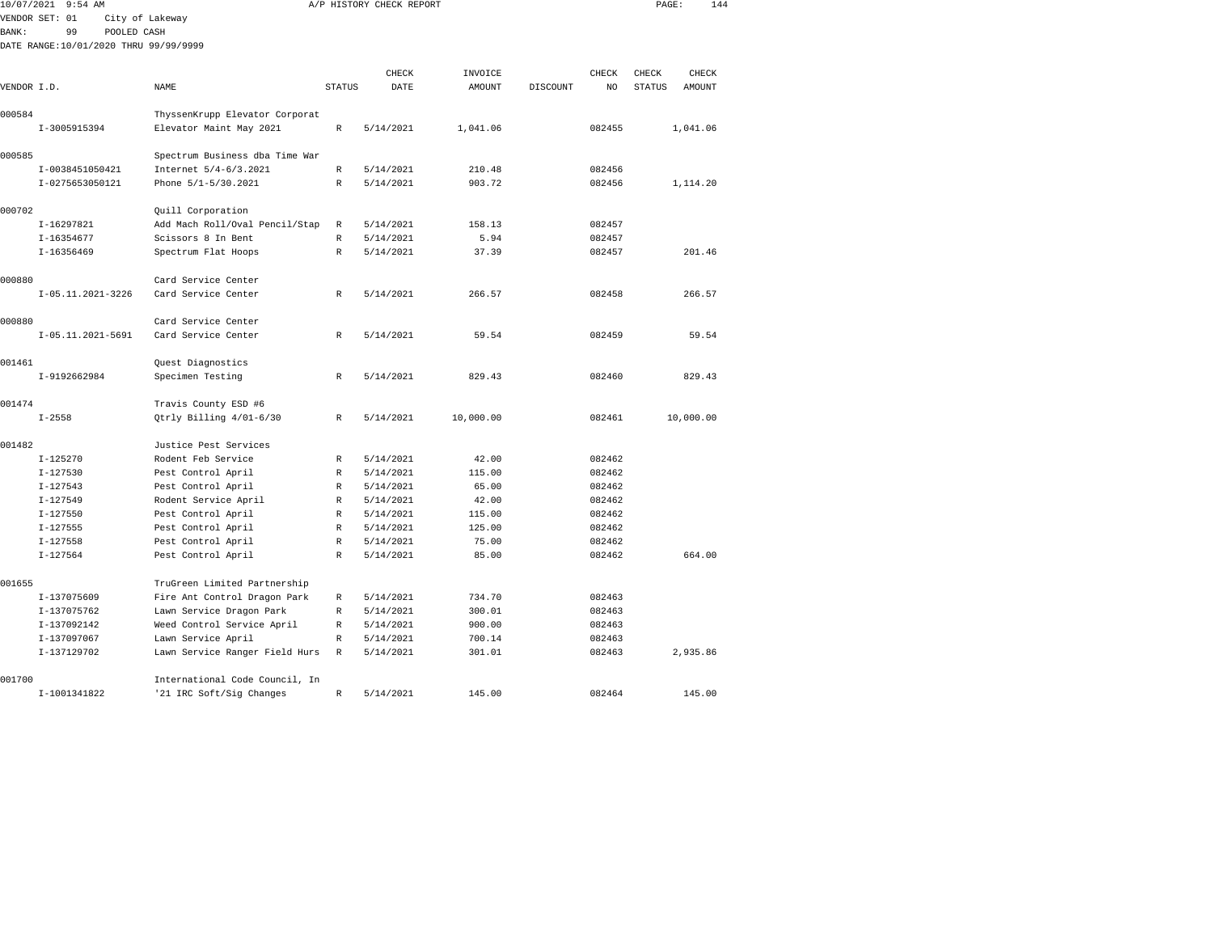10/07/2021 9:54 AM A/P HISTORY CHECK REPORT

VENDOR SET: 01 City of Lakeway
BANK: 99 POOLED CASH
DATE RANGE:10/01/2020 THRU 99/99/9999

| VENDOR I.D. | NAME | STATUS | CHECK DATE | INVOICE AMOUNT | DISCOUNT | CHECK NO | CHECK STATUS | CHECK AMOUNT |
|---|---|---|---|---|---|---|---|---|
| 000584 | ThyssenKrupp Elevator Corporat | | | | | | | |
| I-3005915394 | Elevator Maint May 2021 | R | 5/14/2021 | 1,041.06 | | 082455 | | 1,041.06 |
| 000585 | Spectrum Business dba Time War | | | | | | | |
| I-0038451050421 | Internet 5/4-6/3.2021 | R | 5/14/2021 | 210.48 | | 082456 | | |
| I-0275653050121 | Phone 5/1-5/30.2021 | R | 5/14/2021 | 903.72 | | 082456 | | 1,114.20 |
| 000702 | Quill Corporation | | | | | | | |
| I-16297821 | Add Mach Roll/Oval Pencil/Stap | R | 5/14/2021 | 158.13 | | 082457 | | |
| I-16354677 | Scissors 8 In Bent | R | 5/14/2021 | 5.94 | | 082457 | | |
| I-16356469 | Spectrum Flat Hoops | R | 5/14/2021 | 37.39 | | 082457 | | 201.46 |
| 000880 | Card Service Center | | | | | | | |
| I-05.11.2021-3226 | Card Service Center | R | 5/14/2021 | 266.57 | | 082458 | | 266.57 |
| 000880 | Card Service Center | | | | | | | |
| I-05.11.2021-5691 | Card Service Center | R | 5/14/2021 | 59.54 | | 082459 | | 59.54 |
| 001461 | Quest Diagnostics | | | | | | | |
| I-9192662984 | Specimen Testing | R | 5/14/2021 | 829.43 | | 082460 | | 829.43 |
| 001474 | Travis County ESD #6 | | | | | | | |
| I-2558 | Qtrly Billing 4/01-6/30 | R | 5/14/2021 | 10,000.00 | | 082461 | | 10,000.00 |
| 001482 | Justice Pest Services | | | | | | | |
| I-125270 | Rodent Feb Service | R | 5/14/2021 | 42.00 | | 082462 | | |
| I-127530 | Pest Control April | R | 5/14/2021 | 115.00 | | 082462 | | |
| I-127543 | Pest Control April | R | 5/14/2021 | 65.00 | | 082462 | | |
| I-127549 | Rodent Service April | R | 5/14/2021 | 42.00 | | 082462 | | |
| I-127550 | Pest Control April | R | 5/14/2021 | 115.00 | | 082462 | | |
| I-127555 | Pest Control April | R | 5/14/2021 | 125.00 | | 082462 | | |
| I-127558 | Pest Control April | R | 5/14/2021 | 75.00 | | 082462 | | |
| I-127564 | Pest Control April | R | 5/14/2021 | 85.00 | | 082462 | | 664.00 |
| 001655 | TruGreen Limited Partnership | | | | | | | |
| I-137075609 | Fire Ant Control Dragon Park | R | 5/14/2021 | 734.70 | | 082463 | | |
| I-137075762 | Lawn Service Dragon Park | R | 5/14/2021 | 300.01 | | 082463 | | |
| I-137092142 | Weed Control Service April | R | 5/14/2021 | 900.00 | | 082463 | | |
| I-137097067 | Lawn Service April | R | 5/14/2021 | 700.14 | | 082463 | | |
| I-137129702 | Lawn Service Ranger Field Hurs | R | 5/14/2021 | 301.01 | | 082463 | | 2,935.86 |
| 001700 | International Code Council, In | | | | | | | |
| I-1001341822 | '21 IRC Soft/Sig Changes | R | 5/14/2021 | 145.00 | | 082464 | | 145.00 |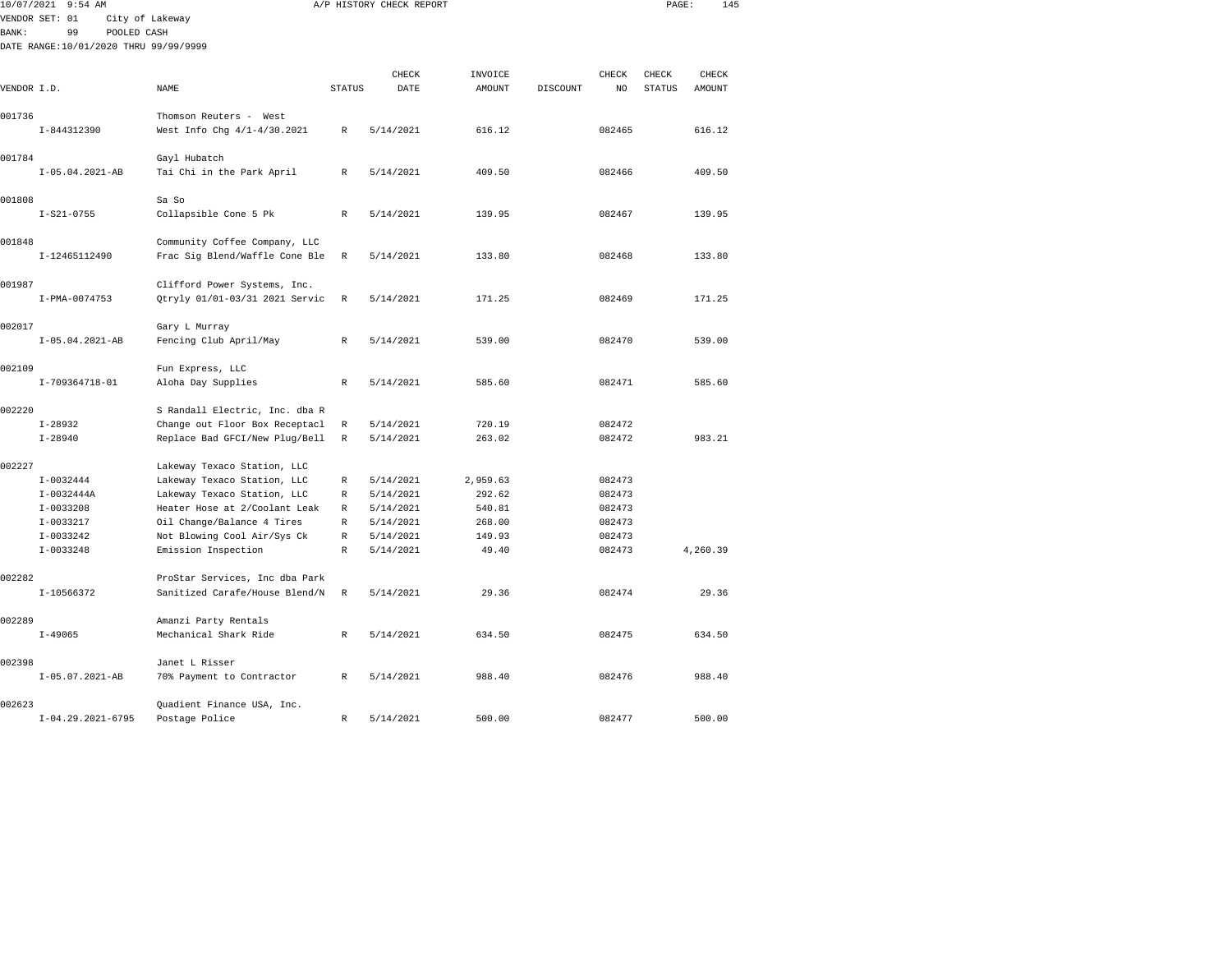10/07/2021 9:54 AM A/P HISTORY CHECK REPORT

VENDOR SET: 01 City of Lakeway
BANK: 99 POOLED CASH
DATE RANGE:10/01/2020 THRU 99/99/9999

| VENDOR I.D. | NAME | STATUS | CHECK DATE | INVOICE AMOUNT | DISCOUNT | CHECK NO | CHECK STATUS | CHECK AMOUNT |
|---|---|---|---|---|---|---|---|---|
| 001736 | Thomson Reuters - West | | | | | | | |
| I-844312390 | West Info Chg 4/1-4/30.2021 | R | 5/14/2021 | 616.12 | | 082465 | | 616.12 |
| 001784 | Gayl Hubatch | | | | | | | |
| I-05.04.2021-AB | Tai Chi in the Park April | R | 5/14/2021 | 409.50 | | 082466 | | 409.50 |
| 001808 | Sa So | | | | | | | |
| I-S21-0755 | Collapsible Cone 5 Pk | R | 5/14/2021 | 139.95 | | 082467 | | 139.95 |
| 001848 | Community Coffee Company, LLC | | | | | | | |
| I-12465112490 | Frac Sig Blend/Waffle Cone Ble | R | 5/14/2021 | 133.80 | | 082468 | | 133.80 |
| 001987 | Clifford Power Systems, Inc. | | | | | | | |
| I-PMA-0074753 | Qtryly 01/01-03/31 2021 Servic | R | 5/14/2021 | 171.25 | | 082469 | | 171.25 |
| 002017 | Gary L Murray | | | | | | | |
| I-05.04.2021-AB | Fencing Club April/May | R | 5/14/2021 | 539.00 | | 082470 | | 539.00 |
| 002109 | Fun Express, LLC | | | | | | | |
| I-709364718-01 | Aloha Day Supplies | R | 5/14/2021 | 585.60 | | 082471 | | 585.60 |
| 002220 | S Randall Electric, Inc. dba R | | | | | | | |
| I-28932 | Change out Floor Box Receptacl | R | 5/14/2021 | 720.19 | | 082472 | | |
| I-28940 | Replace Bad GFCI/New Plug/Bell | R | 5/14/2021 | 263.02 | | 082472 | | 983.21 |
| 002227 | Lakeway Texaco Station, LLC | | | | | | | |
| I-0032444 | Lakeway Texaco Station, LLC | R | 5/14/2021 | 2,959.63 | | 082473 | | |
| I-0032444A | Lakeway Texaco Station, LLC | R | 5/14/2021 | 292.62 | | 082473 | | |
| I-0033208 | Heater Hose at 2/Coolant Leak | R | 5/14/2021 | 540.81 | | 082473 | | |
| I-0033217 | Oil Change/Balance 4 Tires | R | 5/14/2021 | 268.00 | | 082473 | | |
| I-0033242 | Not Blowing Cool Air/Sys Ck | R | 5/14/2021 | 149.93 | | 082473 | | |
| I-0033248 | Emission Inspection | R | 5/14/2021 | 49.40 | | 082473 | | 4,260.39 |
| 002282 | ProStar Services, Inc dba Park | | | | | | | |
| I-10566372 | Sanitized Carafe/House Blend/N | R | 5/14/2021 | 29.36 | | 082474 | | 29.36 |
| 002289 | Amanzi Party Rentals | | | | | | | |
| I-49065 | Mechanical Shark Ride | R | 5/14/2021 | 634.50 | | 082475 | | 634.50 |
| 002398 | Janet L Risser | | | | | | | |
| I-05.07.2021-AB | 70% Payment to Contractor | R | 5/14/2021 | 988.40 | | 082476 | | 988.40 |
| 002623 | Quadient Finance USA, Inc. | | | | | | | |
| I-04.29.2021-6795 | Postage Police | R | 5/14/2021 | 500.00 | | 082477 | | 500.00 |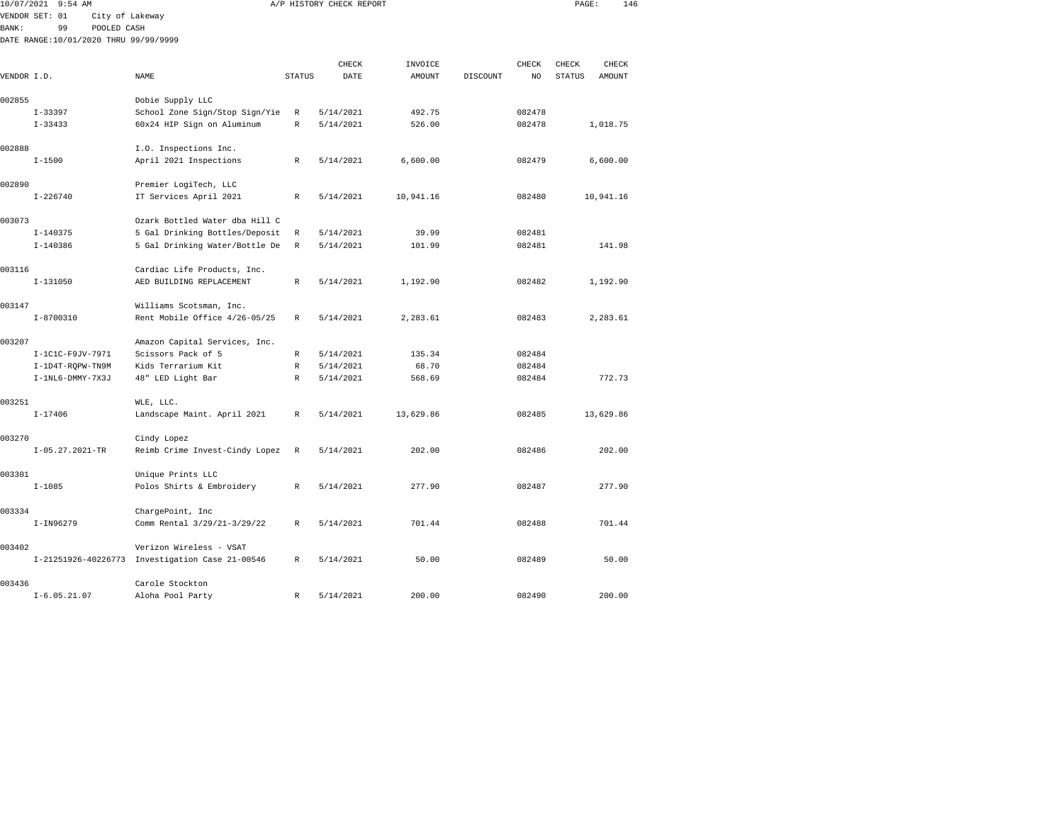10/07/2021 9:54 AM A/P HISTORY CHECK REPORT

VENDOR SET: 01 City of Lakeway
BANK: 99 POOLED CASH
DATE RANGE:10/01/2020 THRU 99/99/9999

| VENDOR I.D. | NAME | STATUS | CHECK DATE | INVOICE AMOUNT | DISCOUNT | CHECK NO | CHECK STATUS | CHECK AMOUNT |
|---|---|---|---|---|---|---|---|---|
| 002855 | Dobie Supply LLC | | | | | | | |
| I-33397 | School Zone Sign/Stop Sign/Yie | R | 5/14/2021 | 492.75 | | 082478 | | |
| I-33433 | 60x24 HIP Sign on Aluminum | R | 5/14/2021 | 526.00 | | 082478 | | 1,018.75 |
| 002888 | I.O. Inspections Inc. | | | | | | | |
| I-1500 | April 2021 Inspections | R | 5/14/2021 | 6,600.00 | | 082479 | | 6,600.00 |
| 002890 | Premier LogiTech, LLC | | | | | | | |
| I-226740 | IT Services April 2021 | R | 5/14/2021 | 10,941.16 | | 082480 | | 10,941.16 |
| 003073 | Ozark Bottled Water dba Hill C | | | | | | | |
| I-140375 | 5 Gal Drinking Bottles/Deposit | R | 5/14/2021 | 39.99 | | 082481 | | |
| I-140386 | 5 Gal Drinking Water/Bottle De | R | 5/14/2021 | 101.99 | | 082481 | | 141.98 |
| 003116 | Cardiac Life Products, Inc. | | | | | | | |
| I-131050 | AED BUILDING REPLACEMENT | R | 5/14/2021 | 1,192.90 | | 082482 | | 1,192.90 |
| 003147 | Williams Scotsman, Inc. | | | | | | | |
| I-8700310 | Rent Mobile Office 4/26-05/25 | R | 5/14/2021 | 2,283.61 | | 082483 | | 2,283.61 |
| 003207 | Amazon Capital Services, Inc. | | | | | | | |
| I-1C1C-F9JV-7971 | Scissors Pack of 5 | R | 5/14/2021 | 135.34 | | 082484 | | |
| I-1D4T-RQPW-TN9M | Kids Terrarium Kit | R | 5/14/2021 | 68.70 | | 082484 | | |
| I-1NL6-DMMY-7X3J | 48" LED Light Bar | R | 5/14/2021 | 568.69 | | 082484 | | 772.73 |
| 003251 | WLE, LLC. | | | | | | | |
| I-17406 | Landscape Maint. April 2021 | R | 5/14/2021 | 13,629.86 | | 082485 | | 13,629.86 |
| 003270 | Cindy Lopez | | | | | | | |
| I-05.27.2021-TR | Reimb Crime Invest-Cindy Lopez | R | 5/14/2021 | 202.00 | | 082486 | | 202.00 |
| 003301 | Unique Prints LLC | | | | | | | |
| I-1085 | Polos Shirts & Embroidery | R | 5/14/2021 | 277.90 | | 082487 | | 277.90 |
| 003334 | ChargePoint, Inc | | | | | | | |
| I-IN96279 | Comm Rental 3/29/21-3/29/22 | R | 5/14/2021 | 701.44 | | 082488 | | 701.44 |
| 003402 | Verizon Wireless - VSAT | | | | | | | |
| I-21251926-40226773 | Investigation Case 21-00546 | R | 5/14/2021 | 50.00 | | 082489 | | 50.00 |
| 003436 | Carole Stockton | | | | | | | |
| I-6.05.21.07 | Aloha Pool Party | R | 5/14/2021 | 200.00 | | 082490 | | 200.00 |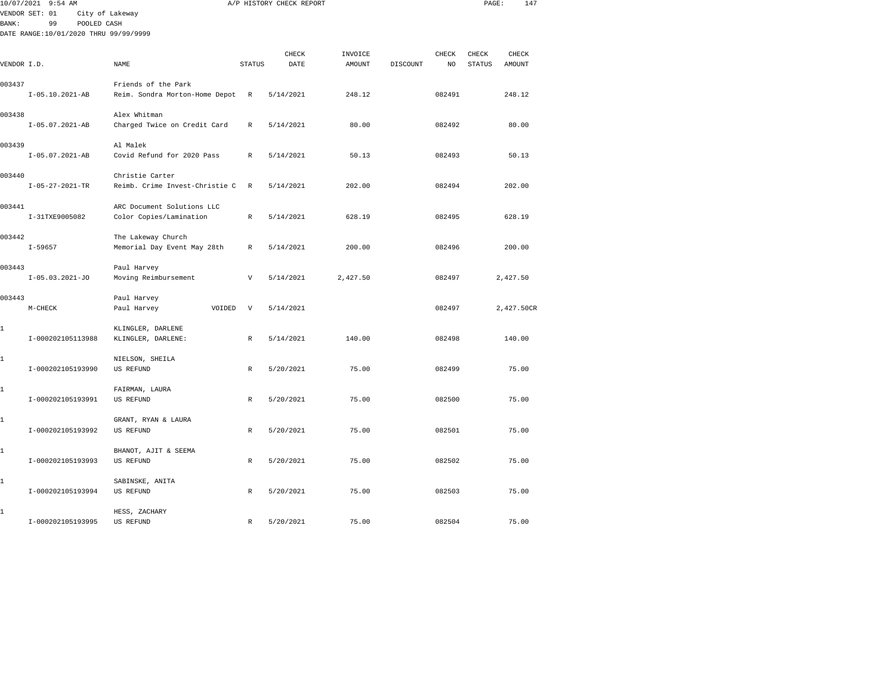10/07/2021 9:54 AM A/P HISTORY CHECK REPORT

VENDOR SET: 01 City of Lakeway
BANK: 99 POOLED CASH
DATE RANGE:10/01/2020 THRU 99/99/9999

| VENDOR I.D. | NAME | STATUS | CHECK DATE | INVOICE AMOUNT | DISCOUNT | CHECK NO | CHECK STATUS | CHECK AMOUNT |
|---|---|---|---|---|---|---|---|---|
| 003437 | Friends of the Park | | | | | | | |
| I-05.10.2021-AB | Reim. Sondra Morton-Home Depot | R | 5/14/2021 | 248.12 | | 082491 | | 248.12 |
| 003438 | Alex Whitman | | | | | | | |
| I-05.07.2021-AB | Charged Twice on Credit Card | R | 5/14/2021 | 80.00 | | 082492 | | 80.00 |
| 003439 | Al Malek | | | | | | | |
| I-05.07.2021-AB | Covid Refund for 2020 Pass | R | 5/14/2021 | 50.13 | | 082493 | | 50.13 |
| 003440 | Christie Carter | | | | | | | |
| I-05-27-2021-TR | Reimb. Crime Invest-Christie C | R | 5/14/2021 | 202.00 | | 082494 | | 202.00 |
| 003441 | ARC Document Solutions LLC | | | | | | | |
| I-31TXE9005082 | Color Copies/Lamination | R | 5/14/2021 | 628.19 | | 082495 | | 628.19 |
| 003442 | The Lakeway Church | | | | | | | |
| I-59657 | Memorial Day Event May 28th | R | 5/14/2021 | 200.00 | | 082496 | | 200.00 |
| 003443 | Paul Harvey | | | | | | | |
| I-05.03.2021-JO | Moving Reimbursement | V | 5/14/2021 | 2,427.50 | | 082497 | | 2,427.50 |
| 003443 | Paul Harvey | | | | | | | |
| M-CHECK | Paul Harvey VOIDED | V | 5/14/2021 | | | 082497 | | 2,427.50CR |
| 1 | KLINGLER, DARLENE | | | | | | | |
| I-000202105113988 | KLINGLER, DARLENE: | R | 5/14/2021 | 140.00 | | 082498 | | 140.00 |
| 1 | NIELSON, SHEILA | | | | | | | |
| I-000202105193990 | US REFUND | R | 5/20/2021 | 75.00 | | 082499 | | 75.00 |
| 1 | FAIRMAN, LAURA | | | | | | | |
| I-000202105193991 | US REFUND | R | 5/20/2021 | 75.00 | | 082500 | | 75.00 |
| 1 | GRANT, RYAN & LAURA | | | | | | | |
| I-000202105193992 | US REFUND | R | 5/20/2021 | 75.00 | | 082501 | | 75.00 |
| 1 | BHANOT, AJIT & SEEMA | | | | | | | |
| I-000202105193993 | US REFUND | R | 5/20/2021 | 75.00 | | 082502 | | 75.00 |
| 1 | SABINSKE, ANITA | | | | | | | |
| I-000202105193994 | US REFUND | R | 5/20/2021 | 75.00 | | 082503 | | 75.00 |
| 1 | HESS, ZACHARY | | | | | | | |
| I-000202105193995 | US REFUND | R | 5/20/2021 | 75.00 | | 082504 | | 75.00 |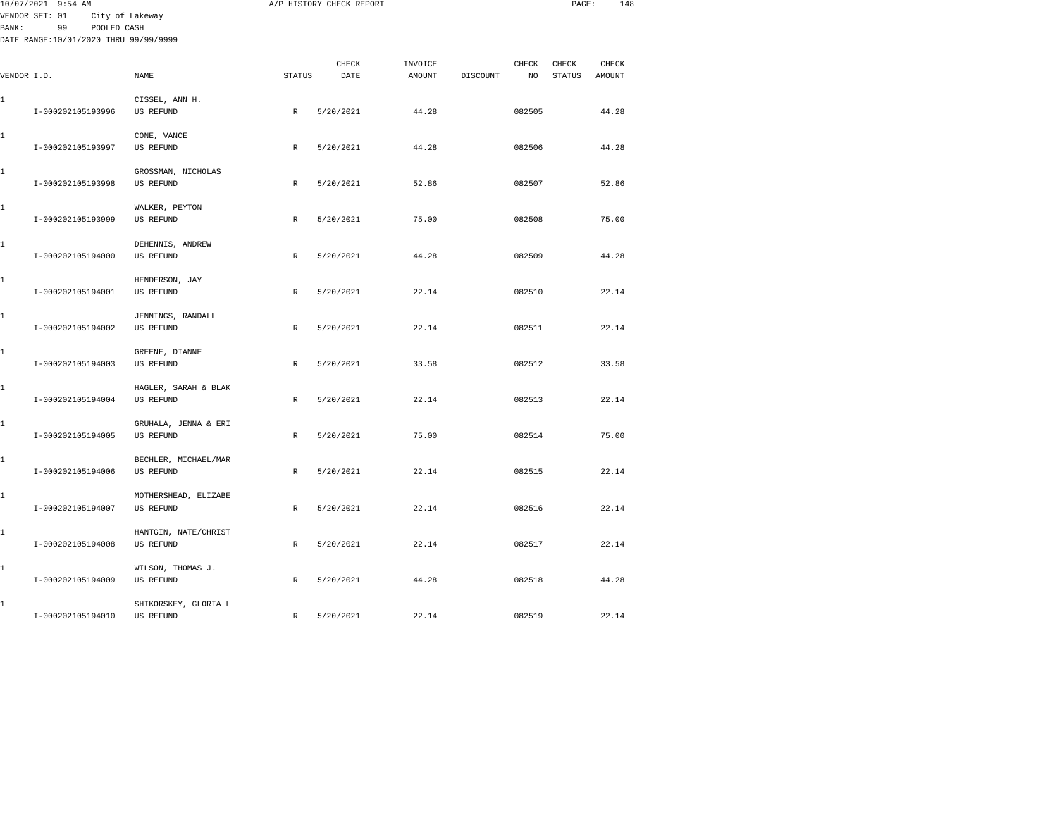10/07/2021 9:54 AM A/P HISTORY CHECK REPORT

VENDOR SET: 01 City of Lakeway
BANK: 99 POOLED CASH
DATE RANGE:10/01/2020 THRU 99/99/9999

| VENDOR I.D. | NAME | STATUS | CHECK DATE | INVOICE AMOUNT | DISCOUNT | CHECK NO | CHECK STATUS | CHECK AMOUNT |
|---|---|---|---|---|---|---|---|---|
| 1 | CISSEL, ANN H. | | | | | | | |
| I-000202105193996 | US REFUND | R | 5/20/2021 | 44.28 | | 082505 | | 44.28 |
| 1 | CONE, VANCE | | | | | | | |
| I-000202105193997 | US REFUND | R | 5/20/2021 | 44.28 | | 082506 | | 44.28 |
| 1 | GROSSMAN, NICHOLAS | | | | | | | |
| I-000202105193998 | US REFUND | R | 5/20/2021 | 52.86 | | 082507 | | 52.86 |
| 1 | WALKER, PEYTON | | | | | | | |
| I-000202105193999 | US REFUND | R | 5/20/2021 | 75.00 | | 082508 | | 75.00 |
| 1 | DEHENNIS, ANDREW | | | | | | | |
| I-000202105194000 | US REFUND | R | 5/20/2021 | 44.28 | | 082509 | | 44.28 |
| 1 | HENDERSON, JAY | | | | | | | |
| I-000202105194001 | US REFUND | R | 5/20/2021 | 22.14 | | 082510 | | 22.14 |
| 1 | JENNINGS, RANDALL | | | | | | | |
| I-000202105194002 | US REFUND | R | 5/20/2021 | 22.14 | | 082511 | | 22.14 |
| 1 | GREENE, DIANNE | | | | | | | |
| I-000202105194003 | US REFUND | R | 5/20/2021 | 33.58 | | 082512 | | 33.58 |
| 1 | HAGLER, SARAH & BLAK | | | | | | | |
| I-000202105194004 | US REFUND | R | 5/20/2021 | 22.14 | | 082513 | | 22.14 |
| 1 | GRUHALA, JENNA & ERI | | | | | | | |
| I-000202105194005 | US REFUND | R | 5/20/2021 | 75.00 | | 082514 | | 75.00 |
| 1 | BECHLER, MICHAEL/MAR | | | | | | | |
| I-000202105194006 | US REFUND | R | 5/20/2021 | 22.14 | | 082515 | | 22.14 |
| 1 | MOTHERSHEAD, ELIZABE | | | | | | | |
| I-000202105194007 | US REFUND | R | 5/20/2021 | 22.14 | | 082516 | | 22.14 |
| 1 | HANTGIN, NATE/CHRIST | | | | | | | |
| I-000202105194008 | US REFUND | R | 5/20/2021 | 22.14 | | 082517 | | 22.14 |
| 1 | WILSON, THOMAS J. | | | | | | | |
| I-000202105194009 | US REFUND | R | 5/20/2021 | 44.28 | | 082518 | | 44.28 |
| 1 | SHIKORSKEY, GLORIA L | | | | | | | |
| I-000202105194010 | US REFUND | R | 5/20/2021 | 22.14 | | 082519 | | 22.14 |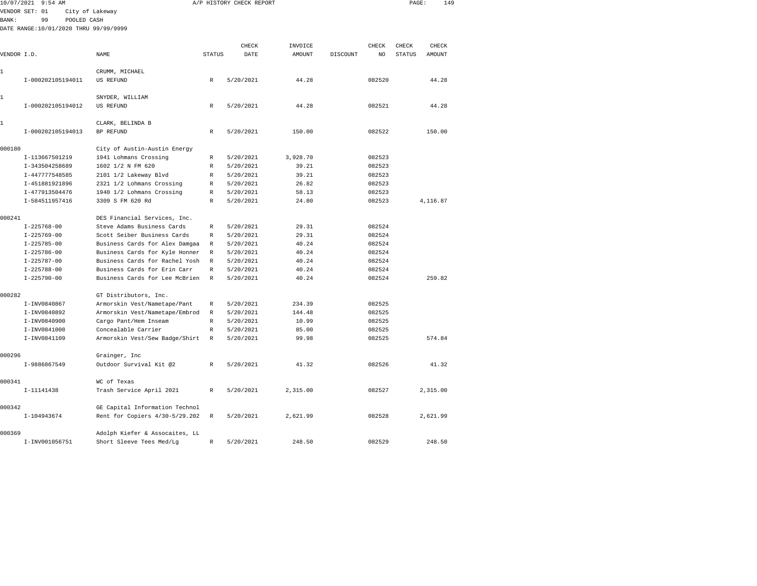10/07/2021 9:54 AM A/P HISTORY CHECK REPORT

VENDOR SET: 01 City of Lakeway
BANK: 99 POOLED CASH
DATE RANGE:10/01/2020 THRU 99/99/9999

| VENDOR I.D. | | NAME | STATUS | CHECK DATE | INVOICE AMOUNT | DISCOUNT | CHECK NO | CHECK STATUS | CHECK AMOUNT |
|---|---|---|---|---|---|---|---|---|---|
| 1 | | CRUMM, MICHAEL | | | | | | | |
| | I-000202105194011 | US REFUND | R | 5/20/2021 | 44.28 | | 082520 | | 44.28 |
| 1 | | SNYDER, WILLIAM | | | | | | | |
| | I-000202105194012 | US REFUND | R | 5/20/2021 | 44.28 | | 082521 | | 44.28 |
| 1 | | CLARK, BELINDA B | | | | | | | |
| | I-000202105194013 | BP REFUND | R | 5/20/2021 | 150.00 | | 082522 | | 150.00 |
| 000180 | | City of Austin-Austin Energy | | | | | | | |
| | I-113667501219 | 1941 Lohmans Crossing | R | 5/20/2021 | 3,928.70 | | 082523 | | |
| | I-343504258689 | 1602 1/2 N FM 620 | R | 5/20/2021 | 39.21 | | 082523 | | |
| | I-447777548585 | 2101 1/2 Lakeway Blvd | R | 5/20/2021 | 39.21 | | 082523 | | |
| | I-451881921896 | 2321 1/2 Lohmans Crossing | R | 5/20/2021 | 26.82 | | 082523 | | |
| | I-477913504476 | 1940 1/2 Lohmans Crossing | R | 5/20/2021 | 58.13 | | 082523 | | |
| | I-584511957416 | 3309 S FM 620 Rd | R | 5/20/2021 | 24.80 | | 082523 | | 4,116.87 |
| 000241 | | DES Financial Services, Inc. | | | | | | | |
| | I-225768-00 | Steve Adams Business Cards | R | 5/20/2021 | 29.31 | | 082524 | | |
| | I-225769-00 | Scott Seiber Business Cards | R | 5/20/2021 | 29.31 | | 082524 | | |
| | I-225785-00 | Business Cards for Alex Damgaa | R | 5/20/2021 | 40.24 | | 082524 | | |
| | I-225786-00 | Business Cards for Kyle Honner | R | 5/20/2021 | 40.24 | | 082524 | | |
| | I-225787-00 | Business Cards for Rachel Yosh | R | 5/20/2021 | 40.24 | | 082524 | | |
| | I-225788-00 | Business Cards for Erin Carr | R | 5/20/2021 | 40.24 | | 082524 | | |
| | I-225790-00 | Business Cards for Lee McBrien | R | 5/20/2021 | 40.24 | | 082524 | | 259.82 |
| 000282 | | GT Distributors, Inc. | | | | | | | |
| | I-INV0840867 | Armorskin Vest/Nametape/Pant | R | 5/20/2021 | 234.39 | | 082525 | | |
| | I-INV0840892 | Armorskin Vest/Nametape/Embrod | R | 5/20/2021 | 144.48 | | 082525 | | |
| | I-INV0840900 | Cargo Pant/Hem Inseam | R | 5/20/2021 | 10.99 | | 082525 | | |
| | I-INV0841008 | Concealable Carrier | R | 5/20/2021 | 85.00 | | 082525 | | |
| | I-INV0841109 | Armorskin Vest/Sew Badge/Shirt | R | 5/20/2021 | 99.98 | | 082525 | | 574.84 |
| 000296 | | Grainger, Inc | | | | | | | |
| | I-9886867549 | Outdoor Survival Kit @2 | R | 5/20/2021 | 41.32 | | 082526 | | 41.32 |
| 000341 | | WC of Texas | | | | | | | |
| | I-11141438 | Trash Service April 2021 | R | 5/20/2021 | 2,315.00 | | 082527 | | 2,315.00 |
| 000342 | | GE Capital Information Technol | | | | | | | |
| | I-104943674 | Rent for Copiers 4/30-5/29.202 | R | 5/20/2021 | 2,621.99 | | 082528 | | 2,621.99 |
| 000369 | | Adolph Kiefer & Assocaites, LL | | | | | | | |
| | I-INV001056751 | Short Sleeve Tees Med/Lg | R | 5/20/2021 | 248.50 | | 082529 | | 248.50 |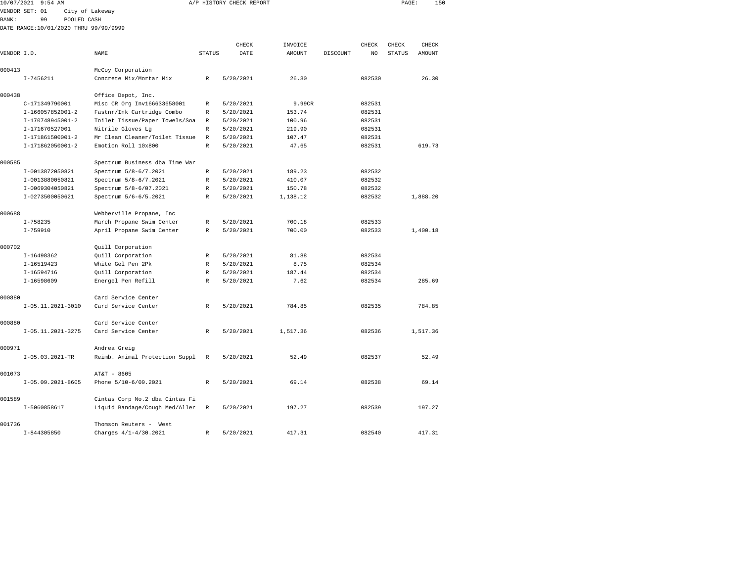10/07/2021 9:54 AM A/P HISTORY CHECK REPORT

VENDOR SET: 01 City of Lakeway
BANK: 99 POOLED CASH
DATE RANGE:10/01/2020 THRU 99/99/9999

| VENDOR I.D. | NAME | STATUS | CHECK DATE | INVOICE AMOUNT | DISCOUNT | CHECK NO | CHECK STATUS | CHECK AMOUNT |
|---|---|---|---|---|---|---|---|---|
| 000413 | McCoy Corporation | | | | | | | |
| I-7456211 | Concrete Mix/Mortar Mix | R | 5/20/2021 | 26.30 | | 082530 | | 26.30 |
| 000438 | Office Depot, Inc. | | | | | | | |
| C-171349790001 | Misc CR Org Inv166633658001 | R | 5/20/2021 | 9.99CR | | 082531 | | |
| I-166057852001-2 | Fastnr/Ink Cartridge Combo | R | 5/20/2021 | 153.74 | | 082531 | | |
| I-170748945001-2 | Toilet Tissue/Paper Towels/Soa | R | 5/20/2021 | 100.96 | | 082531 | | |
| I-171670527001 | Nitrile Gloves Lg | R | 5/20/2021 | 219.90 | | 082531 | | |
| I-171861500001-2 | Mr Clean Cleaner/Toilet Tissue | R | 5/20/2021 | 107.47 | | 082531 | | |
| I-171862050001-2 | Emotion Roll 10x800 | R | 5/20/2021 | 47.65 | | 082531 | | 619.73 |
| 000585 | Spectrum Business dba Time War | | | | | | | |
| I-0013872050821 | Spectrum 5/8-6/7.2021 | R | 5/20/2021 | 189.23 | | 082532 | | |
| I-0013880050821 | Spectrum 5/8-6/7.2021 | R | 5/20/2021 | 410.07 | | 082532 | | |
| I-0069304050821 | Spectrum 5/8-6/07.2021 | R | 5/20/2021 | 150.78 | | 082532 | | |
| I-0273500050621 | Spectrum 5/6-6/5.2021 | R | 5/20/2021 | 1,138.12 | | 082532 | | 1,888.20 |
| 000688 | Webberville Propane, Inc | | | | | | | |
| I-758235 | March Propane Swim Center | R | 5/20/2021 | 700.18 | | 082533 | | |
| I-759910 | April Propane Swim Center | R | 5/20/2021 | 700.00 | | 082533 | | 1,400.18 |
| 000702 | Quill Corporation | | | | | | | |
| I-16498362 | Quill Corporation | R | 5/20/2021 | 81.88 | | 082534 | | |
| I-16519423 | White Gel Pen 2Pk | R | 5/20/2021 | 8.75 | | 082534 | | |
| I-16594716 | Quill Corporation | R | 5/20/2021 | 187.44 | | 082534 | | |
| I-16598609 | Energel Pen Refill | R | 5/20/2021 | 7.62 | | 082534 | | 285.69 |
| 000880 | Card Service Center | | | | | | | |
| I-05.11.2021-3010 | Card Service Center | R | 5/20/2021 | 784.85 | | 082535 | | 784.85 |
| 000880 | Card Service Center | | | | | | | |
| I-05.11.2021-3275 | Card Service Center | R | 5/20/2021 | 1,517.36 | | 082536 | | 1,517.36 |
| 000971 | Andrea Greig | | | | | | | |
| I-05.03.2021-TR | Reimb. Animal Protection Suppl | R | 5/20/2021 | 52.49 | | 082537 | | 52.49 |
| 001073 | AT&T - 8605 | | | | | | | |
| I-05.09.2021-8605 | Phone 5/10-6/09.2021 | R | 5/20/2021 | 69.14 | | 082538 | | 69.14 |
| 001589 | Cintas Corp No.2 dba Cintas Fi | | | | | | | |
| I-5060858617 | Liquid Bandage/Cough Med/Aller | R | 5/20/2021 | 197.27 | | 082539 | | 197.27 |
| 001736 | Thomson Reuters - West | | | | | | | |
| I-844305850 | Charges 4/1-4/30.2021 | R | 5/20/2021 | 417.31 | | 082540 | | 417.31 |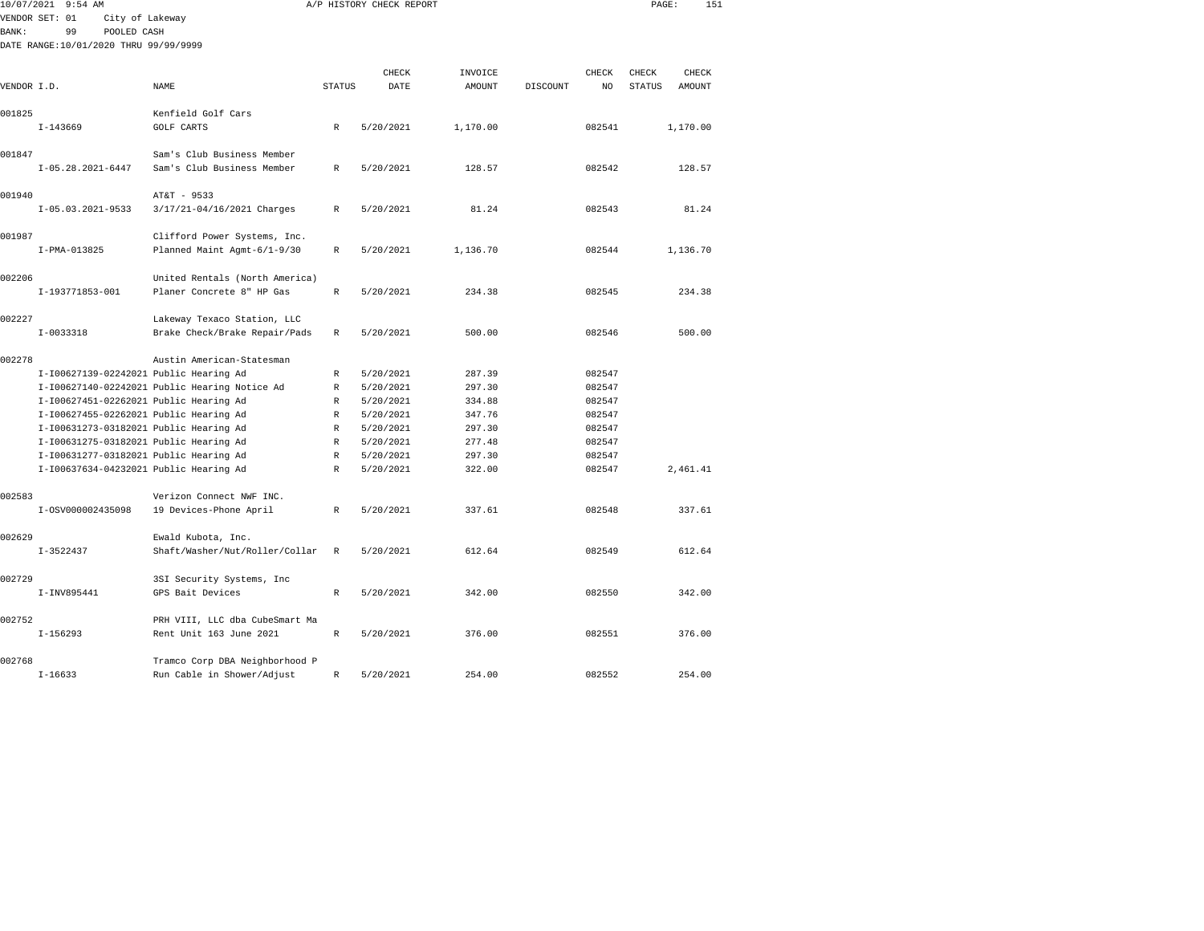10/07/2021 9:54 AM A/P HISTORY CHECK REPORT

VENDOR SET: 01 City of Lakeway
BANK: 99 POOLED CASH
DATE RANGE:10/01/2020 THRU 99/99/9999

| VENDOR I.D. | NAME | STATUS | CHECK DATE | INVOICE AMOUNT | DISCOUNT | CHECK NO | CHECK STATUS | CHECK AMOUNT |
|---|---|---|---|---|---|---|---|---|
| 001825 | Kenfield Golf Cars | | | | | | | |
| I-143669 | GOLF CARTS | R | 5/20/2021 | 1,170.00 | | 082541 | | 1,170.00 |
| 001847 | Sam's Club Business Member | | | | | | | |
| I-05.28.2021-6447 | Sam's Club Business Member | R | 5/20/2021 | 128.57 | | 082542 | | 128.57 |
| 001940 | AT&T - 9533 | | | | | | | |
| I-05.03.2021-9533 | 3/17/21-04/16/2021 Charges | R | 5/20/2021 | 81.24 | | 082543 | | 81.24 |
| 001987 | Clifford Power Systems, Inc. | | | | | | | |
| I-PMA-013825 | Planned Maint Agmt-6/1-9/30 | R | 5/20/2021 | 1,136.70 | | 082544 | | 1,136.70 |
| 002206 | United Rentals (North America) | | | | | | | |
| I-193771853-001 | Planer Concrete 8" HP Gas | R | 5/20/2021 | 234.38 | | 082545 | | 234.38 |
| 002227 | Lakeway Texaco Station, LLC | | | | | | | |
| I-0033318 | Brake Check/Brake Repair/Pads | R | 5/20/2021 | 500.00 | | 082546 | | 500.00 |
| 002278 | Austin American-Statesman | | | | | | | |
| I-I00627139-02242021 | Public Hearing Ad | R | 5/20/2021 | 287.39 | | 082547 | | |
| I-I00627140-02242021 | Public Hearing Notice Ad | R | 5/20/2021 | 297.30 | | 082547 | | |
| I-I00627451-02262021 | Public Hearing Ad | R | 5/20/2021 | 334.88 | | 082547 | | |
| I-I00627455-02262021 | Public Hearing Ad | R | 5/20/2021 | 347.76 | | 082547 | | |
| I-I00631273-03182021 | Public Hearing Ad | R | 5/20/2021 | 297.30 | | 082547 | | |
| I-I00631275-03182021 | Public Hearing Ad | R | 5/20/2021 | 277.48 | | 082547 | | |
| I-I00631277-03182021 | Public Hearing Ad | R | 5/20/2021 | 297.30 | | 082547 | | |
| I-I00637634-04232021 | Public Hearing Ad | R | 5/20/2021 | 322.00 | | 082547 | | 2,461.41 |
| 002583 | Verizon Connect NWF INC. | | | | | | | |
| I-OSV000002435098 | 19 Devices-Phone April | R | 5/20/2021 | 337.61 | | 082548 | | 337.61 |
| 002629 | Ewald Kubota, Inc. | | | | | | | |
| I-3522437 | Shaft/Washer/Nut/Roller/Collar | R | 5/20/2021 | 612.64 | | 082549 | | 612.64 |
| 002729 | 3SI Security Systems, Inc | | | | | | | |
| I-INV895441 | GPS Bait Devices | R | 5/20/2021 | 342.00 | | 082550 | | 342.00 |
| 002752 | PRH VIII, LLC dba CubeSmart Ma | | | | | | | |
| I-156293 | Rent Unit 163 June 2021 | R | 5/20/2021 | 376.00 | | 082551 | | 376.00 |
| 002768 | Tramco Corp DBA Neighborhood P | | | | | | | |
| I-16633 | Run Cable in Shower/Adjust | R | 5/20/2021 | 254.00 | | 082552 | | 254.00 |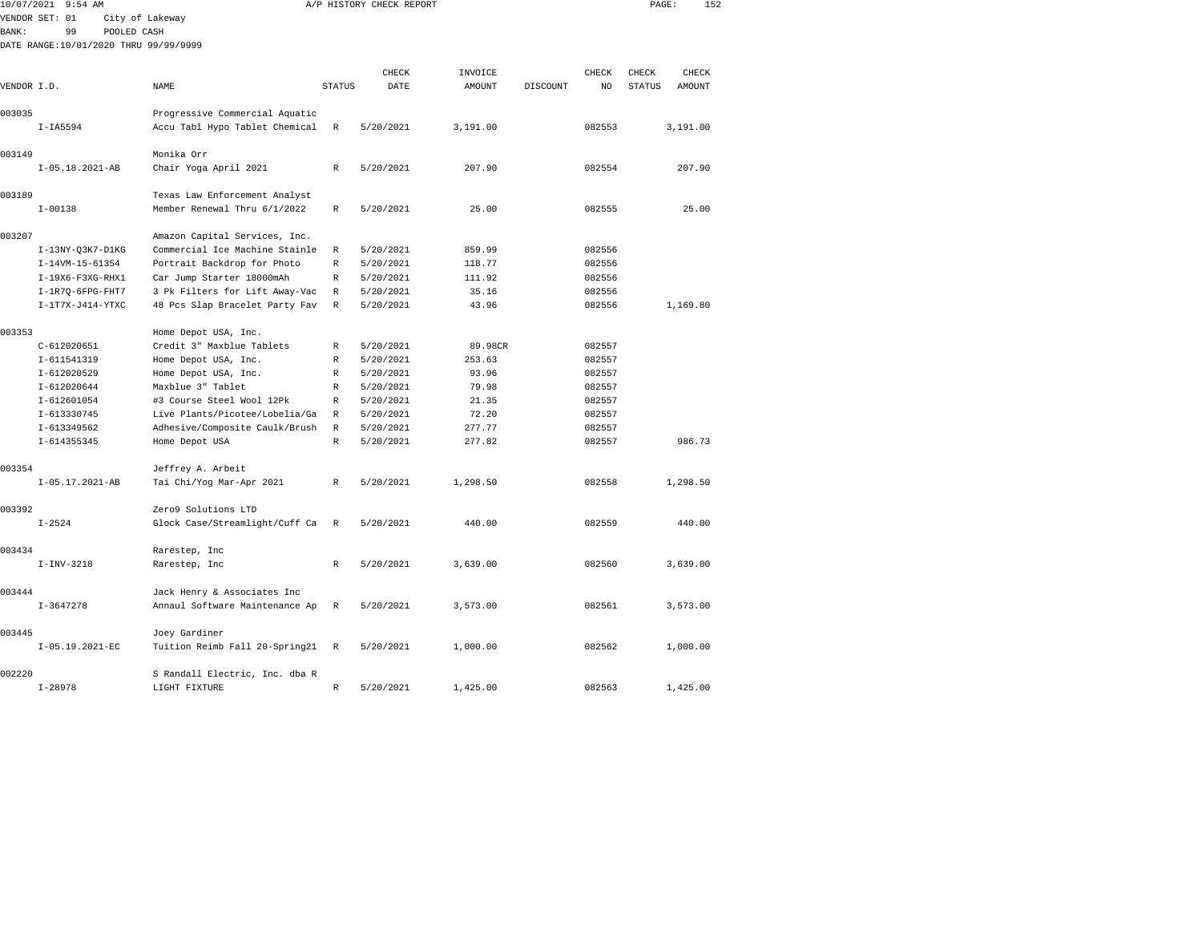10/07/2021 9:54 AM A/P HISTORY CHECK REPORT

VENDOR SET: 01 City of Lakeway
BANK: 99 POOLED CASH
DATE RANGE:10/01/2020 THRU 99/99/9999

| VENDOR I.D. | NAME | STATUS | CHECK DATE | INVOICE AMOUNT | DISCOUNT | CHECK NO | CHECK STATUS | CHECK AMOUNT |
|---|---|---|---|---|---|---|---|---|
| 003035 | Progressive Commercial Aquatic | | | | | | | |
| I-IA5594 | Accu Tabl Hypo Tablet Chemical | R | 5/20/2021 | 3,191.00 | | 082553 | | 3,191.00 |
| 003149 | Monika Orr | | | | | | | |
| I-05.18.2021-AB | Chair Yoga April 2021 | R | 5/20/2021 | 207.90 | | 082554 | | 207.90 |
| 003189 | Texas Law Enforcement Analyst | | | | | | | |
| I-00138 | Member Renewal Thru 6/1/2022 | R | 5/20/2021 | 25.00 | | 082555 | | 25.00 |
| 003207 | Amazon Capital Services, Inc. | | | | | | | |
| I-13NY-Q3K7-D1KG | Commercial Ice Machine Stainle | R | 5/20/2021 | 859.99 | | 082556 | | |
| I-14VM-15-61354 | Portrait Backdrop for Photo | R | 5/20/2021 | 118.77 | | 082556 | | |
| I-19X6-F3XG-RHX1 | Car Jump Starter 18000mAh | R | 5/20/2021 | 111.92 | | 082556 | | |
| I-1R7Q-6FPG-FHT7 | 3 Pk Filters for Lift Away-Vac | R | 5/20/2021 | 35.16 | | 082556 | | |
| I-1T7X-J414-YTXC | 48 Pcs Slap Bracelet Party Fav | R | 5/20/2021 | 43.96 | | 082556 | | 1,169.80 |
| 003353 | Home Depot USA, Inc. | | | | | | | |
| C-612020651 | Credit 3" Maxblue Tablets | R | 5/20/2021 | 89.98CR | | 082557 | | |
| I-611541319 | Home Depot USA, Inc. | R | 5/20/2021 | 253.63 | | 082557 | | |
| I-612020529 | Home Depot USA, Inc. | R | 5/20/2021 | 93.96 | | 082557 | | |
| I-612020644 | Maxblue 3" Tablet | R | 5/20/2021 | 79.98 | | 082557 | | |
| I-612601054 | #3 Course Steel Wool 12Pk | R | 5/20/2021 | 21.35 | | 082557 | | |
| I-613330745 | Live Plants/Picotee/Lobelia/Ga | R | 5/20/2021 | 72.20 | | 082557 | | |
| I-613349562 | Adhesive/Composite Caulk/Brush | R | 5/20/2021 | 277.77 | | 082557 | | |
| I-614355345 | Home Depot USA | R | 5/20/2021 | 277.82 | | 082557 | | 986.73 |
| 003354 | Jeffrey A. Arbeit | | | | | | | |
| I-05.17.2021-AB | Tai Chi/Yog Mar-Apr 2021 | R | 5/20/2021 | 1,298.50 | | 082558 | | 1,298.50 |
| 003392 | Zero9 Solutions LTD | | | | | | | |
| I-2524 | Glock Case/Streamlight/Cuff Ca | R | 5/20/2021 | 440.00 | | 082559 | | 440.00 |
| 003434 | Rarestep, Inc | | | | | | | |
| I-INV-3218 | Rarestep, Inc | R | 5/20/2021 | 3,639.00 | | 082560 | | 3,639.00 |
| 003444 | Jack Henry & Associates Inc | | | | | | | |
| I-3647278 | Annaul Software Maintenance Ap | R | 5/20/2021 | 3,573.00 | | 082561 | | 3,573.00 |
| 003445 | Joey Gardiner | | | | | | | |
| I-05.19.2021-EC | Tuition Reimb Fall 20-Spring21 | R | 5/20/2021 | 1,000.00 | | 082562 | | 1,000.00 |
| 002220 | S Randall Electric, Inc. dba R | | | | | | | |
| I-28978 | LIGHT FIXTURE | R | 5/20/2021 | 1,425.00 | | 082563 | | 1,425.00 |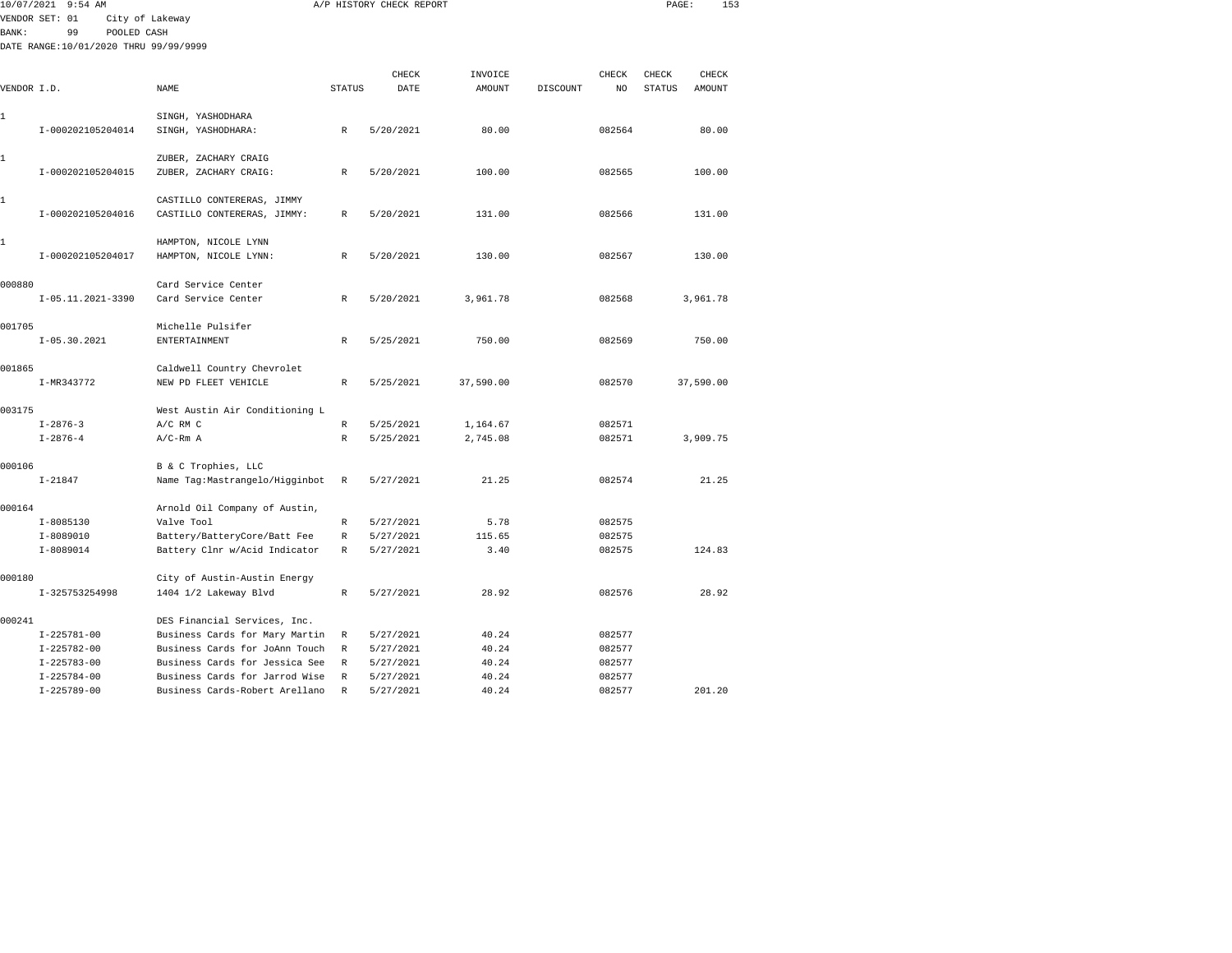A/P HISTORY CHECK REPORT

VENDOR SET: 01 City of Lakeway
BANK: 99 POOLED CASH
DATE RANGE:10/01/2020 THRU 99/99/9999

| VENDOR I.D. | NAME | STATUS | CHECK DATE | INVOICE AMOUNT | DISCOUNT | CHECK NO | CHECK STATUS | CHECK AMOUNT |
|---|---|---|---|---|---|---|---|---|
| 1 | SINGH, YASHODHARA | | | | | | | |
| I-000202105204014 | SINGH, YASHODHARA: | R | 5/20/2021 | 80.00 | | 082564 | | 80.00 |
| 1 | ZUBER, ZACHARY CRAIG | | | | | | | |
| I-000202105204015 | ZUBER, ZACHARY CRAIG: | R | 5/20/2021 | 100.00 | | 082565 | | 100.00 |
| 1 | CASTILLO CONTERERAS, JIMMY | | | | | | | |
| I-000202105204016 | CASTILLO CONTERERAS, JIMMY: | R | 5/20/2021 | 131.00 | | 082566 | | 131.00 |
| 1 | HAMPTON, NICOLE LYNN | | | | | | | |
| I-000202105204017 | HAMPTON, NICOLE LYNN: | R | 5/20/2021 | 130.00 | | 082567 | | 130.00 |
| 000880 | Card Service Center | | | | | | | |
| I-05.11.2021-3390 | Card Service Center | R | 5/20/2021 | 3,961.78 | | 082568 | | 3,961.78 |
| 001705 | Michelle Pulsifer | | | | | | | |
| I-05.30.2021 | ENTERTAINMENT | R | 5/25/2021 | 750.00 | | 082569 | | 750.00 |
| 001865 | Caldwell Country Chevrolet | | | | | | | |
| I-MR343772 | NEW PD FLEET VEHICLE | R | 5/25/2021 | 37,590.00 | | 082570 | | 37,590.00 |
| 003175 | West Austin Air Conditioning L | | | | | | | |
| I-2876-3 | A/C RM C | R | 5/25/2021 | 1,164.67 | | 082571 | | |
| I-2876-4 | A/C-Rm A | R | 5/25/2021 | 2,745.08 | | 082571 | | 3,909.75 |
| 000106 | B & C Trophies, LLC | | | | | | | |
| I-21847 | Name Tag:Mastrangelo/Higginbot | R | 5/27/2021 | 21.25 | | 082574 | | 21.25 |
| 000164 | Arnold Oil Company of Austin, | | | | | | | |
| I-8085130 | Valve Tool | R | 5/27/2021 | 5.78 | | 082575 | | |
| I-8089010 | Battery/BatteryCore/Batt Fee | R | 5/27/2021 | 115.65 | | 082575 | | |
| I-8089014 | Battery Clnr w/Acid Indicator | R | 5/27/2021 | 3.40 | | 082575 | | 124.83 |
| 000180 | City of Austin-Austin Energy | | | | | | | |
| I-325753254998 | 1404 1/2 Lakeway Blvd | R | 5/27/2021 | 28.92 | | 082576 | | 28.92 |
| 000241 | DES Financial Services, Inc. | | | | | | | |
| I-225781-00 | Business Cards for Mary Martin | R | 5/27/2021 | 40.24 | | 082577 | | |
| I-225782-00 | Business Cards for JoAnn Touch | R | 5/27/2021 | 40.24 | | 082577 | | |
| I-225783-00 | Business Cards for Jessica See | R | 5/27/2021 | 40.24 | | 082577 | | |
| I-225784-00 | Business Cards for Jarrod Wise | R | 5/27/2021 | 40.24 | | 082577 | | |
| I-225789-00 | Business Cards-Robert Arellano | R | 5/27/2021 | 40.24 | | 082577 | | 201.20 |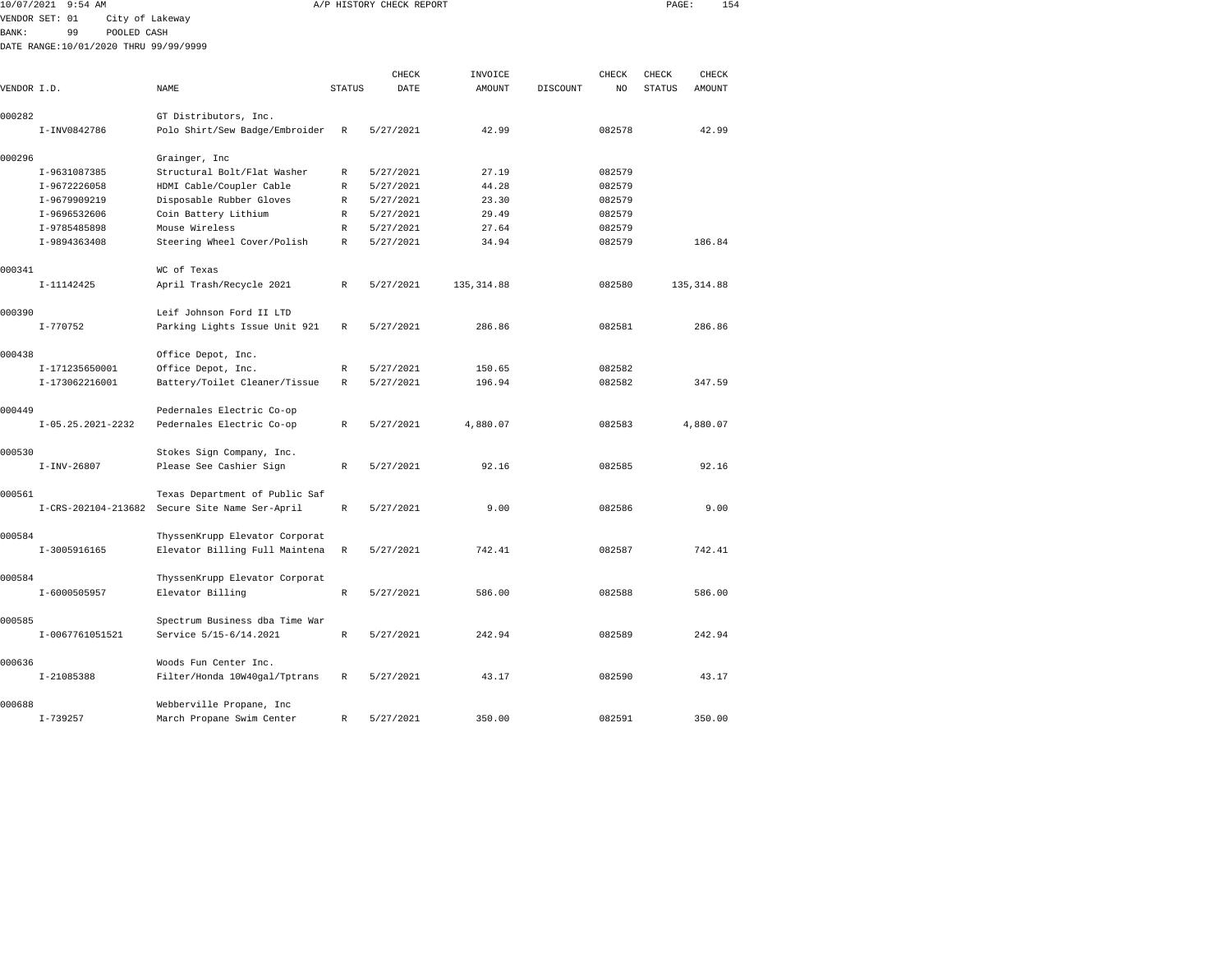10/07/2021 9:54 AM A/P HISTORY CHECK REPORT

VENDOR SET: 01 City of Lakeway
BANK: 99 POOLED CASH
DATE RANGE:10/01/2020 THRU 99/99/9999

| VENDOR I.D. | NAME | STATUS | CHECK DATE | INVOICE AMOUNT | DISCOUNT | CHECK NO | CHECK STATUS | CHECK AMOUNT |
|---|---|---|---|---|---|---|---|---|
| 000282 | GT Distributors, Inc. | | | | | | | |
| I-INV0842786 | Polo Shirt/Sew Badge/Embroider | R | 5/27/2021 | 42.99 | | 082578 | | 42.99 |
| 000296 | Grainger, Inc | | | | | | | |
| I-9631087385 | Structural Bolt/Flat Washer | R | 5/27/2021 | 27.19 | | 082579 | | |
| I-9672226058 | HDMI Cable/Coupler Cable | R | 5/27/2021 | 44.28 | | 082579 | | |
| I-9679909219 | Disposable Rubber Gloves | R | 5/27/2021 | 23.30 | | 082579 | | |
| I-9696532606 | Coin Battery Lithium | R | 5/27/2021 | 29.49 | | 082579 | | |
| I-9785485898 | Mouse Wireless | R | 5/27/2021 | 27.64 | | 082579 | | |
| I-9894363408 | Steering Wheel Cover/Polish | R | 5/27/2021 | 34.94 | | 082579 | | 186.84 |
| 000341 | WC of Texas | | | | | | | |
| I-11142425 | April Trash/Recycle 2021 | R | 5/27/2021 | 135,314.88 | | 082580 | | 135,314.88 |
| 000390 | Leif Johnson Ford II LTD | | | | | | | |
| I-770752 | Parking Lights Issue Unit 921 | R | 5/27/2021 | 286.86 | | 082581 | | 286.86 |
| 000438 | Office Depot, Inc. | | | | | | | |
| I-171235650001 | Office Depot, Inc. | R | 5/27/2021 | 150.65 | | 082582 | | |
| I-173062216001 | Battery/Toilet Cleaner/Tissue | R | 5/27/2021 | 196.94 | | 082582 | | 347.59 |
| 000449 | Pedernales Electric Co-op | | | | | | | |
| I-05.25.2021-2232 | Pedernales Electric Co-op | R | 5/27/2021 | 4,880.07 | | 082583 | | 4,880.07 |
| 000530 | Stokes Sign Company, Inc. | | | | | | | |
| I-INV-26807 | Please See Cashier Sign | R | 5/27/2021 | 92.16 | | 082585 | | 92.16 |
| 000561 | Texas Department of Public Saf | | | | | | | |
| I-CRS-202104-213682 | Secure Site Name Ser-April | R | 5/27/2021 | 9.00 | | 082586 | | 9.00 |
| 000584 | ThyssenKrupp Elevator Corporat | | | | | | | |
| I-3005916165 | Elevator Billing Full Maintena | R | 5/27/2021 | 742.41 | | 082587 | | 742.41 |
| 000584 | ThyssenKrupp Elevator Corporat | | | | | | | |
| I-6000505957 | Elevator Billing | R | 5/27/2021 | 586.00 | | 082588 | | 586.00 |
| 000585 | Spectrum Business dba Time War | | | | | | | |
| I-0067761051521 | Service 5/15-6/14.2021 | R | 5/27/2021 | 242.94 | | 082589 | | 242.94 |
| 000636 | Woods Fun Center Inc. | | | | | | | |
| I-21085388 | Filter/Honda 10W40gal/Tptrans | R | 5/27/2021 | 43.17 | | 082590 | | 43.17 |
| 000688 | Webberville Propane, Inc | | | | | | | |
| I-739257 | March Propane Swim Center | R | 5/27/2021 | 350.00 | | 082591 | | 350.00 |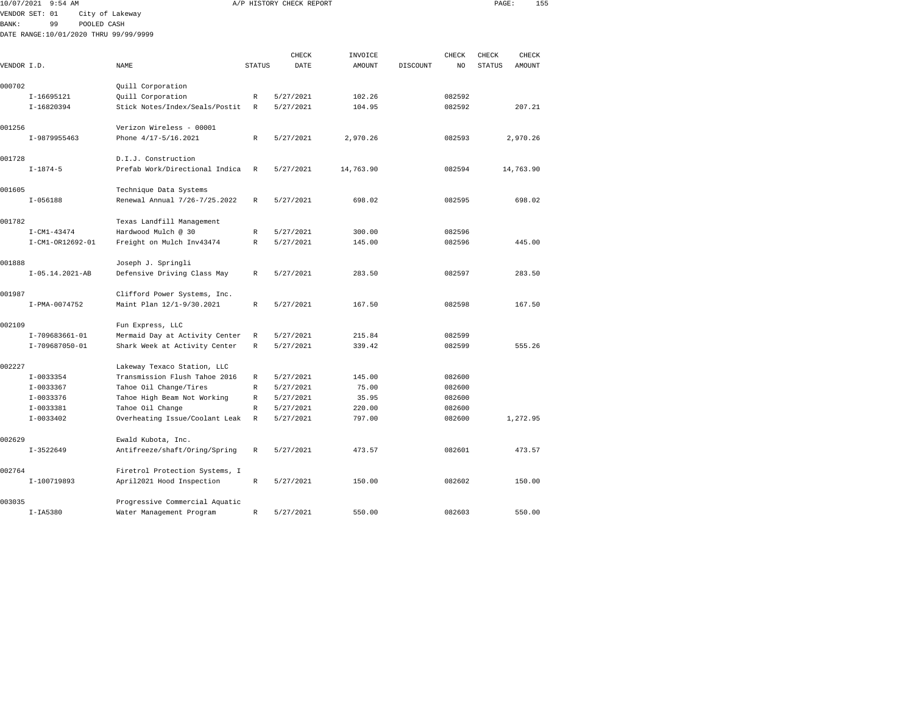10/07/2021 9:54 AM A/P HISTORY CHECK REPORT

VENDOR SET: 01 City of Lakeway
BANK: 99 POOLED CASH
DATE RANGE:10/01/2020 THRU 99/99/9999

| VENDOR I.D. | NAME | STATUS | CHECK DATE | INVOICE AMOUNT | DISCOUNT | CHECK NO | CHECK STATUS | CHECK AMOUNT |
|---|---|---|---|---|---|---|---|---|
| 000702 | Quill Corporation | | | | | | | |
| I-16695121 | Quill Corporation | R | 5/27/2021 | 102.26 | | 082592 | | |
| I-16820394 | Stick Notes/Index/Seals/Postit | R | 5/27/2021 | 104.95 | | 082592 | | 207.21 |
| 001256 | Verizon Wireless - 00001 | | | | | | | |
| I-9879955463 | Phone 4/17-5/16.2021 | R | 5/27/2021 | 2,970.26 | | 082593 | | 2,970.26 |
| 001728 | D.I.J. Construction | | | | | | | |
| I-1874-5 | Prefab Work/Directional Indica | R | 5/27/2021 | 14,763.90 | | 082594 | | 14,763.90 |
| 001605 | Technique Data Systems | | | | | | | |
| I-056188 | Renewal Annual 7/26-7/25.2022 | R | 5/27/2021 | 698.02 | | 082595 | | 698.02 |
| 001782 | Texas Landfill Management | | | | | | | |
| I-CM1-43474 | Hardwood Mulch @ 30 | R | 5/27/2021 | 300.00 | | 082596 | | |
| I-CM1-OR12692-01 | Freight on Mulch Inv43474 | R | 5/27/2021 | 145.00 | | 082596 | | 445.00 |
| 001888 | Joseph J. Springli | | | | | | | |
| I-05.14.2021-AB | Defensive Driving Class May | R | 5/27/2021 | 283.50 | | 082597 | | 283.50 |
| 001987 | Clifford Power Systems, Inc. | | | | | | | |
| I-PMA-0074752 | Maint Plan 12/1-9/30.2021 | R | 5/27/2021 | 167.50 | | 082598 | | 167.50 |
| 002109 | Fun Express, LLC | | | | | | | |
| I-709683661-01 | Mermaid Day at Activity Center | R | 5/27/2021 | 215.84 | | 082599 | | |
| I-709687050-01 | Shark Week at Activity Center | R | 5/27/2021 | 339.42 | | 082599 | | 555.26 |
| 002227 | Lakeway Texaco Station, LLC | | | | | | | |
| I-0033354 | Transmission Flush Tahoe 2016 | R | 5/27/2021 | 145.00 | | 082600 | | |
| I-0033367 | Tahoe Oil Change/Tires | R | 5/27/2021 | 75.00 | | 082600 | | |
| I-0033376 | Tahoe High Beam Not Working | R | 5/27/2021 | 35.95 | | 082600 | | |
| I-0033381 | Tahoe Oil Change | R | 5/27/2021 | 220.00 | | 082600 | | |
| I-0033402 | Overheating Issue/Coolant Leak | R | 5/27/2021 | 797.00 | | 082600 | | 1,272.95 |
| 002629 | Ewald Kubota, Inc. | | | | | | | |
| I-3522649 | Antifreeze/shaft/Oring/Spring | R | 5/27/2021 | 473.57 | | 082601 | | 473.57 |
| 002764 | Firetrol Protection Systems, I | | | | | | | |
| I-100719893 | April2021 Hood Inspection | R | 5/27/2021 | 150.00 | | 082602 | | 150.00 |
| 003035 | Progressive Commercial Aquatic | | | | | | | |
| I-IA5380 | Water Management Program | R | 5/27/2021 | 550.00 | | 082603 | | 550.00 |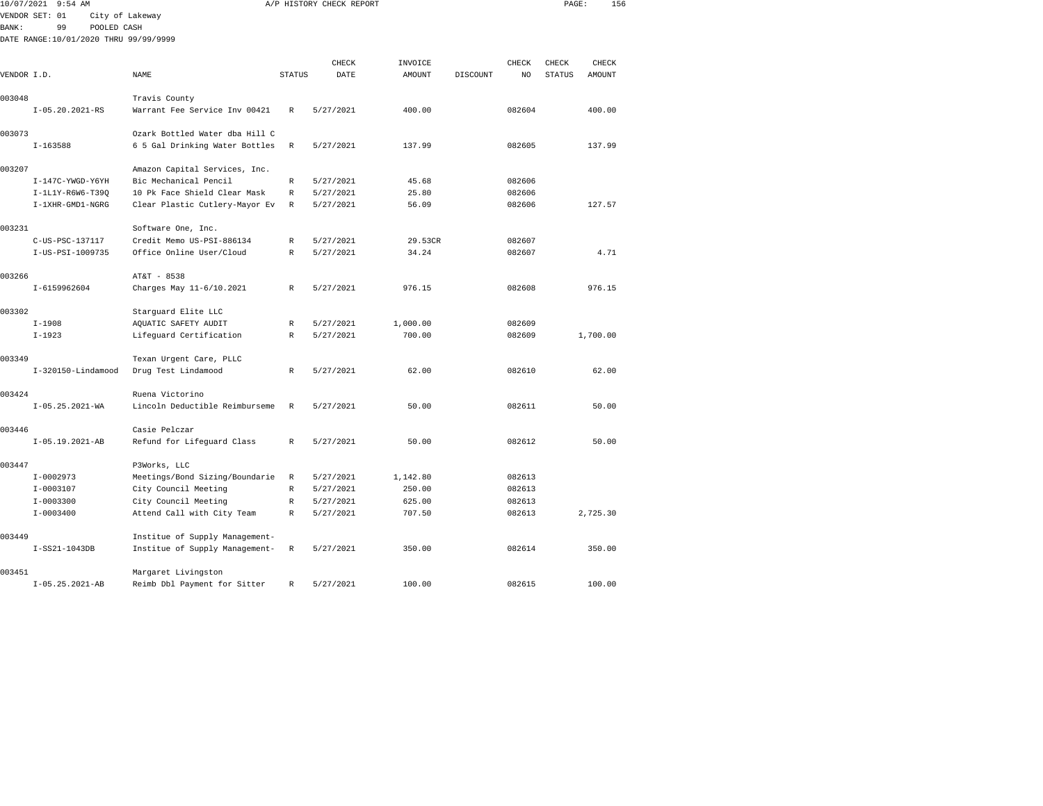10/07/2021 9:54 AM A/P HISTORY CHECK REPORT

VENDOR SET: 01 City of Lakeway

BANK: 99 POOLED CASH

DATE RANGE:10/01/2020 THRU 99/99/9999

| VENDOR I.D. | NAME | STATUS | CHECK DATE | INVOICE AMOUNT | DISCOUNT | CHECK NO | CHECK STATUS | CHECK AMOUNT |
|---|---|---|---|---|---|---|---|---|
| 003048 | Travis County | | | | | | | |
| I-05.20.2021-RS | Warrant Fee Service Inv 00421 | R | 5/27/2021 | 400.00 | | 082604 | | 400.00 |
| 003073 | Ozark Bottled Water dba Hill C | | | | | | | |
| I-163588 | 6 5 Gal Drinking Water Bottles | R | 5/27/2021 | 137.99 | | 082605 | | 137.99 |
| 003207 | Amazon Capital Services, Inc. | | | | | | | |
| I-147C-YWGD-Y6YH | Bic Mechanical Pencil | R | 5/27/2021 | 45.68 | | 082606 | | |
| I-1L1Y-R6W6-T39Q | 10 Pk Face Shield Clear Mask | R | 5/27/2021 | 25.80 | | 082606 | | |
| I-1XHR-GMD1-NGRG | Clear Plastic Cutlery-Mayor Ev | R | 5/27/2021 | 56.09 | | 082606 | | 127.57 |
| 003231 | Software One, Inc. | | | | | | | |
| C-US-PSC-137117 | Credit Memo US-PSI-886134 | R | 5/27/2021 | 29.53CR | | 082607 | | |
| I-US-PSI-1009735 | Office Online User/Cloud | R | 5/27/2021 | 34.24 | | 082607 | | 4.71 |
| 003266 | AT&T - 8538 | | | | | | | |
| I-6159962604 | Charges May 11-6/10.2021 | R | 5/27/2021 | 976.15 | | 082608 | | 976.15 |
| 003302 | Starguard Elite LLC | | | | | | | |
| I-1908 | AQUATIC SAFETY AUDIT | R | 5/27/2021 | 1,000.00 | | 082609 | | |
| I-1923 | Lifeguard Certification | R | 5/27/2021 | 700.00 | | 082609 | | 1,700.00 |
| 003349 | Texan Urgent Care, PLLC | | | | | | | |
| I-320150-Lindamood | Drug Test Lindamood | R | 5/27/2021 | 62.00 | | 082610 | | 62.00 |
| 003424 | Ruena Victorino | | | | | | | |
| I-05.25.2021-WA | Lincoln Deductible Reimburseme | R | 5/27/2021 | 50.00 | | 082611 | | 50.00 |
| 003446 | Casie Pelczar | | | | | | | |
| I-05.19.2021-AB | Refund for Lifeguard Class | R | 5/27/2021 | 50.00 | | 082612 | | 50.00 |
| 003447 | P3Works, LLC | | | | | | | |
| I-0002973 | Meetings/Bond Sizing/Boundarie | R | 5/27/2021 | 1,142.80 | | 082613 | | |
| I-0003107 | City Council Meeting | R | 5/27/2021 | 250.00 | | 082613 | | |
| I-0003300 | City Council Meeting | R | 5/27/2021 | 625.00 | | 082613 | | |
| I-0003400 | Attend Call with City Team | R | 5/27/2021 | 707.50 | | 082613 | | 2,725.30 |
| 003449 | Institue of Supply Management- | | | | | | | |
| I-SS21-1043DB | Institue of Supply Management- | R | 5/27/2021 | 350.00 | | 082614 | | 350.00 |
| 003451 | Margaret Livingston | | | | | | | |
| I-05.25.2021-AB | Reimb Dbl Payment for Sitter | R | 5/27/2021 | 100.00 | | 082615 | | 100.00 |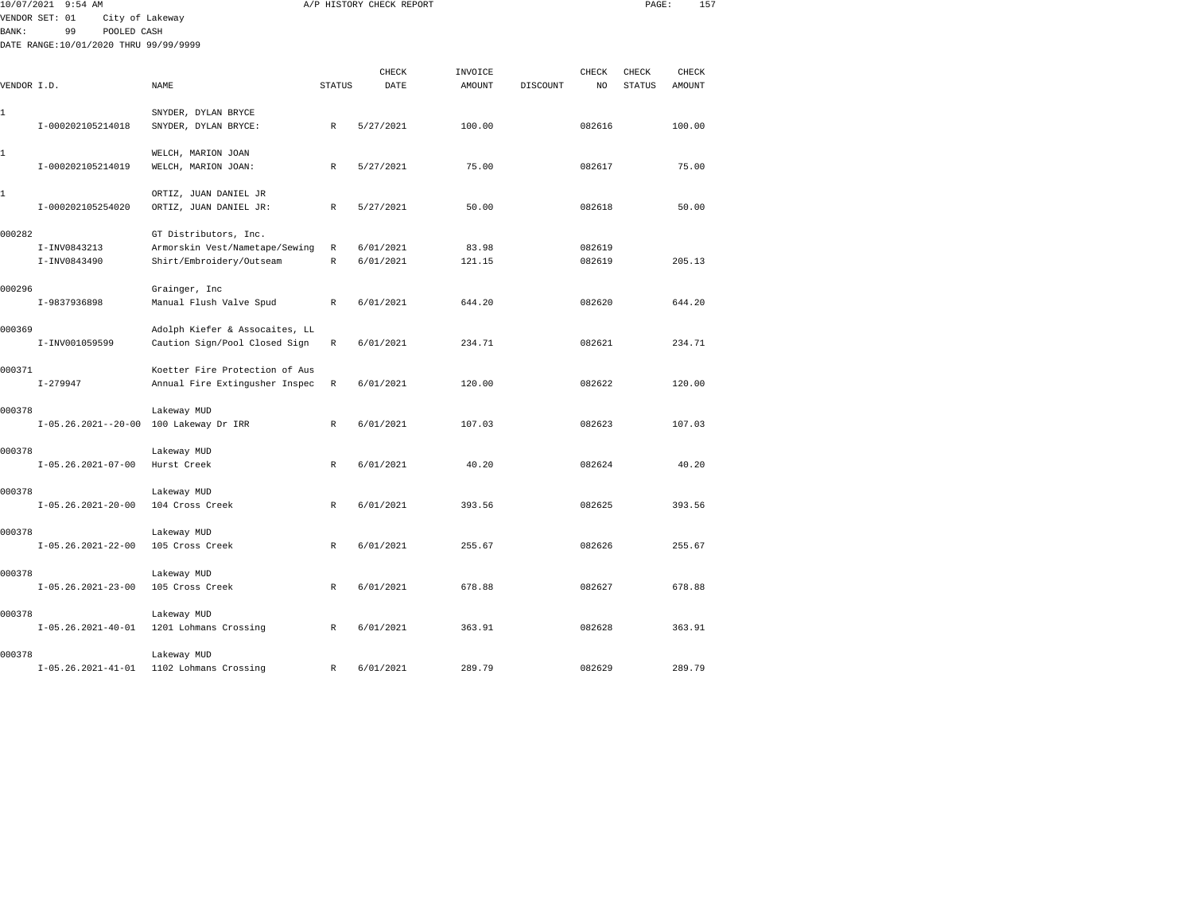10/07/2021 9:54 AM A/P HISTORY CHECK REPORT

VENDOR SET: 01 City of Lakeway
BANK: 99 POOLED CASH
DATE RANGE:10/01/2020 THRU 99/99/9999

| VENDOR I.D. | NAME | STATUS | CHECK DATE | INVOICE AMOUNT | DISCOUNT | CHECK NO | CHECK STATUS | CHECK AMOUNT |
|---|---|---|---|---|---|---|---|---|
| 1 | SNYDER, DYLAN BRYCE | | | | | | | |
| I-000202105214018 | SNYDER, DYLAN BRYCE: | R | 5/27/2021 | 100.00 | | 082616 | | 100.00 |
| 1 | WELCH, MARION JOAN | | | | | | | |
| I-000202105214019 | WELCH, MARION JOAN: | R | 5/27/2021 | 75.00 | | 082617 | | 75.00 |
| 1 | ORTIZ, JUAN DANIEL JR | | | | | | | |
| I-000202105254020 | ORTIZ, JUAN DANIEL JR: | R | 5/27/2021 | 50.00 | | 082618 | | 50.00 |
| 000282 | GT Distributors, Inc. | | | | | | | |
| I-INV0843213 | Armorskin Vest/Nametape/Sewing | R | 6/01/2021 | 83.98 | | 082619 | | |
| I-INV0843490 | Shirt/Embroidery/Outseam | R | 6/01/2021 | 121.15 | | 082619 | | 205.13 |
| 000296 | Grainger, Inc | | | | | | | |
| I-9837936898 | Manual Flush Valve Spud | R | 6/01/2021 | 644.20 | | 082620 | | 644.20 |
| 000369 | Adolph Kiefer & Assocaites, LL | | | | | | | |
| I-INV001059599 | Caution Sign/Pool Closed Sign | R | 6/01/2021 | 234.71 | | 082621 | | 234.71 |
| 000371 | Koetter Fire Protection of Aus | | | | | | | |
| I-279947 | Annual Fire Extingusher Inspec | R | 6/01/2021 | 120.00 | | 082622 | | 120.00 |
| 000378 | Lakeway MUD | | | | | | | |
| I-05.26.2021--20-00 | 100 Lakeway Dr IRR | R | 6/01/2021 | 107.03 | | 082623 | | 107.03 |
| 000378 | Lakeway MUD | | | | | | | |
| I-05.26.2021-07-00 | Hurst Creek | R | 6/01/2021 | 40.20 | | 082624 | | 40.20 |
| 000378 | Lakeway MUD | | | | | | | |
| I-05.26.2021-20-00 | 104 Cross Creek | R | 6/01/2021 | 393.56 | | 082625 | | 393.56 |
| 000378 | Lakeway MUD | | | | | | | |
| I-05.26.2021-22-00 | 105 Cross Creek | R | 6/01/2021 | 255.67 | | 082626 | | 255.67 |
| 000378 | Lakeway MUD | | | | | | | |
| I-05.26.2021-23-00 | 105 Cross Creek | R | 6/01/2021 | 678.88 | | 082627 | | 678.88 |
| 000378 | Lakeway MUD | | | | | | | |
| I-05.26.2021-40-01 | 1201 Lohmans Crossing | R | 6/01/2021 | 363.91 | | 082628 | | 363.91 |
| 000378 | Lakeway MUD | | | | | | | |
| I-05.26.2021-41-01 | 1102 Lohmans Crossing | R | 6/01/2021 | 289.79 | | 082629 | | 289.79 |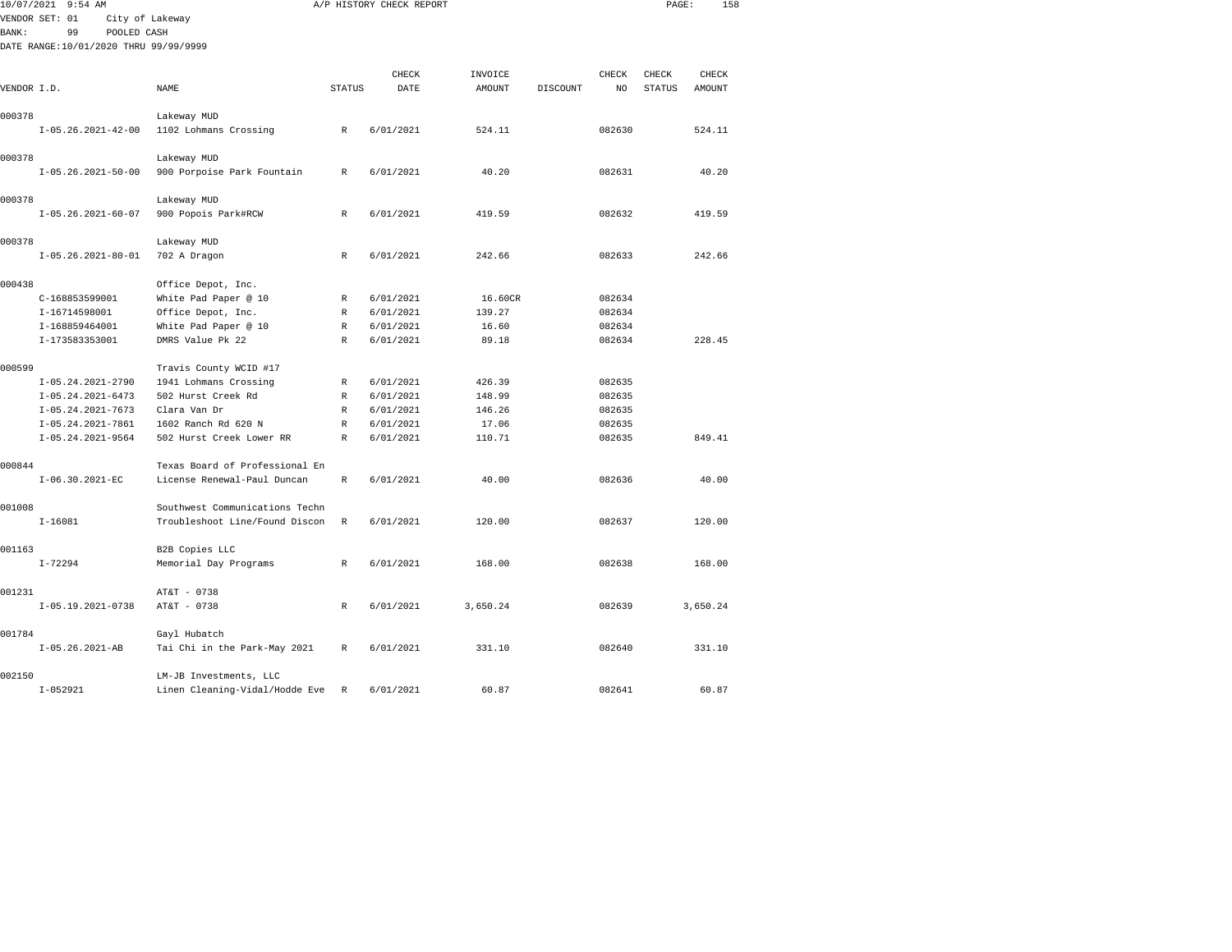10/07/2021 9:54 AM A/P HISTORY CHECK REPORT

VENDOR SET: 01 City of Lakeway

BANK: 99 POOLED CASH

DATE RANGE:10/01/2020 THRU 99/99/9999

| VENDOR I.D. | NAME | STATUS | CHECK DATE | INVOICE AMOUNT | DISCOUNT | CHECK NO | CHECK STATUS | CHECK AMOUNT |
|---|---|---|---|---|---|---|---|---|
| 000378 | Lakeway MUD | | | | | | | |
| I-05.26.2021-42-00 | 1102 Lohmans Crossing | R | 6/01/2021 | 524.11 | | 082630 | | 524.11 |
| 000378 | Lakeway MUD | | | | | | | |
| I-05.26.2021-50-00 | 900 Porpoise Park Fountain | R | 6/01/2021 | 40.20 | | 082631 | | 40.20 |
| 000378 | Lakeway MUD | | | | | | | |
| I-05.26.2021-60-07 | 900 Popois Park#RCW | R | 6/01/2021 | 419.59 | | 082632 | | 419.59 |
| 000378 | Lakeway MUD | | | | | | | |
| I-05.26.2021-80-01 | 702 A Dragon | R | 6/01/2021 | 242.66 | | 082633 | | 242.66 |
| 000438 | Office Depot, Inc. | | | | | | | |
| C-168853599001 | White Pad Paper @ 10 | R | 6/01/2021 | 16.60CR | | 082634 | | |
| I-16714598001 | Office Depot, Inc. | R | 6/01/2021 | 139.27 | | 082634 | | |
| I-168859464001 | White Pad Paper @ 10 | R | 6/01/2021 | 16.60 | | 082634 | | |
| I-173583353001 | DMRS Value Pk 22 | R | 6/01/2021 | 89.18 | | 082634 | | 228.45 |
| 000599 | Travis County WCID #17 | | | | | | | |
| I-05.24.2021-2790 | 1941 Lohmans Crossing | R | 6/01/2021 | 426.39 | | 082635 | | |
| I-05.24.2021-6473 | 502 Hurst Creek Rd | R | 6/01/2021 | 148.99 | | 082635 | | |
| I-05.24.2021-7673 | Clara Van Dr | R | 6/01/2021 | 146.26 | | 082635 | | |
| I-05.24.2021-7861 | 1602 Ranch Rd 620 N | R | 6/01/2021 | 17.06 | | 082635 | | |
| I-05.24.2021-9564 | 502 Hurst Creek Lower RR | R | 6/01/2021 | 110.71 | | 082635 | | 849.41 |
| 000844 | Texas Board of Professional En | | | | | | | |
| I-06.30.2021-EC | License Renewal-Paul Duncan | R | 6/01/2021 | 40.00 | | 082636 | | 40.00 |
| 001008 | Southwest Communications Techn | | | | | | | |
| I-16081 | Troubleshoot Line/Found Discon | R | 6/01/2021 | 120.00 | | 082637 | | 120.00 |
| 001163 | B2B Copies LLC | | | | | | | |
| I-72294 | Memorial Day Programs | R | 6/01/2021 | 168.00 | | 082638 | | 168.00 |
| 001231 | AT&T - 0738 | | | | | | | |
| I-05.19.2021-0738 | AT&T - 0738 | R | 6/01/2021 | 3,650.24 | | 082639 | | 3,650.24 |
| 001784 | Gayl Hubatch | | | | | | | |
| I-05.26.2021-AB | Tai Chi in the Park-May 2021 | R | 6/01/2021 | 331.10 | | 082640 | | 331.10 |
| 002150 | LM-JB Investments, LLC | | | | | | | |
| I-052921 | Linen Cleaning-Vidal/Hodde Eve | R | 6/01/2021 | 60.87 | | 082641 | | 60.87 |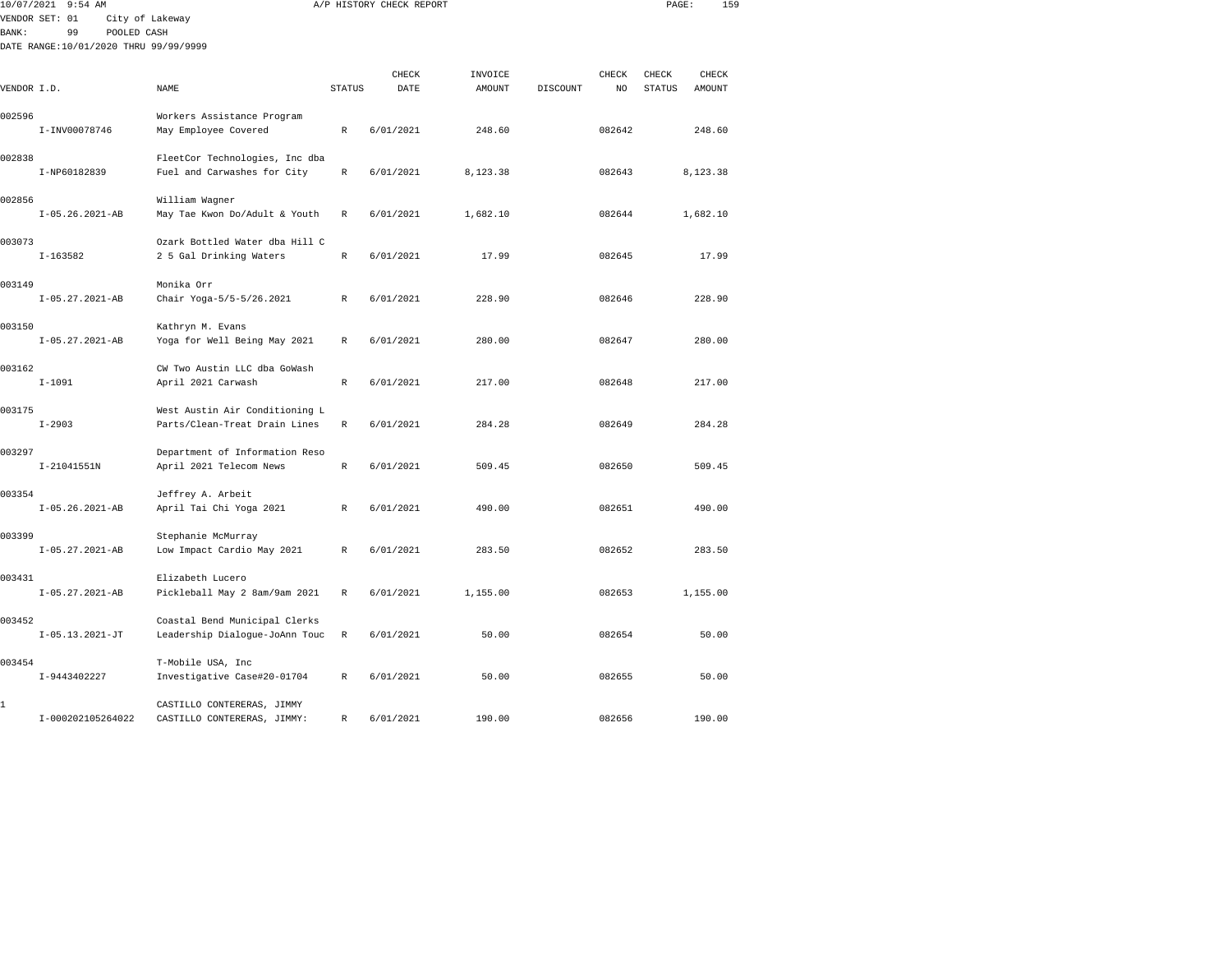10/07/2021 9:54 AM A/P HISTORY CHECK REPORT

VENDOR SET: 01 City of Lakeway
BANK: 99 POOLED CASH
DATE RANGE:10/01/2020 THRU 99/99/9999

| VENDOR I.D. | NAME | STATUS | CHECK DATE | INVOICE AMOUNT | DISCOUNT | CHECK NO | CHECK STATUS | CHECK AMOUNT |
|---|---|---|---|---|---|---|---|---|
| 002596 | Workers Assistance Program | | | | | | | |
| I-INV00078746 | May Employee Covered | R | 6/01/2021 | 248.60 | | 082642 | | 248.60 |
| 002838 | FleetCor Technologies, Inc dba | | | | | | | |
| I-NP60182839 | Fuel and Carwashes for City | R | 6/01/2021 | 8,123.38 | | 082643 | | 8,123.38 |
| 002856 | William Wagner | | | | | | | |
| I-05.26.2021-AB | May Tae Kwon Do/Adult & Youth | R | 6/01/2021 | 1,682.10 | | 082644 | | 1,682.10 |
| 003073 | Ozark Bottled Water dba Hill C | | | | | | | |
| I-163582 | 2 5 Gal Drinking Waters | R | 6/01/2021 | 17.99 | | 082645 | | 17.99 |
| 003149 | Monika Orr | | | | | | | |
| I-05.27.2021-AB | Chair Yoga-5/5-5/26.2021 | R | 6/01/2021 | 228.90 | | 082646 | | 228.90 |
| 003150 | Kathryn M. Evans | | | | | | | |
| I-05.27.2021-AB | Yoga for Well Being May 2021 | R | 6/01/2021 | 280.00 | | 082647 | | 280.00 |
| 003162 | CW Two Austin LLC dba GoWash | | | | | | | |
| I-1091 | April 2021 Carwash | R | 6/01/2021 | 217.00 | | 082648 | | 217.00 |
| 003175 | West Austin Air Conditioning L | | | | | | | |
| I-2903 | Parts/Clean-Treat Drain Lines | R | 6/01/2021 | 284.28 | | 082649 | | 284.28 |
| 003297 | Department of Information Reso | | | | | | | |
| I-21041551N | April 2021 Telecom News | R | 6/01/2021 | 509.45 | | 082650 | | 509.45 |
| 003354 | Jeffrey A. Arbeit | | | | | | | |
| I-05.26.2021-AB | April Tai Chi Yoga 2021 | R | 6/01/2021 | 490.00 | | 082651 | | 490.00 |
| 003399 | Stephanie McMurray | | | | | | | |
| I-05.27.2021-AB | Low Impact Cardio May 2021 | R | 6/01/2021 | 283.50 | | 082652 | | 283.50 |
| 003431 | Elizabeth Lucero | | | | | | | |
| I-05.27.2021-AB | Pickleball May 2 8am/9am 2021 | R | 6/01/2021 | 1,155.00 | | 082653 | | 1,155.00 |
| 003452 | Coastal Bend Municipal Clerks | | | | | | | |
| I-05.13.2021-JT | Leadership Dialogue-JoAnn Touc | R | 6/01/2021 | 50.00 | | 082654 | | 50.00 |
| 003454 | T-Mobile USA, Inc | | | | | | | |
| I-9443402227 | Investigative Case#20-01704 | R | 6/01/2021 | 50.00 | | 082655 | | 50.00 |
| 1 | CASTILLO CONTERERAS, JIMMY | | | | | | | |
| I-000202105264022 | CASTILLO CONTERERAS, JIMMY: | R | 6/01/2021 | 190.00 | | 082656 | | 190.00 |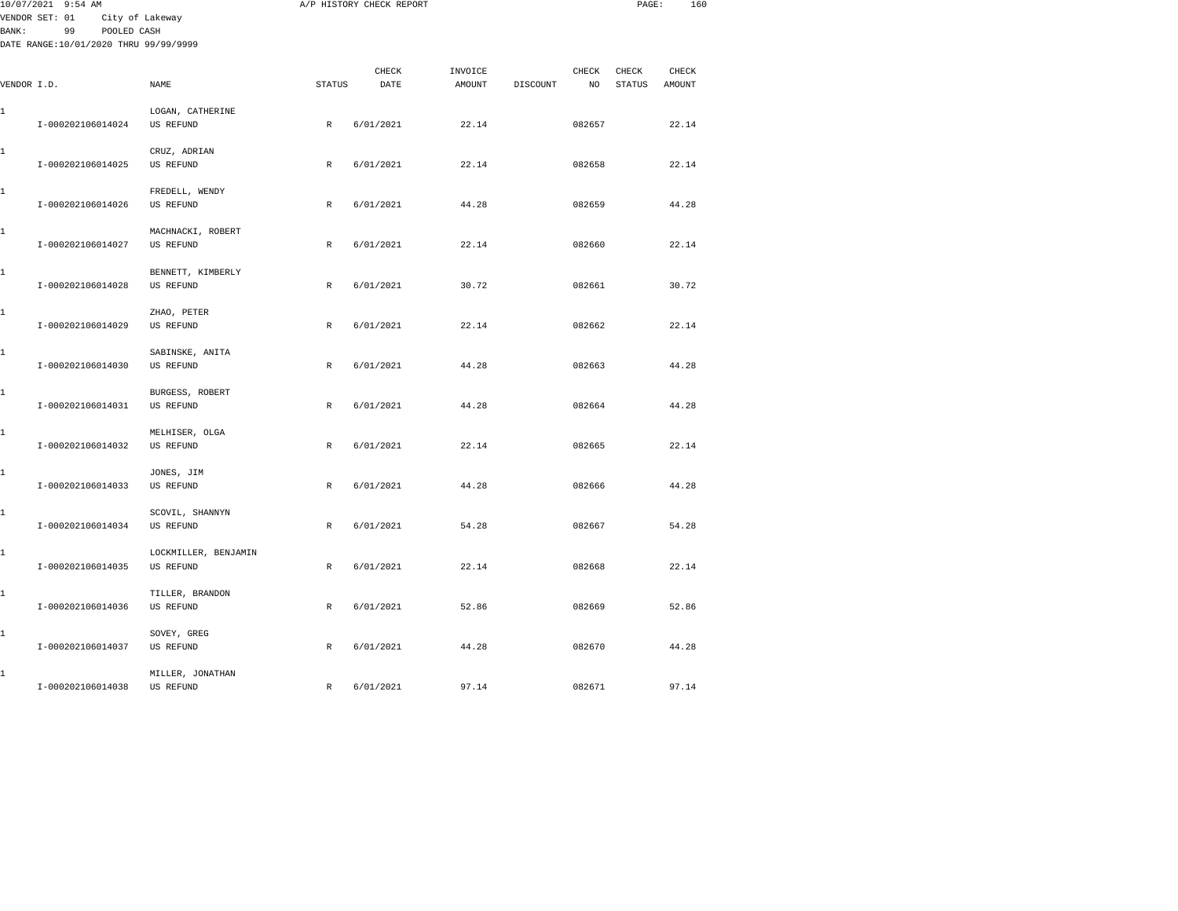10/07/2021 9:54 AM A/P HISTORY CHECK REPORT

VENDOR SET: 01 City of Lakeway
BANK: 99 POOLED CASH
DATE RANGE:10/01/2020 THRU 99/99/9999

| VENDOR I.D. | NAME | STATUS | CHECK DATE | INVOICE AMOUNT | DISCOUNT | CHECK NO | CHECK STATUS | CHECK AMOUNT |
|---|---|---|---|---|---|---|---|---|
| 1 | LOGAN, CATHERINE | | | | | | | |
| I-000202106014024 | US REFUND | R | 6/01/2021 | 22.14 | | 082657 | | 22.14 |
| 1 | CRUZ, ADRIAN | | | | | | | |
| I-000202106014025 | US REFUND | R | 6/01/2021 | 22.14 | | 082658 | | 22.14 |
| 1 | FREDELL, WENDY | | | | | | | |
| I-000202106014026 | US REFUND | R | 6/01/2021 | 44.28 | | 082659 | | 44.28 |
| 1 | MACHNACKI, ROBERT | | | | | | | |
| I-000202106014027 | US REFUND | R | 6/01/2021 | 22.14 | | 082660 | | 22.14 |
| 1 | BENNETT, KIMBERLY | | | | | | | |
| I-000202106014028 | US REFUND | R | 6/01/2021 | 30.72 | | 082661 | | 30.72 |
| 1 | ZHAO, PETER | | | | | | | |
| I-000202106014029 | US REFUND | R | 6/01/2021 | 22.14 | | 082662 | | 22.14 |
| 1 | SABINSKE, ANITA | | | | | | | |
| I-000202106014030 | US REFUND | R | 6/01/2021 | 44.28 | | 082663 | | 44.28 |
| 1 | BURGESS, ROBERT | | | | | | | |
| I-000202106014031 | US REFUND | R | 6/01/2021 | 44.28 | | 082664 | | 44.28 |
| 1 | MELHISER, OLGA | | | | | | | |
| I-000202106014032 | US REFUND | R | 6/01/2021 | 22.14 | | 082665 | | 22.14 |
| 1 | JONES, JIM | | | | | | | |
| I-000202106014033 | US REFUND | R | 6/01/2021 | 44.28 | | 082666 | | 44.28 |
| 1 | SCOVIL, SHANNYN | | | | | | | |
| I-000202106014034 | US REFUND | R | 6/01/2021 | 54.28 | | 082667 | | 54.28 |
| 1 | LOCKMILLER, BENJAMIN | | | | | | | |
| I-000202106014035 | US REFUND | R | 6/01/2021 | 22.14 | | 082668 | | 22.14 |
| 1 | TILLER, BRANDON | | | | | | | |
| I-000202106014036 | US REFUND | R | 6/01/2021 | 52.86 | | 082669 | | 52.86 |
| 1 | SOVEY, GREG | | | | | | | |
| I-000202106014037 | US REFUND | R | 6/01/2021 | 44.28 | | 082670 | | 44.28 |
| 1 | MILLER, JONATHAN | | | | | | | |
| I-000202106014038 | US REFUND | R | 6/01/2021 | 97.14 | | 082671 | | 97.14 |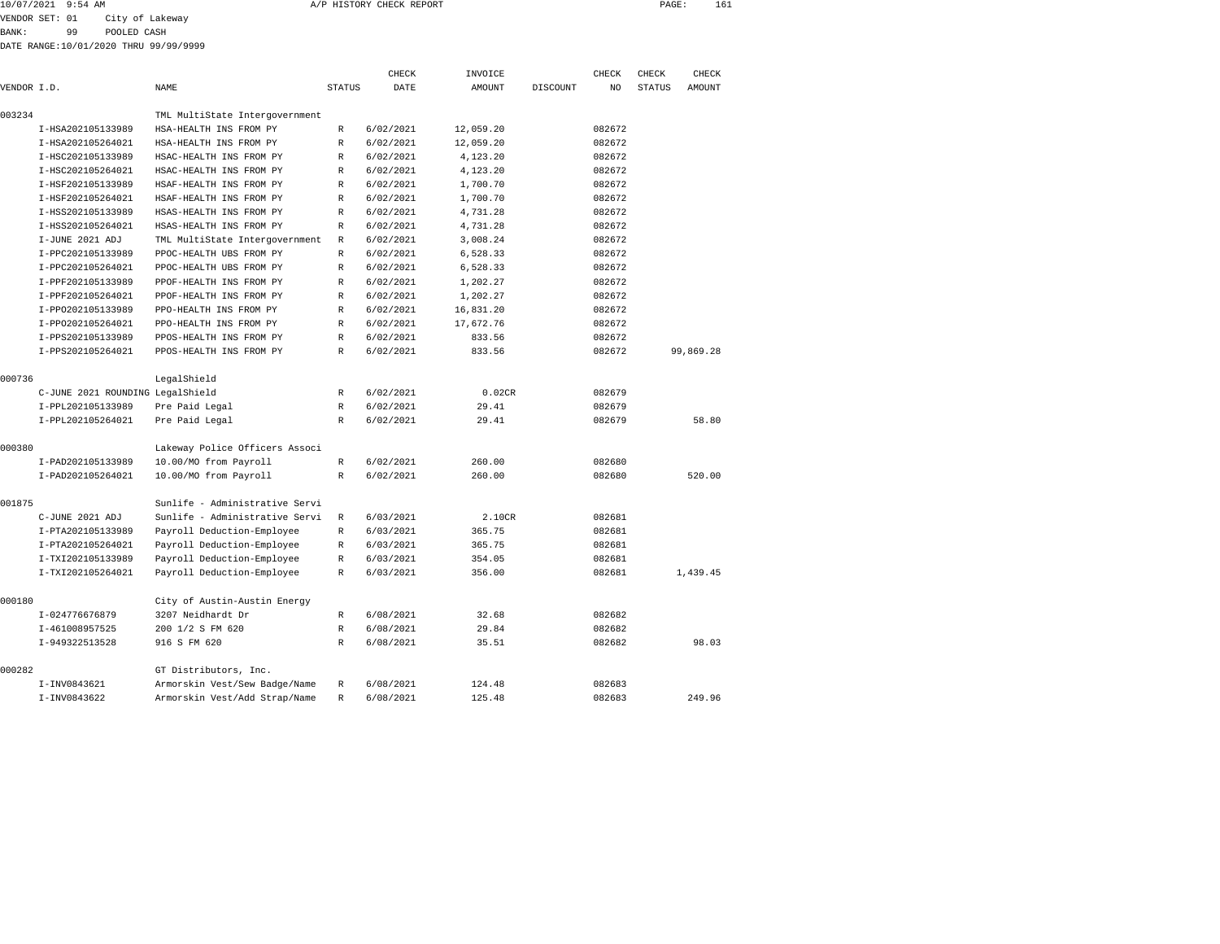10/07/2021 9:54 AM A/P HISTORY CHECK REPORT

VENDOR SET: 01 City of Lakeway
BANK: 99 POOLED CASH
DATE RANGE:10/01/2020 THRU 99/99/9999

| VENDOR I.D. | NAME | STATUS | CHECK DATE | INVOICE AMOUNT | DISCOUNT | CHECK NO | CHECK STATUS | CHECK AMOUNT |
|---|---|---|---|---|---|---|---|---|
| 003234 | TML MultiState Intergovernment | | | | | | | |
| I-HSA202105133989 | HSA-HEALTH INS FROM PY | R | 6/02/2021 | 12,059.20 | | 082672 | | |
| I-HSA202105264021 | HSA-HEALTH INS FROM PY | R | 6/02/2021 | 12,059.20 | | 082672 | | |
| I-HSC202105133989 | HSAC-HEALTH INS FROM PY | R | 6/02/2021 | 4,123.20 | | 082672 | | |
| I-HSC202105264021 | HSAC-HEALTH INS FROM PY | R | 6/02/2021 | 4,123.20 | | 082672 | | |
| I-HSF202105133989 | HSAF-HEALTH INS FROM PY | R | 6/02/2021 | 1,700.70 | | 082672 | | |
| I-HSF202105264021 | HSAF-HEALTH INS FROM PY | R | 6/02/2021 | 1,700.70 | | 082672 | | |
| I-HSS202105133989 | HSAS-HEALTH INS FROM PY | R | 6/02/2021 | 4,731.28 | | 082672 | | |
| I-HSS202105264021 | HSAS-HEALTH INS FROM PY | R | 6/02/2021 | 4,731.28 | | 082672 | | |
| I-JUNE 2021 ADJ | TML MultiState Intergovernment | R | 6/02/2021 | 3,008.24 | | 082672 | | |
| I-PPC202105133989 | PPOC-HEALTH UBS FROM PY | R | 6/02/2021 | 6,528.33 | | 082672 | | |
| I-PPC202105264021 | PPOC-HEALTH UBS FROM PY | R | 6/02/2021 | 6,528.33 | | 082672 | | |
| I-PPF202105133989 | PPOF-HEALTH INS FROM PY | R | 6/02/2021 | 1,202.27 | | 082672 | | |
| I-PPF202105264021 | PPOF-HEALTH INS FROM PY | R | 6/02/2021 | 1,202.27 | | 082672 | | |
| I-PPO202105133989 | PPO-HEALTH INS FROM PY | R | 6/02/2021 | 16,831.20 | | 082672 | | |
| I-PPO202105264021 | PPO-HEALTH INS FROM PY | R | 6/02/2021 | 17,672.76 | | 082672 | | |
| I-PPS202105133989 | PPOS-HEALTH INS FROM PY | R | 6/02/2021 | 833.56 | | 082672 | | |
| I-PPS202105264021 | PPOS-HEALTH INS FROM PY | R | 6/02/2021 | 833.56 | | 082672 | | 99,869.28 |
| 000736 | LegalShield | | | | | | | |
| C-JUNE 2021 ROUNDING | LegalShield | R | 6/02/2021 | 0.02CR | | 082679 | | |
| I-PPL202105133989 | Pre Paid Legal | R | 6/02/2021 | 29.41 | | 082679 | | |
| I-PPL202105264021 | Pre Paid Legal | R | 6/02/2021 | 29.41 | | 082679 | | 58.80 |
| 000380 | Lakeway Police Officers Associ | | | | | | | |
| I-PAD202105133989 | 10.00/MO from Payroll | R | 6/02/2021 | 260.00 | | 082680 | | |
| I-PAD202105264021 | 10.00/MO from Payroll | R | 6/02/2021 | 260.00 | | 082680 | | 520.00 |
| 001875 | Sunlife - Administrative Servi | | | | | | | |
| C-JUNE 2021 ADJ | Sunlife - Administrative Servi | R | 6/03/2021 | 2.10CR | | 082681 | | |
| I-PTA202105133989 | Payroll Deduction-Employee | R | 6/03/2021 | 365.75 | | 082681 | | |
| I-PTA202105264021 | Payroll Deduction-Employee | R | 6/03/2021 | 365.75 | | 082681 | | |
| I-TXI202105133989 | Payroll Deduction-Employee | R | 6/03/2021 | 354.05 | | 082681 | | |
| I-TXI202105264021 | Payroll Deduction-Employee | R | 6/03/2021 | 356.00 | | 082681 | | 1,439.45 |
| 000180 | City of Austin-Austin Energy | | | | | | | |
| I-024776676879 | 3207 Neidhardt Dr | R | 6/08/2021 | 32.68 | | 082682 | | |
| I-461008957525 | 200 1/2 S FM 620 | R | 6/08/2021 | 29.84 | | 082682 | | |
| I-949322513528 | 916 S FM 620 | R | 6/08/2021 | 35.51 | | 082682 | | 98.03 |
| 000282 | GT Distributors, Inc. | | | | | | | |
| I-INV0843621 | Armorskin Vest/Sew Badge/Name | R | 6/08/2021 | 124.48 | | 082683 | | |
| I-INV0843622 | Armorskin Vest/Add Strap/Name | R | 6/08/2021 | 125.48 | | 082683 | | 249.96 |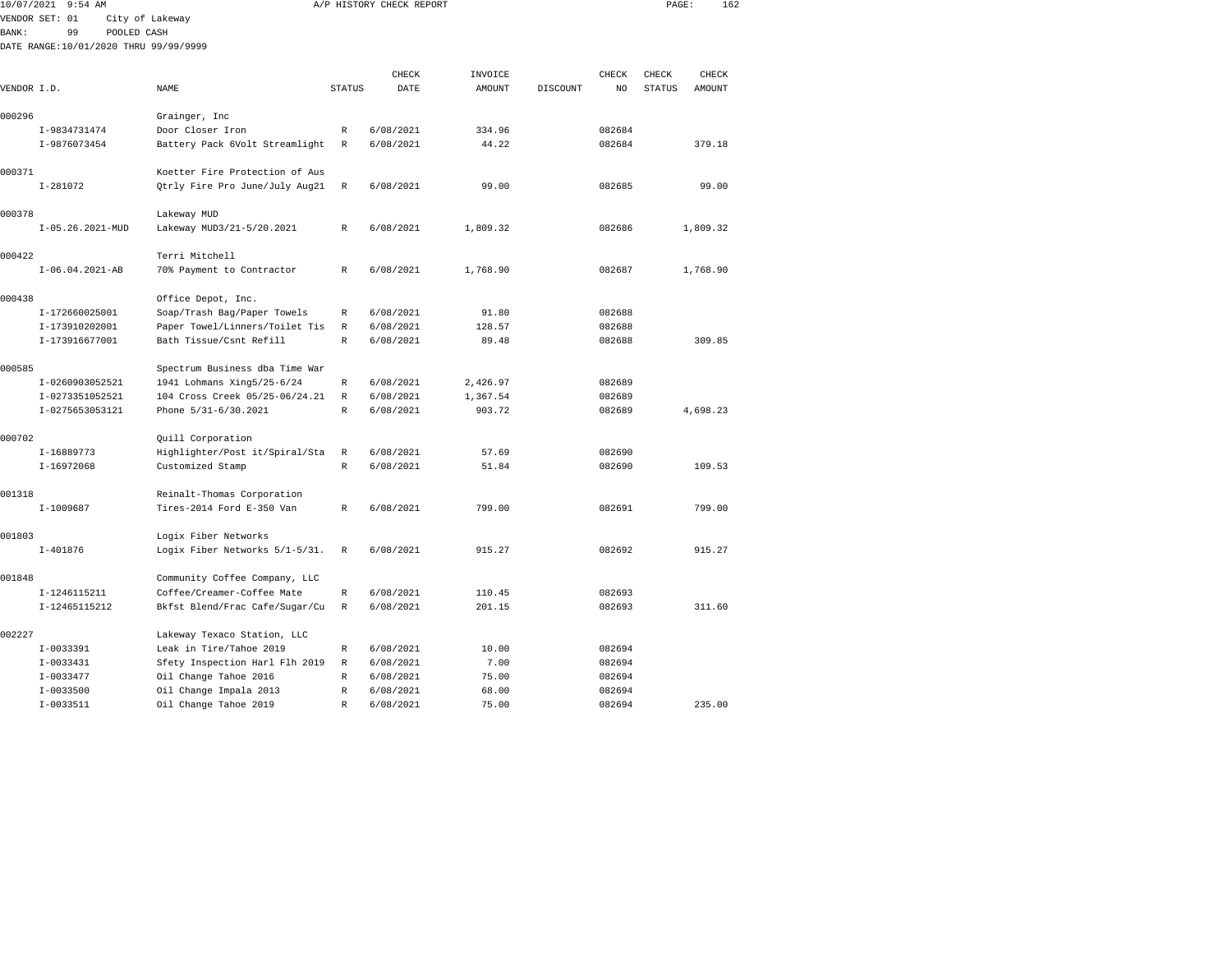10/07/2021 9:54 AM A/P HISTORY CHECK REPORT

VENDOR SET: 01 City of Lakeway
BANK: 99 POOLED CASH
DATE RANGE:10/01/2020 THRU 99/99/9999

| VENDOR I.D. | NAME | STATUS | CHECK DATE | INVOICE AMOUNT | DISCOUNT | CHECK NO | CHECK STATUS | CHECK AMOUNT |
|---|---|---|---|---|---|---|---|---|
| 000296 | Grainger, Inc | | | | | | | |
| I-9834731474 | Door Closer Iron | R | 6/08/2021 | 334.96 | | 082684 | | |
| I-9876073454 | Battery Pack 6Volt Streamlight | R | 6/08/2021 | 44.22 | | 082684 | | 379.18 |
| 000371 | Koetter Fire Protection of Aus | | | | | | | |
| I-281072 | Qtrly Fire Pro June/July Aug21 | R | 6/08/2021 | 99.00 | | 082685 | | 99.00 |
| 000378 | Lakeway MUD | | | | | | | |
| I-05.26.2021-MUD | Lakeway MUD3/21-5/20.2021 | R | 6/08/2021 | 1,809.32 | | 082686 | | 1,809.32 |
| 000422 | Terri Mitchell | | | | | | | |
| I-06.04.2021-AB | 70% Payment to Contractor | R | 6/08/2021 | 1,768.90 | | 082687 | | 1,768.90 |
| 000438 | Office Depot, Inc. | | | | | | | |
| I-172660025001 | Soap/Trash Bag/Paper Towels | R | 6/08/2021 | 91.80 | | 082688 | | |
| I-173910202001 | Paper Towel/Linners/Toilet Tis | R | 6/08/2021 | 128.57 | | 082688 | | |
| I-173916677001 | Bath Tissue/Csnt Refill | R | 6/08/2021 | 89.48 | | 082688 | | 309.85 |
| 000585 | Spectrum Business dba Time War | | | | | | | |
| I-0260903052521 | 1941 Lohmans Xing5/25-6/24 | R | 6/08/2021 | 2,426.97 | | 082689 | | |
| I-0273351052521 | 104 Cross Creek 05/25-06/24.21 | R | 6/08/2021 | 1,367.54 | | 082689 | | |
| I-0275653053121 | Phone 5/31-6/30.2021 | R | 6/08/2021 | 903.72 | | 082689 | | 4,698.23 |
| 000702 | Quill Corporation | | | | | | | |
| I-16889773 | Highlighter/Post it/Spiral/Sta | R | 6/08/2021 | 57.69 | | 082690 | | |
| I-16972068 | Customized Stamp | R | 6/08/2021 | 51.84 | | 082690 | | 109.53 |
| 001318 | Reinalt-Thomas Corporation | | | | | | | |
| I-1009687 | Tires-2014 Ford E-350 Van | R | 6/08/2021 | 799.00 | | 082691 | | 799.00 |
| 001803 | Logix Fiber Networks | | | | | | | |
| I-401876 | Logix Fiber Networks 5/1-5/31. | R | 6/08/2021 | 915.27 | | 082692 | | 915.27 |
| 001848 | Community Coffee Company, LLC | | | | | | | |
| I-1246115211 | Coffee/Creamer-Coffee Mate | R | 6/08/2021 | 110.45 | | 082693 | | |
| I-12465115212 | Bkfst Blend/Frac Cafe/Sugar/Cu | R | 6/08/2021 | 201.15 | | 082693 | | 311.60 |
| 002227 | Lakeway Texaco Station, LLC | | | | | | | |
| I-0033391 | Leak in Tire/Tahoe 2019 | R | 6/08/2021 | 10.00 | | 082694 | | |
| I-0033431 | Sfety Inspection Harl Flh 2019 | R | 6/08/2021 | 7.00 | | 082694 | | |
| I-0033477 | Oil Change Tahoe 2016 | R | 6/08/2021 | 75.00 | | 082694 | | |
| I-0033500 | Oil Change Impala 2013 | R | 6/08/2021 | 68.00 | | 082694 | | |
| I-0033511 | Oil Change Tahoe 2019 | R | 6/08/2021 | 75.00 | | 082694 | | 235.00 |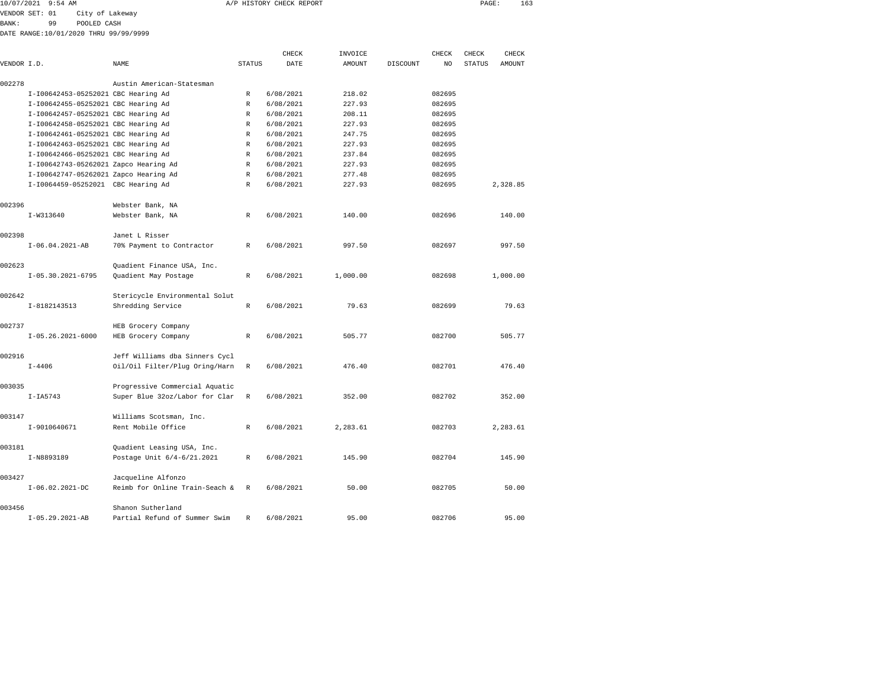10/07/2021 9:54 AM A/P HISTORY CHECK REPORT

VENDOR SET: 01 City of Lakeway
BANK: 99 POOLED CASH
DATE RANGE:10/01/2020 THRU 99/99/9999

| VENDOR I.D. | | NAME | STATUS | CHECK DATE | INVOICE AMOUNT | DISCOUNT | CHECK NO | CHECK STATUS | CHECK AMOUNT |
|---|---|---|---|---|---|---|---|---|---|
| 002278 | | Austin American-Statesman | | | | | | | |
| | I-I00642453-05252021 | CBC Hearing Ad | R | 6/08/2021 | 218.02 | | 082695 | | |
| | I-I00642455-05252021 | CBC Hearing Ad | R | 6/08/2021 | 227.93 | | 082695 | | |
| | I-I00642457-05252021 | CBC Hearing Ad | R | 6/08/2021 | 208.11 | | 082695 | | |
| | I-I00642458-05252021 | CBC Hearing Ad | R | 6/08/2021 | 227.93 | | 082695 | | |
| | I-I00642461-05252021 | CBC Hearing Ad | R | 6/08/2021 | 247.75 | | 082695 | | |
| | I-I00642463-05252021 | CBC Hearing Ad | R | 6/08/2021 | 227.93 | | 082695 | | |
| | I-I00642466-05252021 | CBC Hearing Ad | R | 6/08/2021 | 237.84 | | 082695 | | |
| | I-I00642743-05262021 | Zapco Hearing Ad | R | 6/08/2021 | 227.93 | | 082695 | | |
| | I-I00642747-05262021 | Zapco Hearing Ad | R | 6/08/2021 | 277.48 | | 082695 | | |
| | I-I0064459-05252021 | CBC Hearing Ad | R | 6/08/2021 | 227.93 | | 082695 | | 2,328.85 |
| 002396 | | Webster Bank, NA | | | | | | | |
| | I-W313640 | Webster Bank, NA | R | 6/08/2021 | 140.00 | | 082696 | | 140.00 |
| 002398 | | Janet L Risser | | | | | | | |
| | I-06.04.2021-AB | 70% Payment to Contractor | R | 6/08/2021 | 997.50 | | 082697 | | 997.50 |
| 002623 | | Quadient Finance USA, Inc. | | | | | | | |
| | I-05.30.2021-6795 | Quadient May Postage | R | 6/08/2021 | 1,000.00 | | 082698 | | 1,000.00 |
| 002642 | | Stericycle Environmental Solut | | | | | | | |
| | I-8182143513 | Shredding Service | R | 6/08/2021 | 79.63 | | 082699 | | 79.63 |
| 002737 | | HEB Grocery Company | | | | | | | |
| | I-05.26.2021-6000 | HEB Grocery Company | R | 6/08/2021 | 505.77 | | 082700 | | 505.77 |
| 002916 | | Jeff Williams dba Sinners Cycl | | | | | | | |
| | I-4406 | Oil/Oil Filter/Plug Oring/Harn | R | 6/08/2021 | 476.40 | | 082701 | | 476.40 |
| 003035 | | Progressive Commercial Aquatic | | | | | | | |
| | I-IA5743 | Super Blue 32oz/Labor for Clar | R | 6/08/2021 | 352.00 | | 082702 | | 352.00 |
| 003147 | | Williams Scotsman, Inc. | | | | | | | |
| | I-9010640671 | Rent Mobile Office | R | 6/08/2021 | 2,283.61 | | 082703 | | 2,283.61 |
| 003181 | | Quadient Leasing USA, Inc. | | | | | | | |
| | I-N8893189 | Postage Unit 6/4-6/21.2021 | R | 6/08/2021 | 145.90 | | 082704 | | 145.90 |
| 003427 | | Jacqueline Alfonzo | | | | | | | |
| | I-06.02.2021-DC | Reimb for Online Train-Seach & | R | 6/08/2021 | 50.00 | | 082705 | | 50.00 |
| 003456 | | Shanon Sutherland | | | | | | | |
| | I-05.29.2021-AB | Partial Refund of Summer Swim | R | 6/08/2021 | 95.00 | | 082706 | | 95.00 |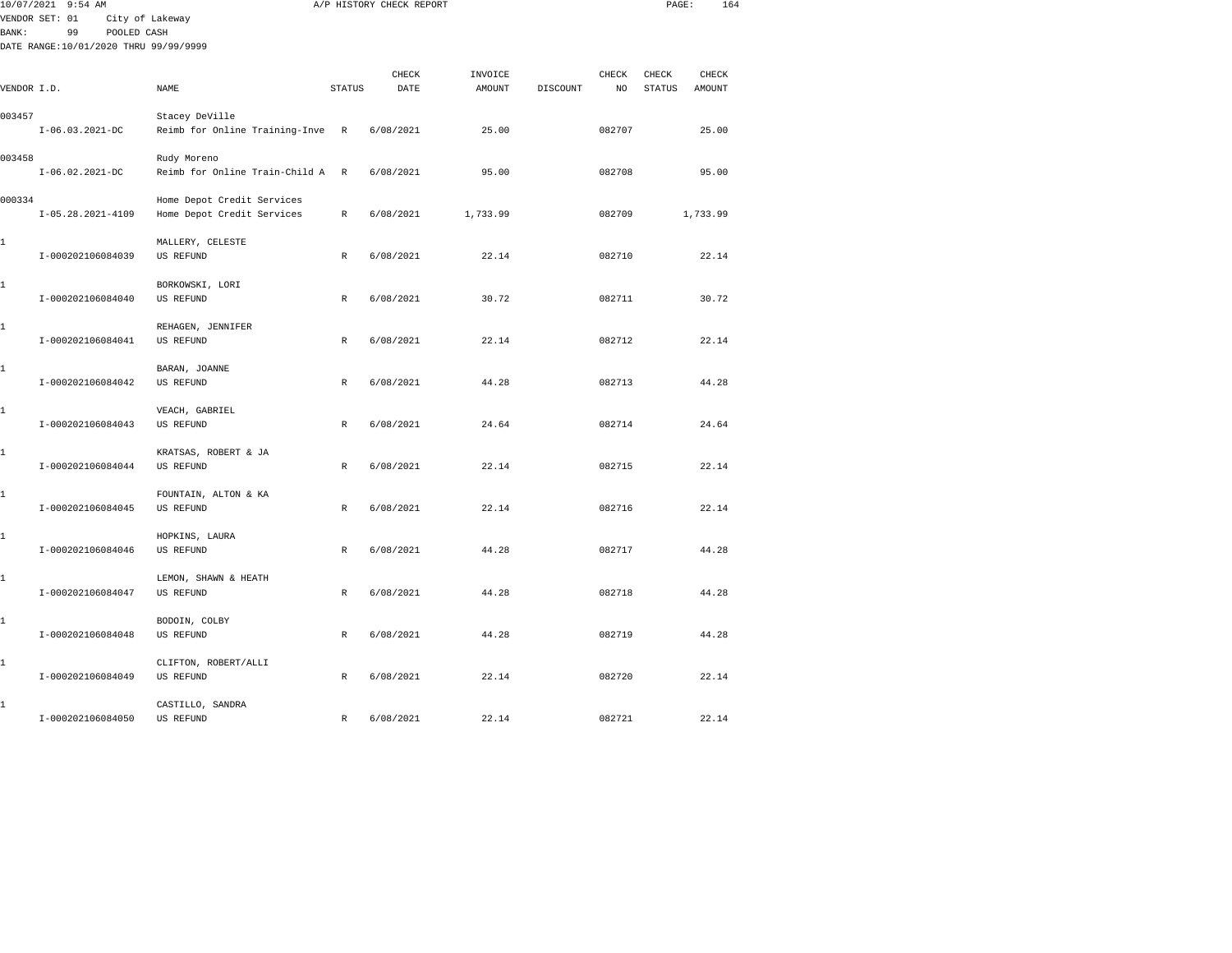10/07/2021 9:54 AM A/P HISTORY CHECK REPORT

VENDOR SET: 01 City of Lakeway
BANK: 99 POOLED CASH
DATE RANGE:10/01/2020 THRU 99/99/9999

| VENDOR I.D. | NAME | STATUS | CHECK DATE | INVOICE AMOUNT | DISCOUNT | CHECK NO | CHECK STATUS | CHECK AMOUNT |
|---|---|---|---|---|---|---|---|---|
| 003457 | Stacey DeVille | | | | | | | |
| I-06.03.2021-DC | Reimb for Online Training-Inve | R | 6/08/2021 | 25.00 | | 082707 | | 25.00 |
| 003458 | Rudy Moreno | | | | | | | |
| I-06.02.2021-DC | Reimb for Online Train-Child A | R | 6/08/2021 | 95.00 | | 082708 | | 95.00 |
| 000334 | Home Depot Credit Services | | | | | | | |
| I-05.28.2021-4109 | Home Depot Credit Services | R | 6/08/2021 | 1,733.99 | | 082709 | | 1,733.99 |
| 1 | MALLERY, CELESTE | | | | | | | |
| I-000202106084039 | US REFUND | R | 6/08/2021 | 22.14 | | 082710 | | 22.14 |
| 1 | BORKOWSKI, LORI | | | | | | | |
| I-000202106084040 | US REFUND | R | 6/08/2021 | 30.72 | | 082711 | | 30.72 |
| 1 | REHAGEN, JENNIFER | | | | | | | |
| I-000202106084041 | US REFUND | R | 6/08/2021 | 22.14 | | 082712 | | 22.14 |
| 1 | BARAN, JOANNE | | | | | | | |
| I-000202106084042 | US REFUND | R | 6/08/2021 | 44.28 | | 082713 | | 44.28 |
| 1 | VEACH, GABRIEL | | | | | | | |
| I-000202106084043 | US REFUND | R | 6/08/2021 | 24.64 | | 082714 | | 24.64 |
| 1 | KRATSAS, ROBERT & JA | | | | | | | |
| I-000202106084044 | US REFUND | R | 6/08/2021 | 22.14 | | 082715 | | 22.14 |
| 1 | FOUNTAIN, ALTON & KA | | | | | | | |
| I-000202106084045 | US REFUND | R | 6/08/2021 | 22.14 | | 082716 | | 22.14 |
| 1 | HOPKINS, LAURA | | | | | | | |
| I-000202106084046 | US REFUND | R | 6/08/2021 | 44.28 | | 082717 | | 44.28 |
| 1 | LEMON, SHAWN & HEATH | | | | | | | |
| I-000202106084047 | US REFUND | R | 6/08/2021 | 44.28 | | 082718 | | 44.28 |
| 1 | BODOIN, COLBY | | | | | | | |
| I-000202106084048 | US REFUND | R | 6/08/2021 | 44.28 | | 082719 | | 44.28 |
| 1 | CLIFTON, ROBERT/ALLI | | | | | | | |
| I-000202106084049 | US REFUND | R | 6/08/2021 | 22.14 | | 082720 | | 22.14 |
| 1 | CASTILLO, SANDRA | | | | | | | |
| I-000202106084050 | US REFUND | R | 6/08/2021 | 22.14 | | 082721 | | 22.14 |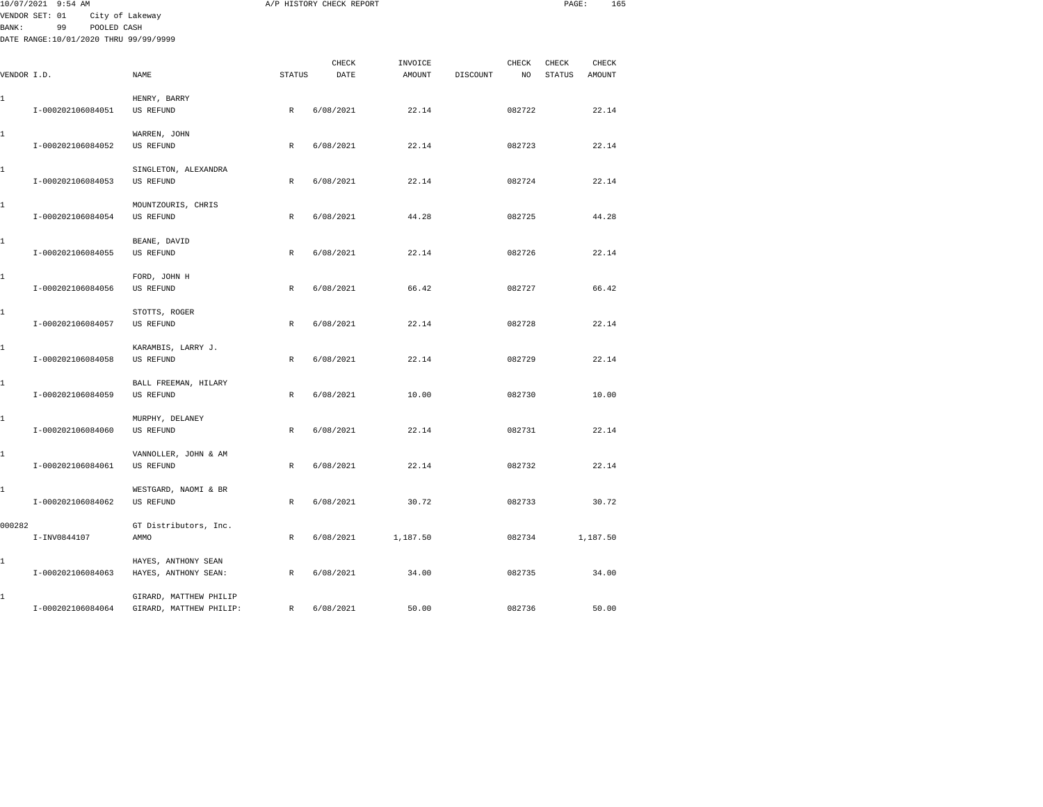10/07/2021 9:54 AM A/P HISTORY CHECK REPORT

VENDOR SET: 01 City of Lakeway
BANK: 99 POOLED CASH
DATE RANGE:10/01/2020 THRU 99/99/9999

| VENDOR I.D. | NAME | STATUS | CHECK DATE | INVOICE AMOUNT | DISCOUNT | CHECK NO | CHECK STATUS | CHECK AMOUNT |
|---|---|---|---|---|---|---|---|---|
| 1 | HENRY, BARRY | | | | | | | |
| I-000202106084051 | US REFUND | R | 6/08/2021 | 22.14 | | 082722 | | 22.14 |
| 1 | WARREN, JOHN | | | | | | | |
| I-000202106084052 | US REFUND | R | 6/08/2021 | 22.14 | | 082723 | | 22.14 |
| 1 | SINGLETON, ALEXANDRA | | | | | | | |
| I-000202106084053 | US REFUND | R | 6/08/2021 | 22.14 | | 082724 | | 22.14 |
| 1 | MOUNTZOURIS, CHRIS | | | | | | | |
| I-000202106084054 | US REFUND | R | 6/08/2021 | 44.28 | | 082725 | | 44.28 |
| 1 | BEANE, DAVID | | | | | | | |
| I-000202106084055 | US REFUND | R | 6/08/2021 | 22.14 | | 082726 | | 22.14 |
| 1 | FORD, JOHN H | | | | | | | |
| I-000202106084056 | US REFUND | R | 6/08/2021 | 66.42 | | 082727 | | 66.42 |
| 1 | STOTTS, ROGER | | | | | | | |
| I-000202106084057 | US REFUND | R | 6/08/2021 | 22.14 | | 082728 | | 22.14 |
| 1 | KARAMBIS, LARRY J. | | | | | | | |
| I-000202106084058 | US REFUND | R | 6/08/2021 | 22.14 | | 082729 | | 22.14 |
| 1 | BALL FREEMAN, HILARY | | | | | | | |
| I-000202106084059 | US REFUND | R | 6/08/2021 | 10.00 | | 082730 | | 10.00 |
| 1 | MURPHY, DELANEY | | | | | | | |
| I-000202106084060 | US REFUND | R | 6/08/2021 | 22.14 | | 082731 | | 22.14 |
| 1 | VANNOLLER, JOHN & AM | | | | | | | |
| I-000202106084061 | US REFUND | R | 6/08/2021 | 22.14 | | 082732 | | 22.14 |
| 1 | WESTGARD, NAOMI & BR | | | | | | | |
| I-000202106084062 | US REFUND | R | 6/08/2021 | 30.72 | | 082733 | | 30.72 |
| 000282 | GT Distributors, Inc. | | | | | | | |
| I-INV0844107 | AMMO | R | 6/08/2021 | 1,187.50 | | 082734 | | 1,187.50 |
| 1 | HAYES, ANTHONY SEAN | | | | | | | |
| I-000202106084063 | HAYES, ANTHONY SEAN: | R | 6/08/2021 | 34.00 | | 082735 | | 34.00 |
| 1 | GIRARD, MATTHEW PHILIP | | | | | | | |
| I-000202106084064 | GIRARD, MATTHEW PHILIP: | R | 6/08/2021 | 50.00 | | 082736 | | 50.00 |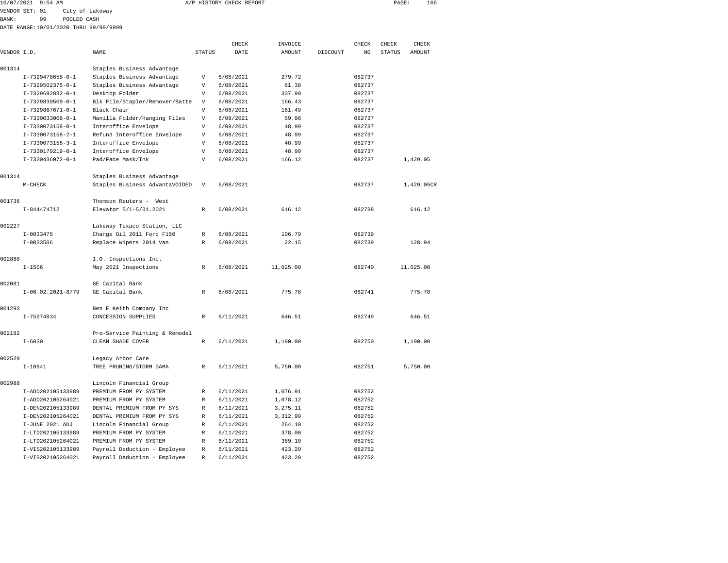10/07/2021 9:54 AM A/P HISTORY CHECK REPORT

VENDOR SET: 01 City of Lakeway
BANK: 99 POOLED CASH
DATE RANGE:10/01/2020 THRU 99/99/9999

| VENDOR I.D. | NAME | STATUS | CHECK DATE | INVOICE AMOUNT | DISCOUNT | CHECK NO | CHECK STATUS | CHECK AMOUNT |
|---|---|---|---|---|---|---|---|---|
| 001314 | Staples Business Advantage | | | | | | | |
| I-7329478658-0-1 | Staples Business Advantage | V | 6/08/2021 | 279.72 | | 082737 | | |
| I-7329502375-0-1 | Staples Business Advantage | V | 6/08/2021 | 61.38 | | 082737 | | |
| I-7329692832-0-1 | Desktop Folder | V | 6/08/2021 | 337.99 | | 082737 | | |
| I-7329830509-0-1 | Blk File/Stapler/Remover/Batte | V | 6/08/2021 | 166.43 | | 082737 | | |
| I-7329867671-0-1 | Black Chair | V | 6/08/2021 | 161.49 | | 082737 | | |
| I-7330033008-0-1 | Manilla Folder/Hanging Files | V | 6/08/2021 | 59.96 | | 082737 | | |
| I-7330073158-0-1 | Interoffice Envelope | V | 6/08/2021 | 48.99 | | 082737 | | |
| I-7330073158-2-1 | Refund Interoffice Envelope | V | 6/08/2021 | 48.99 | | 082737 | | |
| I-7330073158-3-1 | Interoffice Envelope | V | 6/08/2021 | 48.99 | | 082737 | | |
| I-7330179219-0-1 | Interoffice Envelope | V | 6/08/2021 | 48.99 | | 082737 | | |
| I-7330436072-0-1 | Pad/Face Mask/Ink | V | 6/08/2021 | 166.12 | | 082737 | | 1,429.05 |
| 001314 | Staples Business Advantage | | | | | | | |
| M-CHECK | Staples Business AdvantaVOIDED | V | 6/08/2021 | | | 082737 | | 1,429.05CR |
| 001736 | Thomson Reuters - West | | | | | | | |
| I-844474712 | Elevator 5/1-5/31.2021 | R | 6/08/2021 | 616.12 | | 082738 | | 616.12 |
| 002227 | Lakeway Texaco Station, LLC | | | | | | | |
| I-0033475 | Change Oil 2011 Ford F150 | R | 6/08/2021 | 106.79 | | 082739 | | |
| I-0033506 | Replace Wipers 2014 Van | R | 6/08/2021 | 22.15 | | 082739 | | 128.94 |
| 002888 | I.O. Inspections Inc. | | | | | | | |
| I-1506 | May 2021 Inspections | R | 6/08/2021 | 11,025.00 | | 082740 | | 11,025.00 |
| 002081 | GE Capital Bank | | | | | | | |
| I-06.02.2021-8779 | GE Capital Bank | R | 6/08/2021 | 775.78 | | 082741 | | 775.78 |
| 001293 | Ben E Keith Company Inc | | | | | | | |
| I-75974834 | CONCESSION SUPPLIES | R | 6/11/2021 | 646.51 | | 082749 | | 646.51 |
| 002182 | Pro-Service Painting & Remodel | | | | | | | |
| I-6030 | CLEAN SHADE COVER | R | 6/11/2021 | 1,190.00 | | 082750 | | 1,190.00 |
| 002529 | Legacy Arbor Care | | | | | | | |
| I-10941 | TREE PRUNING/STORM DAMA | R | 6/11/2021 | 5,750.00 | | 082751 | | 5,750.00 |
| 002988 | Lincoln Financial Group | | | | | | | |
| I-ADD202105133989 | PREMIUM FROM PY SYSTEM | R | 6/11/2021 | 1,076.91 | | 082752 | | |
| I-ADD202105264021 | PREMIUM FROM PY SYSTEM | R | 6/11/2021 | 1,078.12 | | 082752 | | |
| I-DEN202105133989 | DENTAL PREMIUM FROM PY SYS | R | 6/11/2021 | 3,275.11 | | 082752 | | |
| I-DEN202105264021 | DENTAL PREMIUM FROM PY SYS | R | 6/11/2021 | 3,312.99 | | 082752 | | |
| I-JUNE 2021 ADJ | Lincoln Financial Group | R | 6/11/2021 | 264.10 | | 082752 | | |
| I-LTD202105133989 | PREMIUM FROM PY SYSTEM | R | 6/11/2021 | 378.00 | | 082752 | | |
| I-LTD202105264021 | PREMIUM FROM PY SYSTEM | R | 6/11/2021 | 389.10 | | 082752 | | |
| I-VIS202105133989 | Payroll Deduction - Employee | R | 6/11/2021 | 423.20 | | 082752 | | |
| I-VIS202105264021 | Payroll Deduction - Employee | R | 6/11/2021 | 423.20 | | 082752 | | |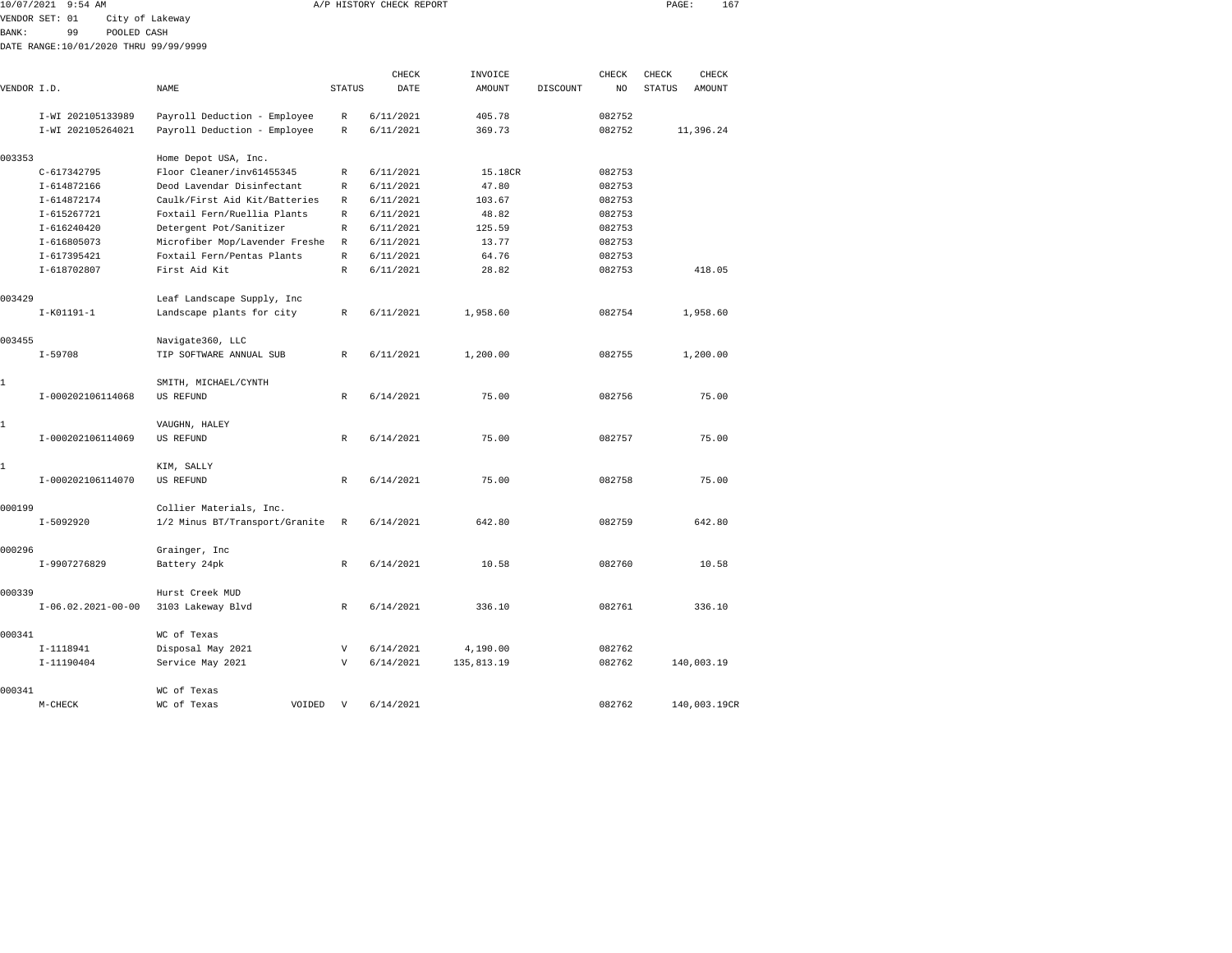10/07/2021 9:54 AM A/P HISTORY CHECK REPORT

VENDOR SET: 01 City of Lakeway
BANK: 99 POOLED CASH
DATE RANGE:10/01/2020 THRU 99/99/9999

| VENDOR I.D. | NAME | STATUS | CHECK DATE | INVOICE AMOUNT | DISCOUNT | CHECK NO | CHECK STATUS | CHECK AMOUNT |
|---|---|---|---|---|---|---|---|---|
| I-WI 202105133989 | Payroll Deduction - Employee | R | 6/11/2021 | 405.78 | | 082752 | | |
| I-WI 202105264021 | Payroll Deduction - Employee | R | 6/11/2021 | 369.73 | | 082752 | | 11,396.24 |
| 003353 | Home Depot USA, Inc. | | | | | | | |
| C-617342795 | Floor Cleaner/inv61455345 | R | 6/11/2021 | 15.18CR | | 082753 | | |
| I-614872166 | Deod Lavendar Disinfectant | R | 6/11/2021 | 47.80 | | 082753 | | |
| I-614872174 | Caulk/First Aid Kit/Batteries | R | 6/11/2021 | 103.67 | | 082753 | | |
| I-615267721 | Foxtail Fern/Ruellia Plants | R | 6/11/2021 | 48.82 | | 082753 | | |
| I-616240420 | Detergent Pot/Sanitizer | R | 6/11/2021 | 125.59 | | 082753 | | |
| I-616805073 | Microfiber Mop/Lavender Freshe | R | 6/11/2021 | 13.77 | | 082753 | | |
| I-617395421 | Foxtail Fern/Pentas Plants | R | 6/11/2021 | 64.76 | | 082753 | | |
| I-618702807 | First Aid Kit | R | 6/11/2021 | 28.82 | | 082753 | | 418.05 |
| 003429 | Leaf Landscape Supply, Inc | | | | | | | |
| I-K01191-1 | Landscape plants for city | R | 6/11/2021 | 1,958.60 | | 082754 | | 1,958.60 |
| 003455 | Navigate360, LLC | | | | | | | |
| I-59708 | TIP SOFTWARE ANNUAL SUB | R | 6/11/2021 | 1,200.00 | | 082755 | | 1,200.00 |
| 1 | SMITH, MICHAEL/CYNTH | | | | | | | |
| I-000202106114068 | US REFUND | R | 6/14/2021 | 75.00 | | 082756 | | 75.00 |
| 1 | VAUGHN, HALEY | | | | | | | |
| I-000202106114069 | US REFUND | R | 6/14/2021 | 75.00 | | 082757 | | 75.00 |
| 1 | KIM, SALLY | | | | | | | |
| I-000202106114070 | US REFUND | R | 6/14/2021 | 75.00 | | 082758 | | 75.00 |
| 000199 | Collier Materials, Inc. | | | | | | | |
| I-5092920 | 1/2 Minus BT/Transport/Granite | R | 6/14/2021 | 642.80 | | 082759 | | 642.80 |
| 000296 | Grainger, Inc | | | | | | | |
| I-9907276829 | Battery 24pk | R | 6/14/2021 | 10.58 | | 082760 | | 10.58 |
| 000339 | Hurst Creek MUD | | | | | | | |
| I-06.02.2021-00-00 | 3103 Lakeway Blvd | R | 6/14/2021 | 336.10 | | 082761 | | 336.10 |
| 000341 | WC of Texas | | | | | | | |
| I-1118941 | Disposal May 2021 | V | 6/14/2021 | 4,190.00 | | 082762 | | |
| I-11190404 | Service May 2021 | V | 6/14/2021 | 135,813.19 | | 082762 | | 140,003.19 |
| 000341 | WC of Texas | | | | | | | |
| M-CHECK | WC of Texas VOIDED | V | 6/14/2021 | | | 082762 | | 140,003.19CR |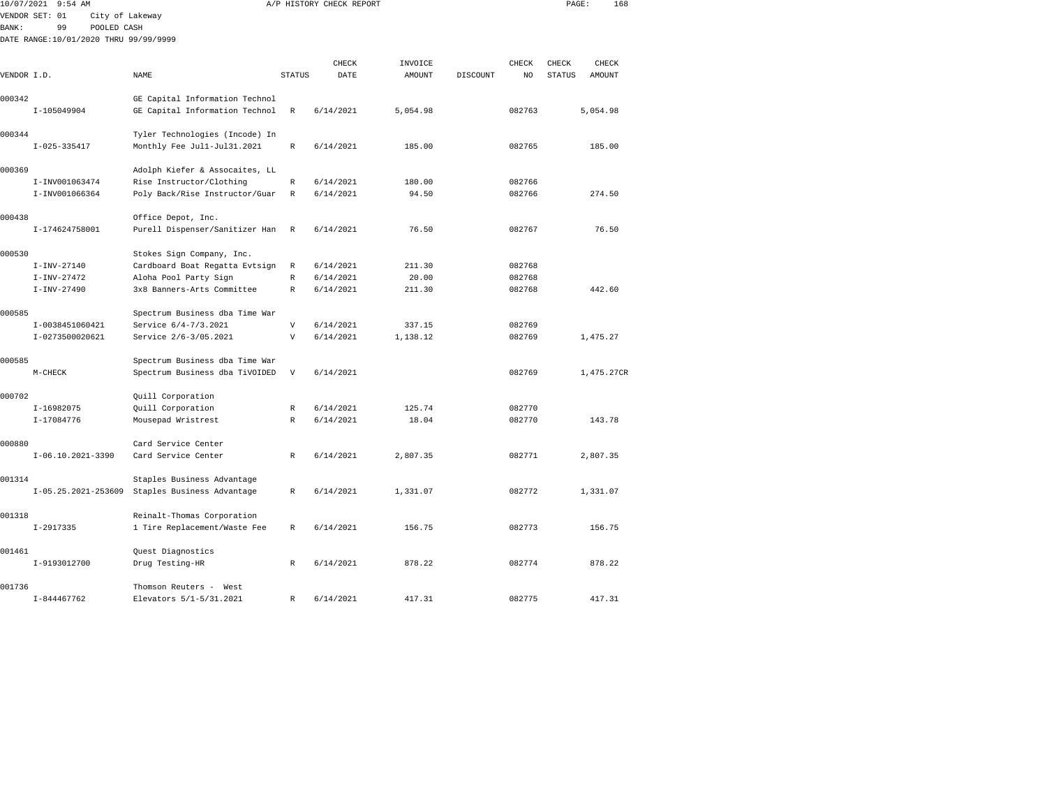10/07/2021 9:54 AM A/P HISTORY CHECK REPORT

VENDOR SET: 01 City of Lakeway

BANK: 99 POOLED CASH

DATE RANGE:10/01/2020 THRU 99/99/9999

| VENDOR I.D. | NAME | STATUS | CHECK DATE | INVOICE AMOUNT | DISCOUNT | CHECK NO | CHECK STATUS | CHECK AMOUNT |
|---|---|---|---|---|---|---|---|---|
| 000342 | GE Capital Information Technol | | | | | | | |
| I-105049904 | GE Capital Information Technol | R | 6/14/2021 | 5,054.98 | | 082763 | | 5,054.98 |
| 000344 | Tyler Technologies (Incode) In | | | | | | | |
| I-025-335417 | Monthly Fee Jul1-Jul31.2021 | R | 6/14/2021 | 185.00 | | 082765 | | 185.00 |
| 000369 | Adolph Kiefer & Assocaites, LL | | | | | | | |
| I-INV001063474 | Rise Instructor/Clothing | R | 6/14/2021 | 180.00 | | 082766 | | |
| I-INV001066364 | Poly Back/Rise Instructor/Guar | R | 6/14/2021 | 94.50 | | 082766 | | 274.50 |
| 000438 | Office Depot, Inc. | | | | | | | |
| I-174624758001 | Purell Dispenser/Sanitizer Han | R | 6/14/2021 | 76.50 | | 082767 | | 76.50 |
| 000530 | Stokes Sign Company, Inc. | | | | | | | |
| I-INV-27140 | Cardboard Boat Regatta Evtsign | R | 6/14/2021 | 211.30 | | 082768 | | |
| I-INV-27472 | Aloha Pool Party Sign | R | 6/14/2021 | 20.00 | | 082768 | | |
| I-INV-27490 | 3x8 Banners-Arts Committee | R | 6/14/2021 | 211.30 | | 082768 | | 442.60 |
| 000585 | Spectrum Business dba Time War | | | | | | | |
| I-0038451060421 | Service 6/4-7/3.2021 | V | 6/14/2021 | 337.15 | | 082769 | | |
| I-0273500020621 | Service 2/6-3/05.2021 | V | 6/14/2021 | 1,138.12 | | 082769 | | 1,475.27 |
| 000585 | Spectrum Business dba Time War | | | | | | | |
| M-CHECK | Spectrum Business dba TiVOIDED | V | 6/14/2021 | | | 082769 | | 1,475.27CR |
| 000702 | Quill Corporation | | | | | | | |
| I-16982075 | Quill Corporation | R | 6/14/2021 | 125.74 | | 082770 | | |
| I-17084776 | Mousepad Wristrest | R | 6/14/2021 | 18.04 | | 082770 | | 143.78 |
| 000880 | Card Service Center | | | | | | | |
| I-06.10.2021-3390 | Card Service Center | R | 6/14/2021 | 2,807.35 | | 082771 | | 2,807.35 |
| 001314 | Staples Business Advantage | | | | | | | |
| I-05.25.2021-253609 | Staples Business Advantage | R | 6/14/2021 | 1,331.07 | | 082772 | | 1,331.07 |
| 001318 | Reinalt-Thomas Corporation | | | | | | | |
| I-2917335 | 1 Tire Replacement/Waste Fee | R | 6/14/2021 | 156.75 | | 082773 | | 156.75 |
| 001461 | Quest Diagnostics | | | | | | | |
| I-9193012700 | Drug Testing-HR | R | 6/14/2021 | 878.22 | | 082774 | | 878.22 |
| 001736 | Thomson Reuters - West | | | | | | | |
| I-844467762 | Elevators 5/1-5/31.2021 | R | 6/14/2021 | 417.31 | | 082775 | | 417.31 |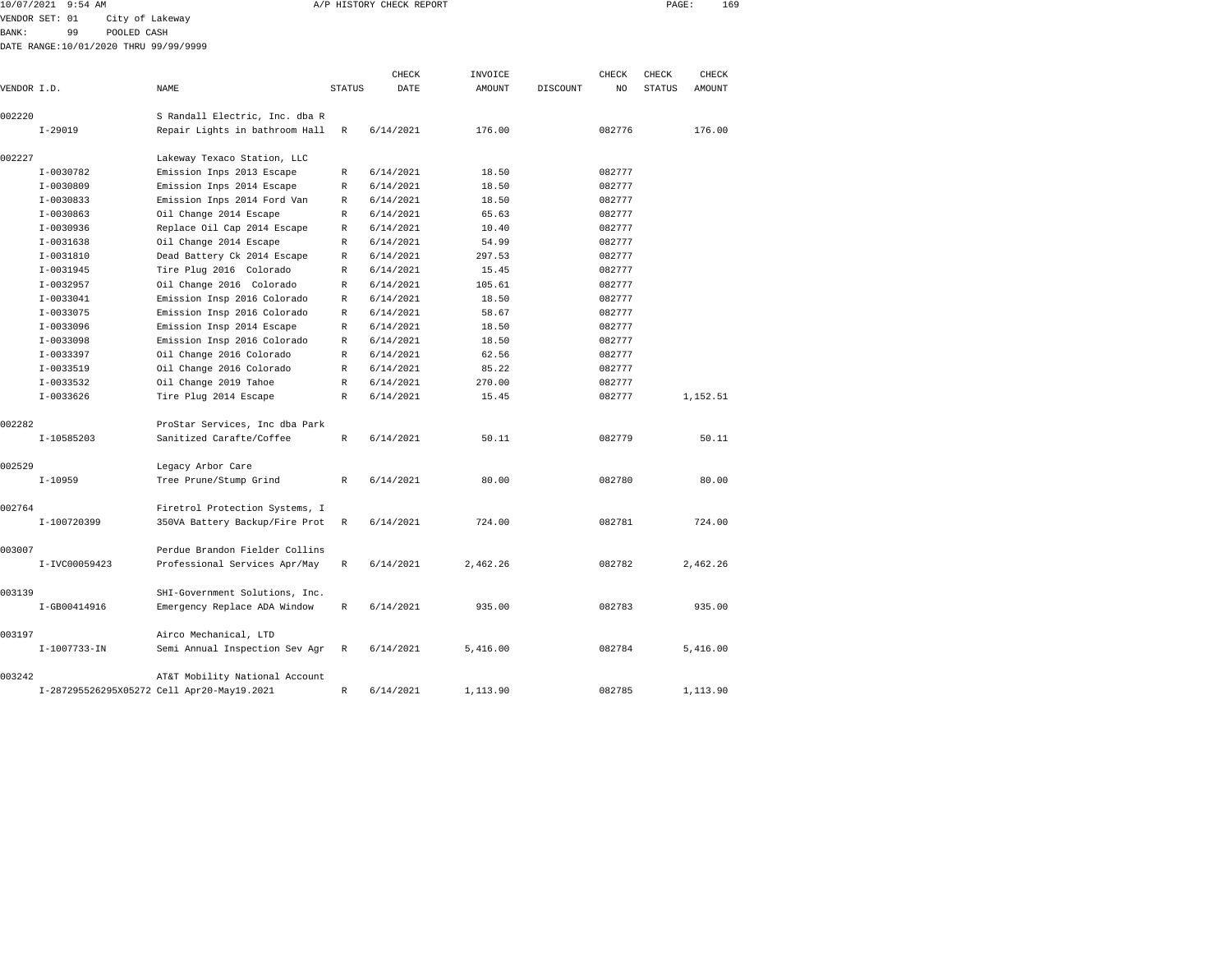10/07/2021 9:54 AM A/P HISTORY CHECK REPORT

VENDOR SET: 01 City of Lakeway
BANK: 99 POOLED CASH
DATE RANGE:10/01/2020 THRU 99/99/9999

| VENDOR I.D. | NAME | STATUS | CHECK DATE | INVOICE AMOUNT | DISCOUNT | CHECK NO | CHECK STATUS | CHECK AMOUNT |
|---|---|---|---|---|---|---|---|---|
| 002220 | S Randall Electric, Inc. dba R | | | | | | | |
| I-29019 | Repair Lights in bathroom Hall | R | 6/14/2021 | 176.00 | | 082776 | | 176.00 |
| 002227 | Lakeway Texaco Station, LLC | | | | | | | |
| I-0030782 | Emission Inps 2013 Escape | R | 6/14/2021 | 18.50 | | 082777 | | |
| I-0030809 | Emission Inps 2014 Escape | R | 6/14/2021 | 18.50 | | 082777 | | |
| I-0030833 | Emission Inps 2014 Ford Van | R | 6/14/2021 | 18.50 | | 082777 | | |
| I-0030863 | Oil Change 2014 Escape | R | 6/14/2021 | 65.63 | | 082777 | | |
| I-0030936 | Replace Oil Cap 2014 Escape | R | 6/14/2021 | 10.40 | | 082777 | | |
| I-0031638 | Oil Change 2014 Escape | R | 6/14/2021 | 54.99 | | 082777 | | |
| I-0031810 | Dead Battery Ck 2014 Escape | R | 6/14/2021 | 297.53 | | 082777 | | |
| I-0031945 | Tire Plug 2016 Colorado | R | 6/14/2021 | 15.45 | | 082777 | | |
| I-0032957 | Oil Change 2016 Colorado | R | 6/14/2021 | 105.61 | | 082777 | | |
| I-0033041 | Emission Insp 2016 Colorado | R | 6/14/2021 | 18.50 | | 082777 | | |
| I-0033075 | Emission Insp 2016 Colorado | R | 6/14/2021 | 58.67 | | 082777 | | |
| I-0033096 | Emission Insp 2014 Escape | R | 6/14/2021 | 18.50 | | 082777 | | |
| I-0033098 | Emission Insp 2016 Colorado | R | 6/14/2021 | 18.50 | | 082777 | | |
| I-0033397 | Oil Change 2016 Colorado | R | 6/14/2021 | 62.56 | | 082777 | | |
| I-0033519 | Oil Change 2016 Colorado | R | 6/14/2021 | 85.22 | | 082777 | | |
| I-0033532 | Oil Change 2019 Tahoe | R | 6/14/2021 | 270.00 | | 082777 | | |
| I-0033626 | Tire Plug 2014 Escape | R | 6/14/2021 | 15.45 | | 082777 | | 1,152.51 |
| 002282 | ProStar Services, Inc dba Park | | | | | | | |
| I-10585203 | Sanitized Carafte/Coffee | R | 6/14/2021 | 50.11 | | 082779 | | 50.11 |
| 002529 | Legacy Arbor Care | | | | | | | |
| I-10959 | Tree Prune/Stump Grind | R | 6/14/2021 | 80.00 | | 082780 | | 80.00 |
| 002764 | Firetrol Protection Systems, I | | | | | | | |
| I-100720399 | 350VA Battery Backup/Fire Prot | R | 6/14/2021 | 724.00 | | 082781 | | 724.00 |
| 003007 | Perdue Brandon Fielder Collins | | | | | | | |
| I-IVC00059423 | Professional Services Apr/May | R | 6/14/2021 | 2,462.26 | | 082782 | | 2,462.26 |
| 003139 | SHI-Government Solutions, Inc. | | | | | | | |
| I-GB00414916 | Emergency Replace ADA Window | R | 6/14/2021 | 935.00 | | 082783 | | 935.00 |
| 003197 | Airco Mechanical, LTD | | | | | | | |
| I-1007733-IN | Semi Annual Inspection Sev Agr | R | 6/14/2021 | 5,416.00 | | 082784 | | 5,416.00 |
| 003242 | AT&T Mobility National Account | | | | | | | |
| I-287295526295X05272 | Cell Apr20-May19.2021 | R | 6/14/2021 | 1,113.90 | | 082785 | | 1,113.90 |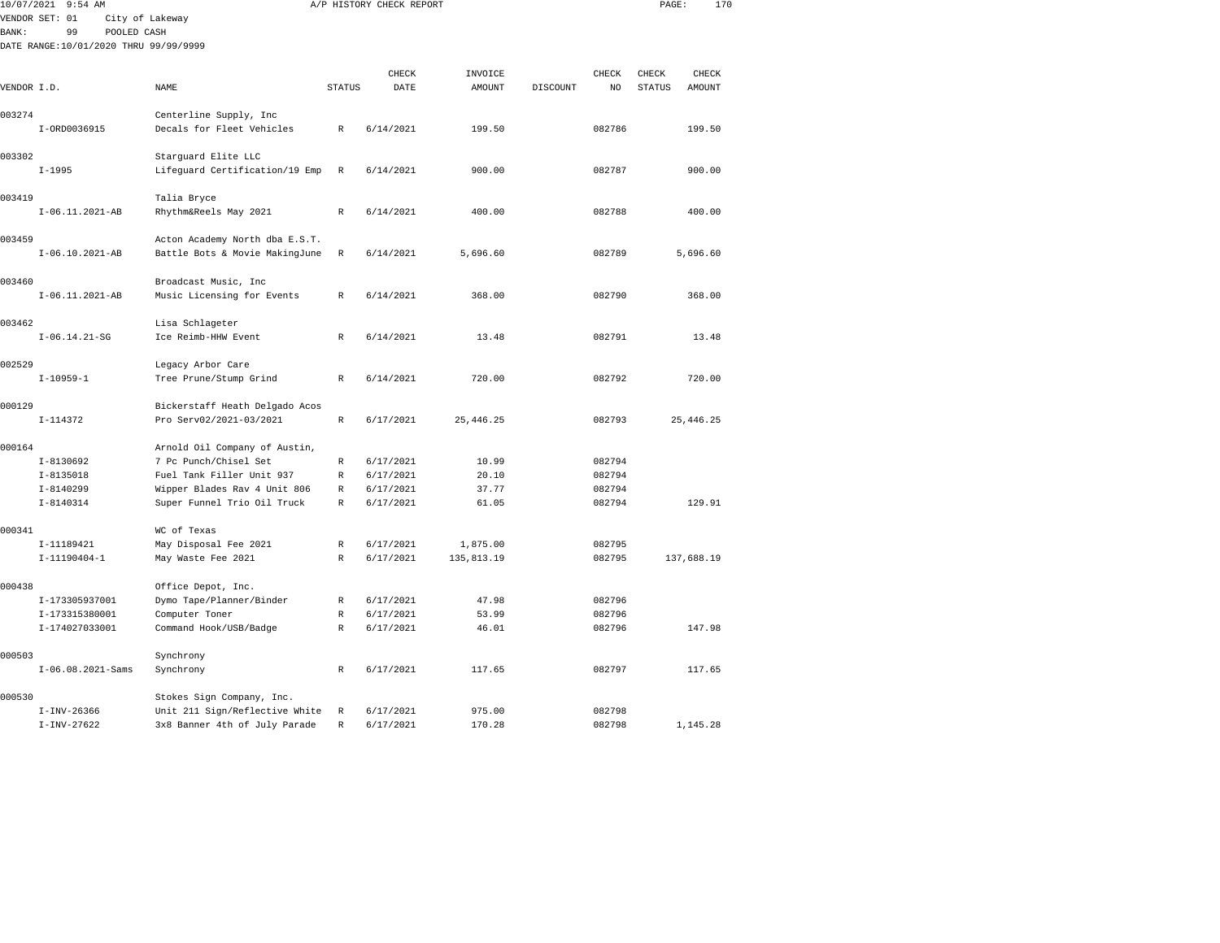10/07/2021 9:54 AM A/P HISTORY CHECK REPORT

VENDOR SET: 01 City of Lakeway
BANK: 99 POOLED CASH
DATE RANGE:10/01/2020 THRU 99/99/9999

| VENDOR I.D. | NAME | STATUS | CHECK DATE | INVOICE AMOUNT | DISCOUNT | CHECK NO | CHECK STATUS | CHECK AMOUNT |
|---|---|---|---|---|---|---|---|---|
| 003274 | Centerline Supply, Inc | | | | | | | |
| I-ORD0036915 | Decals for Fleet Vehicles | R | 6/14/2021 | 199.50 | | 082786 | | 199.50 |
| 003302 | Starguard Elite LLC | | | | | | | |
| I-1995 | Lifeguard Certification/19 Emp | R | 6/14/2021 | 900.00 | | 082787 | | 900.00 |
| 003419 | Talia Bryce | | | | | | | |
| I-06.11.2021-AB | Rhythm&Reels May 2021 | R | 6/14/2021 | 400.00 | | 082788 | | 400.00 |
| 003459 | Acton Academy North dba E.S.T. | | | | | | | |
| I-06.10.2021-AB | Battle Bots & Movie MakingJune | R | 6/14/2021 | 5,696.60 | | 082789 | | 5,696.60 |
| 003460 | Broadcast Music, Inc | | | | | | | |
| I-06.11.2021-AB | Music Licensing for Events | R | 6/14/2021 | 368.00 | | 082790 | | 368.00 |
| 003462 | Lisa Schlageter | | | | | | | |
| I-06.14.21-SG | Ice Reimb-HHW Event | R | 6/14/2021 | 13.48 | | 082791 | | 13.48 |
| 002529 | Legacy Arbor Care | | | | | | | |
| I-10959-1 | Tree Prune/Stump Grind | R | 6/14/2021 | 720.00 | | 082792 | | 720.00 |
| 000129 | Bickerstaff Heath Delgado Acos | | | | | | | |
| I-114372 | Pro Serv02/2021-03/2021 | R | 6/17/2021 | 25,446.25 | | 082793 | | 25,446.25 |
| 000164 | Arnold Oil Company of Austin, | | | | | | | |
| I-8130692 | 7 Pc Punch/Chisel Set | R | 6/17/2021 | 10.99 | | 082794 | | |
| I-8135018 | Fuel Tank Filler Unit 937 | R | 6/17/2021 | 20.10 | | 082794 | | |
| I-8140299 | Wipper Blades Rav 4 Unit 806 | R | 6/17/2021 | 37.77 | | 082794 | | |
| I-8140314 | Super Funnel Trio Oil Truck | R | 6/17/2021 | 61.05 | | 082794 | | 129.91 |
| 000341 | WC of Texas | | | | | | | |
| I-11189421 | May Disposal Fee 2021 | R | 6/17/2021 | 1,875.00 | | 082795 | | |
| I-11190404-1 | May Waste Fee 2021 | R | 6/17/2021 | 135,813.19 | | 082795 | | 137,688.19 |
| 000438 | Office Depot, Inc. | | | | | | | |
| I-173305937001 | Dymo Tape/Planner/Binder | R | 6/17/2021 | 47.98 | | 082796 | | |
| I-173315380001 | Computer Toner | R | 6/17/2021 | 53.99 | | 082796 | | |
| I-174027033001 | Command Hook/USB/Badge | R | 6/17/2021 | 46.01 | | 082796 | | 147.98 |
| 000503 | Synchrony | | | | | | | |
| I-06.08.2021-Sams | Synchrony | R | 6/17/2021 | 117.65 | | 082797 | | 117.65 |
| 000530 | Stokes Sign Company, Inc. | | | | | | | |
| I-INV-26366 | Unit 211 Sign/Reflective White | R | 6/17/2021 | 975.00 | | 082798 | | |
| I-INV-27622 | 3x8 Banner 4th of July Parade | R | 6/17/2021 | 170.28 | | 082798 | | 1,145.28 |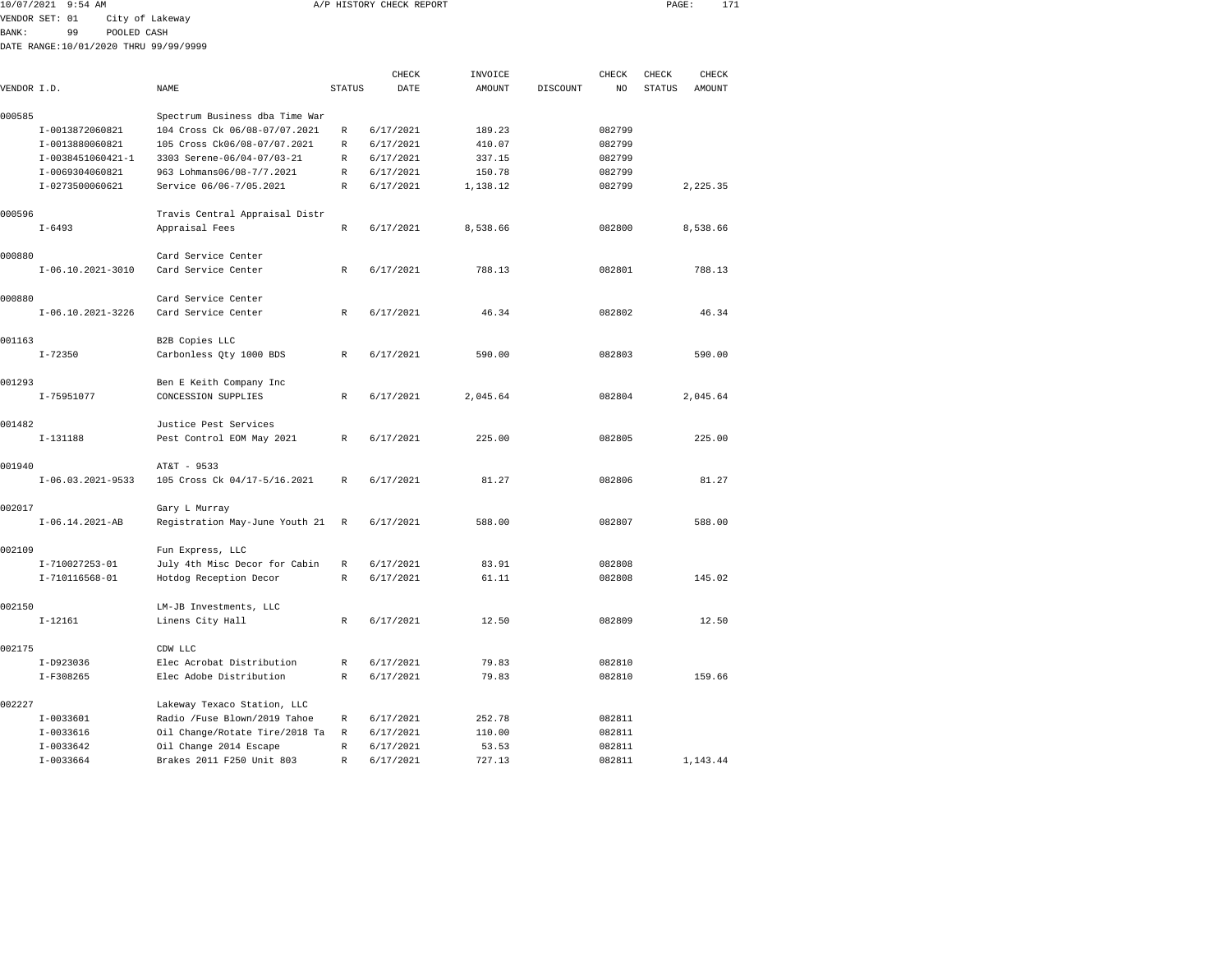10/07/2021 9:54 AM A/P HISTORY CHECK REPORT

VENDOR SET: 01 City of Lakeway
BANK: 99 POOLED CASH
DATE RANGE:10/01/2020 THRU 99/99/9999

| VENDOR I.D. | NAME | STATUS | CHECK DATE | INVOICE AMOUNT | DISCOUNT | CHECK NO | CHECK STATUS | CHECK AMOUNT |
|---|---|---|---|---|---|---|---|---|
| 000585 | Spectrum Business dba Time War | | | | | | | |
| I-0013872060821 | 104 Cross Ck 06/08-07/07.2021 | R | 6/17/2021 | 189.23 | | 082799 | | |
| I-0013880060821 | 105 Cross Ck06/08-07/07.2021 | R | 6/17/2021 | 410.07 | | 082799 | | |
| I-0038451060421-1 | 3303 Serene-06/04-07/03-21 | R | 6/17/2021 | 337.15 | | 082799 | | |
| I-0069304060821 | 963 Lohmans06/08-7/7.2021 | R | 6/17/2021 | 150.78 | | 082799 | | |
| I-0273500060621 | Service 06/06-7/05.2021 | R | 6/17/2021 | 1,138.12 | | 082799 | | 2,225.35 |
| 000596 | Travis Central Appraisal Distr | | | | | | | |
| I-6493 | Appraisal Fees | R | 6/17/2021 | 8,538.66 | | 082800 | | 8,538.66 |
| 000880 | Card Service Center | | | | | | | |
| I-06.10.2021-3010 | Card Service Center | R | 6/17/2021 | 788.13 | | 082801 | | 788.13 |
| 000880 | Card Service Center | | | | | | | |
| I-06.10.2021-3226 | Card Service Center | R | 6/17/2021 | 46.34 | | 082802 | | 46.34 |
| 001163 | B2B Copies LLC | | | | | | | |
| I-72350 | Carbonless Qty 1000 BDS | R | 6/17/2021 | 590.00 | | 082803 | | 590.00 |
| 001293 | Ben E Keith Company Inc | | | | | | | |
| I-75951077 | CONCESSION SUPPLIES | R | 6/17/2021 | 2,045.64 | | 082804 | | 2,045.64 |
| 001482 | Justice Pest Services | | | | | | | |
| I-131188 | Pest Control EOM May 2021 | R | 6/17/2021 | 225.00 | | 082805 | | 225.00 |
| 001940 | AT&T - 9533 | | | | | | | |
| I-06.03.2021-9533 | 105 Cross Ck 04/17-5/16.2021 | R | 6/17/2021 | 81.27 | | 082806 | | 81.27 |
| 002017 | Gary L Murray | | | | | | | |
| I-06.14.2021-AB | Registration May-June Youth 21 | R | 6/17/2021 | 588.00 | | 082807 | | 588.00 |
| 002109 | Fun Express, LLC | | | | | | | |
| I-710027253-01 | July 4th Misc Decor for Cabin | R | 6/17/2021 | 83.91 | | 082808 | | |
| I-710116568-01 | Hotdog Reception Decor | R | 6/17/2021 | 61.11 | | 082808 | | 145.02 |
| 002150 | LM-JB Investments, LLC | | | | | | | |
| I-12161 | Linens City Hall | R | 6/17/2021 | 12.50 | | 082809 | | 12.50 |
| 002175 | CDW LLC | | | | | | | |
| I-D923036 | Elec Acrobat Distribution | R | 6/17/2021 | 79.83 | | 082810 | | |
| I-F308265 | Elec Adobe Distribution | R | 6/17/2021 | 79.83 | | 082810 | | 159.66 |
| 002227 | Lakeway Texaco Station, LLC | | | | | | | |
| I-0033601 | Radio /Fuse Blown/2019 Tahoe | R | 6/17/2021 | 252.78 | | 082811 | | |
| I-0033616 | Oil Change/Rotate Tire/2018 Ta | R | 6/17/2021 | 110.00 | | 082811 | | |
| I-0033642 | Oil Change 2014 Escape | R | 6/17/2021 | 53.53 | | 082811 | | |
| I-0033664 | Brakes 2011 F250 Unit 803 | R | 6/17/2021 | 727.13 | | 082811 | | 1,143.44 |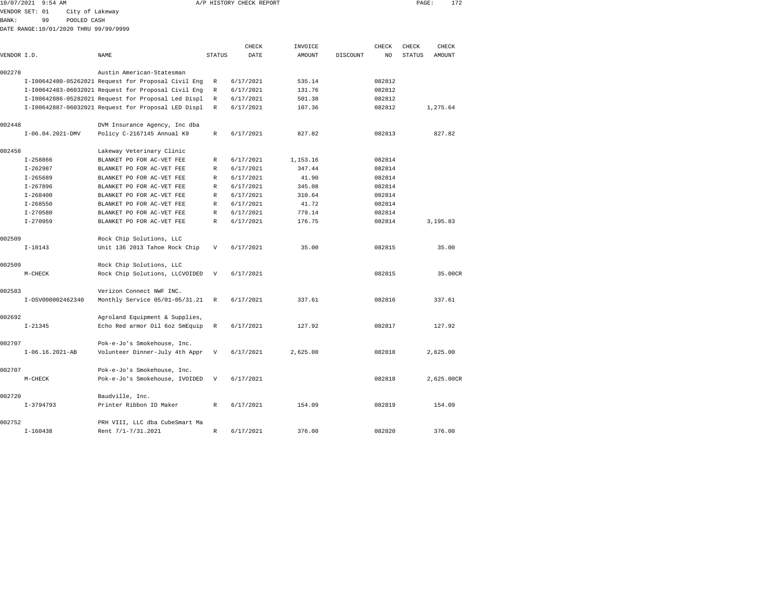10/07/2021 9:54 AM A/P HISTORY CHECK REPORT

VENDOR SET: 01 City of Lakeway
BANK: 99 POOLED CASH
DATE RANGE:10/01/2020 THRU 99/99/9999

| VENDOR I.D. | NAME | STATUS | CHECK DATE | INVOICE AMOUNT | DISCOUNT | CHECK NO | CHECK STATUS | CHECK AMOUNT |
|---|---|---|---|---|---|---|---|---|
| 002278 | Austin American-Statesman | | | | | | | |
| I-I00642480-05262021 | Request for Proposal Civil Eng | R | 6/17/2021 | 535.14 | | 082812 | | |
| I-I00642483-06032021 | Request for Proposal Civil Eng | R | 6/17/2021 | 131.76 | | 082812 | | |
| I-I00642886-05282021 | Request for Proposal Led Displ | R | 6/17/2021 | 501.38 | | 082812 | | |
| I-I00642887-06032021 | Request for Proposal LED Displ | R | 6/17/2021 | 107.36 | | 082812 | | 1,275.64 |
| 002448 | DVM Insurance Agency, Inc dba | | | | | | | |
| I-06.04.2021-DMV | Policy C-2167145 Annual K9 | R | 6/17/2021 | 827.82 | | 082813 | | 827.82 |
| 002458 | Lakeway Veterinary Clinic | | | | | | | |
| I-258866 | BLANKET PO FOR AC-VET FEE | R | 6/17/2021 | 1,153.16 | | 082814 | | |
| I-262987 | BLANKET PO FOR AC-VET FEE | R | 6/17/2021 | 347.44 | | 082814 | | |
| I-265689 | BLANKET PO FOR AC-VET FEE | R | 6/17/2021 | 41.90 | | 082814 | | |
| I-267896 | BLANKET PO FOR AC-VET FEE | R | 6/17/2021 | 345.08 | | 082814 | | |
| I-268400 | BLANKET PO FOR AC-VET FEE | R | 6/17/2021 | 310.64 | | 082814 | | |
| I-268550 | BLANKET PO FOR AC-VET FEE | R | 6/17/2021 | 41.72 | | 082814 | | |
| I-270580 | BLANKET PO FOR AC-VET FEE | R | 6/17/2021 | 779.14 | | 082814 | | |
| I-270959 | BLANKET PO FOR AC-VET FEE | R | 6/17/2021 | 176.75 | | 082814 | | 3,195.83 |
| 002509 | Rock Chip Solutions, LLC | | | | | | | |
| I-10143 | Unit 136 2013 Tahoe Rock Chip | V | 6/17/2021 | 35.00 | | 082815 | | 35.00 |
| 002509 | Rock Chip Solutions, LLC | | | | | | | |
| M-CHECK | Rock Chip Solutions, LLCVOIDED | V | 6/17/2021 | | | 082815 | | 35.00CR |
| 002583 | Verizon Connect NWF INC. | | | | | | | |
| I-OSV000002462340 | Monthly Service 05/01-05/31.21 | R | 6/17/2021 | 337.61 | | 082816 | | 337.61 |
| 002692 | Agroland Equipment & Supplies, | | | | | | | |
| I-21345 | Echo Red armor Oil 6oz SmEquip | R | 6/17/2021 | 127.92 | | 082817 | | 127.92 |
| 002707 | Pok-e-Jo's Smokehouse, Inc. | | | | | | | |
| I-06.16.2021-AB | Volunteer Dinner-July 4th Appr | V | 6/17/2021 | 2,625.00 | | 082818 | | 2,625.00 |
| 002707 | Pok-e-Jo's Smokehouse, Inc. | | | | | | | |
| M-CHECK | Pok-e-Jo's Smokehouse, IVOIDED | V | 6/17/2021 | | | 082818 | | 2,625.00CR |
| 002720 | Baudville, Inc. | | | | | | | |
| I-3794793 | Printer Ribbon ID Maker | R | 6/17/2021 | 154.09 | | 082819 | | 154.09 |
| 002752 | PRH VIII, LLC dba CubeSmart Ma | | | | | | | |
| I-160438 | Rent 7/1-7/31.2021 | R | 6/17/2021 | 376.00 | | 082820 | | 376.00 |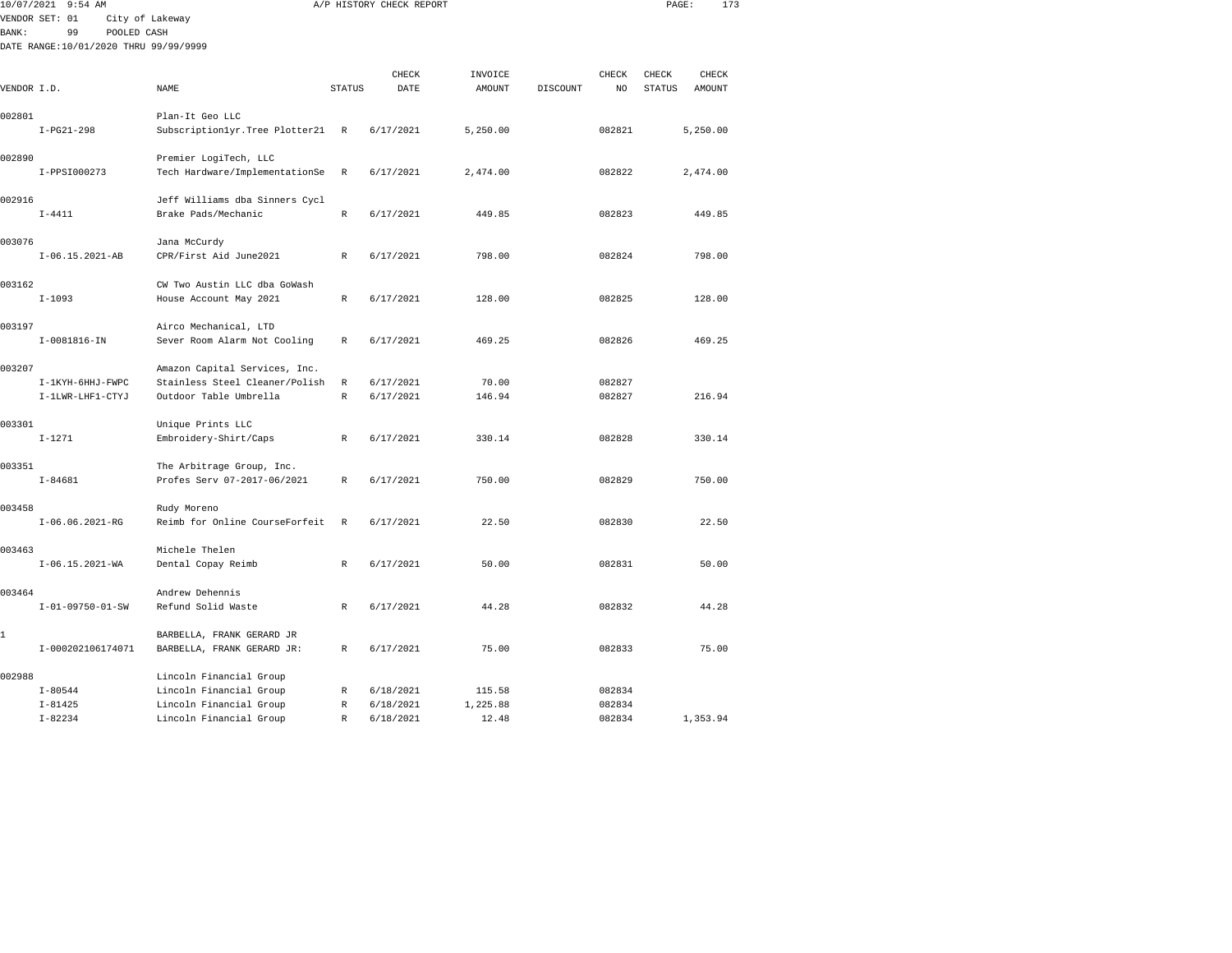10/07/2021 9:54 AM A/P HISTORY CHECK REPORT

VENDOR SET: 01 City of Lakeway
BANK: 99 POOLED CASH
DATE RANGE:10/01/2020 THRU 99/99/9999

| VENDOR I.D. | NAME | STATUS | CHECK DATE | INVOICE AMOUNT | DISCOUNT | CHECK NO | CHECK STATUS | CHECK AMOUNT |
|---|---|---|---|---|---|---|---|---|
| 002801 | Plan-It Geo LLC | | | | | | | |
| I-PG21-298 | Subscription1yr.Tree Plotter21 | R | 6/17/2021 | 5,250.00 | | 082821 | | 5,250.00 |
| 002890 | Premier LogiTech, LLC | | | | | | | |
| I-PPSI000273 | Tech Hardware/ImplementationSe | R | 6/17/2021 | 2,474.00 | | 082822 | | 2,474.00 |
| 002916 | Jeff Williams dba Sinners Cycl | | | | | | | |
| I-4411 | Brake Pads/Mechanic | R | 6/17/2021 | 449.85 | | 082823 | | 449.85 |
| 003076 | Jana McCurdy | | | | | | | |
| I-06.15.2021-AB | CPR/First Aid June2021 | R | 6/17/2021 | 798.00 | | 082824 | | 798.00 |
| 003162 | CW Two Austin LLC dba GoWash | | | | | | | |
| I-1093 | House Account May 2021 | R | 6/17/2021 | 128.00 | | 082825 | | 128.00 |
| 003197 | Airco Mechanical, LTD | | | | | | | |
| I-0081816-IN | Sever Room Alarm Not Cooling | R | 6/17/2021 | 469.25 | | 082826 | | 469.25 |
| 003207 | Amazon Capital Services, Inc. | | | | | | | |
| I-1KYH-6HHJ-FWPC | Stainless Steel Cleaner/Polish | R | 6/17/2021 | 70.00 | | 082827 | | |
| I-1LWR-LHF1-CTYJ | Outdoor Table Umbrella | R | 6/17/2021 | 146.94 | | 082827 | | 216.94 |
| 003301 | Unique Prints LLC | | | | | | | |
| I-1271 | Embroidery-Shirt/Caps | R | 6/17/2021 | 330.14 | | 082828 | | 330.14 |
| 003351 | The Arbitrage Group, Inc. | | | | | | | |
| I-84681 | Profes Serv 07-2017-06/2021 | R | 6/17/2021 | 750.00 | | 082829 | | 750.00 |
| 003458 | Rudy Moreno | | | | | | | |
| I-06.06.2021-RG | Reimb for Online CourseForfeit | R | 6/17/2021 | 22.50 | | 082830 | | 22.50 |
| 003463 | Michele Thelen | | | | | | | |
| I-06.15.2021-WA | Dental Copay Reimb | R | 6/17/2021 | 50.00 | | 082831 | | 50.00 |
| 003464 | Andrew Dehennis | | | | | | | |
| I-01-09750-01-SW | Refund Solid Waste | R | 6/17/2021 | 44.28 | | 082832 | | 44.28 |
| 1 | BARBELLA, FRANK GERARD JR | | | | | | | |
| I-000202106174071 | BARBELLA, FRANK GERARD JR: | R | 6/17/2021 | 75.00 | | 082833 | | 75.00 |
| 002988 | Lincoln Financial Group | | | | | | | |
| I-80544 | Lincoln Financial Group | R | 6/18/2021 | 115.58 | | 082834 | | |
| I-81425 | Lincoln Financial Group | R | 6/18/2021 | 1,225.88 | | 082834 | | |
| I-82234 | Lincoln Financial Group | R | 6/18/2021 | 12.48 | | 082834 | | 1,353.94 |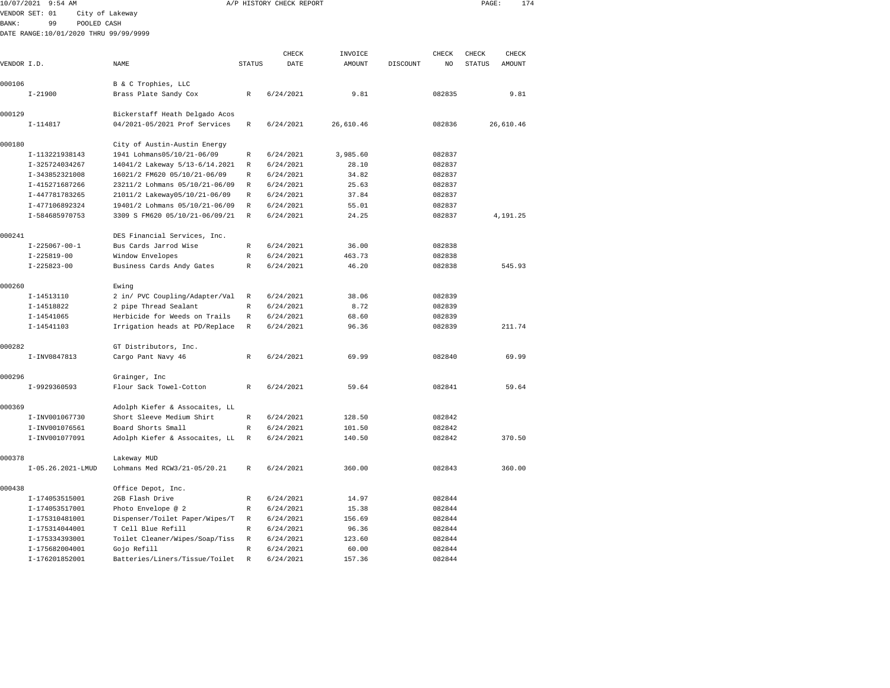10/07/2021 9:54 AM A/P HISTORY CHECK REPORT

VENDOR SET: 01 City of Lakeway
BANK: 99 POOLED CASH
DATE RANGE:10/01/2020 THRU 99/99/9999

| VENDOR I.D. | NAME | STATUS | CHECK DATE | INVOICE AMOUNT | DISCOUNT | CHECK NO | CHECK STATUS | CHECK AMOUNT |
|---|---|---|---|---|---|---|---|---|
| 000106 | B & C Trophies, LLC | | | | | | | |
| I-21900 | Brass Plate Sandy Cox | R | 6/24/2021 | 9.81 | | 082835 | | 9.81 |
| 000129 | Bickerstaff Heath Delgado Acos | | | | | | | |
| I-114817 | 04/2021-05/2021 Prof Services | R | 6/24/2021 | 26,610.46 | | 082836 | | 26,610.46 |
| 000180 | City of Austin-Austin Energy | | | | | | | |
| I-113221938143 | 1941 Lohmans05/10/21-06/09 | R | 6/24/2021 | 3,985.60 | | 082837 | | |
| I-325724034267 | 14041/2 Lakeway 5/13-6/14.2021 | R | 6/24/2021 | 28.10 | | 082837 | | |
| I-343852321008 | 16021/2 FM620 05/10/21-06/09 | R | 6/24/2021 | 34.82 | | 082837 | | |
| I-415271687266 | 23211/2 Lohmans 05/10/21-06/09 | R | 6/24/2021 | 25.63 | | 082837 | | |
| I-447781783265 | 21011/2 Lakeway05/10/21-06/09 | R | 6/24/2021 | 37.84 | | 082837 | | |
| I-477106892324 | 19401/2 Lohmans 05/10/21-06/09 | R | 6/24/2021 | 55.01 | | 082837 | | |
| I-584685970753 | 3309 S FM620 05/10/21-06/09/21 | R | 6/24/2021 | 24.25 | | 082837 | | 4,191.25 |
| 000241 | DES Financial Services, Inc. | | | | | | | |
| I-225067-00-1 | Bus Cards Jarrod Wise | R | 6/24/2021 | 36.00 | | 082838 | | |
| I-225819-00 | Window Envelopes | R | 6/24/2021 | 463.73 | | 082838 | | |
| I-225823-00 | Business Cards Andy Gates | R | 6/24/2021 | 46.20 | | 082838 | | 545.93 |
| 000260 | Ewing | | | | | | | |
| I-14513110 | 2 in/ PVC Coupling/Adapter/Val | R | 6/24/2021 | 38.06 | | 082839 | | |
| I-14518822 | 2 pipe Thread Sealant | R | 6/24/2021 | 8.72 | | 082839 | | |
| I-14541065 | Herbicide for Weeds on Trails | R | 6/24/2021 | 68.60 | | 082839 | | |
| I-14541103 | Irrigation heads at PD/Replace | R | 6/24/2021 | 96.36 | | 082839 | | 211.74 |
| 000282 | GT Distributors, Inc. | | | | | | | |
| I-INV0847813 | Cargo Pant Navy 46 | R | 6/24/2021 | 69.99 | | 082840 | | 69.99 |
| 000296 | Grainger, Inc | | | | | | | |
| I-9929360593 | Flour Sack Towel-Cotton | R | 6/24/2021 | 59.64 | | 082841 | | 59.64 |
| 000369 | Adolph Kiefer & Assocaites, LL | | | | | | | |
| I-INV001067730 | Short Sleeve Medium Shirt | R | 6/24/2021 | 128.50 | | 082842 | | |
| I-INV001076561 | Board Shorts Small | R | 6/24/2021 | 101.50 | | 082842 | | |
| I-INV001077091 | Adolph Kiefer & Assocaites, LL | R | 6/24/2021 | 140.50 | | 082842 | | 370.50 |
| 000378 | Lakeway MUD | | | | | | | |
| I-05.26.2021-LMUD | Lohmans Med RCW3/21-05/20.21 | R | 6/24/2021 | 360.00 | | 082843 | | 360.00 |
| 000438 | Office Depot, Inc. | | | | | | | |
| I-174053515001 | 2GB Flash Drive | R | 6/24/2021 | 14.97 | | 082844 | | |
| I-174053517001 | Photo Envelope @ 2 | R | 6/24/2021 | 15.38 | | 082844 | | |
| I-175310481001 | Dispenser/Toilet Paper/Wipes/T | R | 6/24/2021 | 156.69 | | 082844 | | |
| I-175314044001 | T Cell Blue Refill | R | 6/24/2021 | 96.36 | | 082844 | | |
| I-175334393001 | Toilet Cleaner/Wipes/Soap/Tiss | R | 6/24/2021 | 123.60 | | 082844 | | |
| I-175682004001 | Gojo Refill | R | 6/24/2021 | 60.00 | | 082844 | | |
| I-176201852001 | Batteries/Liners/Tissue/Toilet | R | 6/24/2021 | 157.36 | | 082844 | | |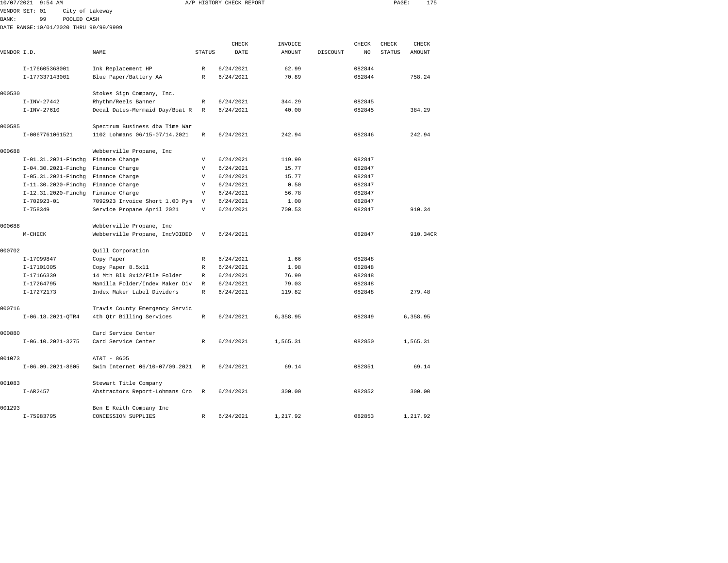10/07/2021 9:54 AM A/P HISTORY CHECK REPORT

VENDOR SET: 01 City of Lakeway
BANK: 99 POOLED CASH
DATE RANGE:10/01/2020 THRU 99/99/9999

| VENDOR I.D. | NAME | STATUS | CHECK DATE | INVOICE AMOUNT | DISCOUNT | CHECK NO | CHECK STATUS | CHECK AMOUNT |
|---|---|---|---|---|---|---|---|---|
| I-176605368001 | Ink Replacement HP | R | 6/24/2021 | 62.99 | | 082844 | | |
| I-177337143001 | Blue Paper/Battery AA | R | 6/24/2021 | 70.89 | | 082844 | | 758.24 |
| 000530 | Stokes Sign Company, Inc. | | | | | | | |
| I-INV-27442 | Rhythm/Reels Banner | R | 6/24/2021 | 344.29 | | 082845 | | |
| I-INV-27610 | Decal Dates-Mermaid Day/Boat R | R | 6/24/2021 | 40.00 | | 082845 | | 384.29 |
| 000585 | Spectrum Business dba Time War | | | | | | | |
| I-0067761061521 | 1102 Lohmans 06/15-07/14.2021 | R | 6/24/2021 | 242.94 | | 082846 | | 242.94 |
| 000688 | Webberville Propane, Inc | | | | | | | |
| I-01.31.2021-Finchg | Finance Change | V | 6/24/2021 | 119.99 | | 082847 | | |
| I-04.30.2021-Finchg | Finance Charge | V | 6/24/2021 | 15.77 | | 082847 | | |
| I-05.31.2021-Finchg | Finance Charge | V | 6/24/2021 | 15.77 | | 082847 | | |
| I-11.30.2020-Finchg | Finance Charge | V | 6/24/2021 | 0.50 | | 082847 | | |
| I-12.31.2020-Finchg | Finance Charge | V | 6/24/2021 | 56.78 | | 082847 | | |
| I-702923-01 | 7092923 Invoice Short 1.00 Pym | V | 6/24/2021 | 1.00 | | 082847 | | |
| I-758349 | Service Propane April 2021 | V | 6/24/2021 | 700.53 | | 082847 | | 910.34 |
| 000688 | Webberville Propane, Inc | | | | | | | |
| M-CHECK | Webberville Propane, IncVOIDED | V | 6/24/2021 | | | 082847 | | 910.34CR |
| 000702 | Quill Corporation | | | | | | | |
| I-17099847 | Copy Paper | R | 6/24/2021 | 1.66 | | 082848 | | |
| I-17101005 | Copy Paper 8.5x11 | R | 6/24/2021 | 1.98 | | 082848 | | |
| I-17166339 | 14 Mth Blk 8x12/File Folder | R | 6/24/2021 | 76.99 | | 082848 | | |
| I-17264795 | Manilla Folder/Index Maker Div | R | 6/24/2021 | 79.03 | | 082848 | | |
| I-17272173 | Index Maker Label Dividers | R | 6/24/2021 | 119.82 | | 082848 | | 279.48 |
| 000716 | Travis County Emergency Servic | | | | | | | |
| I-06.18.2021-QTR4 | 4th Qtr Billing Services | R | 6/24/2021 | 6,358.95 | | 082849 | | 6,358.95 |
| 000880 | Card Service Center | | | | | | | |
| I-06.10.2021-3275 | Card Service Center | R | 6/24/2021 | 1,565.31 | | 082850 | | 1,565.31 |
| 001073 | AT&T - 8605 | | | | | | | |
| I-06.09.2021-8605 | Swim Internet 06/10-07/09.2021 | R | 6/24/2021 | 69.14 | | 082851 | | 69.14 |
| 001083 | Stewart Title Company | | | | | | | |
| I-AR2457 | Abstractors Report-Lohmans Cro | R | 6/24/2021 | 300.00 | | 082852 | | 300.00 |
| 001293 | Ben E Keith Company Inc | | | | | | | |
| I-75983795 | CONCESSION SUPPLIES | R | 6/24/2021 | 1,217.92 | | 082853 | | 1,217.92 |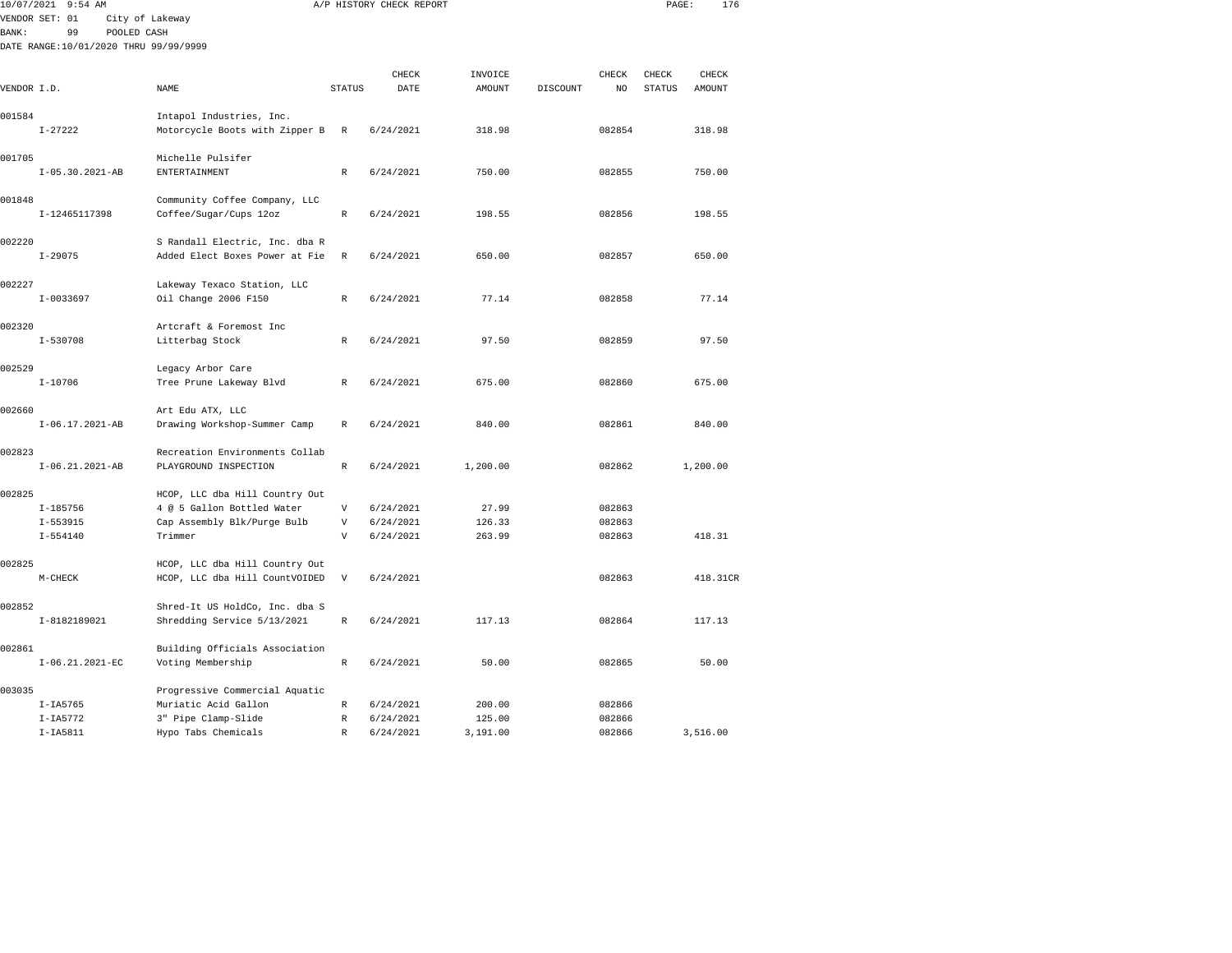10/07/2021 9:54 AM A/P HISTORY CHECK REPORT

VENDOR SET: 01 City of Lakeway
BANK: 99 POOLED CASH
DATE RANGE:10/01/2020 THRU 99/99/9999

| VENDOR I.D. | NAME | STATUS | CHECK DATE | INVOICE AMOUNT | DISCOUNT | CHECK NO | CHECK STATUS | CHECK AMOUNT |
|---|---|---|---|---|---|---|---|---|
| 001584 | Intapol Industries, Inc. | | | | | | | |
| I-27222 | Motorcycle Boots with Zipper B | R | 6/24/2021 | 318.98 | | 082854 | | 318.98 |
| 001705 | Michelle Pulsifer | | | | | | | |
| I-05.30.2021-AB | ENTERTAINMENT | R | 6/24/2021 | 750.00 | | 082855 | | 750.00 |
| 001848 | Community Coffee Company, LLC | | | | | | | |
| I-12465117398 | Coffee/Sugar/Cups 12oz | R | 6/24/2021 | 198.55 | | 082856 | | 198.55 |
| 002220 | S Randall Electric, Inc. dba R | | | | | | | |
| I-29075 | Added Elect Boxes Power at Fie | R | 6/24/2021 | 650.00 | | 082857 | | 650.00 |
| 002227 | Lakeway Texaco Station, LLC | | | | | | | |
| I-0033697 | Oil Change 2006 F150 | R | 6/24/2021 | 77.14 | | 082858 | | 77.14 |
| 002320 | Artcraft & Foremost Inc | | | | | | | |
| I-530708 | Litterbag Stock | R | 6/24/2021 | 97.50 | | 082859 | | 97.50 |
| 002529 | Legacy Arbor Care | | | | | | | |
| I-10706 | Tree Prune Lakeway Blvd | R | 6/24/2021 | 675.00 | | 082860 | | 675.00 |
| 002660 | Art Edu ATX, LLC | | | | | | | |
| I-06.17.2021-AB | Drawing Workshop-Summer Camp | R | 6/24/2021 | 840.00 | | 082861 | | 840.00 |
| 002823 | Recreation Environments Collab | | | | | | | |
| I-06.21.2021-AB | PLAYGROUND INSPECTION | R | 6/24/2021 | 1,200.00 | | 082862 | | 1,200.00 |
| 002825 | HCOP, LLC dba Hill Country Out | | | | | | | |
| I-185756 | 4 @ 5 Gallon Bottled Water | V | 6/24/2021 | 27.99 | | 082863 | | |
| I-553915 | Cap Assembly Blk/Purge Bulb | V | 6/24/2021 | 126.33 | | 082863 | | |
| I-554140 | Trimmer | V | 6/24/2021 | 263.99 | | 082863 | | 418.31 |
| 002825 | HCOP, LLC dba Hill Country Out | | | | | | | |
| M-CHECK | HCOP, LLC dba Hill CountVOIDED | V | 6/24/2021 | | | 082863 | | 418.31CR |
| 002852 | Shred-It US HoldCo, Inc. dba S | | | | | | | |
| I-8182189021 | Shredding Service 5/13/2021 | R | 6/24/2021 | 117.13 | | 082864 | | 117.13 |
| 002861 | Building Officials Association | | | | | | | |
| I-06.21.2021-EC | Voting Membership | R | 6/24/2021 | 50.00 | | 082865 | | 50.00 |
| 003035 | Progressive Commercial Aquatic | | | | | | | |
| I-IA5765 | Muriatic Acid Gallon | R | 6/24/2021 | 200.00 | | 082866 | | |
| I-IA5772 | 3" Pipe Clamp-Slide | R | 6/24/2021 | 125.00 | | 082866 | | |
| I-IA5811 | Hypo Tabs Chemicals | R | 6/24/2021 | 3,191.00 | | 082866 | | 3,516.00 |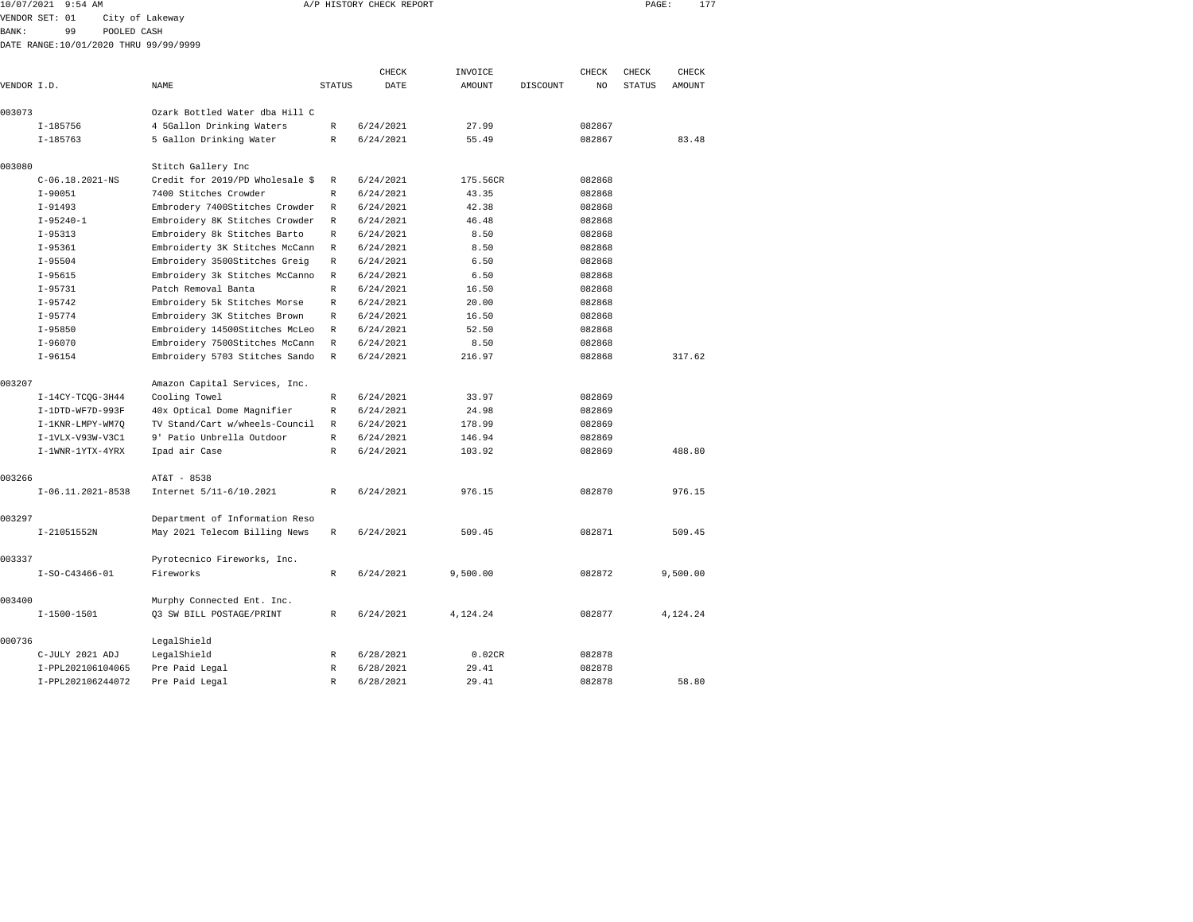10/07/2021 9:54 AM A/P HISTORY CHECK REPORT

VENDOR SET: 01 City of Lakeway
BANK: 99 POOLED CASH
DATE RANGE:10/01/2020 THRU 99/99/9999

| VENDOR I.D. | NAME | STATUS | CHECK DATE | INVOICE AMOUNT | DISCOUNT | CHECK NO | CHECK STATUS | CHECK AMOUNT |
|---|---|---|---|---|---|---|---|---|
| 003073 | Ozark Bottled Water dba Hill C | | | | | | | |
| I-185756 | 4 5Gallon Drinking Waters | R | 6/24/2021 | 27.99 | | 082867 | | |
| I-185763 | 5 Gallon Drinking Water | R | 6/24/2021 | 55.49 | | 082867 | | 83.48 |
| 003080 | Stitch Gallery Inc | | | | | | | |
| C-06.18.2021-NS | Credit for 2019/PD Wholesale $ | R | 6/24/2021 | 175.56CR | | 082868 | | |
| I-90051 | 7400 Stitches Crowder | R | 6/24/2021 | 43.35 | | 082868 | | |
| I-91493 | Embrodery 7400Stitches Crowder | R | 6/24/2021 | 42.38 | | 082868 | | |
| I-95240-1 | Embroidery 8K Stitches Crowder | R | 6/24/2021 | 46.48 | | 082868 | | |
| I-95313 | Embroidery 8k Stitches Barto | R | 6/24/2021 | 8.50 | | 082868 | | |
| I-95361 | Embroiderty 3K Stitches McCann | R | 6/24/2021 | 8.50 | | 082868 | | |
| I-95504 | Embroidery 3500Stitches Greig | R | 6/24/2021 | 6.50 | | 082868 | | |
| I-95615 | Embroidery 3k Stitches McCanno | R | 6/24/2021 | 6.50 | | 082868 | | |
| I-95731 | Patch Removal Banta | R | 6/24/2021 | 16.50 | | 082868 | | |
| I-95742 | Embroidery 5k Stitches Morse | R | 6/24/2021 | 20.00 | | 082868 | | |
| I-95774 | Embroidery 3K Stitches Brown | R | 6/24/2021 | 16.50 | | 082868 | | |
| I-95850 | Embroidery 14500Stitches McLeo | R | 6/24/2021 | 52.50 | | 082868 | | |
| I-96070 | Embroidery 7500Stitches McCann | R | 6/24/2021 | 8.50 | | 082868 | | |
| I-96154 | Embroidery 5703 Stitches Sando | R | 6/24/2021 | 216.97 | | 082868 | | 317.62 |
| 003207 | Amazon Capital Services, Inc. | | | | | | | |
| I-14CY-TCQG-3H44 | Cooling Towel | R | 6/24/2021 | 33.97 | | 082869 | | |
| I-1DTD-WF7D-993F | 40x Optical Dome Magnifier | R | 6/24/2021 | 24.98 | | 082869 | | |
| I-1KNR-LMPY-WM7Q | TV Stand/Cart w/wheels-Council | R | 6/24/2021 | 178.99 | | 082869 | | |
| I-1VLX-V93W-V3C1 | 9' Patio Unbrella Outdoor | R | 6/24/2021 | 146.94 | | 082869 | | |
| I-1WNR-1YTX-4YRX | Ipad air Case | R | 6/24/2021 | 103.92 | | 082869 | | 488.80 |
| 003266 | AT&T - 8538 | | | | | | | |
| I-06.11.2021-8538 | Internet 5/11-6/10.2021 | R | 6/24/2021 | 976.15 | | 082870 | | 976.15 |
| 003297 | Department of Information Reso | | | | | | | |
| I-21051552N | May 2021 Telecom Billing News | R | 6/24/2021 | 509.45 | | 082871 | | 509.45 |
| 003337 | Pyrotecnico Fireworks, Inc. | | | | | | | |
| I-SO-C43466-01 | Fireworks | R | 6/24/2021 | 9,500.00 | | 082872 | | 9,500.00 |
| 003400 | Murphy Connected Ent. Inc. | | | | | | | |
| I-1500-1501 | Q3 SW BILL POSTAGE/PRINT | R | 6/24/2021 | 4,124.24 | | 082877 | | 4,124.24 |
| 000736 | LegalShield | | | | | | | |
| C-JULY 2021 ADJ | LegalShield | R | 6/28/2021 | 0.02CR | | 082878 | | |
| I-PPL202106104065 | Pre Paid Legal | R | 6/28/2021 | 29.41 | | 082878 | | |
| I-PPL202106244072 | Pre Paid Legal | R | 6/28/2021 | 29.41 | | 082878 | | 58.80 |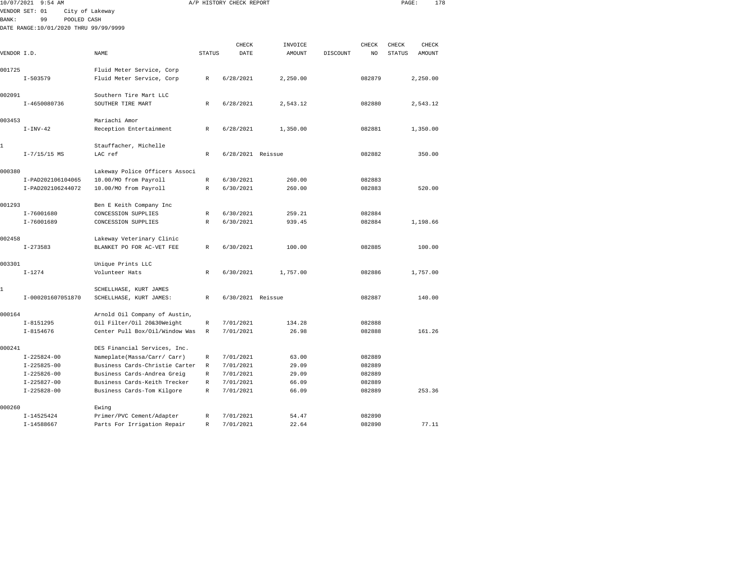10/07/2021 9:54 AM A/P HISTORY CHECK REPORT

VENDOR SET: 01 City of Lakeway
BANK: 99 POOLED CASH
DATE RANGE:10/01/2020 THRU 99/99/9999

| VENDOR I.D. | NAME | STATUS | CHECK DATE | INVOICE AMOUNT | DISCOUNT | CHECK NO | CHECK STATUS | CHECK AMOUNT |
|---|---|---|---|---|---|---|---|---|
| 001725 | Fluid Meter Service, Corp | | | | | | | |
| I-503579 | Fluid Meter Service, Corp | R | 6/28/2021 | 2,250.00 | | 082879 | | 2,250.00 |
| 002091 | Southern Tire Mart LLC | | | | | | | |
| I-4650080736 | SOUTHER TIRE MART | R | 6/28/2021 | 2,543.12 | | 082880 | | 2,543.12 |
| 003453 | Mariachi Amor | | | | | | | |
| I-INV-42 | Reception Entertainment | R | 6/28/2021 | 1,350.00 | | 082881 | | 1,350.00 |
| 1 | Stauffacher, Michelle | | | | | | | |
| I-7/15/15 MS | LAC ref | R | 6/28/2021 | Reissue | | 082882 | | 350.00 |
| 000380 | Lakeway Police Officers Associ | | | | | | | |
| I-PAD202106104065 | 10.00/MO from Payroll | R | 6/30/2021 | 260.00 | | 082883 | | |
| I-PAD202106244072 | 10.00/MO from Payroll | R | 6/30/2021 | 260.00 | | 082883 | | 520.00 |
| 001293 | Ben E Keith Company Inc | | | | | | | |
| I-76001680 | CONCESSION SUPPLIES | R | 6/30/2021 | 259.21 | | 082884 | | |
| I-76001689 | CONCESSION SUPPLIES | R | 6/30/2021 | 939.45 | | 082884 | | 1,198.66 |
| 002458 | Lakeway Veterinary Clinic | | | | | | | |
| I-273583 | BLANKET PO FOR AC-VET FEE | R | 6/30/2021 | 100.00 | | 082885 | | 100.00 |
| 003301 | Unique Prints LLC | | | | | | | |
| I-1274 | Volunteer Hats | R | 6/30/2021 | 1,757.00 | | 082886 | | 1,757.00 |
| 1 | SCHELLHASE, KURT JAMES | | | | | | | |
| I-000201607051870 | SCHELLHASE, KURT JAMES: | R | 6/30/2021 | Reissue | | 082887 | | 140.00 |
| 000164 | Arnold Oil Company of Austin, | | | | | | | |
| I-8151295 | Oil Filter/Oil 20&30Weight | R | 7/01/2021 | 134.28 | | 082888 | | |
| I-8154676 | Center Pull Box/Oil/Window Was | R | 7/01/2021 | 26.98 | | 082888 | | 161.26 |
| 000241 | DES Financial Services, Inc. | | | | | | | |
| I-225824-00 | Nameplate(Massa/Carr/ Carr) | R | 7/01/2021 | 63.00 | | 082889 | | |
| I-225825-00 | Business Cards-Christie Carter | R | 7/01/2021 | 29.09 | | 082889 | | |
| I-225826-00 | Business Cards-Andrea Greig | R | 7/01/2021 | 29.09 | | 082889 | | |
| I-225827-00 | Business Cards-Keith Trecker | R | 7/01/2021 | 66.09 | | 082889 | | |
| I-225828-00 | Business Cards-Tom Kilgore | R | 7/01/2021 | 66.09 | | 082889 | | 253.36 |
| 000260 | Ewing | | | | | | | |
| I-14525424 | Primer/PVC Cement/Adapter | R | 7/01/2021 | 54.47 | | 082890 | | |
| I-14588667 | Parts For Irrigation Repair | R | 7/01/2021 | 22.64 | | 082890 | | 77.11 |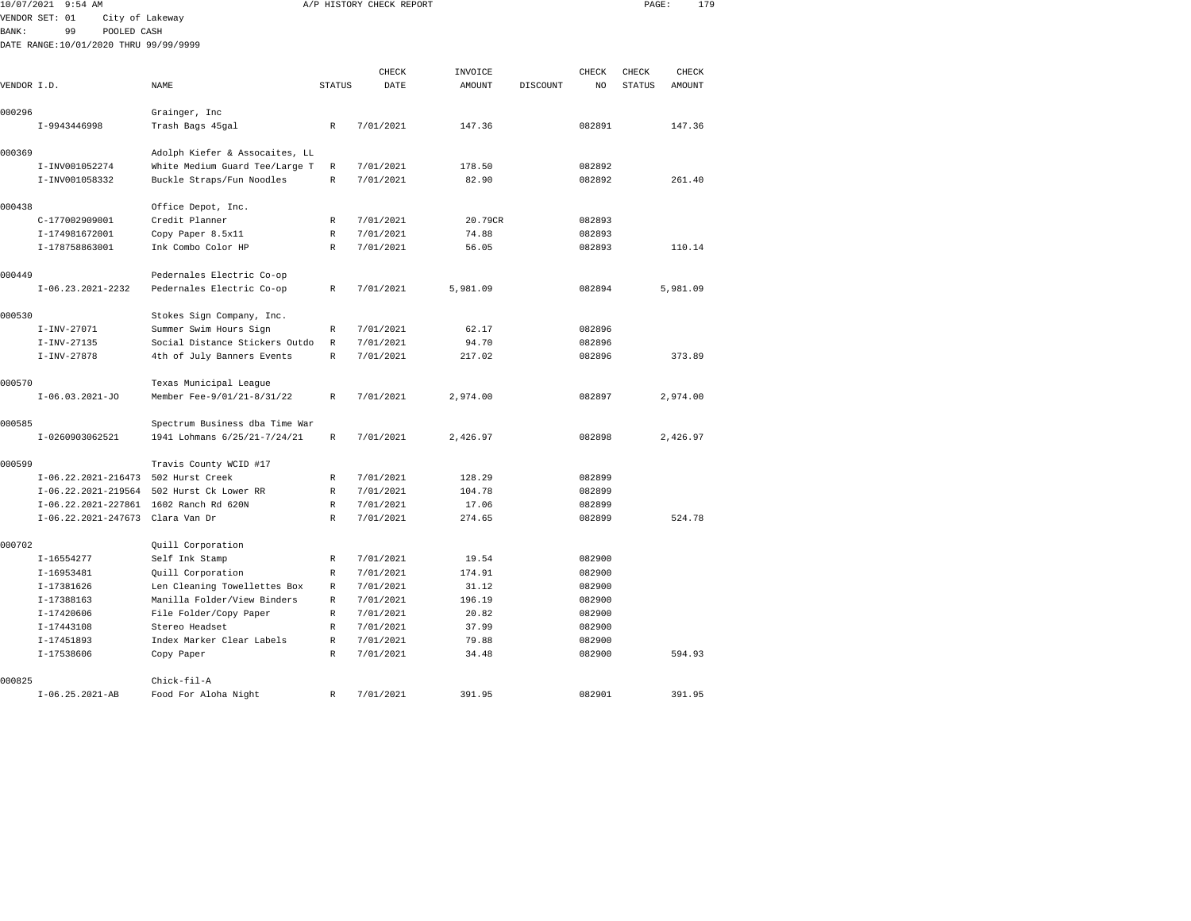10/07/2021 9:54 AM A/P HISTORY CHECK REPORT

VENDOR SET: 01 City of Lakeway
BANK: 99 POOLED CASH
DATE RANGE:10/01/2020 THRU 99/99/9999

| VENDOR I.D. | NAME | STATUS | CHECK DATE | INVOICE AMOUNT | DISCOUNT | CHECK NO | CHECK STATUS | CHECK AMOUNT |
|---|---|---|---|---|---|---|---|---|
| 000296 | Grainger, Inc | | | | | | | |
| I-9943446998 | Trash Bags 45gal | R | 7/01/2021 | 147.36 | | 082891 | | 147.36 |
| 000369 | Adolph Kiefer & Assocaites, LL | | | | | | | |
| I-INV001052274 | White Medium Guard Tee/Large T | R | 7/01/2021 | 178.50 | | 082892 | | |
| I-INV001058332 | Buckle Straps/Fun Noodles | R | 7/01/2021 | 82.90 | | 082892 | | 261.40 |
| 000438 | Office Depot, Inc. | | | | | | | |
| C-177002909001 | Credit Planner | R | 7/01/2021 | 20.79CR | | 082893 | | |
| I-174981672001 | Copy Paper 8.5x11 | R | 7/01/2021 | 74.88 | | 082893 | | |
| I-178758863001 | Ink Combo Color HP | R | 7/01/2021 | 56.05 | | 082893 | | 110.14 |
| 000449 | Pedernales Electric Co-op | | | | | | | |
| I-06.23.2021-2232 | Pedernales Electric Co-op | R | 7/01/2021 | 5,981.09 | | 082894 | | 5,981.09 |
| 000530 | Stokes Sign Company, Inc. | | | | | | | |
| I-INV-27071 | Summer Swim Hours Sign | R | 7/01/2021 | 62.17 | | 082896 | | |
| I-INV-27135 | Social Distance Stickers Outdo | R | 7/01/2021 | 94.70 | | 082896 | | |
| I-INV-27878 | 4th of July Banners Events | R | 7/01/2021 | 217.02 | | 082896 | | 373.89 |
| 000570 | Texas Municipal League | | | | | | | |
| I-06.03.2021-JO | Member Fee-9/01/21-8/31/22 | R | 7/01/2021 | 2,974.00 | | 082897 | | 2,974.00 |
| 000585 | Spectrum Business dba Time War | | | | | | | |
| I-0260903062521 | 1941 Lohmans 6/25/21-7/24/21 | R | 7/01/2021 | 2,426.97 | | 082898 | | 2,426.97 |
| 000599 | Travis County WCID #17 | | | | | | | |
| I-06.22.2021-216473 | 502 Hurst Creek | R | 7/01/2021 | 128.29 | | 082899 | | |
| I-06.22.2021-219564 | 502 Hurst Ck Lower RR | R | 7/01/2021 | 104.78 | | 082899 | | |
| I-06.22.2021-227861 | 1602 Ranch Rd 620N | R | 7/01/2021 | 17.06 | | 082899 | | |
| I-06.22.2021-247673 | Clara Van Dr | R | 7/01/2021 | 274.65 | | 082899 | | 524.78 |
| 000702 | Quill Corporation | | | | | | | |
| I-16554277 | Self Ink Stamp | R | 7/01/2021 | 19.54 | | 082900 | | |
| I-16953481 | Quill Corporation | R | 7/01/2021 | 174.91 | | 082900 | | |
| I-17381626 | Len Cleaning Towellettes Box | R | 7/01/2021 | 31.12 | | 082900 | | |
| I-17388163 | Manilla Folder/View Binders | R | 7/01/2021 | 196.19 | | 082900 | | |
| I-17420606 | File Folder/Copy Paper | R | 7/01/2021 | 20.82 | | 082900 | | |
| I-17443108 | Stereo Headset | R | 7/01/2021 | 37.99 | | 082900 | | |
| I-17451893 | Index Marker Clear Labels | R | 7/01/2021 | 79.88 | | 082900 | | |
| I-17538606 | Copy Paper | R | 7/01/2021 | 34.48 | | 082900 | | 594.93 |
| 000825 | Chick-fil-A | | | | | | | |
| I-06.25.2021-AB | Food For Aloha Night | R | 7/01/2021 | 391.95 | | 082901 | | 391.95 |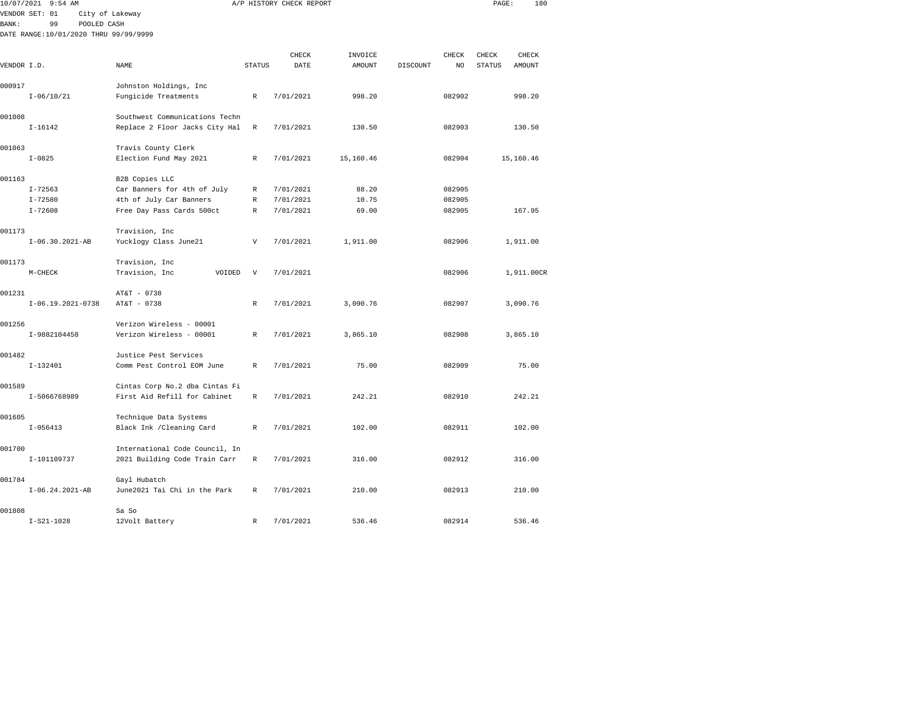10/07/2021 9:54 AM A/P HISTORY CHECK REPORT

VENDOR SET: 01 City of Lakeway
BANK: 99 POOLED CASH
DATE RANGE:10/01/2020 THRU 99/99/9999

| VENDOR I.D. | NAME | STATUS | CHECK DATE | INVOICE AMOUNT | DISCOUNT | CHECK NO | CHECK STATUS | CHECK AMOUNT |
|---|---|---|---|---|---|---|---|---|
| 000917 | Johnston Holdings, Inc | | | | | | | |
| I-06/10/21 | Fungicide Treatments | R | 7/01/2021 | 998.20 | | 082902 | | 998.20 |
| 001008 | Southwest Communications Techn | | | | | | | |
| I-16142 | Replace 2 Floor Jacks City Hal | R | 7/01/2021 | 130.50 | | 082903 | | 130.50 |
| 001063 | Travis County Clerk | | | | | | | |
| I-0825 | Election Fund May 2021 | R | 7/01/2021 | 15,160.46 | | 082904 | | 15,160.46 |
| 001163 | B2B Copies LLC | | | | | | | |
| I-72563 | Car Banners for 4th of July | R | 7/01/2021 | 88.20 | | 082905 | | |
| I-72580 | 4th of July Car Banners | R | 7/01/2021 | 10.75 | | 082905 | | |
| I-72608 | Free Day Pass Cards 500ct | R | 7/01/2021 | 69.00 | | 082905 | | 167.95 |
| 001173 | Travision, Inc | | | | | | | |
| I-06.30.2021-AB | Yucklogy Class June21 | V | 7/01/2021 | 1,911.00 | | 082906 | | 1,911.00 |
| 001173 | Travision, Inc | | | | | | | |
| M-CHECK | Travision, Inc VOIDED | V | 7/01/2021 | | | 082906 | | 1,911.00CR |
| 001231 | AT&T - 0738 | | | | | | | |
| I-06.19.2021-0738 | AT&T - 0738 | R | 7/01/2021 | 3,090.76 | | 082907 | | 3,090.76 |
| 001256 | Verizon Wireless - 00001 | | | | | | | |
| I-9882104458 | Verizon Wireless - 00001 | R | 7/01/2021 | 3,865.10 | | 082908 | | 3,865.10 |
| 001482 | Justice Pest Services | | | | | | | |
| I-132401 | Comm Pest Control EOM June | R | 7/01/2021 | 75.00 | | 082909 | | 75.00 |
| 001589 | Cintas Corp No.2 dba Cintas Fi | | | | | | | |
| I-5066768989 | First Aid Refill for Cabinet | R | 7/01/2021 | 242.21 | | 082910 | | 242.21 |
| 001605 | Technique Data Systems | | | | | | | |
| I-056413 | Black Ink /Cleaning Card | R | 7/01/2021 | 102.00 | | 082911 | | 102.00 |
| 001700 | International Code Council, In | | | | | | | |
| I-101109737 | 2021 Building Code Train Carr | R | 7/01/2021 | 316.00 | | 082912 | | 316.00 |
| 001784 | Gayl Hubatch | | | | | | | |
| I-06.24.2021-AB | June2021 Tai Chi in the Park | R | 7/01/2021 | 210.00 | | 082913 | | 210.00 |
| 001808 | Sa So | | | | | | | |
| I-S21-1028 | 12Volt Battery | R | 7/01/2021 | 536.46 | | 082914 | | 536.46 |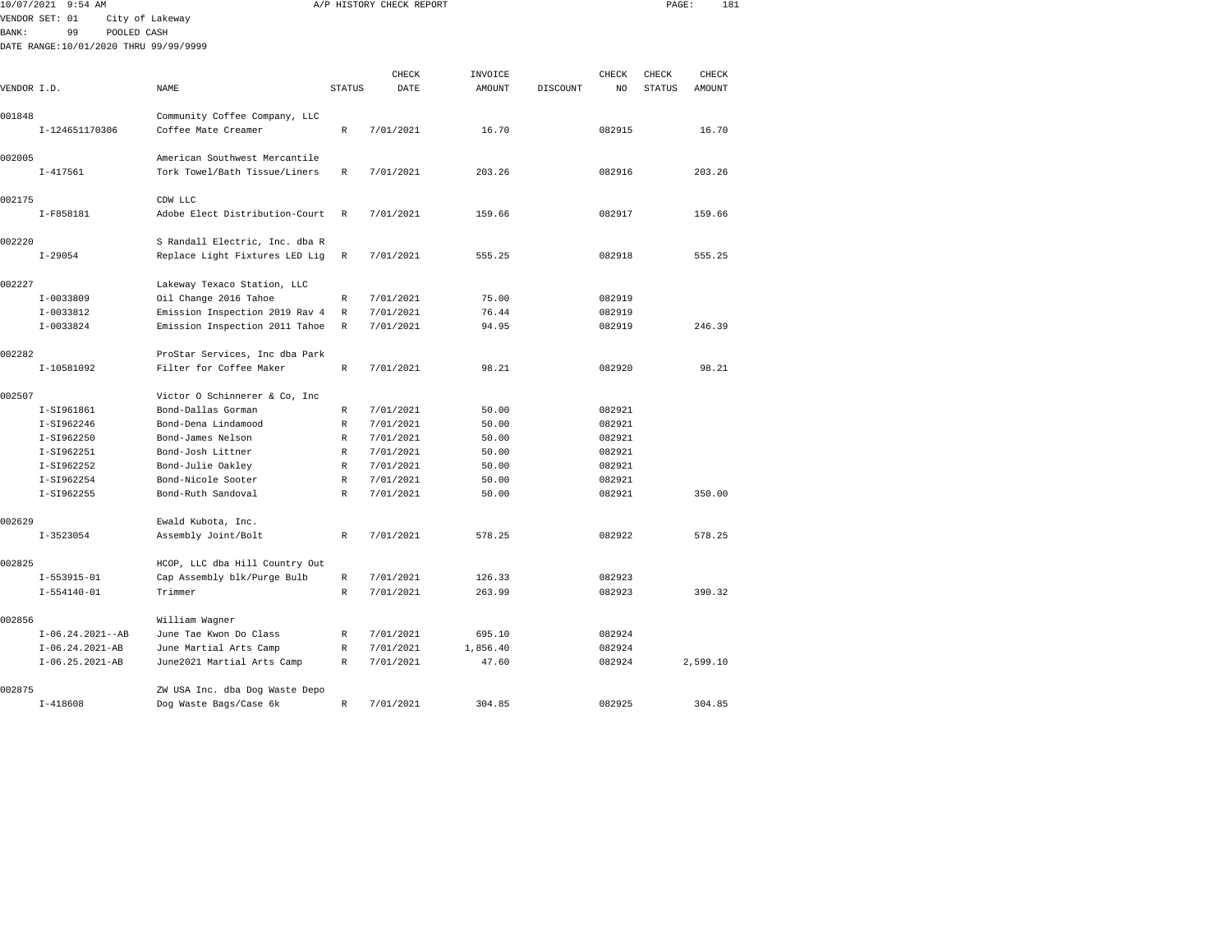10/07/2021 9:54 AM A/P HISTORY CHECK REPORT

VENDOR SET: 01 City of Lakeway
BANK: 99 POOLED CASH
DATE RANGE:10/01/2020 THRU 99/99/9999

| VENDOR I.D. | NAME | STATUS | CHECK DATE | INVOICE AMOUNT | DISCOUNT | CHECK NO | CHECK STATUS | CHECK AMOUNT |
|---|---|---|---|---|---|---|---|---|
| 001848 | Community Coffee Company, LLC | | | | | | | |
| I-124651170306 | Coffee Mate Creamer | R | 7/01/2021 | 16.70 | | 082915 | | 16.70 |
| 002005 | American Southwest Mercantile | | | | | | | |
| I-417561 | Tork Towel/Bath Tissue/Liners | R | 7/01/2021 | 203.26 | | 082916 | | 203.26 |
| 002175 | CDW LLC | | | | | | | |
| I-F858181 | Adobe Elect Distribution-Court | R | 7/01/2021 | 159.66 | | 082917 | | 159.66 |
| 002220 | S Randall Electric, Inc. dba R | | | | | | | |
| I-29054 | Replace Light Fixtures LED Lig | R | 7/01/2021 | 555.25 | | 082918 | | 555.25 |
| 002227 | Lakeway Texaco Station, LLC | | | | | | | |
| I-0033809 | Oil Change 2016 Tahoe | R | 7/01/2021 | 75.00 | | 082919 | | |
| I-0033812 | Emission Inspection 2019 Rav 4 | R | 7/01/2021 | 76.44 | | 082919 | | |
| I-0033824 | Emission Inspection 2011 Tahoe | R | 7/01/2021 | 94.95 | | 082919 | | 246.39 |
| 002282 | ProStar Services, Inc dba Park | | | | | | | |
| I-10581092 | Filter for Coffee Maker | R | 7/01/2021 | 98.21 | | 082920 | | 98.21 |
| 002507 | Victor O Schinnerer & Co, Inc | | | | | | | |
| I-SI961861 | Bond-Dallas Gorman | R | 7/01/2021 | 50.00 | | 082921 | | |
| I-SI962246 | Bond-Dena Lindamood | R | 7/01/2021 | 50.00 | | 082921 | | |
| I-SI962250 | Bond-James Nelson | R | 7/01/2021 | 50.00 | | 082921 | | |
| I-SI962251 | Bond-Josh Littner | R | 7/01/2021 | 50.00 | | 082921 | | |
| I-SI962252 | Bond-Julie Oakley | R | 7/01/2021 | 50.00 | | 082921 | | |
| I-SI962254 | Bond-Nicole Sooter | R | 7/01/2021 | 50.00 | | 082921 | | |
| I-SI962255 | Bond-Ruth Sandoval | R | 7/01/2021 | 50.00 | | 082921 | | 350.00 |
| 002629 | Ewald Kubota, Inc. | | | | | | | |
| I-3523054 | Assembly Joint/Bolt | R | 7/01/2021 | 578.25 | | 082922 | | 578.25 |
| 002825 | HCOP, LLC dba Hill Country Out | | | | | | | |
| I-553915-01 | Cap Assembly blk/Purge Bulb | R | 7/01/2021 | 126.33 | | 082923 | | |
| I-554140-01 | Trimmer | R | 7/01/2021 | 263.99 | | 082923 | | 390.32 |
| 002856 | William Wagner | | | | | | | |
| I-06.24.2021--AB | June Tae Kwon Do Class | R | 7/01/2021 | 695.10 | | 082924 | | |
| I-06.24.2021-AB | June Martial Arts Camp | R | 7/01/2021 | 1,856.40 | | 082924 | | |
| I-06.25.2021-AB | June2021 Martial Arts Camp | R | 7/01/2021 | 47.60 | | 082924 | | 2,599.10 |
| 002875 | ZW USA Inc. dba Dog Waste Depo | | | | | | | |
| I-418608 | Dog Waste Bags/Case 6k | R | 7/01/2021 | 304.85 | | 082925 | | 304.85 |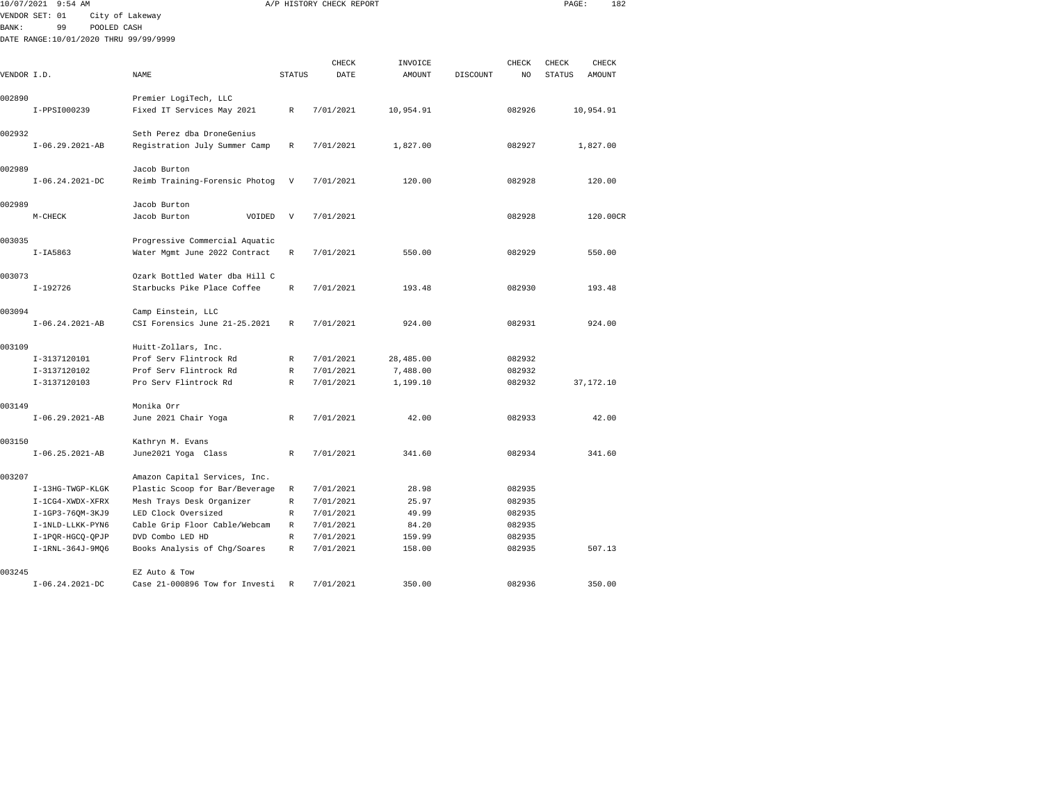10/07/2021 9:54 AM A/P HISTORY CHECK REPORT

VENDOR SET: 01 City of Lakeway
BANK: 99 POOLED CASH
DATE RANGE:10/01/2020 THRU 99/99/9999

| VENDOR I.D. | NAME | STATUS | CHECK DATE | INVOICE AMOUNT | DISCOUNT | CHECK NO | CHECK STATUS | CHECK AMOUNT |
|---|---|---|---|---|---|---|---|---|
| 002890 | Premier LogiTech, LLC | | | | | | | |
| I-PPSI000239 | Fixed IT Services May 2021 | R | 7/01/2021 | 10,954.91 | | 082926 | | 10,954.91 |
| 002932 | Seth Perez dba DroneGenius | | | | | | | |
| I-06.29.2021-AB | Registration July Summer Camp | R | 7/01/2021 | 1,827.00 | | 082927 | | 1,827.00 |
| 002989 | Jacob Burton | | | | | | | |
| I-06.24.2021-DC | Reimb Training-Forensic Photog | V | 7/01/2021 | 120.00 | | 082928 | | 120.00 |
| 002989 | Jacob Burton | | | | | | | |
| M-CHECK | Jacob Burton VOIDED | V | 7/01/2021 | | | 082928 | | 120.00CR |
| 003035 | Progressive Commercial Aquatic | | | | | | | |
| I-IA5863 | Water Mgmt June 2022 Contract | R | 7/01/2021 | 550.00 | | 082929 | | 550.00 |
| 003073 | Ozark Bottled Water dba Hill C | | | | | | | |
| I-192726 | Starbucks Pike Place Coffee | R | 7/01/2021 | 193.48 | | 082930 | | 193.48 |
| 003094 | Camp Einstein, LLC | | | | | | | |
| I-06.24.2021-AB | CSI Forensics June 21-25.2021 | R | 7/01/2021 | 924.00 | | 082931 | | 924.00 |
| 003109 | Huitt-Zollars, Inc. | | | | | | | |
| I-3137120101 | Prof Serv Flintrock Rd | R | 7/01/2021 | 28,485.00 | | 082932 | | |
| I-3137120102 | Prof Serv Flintrock Rd | R | 7/01/2021 | 7,488.00 | | 082932 | | |
| I-3137120103 | Pro Serv Flintrock Rd | R | 7/01/2021 | 1,199.10 | | 082932 | | 37,172.10 |
| 003149 | Monika Orr | | | | | | | |
| I-06.29.2021-AB | June 2021 Chair Yoga | R | 7/01/2021 | 42.00 | | 082933 | | 42.00 |
| 003150 | Kathryn M. Evans | | | | | | | |
| I-06.25.2021-AB | June2021 Yoga Class | R | 7/01/2021 | 341.60 | | 082934 | | 341.60 |
| 003207 | Amazon Capital Services, Inc. | | | | | | | |
| I-13HG-TWGP-KLGK | Plastic Scoop for Bar/Beverage | R | 7/01/2021 | 28.98 | | 082935 | | |
| I-1CG4-XWDX-XFRX | Mesh Trays Desk Organizer | R | 7/01/2021 | 25.97 | | 082935 | | |
| I-1GP3-76QM-3KJ9 | LED Clock Oversized | R | 7/01/2021 | 49.99 | | 082935 | | |
| I-1NLD-LLKK-PYN6 | Cable Grip Floor Cable/Webcam | R | 7/01/2021 | 84.20 | | 082935 | | |
| I-1PQR-HGCQ-QPJP | DVD Combo LED HD | R | 7/01/2021 | 159.99 | | 082935 | | |
| I-1RNL-364J-9MQ6 | Books Analysis of Chg/Soares | R | 7/01/2021 | 158.00 | | 082935 | | 507.13 |
| 003245 | EZ Auto & Tow | | | | | | | |
| I-06.24.2021-DC | Case 21-000896 Tow for Investi | R | 7/01/2021 | 350.00 | | 082936 | | 350.00 |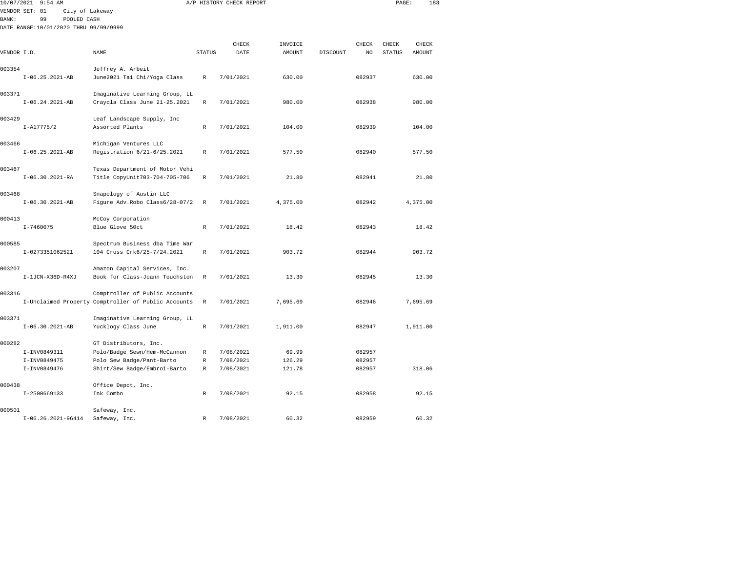10/07/2021 9:54 AM A/P HISTORY CHECK REPORT

VENDOR SET: 01 City of Lakeway
BANK: 99 POOLED CASH
DATE RANGE:10/01/2020 THRU 99/99/9999

| VENDOR I.D. | NAME | STATUS | CHECK DATE | INVOICE AMOUNT | DISCOUNT | CHECK NO | CHECK STATUS | CHECK AMOUNT |
|---|---|---|---|---|---|---|---|---|
| 003354 | Jeffrey A. Arbeit | | | | | | | |
| I-06.25.2021-AB | June2021 Tai Chi/Yoga Class | R | 7/01/2021 | 630.00 | | 082937 | | 630.00 |
| 003371 | Imaginative Learning Group, LL | | | | | | | |
| I-06.24.2021-AB | Crayola Class June 21-25.2021 | R | 7/01/2021 | 980.00 | | 082938 | | 980.00 |
| 003429 | Leaf Landscape Supply, Inc | | | | | | | |
| I-A17775/2 | Assorted Plants | R | 7/01/2021 | 104.00 | | 082939 | | 104.00 |
| 003466 | Michigan Ventures LLC | | | | | | | |
| I-06.25.2021-AB | Registration 6/21-6/25.2021 | R | 7/01/2021 | 577.50 | | 082940 | | 577.50 |
| 003467 | Texas Department of Motor Vehi | | | | | | | |
| I-06.30.2021-RA | Title CopyUnit703-704-705-706 | R | 7/01/2021 | 21.80 | | 082941 | | 21.80 |
| 003468 | Snapology of Austin LLC | | | | | | | |
| I-06.30.2021-AB | Figure Adv.Robo Class6/28-07/2 | R | 7/01/2021 | 4,375.00 | | 082942 | | 4,375.00 |
| 000413 | McCoy Corporation | | | | | | | |
| I-7460075 | Blue Glove 50ct | R | 7/01/2021 | 18.42 | | 082943 | | 18.42 |
| 000585 | Spectrum Business dba Time War | | | | | | | |
| I-0273351062521 | 104 Cross Crk6/25-7/24.2021 | R | 7/01/2021 | 903.72 | | 082944 | | 903.72 |
| 003207 | Amazon Capital Services, Inc. | | | | | | | |
| I-1JCN-X36D-R4XJ | Book for Class-Joann Touchston | R | 7/01/2021 | 13.30 | | 082945 | | 13.30 |
| 003316 | Comptroller of Public Accounts | | | | | | | |
| I-Unclaimed Property | Comptroller of Public Accounts | R | 7/01/2021 | 7,695.69 | | 082946 | | 7,695.69 |
| 003371 | Imaginative Learning Group, LL | | | | | | | |
| I-06.30.2021-AB | Yucklogy Class June | R | 7/01/2021 | 1,911.00 | | 082947 | | 1,911.00 |
| 000282 | GT Distributors, Inc. | | | | | | | |
| I-INV0849311 | Polo/Badge Sewn/Hem-McCannon | R | 7/08/2021 | 69.99 | | 082957 | | |
| I-INV0849475 | Polo Sew Badge/Pant-Barto | R | 7/08/2021 | 126.29 | | 082957 | | |
| I-INV0849476 | Shirt/Sew Badge/Embroi-Barto | R | 7/08/2021 | 121.78 | | 082957 | | 318.06 |
| 000438 | Office Depot, Inc. | | | | | | | |
| I-2500669133 | Ink Combo | R | 7/08/2021 | 92.15 | | 082958 | | 92.15 |
| 000501 | Safeway, Inc. | | | | | | | |
| I-06.26.2021-96414 | Safeway, Inc. | R | 7/08/2021 | 60.32 | | 082959 | | 60.32 |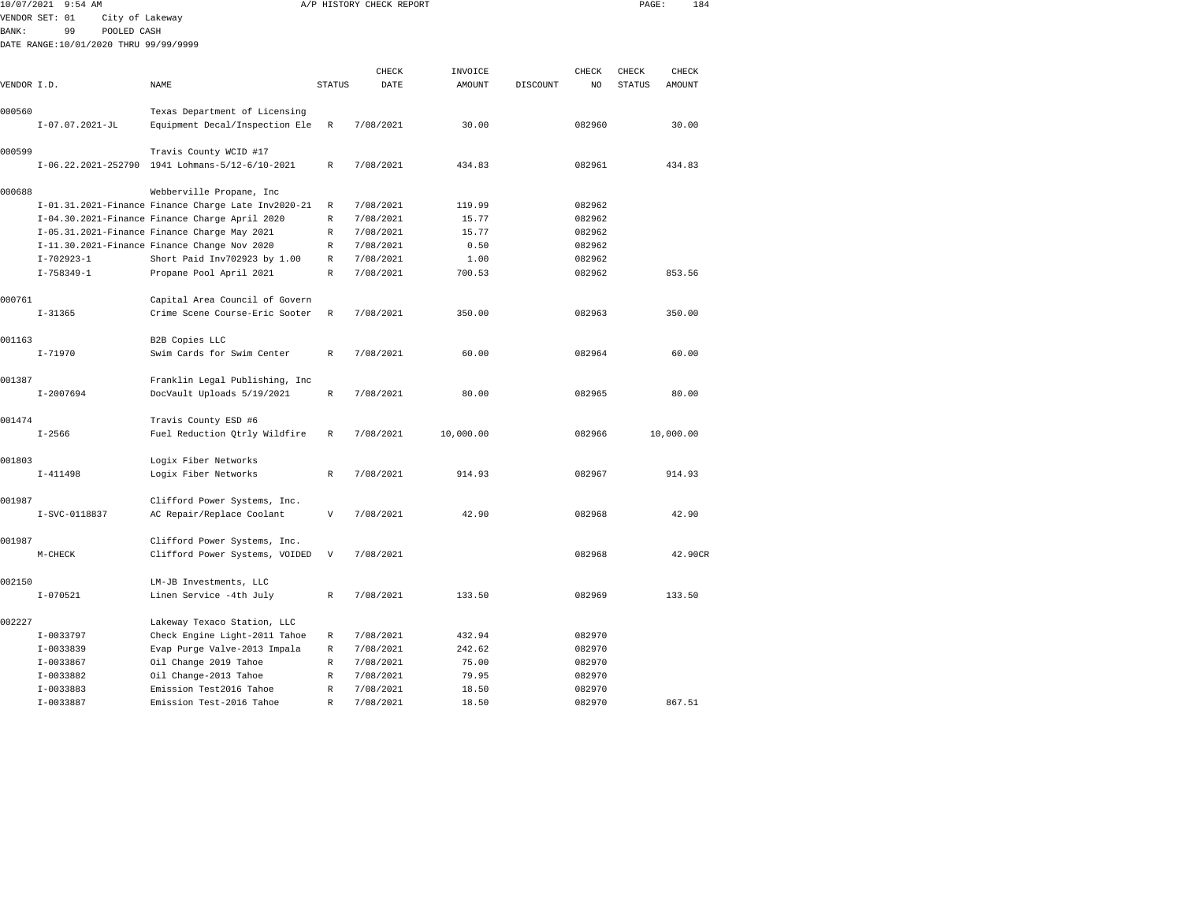10/07/2021 9:54 AM A/P HISTORY CHECK REPORT

VENDOR SET: 01 City of Lakeway
BANK: 99 POOLED CASH
DATE RANGE:10/01/2020 THRU 99/99/9999

| VENDOR I.D. | NAME | STATUS | CHECK DATE | INVOICE AMOUNT | DISCOUNT | CHECK NO | CHECK STATUS | CHECK AMOUNT |
|---|---|---|---|---|---|---|---|---|
| 000560 | Texas Department of Licensing | | | | | | | |
| I-07.07.2021-JL | Equipment Decal/Inspection Ele | R | 7/08/2021 | 30.00 | | 082960 | | 30.00 |
| 000599 | Travis County WCID #17 | | | | | | | |
| I-06.22.2021-252790 | 1941 Lohmans-5/12-6/10-2021 | R | 7/08/2021 | 434.83 | | 082961 | | 434.83 |
| 000688 | Webberville Propane, Inc | | | | | | | |
| I-01.31.2021-Finance | Finance Charge Late Inv2020-21 | R | 7/08/2021 | 119.99 | | 082962 | | |
| I-04.30.2021-Finance | Finance Charge April 2020 | R | 7/08/2021 | 15.77 | | 082962 | | |
| I-05.31.2021-Finance | Finance Charge May 2021 | R | 7/08/2021 | 15.77 | | 082962 | | |
| I-11.30.2021-Finance | Finance Change Nov 2020 | R | 7/08/2021 | 0.50 | | 082962 | | |
| I-702923-1 | Short Paid Inv702923 by 1.00 | R | 7/08/2021 | 1.00 | | 082962 | | |
| I-758349-1 | Propane Pool April 2021 | R | 7/08/2021 | 700.53 | | 082962 | | 853.56 |
| 000761 | Capital Area Council of Govern | | | | | | | |
| I-31365 | Crime Scene Course-Eric Sooter | R | 7/08/2021 | 350.00 | | 082963 | | 350.00 |
| 001163 | B2B Copies LLC | | | | | | | |
| I-71970 | Swim Cards for Swim Center | R | 7/08/2021 | 60.00 | | 082964 | | 60.00 |
| 001387 | Franklin Legal Publishing, Inc | | | | | | | |
| I-2007694 | DocVault Uploads 5/19/2021 | R | 7/08/2021 | 80.00 | | 082965 | | 80.00 |
| 001474 | Travis County ESD #6 | | | | | | | |
| I-2566 | Fuel Reduction Qtrly Wildfire | R | 7/08/2021 | 10,000.00 | | 082966 | | 10,000.00 |
| 001803 | Logix Fiber Networks | | | | | | | |
| I-411498 | Logix Fiber Networks | R | 7/08/2021 | 914.93 | | 082967 | | 914.93 |
| 001987 | Clifford Power Systems, Inc. | | | | | | | |
| I-SVC-0118837 | AC Repair/Replace Coolant | V | 7/08/2021 | 42.90 | | 082968 | | 42.90 |
| 001987 | Clifford Power Systems, Inc. | | | | | | | |
| M-CHECK | Clifford Power Systems, VOIDED | V | 7/08/2021 | | | 082968 | | 42.90CR |
| 002150 | LM-JB Investments, LLC | | | | | | | |
| I-070521 | Linen Service -4th July | R | 7/08/2021 | 133.50 | | 082969 | | 133.50 |
| 002227 | Lakeway Texaco Station, LLC | | | | | | | |
| I-0033797 | Check Engine Light-2011 Tahoe | R | 7/08/2021 | 432.94 | | 082970 | | |
| I-0033839 | Evap Purge Valve-2013 Impala | R | 7/08/2021 | 242.62 | | 082970 | | |
| I-0033867 | Oil Change 2019 Tahoe | R | 7/08/2021 | 75.00 | | 082970 | | |
| I-0033882 | Oil Change-2013 Tahoe | R | 7/08/2021 | 79.95 | | 082970 | | |
| I-0033883 | Emission Test2016 Tahoe | R | 7/08/2021 | 18.50 | | 082970 | | |
| I-0033887 | Emission Test-2016 Tahoe | R | 7/08/2021 | 18.50 | | 082970 | | 867.51 |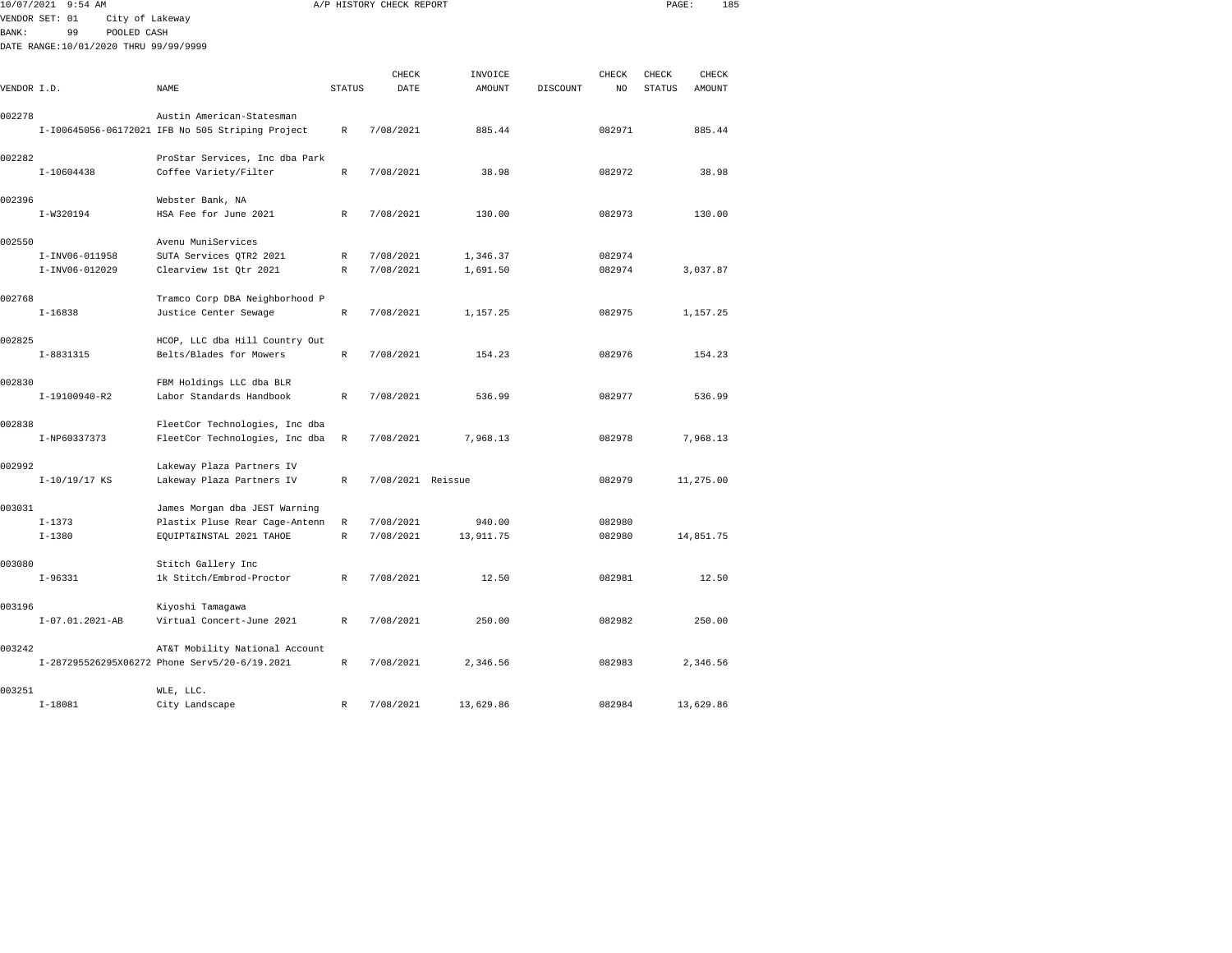10/07/2021 9:54 AM A/P HISTORY CHECK REPORT

VENDOR SET: 01 City of Lakeway
BANK: 99 POOLED CASH
DATE RANGE:10/01/2020 THRU 99/99/9999

| VENDOR I.D. | NAME | STATUS | CHECK DATE | INVOICE AMOUNT | DISCOUNT | CHECK NO | CHECK STATUS | CHECK AMOUNT |
|---|---|---|---|---|---|---|---|---|
| 002278 | Austin American-Statesman | | | | | | | |
| I-I00645056-06172021 | IFB No 505 Striping Project | R | 7/08/2021 | 885.44 | | 082971 | | 885.44 |
| 002282 | ProStar Services, Inc dba Park | | | | | | | |
| I-10604438 | Coffee Variety/Filter | R | 7/08/2021 | 38.98 | | 082972 | | 38.98 |
| 002396 | Webster Bank, NA | | | | | | | |
| I-W320194 | HSA Fee for June 2021 | R | 7/08/2021 | 130.00 | | 082973 | | 130.00 |
| 002550 | Avenu MuniServices | | | | | | | |
| I-INV06-011958 | SUTA Services QTR2 2021 | R | 7/08/2021 | 1,346.37 | | 082974 | | |
| I-INV06-012029 | Clearview 1st Qtr 2021 | R | 7/08/2021 | 1,691.50 | | 082974 | | 3,037.87 |
| 002768 | Tramco Corp DBA Neighborhood P | | | | | | | |
| I-16838 | Justice Center Sewage | R | 7/08/2021 | 1,157.25 | | 082975 | | 1,157.25 |
| 002825 | HCOP, LLC dba Hill Country Out | | | | | | | |
| I-8831315 | Belts/Blades for Mowers | R | 7/08/2021 | 154.23 | | 082976 | | 154.23 |
| 002830 | FBM Holdings LLC dba BLR | | | | | | | |
| I-19100940-R2 | Labor Standards Handbook | R | 7/08/2021 | 536.99 | | 082977 | | 536.99 |
| 002838 | FleetCor Technologies, Inc dba | | | | | | | |
| I-NP60337373 | FleetCor Technologies, Inc dba | R | 7/08/2021 | 7,968.13 | | 082978 | | 7,968.13 |
| 002992 | Lakeway Plaza Partners IV | | | | | | | |
| I-10/19/17 KS | Lakeway Plaza Partners IV | R | 7/08/2021 | Reissue | | 082979 | | 11,275.00 |
| 003031 | James Morgan dba JEST Warning | | | | | | | |
| I-1373 | Plastix Pluse Rear Cage-Antenn | R | 7/08/2021 | 940.00 | | 082980 | | |
| I-1380 | EQUIPT&INSTAL 2021 TAHOE | R | 7/08/2021 | 13,911.75 | | 082980 | | 14,851.75 |
| 003080 | Stitch Gallery Inc | | | | | | | |
| I-96331 | 1k Stitch/Embrod-Proctor | R | 7/08/2021 | 12.50 | | 082981 | | 12.50 |
| 003196 | Kiyoshi Tamagawa | | | | | | | |
| I-07.01.2021-AB | Virtual Concert-June 2021 | R | 7/08/2021 | 250.00 | | 082982 | | 250.00 |
| 003242 | AT&T Mobility National Account | | | | | | | |
| I-287295526295X06272 | Phone Serv5/20-6/19.2021 | R | 7/08/2021 | 2,346.56 | | 082983 | | 2,346.56 |
| 003251 | WLE, LLC. | | | | | | | |
| I-18081 | City Landscape | R | 7/08/2021 | 13,629.86 | | 082984 | | 13,629.86 |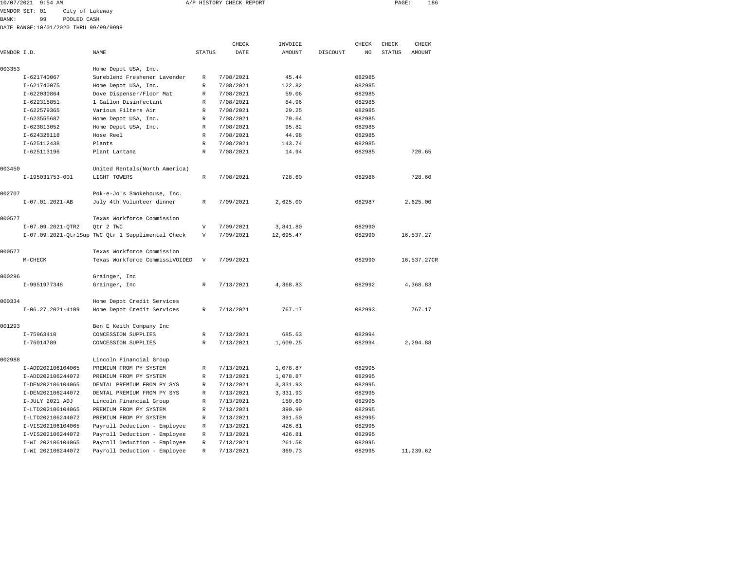10/07/2021 9:54 AM A/P HISTORY CHECK REPORT

VENDOR SET: 01 City of Lakeway
BANK: 99 POOLED CASH
DATE RANGE:10/01/2020 THRU 99/99/9999

| VENDOR I.D. | NAME | STATUS | CHECK DATE | INVOICE AMOUNT | DISCOUNT | CHECK NO | CHECK STATUS | CHECK AMOUNT |
|---|---|---|---|---|---|---|---|---|
| 003353 | Home Depot USA, Inc. | | | | | | | |
| I-621740067 | Sureblend Freshener Lavender | R | 7/08/2021 | 45.44 | | 082985 | | |
| I-621740075 | Home Depot USA, Inc. | R | 7/08/2021 | 122.82 | | 082985 | | |
| I-622030864 | Dove Dispenser/Floor Mat | R | 7/08/2021 | 59.06 | | 082985 | | |
| I-622315851 | 1 Gallon Disinfectant | R | 7/08/2021 | 84.96 | | 082985 | | |
| I-622579365 | Various Filters Air | R | 7/08/2021 | 29.25 | | 082985 | | |
| I-623555687 | Home Depot USA, Inc. | R | 7/08/2021 | 79.64 | | 082985 | | |
| I-623813052 | Home Depot USA, Inc. | R | 7/08/2021 | 95.82 | | 082985 | | |
| I-624328118 | Hose Reel | R | 7/08/2021 | 44.98 | | 082985 | | |
| I-625112438 | Plants | R | 7/08/2021 | 143.74 | | 082985 | | |
| I-625113196 | Plant Lantana | R | 7/08/2021 | 14.94 | | 082985 | | 720.65 |
| 003450 | United Rentals(North America) | | | | | | | |
| I-195031753-001 | LIGHT TOWERS | R | 7/08/2021 | 728.60 | | 082986 | | 728.60 |
| 002707 | Pok-e-Jo's Smokehouse, Inc. | | | | | | | |
| I-07.01.2021-AB | July 4th Volunteer dinner | R | 7/09/2021 | 2,625.00 | | 082987 | | 2,625.00 |
| 000577 | Texas Workforce Commission | | | | | | | |
| I-07.09.2021-QTR2 | Qtr 2 TWC | V | 7/09/2021 | 3,841.80 | | 082990 | | |
| I-07.09.2021-Qtr1Sup | TWC Qtr 1 Supplimental Check | V | 7/09/2021 | 12,695.47 | | 082990 | | 16,537.27 |
| 000577 | Texas Workforce Commission | | | | | | | |
| M-CHECK | Texas Workforce CommissiVOIDED | V | 7/09/2021 | | | 082990 | | 16,537.27CR |
| 000296 | Grainger, Inc | | | | | | | |
| I-9951977348 | Grainger, Inc | R | 7/13/2021 | 4,368.83 | | 082992 | | 4,368.83 |
| 000334 | Home Depot Credit Services | | | | | | | |
| I-06.27.2021-4109 | Home Depot Credit Services | R | 7/13/2021 | 767.17 | | 082993 | | 767.17 |
| 001293 | Ben E Keith Company Inc | | | | | | | |
| I-75963410 | CONCESSION SUPPLIES | R | 7/13/2021 | 685.63 | | 082994 | | |
| I-76014789 | CONCESSION SUPPLIES | R | 7/13/2021 | 1,609.25 | | 082994 | | 2,294.88 |
| 002988 | Lincoln Financial Group | | | | | | | |
| I-ADD202106104065 | PREMIUM FROM PY SYSTEM | R | 7/13/2021 | 1,078.87 | | 082995 | | |
| I-ADD202106244072 | PREMIUM FROM PY SYSTEM | R | 7/13/2021 | 1,078.87 | | 082995 | | |
| I-DEN202106104065 | DENTAL PREMIUM FROM PY SYS | R | 7/13/2021 | 3,331.93 | | 082995 | | |
| I-DEN202106244072 | DENTAL PREMIUM FROM PY SYS | R | 7/13/2021 | 3,331.93 | | 082995 | | |
| I-JULY 2021 ADJ | Lincoln Financial Group | R | 7/13/2021 | 150.60 | | 082995 | | |
| I-LTD202106104065 | PREMIUM FROM PY SYSTEM | R | 7/13/2021 | 390.99 | | 082995 | | |
| I-LTD202106244072 | PREMIUM FROM PY SYSTEM | R | 7/13/2021 | 391.50 | | 082995 | | |
| I-VIS202106104065 | Payroll Deduction - Employee | R | 7/13/2021 | 426.81 | | 082995 | | |
| I-VIS202106244072 | Payroll Deduction - Employee | R | 7/13/2021 | 426.81 | | 082995 | | |
| I-WI 202106104065 | Payroll Deduction - Employee | R | 7/13/2021 | 261.58 | | 082995 | | |
| I-WI 202106244072 | Payroll Deduction - Employee | R | 7/13/2021 | 369.73 | | 082995 | | 11,239.62 |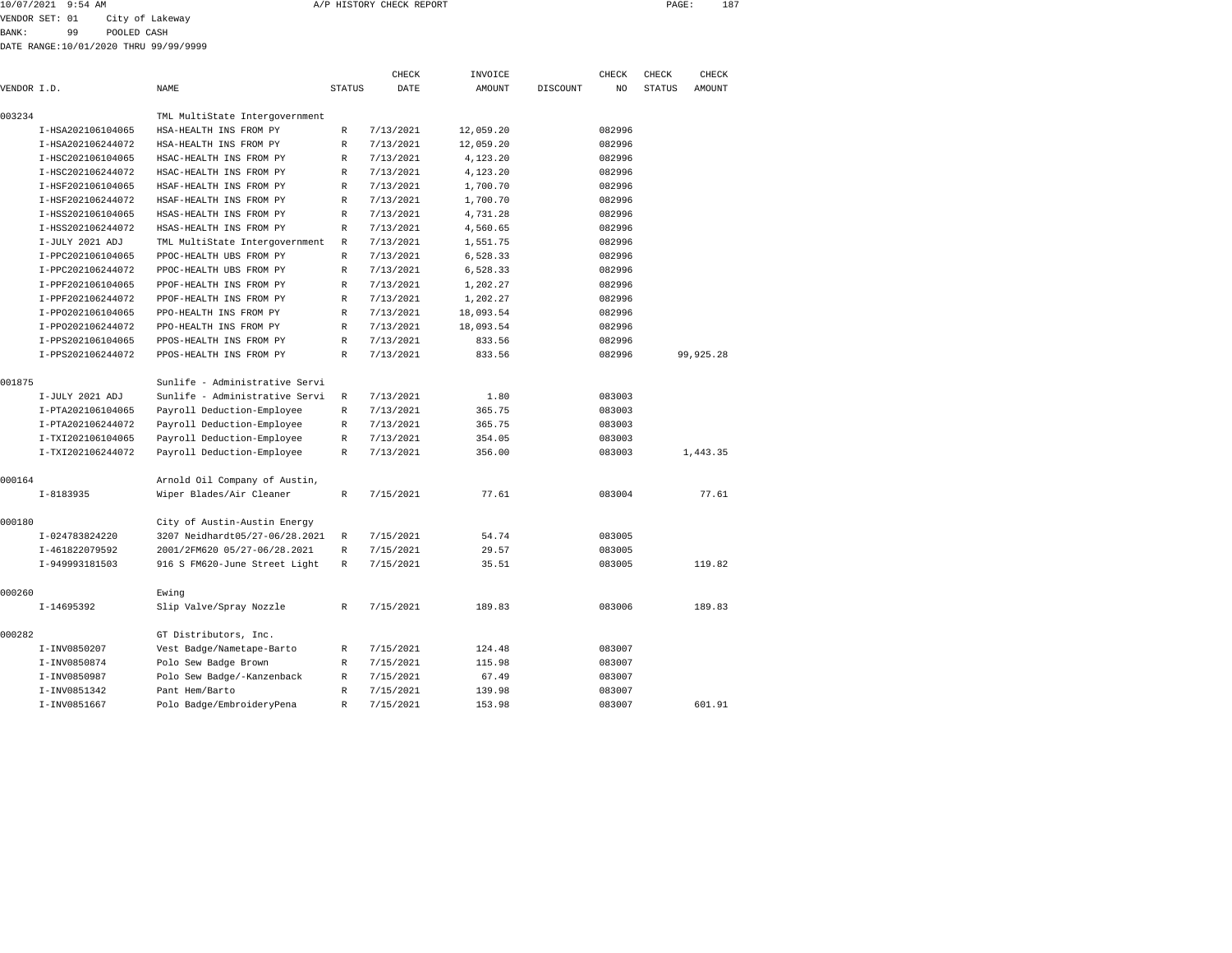10/07/2021 9:54 AM A/P HISTORY CHECK REPORT

VENDOR SET: 01 City of Lakeway
BANK: 99 POOLED CASH
DATE RANGE:10/01/2020 THRU 99/99/9999

| VENDOR I.D. | NAME | STATUS | CHECK DATE | INVOICE AMOUNT | DISCOUNT | CHECK NO | CHECK STATUS | CHECK AMOUNT |
|---|---|---|---|---|---|---|---|---|
| 003234 | TML MultiState Intergovernment | | | | | | | |
| I-HSA202106104065 | HSA-HEALTH INS FROM PY | R | 7/13/2021 | 12,059.20 | | 082996 | | |
| I-HSA202106244072 | HSA-HEALTH INS FROM PY | R | 7/13/2021 | 12,059.20 | | 082996 | | |
| I-HSC202106104065 | HSAC-HEALTH INS FROM PY | R | 7/13/2021 | 4,123.20 | | 082996 | | |
| I-HSC202106244072 | HSAC-HEALTH INS FROM PY | R | 7/13/2021 | 4,123.20 | | 082996 | | |
| I-HSF202106104065 | HSAF-HEALTH INS FROM PY | R | 7/13/2021 | 1,700.70 | | 082996 | | |
| I-HSF202106244072 | HSAF-HEALTH INS FROM PY | R | 7/13/2021 | 1,700.70 | | 082996 | | |
| I-HSS202106104065 | HSAS-HEALTH INS FROM PY | R | 7/13/2021 | 4,731.28 | | 082996 | | |
| I-HSS202106244072 | HSAS-HEALTH INS FROM PY | R | 7/13/2021 | 4,560.65 | | 082996 | | |
| I-JULY 2021 ADJ | TML MultiState Intergovernment | R | 7/13/2021 | 1,551.75 | | 082996 | | |
| I-PPC202106104065 | PPOC-HEALTH UBS FROM PY | R | 7/13/2021 | 6,528.33 | | 082996 | | |
| I-PPC202106244072 | PPOC-HEALTH UBS FROM PY | R | 7/13/2021 | 6,528.33 | | 082996 | | |
| I-PPF202106104065 | PPOF-HEALTH INS FROM PY | R | 7/13/2021 | 1,202.27 | | 082996 | | |
| I-PPF202106244072 | PPOF-HEALTH INS FROM PY | R | 7/13/2021 | 1,202.27 | | 082996 | | |
| I-PPO202106104065 | PPO-HEALTH INS FROM PY | R | 7/13/2021 | 18,093.54 | | 082996 | | |
| I-PPO202106244072 | PPO-HEALTH INS FROM PY | R | 7/13/2021 | 18,093.54 | | 082996 | | |
| I-PPS202106104065 | PPOS-HEALTH INS FROM PY | R | 7/13/2021 | 833.56 | | 082996 | | |
| I-PPS202106244072 | PPOS-HEALTH INS FROM PY | R | 7/13/2021 | 833.56 | | 082996 | | 99,925.28 |
| 001875 | Sunlife - Administrative Servi | | | | | | | |
| I-JULY 2021 ADJ | Sunlife - Administrative Servi | R | 7/13/2021 | 1.80 | | 083003 | | |
| I-PTA202106104065 | Payroll Deduction-Employee | R | 7/13/2021 | 365.75 | | 083003 | | |
| I-PTA202106244072 | Payroll Deduction-Employee | R | 7/13/2021 | 365.75 | | 083003 | | |
| I-TXI202106104065 | Payroll Deduction-Employee | R | 7/13/2021 | 354.05 | | 083003 | | |
| I-TXI202106244072 | Payroll Deduction-Employee | R | 7/13/2021 | 356.00 | | 083003 | | 1,443.35 |
| 000164 | Arnold Oil Company of Austin, | | | | | | | |
| I-8183935 | Wiper Blades/Air Cleaner | R | 7/15/2021 | 77.61 | | 083004 | | 77.61 |
| 000180 | City of Austin-Austin Energy | | | | | | | |
| I-024783824220 | 3207 Neidhardt05/27-06/28.2021 | R | 7/15/2021 | 54.74 | | 083005 | | |
| I-461822079592 | 2001/2FM620 05/27-06/28.2021 | R | 7/15/2021 | 29.57 | | 083005 | | |
| I-949993181503 | 916 S FM620-June Street Light | R | 7/15/2021 | 35.51 | | 083005 | | 119.82 |
| 000260 | Ewing | | | | | | | |
| I-14695392 | Slip Valve/Spray Nozzle | R | 7/15/2021 | 189.83 | | 083006 | | 189.83 |
| 000282 | GT Distributors, Inc. | | | | | | | |
| I-INV0850207 | Vest Badge/Nametape-Barto | R | 7/15/2021 | 124.48 | | 083007 | | |
| I-INV0850874 | Polo Sew Badge Brown | R | 7/15/2021 | 115.98 | | 083007 | | |
| I-INV0850987 | Polo Sew Badge/-Kanzenback | R | 7/15/2021 | 67.49 | | 083007 | | |
| I-INV0851342 | Pant Hem/Barto | R | 7/15/2021 | 139.98 | | 083007 | | |
| I-INV0851667 | Polo Badge/EmbroideryPena | R | 7/15/2021 | 153.98 | | 083007 | | 601.91 |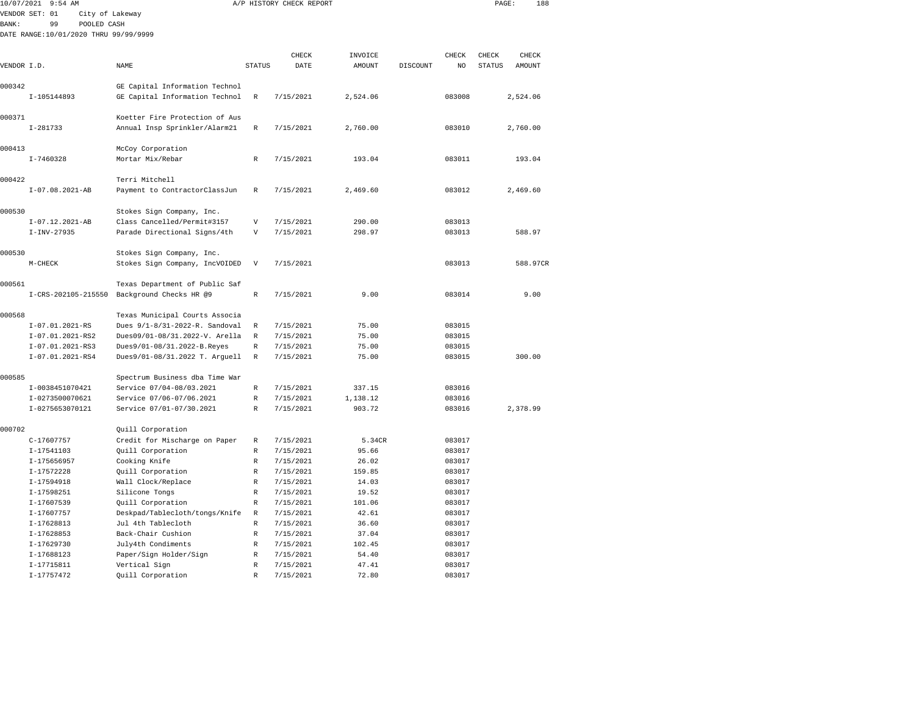10/07/2021 9:54 AM A/P HISTORY CHECK REPORT

VENDOR SET: 01 City of Lakeway
BANK: 99 POOLED CASH
DATE RANGE:10/01/2020 THRU 99/99/9999

| VENDOR I.D. | NAME | STATUS | CHECK DATE | INVOICE AMOUNT | DISCOUNT | CHECK NO | CHECK STATUS | CHECK AMOUNT |
|---|---|---|---|---|---|---|---|---|
| 000342 | GE Capital Information Technol | | | | | | | |
| I-105144893 | GE Capital Information Technol | R | 7/15/2021 | 2,524.06 | | 083008 | | 2,524.06 |
| 000371 | Koetter Fire Protection of Aus | | | | | | | |
| I-281733 | Annual Insp Sprinkler/Alarm21 | R | 7/15/2021 | 2,760.00 | | 083010 | | 2,760.00 |
| 000413 | McCoy Corporation | | | | | | | |
| I-7460328 | Mortar Mix/Rebar | R | 7/15/2021 | 193.04 | | 083011 | | 193.04 |
| 000422 | Terri Mitchell | | | | | | | |
| I-07.08.2021-AB | Payment to ContractorClassJun | R | 7/15/2021 | 2,469.60 | | 083012 | | 2,469.60 |
| 000530 | Stokes Sign Company, Inc. | | | | | | | |
| I-07.12.2021-AB | Class Cancelled/Permit#3157 | V | 7/15/2021 | 290.00 | | 083013 | | |
| I-INV-27935 | Parade Directional Signs/4th | V | 7/15/2021 | 298.97 | | 083013 | | 588.97 |
| 000530 | Stokes Sign Company, Inc. | | | | | | | |
| M-CHECK | Stokes Sign Company, IncVOIDED | V | 7/15/2021 | | | 083013 | | 588.97CR |
| 000561 | Texas Department of Public Saf | | | | | | | |
| I-CRS-202105-215550 | Background Checks HR @9 | R | 7/15/2021 | 9.00 | | 083014 | | 9.00 |
| 000568 | Texas Municipal Courts Associa | | | | | | | |
| I-07.01.2021-RS | Dues 9/1-8/31-2022-R. Sandoval | R | 7/15/2021 | 75.00 | | 083015 | | |
| I-07.01.2021-RS2 | Dues09/01-08/31.2022-V. Arella | R | 7/15/2021 | 75.00 | | 083015 | | |
| I-07.01.2021-RS3 | Dues9/01-08/31.2022-B.Reyes | R | 7/15/2021 | 75.00 | | 083015 | | |
| I-07.01.2021-RS4 | Dues9/01-08/31.2022 T. Arguell | R | 7/15/2021 | 75.00 | | 083015 | | 300.00 |
| 000585 | Spectrum Business dba Time War | | | | | | | |
| I-0038451070421 | Service 07/04-08/03.2021 | R | 7/15/2021 | 337.15 | | 083016 | | |
| I-0273500070621 | Service 07/06-07/06.2021 | R | 7/15/2021 | 1,138.12 | | 083016 | | |
| I-0275653070121 | Service 07/01-07/30.2021 | R | 7/15/2021 | 903.72 | | 083016 | | 2,378.99 |
| 000702 | Quill Corporation | | | | | | | |
| C-17607757 | Credit for Mischarge on Paper | R | 7/15/2021 | 5.34CR | | 083017 | | |
| I-17541103 | Quill Corporation | R | 7/15/2021 | 95.66 | | 083017 | | |
| I-175656957 | Cooking Knife | R | 7/15/2021 | 26.02 | | 083017 | | |
| I-17572228 | Quill Corporation | R | 7/15/2021 | 159.85 | | 083017 | | |
| I-17594918 | Wall Clock/Replace | R | 7/15/2021 | 14.03 | | 083017 | | |
| I-17598251 | Silicone Tongs | R | 7/15/2021 | 19.52 | | 083017 | | |
| I-17607539 | Quill Corporation | R | 7/15/2021 | 101.06 | | 083017 | | |
| I-17607757 | Deskpad/Tablecloth/tongs/Knife | R | 7/15/2021 | 42.61 | | 083017 | | |
| I-17628813 | Jul 4th Tablecloth | R | 7/15/2021 | 36.60 | | 083017 | | |
| I-17628853 | Back-Chair Cushion | R | 7/15/2021 | 37.04 | | 083017 | | |
| I-17629730 | July4th Condiments | R | 7/15/2021 | 102.45 | | 083017 | | |
| I-17688123 | Paper/Sign Holder/Sign | R | 7/15/2021 | 54.40 | | 083017 | | |
| I-17715811 | Vertical Sign | R | 7/15/2021 | 47.41 | | 083017 | | |
| I-17757472 | Quill Corporation | R | 7/15/2021 | 72.80 | | 083017 | | |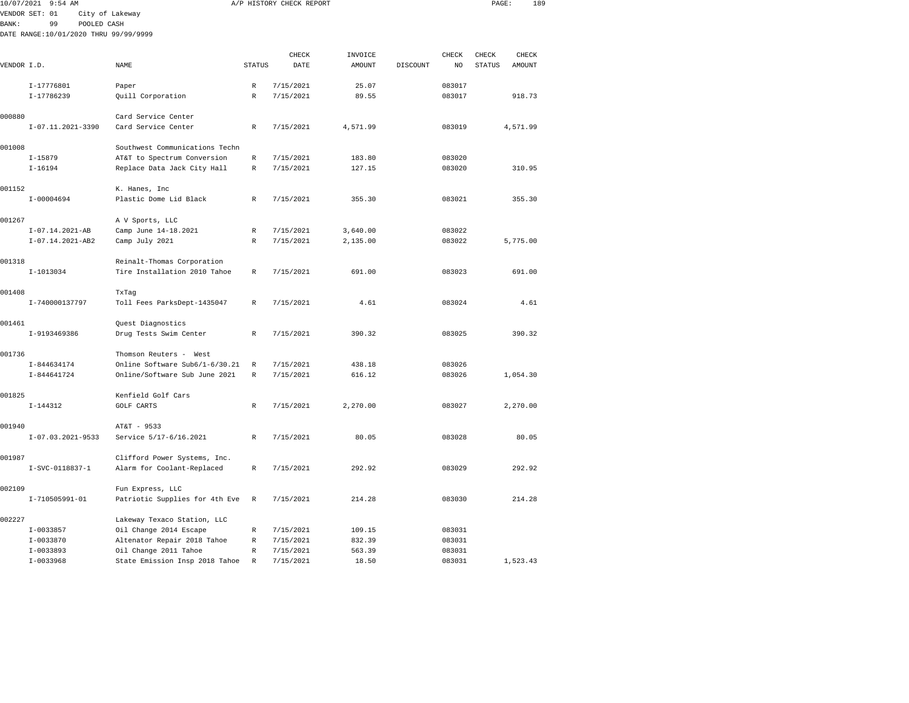10/07/2021 9:54 AM A/P HISTORY CHECK REPORT

VENDOR SET: 01 City of Lakeway
BANK: 99 POOLED CASH
DATE RANGE:10/01/2020 THRU 99/99/9999

| VENDOR I.D. | NAME | STATUS | CHECK DATE | INVOICE AMOUNT | DISCOUNT | CHECK NO | CHECK STATUS | CHECK AMOUNT |
|---|---|---|---|---|---|---|---|---|
| I-17776801 | Paper | R | 7/15/2021 | 25.07 | | 083017 | | |
| I-17786239 | Quill Corporation | R | 7/15/2021 | 89.55 | | 083017 | | 918.73 |
| 000880 | Card Service Center | | | | | | | |
| I-07.11.2021-3390 | Card Service Center | R | 7/15/2021 | 4,571.99 | | 083019 | | 4,571.99 |
| 001008 | Southwest Communications Techn | | | | | | | |
| I-15879 | AT&T to Spectrum Conversion | R | 7/15/2021 | 183.80 | | 083020 | | |
| I-16194 | Replace Data Jack City Hall | R | 7/15/2021 | 127.15 | | 083020 | | 310.95 |
| 001152 | K. Hanes, Inc | | | | | | | |
| I-00004694 | Plastic Dome Lid Black | R | 7/15/2021 | 355.30 | | 083021 | | 355.30 |
| 001267 | A V Sports, LLC | | | | | | | |
| I-07.14.2021-AB | Camp June 14-18.2021 | R | 7/15/2021 | 3,640.00 | | 083022 | | |
| I-07.14.2021-AB2 | Camp July 2021 | R | 7/15/2021 | 2,135.00 | | 083022 | | 5,775.00 |
| 001318 | Reinalt-Thomas Corporation | | | | | | | |
| I-1013034 | Tire Installation 2010 Tahoe | R | 7/15/2021 | 691.00 | | 083023 | | 691.00 |
| 001408 | TxTag | | | | | | | |
| I-740000137797 | Toll Fees ParksDept-1435047 | R | 7/15/2021 | 4.61 | | 083024 | | 4.61 |
| 001461 | Quest Diagnostics | | | | | | | |
| I-9193469386 | Drug Tests Swim Center | R | 7/15/2021 | 390.32 | | 083025 | | 390.32 |
| 001736 | Thomson Reuters - West | | | | | | | |
| I-844634174 | Online Software Sub6/1-6/30.21 | R | 7/15/2021 | 438.18 | | 083026 | | |
| I-844641724 | Online/Software Sub June 2021 | R | 7/15/2021 | 616.12 | | 083026 | | 1,054.30 |
| 001825 | Kenfield Golf Cars | | | | | | | |
| I-144312 | GOLF CARTS | R | 7/15/2021 | 2,270.00 | | 083027 | | 2,270.00 |
| 001940 | AT&T - 9533 | | | | | | | |
| I-07.03.2021-9533 | Service 5/17-6/16.2021 | R | 7/15/2021 | 80.05 | | 083028 | | 80.05 |
| 001987 | Clifford Power Systems, Inc. | | | | | | | |
| I-SVC-0118837-1 | Alarm for Coolant-Replaced | R | 7/15/2021 | 292.92 | | 083029 | | 292.92 |
| 002109 | Fun Express, LLC | | | | | | | |
| I-710505991-01 | Patriotic Supplies for 4th Eve | R | 7/15/2021 | 214.28 | | 083030 | | 214.28 |
| 002227 | Lakeway Texaco Station, LLC | | | | | | | |
| I-0033857 | Oil Change 2014 Escape | R | 7/15/2021 | 109.15 | | 083031 | | |
| I-0033870 | Altenator Repair 2018 Tahoe | R | 7/15/2021 | 832.39 | | 083031 | | |
| I-0033893 | Oil Change 2011 Tahoe | R | 7/15/2021 | 563.39 | | 083031 | | |
| I-0033968 | State Emission Insp 2018 Tahoe | R | 7/15/2021 | 18.50 | | 083031 | | 1,523.43 |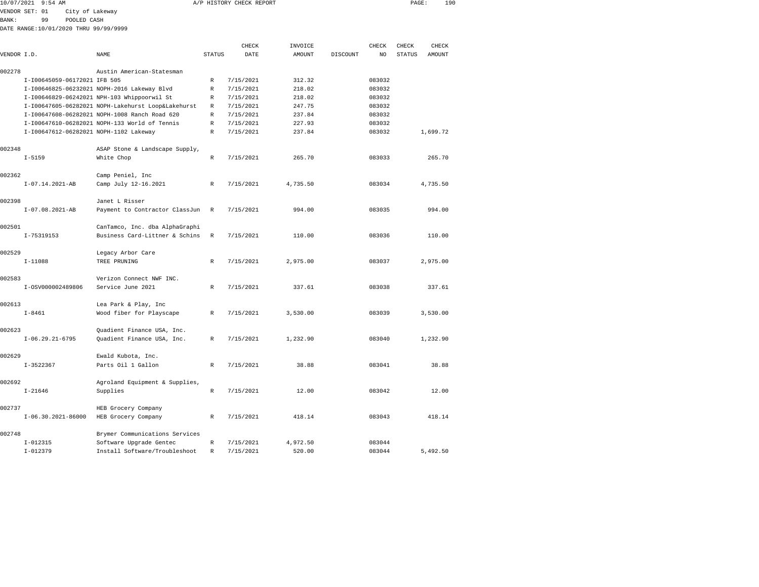10/07/2021 9:54 AM A/P HISTORY CHECK REPORT

VENDOR SET: 01 City of Lakeway
BANK: 99 POOLED CASH
DATE RANGE:10/01/2020 THRU 99/99/9999

| VENDOR I.D. | NAME | STATUS | CHECK DATE | INVOICE AMOUNT | DISCOUNT | CHECK NO | CHECK STATUS | CHECK AMOUNT |
|---|---|---|---|---|---|---|---|---|
| 002278 | Austin American-Statesman | | | | | | | |
| I-I00645059-06172021 | IFB 505 | R | 7/15/2021 | 312.32 | | 083032 | | |
| I-I00646825-06232021 | NOPH-2016 Lakeway Blvd | R | 7/15/2021 | 218.02 | | 083032 | | |
| I-I00646829-06242021 | NPH-103 Whippoorwil St | R | 7/15/2021 | 218.02 | | 083032 | | |
| I-I00647605-06282021 | NOPH-Lakehurst Loop&Lakehurst | R | 7/15/2021 | 247.75 | | 083032 | | |
| I-I00647608-06282021 | NOPH-1008 Ranch Road 620 | R | 7/15/2021 | 237.84 | | 083032 | | |
| I-I00647610-06282021 | NOPH-133 World of Tennis | R | 7/15/2021 | 227.93 | | 083032 | | |
| I-I00647612-06282021 | NOPH-1102 Lakeway | R | 7/15/2021 | 237.84 | | 083032 | | 1,699.72 |
| 002348 | ASAP Stone & Landscape Supply, | | | | | | | |
| I-5159 | White Chop | R | 7/15/2021 | 265.70 | | 083033 | | 265.70 |
| 002362 | Camp Peniel, Inc | | | | | | | |
| I-07.14.2021-AB | Camp July 12-16.2021 | R | 7/15/2021 | 4,735.50 | | 083034 | | 4,735.50 |
| 002398 | Janet L Risser | | | | | | | |
| I-07.08.2021-AB | Payment to Contractor ClassJun | R | 7/15/2021 | 994.00 | | 083035 | | 994.00 |
| 002501 | CanTamco, Inc. dba AlphaGraphi | | | | | | | |
| I-75319153 | Business Card-Littner & Schins | R | 7/15/2021 | 110.00 | | 083036 | | 110.00 |
| 002529 | Legacy Arbor Care | | | | | | | |
| I-11088 | TREE PRUNING | R | 7/15/2021 | 2,975.00 | | 083037 | | 2,975.00 |
| 002583 | Verizon Connect NWF INC. | | | | | | | |
| I-OSV000002489806 | Service June 2021 | R | 7/15/2021 | 337.61 | | 083038 | | 337.61 |
| 002613 | Lea Park & Play, Inc | | | | | | | |
| I-8461 | Wood fiber for Playscape | R | 7/15/2021 | 3,530.00 | | 083039 | | 3,530.00 |
| 002623 | Quadient Finance USA, Inc. | | | | | | | |
| I-06.29.21-6795 | Quadient Finance USA, Inc. | R | 7/15/2021 | 1,232.90 | | 083040 | | 1,232.90 |
| 002629 | Ewald Kubota, Inc. | | | | | | | |
| I-3522367 | Parts Oil 1 Gallon | R | 7/15/2021 | 38.88 | | 083041 | | 38.88 |
| 002692 | Agroland Equipment & Supplies, | | | | | | | |
| I-21646 | Supplies | R | 7/15/2021 | 12.00 | | 083042 | | 12.00 |
| 002737 | HEB Grocery Company | | | | | | | |
| I-06.30.2021-86000 | HEB Grocery Company | R | 7/15/2021 | 418.14 | | 083043 | | 418.14 |
| 002748 | Brymer Communications Services | | | | | | | |
| I-012315 | Software Upgrade Gentec | R | 7/15/2021 | 4,972.50 | | 083044 | | |
| I-012379 | Install Software/Troubleshoot | R | 7/15/2021 | 520.00 | | 083044 | | 5,492.50 |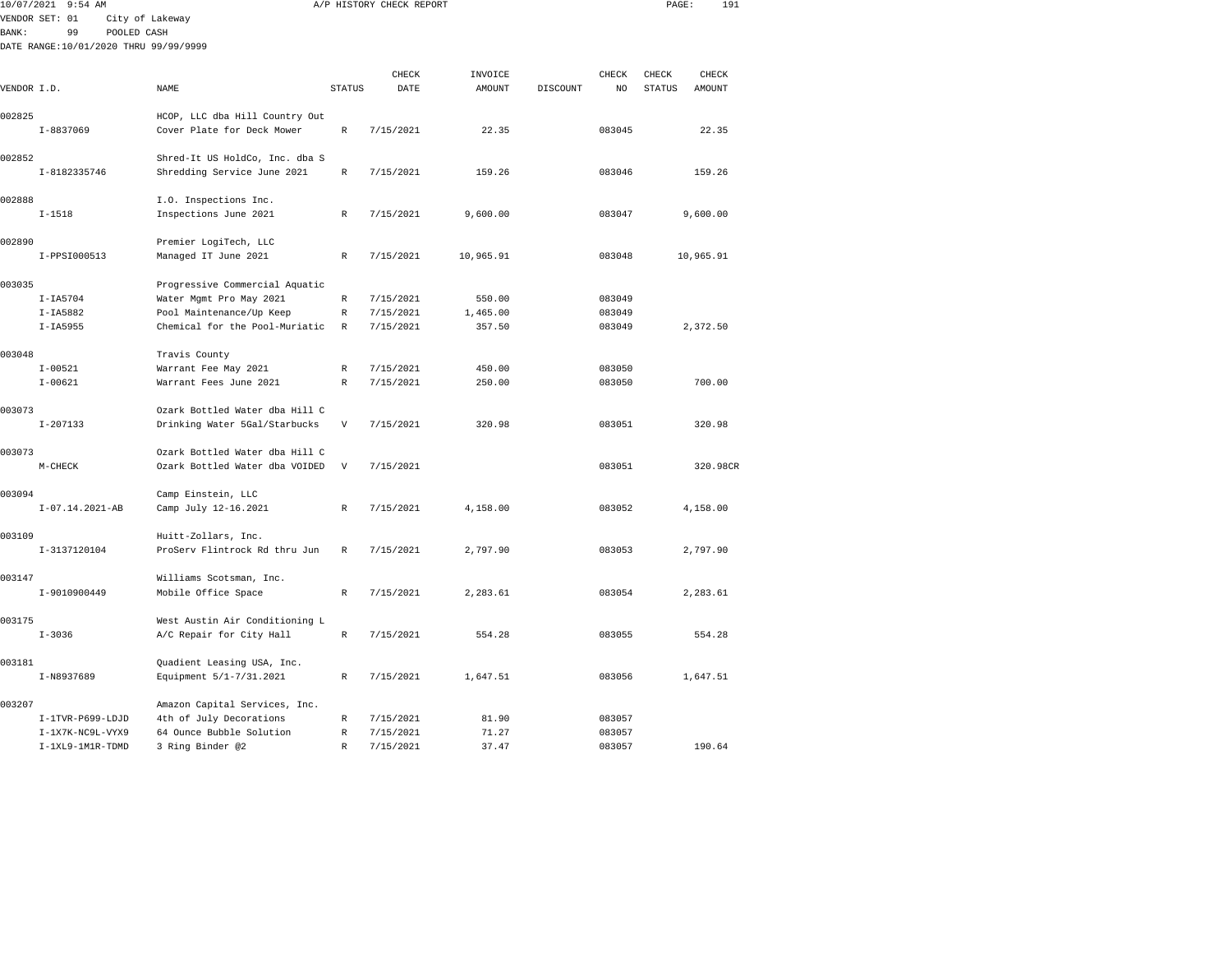10/07/2021 9:54 AM A/P HISTORY CHECK REPORT

VENDOR SET: 01 City of Lakeway
BANK: 99 POOLED CASH
DATE RANGE:10/01/2020 THRU 99/99/9999

| VENDOR I.D. | NAME | STATUS | CHECK DATE | INVOICE AMOUNT | DISCOUNT | CHECK NO | CHECK STATUS | CHECK AMOUNT |
|---|---|---|---|---|---|---|---|---|
| 002825 | HCOP, LLC dba Hill Country Out | | | | | | | |
| I-8837069 | Cover Plate for Deck Mower | R | 7/15/2021 | 22.35 | | 083045 | | 22.35 |
| 002852 | Shred-It US HoldCo, Inc. dba S | | | | | | | |
| I-8182335746 | Shredding Service June 2021 | R | 7/15/2021 | 159.26 | | 083046 | | 159.26 |
| 002888 | I.O. Inspections Inc. | | | | | | | |
| I-1518 | Inspections June 2021 | R | 7/15/2021 | 9,600.00 | | 083047 | | 9,600.00 |
| 002890 | Premier LogiTech, LLC | | | | | | | |
| I-PPSI000513 | Managed IT June 2021 | R | 7/15/2021 | 10,965.91 | | 083048 | | 10,965.91 |
| 003035 | Progressive Commercial Aquatic | | | | | | | |
| I-IA5704 | Water Mgmt Pro May 2021 | R | 7/15/2021 | 550.00 | | 083049 | | |
| I-IA5882 | Pool Maintenance/Up Keep | R | 7/15/2021 | 1,465.00 | | 083049 | | |
| I-IA5955 | Chemical for the Pool-Muriatic | R | 7/15/2021 | 357.50 | | 083049 | | 2,372.50 |
| 003048 | Travis County | | | | | | | |
| I-00521 | Warrant Fee May 2021 | R | 7/15/2021 | 450.00 | | 083050 | | |
| I-00621 | Warrant Fees June 2021 | R | 7/15/2021 | 250.00 | | 083050 | | 700.00 |
| 003073 | Ozark Bottled Water dba Hill C | | | | | | | |
| I-207133 | Drinking Water 5Gal/Starbucks | V | 7/15/2021 | 320.98 | | 083051 | | 320.98 |
| 003073 | Ozark Bottled Water dba Hill C | | | | | | | |
| M-CHECK | Ozark Bottled Water dba VOIDED | V | 7/15/2021 | | | 083051 | | 320.98CR |
| 003094 | Camp Einstein, LLC | | | | | | | |
| I-07.14.2021-AB | Camp July 12-16.2021 | R | 7/15/2021 | 4,158.00 | | 083052 | | 4,158.00 |
| 003109 | Huitt-Zollars, Inc. | | | | | | | |
| I-3137120104 | ProServ Flintrock Rd thru Jun | R | 7/15/2021 | 2,797.90 | | 083053 | | 2,797.90 |
| 003147 | Williams Scotsman, Inc. | | | | | | | |
| I-9010900449 | Mobile Office Space | R | 7/15/2021 | 2,283.61 | | 083054 | | 2,283.61 |
| 003175 | West Austin Air Conditioning L | | | | | | | |
| I-3036 | A/C Repair for City Hall | R | 7/15/2021 | 554.28 | | 083055 | | 554.28 |
| 003181 | Quadient Leasing USA, Inc. | | | | | | | |
| I-N8937689 | Equipment 5/1-7/31.2021 | R | 7/15/2021 | 1,647.51 | | 083056 | | 1,647.51 |
| 003207 | Amazon Capital Services, Inc. | | | | | | | |
| I-1TVR-P699-LDJD | 4th of July Decorations | R | 7/15/2021 | 81.90 | | 083057 | | |
| I-1X7K-NC9L-VYX9 | 64 Ounce Bubble Solution | R | 7/15/2021 | 71.27 | | 083057 | | |
| I-1XL9-1M1R-TDMD | 3 Ring Binder @2 | R | 7/15/2021 | 37.47 | | 083057 | | 190.64 |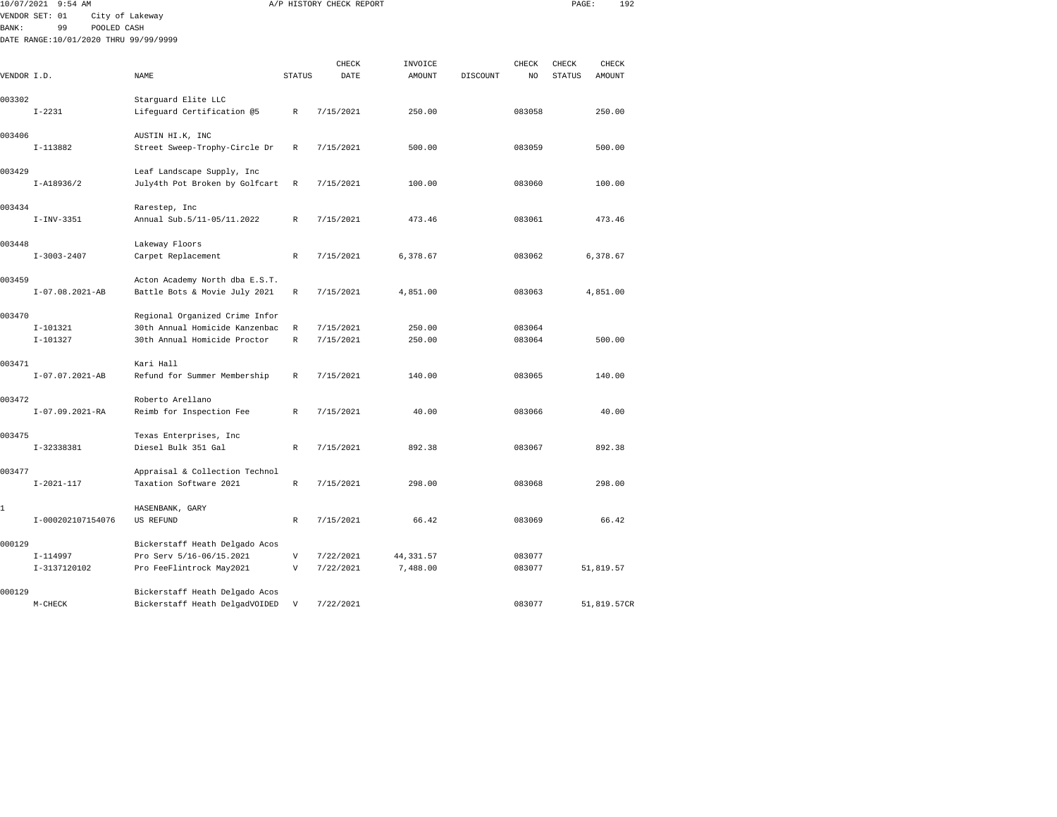10/07/2021 9:54 AM A/P HISTORY CHECK REPORT

VENDOR SET: 01 City of Lakeway
BANK: 99 POOLED CASH
DATE RANGE:10/01/2020 THRU 99/99/9999

| VENDOR I.D. | NAME | STATUS | CHECK DATE | INVOICE AMOUNT | DISCOUNT | CHECK NO | CHECK STATUS | CHECK AMOUNT |
|---|---|---|---|---|---|---|---|---|
| 003302 | Starguard Elite LLC | | | | | | | |
| I-2231 | Lifeguard Certification @5 | R | 7/15/2021 | 250.00 | | 083058 | | 250.00 |
| 003406 | AUSTIN HI.K, INC | | | | | | | |
| I-113882 | Street Sweep-Trophy-Circle Dr | R | 7/15/2021 | 500.00 | | 083059 | | 500.00 |
| 003429 | Leaf Landscape Supply, Inc | | | | | | | |
| I-A18936/2 | July4th Pot Broken by Golfcart | R | 7/15/2021 | 100.00 | | 083060 | | 100.00 |
| 003434 | Rarestep, Inc | | | | | | | |
| I-INV-3351 | Annual Sub.5/11-05/11.2022 | R | 7/15/2021 | 473.46 | | 083061 | | 473.46 |
| 003448 | Lakeway Floors | | | | | | | |
| I-3003-2407 | Carpet Replacement | R | 7/15/2021 | 6,378.67 | | 083062 | | 6,378.67 |
| 003459 | Acton Academy North dba E.S.T. | | | | | | | |
| I-07.08.2021-AB | Battle Bots & Movie July 2021 | R | 7/15/2021 | 4,851.00 | | 083063 | | 4,851.00 |
| 003470 | Regional Organized Crime Infor | | | | | | | |
| I-101321 | 30th Annual Homicide Kanzenbac | R | 7/15/2021 | 250.00 | | 083064 | | |
| I-101327 | 30th Annual Homicide Proctor | R | 7/15/2021 | 250.00 | | 083064 | | 500.00 |
| 003471 | Kari Hall | | | | | | | |
| I-07.07.2021-AB | Refund for Summer Membership | R | 7/15/2021 | 140.00 | | 083065 | | 140.00 |
| 003472 | Roberto Arellano | | | | | | | |
| I-07.09.2021-RA | Reimb for Inspection Fee | R | 7/15/2021 | 40.00 | | 083066 | | 40.00 |
| 003475 | Texas Enterprises, Inc | | | | | | | |
| I-32338381 | Diesel Bulk 351 Gal | R | 7/15/2021 | 892.38 | | 083067 | | 892.38 |
| 003477 | Appraisal & Collection Technol | | | | | | | |
| I-2021-117 | Taxation Software 2021 | R | 7/15/2021 | 298.00 | | 083068 | | 298.00 |
| 1 | HASENBANK, GARY | | | | | | | |
| I-000202107154076 | US REFUND | R | 7/15/2021 | 66.42 | | 083069 | | 66.42 |
| 000129 | Bickerstaff Heath Delgado Acos | | | | | | | |
| I-114997 | Pro Serv 5/16-06/15.2021 | V | 7/22/2021 | 44,331.57 | | 083077 | | |
| I-3137120102 | Pro FeeFlintrock May2021 | V | 7/22/2021 | 7,488.00 | | 083077 | | 51,819.57 |
| 000129 | Bickerstaff Heath Delgado Acos | | | | | | | |
| M-CHECK | Bickerstaff Heath DelgadVOIDED | V | 7/22/2021 | | | 083077 | | 51,819.57CR |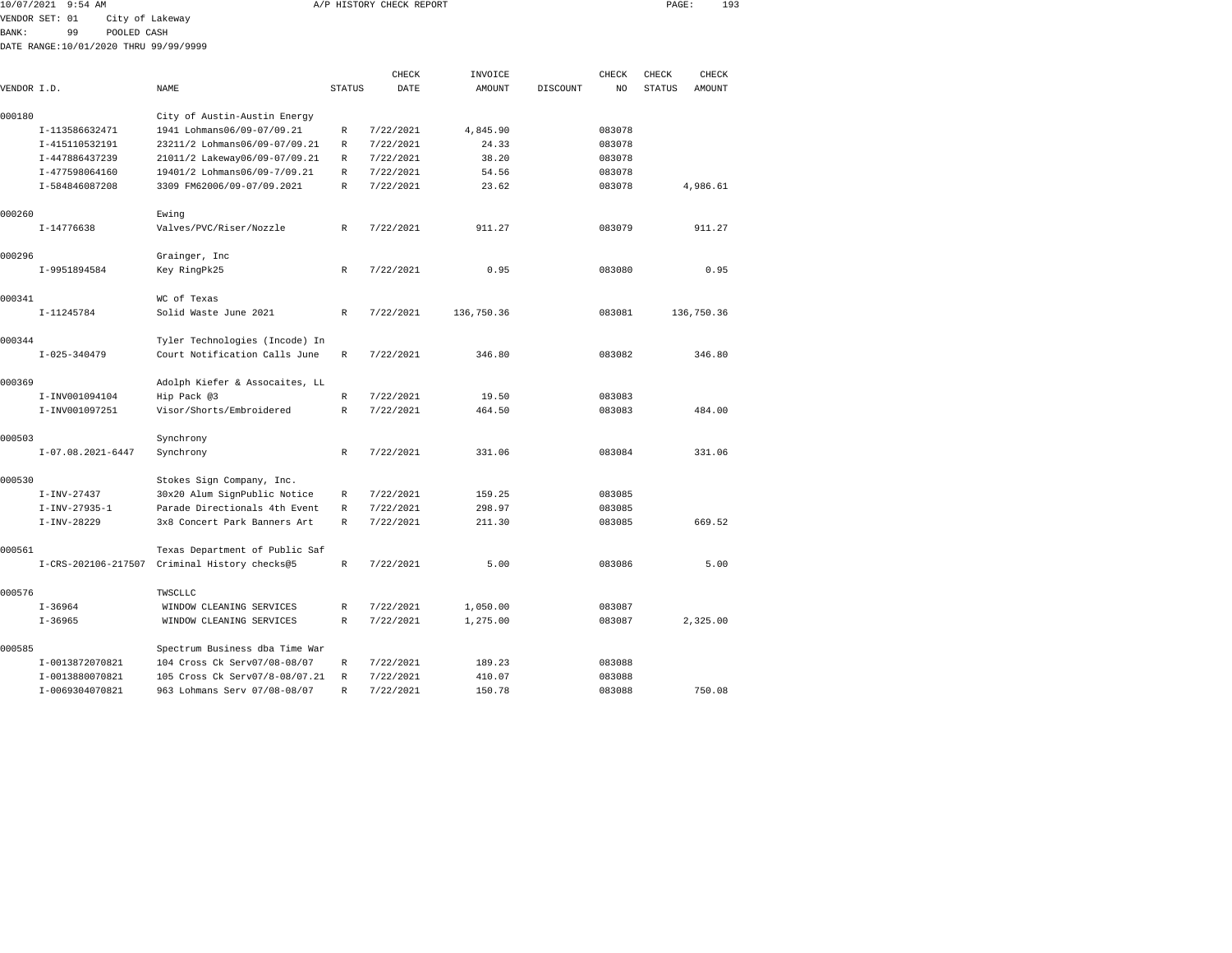10/07/2021 9:54 AM A/P HISTORY CHECK REPORT

VENDOR SET: 01 City of Lakeway
BANK: 99 POOLED CASH
DATE RANGE:10/01/2020 THRU 99/99/9999

| VENDOR I.D. | NAME | STATUS | CHECK DATE | INVOICE AMOUNT | DISCOUNT | CHECK NO | CHECK STATUS | CHECK AMOUNT |
|---|---|---|---|---|---|---|---|---|
| 000180 | City of Austin-Austin Energy | | | | | | | |
| I-113586632471 | 1941 Lohmans06/09-07/09.21 | R | 7/22/2021 | 4,845.90 | | 083078 | | |
| I-415110532191 | 23211/2 Lohmans06/09-07/09.21 | R | 7/22/2021 | 24.33 | | 083078 | | |
| I-447886437239 | 21011/2 Lakeway06/09-07/09.21 | R | 7/22/2021 | 38.20 | | 083078 | | |
| I-477598064160 | 19401/2 Lohmans06/09-7/09.21 | R | 7/22/2021 | 54.56 | | 083078 | | |
| I-584846087208 | 3309 FM62006/09-07/09.2021 | R | 7/22/2021 | 23.62 | | 083078 | | 4,986.61 |
| 000260 | Ewing | | | | | | | |
| I-14776638 | Valves/PVC/Riser/Nozzle | R | 7/22/2021 | 911.27 | | 083079 | | 911.27 |
| 000296 | Grainger, Inc | | | | | | | |
| I-9951894584 | Key RingPk25 | R | 7/22/2021 | 0.95 | | 083080 | | 0.95 |
| 000341 | WC of Texas | | | | | | | |
| I-11245784 | Solid Waste June 2021 | R | 7/22/2021 | 136,750.36 | | 083081 | | 136,750.36 |
| 000344 | Tyler Technologies (Incode) In | | | | | | | |
| I-025-340479 | Court Notification Calls June | R | 7/22/2021 | 346.80 | | 083082 | | 346.80 |
| 000369 | Adolph Kiefer & Assocaites, LL | | | | | | | |
| I-INV001094104 | Hip Pack @3 | R | 7/22/2021 | 19.50 | | 083083 | | |
| I-INV001097251 | Visor/Shorts/Embroidered | R | 7/22/2021 | 464.50 | | 083083 | | 484.00 |
| 000503 | Synchrony | | | | | | | |
| I-07.08.2021-6447 | Synchrony | R | 7/22/2021 | 331.06 | | 083084 | | 331.06 |
| 000530 | Stokes Sign Company, Inc. | | | | | | | |
| I-INV-27437 | 30x20 Alum SignPublic Notice | R | 7/22/2021 | 159.25 | | 083085 | | |
| I-INV-27935-1 | Parade Directionals 4th Event | R | 7/22/2021 | 298.97 | | 083085 | | |
| I-INV-28229 | 3x8 Concert Park Banners Art | R | 7/22/2021 | 211.30 | | 083085 | | 669.52 |
| 000561 | Texas Department of Public Saf | | | | | | | |
| I-CRS-202106-217507 | Criminal History checks@5 | R | 7/22/2021 | 5.00 | | 083086 | | 5.00 |
| 000576 | TWSCLLC | | | | | | | |
| I-36964 | WINDOW CLEANING SERVICES | R | 7/22/2021 | 1,050.00 | | 083087 | | |
| I-36965 | WINDOW CLEANING SERVICES | R | 7/22/2021 | 1,275.00 | | 083087 | | 2,325.00 |
| 000585 | Spectrum Business dba Time War | | | | | | | |
| I-0013872070821 | 104 Cross Ck Serv07/08-08/07 | R | 7/22/2021 | 189.23 | | 083088 | | |
| I-0013880070821 | 105 Cross Ck Serv07/8-08/07.21 | R | 7/22/2021 | 410.07 | | 083088 | | |
| I-0069304070821 | 963 Lohmans Serv 07/08-08/07 | R | 7/22/2021 | 150.78 | | 083088 | | 750.08 |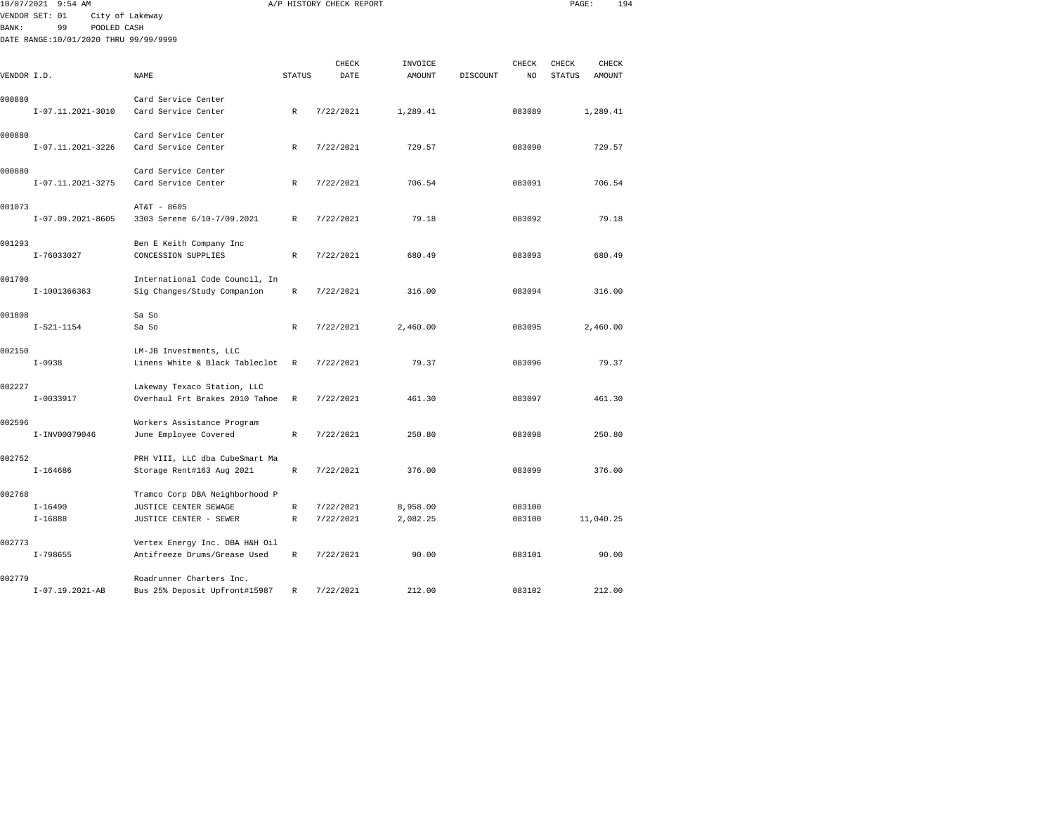10/07/2021 9:54 AM A/P HISTORY CHECK REPORT

VENDOR SET: 01 City of Lakeway
BANK: 99 POOLED CASH
DATE RANGE:10/01/2020 THRU 99/99/9999

| VENDOR I.D. | NAME | STATUS | CHECK DATE | INVOICE AMOUNT | DISCOUNT | CHECK NO | CHECK STATUS | CHECK AMOUNT |
|---|---|---|---|---|---|---|---|---|
| 000880 | Card Service Center | | | | | | | |
| I-07.11.2021-3010 | Card Service Center | R | 7/22/2021 | 1,289.41 | | 083089 | | 1,289.41 |
| 000880 | Card Service Center | | | | | | | |
| I-07.11.2021-3226 | Card Service Center | R | 7/22/2021 | 729.57 | | 083090 | | 729.57 |
| 000880 | Card Service Center | | | | | | | |
| I-07.11.2021-3275 | Card Service Center | R | 7/22/2021 | 706.54 | | 083091 | | 706.54 |
| 001073 | AT&T - 8605 | | | | | | | |
| I-07.09.2021-8605 | 3303 Serene 6/10-7/09.2021 | R | 7/22/2021 | 79.18 | | 083092 | | 79.18 |
| 001293 | Ben E Keith Company Inc | | | | | | | |
| I-76033027 | CONCESSION SUPPLIES | R | 7/22/2021 | 680.49 | | 083093 | | 680.49 |
| 001700 | International Code Council, In | | | | | | | |
| I-1001366363 | Sig Changes/Study Companion | R | 7/22/2021 | 316.00 | | 083094 | | 316.00 |
| 001808 | Sa So | | | | | | | |
| I-S21-1154 | Sa So | R | 7/22/2021 | 2,460.00 | | 083095 | | 2,460.00 |
| 002150 | LM-JB Investments, LLC | | | | | | | |
| I-0938 | Linens White & Black Tableclot | R | 7/22/2021 | 79.37 | | 083096 | | 79.37 |
| 002227 | Lakeway Texaco Station, LLC | | | | | | | |
| I-0033917 | Overhaul Frt Brakes 2010 Tahoe | R | 7/22/2021 | 461.30 | | 083097 | | 461.30 |
| 002596 | Workers Assistance Program | | | | | | | |
| I-INV00079046 | June Employee Covered | R | 7/22/2021 | 250.80 | | 083098 | | 250.80 |
| 002752 | PRH VIII, LLC dba CubeSmart Ma | | | | | | | |
| I-164686 | Storage Rent#163 Aug 2021 | R | 7/22/2021 | 376.00 | | 083099 | | 376.00 |
| 002768 | Tramco Corp DBA Neighborhood P | | | | | | | |
| I-16490 | JUSTICE CENTER SEWAGE | R | 7/22/2021 | 8,958.00 | | 083100 | | |
| I-16888 | JUSTICE CENTER - SEWER | R | 7/22/2021 | 2,082.25 | | 083100 | | 11,040.25 |
| 002773 | Vertex Energy Inc. DBA H&H Oil | | | | | | | |
| I-798655 | Antifreeze Drums/Grease Used | R | 7/22/2021 | 90.00 | | 083101 | | 90.00 |
| 002779 | Roadrunner Charters Inc. | | | | | | | |
| I-07.19.2021-AB | Bus 25% Deposit Upfront#15987 | R | 7/22/2021 | 212.00 | | 083102 | | 212.00 |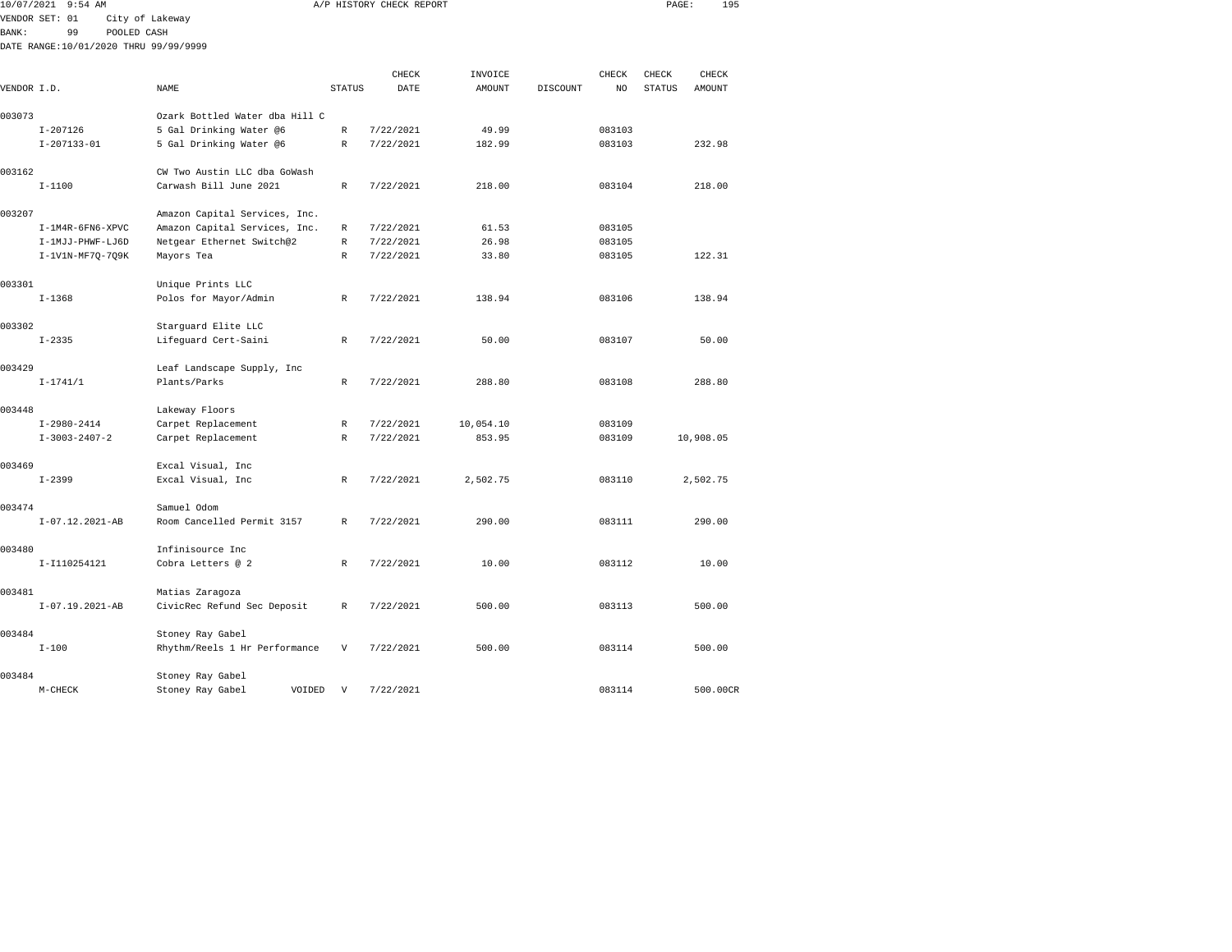10/07/2021 9:54 AM A/P HISTORY CHECK REPORT

VENDOR SET: 01 City of Lakeway
BANK: 99 POOLED CASH
DATE RANGE:10/01/2020 THRU 99/99/9999

| VENDOR I.D. | NAME | STATUS | CHECK DATE | INVOICE AMOUNT | DISCOUNT | CHECK NO | CHECK STATUS | CHECK AMOUNT |
|---|---|---|---|---|---|---|---|---|
| 003073 | Ozark Bottled Water dba Hill C | | | | | | | |
| I-207126 | 5 Gal Drinking Water @6 | R | 7/22/2021 | 49.99 | | 083103 | | |
| I-207133-01 | 5 Gal Drinking Water @6 | R | 7/22/2021 | 182.99 | | 083103 | | 232.98 |
| 003162 | CW Two Austin LLC dba GoWash | | | | | | | |
| I-1100 | Carwash Bill June 2021 | R | 7/22/2021 | 218.00 | | 083104 | | 218.00 |
| 003207 | Amazon Capital Services, Inc. | | | | | | | |
| I-1M4R-6FN6-XPVC | Amazon Capital Services, Inc. | R | 7/22/2021 | 61.53 | | 083105 | | |
| I-1MJJ-PHWF-LJ6D | Netgear Ethernet Switch@2 | R | 7/22/2021 | 26.98 | | 083105 | | |
| I-1V1N-MF7Q-7Q9K | Mayors Tea | R | 7/22/2021 | 33.80 | | 083105 | | 122.31 |
| 003301 | Unique Prints LLC | | | | | | | |
| I-1368 | Polos for Mayor/Admin | R | 7/22/2021 | 138.94 | | 083106 | | 138.94 |
| 003302 | Starguard Elite LLC | | | | | | | |
| I-2335 | Lifeguard Cert-Saini | R | 7/22/2021 | 50.00 | | 083107 | | 50.00 |
| 003429 | Leaf Landscape Supply, Inc | | | | | | | |
| I-1741/1 | Plants/Parks | R | 7/22/2021 | 288.80 | | 083108 | | 288.80 |
| 003448 | Lakeway Floors | | | | | | | |
| I-2980-2414 | Carpet Replacement | R | 7/22/2021 | 10,054.10 | | 083109 | | |
| I-3003-2407-2 | Carpet Replacement | R | 7/22/2021 | 853.95 | | 083109 | | 10,908.05 |
| 003469 | Excal Visual, Inc | | | | | | | |
| I-2399 | Excal Visual, Inc | R | 7/22/2021 | 2,502.75 | | 083110 | | 2,502.75 |
| 003474 | Samuel Odom | | | | | | | |
| I-07.12.2021-AB | Room Cancelled Permit 3157 | R | 7/22/2021 | 290.00 | | 083111 | | 290.00 |
| 003480 | Infinisource Inc | | | | | | | |
| I-I110254121 | Cobra Letters @ 2 | R | 7/22/2021 | 10.00 | | 083112 | | 10.00 |
| 003481 | Matias Zaragoza | | | | | | | |
| I-07.19.2021-AB | CivicRec Refund Sec Deposit | R | 7/22/2021 | 500.00 | | 083113 | | 500.00 |
| 003484 | Stoney Ray Gabel | | | | | | | |
| I-100 | Rhythm/Reels 1 Hr Performance | V | 7/22/2021 | 500.00 | | 083114 | | 500.00 |
| 003484 | Stoney Ray Gabel | | | | | | | |
| M-CHECK | Stoney Ray Gabel VOIDED | V | 7/22/2021 | | | 083114 | | 500.00CR |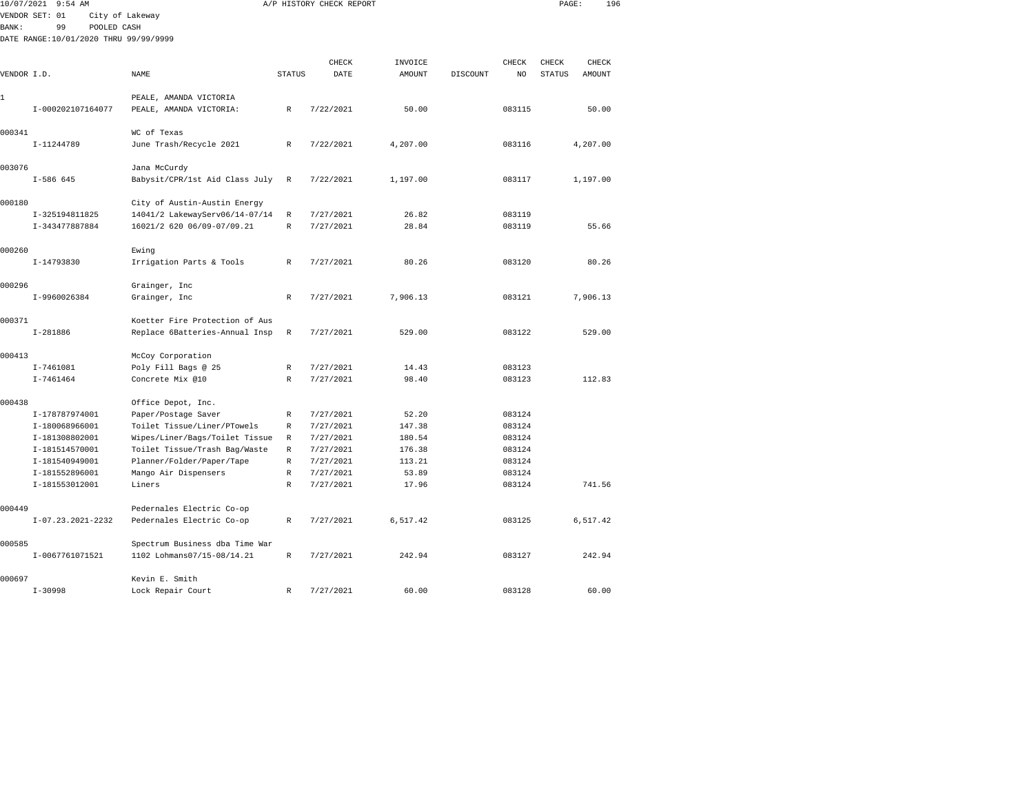10/07/2021 9:54 AM A/P HISTORY CHECK REPORT

VENDOR SET: 01 City of Lakeway
BANK: 99 POOLED CASH
DATE RANGE:10/01/2020 THRU 99/99/9999

| VENDOR I.D. | NAME | STATUS | CHECK DATE | INVOICE AMOUNT | DISCOUNT | CHECK NO | CHECK STATUS | CHECK AMOUNT |
|---|---|---|---|---|---|---|---|---|
| 1 | PEALE, AMANDA VICTORIA | | | | | | | |
| I-000202107164077 | PEALE, AMANDA VICTORIA: | R | 7/22/2021 | 50.00 | | 083115 | | 50.00 |
| 000341 | WC of Texas | | | | | | | |
| I-11244789 | June Trash/Recycle 2021 | R | 7/22/2021 | 4,207.00 | | 083116 | | 4,207.00 |
| 003076 | Jana McCurdy | | | | | | | |
| I-586 645 | Babysit/CPR/1st Aid Class July | R | 7/22/2021 | 1,197.00 | | 083117 | | 1,197.00 |
| 000180 | City of Austin-Austin Energy | | | | | | | |
| I-325194811825 | 14041/2 LakewayServ06/14-07/14 | R | 7/27/2021 | 26.82 | | 083119 | | |
| I-343477887884 | 16021/2 620 06/09-07/09.21 | R | 7/27/2021 | 28.84 | | 083119 | | 55.66 |
| 000260 | Ewing | | | | | | | |
| I-14793830 | Irrigation Parts & Tools | R | 7/27/2021 | 80.26 | | 083120 | | 80.26 |
| 000296 | Grainger, Inc | | | | | | | |
| I-9960026384 | Grainger, Inc | R | 7/27/2021 | 7,906.13 | | 083121 | | 7,906.13 |
| 000371 | Koetter Fire Protection of Aus | | | | | | | |
| I-281886 | Replace 6Batteries-Annual Insp | R | 7/27/2021 | 529.00 | | 083122 | | 529.00 |
| 000413 | McCoy Corporation | | | | | | | |
| I-7461081 | Poly Fill Bags @ 25 | R | 7/27/2021 | 14.43 | | 083123 | | |
| I-7461464 | Concrete Mix @10 | R | 7/27/2021 | 98.40 | | 083123 | | 112.83 |
| 000438 | Office Depot, Inc. | | | | | | | |
| I-178787974001 | Paper/Postage Saver | R | 7/27/2021 | 52.20 | | 083124 | | |
| I-180068966001 | Toilet Tissue/Liner/PTowels | R | 7/27/2021 | 147.38 | | 083124 | | |
| I-181308802001 | Wipes/Liner/Bags/Toilet Tissue | R | 7/27/2021 | 180.54 | | 083124 | | |
| I-181514570001 | Toilet Tissue/Trash Bag/Waste | R | 7/27/2021 | 176.38 | | 083124 | | |
| I-181540949001 | Planner/Folder/Paper/Tape | R | 7/27/2021 | 113.21 | | 083124 | | |
| I-181552896001 | Mango Air Dispensers | R | 7/27/2021 | 53.89 | | 083124 | | |
| I-181553012001 | Liners | R | 7/27/2021 | 17.96 | | 083124 | | 741.56 |
| 000449 | Pedernales Electric Co-op | | | | | | | |
| I-07.23.2021-2232 | Pedernales Electric Co-op | R | 7/27/2021 | 6,517.42 | | 083125 | | 6,517.42 |
| 000585 | Spectrum Business dba Time War | | | | | | | |
| I-0067761071521 | 1102 Lohmans07/15-08/14.21 | R | 7/27/2021 | 242.94 | | 083127 | | 242.94 |
| 000697 | Kevin E. Smith | | | | | | | |
| I-30998 | Lock Repair Court | R | 7/27/2021 | 60.00 | | 083128 | | 60.00 |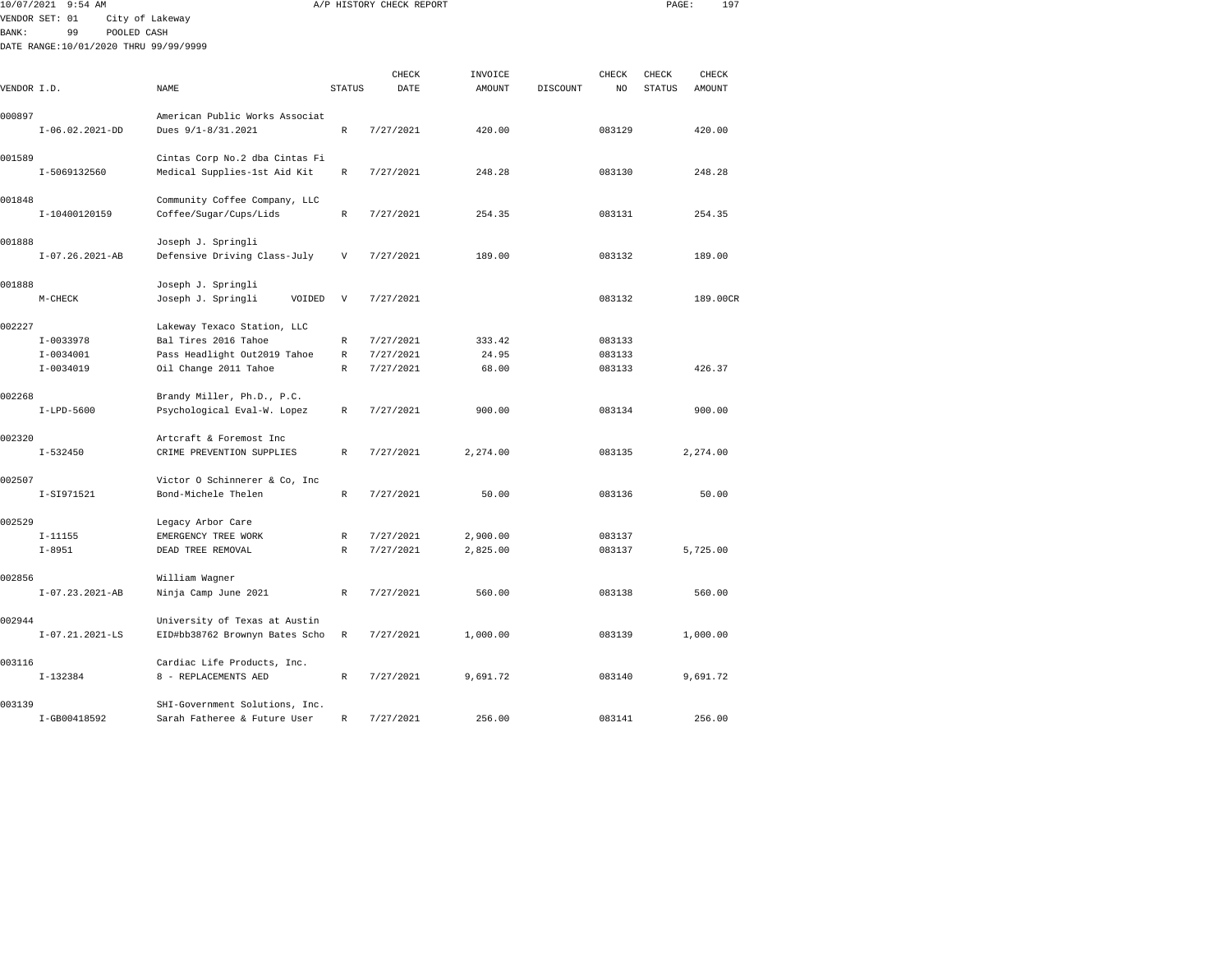10/07/2021 9:54 AM A/P HISTORY CHECK REPORT

VENDOR SET: 01 City of Lakeway
BANK: 99 POOLED CASH
DATE RANGE:10/01/2020 THRU 99/99/9999

| VENDOR I.D. | NAME | STATUS | CHECK DATE | INVOICE AMOUNT | DISCOUNT | CHECK NO | CHECK STATUS | CHECK AMOUNT |
|---|---|---|---|---|---|---|---|---|
| 000897 | American Public Works Associat | | | | | | | |
| I-06.02.2021-DD | Dues 9/1-8/31.2021 | R | 7/27/2021 | 420.00 | | 083129 | | 420.00 |
| 001589 | Cintas Corp No.2 dba Cintas Fi | | | | | | | |
| I-5069132560 | Medical Supplies-1st Aid Kit | R | 7/27/2021 | 248.28 | | 083130 | | 248.28 |
| 001848 | Community Coffee Company, LLC | | | | | | | |
| I-10400120159 | Coffee/Sugar/Cups/Lids | R | 7/27/2021 | 254.35 | | 083131 | | 254.35 |
| 001888 | Joseph J. Springli | | | | | | | |
| I-07.26.2021-AB | Defensive Driving Class-July | V | 7/27/2021 | 189.00 | | 083132 | | 189.00 |
| 001888 | Joseph J. Springli | | | | | | | |
| M-CHECK | Joseph J. Springli VOIDED | V | 7/27/2021 | | | 083132 | | 189.00CR |
| 002227 | Lakeway Texaco Station, LLC | | | | | | | |
| I-0033978 | Bal Tires 2016 Tahoe | R | 7/27/2021 | 333.42 | | 083133 | | |
| I-0034001 | Pass Headlight Out2019 Tahoe | R | 7/27/2021 | 24.95 | | 083133 | | |
| I-0034019 | Oil Change 2011 Tahoe | R | 7/27/2021 | 68.00 | | 083133 | | 426.37 |
| 002268 | Brandy Miller, Ph.D., P.C. | | | | | | | |
| I-LPD-5600 | Psychological Eval-W. Lopez | R | 7/27/2021 | 900.00 | | 083134 | | 900.00 |
| 002320 | Artcraft & Foremost Inc | | | | | | | |
| I-532450 | CRIME PREVENTION SUPPLIES | R | 7/27/2021 | 2,274.00 | | 083135 | | 2,274.00 |
| 002507 | Victor O Schinnerer & Co, Inc | | | | | | | |
| I-SI971521 | Bond-Michele Thelen | R | 7/27/2021 | 50.00 | | 083136 | | 50.00 |
| 002529 | Legacy Arbor Care | | | | | | | |
| I-11155 | EMERGENCY TREE WORK | R | 7/27/2021 | 2,900.00 | | 083137 | | |
| I-8951 | DEAD TREE REMOVAL | R | 7/27/2021 | 2,825.00 | | 083137 | | 5,725.00 |
| 002856 | William Wagner | | | | | | | |
| I-07.23.2021-AB | Ninja Camp June 2021 | R | 7/27/2021 | 560.00 | | 083138 | | 560.00 |
| 002944 | University of Texas at Austin | | | | | | | |
| I-07.21.2021-LS | EID#bb38762 Brownyn Bates Scho | R | 7/27/2021 | 1,000.00 | | 083139 | | 1,000.00 |
| 003116 | Cardiac Life Products, Inc. | | | | | | | |
| I-132384 | 8 - REPLACEMENTS AED | R | 7/27/2021 | 9,691.72 | | 083140 | | 9,691.72 |
| 003139 | SHI-Government Solutions, Inc. | | | | | | | |
| I-GB00418592 | Sarah Fatheree & Future User | R | 7/27/2021 | 256.00 | | 083141 | | 256.00 |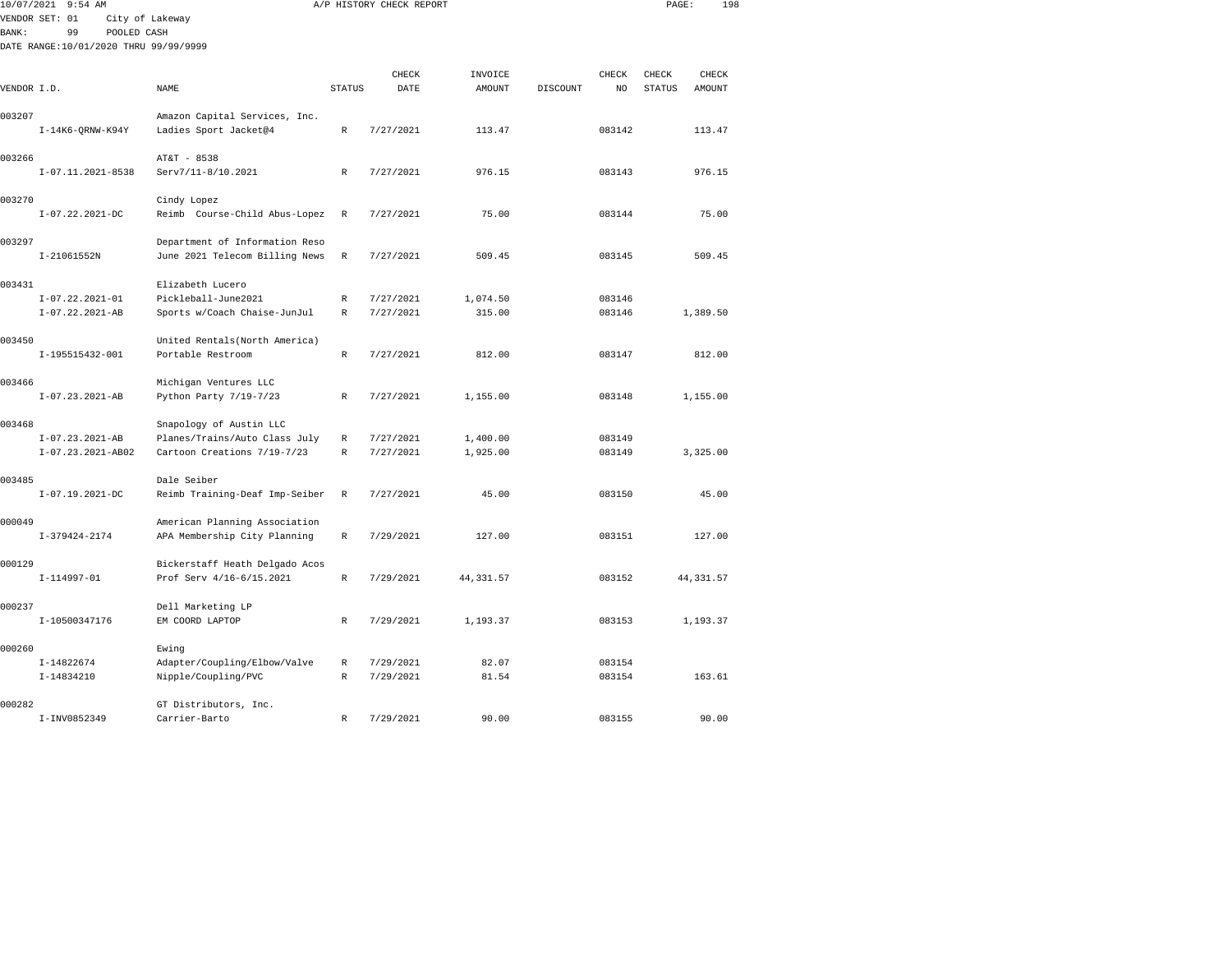10/07/2021 9:54 AM A/P HISTORY CHECK REPORT

VENDOR SET: 01 City of Lakeway

BANK: 99 POOLED CASH

DATE RANGE:10/01/2020 THRU 99/99/9999

| VENDOR I.D. | NAME | STATUS | CHECK DATE | INVOICE AMOUNT | DISCOUNT | CHECK NO | CHECK STATUS | CHECK AMOUNT |
|---|---|---|---|---|---|---|---|---|
| 003207 | Amazon Capital Services, Inc. | | | | | | | |
| I-14K6-QRNW-K94Y | Ladies Sport Jacket@4 | R | 7/27/2021 | 113.47 | | 083142 | | 113.47 |
| 003266 | AT&T - 8538 | | | | | | | |
| I-07.11.2021-8538 | Serv7/11-8/10.2021 | R | 7/27/2021 | 976.15 | | 083143 | | 976.15 |
| 003270 | Cindy Lopez | | | | | | | |
| I-07.22.2021-DC | Reimb Course-Child Abus-Lopez | R | 7/27/2021 | 75.00 | | 083144 | | 75.00 |
| 003297 | Department of Information Reso | | | | | | | |
| I-21061552N | June 2021 Telecom Billing News | R | 7/27/2021 | 509.45 | | 083145 | | 509.45 |
| 003431 | Elizabeth Lucero | | | | | | | |
| I-07.22.2021-01 | Pickleball-June2021 | R | 7/27/2021 | 1,074.50 | | 083146 | | |
| I-07.22.2021-AB | Sports w/Coach Chaise-JunJul | R | 7/27/2021 | 315.00 | | 083146 | | 1,389.50 |
| 003450 | United Rentals(North America) | | | | | | | |
| I-195515432-001 | Portable Restroom | R | 7/27/2021 | 812.00 | | 083147 | | 812.00 |
| 003466 | Michigan Ventures LLC | | | | | | | |
| I-07.23.2021-AB | Python Party 7/19-7/23 | R | 7/27/2021 | 1,155.00 | | 083148 | | 1,155.00 |
| 003468 | Snapology of Austin LLC | | | | | | | |
| I-07.23.2021-AB | Planes/Trains/Auto Class July | R | 7/27/2021 | 1,400.00 | | 083149 | | |
| I-07.23.2021-AB02 | Cartoon Creations 7/19-7/23 | R | 7/27/2021 | 1,925.00 | | 083149 | | 3,325.00 |
| 003485 | Dale Seiber | | | | | | | |
| I-07.19.2021-DC | Reimb Training-Deaf Imp-Seiber | R | 7/27/2021 | 45.00 | | 083150 | | 45.00 |
| 000049 | American Planning Association | | | | | | | |
| I-379424-2174 | APA Membership City Planning | R | 7/29/2021 | 127.00 | | 083151 | | 127.00 |
| 000129 | Bickerstaff Heath Delgado Acos | | | | | | | |
| I-114997-01 | Prof Serv 4/16-6/15.2021 | R | 7/29/2021 | 44,331.57 | | 083152 | | 44,331.57 |
| 000237 | Dell Marketing LP | | | | | | | |
| I-10500347176 | EM COORD LAPTOP | R | 7/29/2021 | 1,193.37 | | 083153 | | 1,193.37 |
| 000260 | Ewing | | | | | | | |
| I-14822674 | Adapter/Coupling/Elbow/Valve | R | 7/29/2021 | 82.07 | | 083154 | | |
| I-14834210 | Nipple/Coupling/PVC | R | 7/29/2021 | 81.54 | | 083154 | | 163.61 |
| 000282 | GT Distributors, Inc. | | | | | | | |
| I-INV0852349 | Carrier-Barto | R | 7/29/2021 | 90.00 | | 083155 | | 90.00 |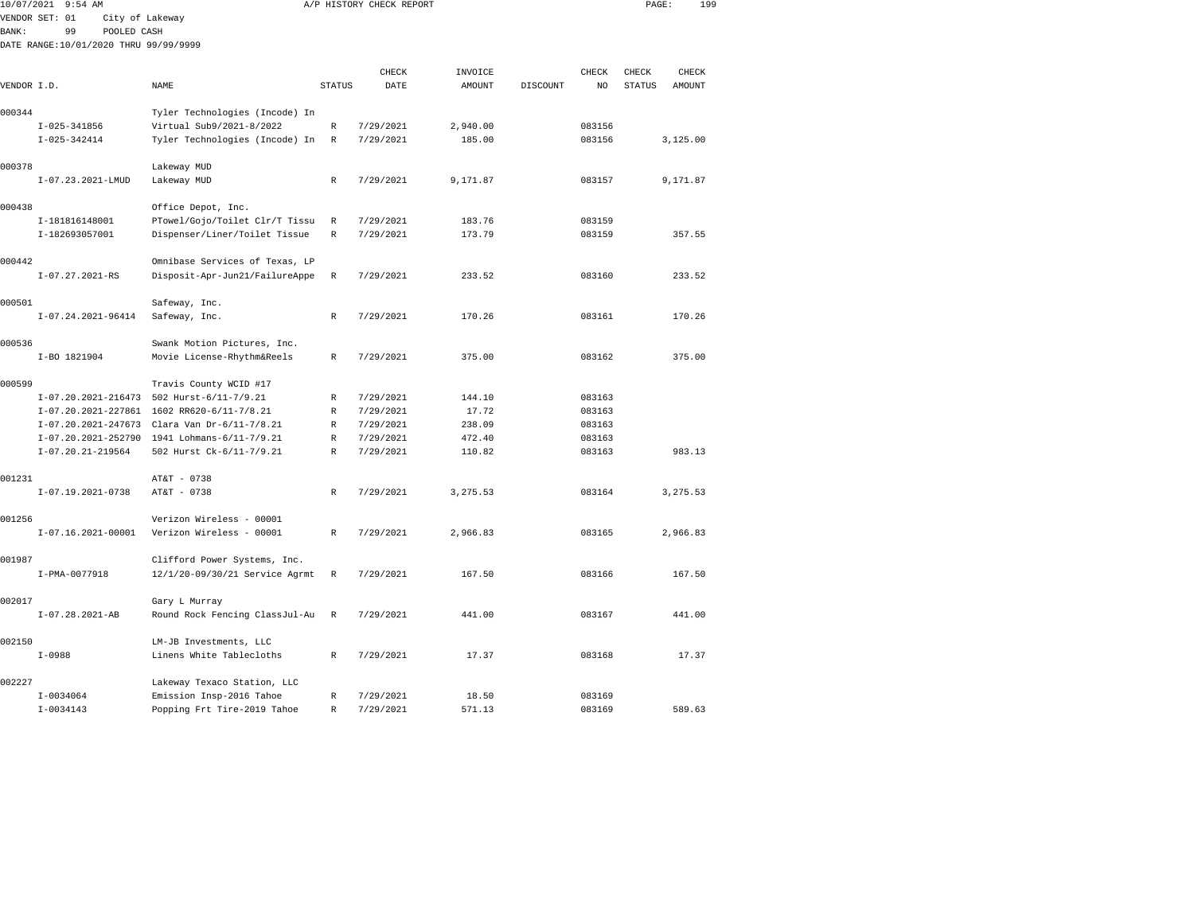10/07/2021 9:54 AM A/P HISTORY CHECK REPORT

VENDOR SET: 01 City of Lakeway
BANK: 99 POOLED CASH
DATE RANGE:10/01/2020 THRU 99/99/9999

| VENDOR I.D. | NAME | STATUS | CHECK DATE | INVOICE AMOUNT | DISCOUNT | CHECK NO | CHECK STATUS | CHECK AMOUNT |
|---|---|---|---|---|---|---|---|---|
| 000344 | Tyler Technologies (Incode) In | | | | | | | |
| I-025-341856 | Virtual Sub9/2021-8/2022 | R | 7/29/2021 | 2,940.00 | | 083156 | | |
| I-025-342414 | Tyler Technologies (Incode) In | R | 7/29/2021 | 185.00 | | 083156 | | 3,125.00 |
| 000378 | Lakeway MUD | | | | | | | |
| I-07.23.2021-LMUD | Lakeway MUD | R | 7/29/2021 | 9,171.87 | | 083157 | | 9,171.87 |
| 000438 | Office Depot, Inc. | | | | | | | |
| I-181816148001 | PTowel/Gojo/Toilet Clr/T Tissu | R | 7/29/2021 | 183.76 | | 083159 | | |
| I-182693057001 | Dispenser/Liner/Toilet Tissue | R | 7/29/2021 | 173.79 | | 083159 | | 357.55 |
| 000442 | Omnibase Services of Texas, LP | | | | | | | |
| I-07.27.2021-RS | Disposit-Apr-Jun21/FailureAppe | R | 7/29/2021 | 233.52 | | 083160 | | 233.52 |
| 000501 | Safeway, Inc. | | | | | | | |
| I-07.24.2021-96414 | Safeway, Inc. | R | 7/29/2021 | 170.26 | | 083161 | | 170.26 |
| 000536 | Swank Motion Pictures, Inc. | | | | | | | |
| I-BO 1821904 | Movie License-Rhythm&Reels | R | 7/29/2021 | 375.00 | | 083162 | | 375.00 |
| 000599 | Travis County WCID #17 | | | | | | | |
| I-07.20.2021-216473 | 502 Hurst-6/11-7/9.21 | R | 7/29/2021 | 144.10 | | 083163 | | |
| I-07.20.2021-227861 | 1602 RR620-6/11-7/8.21 | R | 7/29/2021 | 17.72 | | 083163 | | |
| I-07.20.2021-247673 | Clara Van Dr-6/11-7/8.21 | R | 7/29/2021 | 238.09 | | 083163 | | |
| I-07.20.2021-252790 | 1941 Lohmans-6/11-7/9.21 | R | 7/29/2021 | 472.40 | | 083163 | | |
| I-07.20.21-219564 | 502 Hurst Ck-6/11-7/9.21 | R | 7/29/2021 | 110.82 | | 083163 | | 983.13 |
| 001231 | AT&T - 0738 | | | | | | | |
| I-07.19.2021-0738 | AT&T - 0738 | R | 7/29/2021 | 3,275.53 | | 083164 | | 3,275.53 |
| 001256 | Verizon Wireless - 00001 | | | | | | | |
| I-07.16.2021-00001 | Verizon Wireless - 00001 | R | 7/29/2021 | 2,966.83 | | 083165 | | 2,966.83 |
| 001987 | Clifford Power Systems, Inc. | | | | | | | |
| I-PMA-0077918 | 12/1/20-09/30/21 Service Agrmt | R | 7/29/2021 | 167.50 | | 083166 | | 167.50 |
| 002017 | Gary L Murray | | | | | | | |
| I-07.28.2021-AB | Round Rock Fencing ClassJul-Au | R | 7/29/2021 | 441.00 | | 083167 | | 441.00 |
| 002150 | LM-JB Investments, LLC | | | | | | | |
| I-0988 | Linens White Tablecloths | R | 7/29/2021 | 17.37 | | 083168 | | 17.37 |
| 002227 | Lakeway Texaco Station, LLC | | | | | | | |
| I-0034064 | Emission Insp-2016 Tahoe | R | 7/29/2021 | 18.50 | | 083169 | | |
| I-0034143 | Popping Frt Tire-2019 Tahoe | R | 7/29/2021 | 571.13 | | 083169 | | 589.63 |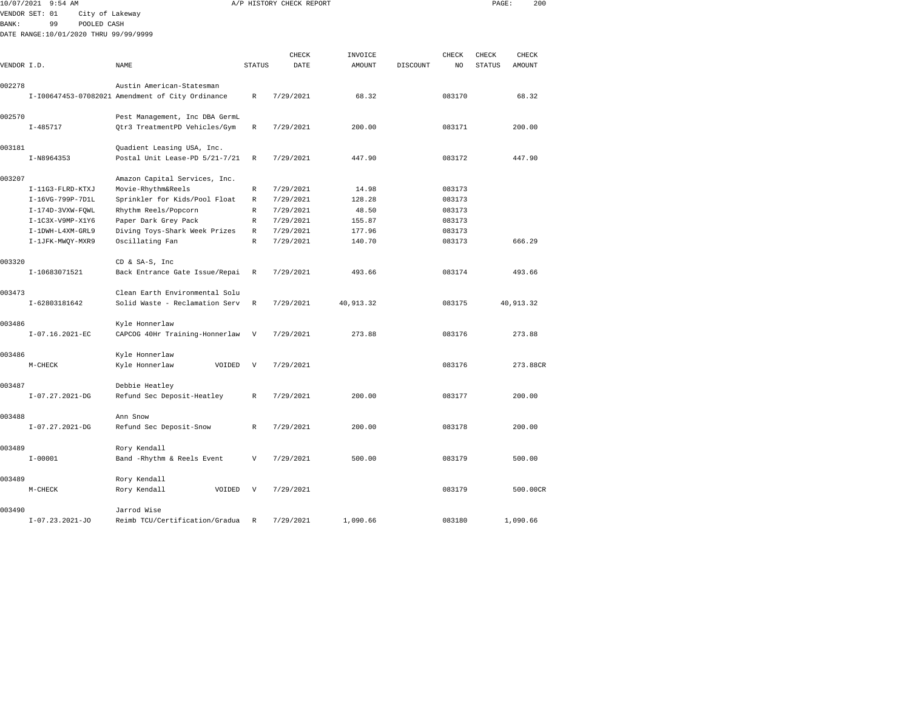10/07/2021 9:54 AM A/P HISTORY CHECK REPORT

VENDOR SET: 01 City of Lakeway
BANK: 99 POOLED CASH
DATE RANGE:10/01/2020 THRU 99/99/9999

| VENDOR I.D. | NAME | STATUS | CHECK DATE | INVOICE AMOUNT | DISCOUNT | CHECK NO | CHECK STATUS | CHECK AMOUNT |
|---|---|---|---|---|---|---|---|---|
| 002278 | Austin American-Statesman | | | | | | | |
| I-I00647453-07082021 | Amendment of City Ordinance | R | 7/29/2021 | 68.32 | | 083170 | | 68.32 |
| 002570 | Pest Management, Inc DBA GermL | | | | | | | |
| I-485717 | Qtr3 TreatmentPD Vehicles/Gym | R | 7/29/2021 | 200.00 | | 083171 | | 200.00 |
| 003181 | Quadient Leasing USA, Inc. | | | | | | | |
| I-N8964353 | Postal Unit Lease-PD 5/21-7/21 | R | 7/29/2021 | 447.90 | | 083172 | | 447.90 |
| 003207 | Amazon Capital Services, Inc. | | | | | | | |
| I-11G3-FLRD-KTXJ | Movie-Rhythm&Reels | R | 7/29/2021 | 14.98 | | 083173 | | |
| I-16VG-799P-7D1L | Sprinkler for Kids/Pool Float | R | 7/29/2021 | 128.28 | | 083173 | | |
| I-174D-3VXW-FQWL | Rhythm Reels/Popcorn | R | 7/29/2021 | 48.50 | | 083173 | | |
| I-1C3X-V9MP-X1Y6 | Paper Dark Grey Pack | R | 7/29/2021 | 155.87 | | 083173 | | |
| I-1DWH-L4XM-GRL9 | Diving Toys-Shark Week Prizes | R | 7/29/2021 | 177.96 | | 083173 | | |
| I-1JFK-MWQY-MXR9 | Oscillating Fan | R | 7/29/2021 | 140.70 | | 083173 | | 666.29 |
| 003320 | CD & SA-S, Inc | | | | | | | |
| I-10683071521 | Back Entrance Gate Issue/Repai | R | 7/29/2021 | 493.66 | | 083174 | | 493.66 |
| 003473 | Clean Earth Environmental Solu | | | | | | | |
| I-62803181642 | Solid Waste - Reclamation Serv | R | 7/29/2021 | 40,913.32 | | 083175 | | 40,913.32 |
| 003486 | Kyle Honnerlaw | | | | | | | |
| I-07.16.2021-EC | CAPCOG 40Hr Training-Honnerlaw | V | 7/29/2021 | 273.88 | | 083176 | | 273.88 |
| 003486 | Kyle Honnerlaw | | | | | | | |
| M-CHECK | Kyle Honnerlaw VOIDED | V | 7/29/2021 | | | 083176 | | 273.88CR |
| 003487 | Debbie Heatley | | | | | | | |
| I-07.27.2021-DG | Refund Sec Deposit-Heatley | R | 7/29/2021 | 200.00 | | 083177 | | 200.00 |
| 003488 | Ann Snow | | | | | | | |
| I-07.27.2021-DG | Refund Sec Deposit-Snow | R | 7/29/2021 | 200.00 | | 083178 | | 200.00 |
| 003489 | Rory Kendall | | | | | | | |
| I-00001 | Band -Rhythm & Reels Event | V | 7/29/2021 | 500.00 | | 083179 | | 500.00 |
| 003489 | Rory Kendall | | | | | | | |
| M-CHECK | Rory Kendall VOIDED | V | 7/29/2021 | | | 083179 | | 500.00CR |
| 003490 | Jarrod Wise | | | | | | | |
| I-07.23.2021-JO | Reimb TCU/Certification/Gradua | R | 7/29/2021 | 1,090.66 | | 083180 | | 1,090.66 |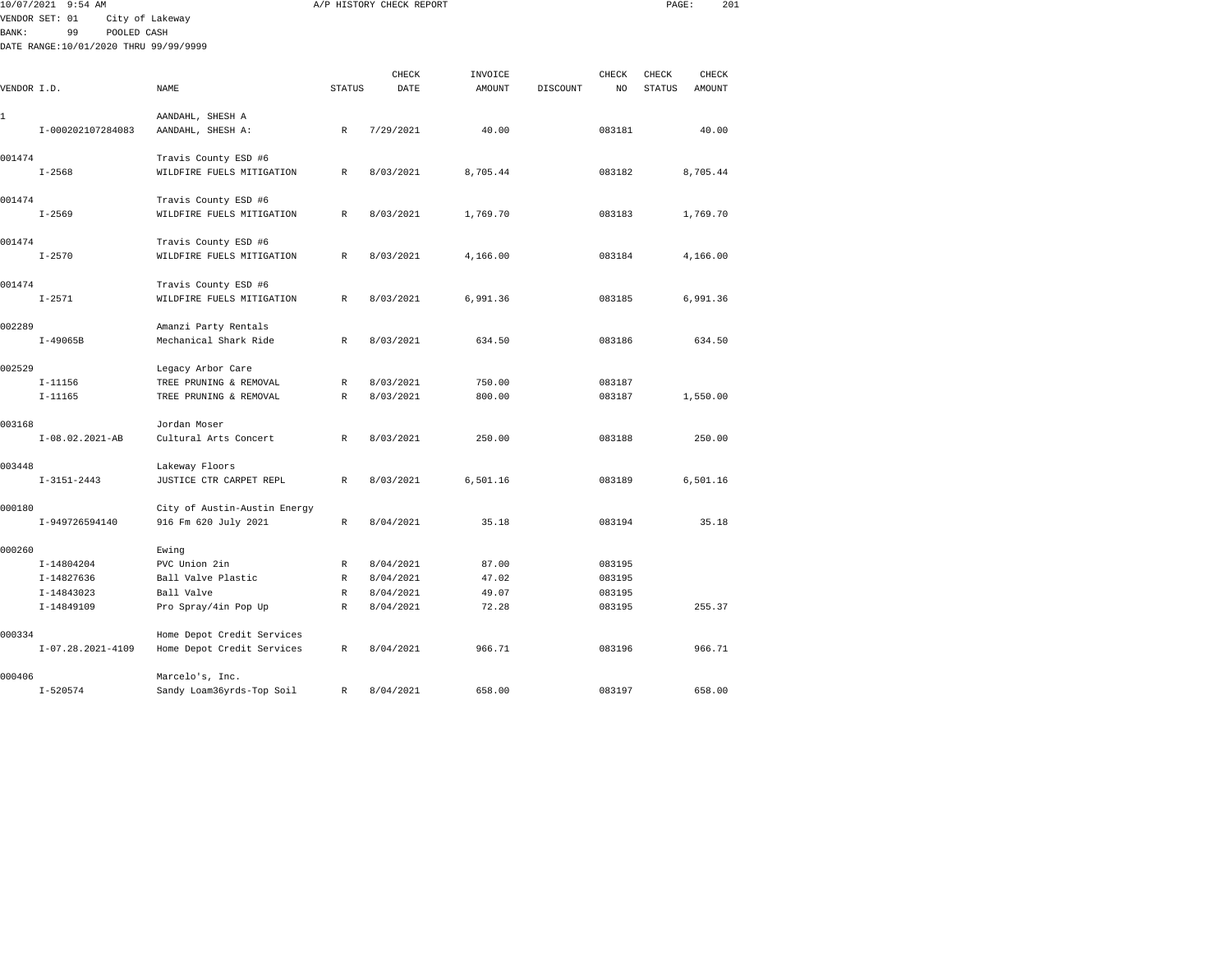A/P HISTORY CHECK REPORT

VENDOR SET: 01 City of Lakeway
BANK: 99 POOLED CASH
DATE RANGE:10/01/2020 THRU 99/99/9999

| VENDOR I.D. | NAME | STATUS | CHECK DATE | INVOICE AMOUNT | DISCOUNT | CHECK NO | CHECK STATUS | CHECK AMOUNT |
|---|---|---|---|---|---|---|---|---|
| 1 | AANDAHL, SHESH A | | | | | | | |
| I-000202107284083 | AANDAHL, SHESH A: | R | 7/29/2021 | 40.00 | | 083181 | | 40.00 |
| 001474 | Travis County ESD #6 | | | | | | | |
| I-2568 | WILDFIRE FUELS MITIGATION | R | 8/03/2021 | 8,705.44 | | 083182 | | 8,705.44 |
| 001474 | Travis County ESD #6 | | | | | | | |
| I-2569 | WILDFIRE FUELS MITIGATION | R | 8/03/2021 | 1,769.70 | | 083183 | | 1,769.70 |
| 001474 | Travis County ESD #6 | | | | | | | |
| I-2570 | WILDFIRE FUELS MITIGATION | R | 8/03/2021 | 4,166.00 | | 083184 | | 4,166.00 |
| 001474 | Travis County ESD #6 | | | | | | | |
| I-2571 | WILDFIRE FUELS MITIGATION | R | 8/03/2021 | 6,991.36 | | 083185 | | 6,991.36 |
| 002289 | Amanzi Party Rentals | | | | | | | |
| I-49065B | Mechanical Shark Ride | R | 8/03/2021 | 634.50 | | 083186 | | 634.50 |
| 002529 | Legacy Arbor Care | | | | | | | |
| I-11156 | TREE PRUNING & REMOVAL | R | 8/03/2021 | 750.00 | | 083187 | | |
| I-11165 | TREE PRUNING & REMOVAL | R | 8/03/2021 | 800.00 | | 083187 | | 1,550.00 |
| 003168 | Jordan Moser | | | | | | | |
| I-08.02.2021-AB | Cultural Arts Concert | R | 8/03/2021 | 250.00 | | 083188 | | 250.00 |
| 003448 | Lakeway Floors | | | | | | | |
| I-3151-2443 | JUSTICE CTR CARPET REPL | R | 8/03/2021 | 6,501.16 | | 083189 | | 6,501.16 |
| 000180 | City of Austin-Austin Energy | | | | | | | |
| I-949726594140 | 916 Fm 620 July 2021 | R | 8/04/2021 | 35.18 | | 083194 | | 35.18 |
| 000260 | Ewing | | | | | | | |
| I-14804204 | PVC Union 2in | R | 8/04/2021 | 87.00 | | 083195 | | |
| I-14827636 | Ball Valve Plastic | R | 8/04/2021 | 47.02 | | 083195 | | |
| I-14843023 | Ball Valve | R | 8/04/2021 | 49.07 | | 083195 | | |
| I-14849109 | Pro Spray/4in Pop Up | R | 8/04/2021 | 72.28 | | 083195 | | 255.37 |
| 000334 | Home Depot Credit Services | | | | | | | |
| I-07.28.2021-4109 | Home Depot Credit Services | R | 8/04/2021 | 966.71 | | 083196 | | 966.71 |
| 000406 | Marcelo's, Inc. | | | | | | | |
| I-520574 | Sandy Loam36yrds-Top Soil | R | 8/04/2021 | 658.00 | | 083197 | | 658.00 |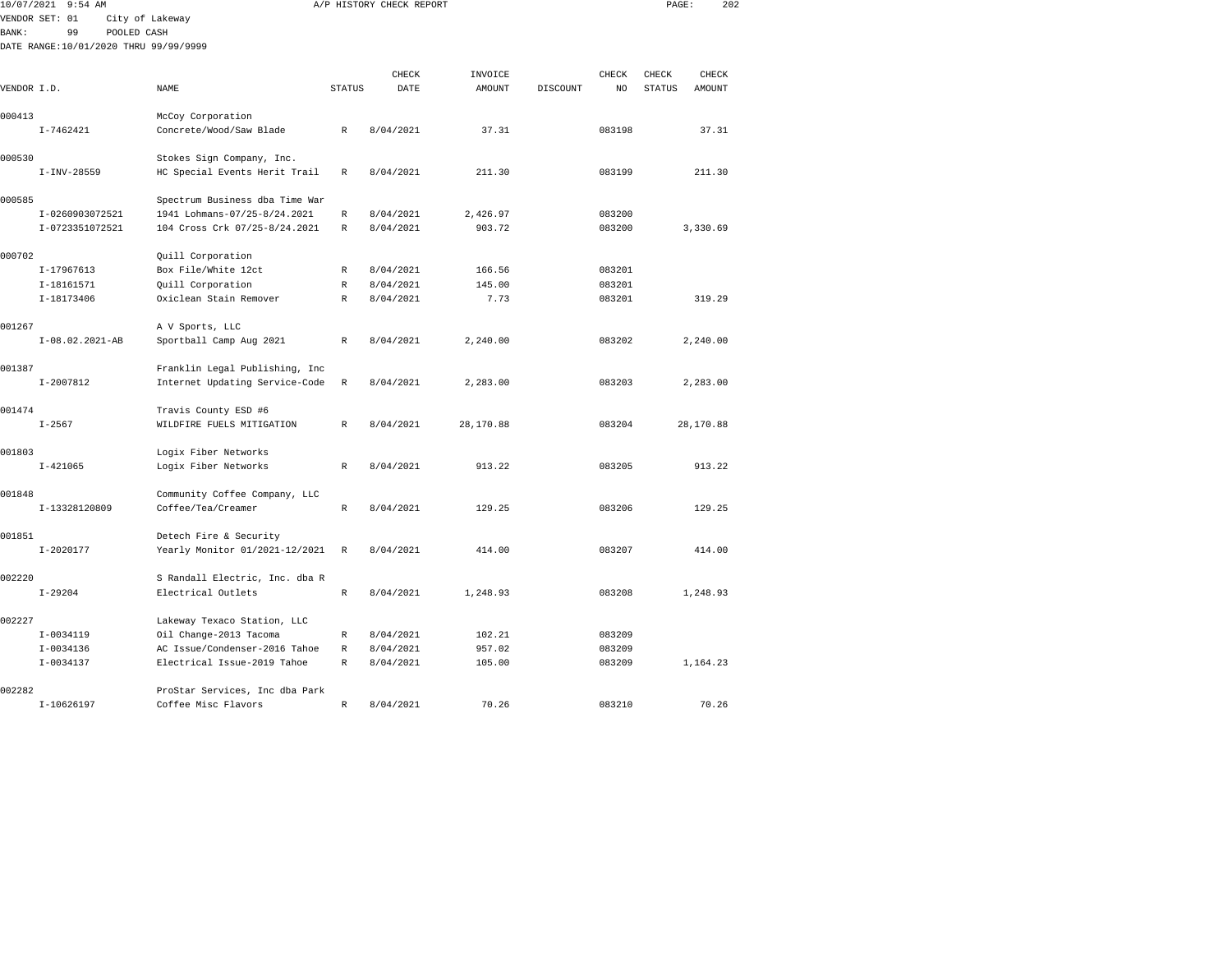10/07/2021 9:54 AM A/P HISTORY CHECK REPORT

VENDOR SET: 01 City of Lakeway
BANK: 99 POOLED CASH
DATE RANGE:10/01/2020 THRU 99/99/9999

| VENDOR I.D. | NAME | STATUS | CHECK DATE | INVOICE AMOUNT | DISCOUNT | CHECK NO | CHECK STATUS | CHECK AMOUNT |
|---|---|---|---|---|---|---|---|---|
| 000413 | McCoy Corporation | | | | | | | |
| I-7462421 | Concrete/Wood/Saw Blade | R | 8/04/2021 | 37.31 | | 083198 | | 37.31 |
| 000530 | Stokes Sign Company, Inc. | | | | | | | |
| I-INV-28559 | HC Special Events Herit Trail | R | 8/04/2021 | 211.30 | | 083199 | | 211.30 |
| 000585 | Spectrum Business dba Time War | | | | | | | |
| I-0260903072521 | 1941 Lohmans-07/25-8/24.2021 | R | 8/04/2021 | 2,426.97 | | 083200 | | |
| I-0723351072521 | 104 Cross Crk 07/25-8/24.2021 | R | 8/04/2021 | 903.72 | | 083200 | | 3,330.69 |
| 000702 | Quill Corporation | | | | | | | |
| I-17967613 | Box File/White 12ct | R | 8/04/2021 | 166.56 | | 083201 | | |
| I-18161571 | Quill Corporation | R | 8/04/2021 | 145.00 | | 083201 | | |
| I-18173406 | Oxiclean Stain Remover | R | 8/04/2021 | 7.73 | | 083201 | | 319.29 |
| 001267 | A V Sports, LLC | | | | | | | |
| I-08.02.2021-AB | Sportball Camp Aug 2021 | R | 8/04/2021 | 2,240.00 | | 083202 | | 2,240.00 |
| 001387 | Franklin Legal Publishing, Inc | | | | | | | |
| I-2007812 | Internet Updating Service-Code | R | 8/04/2021 | 2,283.00 | | 083203 | | 2,283.00 |
| 001474 | Travis County ESD #6 | | | | | | | |
| I-2567 | WILDFIRE FUELS MITIGATION | R | 8/04/2021 | 28,170.88 | | 083204 | | 28,170.88 |
| 001803 | Logix Fiber Networks | | | | | | | |
| I-421065 | Logix Fiber Networks | R | 8/04/2021 | 913.22 | | 083205 | | 913.22 |
| 001848 | Community Coffee Company, LLC | | | | | | | |
| I-13328120809 | Coffee/Tea/Creamer | R | 8/04/2021 | 129.25 | | 083206 | | 129.25 |
| 001851 | Detech Fire & Security | | | | | | | |
| I-2020177 | Yearly Monitor 01/2021-12/2021 | R | 8/04/2021 | 414.00 | | 083207 | | 414.00 |
| 002220 | S Randall Electric, Inc. dba R | | | | | | | |
| I-29204 | Electrical Outlets | R | 8/04/2021 | 1,248.93 | | 083208 | | 1,248.93 |
| 002227 | Lakeway Texaco Station, LLC | | | | | | | |
| I-0034119 | Oil Change-2013 Tacoma | R | 8/04/2021 | 102.21 | | 083209 | | |
| I-0034136 | AC Issue/Condenser-2016 Tahoe | R | 8/04/2021 | 957.02 | | 083209 | | |
| I-0034137 | Electrical Issue-2019 Tahoe | R | 8/04/2021 | 105.00 | | 083209 | | 1,164.23 |
| 002282 | ProStar Services, Inc dba Park | | | | | | | |
| I-10626197 | Coffee Misc Flavors | R | 8/04/2021 | 70.26 | | 083210 | | 70.26 |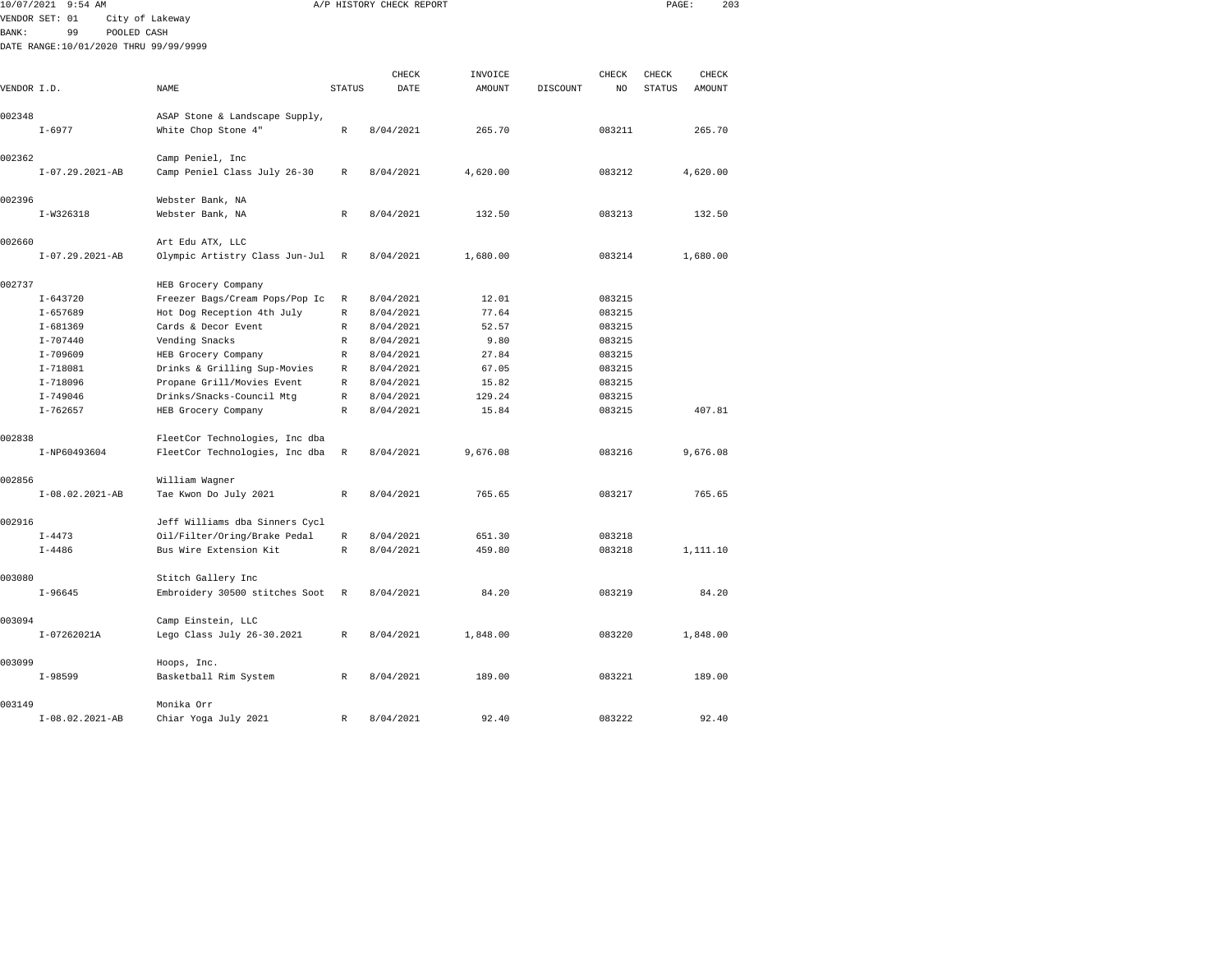10/07/2021 9:54 AM A/P HISTORY CHECK REPORT

VENDOR SET: 01 City of Lakeway
BANK: 99 POOLED CASH
DATE RANGE:10/01/2020 THRU 99/99/9999

| VENDOR I.D. | NAME | STATUS | CHECK DATE | INVOICE AMOUNT | DISCOUNT | CHECK NO | CHECK STATUS | CHECK AMOUNT |
|---|---|---|---|---|---|---|---|---|
| 002348 | ASAP Stone & Landscape Supply, | | | | | | | |
| I-6977 | White Chop Stone 4" | R | 8/04/2021 | 265.70 | | 083211 | | 265.70 |
| 002362 | Camp Peniel, Inc | | | | | | | |
| I-07.29.2021-AB | Camp Peniel Class July 26-30 | R | 8/04/2021 | 4,620.00 | | 083212 | | 4,620.00 |
| 002396 | Webster Bank, NA | | | | | | | |
| I-W326318 | Webster Bank, NA | R | 8/04/2021 | 132.50 | | 083213 | | 132.50 |
| 002660 | Art Edu ATX, LLC | | | | | | | |
| I-07.29.2021-AB | Olympic Artistry Class Jun-Jul | R | 8/04/2021 | 1,680.00 | | 083214 | | 1,680.00 |
| 002737 | HEB Grocery Company | | | | | | | |
| I-643720 | Freezer Bags/Cream Pops/Pop Ic | R | 8/04/2021 | 12.01 | | 083215 | | |
| I-657689 | Hot Dog Reception 4th July | R | 8/04/2021 | 77.64 | | 083215 | | |
| I-681369 | Cards & Decor Event | R | 8/04/2021 | 52.57 | | 083215 | | |
| I-707440 | Vending Snacks | R | 8/04/2021 | 9.80 | | 083215 | | |
| I-709609 | HEB Grocery Company | R | 8/04/2021 | 27.84 | | 083215 | | |
| I-718081 | Drinks & Grilling Sup-Movies | R | 8/04/2021 | 67.05 | | 083215 | | |
| I-718096 | Propane Grill/Movies Event | R | 8/04/2021 | 15.82 | | 083215 | | |
| I-749046 | Drinks/Snacks-Council Mtg | R | 8/04/2021 | 129.24 | | 083215 | | |
| I-762657 | HEB Grocery Company | R | 8/04/2021 | 15.84 | | 083215 | | 407.81 |
| 002838 | FleetCor Technologies, Inc dba | | | | | | | |
| I-NP60493604 | FleetCor Technologies, Inc dba | R | 8/04/2021 | 9,676.08 | | 083216 | | 9,676.08 |
| 002856 | William Wagner | | | | | | | |
| I-08.02.2021-AB | Tae Kwon Do July 2021 | R | 8/04/2021 | 765.65 | | 083217 | | 765.65 |
| 002916 | Jeff Williams dba Sinners Cycl | | | | | | | |
| I-4473 | Oil/Filter/Oring/Brake Pedal | R | 8/04/2021 | 651.30 | | 083218 | | |
| I-4486 | Bus Wire Extension Kit | R | 8/04/2021 | 459.80 | | 083218 | | 1,111.10 |
| 003080 | Stitch Gallery Inc | | | | | | | |
| I-96645 | Embroidery 30500 stitches Soot | R | 8/04/2021 | 84.20 | | 083219 | | 84.20 |
| 003094 | Camp Einstein, LLC | | | | | | | |
| I-07262021A | Lego Class July 26-30.2021 | R | 8/04/2021 | 1,848.00 | | 083220 | | 1,848.00 |
| 003099 | Hoops, Inc. | | | | | | | |
| I-98599 | Basketball Rim System | R | 8/04/2021 | 189.00 | | 083221 | | 189.00 |
| 003149 | Monika Orr | | | | | | | |
| I-08.02.2021-AB | Chiar Yoga July 2021 | R | 8/04/2021 | 92.40 | | 083222 | | 92.40 |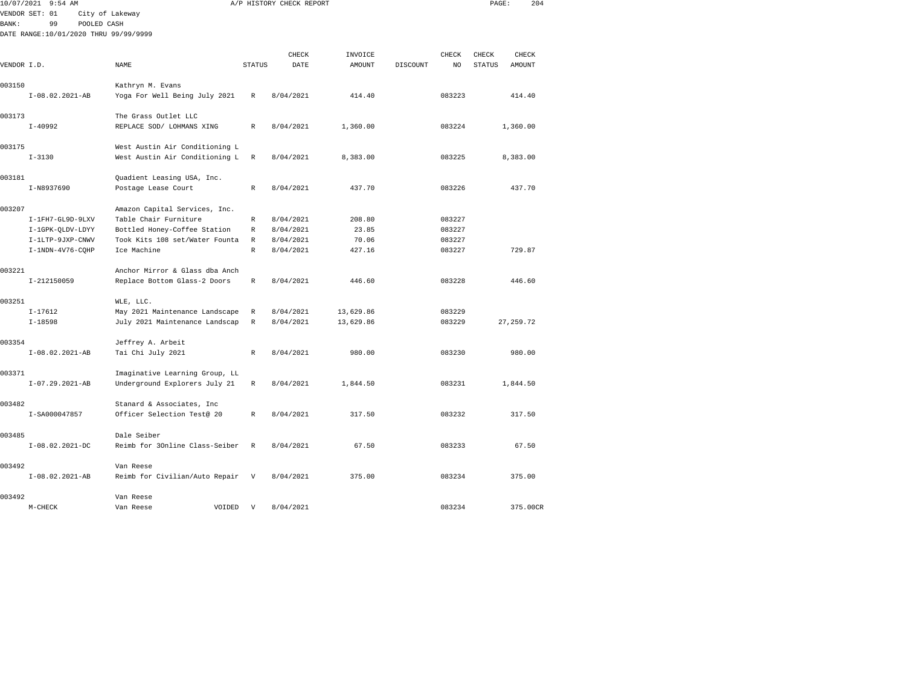10/07/2021 9:54 AM A/P HISTORY CHECK REPORT

VENDOR SET: 01 City of Lakeway
BANK: 99 POOLED CASH
DATE RANGE:10/01/2020 THRU 99/99/9999

| VENDOR I.D. | NAME | STATUS | CHECK DATE | INVOICE AMOUNT | DISCOUNT | CHECK NO | CHECK STATUS | CHECK AMOUNT |
|---|---|---|---|---|---|---|---|---|
| 003150 | Kathryn M. Evans | | | | | | | |
| I-08.02.2021-AB | Yoga For Well Being July 2021 | R | 8/04/2021 | 414.40 | | 083223 | | 414.40 |
| 003173 | The Grass Outlet LLC | | | | | | | |
| I-40992 | REPLACE SOD/ LOHMANS XING | R | 8/04/2021 | 1,360.00 | | 083224 | | 1,360.00 |
| 003175 | West Austin Air Conditioning L | | | | | | | |
| I-3130 | West Austin Air Conditioning L | R | 8/04/2021 | 8,383.00 | | 083225 | | 8,383.00 |
| 003181 | Quadient Leasing USA, Inc. | | | | | | | |
| I-N8937690 | Postage Lease Court | R | 8/04/2021 | 437.70 | | 083226 | | 437.70 |
| 003207 | Amazon Capital Services, Inc. | | | | | | | |
| I-1FH7-GL9D-9LXV | Table Chair Furniture | R | 8/04/2021 | 208.80 | | 083227 | | |
| I-1GPK-QLDV-LDYY | Bottled Honey-Coffee Station | R | 8/04/2021 | 23.85 | | 083227 | | |
| I-1LTP-9JXP-CNWV | Took Kits 108 set/Water Founta | R | 8/04/2021 | 70.06 | | 083227 | | |
| I-1NDN-4V76-CQHP | Ice Machine | R | 8/04/2021 | 427.16 | | 083227 | | 729.87 |
| 003221 | Anchor Mirror & Glass dba Anch | | | | | | | |
| I-212150059 | Replace Bottom Glass-2 Doors | R | 8/04/2021 | 446.60 | | 083228 | | 446.60 |
| 003251 | WLE, LLC. | | | | | | | |
| I-17612 | May 2021 Maintenance Landscape | R | 8/04/2021 | 13,629.86 | | 083229 | | |
| I-18598 | July 2021 Maintenance Landscap | R | 8/04/2021 | 13,629.86 | | 083229 | | 27,259.72 |
| 003354 | Jeffrey A. Arbeit | | | | | | | |
| I-08.02.2021-AB | Tai Chi July 2021 | R | 8/04/2021 | 980.00 | | 083230 | | 980.00 |
| 003371 | Imaginative Learning Group, LL | | | | | | | |
| I-07.29.2021-AB | Underground Explorers July 21 | R | 8/04/2021 | 1,844.50 | | 083231 | | 1,844.50 |
| 003482 | Stanard & Associates, Inc | | | | | | | |
| I-SA000047857 | Officer Selection Test@ 20 | R | 8/04/2021 | 317.50 | | 083232 | | 317.50 |
| 003485 | Dale Seiber | | | | | | | |
| I-08.02.2021-DC | Reimb for 3Online Class-Seiber | R | 8/04/2021 | 67.50 | | 083233 | | 67.50 |
| 003492 | Van Reese | | | | | | | |
| I-08.02.2021-AB | Reimb for Civilian/Auto Repair | V | 8/04/2021 | 375.00 | | 083234 | | 375.00 |
| 003492 | Van Reese | | | | | | | |
| M-CHECK | Van Reese VOIDED | V | 8/04/2021 | | | 083234 | | 375.00CR |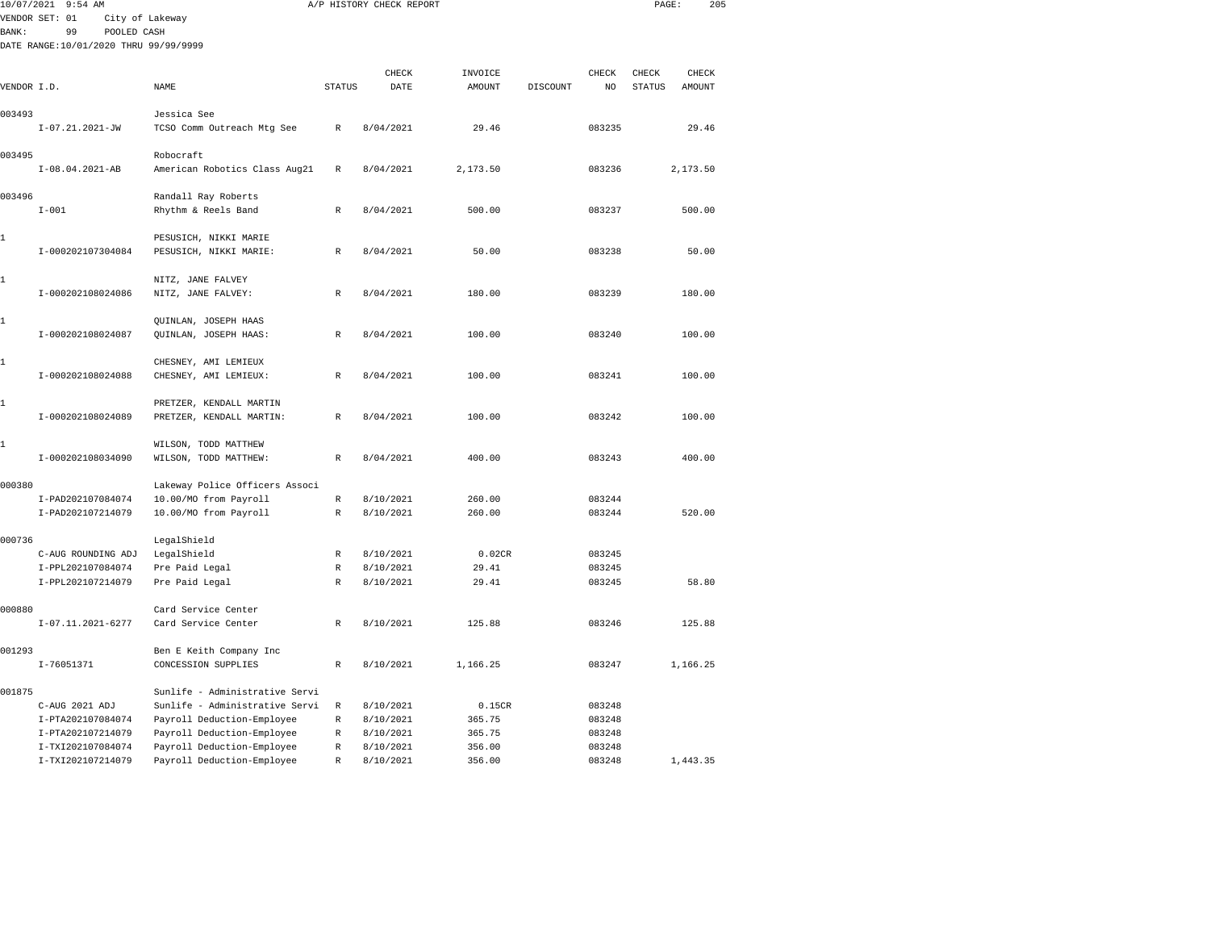10/07/2021 9:54 AM A/P HISTORY CHECK REPORT

VENDOR SET: 01 City of Lakeway
BANK: 99 POOLED CASH
DATE RANGE:10/01/2020 THRU 99/99/9999

| VENDOR I.D. | NAME | STATUS | CHECK DATE | INVOICE AMOUNT | DISCOUNT | CHECK NO | CHECK STATUS | CHECK AMOUNT |
|---|---|---|---|---|---|---|---|---|
| 003493 | Jessica See | | | | | | | |
| I-07.21.2021-JW | TCSO Comm Outreach Mtg See | R | 8/04/2021 | 29.46 | | 083235 | | 29.46 |
| 003495 | Robocraft | | | | | | | |
| I-08.04.2021-AB | American Robotics Class Aug21 | R | 8/04/2021 | 2,173.50 | | 083236 | | 2,173.50 |
| 003496 | Randall Ray Roberts | | | | | | | |
| I-001 | Rhythm & Reels Band | R | 8/04/2021 | 500.00 | | 083237 | | 500.00 |
| 1 | PESUSICH, NIKKI MARIE | | | | | | | |
| I-000202107304084 | PESUSICH, NIKKI MARIE: | R | 8/04/2021 | 50.00 | | 083238 | | 50.00 |
| 1 | NITZ, JANE FALVEY | | | | | | | |
| I-000202108024086 | NITZ, JANE FALVEY: | R | 8/04/2021 | 180.00 | | 083239 | | 180.00 |
| 1 | QUINLAN, JOSEPH HAAS | | | | | | | |
| I-000202108024087 | QUINLAN, JOSEPH HAAS: | R | 8/04/2021 | 100.00 | | 083240 | | 100.00 |
| 1 | CHESNEY, AMI LEMIEUX | | | | | | | |
| I-000202108024088 | CHESNEY, AMI LEMIEUX: | R | 8/04/2021 | 100.00 | | 083241 | | 100.00 |
| 1 | PRETZER, KENDALL MARTIN | | | | | | | |
| I-000202108024089 | PRETZER, KENDALL MARTIN: | R | 8/04/2021 | 100.00 | | 083242 | | 100.00 |
| 1 | WILSON, TODD MATTHEW | | | | | | | |
| I-000202108034090 | WILSON, TODD MATTHEW: | R | 8/04/2021 | 400.00 | | 083243 | | 400.00 |
| 000380 | Lakeway Police Officers Associ | | | | | | | |
| I-PAD202107084074 | 10.00/MO from Payroll | R | 8/10/2021 | 260.00 | | 083244 | | |
| I-PAD202107214079 | 10.00/MO from Payroll | R | 8/10/2021 | 260.00 | | 083244 | | 520.00 |
| 000736 | LegalShield | | | | | | | |
| C-AUG ROUNDING ADJ | LegalShield | R | 8/10/2021 | 0.02CR | | 083245 | | |
| I-PPL202107084074 | Pre Paid Legal | R | 8/10/2021 | 29.41 | | 083245 | | |
| I-PPL202107214079 | Pre Paid Legal | R | 8/10/2021 | 29.41 | | 083245 | | 58.80 |
| 000880 | Card Service Center | | | | | | | |
| I-07.11.2021-6277 | Card Service Center | R | 8/10/2021 | 125.88 | | 083246 | | 125.88 |
| 001293 | Ben E Keith Company Inc | | | | | | | |
| I-76051371 | CONCESSION SUPPLIES | R | 8/10/2021 | 1,166.25 | | 083247 | | 1,166.25 |
| 001875 | Sunlife - Administrative Servi | | | | | | | |
| C-AUG 2021 ADJ | Sunlife - Administrative Servi | R | 8/10/2021 | 0.15CR | | 083248 | | |
| I-PTA202107084074 | Payroll Deduction-Employee | R | 8/10/2021 | 365.75 | | 083248 | | |
| I-PTA202107214079 | Payroll Deduction-Employee | R | 8/10/2021 | 365.75 | | 083248 | | |
| I-TXI202107084074 | Payroll Deduction-Employee | R | 8/10/2021 | 356.00 | | 083248 | | |
| I-TXI202107214079 | Payroll Deduction-Employee | R | 8/10/2021 | 356.00 | | 083248 | | 1,443.35 |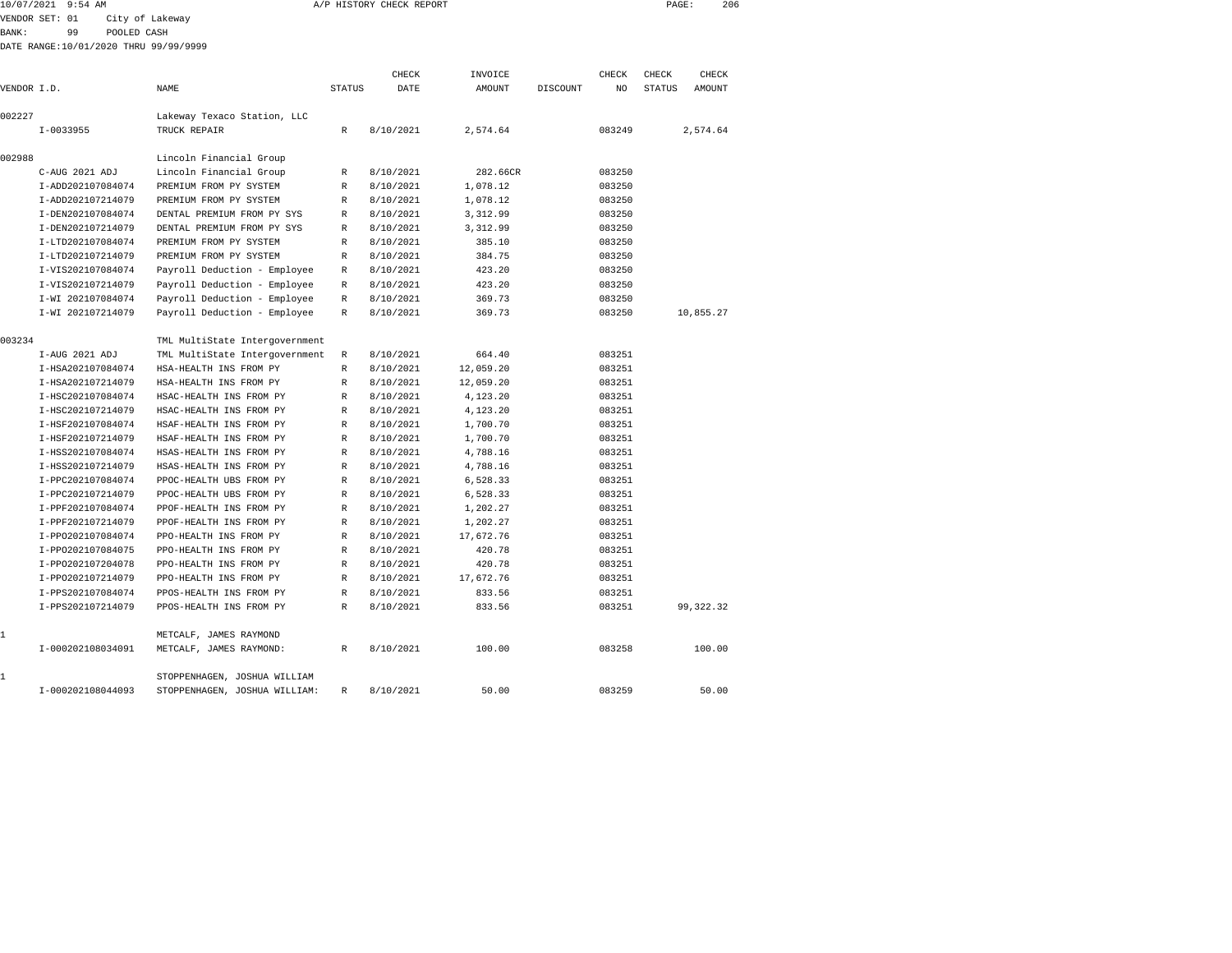10/07/2021 9:54 AM A/P HISTORY CHECK REPORT

VENDOR SET: 01 City of Lakeway

BANK: 99 POOLED CASH

DATE RANGE:10/01/2020 THRU 99/99/9999

| VENDOR I.D. | NAME | STATUS | CHECK DATE | INVOICE AMOUNT | DISCOUNT | CHECK NO | CHECK STATUS | CHECK AMOUNT |
|---|---|---|---|---|---|---|---|---|
| 002227 | Lakeway Texaco Station, LLC | | | | | | | |
| I-0033955 | TRUCK REPAIR | R | 8/10/2021 | 2,574.64 | | 083249 | | 2,574.64 |
| 002988 | Lincoln Financial Group | | | | | | | |
| C-AUG 2021 ADJ | Lincoln Financial Group | R | 8/10/2021 | 282.66CR | | 083250 | | |
| I-ADD202107084074 | PREMIUM FROM PY SYSTEM | R | 8/10/2021 | 1,078.12 | | 083250 | | |
| I-ADD202107214079 | PREMIUM FROM PY SYSTEM | R | 8/10/2021 | 1,078.12 | | 083250 | | |
| I-DEN202107084074 | DENTAL PREMIUM FROM PY SYS | R | 8/10/2021 | 3,312.99 | | 083250 | | |
| I-DEN202107214079 | DENTAL PREMIUM FROM PY SYS | R | 8/10/2021 | 3,312.99 | | 083250 | | |
| I-LTD202107084074 | PREMIUM FROM PY SYSTEM | R | 8/10/2021 | 385.10 | | 083250 | | |
| I-LTD202107214079 | PREMIUM FROM PY SYSTEM | R | 8/10/2021 | 384.75 | | 083250 | | |
| I-VIS202107084074 | Payroll Deduction - Employee | R | 8/10/2021 | 423.20 | | 083250 | | |
| I-VIS202107214079 | Payroll Deduction - Employee | R | 8/10/2021 | 423.20 | | 083250 | | |
| I-WI 202107084074 | Payroll Deduction - Employee | R | 8/10/2021 | 369.73 | | 083250 | | |
| I-WI 202107214079 | Payroll Deduction - Employee | R | 8/10/2021 | 369.73 | | 083250 | | 10,855.27 |
| 003234 | TML MultiState Intergovernment | | | | | | | |
| I-AUG 2021 ADJ | TML MultiState Intergovernment | R | 8/10/2021 | 664.40 | | 083251 | | |
| I-HSA202107084074 | HSA-HEALTH INS FROM PY | R | 8/10/2021 | 12,059.20 | | 083251 | | |
| I-HSA202107214079 | HSA-HEALTH INS FROM PY | R | 8/10/2021 | 12,059.20 | | 083251 | | |
| I-HSC202107084074 | HSAC-HEALTH INS FROM PY | R | 8/10/2021 | 4,123.20 | | 083251 | | |
| I-HSC202107214079 | HSAC-HEALTH INS FROM PY | R | 8/10/2021 | 4,123.20 | | 083251 | | |
| I-HSF202107084074 | HSAF-HEALTH INS FROM PY | R | 8/10/2021 | 1,700.70 | | 083251 | | |
| I-HSF202107214079 | HSAF-HEALTH INS FROM PY | R | 8/10/2021 | 1,700.70 | | 083251 | | |
| I-HSS202107084074 | HSAS-HEALTH INS FROM PY | R | 8/10/2021 | 4,788.16 | | 083251 | | |
| I-HSS202107214079 | HSAS-HEALTH INS FROM PY | R | 8/10/2021 | 4,788.16 | | 083251 | | |
| I-PPC202107084074 | PPOC-HEALTH UBS FROM PY | R | 8/10/2021 | 6,528.33 | | 083251 | | |
| I-PPC202107214079 | PPOC-HEALTH UBS FROM PY | R | 8/10/2021 | 6,528.33 | | 083251 | | |
| I-PPF202107084074 | PPOF-HEALTH INS FROM PY | R | 8/10/2021 | 1,202.27 | | 083251 | | |
| I-PPF202107214079 | PPOF-HEALTH INS FROM PY | R | 8/10/2021 | 1,202.27 | | 083251 | | |
| I-PPO202107084074 | PPO-HEALTH INS FROM PY | R | 8/10/2021 | 17,672.76 | | 083251 | | |
| I-PPO202107084075 | PPO-HEALTH INS FROM PY | R | 8/10/2021 | 420.78 | | 083251 | | |
| I-PPO202107204078 | PPO-HEALTH INS FROM PY | R | 8/10/2021 | 420.78 | | 083251 | | |
| I-PPO202107214079 | PPO-HEALTH INS FROM PY | R | 8/10/2021 | 17,672.76 | | 083251 | | |
| I-PPS202107084074 | PPOS-HEALTH INS FROM PY | R | 8/10/2021 | 833.56 | | 083251 | | |
| I-PPS202107214079 | PPOS-HEALTH INS FROM PY | R | 8/10/2021 | 833.56 | | 083251 | | 99,322.32 |
| 1 | METCALF, JAMES RAYMOND | | | | | | | |
| I-000202108034091 | METCALF, JAMES RAYMOND: | R | 8/10/2021 | 100.00 | | 083258 | | 100.00 |
| 1 | STOPPENHAGEN, JOSHUA WILLIAM | | | | | | | |
| I-000202108044093 | STOPPENHAGEN, JOSHUA WILLIAM: | R | 8/10/2021 | 50.00 | | 083259 | | 50.00 |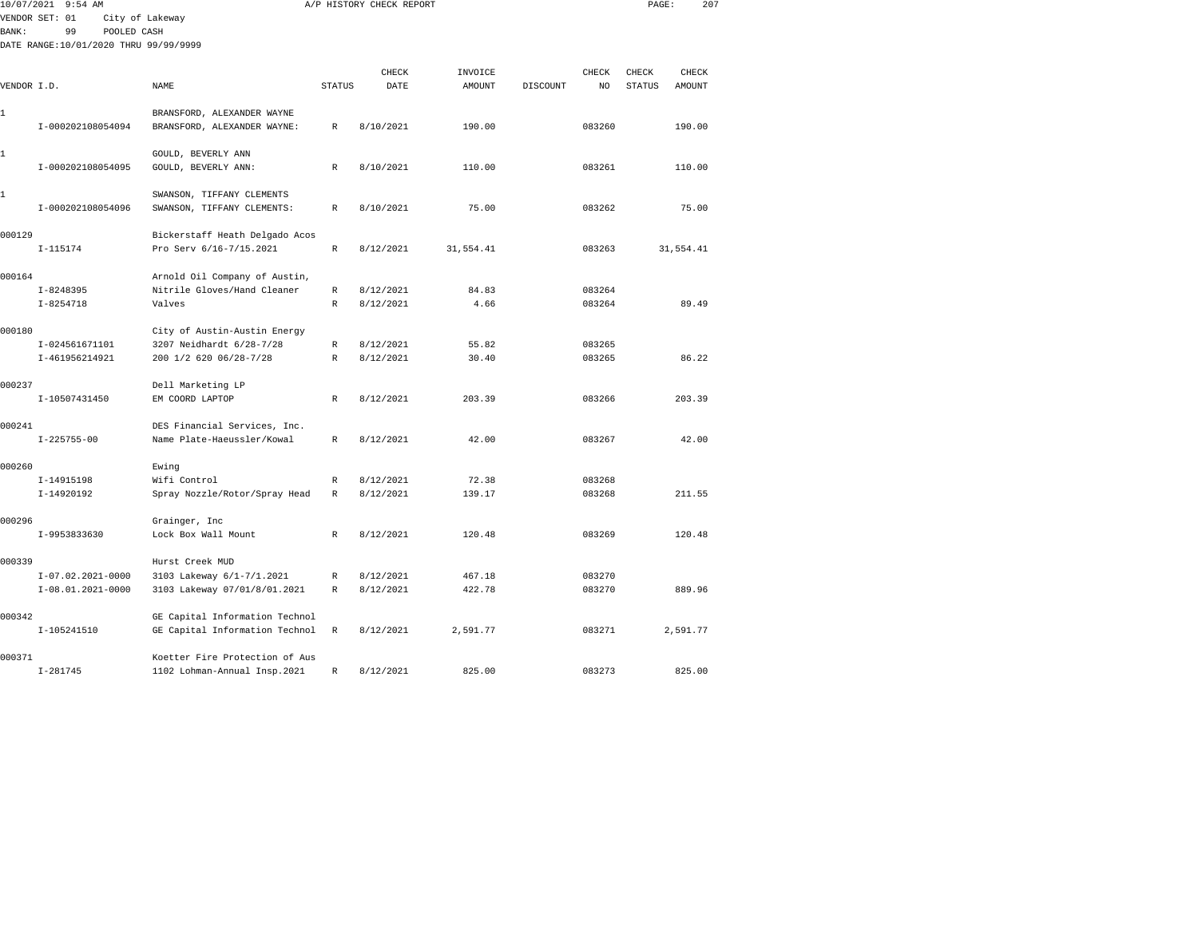10/07/2021 9:54 AM A/P HISTORY CHECK REPORT

VENDOR SET: 01 City of Lakeway
BANK: 99 POOLED CASH
DATE RANGE:10/01/2020 THRU 99/99/9999

| VENDOR I.D. | NAME | STATUS | CHECK DATE | INVOICE AMOUNT | DISCOUNT | CHECK NO | CHECK STATUS | CHECK AMOUNT |
|---|---|---|---|---|---|---|---|---|
| 1 | BRANSFORD, ALEXANDER WAYNE | | | | | | | |
| I-000202108054094 | BRANSFORD, ALEXANDER WAYNE: | R | 8/10/2021 | 190.00 | | 083260 | | 190.00 |
| 1 | GOULD, BEVERLY ANN | | | | | | | |
| I-000202108054095 | GOULD, BEVERLY ANN: | R | 8/10/2021 | 110.00 | | 083261 | | 110.00 |
| 1 | SWANSON, TIFFANY CLEMENTS | | | | | | | |
| I-000202108054096 | SWANSON, TIFFANY CLEMENTS: | R | 8/10/2021 | 75.00 | | 083262 | | 75.00 |
| 000129 | Bickerstaff Heath Delgado Acos | | | | | | | |
| I-115174 | Pro Serv 6/16-7/15.2021 | R | 8/12/2021 | 31,554.41 | | 083263 | | 31,554.41 |
| 000164 | Arnold Oil Company of Austin, | | | | | | | |
| I-8248395 | Nitrile Gloves/Hand Cleaner | R | 8/12/2021 | 84.83 | | 083264 | | |
| I-8254718 | Valves | R | 8/12/2021 | 4.66 | | 083264 | | 89.49 |
| 000180 | City of Austin-Austin Energy | | | | | | | |
| I-024561671101 | 3207 Neidhardt 6/28-7/28 | R | 8/12/2021 | 55.82 | | 083265 | | |
| I-461956214921 | 200 1/2 620 06/28-7/28 | R | 8/12/2021 | 30.40 | | 083265 | | 86.22 |
| 000237 | Dell Marketing LP | | | | | | | |
| I-10507431450 | EM COORD LAPTOP | R | 8/12/2021 | 203.39 | | 083266 | | 203.39 |
| 000241 | DES Financial Services, Inc. | | | | | | | |
| I-225755-00 | Name Plate-Haeussler/Kowal | R | 8/12/2021 | 42.00 | | 083267 | | 42.00 |
| 000260 | Ewing | | | | | | | |
| I-14915198 | Wifi Control | R | 8/12/2021 | 72.38 | | 083268 | | |
| I-14920192 | Spray Nozzle/Rotor/Spray Head | R | 8/12/2021 | 139.17 | | 083268 | | 211.55 |
| 000296 | Grainger, Inc | | | | | | | |
| I-9953833630 | Lock Box Wall Mount | R | 8/12/2021 | 120.48 | | 083269 | | 120.48 |
| 000339 | Hurst Creek MUD | | | | | | | |
| I-07.02.2021-0000 | 3103 Lakeway 6/1-7/1.2021 | R | 8/12/2021 | 467.18 | | 083270 | | |
| I-08.01.2021-0000 | 3103 Lakeway 07/01/8/01.2021 | R | 8/12/2021 | 422.78 | | 083270 | | 889.96 |
| 000342 | GE Capital Information Technol | | | | | | | |
| I-105241510 | GE Capital Information Technol | R | 8/12/2021 | 2,591.77 | | 083271 | | 2,591.77 |
| 000371 | Koetter Fire Protection of Aus | | | | | | | |
| I-281745 | 1102 Lohman-Annual Insp.2021 | R | 8/12/2021 | 825.00 | | 083273 | | 825.00 |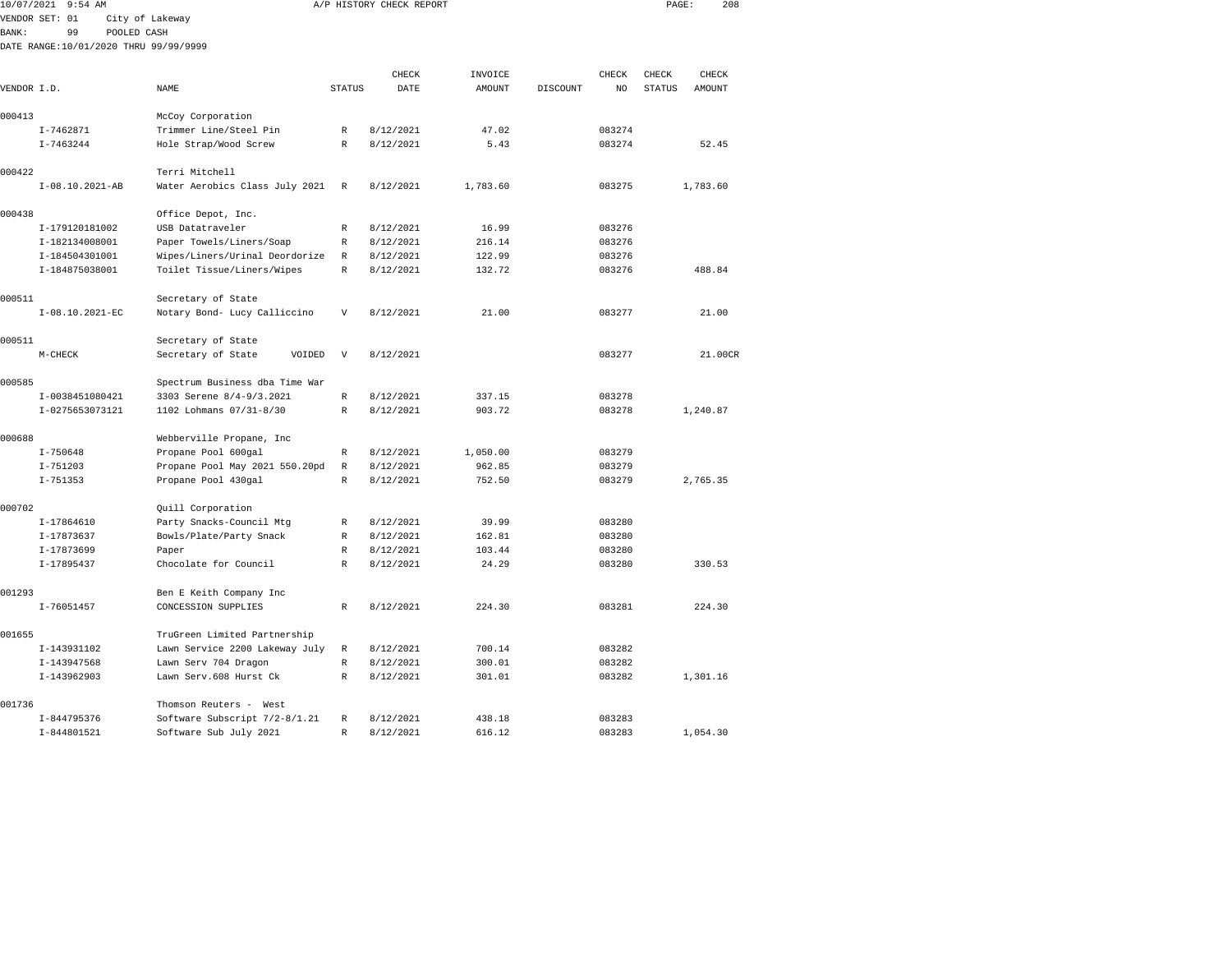10/07/2021 9:54 AM A/P HISTORY CHECK REPORT

VENDOR SET: 01 City of Lakeway
BANK: 99 POOLED CASH
DATE RANGE:10/01/2020 THRU 99/99/9999

| VENDOR I.D. | NAME | STATUS | CHECK DATE | INVOICE AMOUNT | DISCOUNT | CHECK NO | CHECK STATUS | CHECK AMOUNT |
|---|---|---|---|---|---|---|---|---|
| 000413 | McCoy Corporation | | | | | | | |
| I-7462871 | Trimmer Line/Steel Pin | R | 8/12/2021 | 47.02 | | 083274 | | |
| I-7463244 | Hole Strap/Wood Screw | R | 8/12/2021 | 5.43 | | 083274 | | 52.45 |
| 000422 | Terri Mitchell | | | | | | | |
| I-08.10.2021-AB | Water Aerobics Class July 2021 | R | 8/12/2021 | 1,783.60 | | 083275 | | 1,783.60 |
| 000438 | Office Depot, Inc. | | | | | | | |
| I-179120181002 | USB Datatraveler | R | 8/12/2021 | 16.99 | | 083276 | | |
| I-182134008001 | Paper Towels/Liners/Soap | R | 8/12/2021 | 216.14 | | 083276 | | |
| I-184504301001 | Wipes/Liners/Urinal Deordorize | R | 8/12/2021 | 122.99 | | 083276 | | |
| I-184875038001 | Toilet Tissue/Liners/Wipes | R | 8/12/2021 | 132.72 | | 083276 | | 488.84 |
| 000511 | Secretary of State | | | | | | | |
| I-08.10.2021-EC | Notary Bond- Lucy Calliccino | V | 8/12/2021 | 21.00 | | 083277 | | 21.00 |
| 000511 | Secretary of State | | | | | | | |
| M-CHECK | Secretary of State VOIDED | V | 8/12/2021 | | | 083277 | | 21.00CR |
| 000585 | Spectrum Business dba Time War | | | | | | | |
| I-0038451080421 | 3303 Serene 8/4-9/3.2021 | R | 8/12/2021 | 337.15 | | 083278 | | |
| I-0275653073121 | 1102 Lohmans 07/31-8/30 | R | 8/12/2021 | 903.72 | | 083278 | | 1,240.87 |
| 000688 | Webberville Propane, Inc | | | | | | | |
| I-750648 | Propane Pool 600gal | R | 8/12/2021 | 1,050.00 | | 083279 | | |
| I-751203 | Propane Pool May 2021 550.20pd | R | 8/12/2021 | 962.85 | | 083279 | | |
| I-751353 | Propane Pool 430gal | R | 8/12/2021 | 752.50 | | 083279 | | 2,765.35 |
| 000702 | Quill Corporation | | | | | | | |
| I-17864610 | Party Snacks-Council Mtg | R | 8/12/2021 | 39.99 | | 083280 | | |
| I-17873637 | Bowls/Plate/Party Snack | R | 8/12/2021 | 162.81 | | 083280 | | |
| I-17873699 | Paper | R | 8/12/2021 | 103.44 | | 083280 | | |
| I-17895437 | Chocolate for Council | R | 8/12/2021 | 24.29 | | 083280 | | 330.53 |
| 001293 | Ben E Keith Company Inc | | | | | | | |
| I-76051457 | CONCESSION SUPPLIES | R | 8/12/2021 | 224.30 | | 083281 | | 224.30 |
| 001655 | TruGreen Limited Partnership | | | | | | | |
| I-143931102 | Lawn Service 2200 Lakeway July | R | 8/12/2021 | 700.14 | | 083282 | | |
| I-143947568 | Lawn Serv 704 Dragon | R | 8/12/2021 | 300.01 | | 083282 | | |
| I-143962903 | Lawn Serv.608 Hurst Ck | R | 8/12/2021 | 301.01 | | 083282 | | 1,301.16 |
| 001736 | Thomson Reuters - West | | | | | | | |
| I-844795376 | Software Subscript 7/2-8/1.21 | R | 8/12/2021 | 438.18 | | 083283 | | |
| I-844801521 | Software Sub July 2021 | R | 8/12/2021 | 616.12 | | 083283 | | 1,054.30 |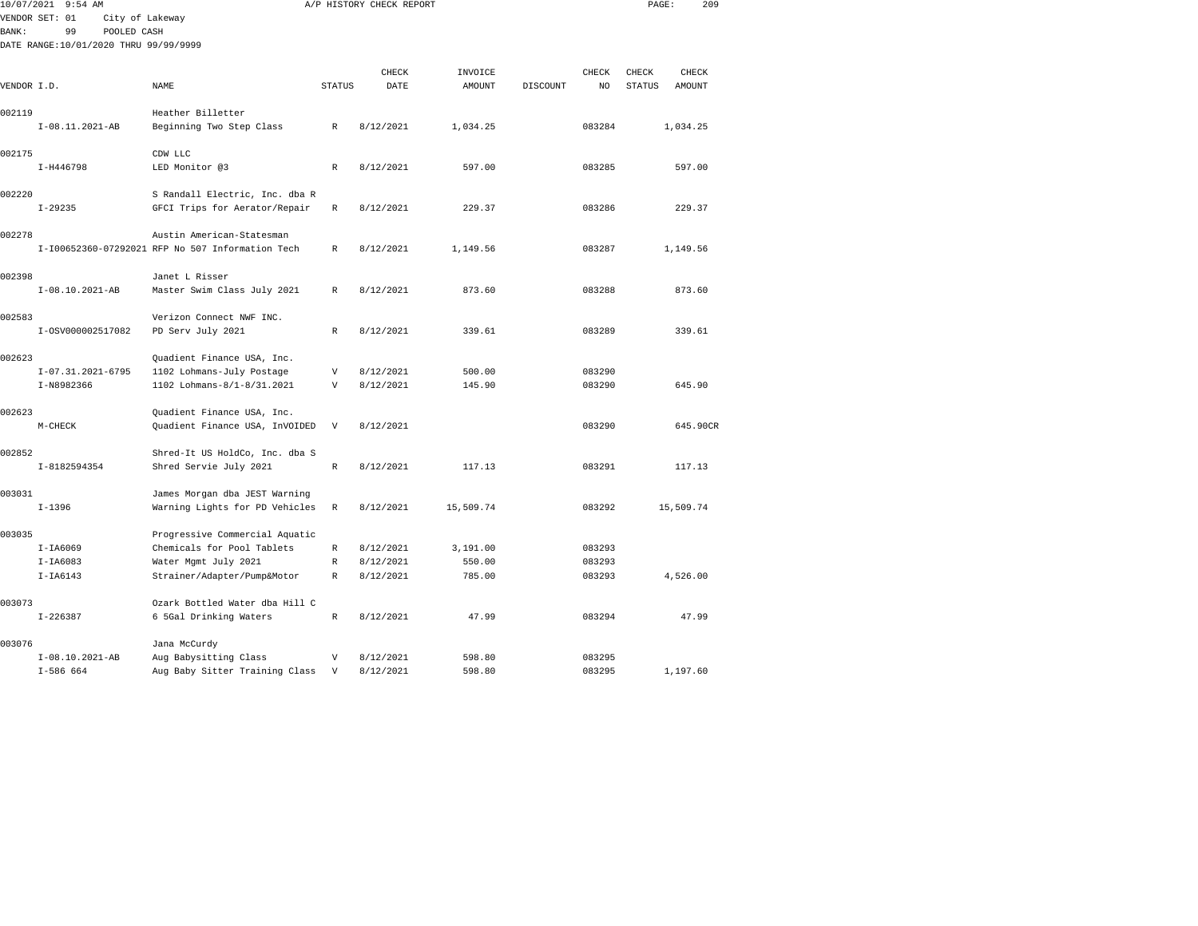10/07/2021 9:54 AM A/P HISTORY CHECK REPORT

VENDOR SET: 01 City of Lakeway
BANK: 99 POOLED CASH
DATE RANGE:10/01/2020 THRU 99/99/9999

| VENDOR I.D. | NAME | STATUS | CHECK DATE | INVOICE AMOUNT | DISCOUNT | CHECK NO | CHECK STATUS | CHECK AMOUNT |
|---|---|---|---|---|---|---|---|---|
| 002119 | Heather Billetter | | | | | | | |
| I-08.11.2021-AB | Beginning Two Step Class | R | 8/12/2021 | 1,034.25 | | 083284 | | 1,034.25 |
| 002175 | CDW LLC | | | | | | | |
| I-H446798 | LED Monitor @3 | R | 8/12/2021 | 597.00 | | 083285 | | 597.00 |
| 002220 | S Randall Electric, Inc. dba R | | | | | | | |
| I-29235 | GFCI Trips for Aerator/Repair | R | 8/12/2021 | 229.37 | | 083286 | | 229.37 |
| 002278 | Austin American-Statesman | | | | | | | |
| I-I00652360-07292021 | RFP No 507 Information Tech | R | 8/12/2021 | 1,149.56 | | 083287 | | 1,149.56 |
| 002398 | Janet L Risser | | | | | | | |
| I-08.10.2021-AB | Master Swim Class July 2021 | R | 8/12/2021 | 873.60 | | 083288 | | 873.60 |
| 002583 | Verizon Connect NWF INC. | | | | | | | |
| I-OSV000002517082 | PD Serv July 2021 | R | 8/12/2021 | 339.61 | | 083289 | | 339.61 |
| 002623 | Quadient Finance USA, Inc. | | | | | | | |
| I-07.31.2021-6795 | 1102 Lohmans-July Postage | V | 8/12/2021 | 500.00 | | 083290 | | |
| I-N8982366 | 1102 Lohmans-8/1-8/31.2021 | V | 8/12/2021 | 145.90 | | 083290 | | 645.90 |
| 002623 | Quadient Finance USA, Inc. | | | | | | | |
| M-CHECK | Quadient Finance USA, InVOIDED | V | 8/12/2021 | | | 083290 | | 645.90CR |
| 002852 | Shred-It US HoldCo, Inc. dba S | | | | | | | |
| I-8182594354 | Shred Servie July 2021 | R | 8/12/2021 | 117.13 | | 083291 | | 117.13 |
| 003031 | James Morgan dba JEST Warning | | | | | | | |
| I-1396 | Warning Lights for PD Vehicles | R | 8/12/2021 | 15,509.74 | | 083292 | | 15,509.74 |
| 003035 | Progressive Commercial Aquatic | | | | | | | |
| I-IA6069 | Chemicals for Pool Tablets | R | 8/12/2021 | 3,191.00 | | 083293 | | |
| I-IA6083 | Water Mgmt July 2021 | R | 8/12/2021 | 550.00 | | 083293 | | |
| I-IA6143 | Strainer/Adapter/Pump&Motor | R | 8/12/2021 | 785.00 | | 083293 | | 4,526.00 |
| 003073 | Ozark Bottled Water dba Hill C | | | | | | | |
| I-226387 | 6 5Gal Drinking Waters | R | 8/12/2021 | 47.99 | | 083294 | | 47.99 |
| 003076 | Jana McCurdy | | | | | | | |
| I-08.10.2021-AB | Aug Babysitting Class | V | 8/12/2021 | 598.80 | | 083295 | | |
| I-586 664 | Aug Baby Sitter Training Class | V | 8/12/2021 | 598.80 | | 083295 | | 1,197.60 |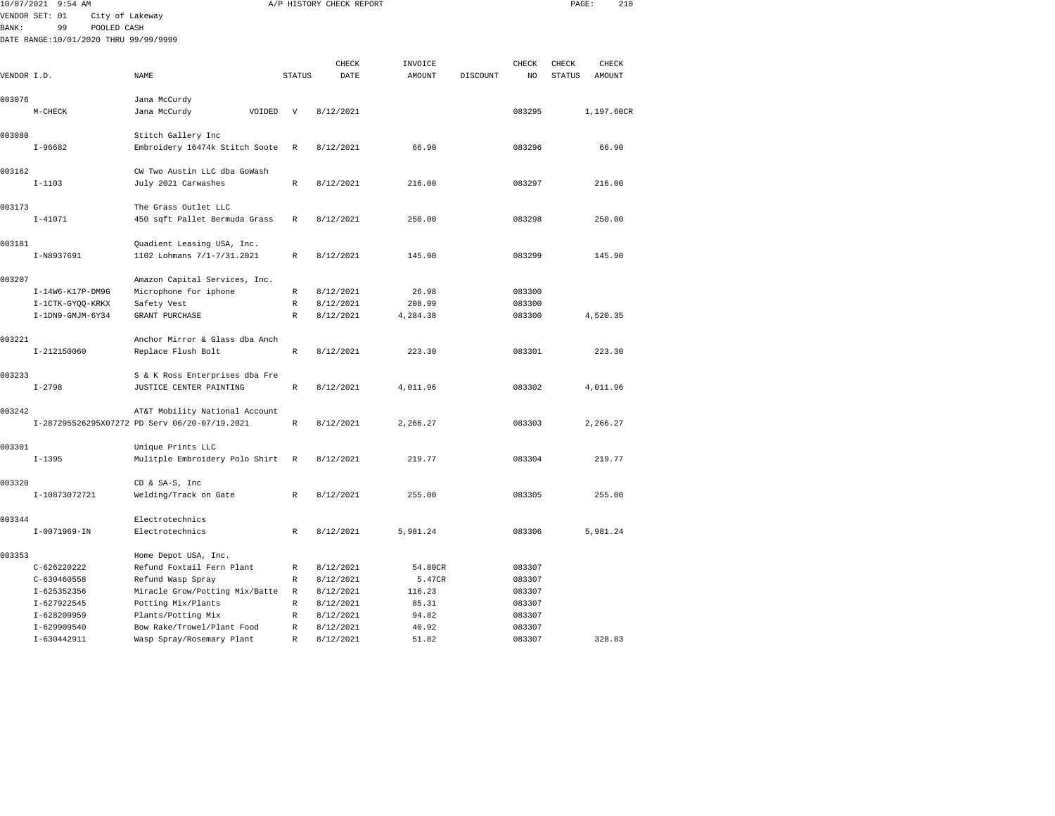10/07/2021 9:54 AM A/P HISTORY CHECK REPORT

VENDOR SET: 01 City of Lakeway
BANK: 99 POOLED CASH
DATE RANGE:10/01/2020 THRU 99/99/9999

| VENDOR I.D. | NAME | STATUS | CHECK DATE | INVOICE AMOUNT | DISCOUNT | CHECK NO | CHECK STATUS | CHECK AMOUNT |
|---|---|---|---|---|---|---|---|---|
| 003076 | Jana McCurdy | | | | | | | |
| M-CHECK | Jana McCurdy VOIDED | V | 8/12/2021 | | | 083295 | | 1,197.60CR |
| 003080 | Stitch Gallery Inc | | | | | | | |
| I-96682 | Embroidery 16474k Stitch Soote | R | 8/12/2021 | 66.90 | | 083296 | | 66.90 |
| 003162 | CW Two Austin LLC dba GoWash | | | | | | | |
| I-1103 | July 2021 Carwashes | R | 8/12/2021 | 216.00 | | 083297 | | 216.00 |
| 003173 | The Grass Outlet LLC | | | | | | | |
| I-41071 | 450 sqft Pallet Bermuda Grass | R | 8/12/2021 | 250.00 | | 083298 | | 250.00 |
| 003181 | Quadient Leasing USA, Inc. | | | | | | | |
| I-N8937691 | 1102 Lohmans 7/1-7/31.2021 | R | 8/12/2021 | 145.90 | | 083299 | | 145.90 |
| 003207 | Amazon Capital Services, Inc. | | | | | | | |
| I-14W6-K17P-DM9G | Microphone for iphone | R | 8/12/2021 | 26.98 | | 083300 | | |
| I-1CTK-GYQQ-KRKX | Safety Vest | R | 8/12/2021 | 208.99 | | 083300 | | |
| I-1DN9-GMJM-6Y34 | GRANT PURCHASE | R | 8/12/2021 | 4,284.38 | | 083300 | | 4,520.35 |
| 003221 | Anchor Mirror & Glass dba Anch | | | | | | | |
| I-212150060 | Replace Flush Bolt | R | 8/12/2021 | 223.30 | | 083301 | | 223.30 |
| 003233 | S & K Ross Enterprises dba Fre | | | | | | | |
| I-2798 | JUSTICE CENTER PAINTING | R | 8/12/2021 | 4,011.96 | | 083302 | | 4,011.96 |
| 003242 | AT&T Mobility National Account | | | | | | | |
| I-287295526295X07272 | PD Serv 06/20-07/19.2021 | R | 8/12/2021 | 2,266.27 | | 083303 | | 2,266.27 |
| 003301 | Unique Prints LLC | | | | | | | |
| I-1395 | Mulitple Embroidery Polo Shirt | R | 8/12/2021 | 219.77 | | 083304 | | 219.77 |
| 003320 | CD & SA-S, Inc | | | | | | | |
| I-10873072721 | Welding/Track on Gate | R | 8/12/2021 | 255.00 | | 083305 | | 255.00 |
| 003344 | Electrotechnics | | | | | | | |
| I-0071969-IN | Electrotechnics | R | 8/12/2021 | 5,981.24 | | 083306 | | 5,981.24 |
| 003353 | Home Depot USA, Inc. | | | | | | | |
| C-626220222 | Refund Foxtail Fern Plant | R | 8/12/2021 | 54.80CR | | 083307 | | |
| C-630460558 | Refund Wasp Spray | R | 8/12/2021 | 5.47CR | | 083307 | | |
| I-625352356 | Miracle Grow/Potting Mix/Batte | R | 8/12/2021 | 116.23 | | 083307 | | |
| I-627922545 | Potting Mix/Plants | R | 8/12/2021 | 85.31 | | 083307 | | |
| I-628209959 | Plants/Potting Mix | R | 8/12/2021 | 94.82 | | 083307 | | |
| I-629909540 | Bow Rake/Trowel/Plant Food | R | 8/12/2021 | 40.92 | | 083307 | | |
| I-630442911 | Wasp Spray/Rosemary Plant | R | 8/12/2021 | 51.82 | | 083307 | | 328.83 |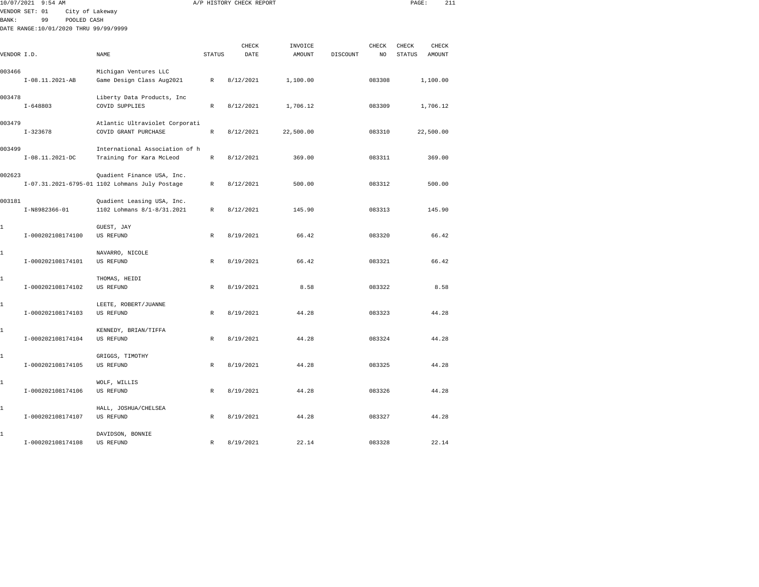10/07/2021 9:54 AM — A/P HISTORY CHECK REPORT

VENDOR SET: 01 City of Lakeway
BANK: 99 POOLED CASH
DATE RANGE:10/01/2020 THRU 99/99/9999

| VENDOR I.D. | NAME | STATUS | CHECK DATE | INVOICE AMOUNT | DISCOUNT | CHECK NO | CHECK STATUS | CHECK AMOUNT |
|---|---|---|---|---|---|---|---|---|
| 003466 | Michigan Ventures LLC | | | | | | | |
| I-08.11.2021-AB | Game Design Class Aug2021 | R | 8/12/2021 | 1,100.00 | | 083308 | | 1,100.00 |
| 003478 | Liberty Data Products, Inc | | | | | | | |
| I-648803 | COVID SUPPLIES | R | 8/12/2021 | 1,706.12 | | 083309 | | 1,706.12 |
| 003479 | Atlantic Ultraviolet Corporati | | | | | | | |
| I-323678 | COVID GRANT PURCHASE | R | 8/12/2021 | 22,500.00 | | 083310 | | 22,500.00 |
| 003499 | International Association of h | | | | | | | |
| I-08.11.2021-DC | Training for Kara McLeod | R | 8/12/2021 | 369.00 | | 083311 | | 369.00 |
| 002623 | Quadient Finance USA, Inc. | | | | | | | |
| I-07.31.2021-6795-01 | 1102 Lohmans July Postage | R | 8/12/2021 | 500.00 | | 083312 | | 500.00 |
| 003181 | Quadient Leasing USA, Inc. | | | | | | | |
| I-N8982366-01 | 1102 Lohmans 8/1-8/31.2021 | R | 8/12/2021 | 145.90 | | 083313 | | 145.90 |
| 1 | GUEST, JAY | | | | | | | |
| I-000202108174100 | US REFUND | R | 8/19/2021 | 66.42 | | 083320 | | 66.42 |
| 1 | NAVARRO, NICOLE | | | | | | | |
| I-000202108174101 | US REFUND | R | 8/19/2021 | 66.42 | | 083321 | | 66.42 |
| 1 | THOMAS, HEIDI | | | | | | | |
| I-000202108174102 | US REFUND | R | 8/19/2021 | 8.58 | | 083322 | | 8.58 |
| 1 | LEETE, ROBERT/JUANNE | | | | | | | |
| I-000202108174103 | US REFUND | R | 8/19/2021 | 44.28 | | 083323 | | 44.28 |
| 1 | KENNEDY, BRIAN/TIFFA | | | | | | | |
| I-000202108174104 | US REFUND | R | 8/19/2021 | 44.28 | | 083324 | | 44.28 |
| 1 | GRIGGS, TIMOTHY | | | | | | | |
| I-000202108174105 | US REFUND | R | 8/19/2021 | 44.28 | | 083325 | | 44.28 |
| 1 | WOLF, WILLIS | | | | | | | |
| I-000202108174106 | US REFUND | R | 8/19/2021 | 44.28 | | 083326 | | 44.28 |
| 1 | HALL, JOSHUA/CHELSEA | | | | | | | |
| I-000202108174107 | US REFUND | R | 8/19/2021 | 44.28 | | 083327 | | 44.28 |
| 1 | DAVIDSON, BONNIE | | | | | | | |
| I-000202108174108 | US REFUND | R | 8/19/2021 | 22.14 | | 083328 | | 22.14 |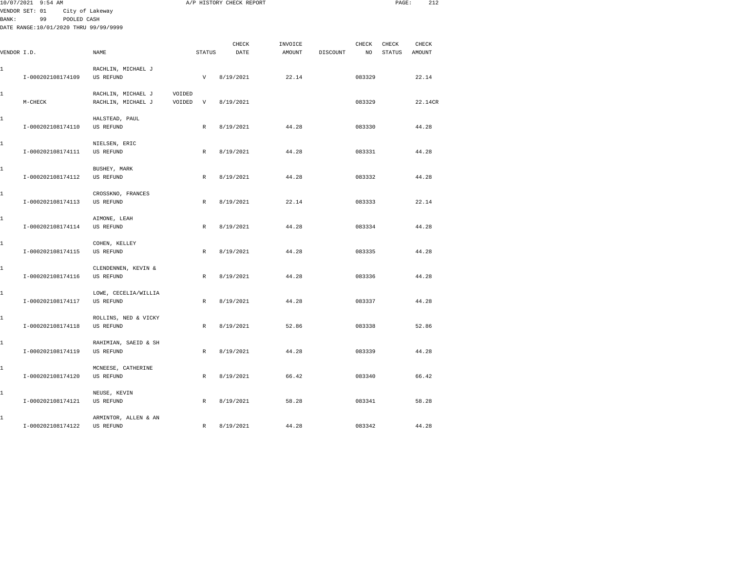10/07/2021 9:54 AM A/P HISTORY CHECK REPORT

VENDOR SET: 01 City of Lakeway
BANK: 99 POOLED CASH
DATE RANGE:10/01/2020 THRU 99/99/9999

| VENDOR I.D. | NAME | STATUS | CHECK DATE | INVOICE AMOUNT | DISCOUNT | CHECK NO | CHECK STATUS | CHECK AMOUNT |
|---|---|---|---|---|---|---|---|---|
| 1 | RACHLIN, MICHAEL J | | | | | | | |
| I-000202108174109 | US REFUND | V | 8/19/2021 | 22.14 | | 083329 | | 22.14 |
| 1 | RACHLIN, MICHAEL J VOIDED | | | | | | | |
| M-CHECK | RACHLIN, MICHAEL J VOIDED | V | 8/19/2021 | | | 083329 | | 22.14CR |
| 1 | HALSTEAD, PAUL | | | | | | | |
| I-000202108174110 | US REFUND | R | 8/19/2021 | 44.28 | | 083330 | | 44.28 |
| 1 | NIELSEN, ERIC | | | | | | | |
| I-000202108174111 | US REFUND | R | 8/19/2021 | 44.28 | | 083331 | | 44.28 |
| 1 | BUSHEY, MARK | | | | | | | |
| I-000202108174112 | US REFUND | R | 8/19/2021 | 44.28 | | 083332 | | 44.28 |
| 1 | CROSSKNO, FRANCES | | | | | | | |
| I-000202108174113 | US REFUND | R | 8/19/2021 | 22.14 | | 083333 | | 22.14 |
| 1 | AIMONE, LEAH | | | | | | | |
| I-000202108174114 | US REFUND | R | 8/19/2021 | 44.28 | | 083334 | | 44.28 |
| 1 | COHEN, KELLEY | | | | | | | |
| I-000202108174115 | US REFUND | R | 8/19/2021 | 44.28 | | 083335 | | 44.28 |
| 1 | CLENDENNEN, KEVIN & | | | | | | | |
| I-000202108174116 | US REFUND | R | 8/19/2021 | 44.28 | | 083336 | | 44.28 |
| 1 | LOWE, CECELIA/WILLIA | | | | | | | |
| I-000202108174117 | US REFUND | R | 8/19/2021 | 44.28 | | 083337 | | 44.28 |
| 1 | ROLLINS, NED & VICKY | | | | | | | |
| I-000202108174118 | US REFUND | R | 8/19/2021 | 52.86 | | 083338 | | 52.86 |
| 1 | RAHIMIAN, SAEID & SH | | | | | | | |
| I-000202108174119 | US REFUND | R | 8/19/2021 | 44.28 | | 083339 | | 44.28 |
| 1 | MCNEESE, CATHERINE | | | | | | | |
| I-000202108174120 | US REFUND | R | 8/19/2021 | 66.42 | | 083340 | | 66.42 |
| 1 | NEUSE, KEVIN | | | | | | | |
| I-000202108174121 | US REFUND | R | 8/19/2021 | 58.28 | | 083341 | | 58.28 |
| 1 | ARMINTOR, ALLEN & AN | | | | | | | |
| I-000202108174122 | US REFUND | R | 8/19/2021 | 44.28 | | 083342 | | 44.28 |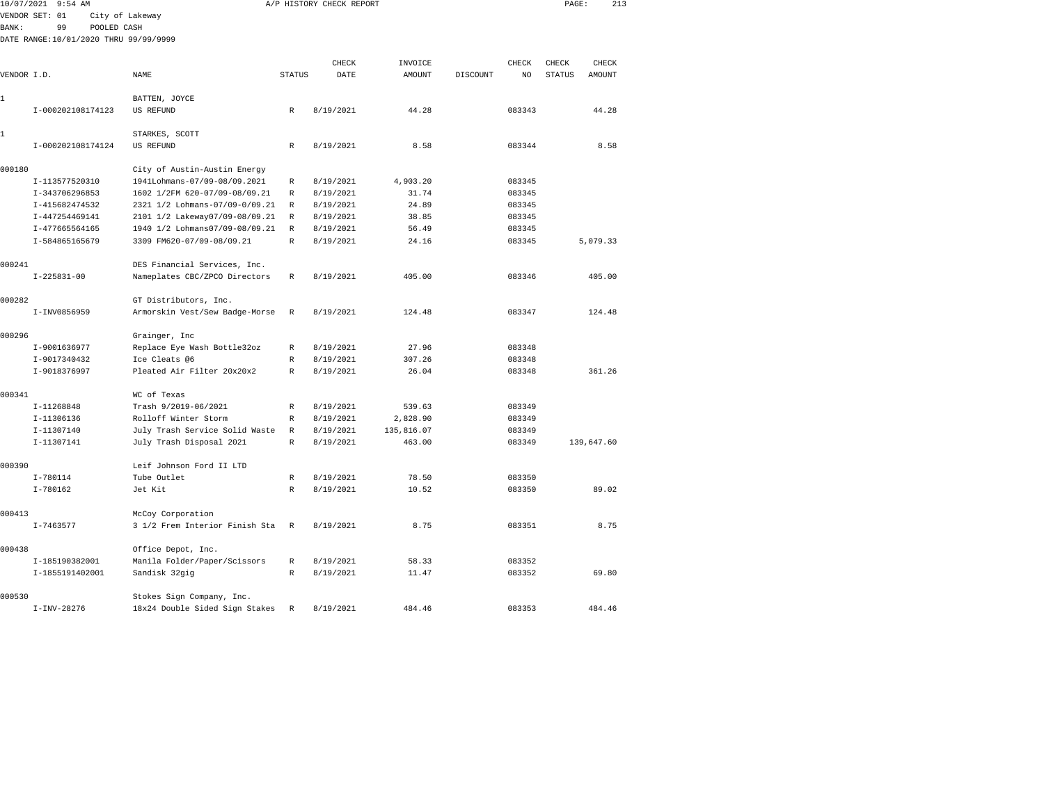10/07/2021 9:54 AM A/P HISTORY CHECK REPORT

VENDOR SET: 01 City of Lakeway
BANK: 99 POOLED CASH
DATE RANGE:10/01/2020 THRU 99/99/9999

| VENDOR I.D. | NAME | STATUS | CHECK DATE | INVOICE AMOUNT | DISCOUNT | CHECK NO | CHECK STATUS | CHECK AMOUNT |
|---|---|---|---|---|---|---|---|---|
| 1 | BATTEN, JOYCE | | | | | | | |
| I-000202108174123 | US REFUND | R | 8/19/2021 | 44.28 | | 083343 | | 44.28 |
| 1 | STARKES, SCOTT | | | | | | | |
| I-000202108174124 | US REFUND | R | 8/19/2021 | 8.58 | | 083344 | | 8.58 |
| 000180 | City of Austin-Austin Energy | | | | | | | |
| I-113577520310 | 1941Lohmans-07/09-08/09.2021 | R | 8/19/2021 | 4,903.20 | | 083345 | | |
| I-343706296853 | 1602 1/2FM 620-07/09-08/09.21 | R | 8/19/2021 | 31.74 | | 083345 | | |
| I-415682474532 | 2321 1/2 Lohmans-07/09-0/09.21 | R | 8/19/2021 | 24.89 | | 083345 | | |
| I-447254469141 | 2101 1/2 Lakeway07/09-08/09.21 | R | 8/19/2021 | 38.85 | | 083345 | | |
| I-477665564165 | 1940 1/2 Lohmans07/09-08/09.21 | R | 8/19/2021 | 56.49 | | 083345 | | |
| I-584865165679 | 3309 FM620-07/09-08/09.21 | R | 8/19/2021 | 24.16 | | 083345 | | 5,079.33 |
| 000241 | DES Financial Services, Inc. | | | | | | | |
| I-225831-00 | Nameplates CBC/ZPCO Directors | R | 8/19/2021 | 405.00 | | 083346 | | 405.00 |
| 000282 | GT Distributors, Inc. | | | | | | | |
| I-INV0856959 | Armorskin Vest/Sew Badge-Morse | R | 8/19/2021 | 124.48 | | 083347 | | 124.48 |
| 000296 | Grainger, Inc | | | | | | | |
| I-9001636977 | Replace Eye Wash Bottle32oz | R | 8/19/2021 | 27.96 | | 083348 | | |
| I-9017340432 | Ice Cleats @6 | R | 8/19/2021 | 307.26 | | 083348 | | |
| I-9018376997 | Pleated Air Filter 20x20x2 | R | 8/19/2021 | 26.04 | | 083348 | | 361.26 |
| 000341 | WC of Texas | | | | | | | |
| I-11268848 | Trash 9/2019-06/2021 | R | 8/19/2021 | 539.63 | | 083349 | | |
| I-11306136 | Rolloff Winter Storm | R | 8/19/2021 | 2,828.90 | | 083349 | | |
| I-11307140 | July Trash Service Solid Waste | R | 8/19/2021 | 135,816.07 | | 083349 | | |
| I-11307141 | July Trash Disposal 2021 | R | 8/19/2021 | 463.00 | | 083349 | | 139,647.60 |
| 000390 | Leif Johnson Ford II LTD | | | | | | | |
| I-780114 | Tube Outlet | R | 8/19/2021 | 78.50 | | 083350 | | |
| I-780162 | Jet Kit | R | 8/19/2021 | 10.52 | | 083350 | | 89.02 |
| 000413 | McCoy Corporation | | | | | | | |
| I-7463577 | 3 1/2 Frem Interior Finish Sta | R | 8/19/2021 | 8.75 | | 083351 | | 8.75 |
| 000438 | Office Depot, Inc. | | | | | | | |
| I-185190382001 | Manila Folder/Paper/Scissors | R | 8/19/2021 | 58.33 | | 083352 | | |
| I-1855191402001 | Sandisk 32gig | R | 8/19/2021 | 11.47 | | 083352 | | 69.80 |
| 000530 | Stokes Sign Company, Inc. | | | | | | | |
| I-INV-28276 | 18x24 Double Sided Sign Stakes | R | 8/19/2021 | 484.46 | | 083353 | | 484.46 |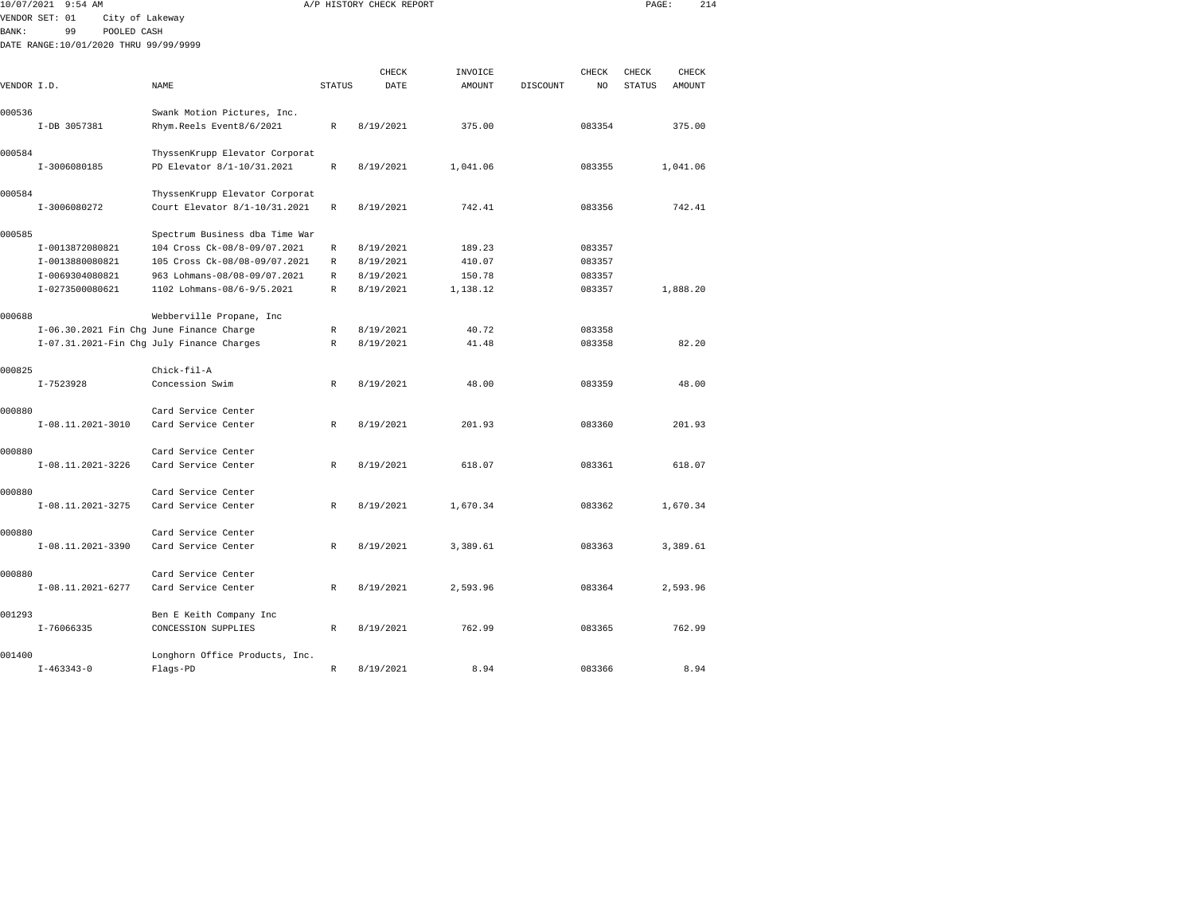10/07/2021 9:54 AM — A/P HISTORY CHECK REPORT

VENDOR SET: 01 City of Lakeway
BANK: 99 POOLED CASH
DATE RANGE:10/01/2020 THRU 99/99/9999

| VENDOR I.D. | NAME | STATUS | CHECK DATE | INVOICE AMOUNT | DISCOUNT | CHECK NO | CHECK STATUS | CHECK AMOUNT |
|---|---|---|---|---|---|---|---|---|
| 000536 | Swank Motion Pictures, Inc. | | | | | | | |
| I-DB 3057381 | Rhym.Reels Event8/6/2021 | R | 8/19/2021 | 375.00 | | 083354 | | 375.00 |
| 000584 | ThyssenKrupp Elevator Corporat | | | | | | | |
| I-3006080185 | PD Elevator 8/1-10/31.2021 | R | 8/19/2021 | 1,041.06 | | 083355 | | 1,041.06 |
| 000584 | ThyssenKrupp Elevator Corporat | | | | | | | |
| I-3006080272 | Court Elevator 8/1-10/31.2021 | R | 8/19/2021 | 742.41 | | 083356 | | 742.41 |
| 000585 | Spectrum Business dba Time War | | | | | | | |
| I-0013872080821 | 104 Cross Ck-08/8-09/07.2021 | R | 8/19/2021 | 189.23 | | 083357 | | |
| I-0013880080821 | 105 Cross Ck-08/08-09/07.2021 | R | 8/19/2021 | 410.07 | | 083357 | | |
| I-0069304080821 | 963 Lohmans-08/08-09/07.2021 | R | 8/19/2021 | 150.78 | | 083357 | | |
| I-0273500080621 | 1102 Lohmans-08/6-9/5.2021 | R | 8/19/2021 | 1,138.12 | | 083357 | | 1,888.20 |
| 000688 | Webberville Propane, Inc | | | | | | | |
| I-06.30.2021 Fin Chg | June Finance Charge | R | 8/19/2021 | 40.72 | | 083358 | | |
| I-07.31.2021-Fin Chg | July Finance Charges | R | 8/19/2021 | 41.48 | | 083358 | | 82.20 |
| 000825 | Chick-fil-A | | | | | | | |
| I-7523928 | Concession Swim | R | 8/19/2021 | 48.00 | | 083359 | | 48.00 |
| 000880 | Card Service Center | | | | | | | |
| I-08.11.2021-3010 | Card Service Center | R | 8/19/2021 | 201.93 | | 083360 | | 201.93 |
| 000880 | Card Service Center | | | | | | | |
| I-08.11.2021-3226 | Card Service Center | R | 8/19/2021 | 618.07 | | 083361 | | 618.07 |
| 000880 | Card Service Center | | | | | | | |
| I-08.11.2021-3275 | Card Service Center | R | 8/19/2021 | 1,670.34 | | 083362 | | 1,670.34 |
| 000880 | Card Service Center | | | | | | | |
| I-08.11.2021-3390 | Card Service Center | R | 8/19/2021 | 3,389.61 | | 083363 | | 3,389.61 |
| 000880 | Card Service Center | | | | | | | |
| I-08.11.2021-6277 | Card Service Center | R | 8/19/2021 | 2,593.96 | | 083364 | | 2,593.96 |
| 001293 | Ben E Keith Company Inc | | | | | | | |
| I-76066335 | CONCESSION SUPPLIES | R | 8/19/2021 | 762.99 | | 083365 | | 762.99 |
| 001400 | Longhorn Office Products, Inc. | | | | | | | |
| I-463343-0 | Flags-PD | R | 8/19/2021 | 8.94 | | 083366 | | 8.94 |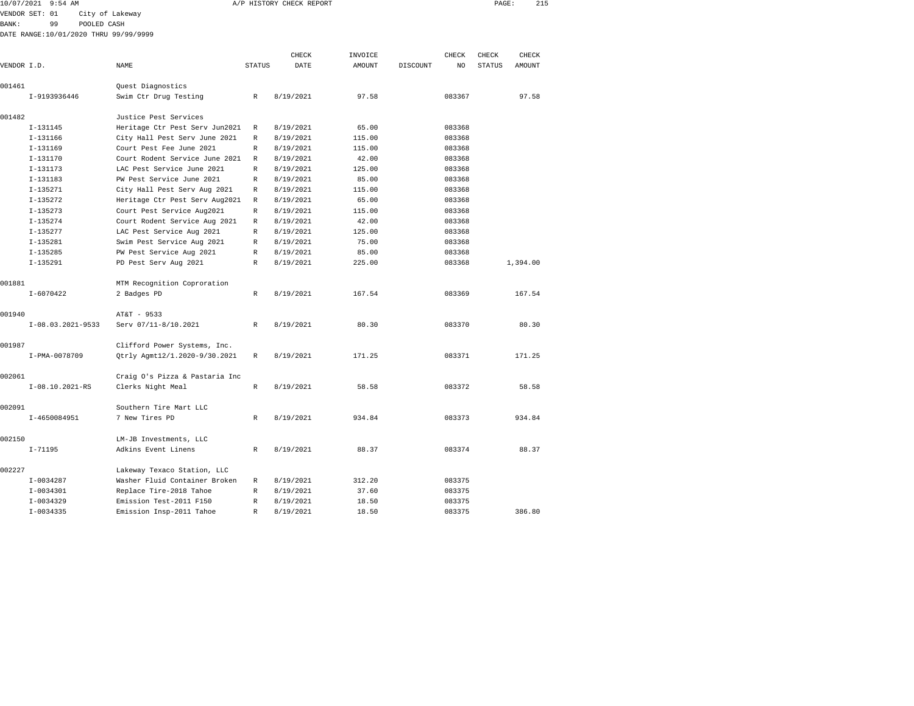10/07/2021 9:54 AM A/P HISTORY CHECK REPORT

VENDOR SET: 01 City of Lakeway
BANK: 99 POOLED CASH
DATE RANGE:10/01/2020 THRU 99/99/9999

| VENDOR I.D. | NAME | STATUS | CHECK DATE | INVOICE AMOUNT | DISCOUNT | CHECK NO | CHECK STATUS | CHECK AMOUNT |
|---|---|---|---|---|---|---|---|---|
| 001461 | Quest Diagnostics | | | | | | | |
| I-9193936446 | Swim Ctr Drug Testing | R | 8/19/2021 | 97.58 | | 083367 | | 97.58 |
| 001482 | Justice Pest Services | | | | | | | |
| I-131145 | Heritage Ctr Pest Serv Jun2021 | R | 8/19/2021 | 65.00 | | 083368 | | |
| I-131166 | City Hall Pest Serv June 2021 | R | 8/19/2021 | 115.00 | | 083368 | | |
| I-131169 | Court Pest Fee June 2021 | R | 8/19/2021 | 115.00 | | 083368 | | |
| I-131170 | Court Rodent Service June 2021 | R | 8/19/2021 | 42.00 | | 083368 | | |
| I-131173 | LAC Pest Service June 2021 | R | 8/19/2021 | 125.00 | | 083368 | | |
| I-131183 | PW Pest Service June 2021 | R | 8/19/2021 | 85.00 | | 083368 | | |
| I-135271 | City Hall Pest Serv Aug 2021 | R | 8/19/2021 | 115.00 | | 083368 | | |
| I-135272 | Heritage Ctr Pest Serv Aug2021 | R | 8/19/2021 | 65.00 | | 083368 | | |
| I-135273 | Court Pest Service Aug2021 | R | 8/19/2021 | 115.00 | | 083368 | | |
| I-135274 | Court Rodent Service Aug 2021 | R | 8/19/2021 | 42.00 | | 083368 | | |
| I-135277 | LAC Pest Service Aug 2021 | R | 8/19/2021 | 125.00 | | 083368 | | |
| I-135281 | Swim Pest Service Aug 2021 | R | 8/19/2021 | 75.00 | | 083368 | | |
| I-135285 | PW Pest Service Aug 2021 | R | 8/19/2021 | 85.00 | | 083368 | | |
| I-135291 | PD Pest Serv Aug 2021 | R | 8/19/2021 | 225.00 | | 083368 | | 1,394.00 |
| 001881 | MTM Recognition Coproration | | | | | | | |
| I-6070422 | 2 Badges PD | R | 8/19/2021 | 167.54 | | 083369 | | 167.54 |
| 001940 | AT&T - 9533 | | | | | | | |
| I-08.03.2021-9533 | Serv 07/11-8/10.2021 | R | 8/19/2021 | 80.30 | | 083370 | | 80.30 |
| 001987 | Clifford Power Systems, Inc. | | | | | | | |
| I-PMA-0078709 | Qtrly Agmt12/1.2020-9/30.2021 | R | 8/19/2021 | 171.25 | | 083371 | | 171.25 |
| 002061 | Craig O's Pizza & Pastaria Inc | | | | | | | |
| I-08.10.2021-RS | Clerks Night Meal | R | 8/19/2021 | 58.58 | | 083372 | | 58.58 |
| 002091 | Southern Tire Mart LLC | | | | | | | |
| I-4650084951 | 7 New Tires PD | R | 8/19/2021 | 934.84 | | 083373 | | 934.84 |
| 002150 | LM-JB Investments, LLC | | | | | | | |
| I-71195 | Adkins Event Linens | R | 8/19/2021 | 88.37 | | 083374 | | 88.37 |
| 002227 | Lakeway Texaco Station, LLC | | | | | | | |
| I-0034287 | Washer Fluid Container Broken | R | 8/19/2021 | 312.20 | | 083375 | | |
| I-0034301 | Replace Tire-2018 Tahoe | R | 8/19/2021 | 37.60 | | 083375 | | |
| I-0034329 | Emission Test-2011 F150 | R | 8/19/2021 | 18.50 | | 083375 | | |
| I-0034335 | Emission Insp-2011 Tahoe | R | 8/19/2021 | 18.50 | | 083375 | | 386.80 |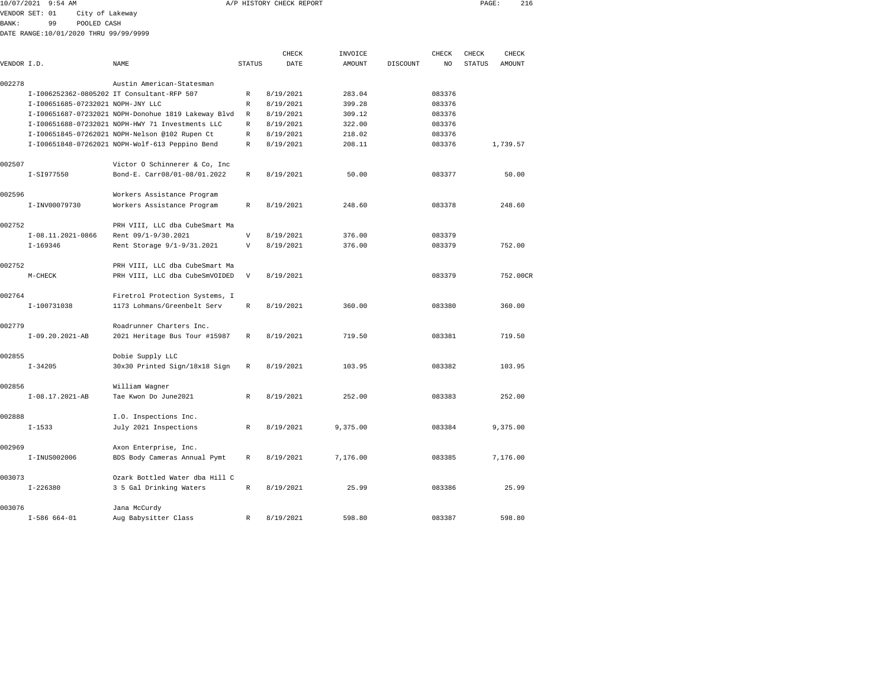10/07/2021 9:54 AM A/P HISTORY CHECK REPORT

VENDOR SET: 01 City of Lakeway
BANK: 99 POOLED CASH
DATE RANGE:10/01/2020 THRU 99/99/9999

| VENDOR I.D. | NAME | STATUS | CHECK DATE | INVOICE AMOUNT | DISCOUNT | CHECK NO | CHECK STATUS | CHECK AMOUNT |
|---|---|---|---|---|---|---|---|---|
| 002278 | Austin American-Statesman | | | | | | | |
| I-I006252362-0805202 | IT Consultant-RFP 507 | R | 8/19/2021 | 283.04 | | 083376 | | |
| I-I00651685-07232021 | NOPH-JNY LLC | R | 8/19/2021 | 399.28 | | 083376 | | |
| I-I00651687-07232021 | NOPH-Donohue 1819 Lakeway Blvd | R | 8/19/2021 | 309.12 | | 083376 | | |
| I-I00651688-07232021 | NOPH-HWY 71 Investments LLC | R | 8/19/2021 | 322.00 | | 083376 | | |
| I-I00651845-07262021 | NOPH-Nelson @102 Rupen Ct | R | 8/19/2021 | 218.02 | | 083376 | | |
| I-I00651848-07262021 | NOPH-Wolf-613 Peppino Bend | R | 8/19/2021 | 208.11 | | 083376 | | 1,739.57 |
| 002507 | Victor O Schinnerer & Co, Inc | | | | | | | |
| I-SI977550 | Bond-E. Carr08/01-08/01.2022 | R | 8/19/2021 | 50.00 | | 083377 | | 50.00 |
| 002596 | Workers Assistance Program | | | | | | | |
| I-INV00079730 | Workers Assistance Program | R | 8/19/2021 | 248.60 | | 083378 | | 248.60 |
| 002752 | PRH VIII, LLC dba CubeSmart Ma | | | | | | | |
| I-08.11.2021-0866 | Rent 09/1-9/30.2021 | V | 8/19/2021 | 376.00 | | 083379 | | |
| I-169346 | Rent Storage 9/1-9/31.2021 | V | 8/19/2021 | 376.00 | | 083379 | | 752.00 |
| 002752 | PRH VIII, LLC dba CubeSmart Ma | | | | | | | |
| M-CHECK | PRH VIII, LLC dba CubeSmVOIDED | V | 8/19/2021 | | | 083379 | | 752.00CR |
| 002764 | Firetrol Protection Systems, I | | | | | | | |
| I-100731038 | 1173 Lohmans/Greenbelt Serv | R | 8/19/2021 | 360.00 | | 083380 | | 360.00 |
| 002779 | Roadrunner Charters Inc. | | | | | | | |
| I-09.20.2021-AB | 2021 Heritage Bus Tour #15987 | R | 8/19/2021 | 719.50 | | 083381 | | 719.50 |
| 002855 | Dobie Supply LLC | | | | | | | |
| I-34205 | 30x30 Printed Sign/18x18 Sign | R | 8/19/2021 | 103.95 | | 083382 | | 103.95 |
| 002856 | William Wagner | | | | | | | |
| I-08.17.2021-AB | Tae Kwon Do June2021 | R | 8/19/2021 | 252.00 | | 083383 | | 252.00 |
| 002888 | I.O. Inspections Inc. | | | | | | | |
| I-1533 | July 2021 Inspections | R | 8/19/2021 | 9,375.00 | | 083384 | | 9,375.00 |
| 002969 | Axon Enterprise, Inc. | | | | | | | |
| I-INUS002006 | BDS Body Cameras Annual Pymt | R | 8/19/2021 | 7,176.00 | | 083385 | | 7,176.00 |
| 003073 | Ozark Bottled Water dba Hill C | | | | | | | |
| I-226380 | 3 5 Gal Drinking Waters | R | 8/19/2021 | 25.99 | | 083386 | | 25.99 |
| 003076 | Jana McCurdy | | | | | | | |
| I-586 664-01 | Aug Babysitter Class | R | 8/19/2021 | 598.80 | | 083387 | | 598.80 |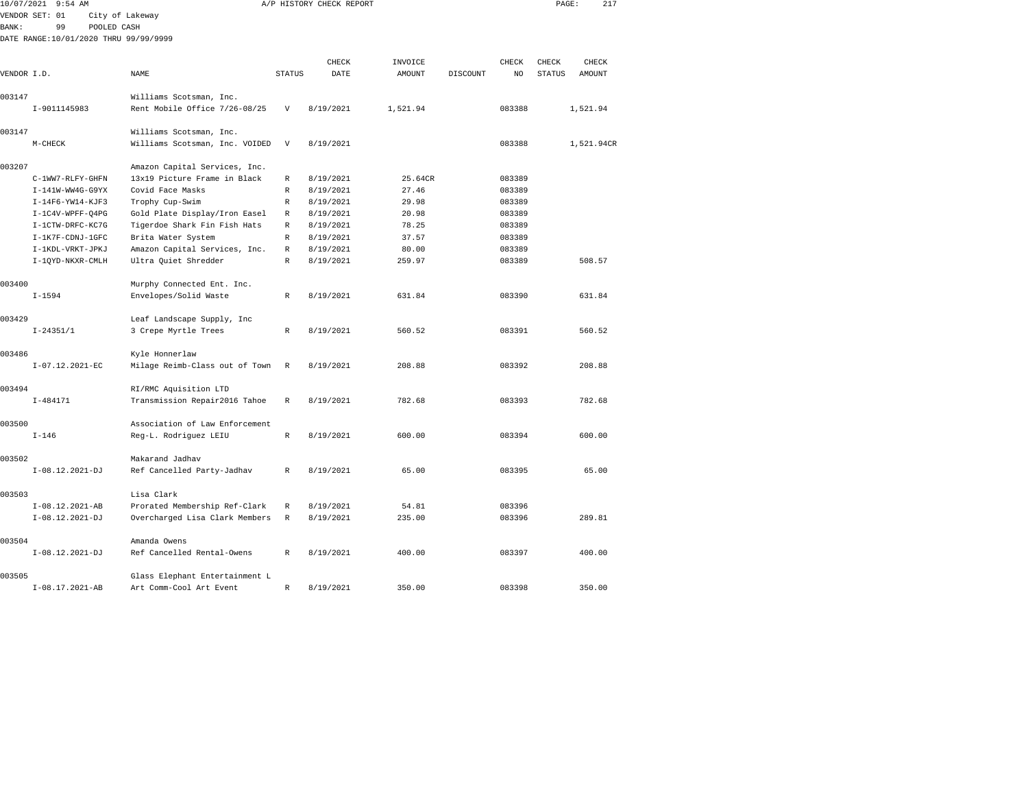10/07/2021 9:54 AM A/P HISTORY CHECK REPORT

VENDOR SET: 01 City of Lakeway
BANK: 99 POOLED CASH
DATE RANGE:10/01/2020 THRU 99/99/9999

| VENDOR I.D. | NAME | STATUS | CHECK DATE | INVOICE AMOUNT | DISCOUNT | CHECK NO | CHECK STATUS | CHECK AMOUNT |
|---|---|---|---|---|---|---|---|---|
| 003147 | Williams Scotsman, Inc. | | | | | | | |
| I-9011145983 | Rent Mobile Office 7/26-08/25 | V | 8/19/2021 | 1,521.94 | | 083388 | | 1,521.94 |
| 003147 | Williams Scotsman, Inc. | | | | | | | |
| M-CHECK | Williams Scotsman, Inc. VOIDED | V | 8/19/2021 | | | 083388 | | 1,521.94CR |
| 003207 | Amazon Capital Services, Inc. | | | | | | | |
| C-1WW7-RLFY-GHFN | 13x19 Picture Frame in Black | R | 8/19/2021 | 25.64CR | | 083389 | | |
| I-141W-WW4G-G9YX | Covid Face Masks | R | 8/19/2021 | 27.46 | | 083389 | | |
| I-14F6-YW14-KJF3 | Trophy Cup-Swim | R | 8/19/2021 | 29.98 | | 083389 | | |
| I-1C4V-WPFF-Q4PG | Gold Plate Display/Iron Easel | R | 8/19/2021 | 20.98 | | 083389 | | |
| I-1CTW-DRFC-KC7G | Tigerdoe Shark Fin Fish Hats | R | 8/19/2021 | 78.25 | | 083389 | | |
| I-1K7F-CDNJ-1GFC | Brita Water System | R | 8/19/2021 | 37.57 | | 083389 | | |
| I-1KDL-VRKT-JPKJ | Amazon Capital Services, Inc. | R | 8/19/2021 | 80.00 | | 083389 | | |
| I-1QYD-NKXR-CMLH | Ultra Quiet Shredder | R | 8/19/2021 | 259.97 | | 083389 | | 508.57 |
| 003400 | Murphy Connected Ent. Inc. | | | | | | | |
| I-1594 | Envelopes/Solid Waste | R | 8/19/2021 | 631.84 | | 083390 | | 631.84 |
| 003429 | Leaf Landscape Supply, Inc | | | | | | | |
| I-24351/1 | 3 Crepe Myrtle Trees | R | 8/19/2021 | 560.52 | | 083391 | | 560.52 |
| 003486 | Kyle Honnerlaw | | | | | | | |
| I-07.12.2021-EC | Milage Reimb-Class out of Town | R | 8/19/2021 | 208.88 | | 083392 | | 208.88 |
| 003494 | RI/RMC Aquisition LTD | | | | | | | |
| I-484171 | Transmission Repair2016 Tahoe | R | 8/19/2021 | 782.68 | | 083393 | | 782.68 |
| 003500 | Association of Law Enforcement | | | | | | | |
| I-146 | Reg-L. Rodriguez LEIU | R | 8/19/2021 | 600.00 | | 083394 | | 600.00 |
| 003502 | Makarand Jadhav | | | | | | | |
| I-08.12.2021-DJ | Ref Cancelled Party-Jadhav | R | 8/19/2021 | 65.00 | | 083395 | | 65.00 |
| 003503 | Lisa Clark | | | | | | | |
| I-08.12.2021-AB | Prorated Membership Ref-Clark | R | 8/19/2021 | 54.81 | | 083396 | | |
| I-08.12.2021-DJ | Overcharged Lisa Clark Members | R | 8/19/2021 | 235.00 | | 083396 | | 289.81 |
| 003504 | Amanda Owens | | | | | | | |
| I-08.12.2021-DJ | Ref Cancelled Rental-Owens | R | 8/19/2021 | 400.00 | | 083397 | | 400.00 |
| 003505 | Glass Elephant Entertainment L | | | | | | | |
| I-08.17.2021-AB | Art Comm-Cool Art Event | R | 8/19/2021 | 350.00 | | 083398 | | 350.00 |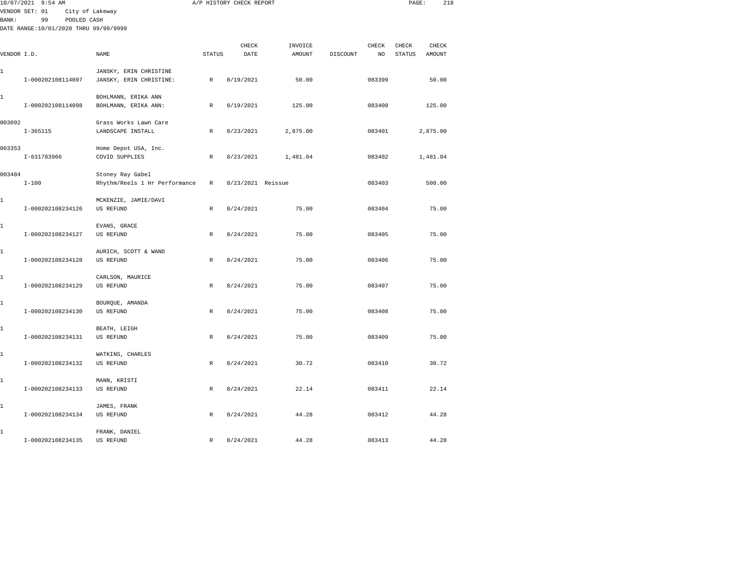10/07/2021 9:54 AM A/P HISTORY CHECK REPORT

VENDOR SET: 01 City of Lakeway
BANK: 99 POOLED CASH
DATE RANGE:10/01/2020 THRU 99/99/9999

| VENDOR I.D. | NAME | STATUS | CHECK DATE | INVOICE AMOUNT | DISCOUNT | CHECK NO | CHECK STATUS | CHECK AMOUNT |
|---|---|---|---|---|---|---|---|---|
| 1 | JANSKY, ERIN CHRISTINE | | | | | | | |
| I-000202108114097 | JANSKY, ERIN CHRISTINE: | R | 8/19/2021 | 50.00 | | 083399 | | 50.00 |
| 1 | BOHLMANN, ERIKA ANN | | | | | | | |
| I-000202108114098 | BOHLMANN, ERIKA ANN: | R | 8/19/2021 | 125.00 | | 083400 | | 125.00 |
| 003092 | Grass Works Lawn Care | | | | | | | |
| I-365115 | LANDSCAPE INSTALL | R | 8/23/2021 | 2,875.00 | | 083401 | | 2,875.00 |
| 003353 | Home Depot USA, Inc. | | | | | | | |
| I-631783966 | COVID SUPPLIES | R | 8/23/2021 | 1,481.04 | | 083402 | | 1,481.04 |
| 003484 | Stoney Ray Gabel | | | | | | | |
| I-100 | Rhythm/Reels 1 Hr Performance | R | 8/23/2021 | Reissue | | 083403 | | 500.00 |
| 1 | MCKENZIE, JAMIE/DAVI | | | | | | | |
| I-000202108234126 | US REFUND | R | 8/24/2021 | 75.00 | | 083404 | | 75.00 |
| 1 | EVANS, GRACE | | | | | | | |
| I-000202108234127 | US REFUND | R | 8/24/2021 | 75.00 | | 083405 | | 75.00 |
| 1 | AURICH, SCOTT & WAND | | | | | | | |
| I-000202108234128 | US REFUND | R | 8/24/2021 | 75.00 | | 083406 | | 75.00 |
| 1 | CARLSON, MAURICE | | | | | | | |
| I-000202108234129 | US REFUND | R | 8/24/2021 | 75.00 | | 083407 | | 75.00 |
| 1 | BOURQUE, AMANDA | | | | | | | |
| I-000202108234130 | US REFUND | R | 8/24/2021 | 75.00 | | 083408 | | 75.00 |
| 1 | BEATH, LEIGH | | | | | | | |
| I-000202108234131 | US REFUND | R | 8/24/2021 | 75.00 | | 083409 | | 75.00 |
| 1 | WATKINS, CHARLES | | | | | | | |
| I-000202108234132 | US REFUND | R | 8/24/2021 | 30.72 | | 083410 | | 30.72 |
| 1 | MANN, KRISTI | | | | | | | |
| I-000202108234133 | US REFUND | R | 8/24/2021 | 22.14 | | 083411 | | 22.14 |
| 1 | JAMES, FRANK | | | | | | | |
| I-000202108234134 | US REFUND | R | 8/24/2021 | 44.28 | | 083412 | | 44.28 |
| 1 | FRANK, DANIEL | | | | | | | |
| I-000202108234135 | US REFUND | R | 8/24/2021 | 44.28 | | 083413 | | 44.28 |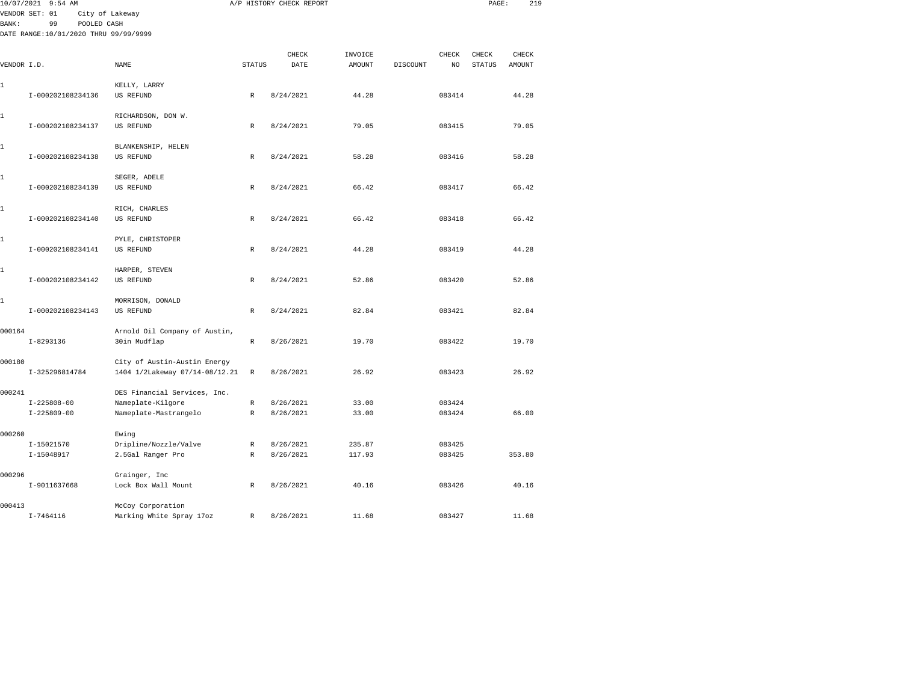10/07/2021 9:54 AM A/P HISTORY CHECK REPORT

VENDOR SET: 01 City of Lakeway
BANK: 99 POOLED CASH
DATE RANGE:10/01/2020 THRU 99/99/9999

| VENDOR I.D. | NAME | STATUS | CHECK DATE | INVOICE AMOUNT | DISCOUNT | CHECK NO | CHECK STATUS | CHECK AMOUNT |
|---|---|---|---|---|---|---|---|---|
| 1 | KELLY, LARRY | | | | | | | |
| I-000202108234136 | US REFUND | R | 8/24/2021 | 44.28 | | 083414 | | 44.28 |
| 1 | RICHARDSON, DON W. | | | | | | | |
| I-000202108234137 | US REFUND | R | 8/24/2021 | 79.05 | | 083415 | | 79.05 |
| 1 | BLANKENSHIP, HELEN | | | | | | | |
| I-000202108234138 | US REFUND | R | 8/24/2021 | 58.28 | | 083416 | | 58.28 |
| 1 | SEGER, ADELE | | | | | | | |
| I-000202108234139 | US REFUND | R | 8/24/2021 | 66.42 | | 083417 | | 66.42 |
| 1 | RICH, CHARLES | | | | | | | |
| I-000202108234140 | US REFUND | R | 8/24/2021 | 66.42 | | 083418 | | 66.42 |
| 1 | PYLE, CHRISTOPER | | | | | | | |
| I-000202108234141 | US REFUND | R | 8/24/2021 | 44.28 | | 083419 | | 44.28 |
| 1 | HARPER, STEVEN | | | | | | | |
| I-000202108234142 | US REFUND | R | 8/24/2021 | 52.86 | | 083420 | | 52.86 |
| 1 | MORRISON, DONALD | | | | | | | |
| I-000202108234143 | US REFUND | R | 8/24/2021 | 82.84 | | 083421 | | 82.84 |
| 000164 | Arnold Oil Company of Austin, | | | | | | | |
| I-8293136 | 30in Mudflap | R | 8/26/2021 | 19.70 | | 083422 | | 19.70 |
| 000180 | City of Austin-Austin Energy | | | | | | | |
| I-325296814784 | 1404 1/2Lakeway 07/14-08/12.21 | R | 8/26/2021 | 26.92 | | 083423 | | 26.92 |
| 000241 | DES Financial Services, Inc. | | | | | | | |
| I-225808-00 | Nameplate-Kilgore | R | 8/26/2021 | 33.00 | | 083424 | | |
| I-225809-00 | Nameplate-Mastrangelo | R | 8/26/2021 | 33.00 | | 083424 | | 66.00 |
| 000260 | Ewing | | | | | | | |
| I-15021570 | Dripline/Nozzle/Valve | R | 8/26/2021 | 235.87 | | 083425 | | |
| I-15048917 | 2.5Gal Ranger Pro | R | 8/26/2021 | 117.93 | | 083425 | | 353.80 |
| 000296 | Grainger, Inc | | | | | | | |
| I-9011637668 | Lock Box Wall Mount | R | 8/26/2021 | 40.16 | | 083426 | | 40.16 |
| 000413 | McCoy Corporation | | | | | | | |
| I-7464116 | Marking White Spray 17oz | R | 8/26/2021 | 11.68 | | 083427 | | 11.68 |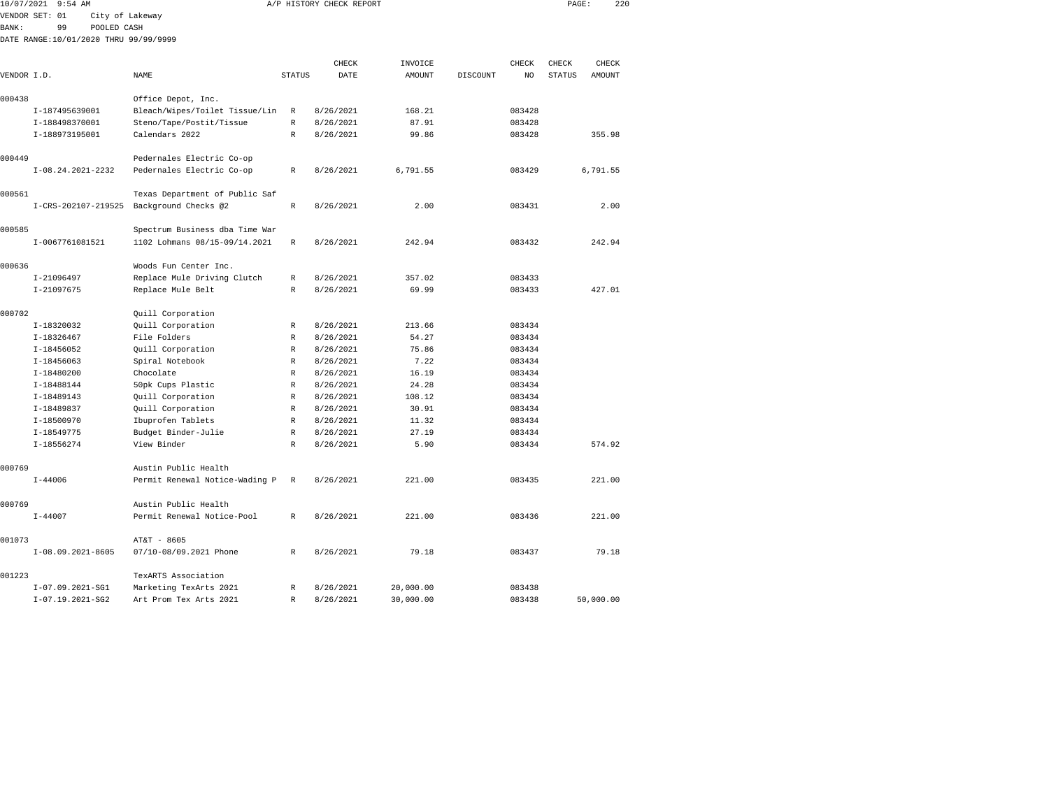10/07/2021 9:54 AM A/P HISTORY CHECK REPORT

VENDOR SET: 01 City of Lakeway
BANK: 99 POOLED CASH
DATE RANGE:10/01/2020 THRU 99/99/9999

| VENDOR I.D. | NAME | STATUS | CHECK DATE | INVOICE AMOUNT | DISCOUNT | CHECK NO | CHECK STATUS | CHECK AMOUNT |
|---|---|---|---|---|---|---|---|---|
| 000438 | Office Depot, Inc. | | | | | | | |
| I-187495639001 | Bleach/Wipes/Toilet Tissue/Lin | R | 8/26/2021 | 168.21 | | 083428 | | |
| I-188498370001 | Steno/Tape/Postit/Tissue | R | 8/26/2021 | 87.91 | | 083428 | | |
| I-188973195001 | Calendars 2022 | R | 8/26/2021 | 99.86 | | 083428 | | 355.98 |
| 000449 | Pedernales Electric Co-op | | | | | | | |
| I-08.24.2021-2232 | Pedernales Electric Co-op | R | 8/26/2021 | 6,791.55 | | 083429 | | 6,791.55 |
| 000561 | Texas Department of Public Saf | | | | | | | |
| I-CRS-202107-219525 | Background Checks @2 | R | 8/26/2021 | 2.00 | | 083431 | | 2.00 |
| 000585 | Spectrum Business dba Time War | | | | | | | |
| I-0067761081521 | 1102 Lohmans 08/15-09/14.2021 | R | 8/26/2021 | 242.94 | | 083432 | | 242.94 |
| 000636 | Woods Fun Center Inc. | | | | | | | |
| I-21096497 | Replace Mule Driving Clutch | R | 8/26/2021 | 357.02 | | 083433 | | |
| I-21097675 | Replace Mule Belt | R | 8/26/2021 | 69.99 | | 083433 | | 427.01 |
| 000702 | Quill Corporation | | | | | | | |
| I-18320032 | Quill Corporation | R | 8/26/2021 | 213.66 | | 083434 | | |
| I-18326467 | File Folders | R | 8/26/2021 | 54.27 | | 083434 | | |
| I-18456052 | Quill Corporation | R | 8/26/2021 | 75.86 | | 083434 | | |
| I-18456063 | Spiral Notebook | R | 8/26/2021 | 7.22 | | 083434 | | |
| I-18480200 | Chocolate | R | 8/26/2021 | 16.19 | | 083434 | | |
| I-18488144 | 50pk Cups Plastic | R | 8/26/2021 | 24.28 | | 083434 | | |
| I-18489143 | Quill Corporation | R | 8/26/2021 | 108.12 | | 083434 | | |
| I-18489837 | Quill Corporation | R | 8/26/2021 | 30.91 | | 083434 | | |
| I-18500970 | Ibuprofen Tablets | R | 8/26/2021 | 11.32 | | 083434 | | |
| I-18549775 | Budget Binder-Julie | R | 8/26/2021 | 27.19 | | 083434 | | |
| I-18556274 | View Binder | R | 8/26/2021 | 5.90 | | 083434 | | 574.92 |
| 000769 | Austin Public Health | | | | | | | |
| I-44006 | Permit Renewal Notice-Wading P | R | 8/26/2021 | 221.00 | | 083435 | | 221.00 |
| 000769 | Austin Public Health | | | | | | | |
| I-44007 | Permit Renewal Notice-Pool | R | 8/26/2021 | 221.00 | | 083436 | | 221.00 |
| 001073 | AT&T - 8605 | | | | | | | |
| I-08.09.2021-8605 | 07/10-08/09.2021 Phone | R | 8/26/2021 | 79.18 | | 083437 | | 79.18 |
| 001223 | TexARTS Association | | | | | | | |
| I-07.09.2021-SG1 | Marketing TexArts 2021 | R | 8/26/2021 | 20,000.00 | | 083438 | | |
| I-07.19.2021-SG2 | Art Prom Tex Arts 2021 | R | 8/26/2021 | 30,000.00 | | 083438 | | 50,000.00 |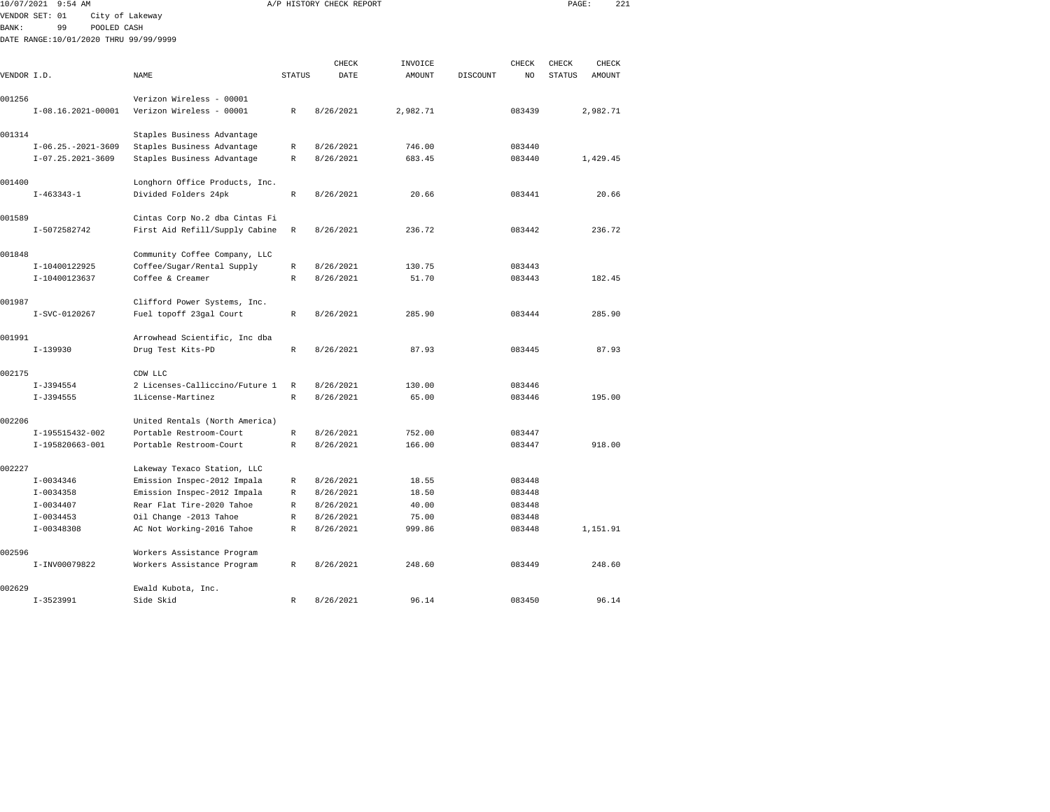10/07/2021 9:54 AM A/P HISTORY CHECK REPORT

VENDOR SET: 01 City of Lakeway
BANK: 99 POOLED CASH
DATE RANGE:10/01/2020 THRU 99/99/9999

| VENDOR I.D. | NAME | STATUS | CHECK DATE | INVOICE AMOUNT | DISCOUNT | CHECK NO | CHECK STATUS | CHECK AMOUNT |
|---|---|---|---|---|---|---|---|---|
| 001256 | Verizon Wireless - 00001 | | | | | | | |
| I-08.16.2021-00001 | Verizon Wireless - 00001 | R | 8/26/2021 | 2,982.71 | | 083439 | | 2,982.71 |
| 001314 | Staples Business Advantage | | | | | | | |
| I-06.25.-2021-3609 | Staples Business Advantage | R | 8/26/2021 | 746.00 | | 083440 | | |
| I-07.25.2021-3609 | Staples Business Advantage | R | 8/26/2021 | 683.45 | | 083440 | | 1,429.45 |
| 001400 | Longhorn Office Products, Inc. | | | | | | | |
| I-463343-1 | Divided Folders 24pk | R | 8/26/2021 | 20.66 | | 083441 | | 20.66 |
| 001589 | Cintas Corp No.2 dba Cintas Fi | | | | | | | |
| I-5072582742 | First Aid Refill/Supply Cabine | R | 8/26/2021 | 236.72 | | 083442 | | 236.72 |
| 001848 | Community Coffee Company, LLC | | | | | | | |
| I-10400122925 | Coffee/Sugar/Rental Supply | R | 8/26/2021 | 130.75 | | 083443 | | |
| I-10400123637 | Coffee & Creamer | R | 8/26/2021 | 51.70 | | 083443 | | 182.45 |
| 001987 | Clifford Power Systems, Inc. | | | | | | | |
| I-SVC-0120267 | Fuel topoff 23gal Court | R | 8/26/2021 | 285.90 | | 083444 | | 285.90 |
| 001991 | Arrowhead Scientific, Inc dba | | | | | | | |
| I-139930 | Drug Test Kits-PD | R | 8/26/2021 | 87.93 | | 083445 | | 87.93 |
| 002175 | CDW LLC | | | | | | | |
| I-J394554 | 2 Licenses-Calliccino/Future 1 | R | 8/26/2021 | 130.00 | | 083446 | | |
| I-J394555 | 1License-Martinez | R | 8/26/2021 | 65.00 | | 083446 | | 195.00 |
| 002206 | United Rentals (North America) | | | | | | | |
| I-195515432-002 | Portable Restroom-Court | R | 8/26/2021 | 752.00 | | 083447 | | |
| I-195820663-001 | Portable Restroom-Court | R | 8/26/2021 | 166.00 | | 083447 | | 918.00 |
| 002227 | Lakeway Texaco Station, LLC | | | | | | | |
| I-0034346 | Emission Inspec-2012 Impala | R | 8/26/2021 | 18.55 | | 083448 | | |
| I-0034358 | Emission Inspec-2012 Impala | R | 8/26/2021 | 18.50 | | 083448 | | |
| I-0034407 | Rear Flat Tire-2020 Tahoe | R | 8/26/2021 | 40.00 | | 083448 | | |
| I-0034453 | Oil Change -2013 Tahoe | R | 8/26/2021 | 75.00 | | 083448 | | |
| I-00348308 | AC Not Working-2016 Tahoe | R | 8/26/2021 | 999.86 | | 083448 | | 1,151.91 |
| 002596 | Workers Assistance Program | | | | | | | |
| I-INV00079822 | Workers Assistance Program | R | 8/26/2021 | 248.60 | | 083449 | | 248.60 |
| 002629 | Ewald Kubota, Inc. | | | | | | | |
| I-3523991 | Side Skid | R | 8/26/2021 | 96.14 | | 083450 | | 96.14 |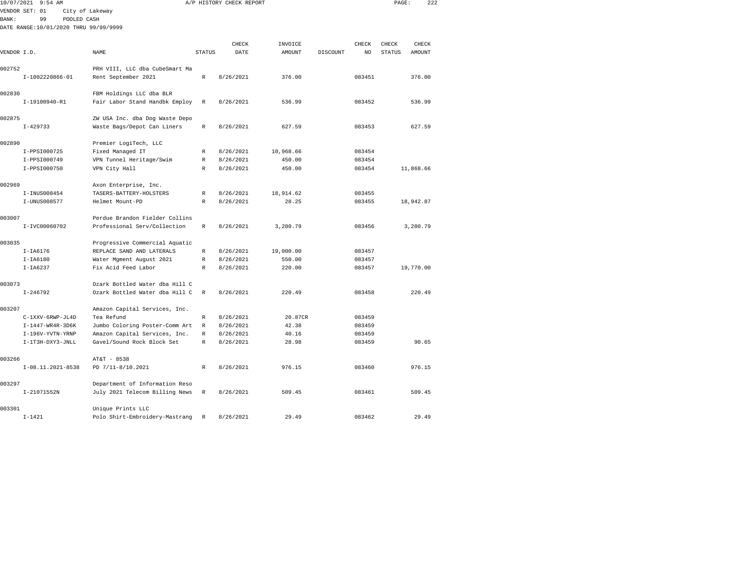10/07/2021 9:54 AM A/P HISTORY CHECK REPORT

VENDOR SET: 01 City of Lakeway
BANK: 99 POOLED CASH
DATE RANGE:10/01/2020 THRU 99/99/9999

| VENDOR I.D. | NAME | STATUS | CHECK DATE | INVOICE AMOUNT | DISCOUNT | CHECK NO | CHECK STATUS | CHECK AMOUNT |
|---|---|---|---|---|---|---|---|---|
| 002752 | PRH VIII, LLC dba CubeSmart Ma | | | | | | | |
| I-1002220866-01 | Rent September 2021 | R | 8/26/2021 | 376.00 | | 083451 | | 376.00 |
| 002830 | FBM Holdings LLC dba BLR | | | | | | | |
| I-19100940-R1 | Fair Labor Stand Handbk Employ | R | 8/26/2021 | 536.99 | | 083452 | | 536.99 |
| 002875 | ZW USA Inc. dba Dog Waste Depo | | | | | | | |
| I-429733 | Waste Bags/Depot Can Liners | R | 8/26/2021 | 627.59 | | 083453 | | 627.59 |
| 002890 | Premier LogiTech, LLC | | | | | | | |
| I-PPSI000725 | Fixed Managed IT | R | 8/26/2021 | 10,968.66 | | 083454 | | |
| I-PPSI000749 | VPN Tunnel Heritage/Swim | R | 8/26/2021 | 450.00 | | 083454 | | |
| I-PPSI000750 | VPN City Hall | R | 8/26/2021 | 450.00 | | 083454 | | 11,868.66 |
| 002969 | Axon Enterprise, Inc. | | | | | | | |
| I-INUS008454 | TASERS-BATTERY-HOLSTERS | R | 8/26/2021 | 18,914.62 | | 083455 | | |
| I-UNUS008577 | Helmet Mount-PD | R | 8/26/2021 | 28.25 | | 083455 | | 18,942.87 |
| 003007 | Perdue Brandon Fielder Collins | | | | | | | |
| I-IVC00060702 | Professional Serv/Collection | R | 8/26/2021 | 3,280.79 | | 083456 | | 3,280.79 |
| 003035 | Progressive Commercial Aquatic | | | | | | | |
| I-IA6176 | REPLACE SAND AND LATERALS | R | 8/26/2021 | 19,000.00 | | 083457 | | |
| I-IA6180 | Water Mgment August 2021 | R | 8/26/2021 | 550.00 | | 083457 | | |
| I-IA6237 | Fix Acid Feed Labor | R | 8/26/2021 | 220.00 | | 083457 | | 19,770.00 |
| 003073 | Ozark Bottled Water dba Hill C | | | | | | | |
| I-246792 | Ozark Bottled Water dba Hill C | R | 8/26/2021 | 220.49 | | 083458 | | 220.49 |
| 003207 | Amazon Capital Services, Inc. | | | | | | | |
| C-1XXV-6RWP-JL4D | Tea Refund | R | 8/26/2021 | 20.87CR | | 083459 | | |
| I-1447-WR4R-3D6K | Jumbo Coloring Poster-Comm Art | R | 8/26/2021 | 42.38 | | 083459 | | |
| I-196V-YVTN-YRNP | Amazon Capital Services, Inc. | R | 8/26/2021 | 40.16 | | 083459 | | |
| I-1T3H-DXY3-JNLL | Gavel/Sound Rock Block Set | R | 8/26/2021 | 28.98 | | 083459 | | 90.65 |
| 003266 | AT&T - 8538 | | | | | | | |
| I-08.11.2021-8538 | PD 7/11-8/10.2021 | R | 8/26/2021 | 976.15 | | 083460 | | 976.15 |
| 003297 | Department of Information Reso | | | | | | | |
| I-21071552N | July 2021 Telecom Billing News | R | 8/26/2021 | 509.45 | | 083461 | | 509.45 |
| 003301 | Unique Prints LLC | | | | | | | |
| I-1421 | Polo Shirt-Embroidery-Mastrang | R | 8/26/2021 | 29.49 | | 083462 | | 29.49 |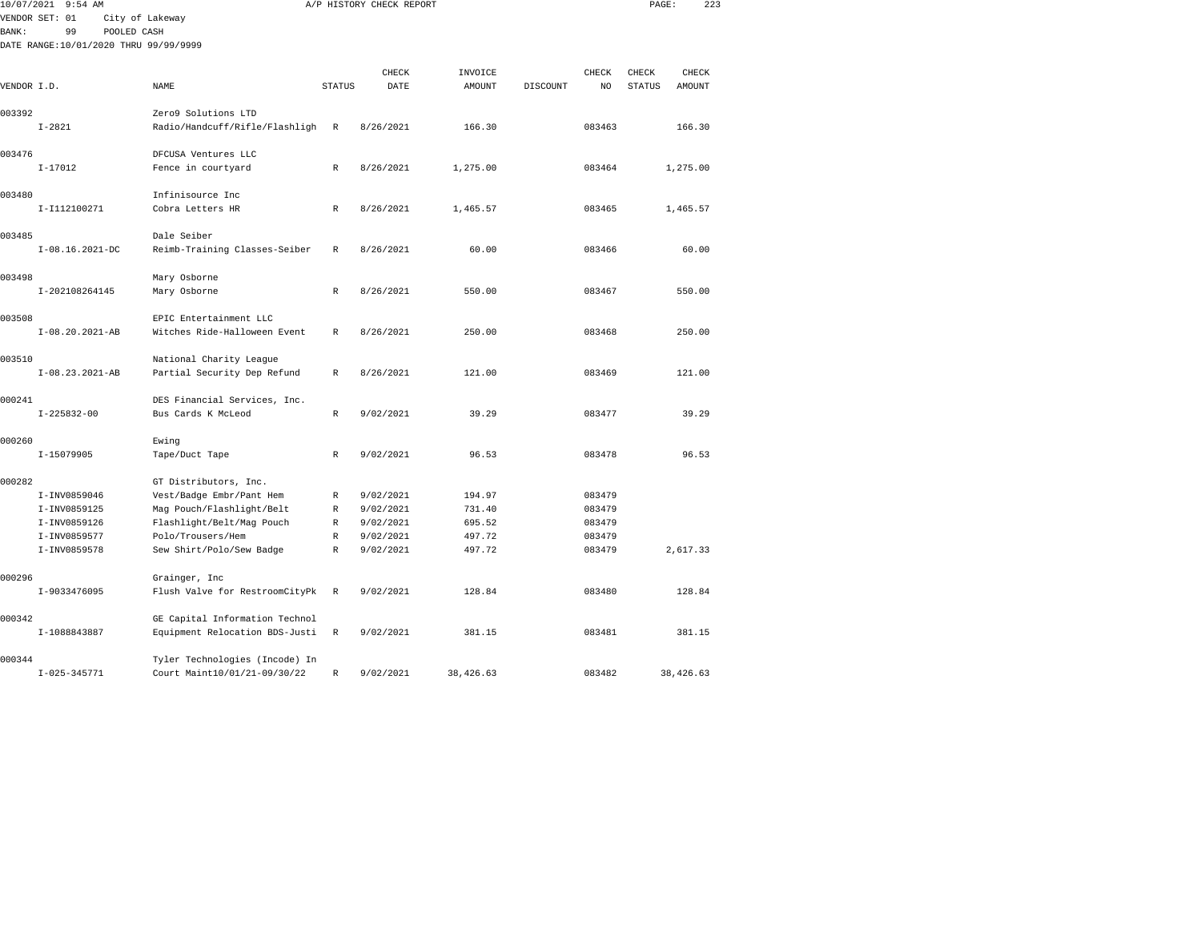A/P HISTORY CHECK REPORT

VENDOR SET: 01 City of Lakeway
BANK: 99 POOLED CASH
DATE RANGE:10/01/2020 THRU 99/99/9999

| VENDOR I.D. | NAME | STATUS | CHECK DATE | INVOICE AMOUNT | DISCOUNT | CHECK NO | CHECK STATUS | CHECK AMOUNT |
|---|---|---|---|---|---|---|---|---|
| 003392 | Zero9 Solutions LTD | | | | | | | |
| I-2821 | Radio/Handcuff/Rifle/Flashligh | R | 8/26/2021 | 166.30 | | 083463 | | 166.30 |
| 003476 | DFCUSA Ventures LLC | | | | | | | |
| I-17012 | Fence in courtyard | R | 8/26/2021 | 1,275.00 | | 083464 | | 1,275.00 |
| 003480 | Infinisource Inc | | | | | | | |
| I-I112100271 | Cobra Letters HR | R | 8/26/2021 | 1,465.57 | | 083465 | | 1,465.57 |
| 003485 | Dale Seiber | | | | | | | |
| I-08.16.2021-DC | Reimb-Training Classes-Seiber | R | 8/26/2021 | 60.00 | | 083466 | | 60.00 |
| 003498 | Mary Osborne | | | | | | | |
| I-202108264145 | Mary Osborne | R | 8/26/2021 | 550.00 | | 083467 | | 550.00 |
| 003508 | EPIC Entertainment LLC | | | | | | | |
| I-08.20.2021-AB | Witches Ride-Halloween Event | R | 8/26/2021 | 250.00 | | 083468 | | 250.00 |
| 003510 | National Charity League | | | | | | | |
| I-08.23.2021-AB | Partial Security Dep Refund | R | 8/26/2021 | 121.00 | | 083469 | | 121.00 |
| 000241 | DES Financial Services, Inc. | | | | | | | |
| I-225832-00 | Bus Cards K McLeod | R | 9/02/2021 | 39.29 | | 083477 | | 39.29 |
| 000260 | Ewing | | | | | | | |
| I-15079905 | Tape/Duct Tape | R | 9/02/2021 | 96.53 | | 083478 | | 96.53 |
| 000282 | GT Distributors, Inc. | | | | | | | |
| I-INV0859046 | Vest/Badge Embr/Pant Hem | R | 9/02/2021 | 194.97 | | 083479 | | |
| I-INV0859125 | Mag Pouch/Flashlight/Belt | R | 9/02/2021 | 731.40 | | 083479 | | |
| I-INV0859126 | Flashlight/Belt/Mag Pouch | R | 9/02/2021 | 695.52 | | 083479 | | |
| I-INV0859577 | Polo/Trousers/Hem | R | 9/02/2021 | 497.72 | | 083479 | | |
| I-INV0859578 | Sew Shirt/Polo/Sew Badge | R | 9/02/2021 | 497.72 | | 083479 | | 2,617.33 |
| 000296 | Grainger, Inc | | | | | | | |
| I-9033476095 | Flush Valve for RestroomCityPk | R | 9/02/2021 | 128.84 | | 083480 | | 128.84 |
| 000342 | GE Capital Information Technol | | | | | | | |
| I-1088843887 | Equipment Relocation BDS-Justi | R | 9/02/2021 | 381.15 | | 083481 | | 381.15 |
| 000344 | Tyler Technologies (Incode) In | | | | | | | |
| I-025-345771 | Court Maint10/01/21-09/30/22 | R | 9/02/2021 | 38,426.63 | | 083482 | | 38,426.63 |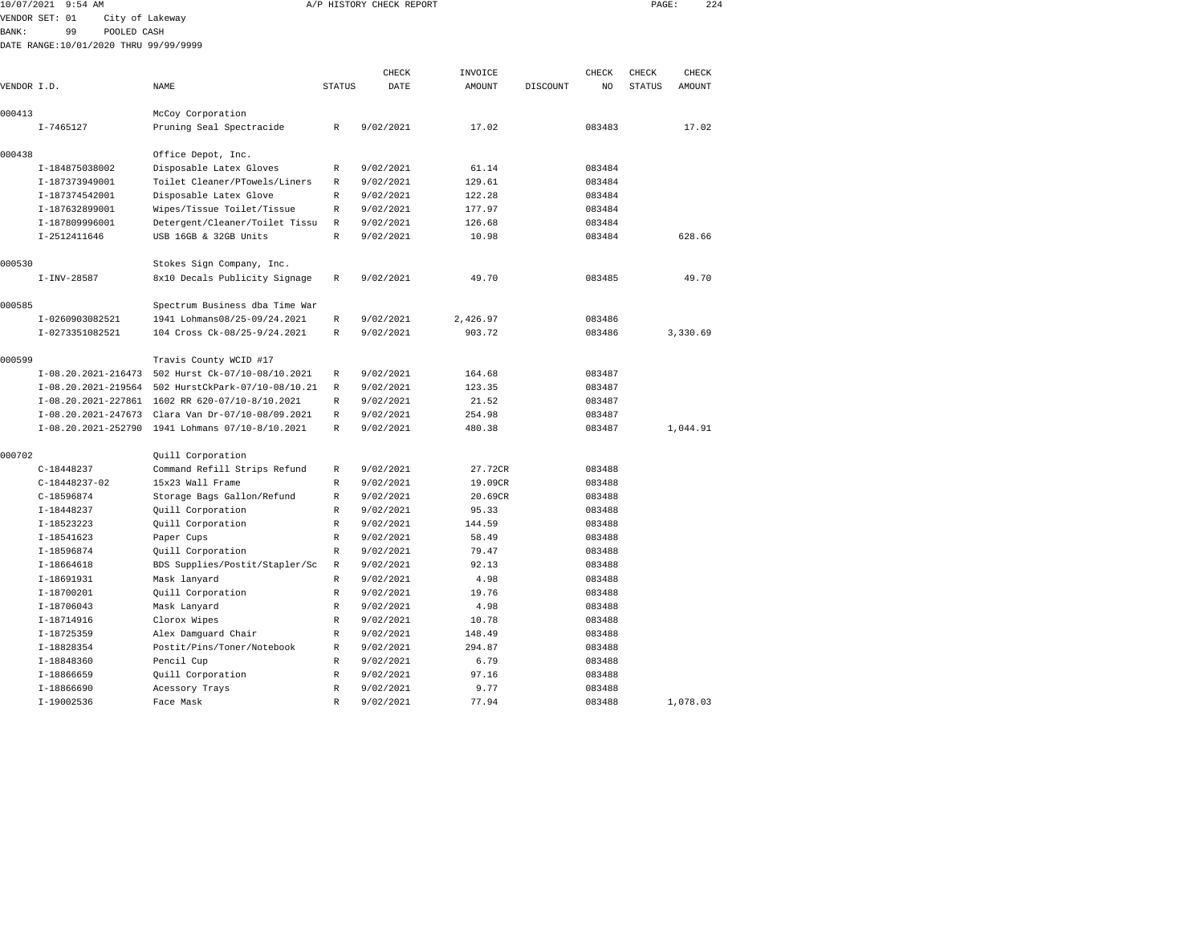10/07/2021 9:54 AM A/P HISTORY CHECK REPORT

VENDOR SET: 01 City of Lakeway
BANK: 99 POOLED CASH
DATE RANGE:10/01/2020 THRU 99/99/9999

| VENDOR I.D. | NAME | STATUS | CHECK DATE | INVOICE AMOUNT | DISCOUNT | CHECK NO | CHECK STATUS | CHECK AMOUNT |
|---|---|---|---|---|---|---|---|---|
| 000413 | McCoy Corporation | | | | | | | |
| I-7465127 | Pruning Seal Spectracide | R | 9/02/2021 | 17.02 | | 083483 | | 17.02 |
| 000438 | Office Depot, Inc. | | | | | | | |
| I-184875038002 | Disposable Latex Gloves | R | 9/02/2021 | 61.14 | | 083484 | | |
| I-187373949001 | Toilet Cleaner/PTowels/Liners | R | 9/02/2021 | 129.61 | | 083484 | | |
| I-187374542001 | Disposable Latex Glove | R | 9/02/2021 | 122.28 | | 083484 | | |
| I-187632899001 | Wipes/Tissue Toilet/Tissue | R | 9/02/2021 | 177.97 | | 083484 | | |
| I-187809996001 | Detergent/Cleaner/Toilet Tissu | R | 9/02/2021 | 126.68 | | 083484 | | |
| I-2512411646 | USB 16GB & 32GB Units | R | 9/02/2021 | 10.98 | | 083484 | | 628.66 |
| 000530 | Stokes Sign Company, Inc. | | | | | | | |
| I-INV-28587 | 8x10 Decals Publicity Signage | R | 9/02/2021 | 49.70 | | 083485 | | 49.70 |
| 000585 | Spectrum Business dba Time War | | | | | | | |
| I-0260903082521 | 1941 Lohmans08/25-09/24.2021 | R | 9/02/2021 | 2,426.97 | | 083486 | | |
| I-0273351082521 | 104 Cross Ck-08/25-9/24.2021 | R | 9/02/2021 | 903.72 | | 083486 | | 3,330.69 |
| 000599 | Travis County WCID #17 | | | | | | | |
| I-08.20.2021-216473 | 502 Hurst Ck-07/10-08/10.2021 | R | 9/02/2021 | 164.68 | | 083487 | | |
| I-08.20.2021-219564 | 502 HurstCkPark-07/10-08/10.21 | R | 9/02/2021 | 123.35 | | 083487 | | |
| I-08.20.2021-227861 | 1602 RR 620-07/10-8/10.2021 | R | 9/02/2021 | 21.52 | | 083487 | | |
| I-08.20.2021-247673 | Clara Van Dr-07/10-08/09.2021 | R | 9/02/2021 | 254.98 | | 083487 | | |
| I-08.20.2021-252790 | 1941 Lohmans 07/10-8/10.2021 | R | 9/02/2021 | 480.38 | | 083487 | | 1,044.91 |
| 000702 | Quill Corporation | | | | | | | |
| C-18448237 | Command Refill Strips Refund | R | 9/02/2021 | 27.72CR | | 083488 | | |
| C-18448237-02 | 15x23 Wall Frame | R | 9/02/2021 | 19.09CR | | 083488 | | |
| C-18596874 | Storage Bags Gallon/Refund | R | 9/02/2021 | 20.69CR | | 083488 | | |
| I-18448237 | Quill Corporation | R | 9/02/2021 | 95.33 | | 083488 | | |
| I-18523223 | Quill Corporation | R | 9/02/2021 | 144.59 | | 083488 | | |
| I-18541623 | Paper Cups | R | 9/02/2021 | 58.49 | | 083488 | | |
| I-18596874 | Quill Corporation | R | 9/02/2021 | 79.47 | | 083488 | | |
| I-18664618 | BDS Supplies/Postit/Stapler/Sc | R | 9/02/2021 | 92.13 | | 083488 | | |
| I-18691931 | Mask lanyard | R | 9/02/2021 | 4.98 | | 083488 | | |
| I-18700201 | Quill Corporation | R | 9/02/2021 | 19.76 | | 083488 | | |
| I-18706043 | Mask Lanyard | R | 9/02/2021 | 4.98 | | 083488 | | |
| I-18714916 | Clorox Wipes | R | 9/02/2021 | 10.78 | | 083488 | | |
| I-18725359 | Alex Damguard Chair | R | 9/02/2021 | 148.49 | | 083488 | | |
| I-18828354 | Postit/Pins/Toner/Notebook | R | 9/02/2021 | 294.87 | | 083488 | | |
| I-18848360 | Pencil Cup | R | 9/02/2021 | 6.79 | | 083488 | | |
| I-18866659 | Quill Corporation | R | 9/02/2021 | 97.16 | | 083488 | | |
| I-18866690 | Acessory Trays | R | 9/02/2021 | 9.77 | | 083488 | | |
| I-19002536 | Face Mask | R | 9/02/2021 | 77.94 | | 083488 | | 1,078.03 |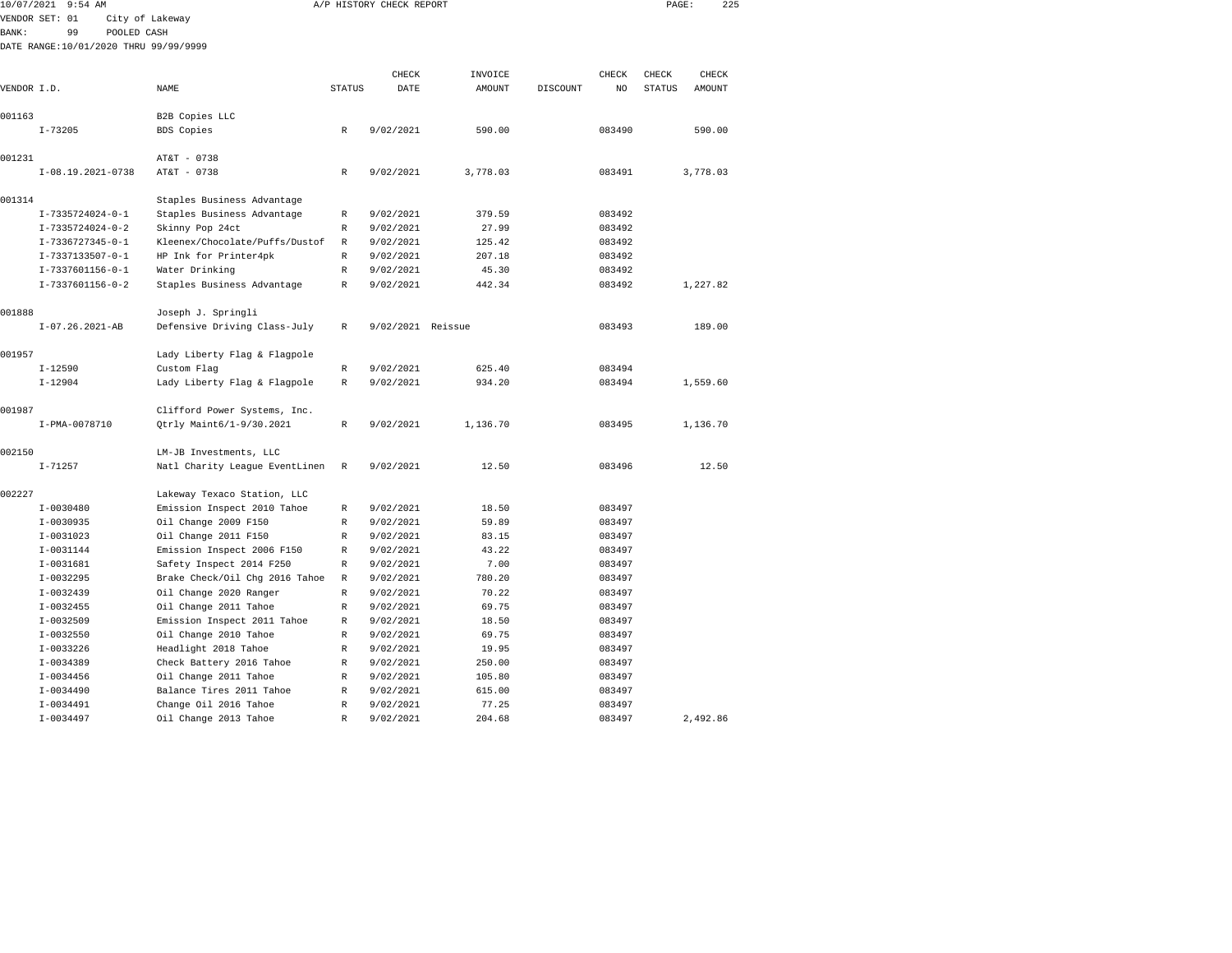A/P HISTORY CHECK REPORT

VENDOR SET: 01 City of Lakeway
BANK: 99 POOLED CASH
DATE RANGE:10/01/2020 THRU 99/99/9999

| VENDOR I.D. | NAME | STATUS | CHECK DATE | INVOICE AMOUNT | DISCOUNT | CHECK NO | CHECK STATUS | CHECK AMOUNT |
|---|---|---|---|---|---|---|---|---|
| 001163 | B2B Copies LLC | | | | | | | |
| I-73205 | BDS Copies | R | 9/02/2021 | 590.00 | | 083490 | | 590.00 |
| 001231 | AT&T - 0738 | | | | | | | |
| I-08.19.2021-0738 | AT&T - 0738 | R | 9/02/2021 | 3,778.03 | | 083491 | | 3,778.03 |
| 001314 | Staples Business Advantage | | | | | | | |
| I-7335724024-0-1 | Staples Business Advantage | R | 9/02/2021 | 379.59 | | 083492 | | |
| I-7335724024-0-2 | Skinny Pop 24ct | R | 9/02/2021 | 27.99 | | 083492 | | |
| I-7336727345-0-1 | Kleenex/Chocolate/Puffs/Dustof | R | 9/02/2021 | 125.42 | | 083492 | | |
| I-7337133507-0-1 | HP Ink for Printer4pk | R | 9/02/2021 | 207.18 | | 083492 | | |
| I-7337601156-0-1 | Water Drinking | R | 9/02/2021 | 45.30 | | 083492 | | |
| I-7337601156-0-2 | Staples Business Advantage | R | 9/02/2021 | 442.34 | | 083492 | | 1,227.82 |
| 001888 | Joseph J. Springli | | | | | | | |
| I-07.26.2021-AB | Defensive Driving Class-July | R | 9/02/2021 | Reissue | | 083493 | | 189.00 |
| 001957 | Lady Liberty Flag & Flagpole | | | | | | | |
| I-12590 | Custom Flag | R | 9/02/2021 | 625.40 | | 083494 | | |
| I-12904 | Lady Liberty Flag & Flagpole | R | 9/02/2021 | 934.20 | | 083494 | | 1,559.60 |
| 001987 | Clifford Power Systems, Inc. | | | | | | | |
| I-PMA-0078710 | Qtrly Maint6/1-9/30.2021 | R | 9/02/2021 | 1,136.70 | | 083495 | | 1,136.70 |
| 002150 | LM-JB Investments, LLC | | | | | | | |
| I-71257 | Natl Charity League EventLinen | R | 9/02/2021 | 12.50 | | 083496 | | 12.50 |
| 002227 | Lakeway Texaco Station, LLC | | | | | | | |
| I-0030480 | Emission Inspect 2010 Tahoe | R | 9/02/2021 | 18.50 | | 083497 | | |
| I-0030935 | Oil Change 2009 F150 | R | 9/02/2021 | 59.89 | | 083497 | | |
| I-0031023 | Oil Change 2011 F150 | R | 9/02/2021 | 83.15 | | 083497 | | |
| I-0031144 | Emission Inspect 2006 F150 | R | 9/02/2021 | 43.22 | | 083497 | | |
| I-0031681 | Safety Inspect 2014 F250 | R | 9/02/2021 | 7.00 | | 083497 | | |
| I-0032295 | Brake Check/Oil Chg 2016 Tahoe | R | 9/02/2021 | 780.20 | | 083497 | | |
| I-0032439 | Oil Change 2020 Ranger | R | 9/02/2021 | 70.22 | | 083497 | | |
| I-0032455 | Oil Change 2011 Tahoe | R | 9/02/2021 | 69.75 | | 083497 | | |
| I-0032509 | Emission Inspect 2011 Tahoe | R | 9/02/2021 | 18.50 | | 083497 | | |
| I-0032550 | Oil Change 2010 Tahoe | R | 9/02/2021 | 69.75 | | 083497 | | |
| I-0033226 | Headlight 2018 Tahoe | R | 9/02/2021 | 19.95 | | 083497 | | |
| I-0034389 | Check Battery 2016 Tahoe | R | 9/02/2021 | 250.00 | | 083497 | | |
| I-0034456 | Oil Change 2011 Tahoe | R | 9/02/2021 | 105.80 | | 083497 | | |
| I-0034490 | Balance Tires 2011 Tahoe | R | 9/02/2021 | 615.00 | | 083497 | | |
| I-0034491 | Change Oil 2016 Tahoe | R | 9/02/2021 | 77.25 | | 083497 | | |
| I-0034497 | Oil Change 2013 Tahoe | R | 9/02/2021 | 204.68 | | 083497 | | 2,492.86 |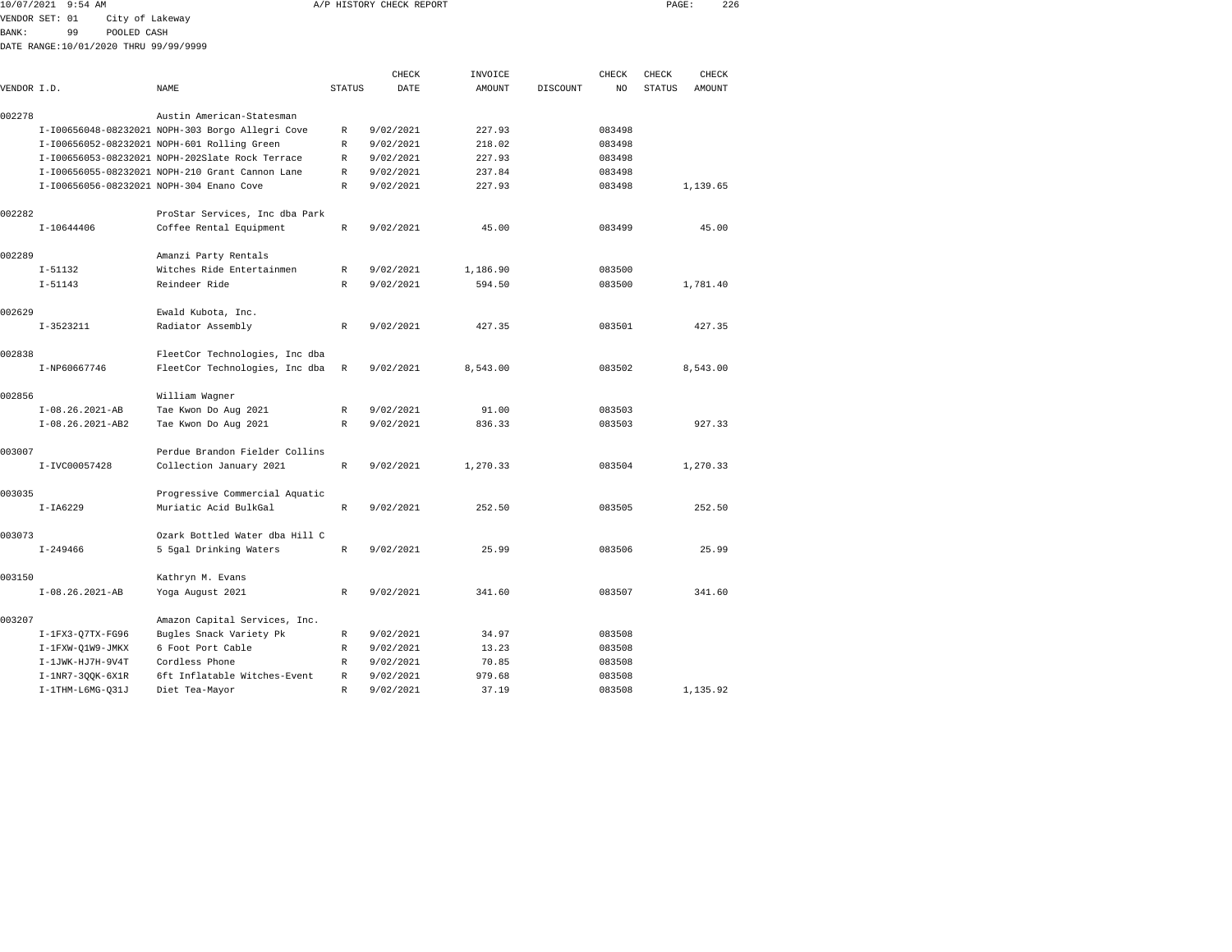10/07/2021 9:54 AM A/P HISTORY CHECK REPORT

VENDOR SET: 01 City of Lakeway

BANK: 99 POOLED CASH

DATE RANGE:10/01/2020 THRU 99/99/9999

| VENDOR I.D. | NAME | STATUS | CHECK DATE | INVOICE AMOUNT | DISCOUNT | CHECK NO | CHECK STATUS | CHECK AMOUNT |
|---|---|---|---|---|---|---|---|---|
| 002278 | Austin American-Statesman | | | | | | | |
| I-I00656048-08232021 | NOPH-303 Borgo Allegri Cove | R | 9/02/2021 | 227.93 | | 083498 | | |
| I-I00656052-08232021 | NOPH-601 Rolling Green | R | 9/02/2021 | 218.02 | | 083498 | | |
| I-I00656053-08232021 | NOPH-202Slate Rock Terrace | R | 9/02/2021 | 227.93 | | 083498 | | |
| I-I00656055-08232021 | NOPH-210 Grant Cannon Lane | R | 9/02/2021 | 237.84 | | 083498 | | |
| I-I00656056-08232021 | NOPH-304 Enano Cove | R | 9/02/2021 | 227.93 | | 083498 | | 1,139.65 |
| 002282 | ProStar Services, Inc dba Park | | | | | | | |
| I-10644406 | Coffee Rental Equipment | R | 9/02/2021 | 45.00 | | 083499 | | 45.00 |
| 002289 | Amanzi Party Rentals | | | | | | | |
| I-51132 | Witches Ride Entertainmen | R | 9/02/2021 | 1,186.90 | | 083500 | | |
| I-51143 | Reindeer Ride | R | 9/02/2021 | 594.50 | | 083500 | | 1,781.40 |
| 002629 | Ewald Kubota, Inc. | | | | | | | |
| I-3523211 | Radiator Assembly | R | 9/02/2021 | 427.35 | | 083501 | | 427.35 |
| 002838 | FleetCor Technologies, Inc dba | | | | | | | |
| I-NP60667746 | FleetCor Technologies, Inc dba | R | 9/02/2021 | 8,543.00 | | 083502 | | 8,543.00 |
| 002856 | William Wagner | | | | | | | |
| I-08.26.2021-AB | Tae Kwon Do Aug 2021 | R | 9/02/2021 | 91.00 | | 083503 | | |
| I-08.26.2021-AB2 | Tae Kwon Do Aug 2021 | R | 9/02/2021 | 836.33 | | 083503 | | 927.33 |
| 003007 | Perdue Brandon Fielder Collins | | | | | | | |
| I-IVC00057428 | Collection January 2021 | R | 9/02/2021 | 1,270.33 | | 083504 | | 1,270.33 |
| 003035 | Progressive Commercial Aquatic | | | | | | | |
| I-IA6229 | Muriatic Acid BulkGal | R | 9/02/2021 | 252.50 | | 083505 | | 252.50 |
| 003073 | Ozark Bottled Water dba Hill C | | | | | | | |
| I-249466 | 5 5gal Drinking Waters | R | 9/02/2021 | 25.99 | | 083506 | | 25.99 |
| 003150 | Kathryn M. Evans | | | | | | | |
| I-08.26.2021-AB | Yoga August 2021 | R | 9/02/2021 | 341.60 | | 083507 | | 341.60 |
| 003207 | Amazon Capital Services, Inc. | | | | | | | |
| I-1FX3-Q7TX-FG96 | Bugles Snack Variety Pk | R | 9/02/2021 | 34.97 | | 083508 | | |
| I-1FXW-Q1W9-JMKX | 6 Foot Port Cable | R | 9/02/2021 | 13.23 | | 083508 | | |
| I-1JWK-HJ7H-9V4T | Cordless Phone | R | 9/02/2021 | 70.85 | | 083508 | | |
| I-1NR7-3QQK-6X1R | 6ft Inflatable Witches-Event | R | 9/02/2021 | 979.68 | | 083508 | | |
| I-1THM-L6MG-Q31J | Diet Tea-Mayor | R | 9/02/2021 | 37.19 | | 083508 | | 1,135.92 |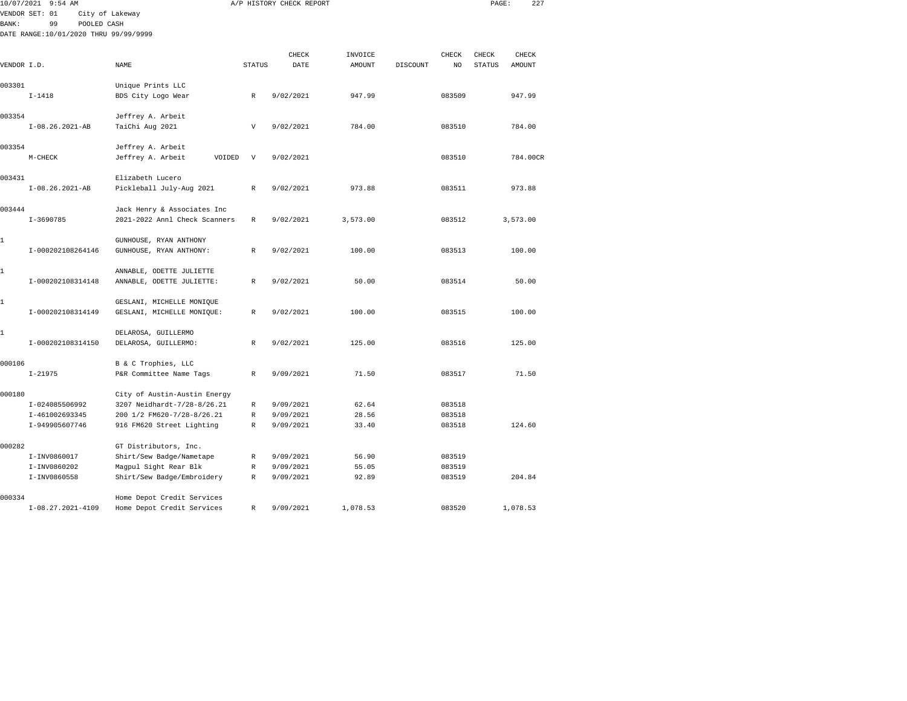10/07/2021 9:54 AM A/P HISTORY CHECK REPORT

VENDOR SET: 01 City of Lakeway
BANK: 99 POOLED CASH
DATE RANGE:10/01/2020 THRU 99/99/9999

| VENDOR I.D. | NAME | STATUS | CHECK DATE | INVOICE AMOUNT | DISCOUNT | CHECK NO | CHECK STATUS | CHECK AMOUNT |
|---|---|---|---|---|---|---|---|---|
| 003301 | Unique Prints LLC | | | | | | | |
| I-1418 | BDS City Logo Wear | R | 9/02/2021 | 947.99 | | 083509 | | 947.99 |
| 003354 | Jeffrey A. Arbeit | | | | | | | |
| I-08.26.2021-AB | TaiChi Aug 2021 | V | 9/02/2021 | 784.00 | | 083510 | | 784.00 |
| 003354 | Jeffrey A. Arbeit | | | | | | | |
| M-CHECK | Jeffrey A. Arbeit VOIDED | V | 9/02/2021 | | | 083510 | | 784.00CR |
| 003431 | Elizabeth Lucero | | | | | | | |
| I-08.26.2021-AB | Pickleball July-Aug 2021 | R | 9/02/2021 | 973.88 | | 083511 | | 973.88 |
| 003444 | Jack Henry & Associates Inc | | | | | | | |
| I-3690785 | 2021-2022 Annl Check Scanners | R | 9/02/2021 | 3,573.00 | | 083512 | | 3,573.00 |
| 1 | GUNHOUSE, RYAN ANTHONY | | | | | | | |
| I-000202108264146 | GUNHOUSE, RYAN ANTHONY: | R | 9/02/2021 | 100.00 | | 083513 | | 100.00 |
| 1 | ANNABLE, ODETTE JULIETTE | | | | | | | |
| I-000202108314148 | ANNABLE, ODETTE JULIETTE: | R | 9/02/2021 | 50.00 | | 083514 | | 50.00 |
| 1 | GESLANI, MICHELLE MONIQUE | | | | | | | |
| I-000202108314149 | GESLANI, MICHELLE MONIQUE: | R | 9/02/2021 | 100.00 | | 083515 | | 100.00 |
| 1 | DELAROSA, GUILLERMO | | | | | | | |
| I-000202108314150 | DELAROSA, GUILLERMO: | R | 9/02/2021 | 125.00 | | 083516 | | 125.00 |
| 000106 | B & C Trophies, LLC | | | | | | | |
| I-21975 | P&R Committee Name Tags | R | 9/09/2021 | 71.50 | | 083517 | | 71.50 |
| 000180 | City of Austin-Austin Energy | | | | | | | |
| I-024085506992 | 3207 Neidhardt-7/28-8/26.21 | R | 9/09/2021 | 62.64 | | 083518 | | |
| I-461002693345 | 200 1/2 FM620-7/28-8/26.21 | R | 9/09/2021 | 28.56 | | 083518 | | |
| I-949905607746 | 916 FM620 Street Lighting | R | 9/09/2021 | 33.40 | | 083518 | | 124.60 |
| 000282 | GT Distributors, Inc. | | | | | | | |
| I-INV0860017 | Shirt/Sew Badge/Nametape | R | 9/09/2021 | 56.90 | | 083519 | | |
| I-INV0860202 | Magpul Sight Rear Blk | R | 9/09/2021 | 55.05 | | 083519 | | |
| I-INV0860558 | Shirt/Sew Badge/Embroidery | R | 9/09/2021 | 92.89 | | 083519 | | 204.84 |
| 000334 | Home Depot Credit Services | | | | | | | |
| I-08.27.2021-4109 | Home Depot Credit Services | R | 9/09/2021 | 1,078.53 | | 083520 | | 1,078.53 |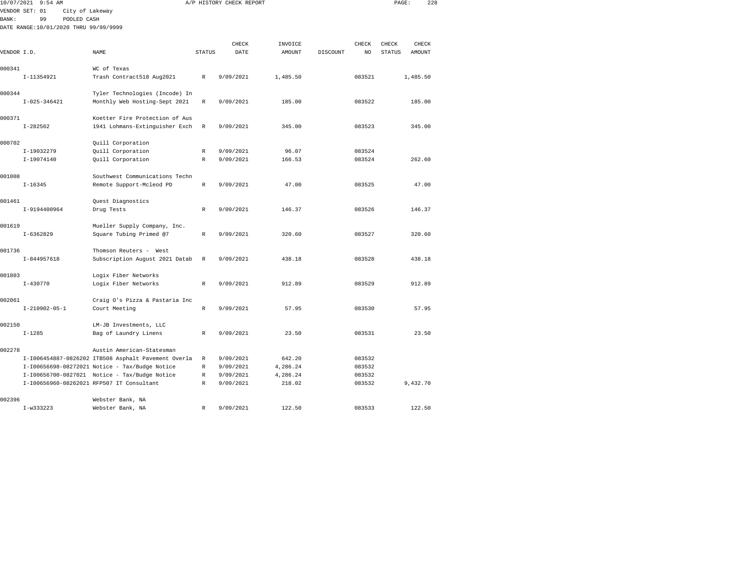10/07/2021 9:54 AM A/P HISTORY CHECK REPORT

VENDOR SET: 01 City of Lakeway
BANK: 99 POOLED CASH
DATE RANGE:10/01/2020 THRU 99/99/9999

| VENDOR I.D. | NAME | STATUS | CHECK DATE | INVOICE AMOUNT | DISCOUNT | CHECK NO | CHECK STATUS | CHECK AMOUNT |
|---|---|---|---|---|---|---|---|---|
| 000341 | WC of Texas | | | | | | | |
| I-11354921 | Trash Contract518 Aug2021 | R | 9/09/2021 | 1,485.50 | | 083521 | | 1,485.50 |
| 000344 | Tyler Technologies (Incode) In | | | | | | | |
| I-025-346421 | Monthly Web Hosting-Sept 2021 | R | 9/09/2021 | 185.00 | | 083522 | | 185.00 |
| 000371 | Koetter Fire Protection of Aus | | | | | | | |
| I-282562 | 1941 Lohmans-Extinguisher Exch | R | 9/09/2021 | 345.00 | | 083523 | | 345.00 |
| 000702 | Quill Corporation | | | | | | | |
| I-19032279 | Quill Corporation | R | 9/09/2021 | 96.07 | | 083524 | | |
| I-19074140 | Quill Corporation | R | 9/09/2021 | 166.53 | | 083524 | | 262.60 |
| 001008 | Southwest Communications Techn | | | | | | | |
| I-16345 | Remote Support-Mcleod PD | R | 9/09/2021 | 47.00 | | 083525 | | 47.00 |
| 001461 | Quest Diagnostics | | | | | | | |
| I-9194400964 | Drug Tests | R | 9/09/2021 | 146.37 | | 083526 | | 146.37 |
| 001619 | Mueller Supply Company, Inc. | | | | | | | |
| I-6362829 | Square Tubing Primed @7 | R | 9/09/2021 | 320.60 | | 083527 | | 320.60 |
| 001736 | Thomson Reuters - West | | | | | | | |
| I-844957618 | Subscription August 2021 Datab | R | 9/09/2021 | 438.18 | | 083528 | | 438.18 |
| 001803 | Logix Fiber Networks | | | | | | | |
| I-430770 | Logix Fiber Networks | R | 9/09/2021 | 912.89 | | 083529 | | 912.89 |
| 002061 | Craig O's Pizza & Pastaria Inc | | | | | | | |
| I-210902-05-1 | Court Meeting | R | 9/09/2021 | 57.95 | | 083530 | | 57.95 |
| 002150 | LM-JB Investments, LLC | | | | | | | |
| I-1285 | Bag of Laundry Linens | R | 9/09/2021 | 23.50 | | 083531 | | 23.50 |
| 002278 | Austin American-Statesman | | | | | | | |
| I-I006454887-0826202 | ITB508 Asphalt Pavement Overla | R | 9/09/2021 | 642.20 | | 083532 | | |
| I-I00656698-08272021 | Notice - Tax/Budge Notice | R | 9/09/2021 | 4,286.24 | | 083532 | | |
| I-I00656700-0827021 | Notice - Tax/Budge Notice | R | 9/09/2021 | 4,286.24 | | 083532 | | |
| I-I00656960-08262021 | RFP507 IT Consultant | R | 9/09/2021 | 218.02 | | 083532 | | 9,432.70 |
| 002396 | Webster Bank, NA | | | | | | | |
| I-w333223 | Webster Bank, NA | R | 9/09/2021 | 122.50 | | 083533 | | 122.50 |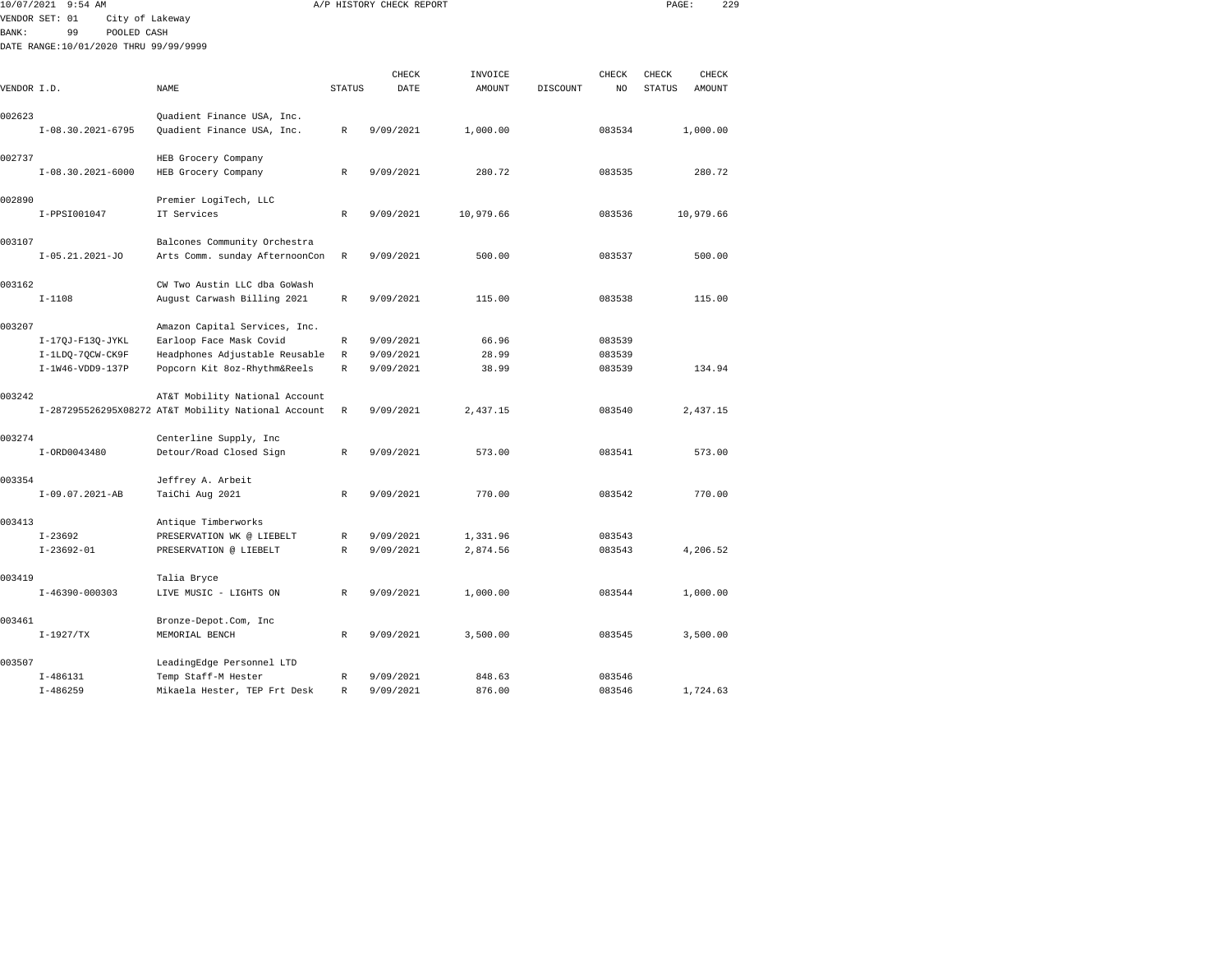10/07/2021 9:54 AM A/P HISTORY CHECK REPORT

VENDOR SET: 01 City of Lakeway
BANK: 99 POOLED CASH
DATE RANGE:10/01/2020 THRU 99/99/9999

| VENDOR I.D. | NAME | STATUS | CHECK DATE | INVOICE AMOUNT | DISCOUNT | CHECK NO | CHECK STATUS | CHECK AMOUNT |
|---|---|---|---|---|---|---|---|---|
| 002623 | Quadient Finance USA, Inc. | | | | | | | |
| I-08.30.2021-6795 | Quadient Finance USA, Inc. | R | 9/09/2021 | 1,000.00 | | 083534 | | 1,000.00 |
| 002737 | HEB Grocery Company | | | | | | | |
| I-08.30.2021-6000 | HEB Grocery Company | R | 9/09/2021 | 280.72 | | 083535 | | 280.72 |
| 002890 | Premier LogiTech, LLC | | | | | | | |
| I-PPSI001047 | IT Services | R | 9/09/2021 | 10,979.66 | | 083536 | | 10,979.66 |
| 003107 | Balcones Community Orchestra | | | | | | | |
| I-05.21.2021-JO | Arts Comm. sunday AfternoonCon | R | 9/09/2021 | 500.00 | | 083537 | | 500.00 |
| 003162 | CW Two Austin LLC dba GoWash | | | | | | | |
| I-1108 | August Carwash Billing 2021 | R | 9/09/2021 | 115.00 | | 083538 | | 115.00 |
| 003207 | Amazon Capital Services, Inc. | | | | | | | |
| I-17QJ-F13Q-JYKL | Earloop Face Mask Covid | R | 9/09/2021 | 66.96 | | 083539 | | |
| I-1LDQ-7QCW-CK9F | Headphones Adjustable Reusable | R | 9/09/2021 | 28.99 | | 083539 | | |
| I-1W46-VDD9-137P | Popcorn Kit 8oz-Rhythm&Reels | R | 9/09/2021 | 38.99 | | 083539 | | 134.94 |
| 003242 | AT&T Mobility National Account | | | | | | | |
| I-287295526295X08272 | AT&T Mobility National Account | R | 9/09/2021 | 2,437.15 | | 083540 | | 2,437.15 |
| 003274 | Centerline Supply, Inc | | | | | | | |
| I-ORD0043480 | Detour/Road Closed Sign | R | 9/09/2021 | 573.00 | | 083541 | | 573.00 |
| 003354 | Jeffrey A. Arbeit | | | | | | | |
| I-09.07.2021-AB | TaiChi Aug 2021 | R | 9/09/2021 | 770.00 | | 083542 | | 770.00 |
| 003413 | Antique Timberworks | | | | | | | |
| I-23692 | PRESERVATION WK @ LIEBELT | R | 9/09/2021 | 1,331.96 | | 083543 | | |
| I-23692-01 | PRESERVATION @ LIEBELT | R | 9/09/2021 | 2,874.56 | | 083543 | | 4,206.52 |
| 003419 | Talia Bryce | | | | | | | |
| I-46390-000303 | LIVE MUSIC - LIGHTS ON | R | 9/09/2021 | 1,000.00 | | 083544 | | 1,000.00 |
| 003461 | Bronze-Depot.Com, Inc | | | | | | | |
| I-1927/TX | MEMORIAL BENCH | R | 9/09/2021 | 3,500.00 | | 083545 | | 3,500.00 |
| 003507 | LeadingEdge Personnel LTD | | | | | | | |
| I-486131 | Temp Staff-M Hester | R | 9/09/2021 | 848.63 | | 083546 | | |
| I-486259 | Mikaela Hester, TEP Frt Desk | R | 9/09/2021 | 876.00 | | 083546 | | 1,724.63 |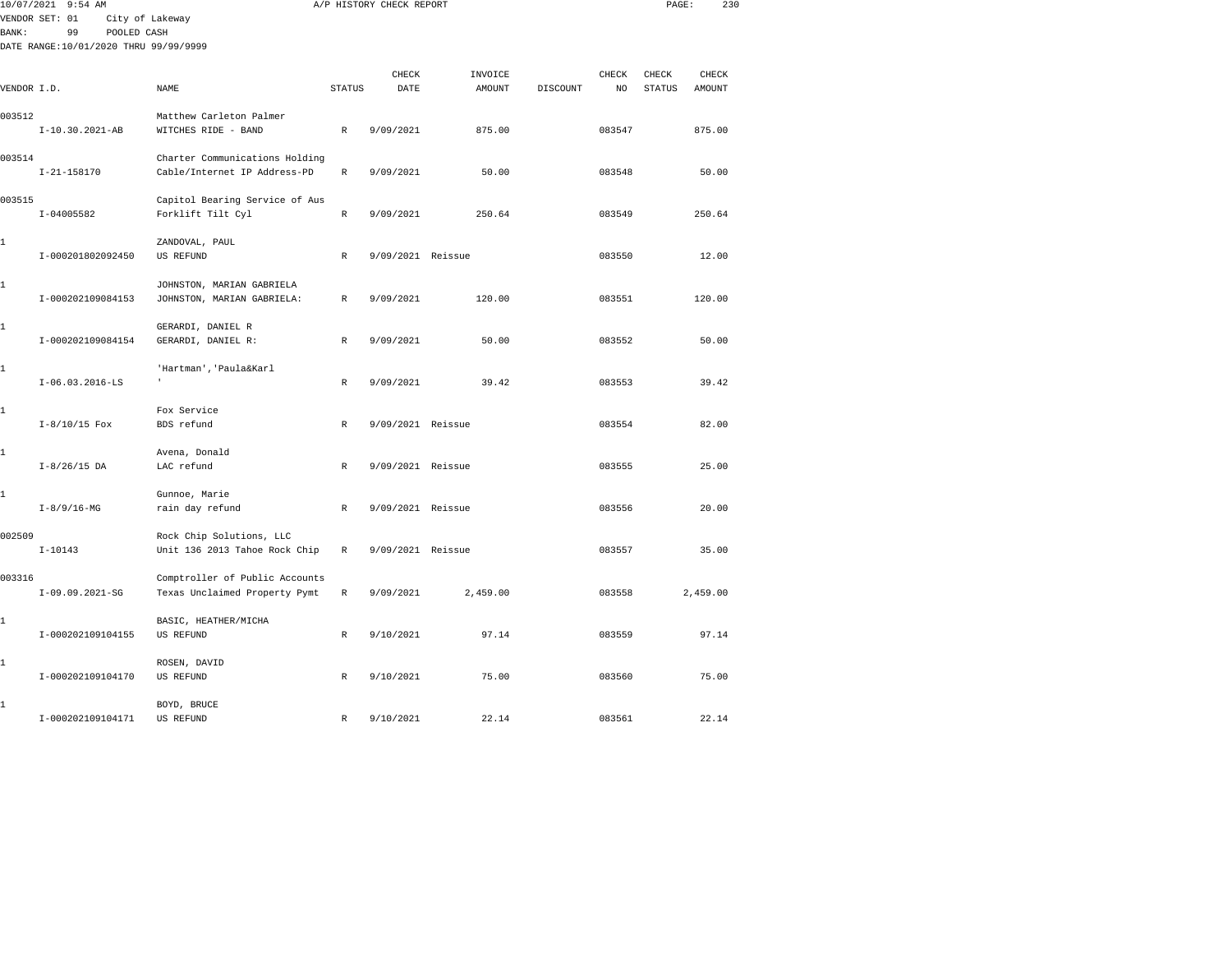10/07/2021 9:54 AM A/P HISTORY CHECK REPORT

VENDOR SET: 01 City of Lakeway

BANK: 99 POOLED CASH

DATE RANGE:10/01/2020 THRU 99/99/9999

| VENDOR I.D. | | NAME | STATUS | CHECK DATE | INVOICE AMOUNT | DISCOUNT | CHECK NO | CHECK STATUS | CHECK AMOUNT |
|---|---|---|---|---|---|---|---|---|---|
| 003512 | | Matthew Carleton Palmer | | | | | | | |
| | I-10.30.2021-AB | WITCHES RIDE - BAND | R | 9/09/2021 | 875.00 | | 083547 | | 875.00 |
| 003514 | | Charter Communications Holding | | | | | | | |
| | I-21-158170 | Cable/Internet IP Address-PD | R | 9/09/2021 | 50.00 | | 083548 | | 50.00 |
| 003515 | | Capitol Bearing Service of Aus | | | | | | | |
| | I-04005582 | Forklift Tilt Cyl | R | 9/09/2021 | 250.64 | | 083549 | | 250.64 |
| 1 | | ZANDOVAL, PAUL | | | | | | | |
| | I-000201802092450 | US REFUND | R | 9/09/2021 Reissue | | | 083550 | | 12.00 |
| 1 | | JOHNSTON, MARIAN GABRIELA | | | | | | | |
| | I-000202109084153 | JOHNSTON, MARIAN GABRIELA: | R | 9/09/2021 | 120.00 | | 083551 | | 120.00 |
| 1 | | GERARDI, DANIEL R | | | | | | | |
| | I-000202109084154 | GERARDI, DANIEL R: | R | 9/09/2021 | 50.00 | | 083552 | | 50.00 |
| 1 | | 'Hartman','Paula&Karl | | | | | | | |
| | I-06.03.2016-LS | ' | R | 9/09/2021 | 39.42 | | 083553 | | 39.42 |
| 1 | | Fox Service | | | | | | | |
| | I-8/10/15 Fox | BDS refund | R | 9/09/2021 Reissue | | | 083554 | | 82.00 |
| 1 | | Avena, Donald | | | | | | | |
| | I-8/26/15 DA | LAC refund | R | 9/09/2021 Reissue | | | 083555 | | 25.00 |
| 1 | | Gunnoe, Marie | | | | | | | |
| | I-8/9/16-MG | rain day refund | R | 9/09/2021 Reissue | | | 083556 | | 20.00 |
| 002509 | | Rock Chip Solutions, LLC | | | | | | | |
| | I-10143 | Unit 136 2013 Tahoe Rock Chip | R | 9/09/2021 Reissue | | | 083557 | | 35.00 |
| 003316 | | Comptroller of Public Accounts | | | | | | | |
| | I-09.09.2021-SG | Texas Unclaimed Property Pymt | R | 9/09/2021 | 2,459.00 | | 083558 | | 2,459.00 |
| 1 | | BASIC, HEATHER/MICHA | | | | | | | |
| | I-000202109104155 | US REFUND | R | 9/10/2021 | 97.14 | | 083559 | | 97.14 |
| 1 | | ROSEN, DAVID | | | | | | | |
| | I-000202109104170 | US REFUND | R | 9/10/2021 | 75.00 | | 083560 | | 75.00 |
| 1 | | BOYD, BRUCE | | | | | | | |
| | I-000202109104171 | US REFUND | R | 9/10/2021 | 22.14 | | 083561 | | 22.14 |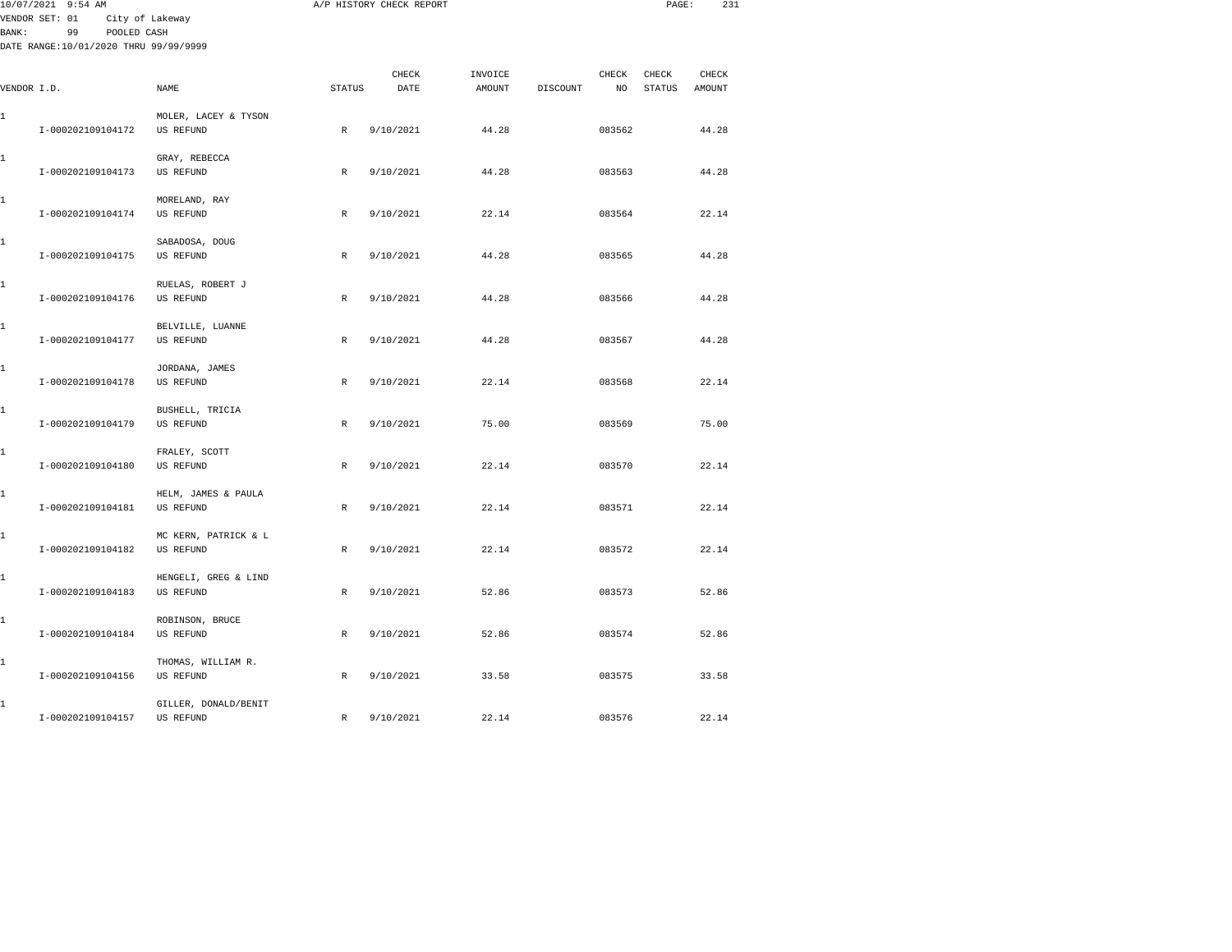10/07/2021 9:54 AM A/P HISTORY CHECK REPORT

VENDOR SET: 01 City of Lakeway
BANK: 99 POOLED CASH
DATE RANGE:10/01/2020 THRU 99/99/9999

| VENDOR I.D. | NAME | STATUS | CHECK DATE | INVOICE AMOUNT | DISCOUNT | CHECK NO | CHECK STATUS | CHECK AMOUNT |
|---|---|---|---|---|---|---|---|---|
| 1 | MOLER, LACEY & TYSON | | | | | | | |
| I-000202109104172 | US REFUND | R | 9/10/2021 | 44.28 | | 083562 | | 44.28 |
| 1 | GRAY, REBECCA | | | | | | | |
| I-000202109104173 | US REFUND | R | 9/10/2021 | 44.28 | | 083563 | | 44.28 |
| 1 | MORELAND, RAY | | | | | | | |
| I-000202109104174 | US REFUND | R | 9/10/2021 | 22.14 | | 083564 | | 22.14 |
| 1 | SABADOSA, DOUG | | | | | | | |
| I-000202109104175 | US REFUND | R | 9/10/2021 | 44.28 | | 083565 | | 44.28 |
| 1 | RUELAS, ROBERT J | | | | | | | |
| I-000202109104176 | US REFUND | R | 9/10/2021 | 44.28 | | 083566 | | 44.28 |
| 1 | BELVILLE, LUANNE | | | | | | | |
| I-000202109104177 | US REFUND | R | 9/10/2021 | 44.28 | | 083567 | | 44.28 |
| 1 | JORDANA, JAMES | | | | | | | |
| I-000202109104178 | US REFUND | R | 9/10/2021 | 22.14 | | 083568 | | 22.14 |
| 1 | BUSHELL, TRICIA | | | | | | | |
| I-000202109104179 | US REFUND | R | 9/10/2021 | 75.00 | | 083569 | | 75.00 |
| 1 | FRALEY, SCOTT | | | | | | | |
| I-000202109104180 | US REFUND | R | 9/10/2021 | 22.14 | | 083570 | | 22.14 |
| 1 | HELM, JAMES & PAULA | | | | | | | |
| I-000202109104181 | US REFUND | R | 9/10/2021 | 22.14 | | 083571 | | 22.14 |
| 1 | MC KERN, PATRICK & L | | | | | | | |
| I-000202109104182 | US REFUND | R | 9/10/2021 | 22.14 | | 083572 | | 22.14 |
| 1 | HENGELI, GREG & LIND | | | | | | | |
| I-000202109104183 | US REFUND | R | 9/10/2021 | 52.86 | | 083573 | | 52.86 |
| 1 | ROBINSON, BRUCE | | | | | | | |
| I-000202109104184 | US REFUND | R | 9/10/2021 | 52.86 | | 083574 | | 52.86 |
| 1 | THOMAS, WILLIAM R. | | | | | | | |
| I-000202109104156 | US REFUND | R | 9/10/2021 | 33.58 | | 083575 | | 33.58 |
| 1 | GILLER, DONALD/BENIT | | | | | | | |
| I-000202109104157 | US REFUND | R | 9/10/2021 | 22.14 | | 083576 | | 22.14 |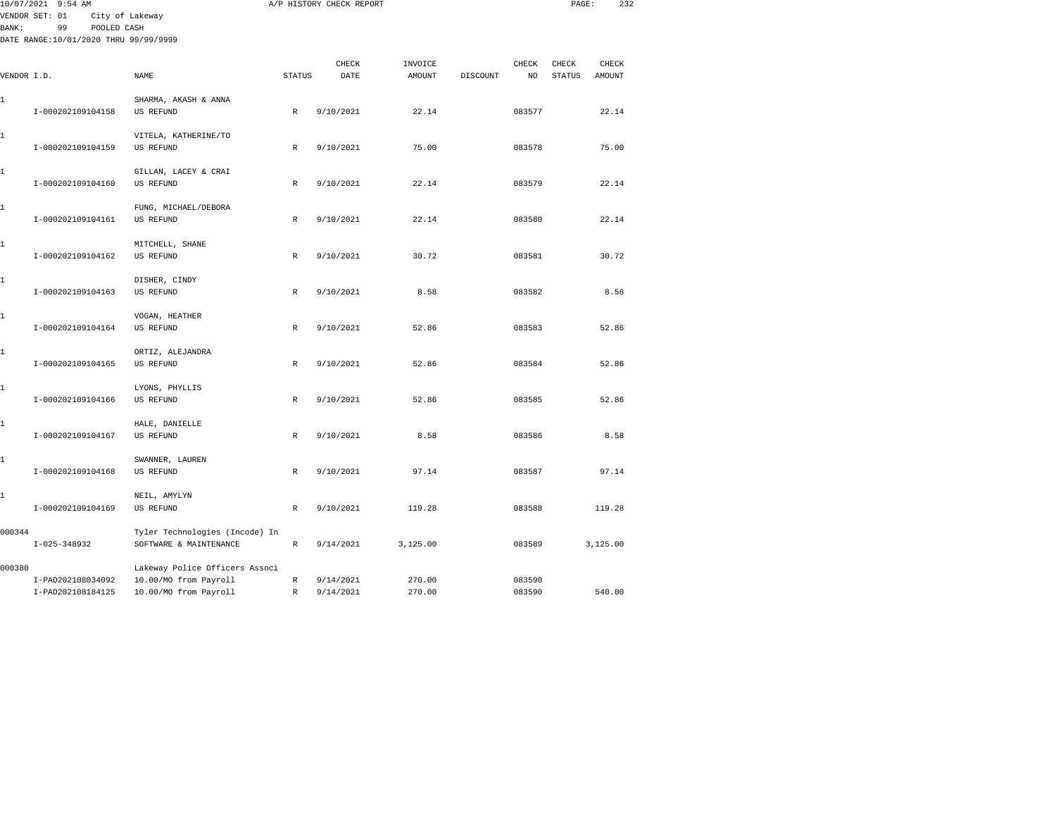10/07/2021 9:54 AM A/P HISTORY CHECK REPORT

VENDOR SET: 01 City of Lakeway
BANK: 99 POOLED CASH
DATE RANGE:10/01/2020 THRU 99/99/9999

| VENDOR I.D. | NAME | STATUS | CHECK DATE | INVOICE AMOUNT | DISCOUNT | CHECK NO | CHECK STATUS | CHECK AMOUNT |
|---|---|---|---|---|---|---|---|---|
| 1 | SHARMA, AKASH & ANNA | | | | | | | |
| I-000202109104158 | US REFUND | R | 9/10/2021 | 22.14 | | 083577 | | 22.14 |
| 1 | VITELA, KATHERINE/TO | | | | | | | |
| I-000202109104159 | US REFUND | R | 9/10/2021 | 75.00 | | 083578 | | 75.00 |
| 1 | GILLAN, LACEY & CRAI | | | | | | | |
| I-000202109104160 | US REFUND | R | 9/10/2021 | 22.14 | | 083579 | | 22.14 |
| 1 | FUNG, MICHAEL/DEBORA | | | | | | | |
| I-000202109104161 | US REFUND | R | 9/10/2021 | 22.14 | | 083580 | | 22.14 |
| 1 | MITCHELL, SHANE | | | | | | | |
| I-000202109104162 | US REFUND | R | 9/10/2021 | 30.72 | | 083581 | | 30.72 |
| 1 | DISHER, CINDY | | | | | | | |
| I-000202109104163 | US REFUND | R | 9/10/2021 | 8.58 | | 083582 | | 8.58 |
| 1 | VOGAN, HEATHER | | | | | | | |
| I-000202109104164 | US REFUND | R | 9/10/2021 | 52.86 | | 083583 | | 52.86 |
| 1 | ORTIZ, ALEJANDRA | | | | | | | |
| I-000202109104165 | US REFUND | R | 9/10/2021 | 52.86 | | 083584 | | 52.86 |
| 1 | LYONS, PHYLLIS | | | | | | | |
| I-000202109104166 | US REFUND | R | 9/10/2021 | 52.86 | | 083585 | | 52.86 |
| 1 | HALE, DANIELLE | | | | | | | |
| I-000202109104167 | US REFUND | R | 9/10/2021 | 8.58 | | 083586 | | 8.58 |
| 1 | SWANNER, LAUREN | | | | | | | |
| I-000202109104168 | US REFUND | R | 9/10/2021 | 97.14 | | 083587 | | 97.14 |
| 1 | NEIL, AMYLYN | | | | | | | |
| I-000202109104169 | US REFUND | R | 9/10/2021 | 119.28 | | 083588 | | 119.28 |
| 000344 | Tyler Technologies (Incode) In | | | | | | | |
| I-025-348932 | SOFTWARE & MAINTENANCE | R | 9/14/2021 | 3,125.00 | | 083589 | | 3,125.00 |
| 000380 | Lakeway Police Officers Associ | | | | | | | |
| I-PAD202108034092 | 10.00/MO from Payroll | R | 9/14/2021 | 270.00 | | 083590 | | |
| I-PAD202108184125 | 10.00/MO from Payroll | R | 9/14/2021 | 270.00 | | 083590 | | 540.00 |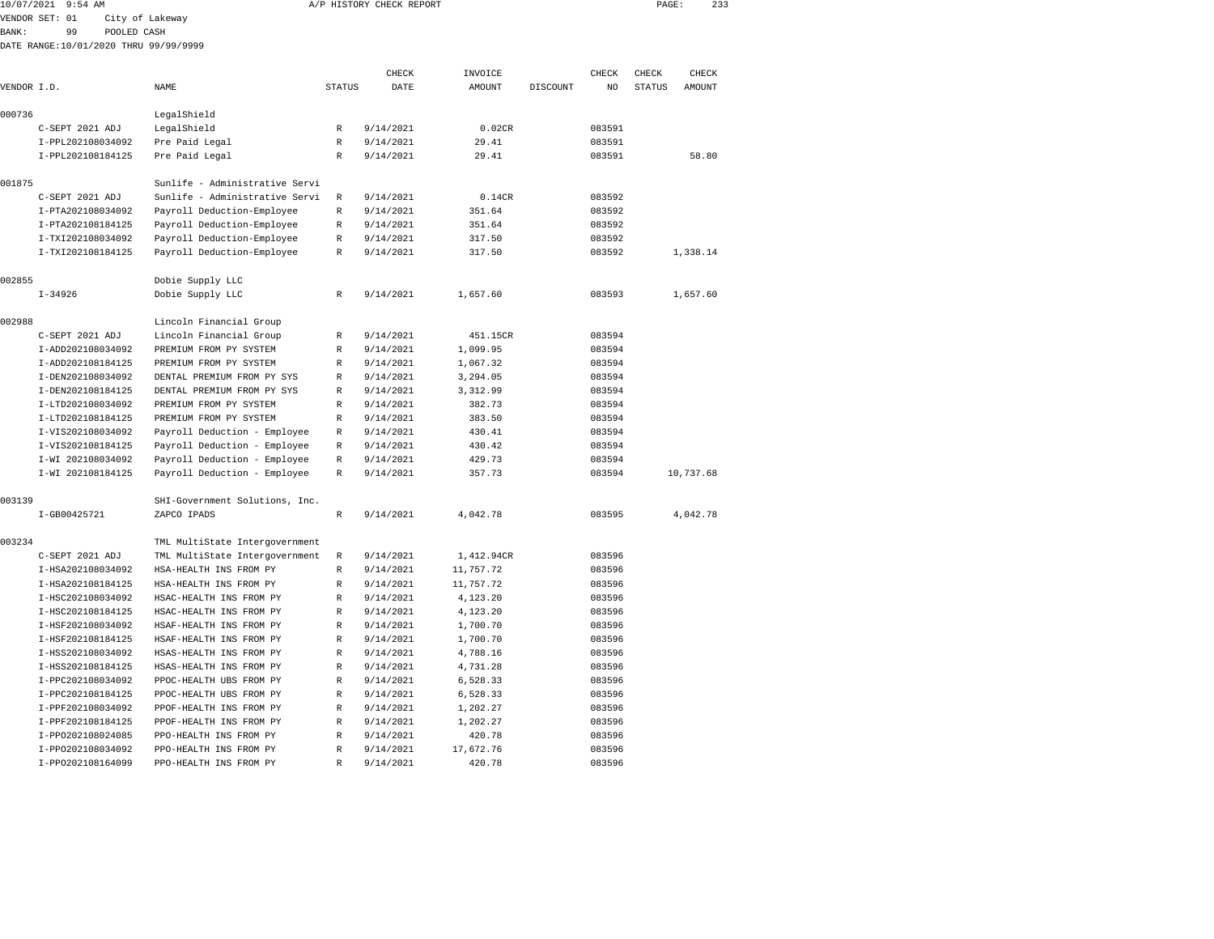10/07/2021 9:54 AM A/P HISTORY CHECK REPORT

VENDOR SET: 01 City of Lakeway
BANK: 99 POOLED CASH
DATE RANGE:10/01/2020 THRU 99/99/9999

| VENDOR I.D. | NAME | STATUS | CHECK DATE | INVOICE AMOUNT | DISCOUNT | CHECK NO | CHECK STATUS | CHECK AMOUNT |
|---|---|---|---|---|---|---|---|---|
| 000736 | LegalShield | | | | | | | |
| C-SEPT 2021 ADJ | LegalShield | R | 9/14/2021 | 0.02CR | | 083591 | | |
| I-PPL202108034092 | Pre Paid Legal | R | 9/14/2021 | 29.41 | | 083591 | | |
| I-PPL202108184125 | Pre Paid Legal | R | 9/14/2021 | 29.41 | | 083591 | | 58.80 |
| 001875 | Sunlife - Administrative Servi | | | | | | | |
| C-SEPT 2021 ADJ | Sunlife - Administrative Servi | R | 9/14/2021 | 0.14CR | | 083592 | | |
| I-PTA202108034092 | Payroll Deduction-Employee | R | 9/14/2021 | 351.64 | | 083592 | | |
| I-PTA202108184125 | Payroll Deduction-Employee | R | 9/14/2021 | 351.64 | | 083592 | | |
| I-TXI202108034092 | Payroll Deduction-Employee | R | 9/14/2021 | 317.50 | | 083592 | | |
| I-TXI202108184125 | Payroll Deduction-Employee | R | 9/14/2021 | 317.50 | | 083592 | | 1,338.14 |
| 002855 | Dobie Supply LLC | | | | | | | |
| I-34926 | Dobie Supply LLC | R | 9/14/2021 | 1,657.60 | | 083593 | | 1,657.60 |
| 002988 | Lincoln Financial Group | | | | | | | |
| C-SEPT 2021 ADJ | Lincoln Financial Group | R | 9/14/2021 | 451.15CR | | 083594 | | |
| I-ADD202108034092 | PREMIUM FROM PY SYSTEM | R | 9/14/2021 | 1,099.95 | | 083594 | | |
| I-ADD202108184125 | PREMIUM FROM PY SYSTEM | R | 9/14/2021 | 1,067.32 | | 083594 | | |
| I-DEN202108034092 | DENTAL PREMIUM FROM PY SYS | R | 9/14/2021 | 3,294.05 | | 083594 | | |
| I-DEN202108184125 | DENTAL PREMIUM FROM PY SYS | R | 9/14/2021 | 3,312.99 | | 083594 | | |
| I-LTD202108034092 | PREMIUM FROM PY SYSTEM | R | 9/14/2021 | 382.73 | | 083594 | | |
| I-LTD202108184125 | PREMIUM FROM PY SYSTEM | R | 9/14/2021 | 383.50 | | 083594 | | |
| I-VIS202108034092 | Payroll Deduction - Employee | R | 9/14/2021 | 430.41 | | 083594 | | |
| I-VIS202108184125 | Payroll Deduction - Employee | R | 9/14/2021 | 430.42 | | 083594 | | |
| I-WI 202108034092 | Payroll Deduction - Employee | R | 9/14/2021 | 429.73 | | 083594 | | |
| I-WI 202108184125 | Payroll Deduction - Employee | R | 9/14/2021 | 357.73 | | 083594 | | 10,737.68 |
| 003139 | SHI-Government Solutions, Inc. | | | | | | | |
| I-GB00425721 | ZAPCO IPADS | R | 9/14/2021 | 4,042.78 | | 083595 | | 4,042.78 |
| 003234 | TML MultiState Intergovernment | | | | | | | |
| C-SEPT 2021 ADJ | TML MultiState Intergovernment | R | 9/14/2021 | 1,412.94CR | | 083596 | | |
| I-HSA202108034092 | HSA-HEALTH INS FROM PY | R | 9/14/2021 | 11,757.72 | | 083596 | | |
| I-HSA202108184125 | HSA-HEALTH INS FROM PY | R | 9/14/2021 | 11,757.72 | | 083596 | | |
| I-HSC202108034092 | HSAC-HEALTH INS FROM PY | R | 9/14/2021 | 4,123.20 | | 083596 | | |
| I-HSC202108184125 | HSAC-HEALTH INS FROM PY | R | 9/14/2021 | 4,123.20 | | 083596 | | |
| I-HSF202108034092 | HSAF-HEALTH INS FROM PY | R | 9/14/2021 | 1,700.70 | | 083596 | | |
| I-HSF202108184125 | HSAF-HEALTH INS FROM PY | R | 9/14/2021 | 1,700.70 | | 083596 | | |
| I-HSS202108034092 | HSAS-HEALTH INS FROM PY | R | 9/14/2021 | 4,788.16 | | 083596 | | |
| I-HSS202108184125 | HSAS-HEALTH INS FROM PY | R | 9/14/2021 | 4,731.28 | | 083596 | | |
| I-PPC202108034092 | PPOC-HEALTH UBS FROM PY | R | 9/14/2021 | 6,528.33 | | 083596 | | |
| I-PPC202108184125 | PPOC-HEALTH UBS FROM PY | R | 9/14/2021 | 6,528.33 | | 083596 | | |
| I-PPF202108034092 | PPOF-HEALTH INS FROM PY | R | 9/14/2021 | 1,202.27 | | 083596 | | |
| I-PPF202108184125 | PPOF-HEALTH INS FROM PY | R | 9/14/2021 | 1,202.27 | | 083596 | | |
| I-PPO202108024085 | PPO-HEALTH INS FROM PY | R | 9/14/2021 | 420.78 | | 083596 | | |
| I-PPO202108034092 | PPO-HEALTH INS FROM PY | R | 9/14/2021 | 17,672.76 | | 083596 | | |
| I-PPO202108164099 | PPO-HEALTH INS FROM PY | R | 9/14/2021 | 420.78 | | 083596 | | |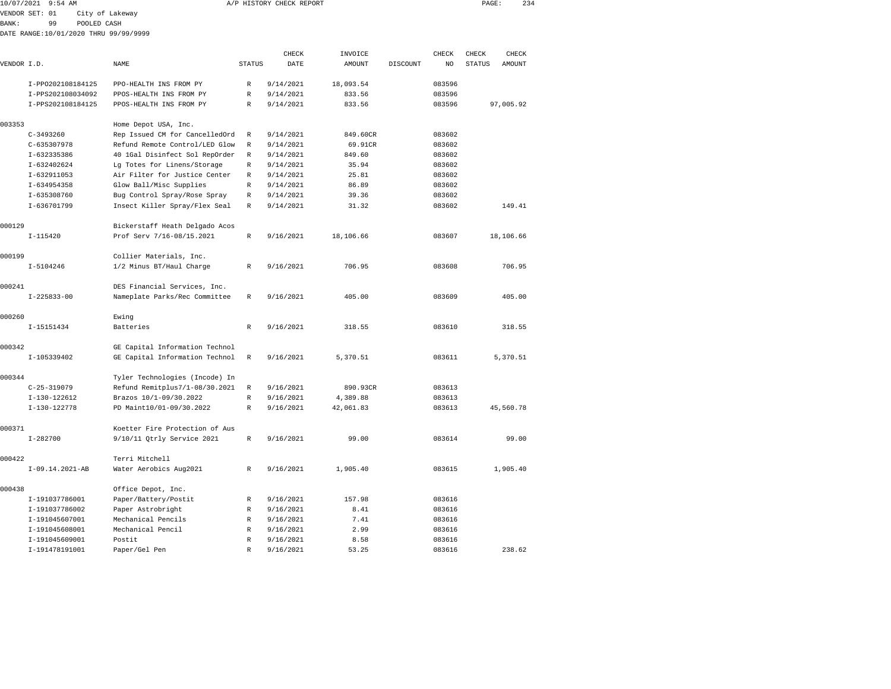10/07/2021 9:54 AM A/P HISTORY CHECK REPORT

VENDOR SET: 01 City of Lakeway
BANK: 99 POOLED CASH
DATE RANGE:10/01/2020 THRU 99/99/9999

| VENDOR I.D. | NAME | STATUS | CHECK DATE | INVOICE AMOUNT | DISCOUNT | CHECK NO | CHECK STATUS | CHECK AMOUNT |
|---|---|---|---|---|---|---|---|---|
| I-PPO202108184125 | PPO-HEALTH INS FROM PY | R | 9/14/2021 | 18,093.54 | | 083596 | | |
| I-PPS202108034092 | PPOS-HEALTH INS FROM PY | R | 9/14/2021 | 833.56 | | 083596 | | |
| I-PPS202108184125 | PPOS-HEALTH INS FROM PY | R | 9/14/2021 | 833.56 | | 083596 | | 97,005.92 |
| 003353 | Home Depot USA, Inc. | | | | | | | |
| C-3493260 | Rep Issued CM for CancelledOrd | R | 9/14/2021 | 849.60CR | | 083602 | | |
| C-635307978 | Refund Remote Control/LED Glow | R | 9/14/2021 | 69.91CR | | 083602 | | |
| I-632335386 | 40 1Gal Disinfect Sol RepOrder | R | 9/14/2021 | 849.60 | | 083602 | | |
| I-632402624 | Lg Totes for Linens/Storage | R | 9/14/2021 | 35.94 | | 083602 | | |
| I-632911053 | Air Filter for Justice Center | R | 9/14/2021 | 25.81 | | 083602 | | |
| I-634954358 | Glow Ball/Misc Supplies | R | 9/14/2021 | 86.89 | | 083602 | | |
| I-635308760 | Bug Control Spray/Rose Spray | R | 9/14/2021 | 39.36 | | 083602 | | |
| I-636701799 | Insect Killer Spray/Flex Seal | R | 9/14/2021 | 31.32 | | 083602 | | 149.41 |
| 000129 | Bickerstaff Heath Delgado Acos | | | | | | | |
| I-115420 | Prof Serv 7/16-08/15.2021 | R | 9/16/2021 | 18,106.66 | | 083607 | | 18,106.66 |
| 000199 | Collier Materials, Inc. | | | | | | | |
| I-5104246 | 1/2 Minus BT/Haul Charge | R | 9/16/2021 | 706.95 | | 083608 | | 706.95 |
| 000241 | DES Financial Services, Inc. | | | | | | | |
| I-225833-00 | Nameplate Parks/Rec Committee | R | 9/16/2021 | 405.00 | | 083609 | | 405.00 |
| 000260 | Ewing | | | | | | | |
| I-15151434 | Batteries | R | 9/16/2021 | 318.55 | | 083610 | | 318.55 |
| 000342 | GE Capital Information Technol | | | | | | | |
| I-105339402 | GE Capital Information Technol | R | 9/16/2021 | 5,370.51 | | 083611 | | 5,370.51 |
| 000344 | Tyler Technologies (Incode) In | | | | | | | |
| C-25-319079 | Refund Remitplus7/1-08/30.2021 | R | 9/16/2021 | 890.93CR | | 083613 | | |
| I-130-122612 | Brazos 10/1-09/30.2022 | R | 9/16/2021 | 4,389.88 | | 083613 | | |
| I-130-122778 | PD Maint10/01-09/30.2022 | R | 9/16/2021 | 42,061.83 | | 083613 | | 45,560.78 |
| 000371 | Koetter Fire Protection of Aus | | | | | | | |
| I-282700 | 9/10/11 Qtrly Service 2021 | R | 9/16/2021 | 99.00 | | 083614 | | 99.00 |
| 000422 | Terri Mitchell | | | | | | | |
| I-09.14.2021-AB | Water Aerobics Aug2021 | R | 9/16/2021 | 1,905.40 | | 083615 | | 1,905.40 |
| 000438 | Office Depot, Inc. | | | | | | | |
| I-191037786001 | Paper/Battery/Postit | R | 9/16/2021 | 157.98 | | 083616 | | |
| I-191037786002 | Paper Astrobright | R | 9/16/2021 | 8.41 | | 083616 | | |
| I-191045607001 | Mechanical Pencils | R | 9/16/2021 | 7.41 | | 083616 | | |
| I-191045608001 | Mechanical Pencil | R | 9/16/2021 | 2.99 | | 083616 | | |
| I-191045609001 | Postit | R | 9/16/2021 | 8.58 | | 083616 | | |
| I-191478191001 | Paper/Gel Pen | R | 9/16/2021 | 53.25 | | 083616 | | 238.62 |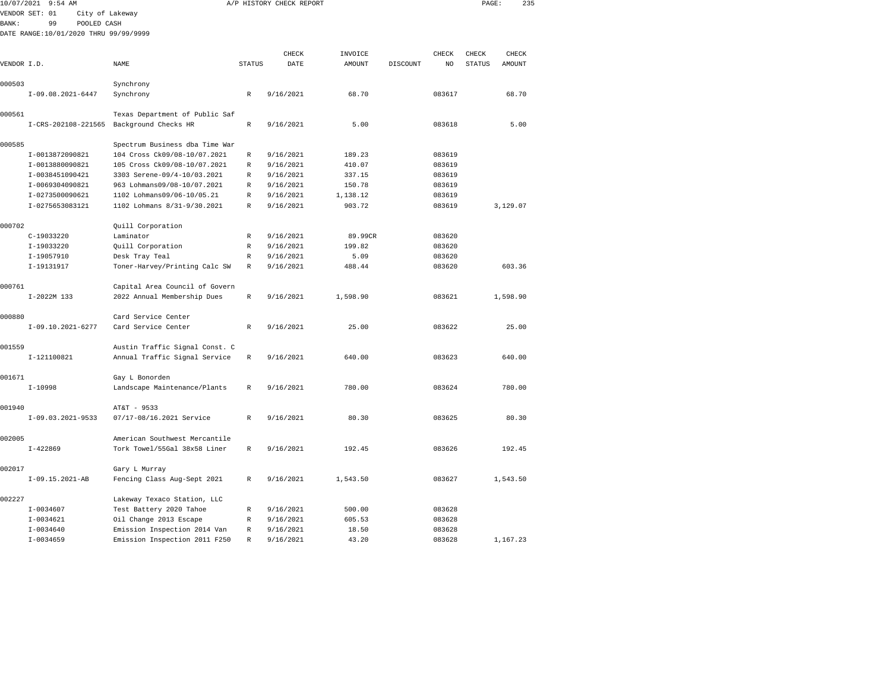10/07/2021 9:54 AM A/P HISTORY CHECK REPORT

VENDOR SET: 01 City of Lakeway
BANK: 99 POOLED CASH
DATE RANGE:10/01/2020 THRU 99/99/9999

| VENDOR I.D. | NAME | STATUS | CHECK DATE | INVOICE AMOUNT | DISCOUNT | CHECK NO | CHECK STATUS | CHECK AMOUNT |
|---|---|---|---|---|---|---|---|---|
| 000503 | Synchrony | | | | | | | |
| I-09.08.2021-6447 | Synchrony | R | 9/16/2021 | 68.70 | | 083617 | | 68.70 |
| 000561 | Texas Department of Public Saf | | | | | | | |
| I-CRS-202108-221565 | Background Checks HR | R | 9/16/2021 | 5.00 | | 083618 | | 5.00 |
| 000585 | Spectrum Business dba Time War | | | | | | | |
| I-0013872090821 | 104 Cross Ck09/08-10/07.2021 | R | 9/16/2021 | 189.23 | | 083619 | | |
| I-0013880090821 | 105 Cross Ck09/08-10/07.2021 | R | 9/16/2021 | 410.07 | | 083619 | | |
| I-0038451090421 | 3303 Serene-09/4-10/03.2021 | R | 9/16/2021 | 337.15 | | 083619 | | |
| I-0069304090821 | 963 Lohmans09/08-10/07.2021 | R | 9/16/2021 | 150.78 | | 083619 | | |
| I-0273500090621 | 1102 Lohmans09/06-10/05.21 | R | 9/16/2021 | 1,138.12 | | 083619 | | |
| I-0275653083121 | 1102 Lohmans 8/31-9/30.2021 | R | 9/16/2021 | 903.72 | | 083619 | | 3,129.07 |
| 000702 | Quill Corporation | | | | | | | |
| C-19033220 | Laminator | R | 9/16/2021 | 89.99CR | | 083620 | | |
| I-19033220 | Quill Corporation | R | 9/16/2021 | 199.82 | | 083620 | | |
| I-19057910 | Desk Tray Teal | R | 9/16/2021 | 5.09 | | 083620 | | |
| I-19131917 | Toner-Harvey/Printing Calc SW | R | 9/16/2021 | 488.44 | | 083620 | | 603.36 |
| 000761 | Capital Area Council of Govern | | | | | | | |
| I-2022M 133 | 2022 Annual Membership Dues | R | 9/16/2021 | 1,598.90 | | 083621 | | 1,598.90 |
| 000880 | Card Service Center | | | | | | | |
| I-09.10.2021-6277 | Card Service Center | R | 9/16/2021 | 25.00 | | 083622 | | 25.00 |
| 001559 | Austin Traffic Signal Const. C | | | | | | | |
| I-121100821 | Annual Traffic Signal Service | R | 9/16/2021 | 640.00 | | 083623 | | 640.00 |
| 001671 | Gay L Bonorden | | | | | | | |
| I-10998 | Landscape Maintenance/Plants | R | 9/16/2021 | 780.00 | | 083624 | | 780.00 |
| 001940 | AT&T - 9533 | | | | | | | |
| I-09.03.2021-9533 | 07/17-08/16.2021 Service | R | 9/16/2021 | 80.30 | | 083625 | | 80.30 |
| 002005 | American Southwest Mercantile | | | | | | | |
| I-422869 | Tork Towel/55Gal 38x58 Liner | R | 9/16/2021 | 192.45 | | 083626 | | 192.45 |
| 002017 | Gary L Murray | | | | | | | |
| I-09.15.2021-AB | Fencing Class Aug-Sept 2021 | R | 9/16/2021 | 1,543.50 | | 083627 | | 1,543.50 |
| 002227 | Lakeway Texaco Station, LLC | | | | | | | |
| I-0034607 | Test Battery 2020 Tahoe | R | 9/16/2021 | 500.00 | | 083628 | | |
| I-0034621 | Oil Change 2013 Escape | R | 9/16/2021 | 605.53 | | 083628 | | |
| I-0034640 | Emission Inspection 2014 Van | R | 9/16/2021 | 18.50 | | 083628 | | |
| I-0034659 | Emission Inspection 2011 F250 | R | 9/16/2021 | 43.20 | | 083628 | | 1,167.23 |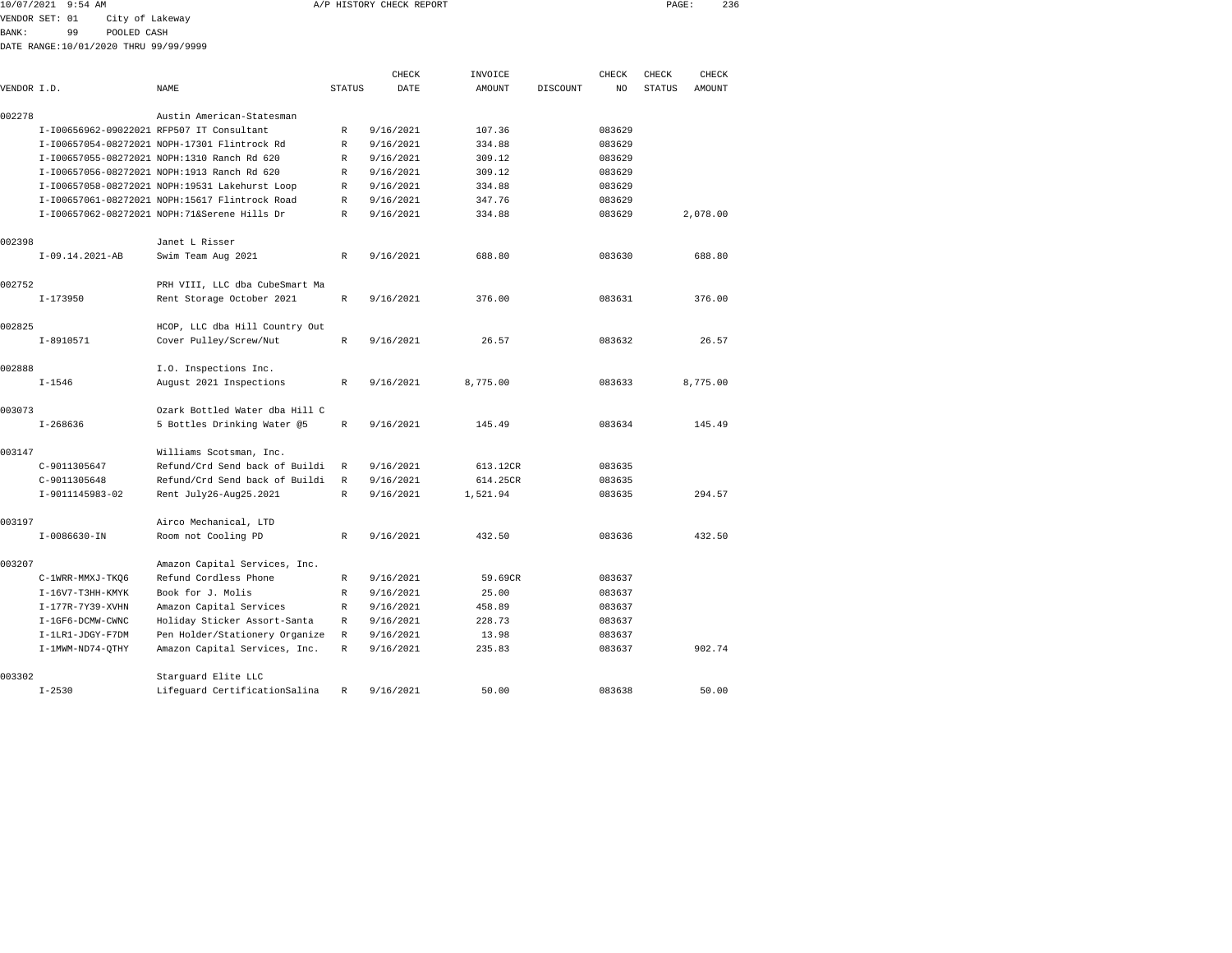10/07/2021 9:54 AM A/P HISTORY CHECK REPORT

VENDOR SET: 01 City of Lakeway
BANK: 99 POOLED CASH
DATE RANGE:10/01/2020 THRU 99/99/9999

| VENDOR I.D. | NAME | STATUS | CHECK DATE | INVOICE AMOUNT | DISCOUNT | CHECK NO | CHECK STATUS | CHECK AMOUNT |
|---|---|---|---|---|---|---|---|---|
| 002278 | Austin American-Statesman | | | | | | | |
| I-I00656962-09022021 | RFP507 IT Consultant | R | 9/16/2021 | 107.36 | | 083629 | | |
| I-I00657054-08272021 | NOPH-17301 Flintrock Rd | R | 9/16/2021 | 334.88 | | 083629 | | |
| I-I00657055-08272021 | NOPH:1310 Ranch Rd 620 | R | 9/16/2021 | 309.12 | | 083629 | | |
| I-I00657056-08272021 | NOPH:1913 Ranch Rd 620 | R | 9/16/2021 | 309.12 | | 083629 | | |
| I-I00657058-08272021 | NOPH:19531 Lakehurst Loop | R | 9/16/2021 | 334.88 | | 083629 | | |
| I-I00657061-08272021 | NOPH:15617 Flintrock Road | R | 9/16/2021 | 347.76 | | 083629 | | |
| I-I00657062-08272021 | NOPH:71&Serene Hills Dr | R | 9/16/2021 | 334.88 | | 083629 | | 2,078.00 |
| 002398 | Janet L Risser | | | | | | | |
| I-09.14.2021-AB | Swim Team Aug 2021 | R | 9/16/2021 | 688.80 | | 083630 | | 688.80 |
| 002752 | PRH VIII, LLC dba CubeSmart Ma | | | | | | | |
| I-173950 | Rent Storage October 2021 | R | 9/16/2021 | 376.00 | | 083631 | | 376.00 |
| 002825 | HCOP, LLC dba Hill Country Out | | | | | | | |
| I-8910571 | Cover Pulley/Screw/Nut | R | 9/16/2021 | 26.57 | | 083632 | | 26.57 |
| 002888 | I.O. Inspections Inc. | | | | | | | |
| I-1546 | August 2021 Inspections | R | 9/16/2021 | 8,775.00 | | 083633 | | 8,775.00 |
| 003073 | Ozark Bottled Water dba Hill C | | | | | | | |
| I-268636 | 5 Bottles Drinking Water @5 | R | 9/16/2021 | 145.49 | | 083634 | | 145.49 |
| 003147 | Williams Scotsman, Inc. | | | | | | | |
| C-9011305647 | Refund/Crd Send back of Buildi | R | 9/16/2021 | 613.12CR | | 083635 | | |
| C-9011305648 | Refund/Crd Send back of Buildi | R | 9/16/2021 | 614.25CR | | 083635 | | |
| I-9011145983-02 | Rent July26-Aug25.2021 | R | 9/16/2021 | 1,521.94 | | 083635 | | 294.57 |
| 003197 | Airco Mechanical, LTD | | | | | | | |
| I-0086630-IN | Room not Cooling PD | R | 9/16/2021 | 432.50 | | 083636 | | 432.50 |
| 003207 | Amazon Capital Services, Inc. | | | | | | | |
| C-1WRR-MMXJ-TKQ6 | Refund Cordless Phone | R | 9/16/2021 | 59.69CR | | 083637 | | |
| I-16V7-T3HH-KMYK | Book for J. Molis | R | 9/16/2021 | 25.00 | | 083637 | | |
| I-177R-7Y39-XVHN | Amazon Capital Services | R | 9/16/2021 | 458.89 | | 083637 | | |
| I-1GF6-DCMW-CWNC | Holiday Sticker Assort-Santa | R | 9/16/2021 | 228.73 | | 083637 | | |
| I-1LR1-JDGY-F7DM | Pen Holder/Stationery Organize | R | 9/16/2021 | 13.98 | | 083637 | | |
| I-1MWM-ND74-QTHY | Amazon Capital Services, Inc. | R | 9/16/2021 | 235.83 | | 083637 | | 902.74 |
| 003302 | Starguard Elite LLC | | | | | | | |
| I-2530 | Lifeguard CertificationSalina | R | 9/16/2021 | 50.00 | | 083638 | | 50.00 |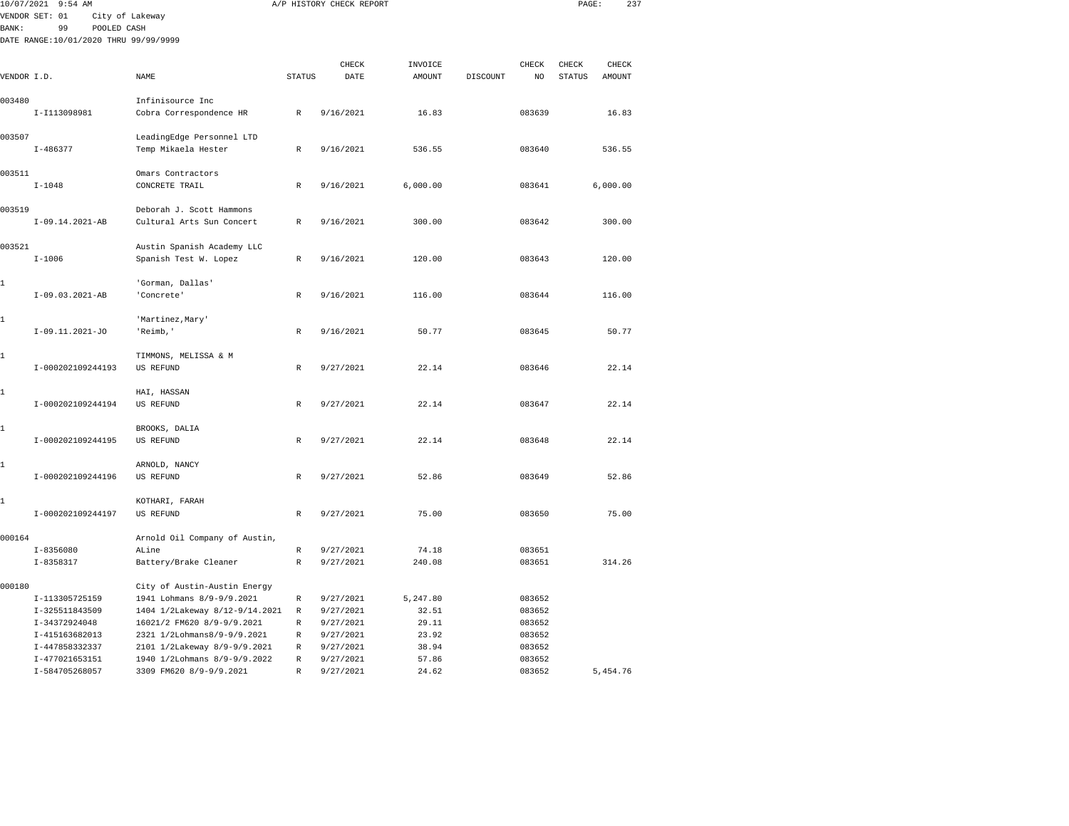10/07/2021 9:54 AM A/P HISTORY CHECK REPORT

VENDOR SET: 01 City of Lakeway
BANK: 99 POOLED CASH
DATE RANGE:10/01/2020 THRU 99/99/9999

| VENDOR I.D. | NAME | STATUS | CHECK DATE | INVOICE AMOUNT | DISCOUNT | CHECK NO | CHECK STATUS | CHECK AMOUNT |
|---|---|---|---|---|---|---|---|---|
| 003480 | Infinisource Inc | | | | | | | |
| I-I113098981 | Cobra Correspondence HR | R | 9/16/2021 | 16.83 | | 083639 | | 16.83 |
| 003507 | LeadingEdge Personnel LTD | | | | | | | |
| I-486377 | Temp Mikaela Hester | R | 9/16/2021 | 536.55 | | 083640 | | 536.55 |
| 003511 | Omars Contractors | | | | | | | |
| I-1048 | CONCRETE TRAIL | R | 9/16/2021 | 6,000.00 | | 083641 | | 6,000.00 |
| 003519 | Deborah J. Scott Hammons | | | | | | | |
| I-09.14.2021-AB | Cultural Arts Sun Concert | R | 9/16/2021 | 300.00 | | 083642 | | 300.00 |
| 003521 | Austin Spanish Academy LLC | | | | | | | |
| I-1006 | Spanish Test W. Lopez | R | 9/16/2021 | 120.00 | | 083643 | | 120.00 |
| 1 | 'Gorman, Dallas' | | | | | | | |
| I-09.03.2021-AB | 'Concrete' | R | 9/16/2021 | 116.00 | | 083644 | | 116.00 |
| 1 | 'Martinez,Mary' | | | | | | | |
| I-09.11.2021-JO | 'Reimb,' | R | 9/16/2021 | 50.77 | | 083645 | | 50.77 |
| 1 | TIMMONS, MELISSA & M | | | | | | | |
| I-000202109244193 | US REFUND | R | 9/27/2021 | 22.14 | | 083646 | | 22.14 |
| 1 | HAI, HASSAN | | | | | | | |
| I-000202109244194 | US REFUND | R | 9/27/2021 | 22.14 | | 083647 | | 22.14 |
| 1 | BROOKS, DALIA | | | | | | | |
| I-000202109244195 | US REFUND | R | 9/27/2021 | 22.14 | | 083648 | | 22.14 |
| 1 | ARNOLD, NANCY | | | | | | | |
| I-000202109244196 | US REFUND | R | 9/27/2021 | 52.86 | | 083649 | | 52.86 |
| 1 | KOTHARI, FARAH | | | | | | | |
| I-000202109244197 | US REFUND | R | 9/27/2021 | 75.00 | | 083650 | | 75.00 |
| 000164 | Arnold Oil Company of Austin, | | | | | | | |
| I-8356080 | ALine | R | 9/27/2021 | 74.18 | | 083651 | | |
| I-8358317 | Battery/Brake Cleaner | R | 9/27/2021 | 240.08 | | 083651 | | 314.26 |
| 000180 | City of Austin-Austin Energy | | | | | | | |
| I-113305725159 | 1941 Lohmans 8/9-9/9.2021 | R | 9/27/2021 | 5,247.80 | | 083652 | | |
| I-325511843509 | 1404 1/2Lakeway 8/12-9/14.2021 | R | 9/27/2021 | 32.51 | | 083652 | | |
| I-34372924048 | 16021/2 FM620 8/9-9/9.2021 | R | 9/27/2021 | 29.11 | | 083652 | | |
| I-415163682013 | 2321 1/2Lohmans8/9-9/9.2021 | R | 9/27/2021 | 23.92 | | 083652 | | |
| I-447858332337 | 2101 1/2Lakeway 8/9-9/9.2021 | R | 9/27/2021 | 38.94 | | 083652 | | |
| I-477021653151 | 1940 1/2Lohmans 8/9-9/9.2022 | R | 9/27/2021 | 57.86 | | 083652 | | |
| I-584705268057 | 3309 FM620 8/9-9/9.2021 | R | 9/27/2021 | 24.62 | | 083652 | | 5,454.76 |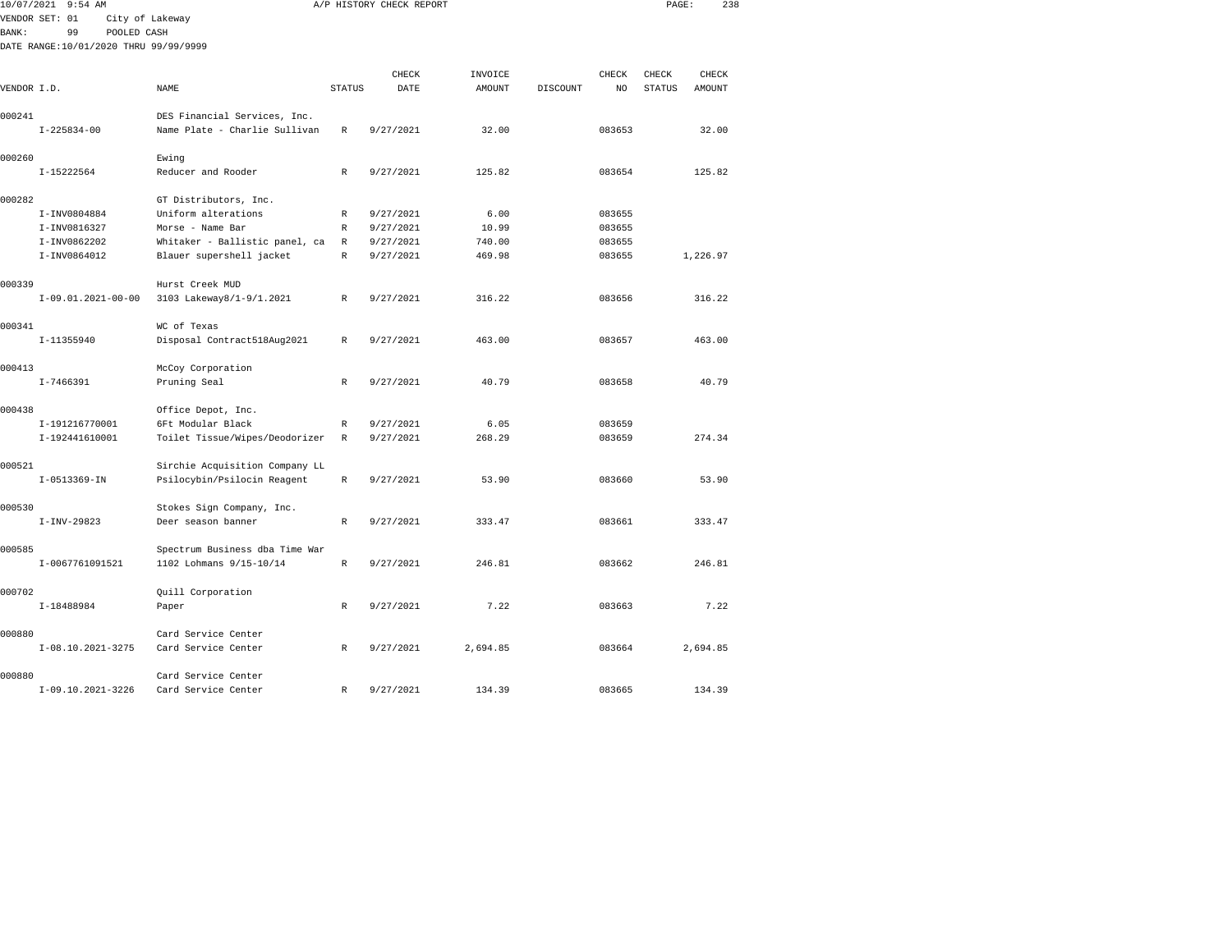10/07/2021 9:54 AM A/P HISTORY CHECK REPORT

VENDOR SET: 01 City of Lakeway
BANK: 99 POOLED CASH
DATE RANGE:10/01/2020 THRU 99/99/9999

| VENDOR I.D. | NAME | STATUS | CHECK DATE | INVOICE AMOUNT | DISCOUNT | CHECK NO | CHECK STATUS | CHECK AMOUNT |
|---|---|---|---|---|---|---|---|---|
| 000241 | DES Financial Services, Inc. | | | | | | | |
| I-225834-00 | Name Plate - Charlie Sullivan | R | 9/27/2021 | 32.00 | | 083653 | | 32.00 |
| 000260 | Ewing | | | | | | | |
| I-15222564 | Reducer and Rooder | R | 9/27/2021 | 125.82 | | 083654 | | 125.82 |
| 000282 | GT Distributors, Inc. | | | | | | | |
| I-INV0804884 | Uniform alterations | R | 9/27/2021 | 6.00 | | 083655 | | |
| I-INV0816327 | Morse - Name Bar | R | 9/27/2021 | 10.99 | | 083655 | | |
| I-INV0862202 | Whitaker - Ballistic panel, ca | R | 9/27/2021 | 740.00 | | 083655 | | |
| I-INV0864012 | Blauer supershell jacket | R | 9/27/2021 | 469.98 | | 083655 | | 1,226.97 |
| 000339 | Hurst Creek MUD | | | | | | | |
| I-09.01.2021-00-00 | 3103 Lakeway8/1-9/1.2021 | R | 9/27/2021 | 316.22 | | 083656 | | 316.22 |
| 000341 | WC of Texas | | | | | | | |
| I-11355940 | Disposal Contract518Aug2021 | R | 9/27/2021 | 463.00 | | 083657 | | 463.00 |
| 000413 | McCoy Corporation | | | | | | | |
| I-7466391 | Pruning Seal | R | 9/27/2021 | 40.79 | | 083658 | | 40.79 |
| 000438 | Office Depot, Inc. | | | | | | | |
| I-191216770001 | 6Ft Modular Black | R | 9/27/2021 | 6.05 | | 083659 | | |
| I-192441610001 | Toilet Tissue/Wipes/Deodorizer | R | 9/27/2021 | 268.29 | | 083659 | | 274.34 |
| 000521 | Sirchie Acquisition Company LL | | | | | | | |
| I-0513369-IN | Psilocybin/Psilocin Reagent | R | 9/27/2021 | 53.90 | | 083660 | | 53.90 |
| 000530 | Stokes Sign Company, Inc. | | | | | | | |
| I-INV-29823 | Deer season banner | R | 9/27/2021 | 333.47 | | 083661 | | 333.47 |
| 000585 | Spectrum Business dba Time War | | | | | | | |
| I-0067761091521 | 1102 Lohmans 9/15-10/14 | R | 9/27/2021 | 246.81 | | 083662 | | 246.81 |
| 000702 | Quill Corporation | | | | | | | |
| I-18488984 | Paper | R | 9/27/2021 | 7.22 | | 083663 | | 7.22 |
| 000880 | Card Service Center | | | | | | | |
| I-08.10.2021-3275 | Card Service Center | R | 9/27/2021 | 2,694.85 | | 083664 | | 2,694.85 |
| 000880 | Card Service Center | | | | | | | |
| I-09.10.2021-3226 | Card Service Center | R | 9/27/2021 | 134.39 | | 083665 | | 134.39 |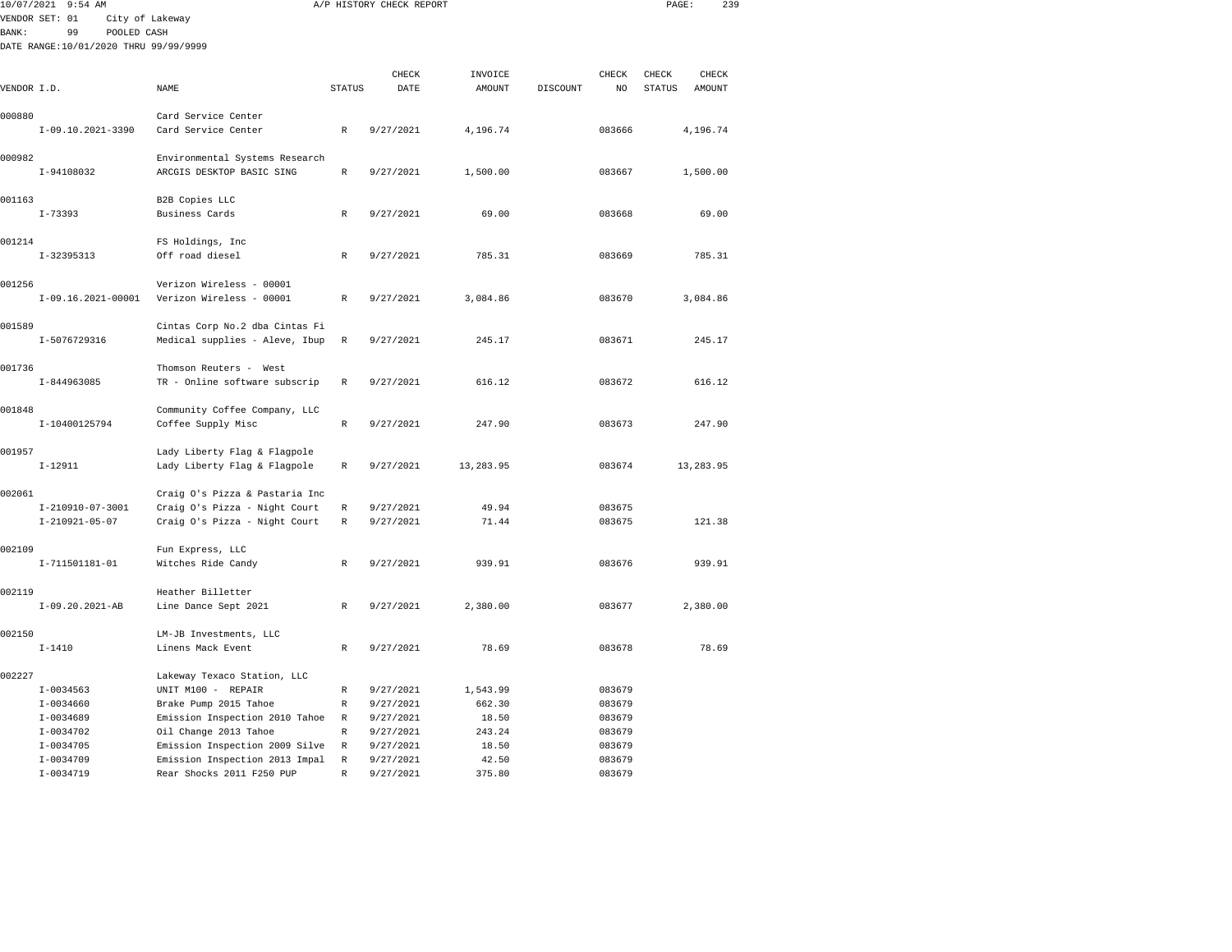10/07/2021 9:54 AM A/P HISTORY CHECK REPORT

VENDOR SET: 01 City of Lakeway
BANK: 99 POOLED CASH
DATE RANGE:10/01/2020 THRU 99/99/9999

| VENDOR I.D. | NAME | STATUS | CHECK DATE | INVOICE AMOUNT | DISCOUNT | CHECK NO | CHECK STATUS | CHECK AMOUNT |
|---|---|---|---|---|---|---|---|---|
| 000880 | Card Service Center | | | | | | | |
| I-09.10.2021-3390 | Card Service Center | R | 9/27/2021 | 4,196.74 | | 083666 | | 4,196.74 |
| 000982 | Environmental Systems Research | | | | | | | |
| I-94108032 | ARCGIS DESKTOP BASIC SING | R | 9/27/2021 | 1,500.00 | | 083667 | | 1,500.00 |
| 001163 | B2B Copies LLC | | | | | | | |
| I-73393 | Business Cards | R | 9/27/2021 | 69.00 | | 083668 | | 69.00 |
| 001214 | FS Holdings, Inc | | | | | | | |
| I-32395313 | Off road diesel | R | 9/27/2021 | 785.31 | | 083669 | | 785.31 |
| 001256 | Verizon Wireless - 00001 | | | | | | | |
| I-09.16.2021-00001 | Verizon Wireless - 00001 | R | 9/27/2021 | 3,084.86 | | 083670 | | 3,084.86 |
| 001589 | Cintas Corp No.2 dba Cintas Fi | | | | | | | |
| I-5076729316 | Medical supplies - Aleve, Ibup | R | 9/27/2021 | 245.17 | | 083671 | | 245.17 |
| 001736 | Thomson Reuters - West | | | | | | | |
| I-844963085 | TR - Online software subscrip | R | 9/27/2021 | 616.12 | | 083672 | | 616.12 |
| 001848 | Community Coffee Company, LLC | | | | | | | |
| I-10400125794 | Coffee Supply Misc | R | 9/27/2021 | 247.90 | | 083673 | | 247.90 |
| 001957 | Lady Liberty Flag & Flagpole | | | | | | | |
| I-12911 | Lady Liberty Flag & Flagpole | R | 9/27/2021 | 13,283.95 | | 083674 | | 13,283.95 |
| 002061 | Craig O's Pizza & Pastaria Inc | | | | | | | |
| I-210910-07-3001 | Craig O's Pizza - Night Court | R | 9/27/2021 | 49.94 | | 083675 | | |
| I-210921-05-07 | Craig O's Pizza - Night Court | R | 9/27/2021 | 71.44 | | 083675 | | 121.38 |
| 002109 | Fun Express, LLC | | | | | | | |
| I-711501181-01 | Witches Ride Candy | R | 9/27/2021 | 939.91 | | 083676 | | 939.91 |
| 002119 | Heather Billetter | | | | | | | |
| I-09.20.2021-AB | Line Dance Sept 2021 | R | 9/27/2021 | 2,380.00 | | 083677 | | 2,380.00 |
| 002150 | LM-JB Investments, LLC | | | | | | | |
| I-1410 | Linens Mack Event | R | 9/27/2021 | 78.69 | | 083678 | | 78.69 |
| 002227 | Lakeway Texaco Station, LLC | | | | | | | |
| I-0034563 | UNIT M100 - REPAIR | R | 9/27/2021 | 1,543.99 | | 083679 | | |
| I-0034660 | Brake Pump 2015 Tahoe | R | 9/27/2021 | 662.30 | | 083679 | | |
| I-0034689 | Emission Inspection 2010 Tahoe | R | 9/27/2021 | 18.50 | | 083679 | | |
| I-0034702 | Oil Change 2013 Tahoe | R | 9/27/2021 | 243.24 | | 083679 | | |
| I-0034705 | Emission Inspection 2009 Silve | R | 9/27/2021 | 18.50 | | 083679 | | |
| I-0034709 | Emission Inspection 2013 Impal | R | 9/27/2021 | 42.50 | | 083679 | | |
| I-0034719 | Rear Shocks 2011 F250 PUP | R | 9/27/2021 | 375.80 | | 083679 | | |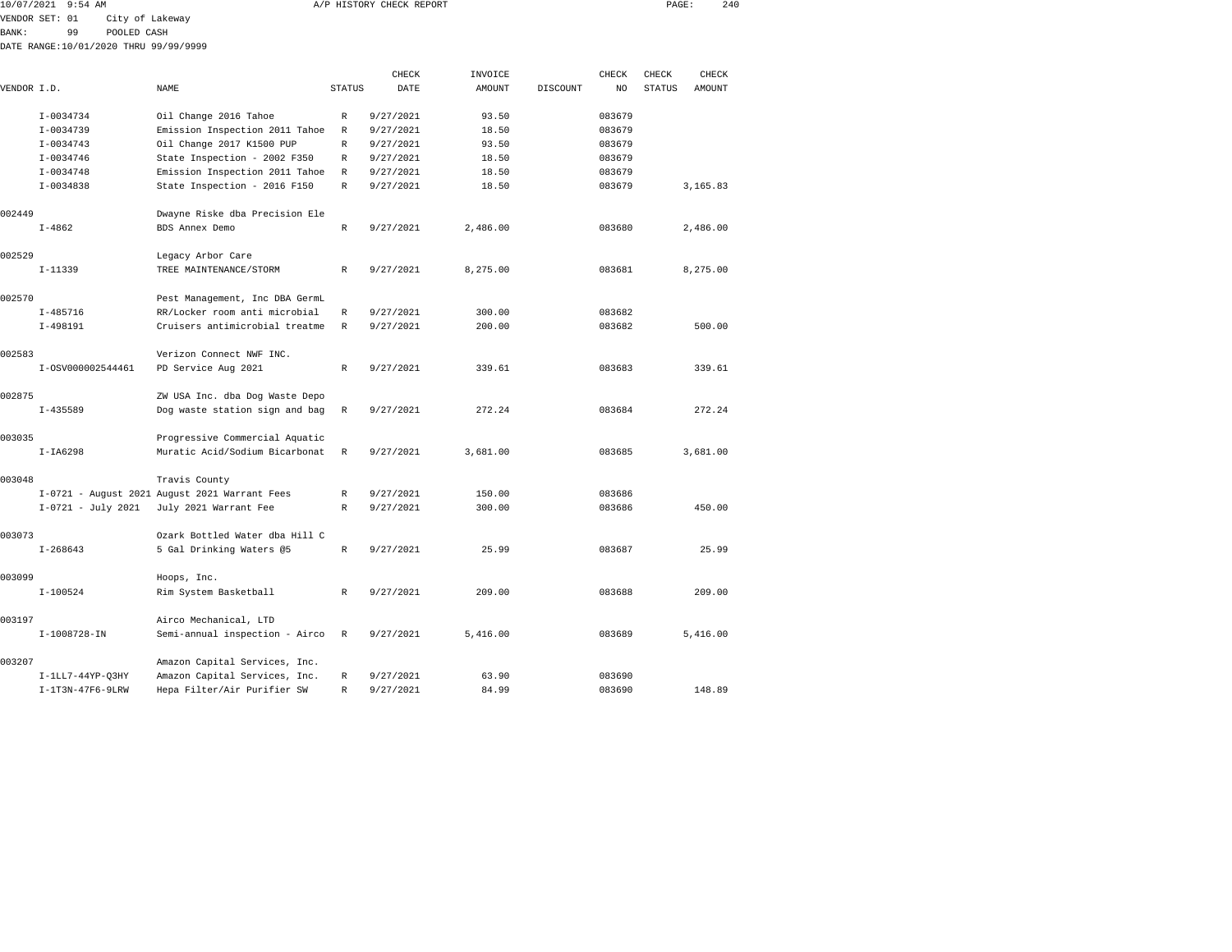10/07/2021 9:54 AM A/P HISTORY CHECK REPORT

VENDOR SET: 01 City of Lakeway
BANK: 99 POOLED CASH
DATE RANGE:10/01/2020 THRU 99/99/9999

| VENDOR I.D. | NAME | STATUS | CHECK DATE | INVOICE AMOUNT | DISCOUNT | CHECK NO | CHECK STATUS | CHECK AMOUNT |
|---|---|---|---|---|---|---|---|---|
| I-0034734 | Oil Change 2016 Tahoe | R | 9/27/2021 | 93.50 | | 083679 | | |
| I-0034739 | Emission Inspection 2011 Tahoe | R | 9/27/2021 | 18.50 | | 083679 | | |
| I-0034743 | Oil Change 2017 K1500 PUP | R | 9/27/2021 | 93.50 | | 083679 | | |
| I-0034746 | State Inspection - 2002 F350 | R | 9/27/2021 | 18.50 | | 083679 | | |
| I-0034748 | Emission Inspection 2011 Tahoe | R | 9/27/2021 | 18.50 | | 083679 | | |
| I-0034838 | State Inspection - 2016 F150 | R | 9/27/2021 | 18.50 | | 083679 | | 3,165.83 |
| 002449 | Dwayne Riske dba Precision Ele | | | | | | | |
| I-4862 | BDS Annex Demo | R | 9/27/2021 | 2,486.00 | | 083680 | | 2,486.00 |
| 002529 | Legacy Arbor Care | | | | | | | |
| I-11339 | TREE MAINTENANCE/STORM | R | 9/27/2021 | 8,275.00 | | 083681 | | 8,275.00 |
| 002570 | Pest Management, Inc DBA GermL | | | | | | | |
| I-485716 | RR/Locker room anti microbial | R | 9/27/2021 | 300.00 | | 083682 | | |
| I-498191 | Cruisers antimicrobial treatme | R | 9/27/2021 | 200.00 | | 083682 | | 500.00 |
| 002583 | Verizon Connect NWF INC. | | | | | | | |
| I-OSV000002544461 | PD Service Aug 2021 | R | 9/27/2021 | 339.61 | | 083683 | | 339.61 |
| 002875 | ZW USA Inc. dba Dog Waste Depo | | | | | | | |
| I-435589 | Dog waste station sign and bag | R | 9/27/2021 | 272.24 | | 083684 | | 272.24 |
| 003035 | Progressive Commercial Aquatic | | | | | | | |
| I-IA6298 | Muratic Acid/Sodium Bicarbonat | R | 9/27/2021 | 3,681.00 | | 083685 | | 3,681.00 |
| 003048 | Travis County | | | | | | | |
| I-0721 - August 2021 | August 2021 Warrant Fees | R | 9/27/2021 | 150.00 | | 083686 | | |
| I-0721 - July 2021 | July 2021 Warrant Fee | R | 9/27/2021 | 300.00 | | 083686 | | 450.00 |
| 003073 | Ozark Bottled Water dba Hill C | | | | | | | |
| I-268643 | 5 Gal Drinking Waters @5 | R | 9/27/2021 | 25.99 | | 083687 | | 25.99 |
| 003099 | Hoops, Inc. | | | | | | | |
| I-100524 | Rim System Basketball | R | 9/27/2021 | 209.00 | | 083688 | | 209.00 |
| 003197 | Airco Mechanical, LTD | | | | | | | |
| I-1008728-IN | Semi-annual inspection - Airco | R | 9/27/2021 | 5,416.00 | | 083689 | | 5,416.00 |
| 003207 | Amazon Capital Services, Inc. | | | | | | | |
| I-1LL7-44YP-Q3HY | Amazon Capital Services, Inc. | R | 9/27/2021 | 63.90 | | 083690 | | |
| I-1T3N-47F6-9LRW | Hepa Filter/Air Purifier SW | R | 9/27/2021 | 84.99 | | 083690 | | 148.89 |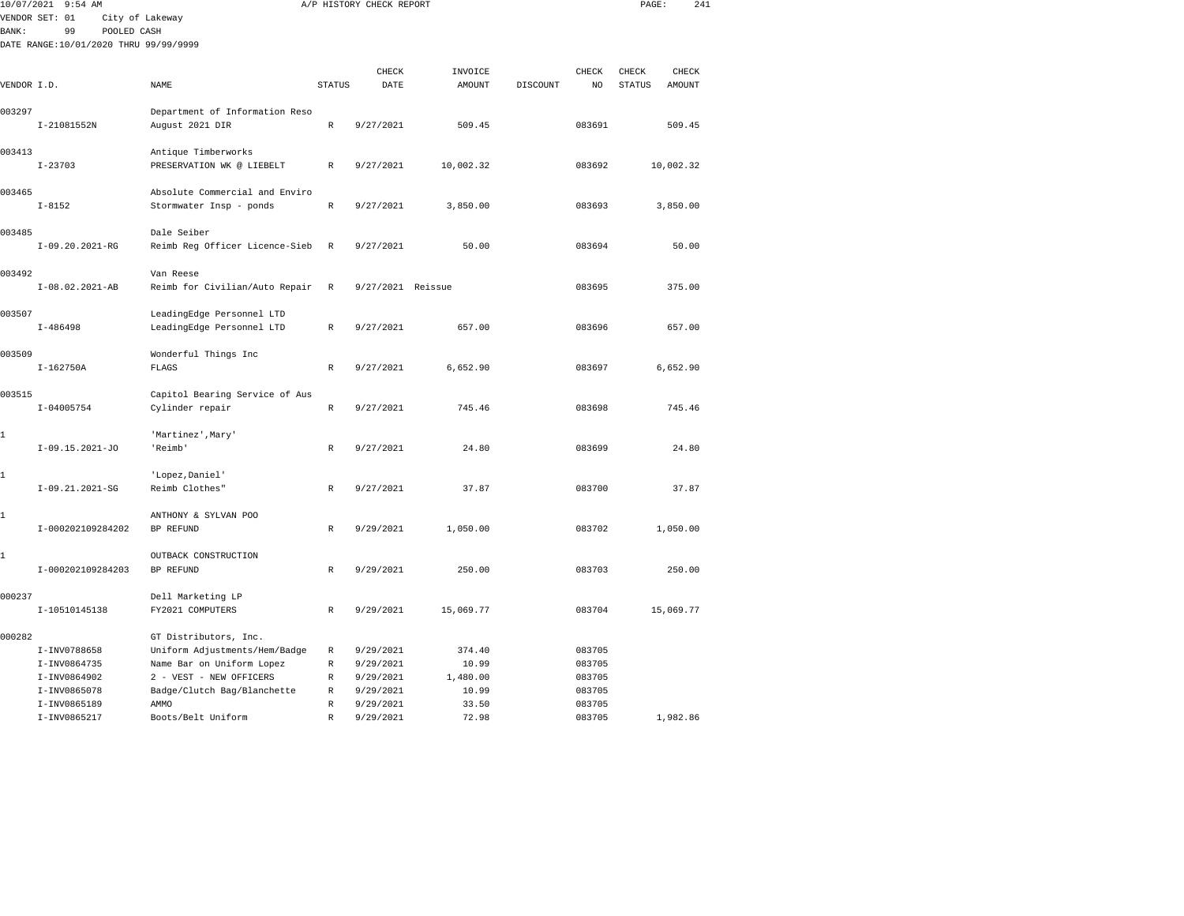10/07/2021 9:54 AM A/P HISTORY CHECK REPORT

VENDOR SET: 01 City of Lakeway
BANK: 99 POOLED CASH
DATE RANGE:10/01/2020 THRU 99/99/9999

| VENDOR I.D. | NAME | STATUS | CHECK DATE | INVOICE AMOUNT | DISCOUNT | CHECK NO | CHECK STATUS | CHECK AMOUNT |
|---|---|---|---|---|---|---|---|---|
| 003297 | Department of Information Reso | | | | | | | |
| I-21081552N | August 2021 DIR | R | 9/27/2021 | 509.45 | | 083691 | | 509.45 |
| 003413 | Antique Timberworks | | | | | | | |
| I-23703 | PRESERVATION WK @ LIEBELT | R | 9/27/2021 | 10,002.32 | | 083692 | | 10,002.32 |
| 003465 | Absolute Commercial and Enviro | | | | | | | |
| I-8152 | Stormwater Insp - ponds | R | 9/27/2021 | 3,850.00 | | 083693 | | 3,850.00 |
| 003485 | Dale Seiber | | | | | | | |
| I-09.20.2021-RG | Reimb Reg Officer Licence-Sieb | R | 9/27/2021 | 50.00 | | 083694 | | 50.00 |
| 003492 | Van Reese | | | | | | | |
| I-08.02.2021-AB | Reimb for Civilian/Auto Repair | R | 9/27/2021 | Reissue | | 083695 | | 375.00 |
| 003507 | LeadingEdge Personnel LTD | | | | | | | |
| I-486498 | LeadingEdge Personnel LTD | R | 9/27/2021 | 657.00 | | 083696 | | 657.00 |
| 003509 | Wonderful Things Inc | | | | | | | |
| I-162750A | FLAGS | R | 9/27/2021 | 6,652.90 | | 083697 | | 6,652.90 |
| 003515 | Capitol Bearing Service of Aus | | | | | | | |
| I-04005754 | Cylinder repair | R | 9/27/2021 | 745.46 | | 083698 | | 745.46 |
| 1 | 'Martinez',Mary' | | | | | | | |
| I-09.15.2021-JO | 'Reimb' | R | 9/27/2021 | 24.80 | | 083699 | | 24.80 |
| 1 | 'Lopez,Daniel' | | | | | | | |
| I-09.21.2021-SG | Reimb Clothes" | R | 9/27/2021 | 37.87 | | 083700 | | 37.87 |
| 1 | ANTHONY & SYLVAN POO | | | | | | | |
| I-000202109284202 | BP REFUND | R | 9/29/2021 | 1,050.00 | | 083702 | | 1,050.00 |
| 1 | OUTBACK CONSTRUCTION | | | | | | | |
| I-000202109284203 | BP REFUND | R | 9/29/2021 | 250.00 | | 083703 | | 250.00 |
| 000237 | Dell Marketing LP | | | | | | | |
| I-10510145138 | FY2021 COMPUTERS | R | 9/29/2021 | 15,069.77 | | 083704 | | 15,069.77 |
| 000282 | GT Distributors, Inc. | | | | | | | |
| I-INV0788658 | Uniform Adjustments/Hem/Badge | R | 9/29/2021 | 374.40 | | 083705 | | |
| I-INV0864735 | Name Bar on Uniform Lopez | R | 9/29/2021 | 10.99 | | 083705 | | |
| I-INV0864902 | 2 - VEST - NEW OFFICERS | R | 9/29/2021 | 1,480.00 | | 083705 | | |
| I-INV0865078 | Badge/Clutch Bag/Blanchette | R | 9/29/2021 | 10.99 | | 083705 | | |
| I-INV0865189 | AMMO | R | 9/29/2021 | 33.50 | | 083705 | | |
| I-INV0865217 | Boots/Belt Uniform | R | 9/29/2021 | 72.98 | | 083705 | | 1,982.86 |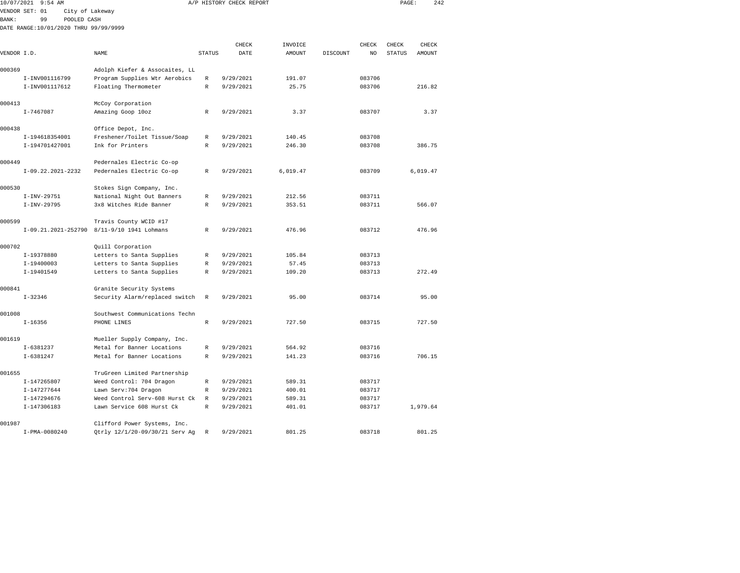10/07/2021 9:54 AM A/P HISTORY CHECK REPORT

VENDOR SET: 01 City of Lakeway
BANK: 99 POOLED CASH
DATE RANGE:10/01/2020 THRU 99/99/9999

| VENDOR I.D. | NAME | STATUS | CHECK DATE | INVOICE AMOUNT | DISCOUNT | CHECK NO | CHECK STATUS | CHECK AMOUNT |
|---|---|---|---|---|---|---|---|---|
| 000369 | Adolph Kiefer & Assocaites, LL | | | | | | | |
| I-INV001116799 | Program Supplies Wtr Aerobics | R | 9/29/2021 | 191.07 | | 083706 | | |
| I-INV001117612 | Floating Thermometer | R | 9/29/2021 | 25.75 | | 083706 | | 216.82 |
| 000413 | McCoy Corporation | | | | | | | |
| I-7467087 | Amazing Goop 10oz | R | 9/29/2021 | 3.37 | | 083707 | | 3.37 |
| 000438 | Office Depot, Inc. | | | | | | | |
| I-194618354001 | Freshener/Toilet Tissue/Soap | R | 9/29/2021 | 140.45 | | 083708 | | |
| I-194701427001 | Ink for Printers | R | 9/29/2021 | 246.30 | | 083708 | | 386.75 |
| 000449 | Pedernales Electric Co-op | | | | | | | |
| I-09.22.2021-2232 | Pedernales Electric Co-op | R | 9/29/2021 | 6,019.47 | | 083709 | | 6,019.47 |
| 000530 | Stokes Sign Company, Inc. | | | | | | | |
| I-INV-29751 | National Night Out Banners | R | 9/29/2021 | 212.56 | | 083711 | | |
| I-INV-29795 | 3x8 Witches Ride Banner | R | 9/29/2021 | 353.51 | | 083711 | | 566.07 |
| 000599 | Travis County WCID #17 | | | | | | | |
| I-09.21.2021-252790 | 8/11-9/10 1941 Lohmans | R | 9/29/2021 | 476.96 | | 083712 | | 476.96 |
| 000702 | Quill Corporation | | | | | | | |
| I-19378880 | Letters to Santa Supplies | R | 9/29/2021 | 105.84 | | 083713 | | |
| I-19400003 | Letters to Santa Supplies | R | 9/29/2021 | 57.45 | | 083713 | | |
| I-19401549 | Letters to Santa Supplies | R | 9/29/2021 | 109.20 | | 083713 | | 272.49 |
| 000841 | Granite Security Systems | | | | | | | |
| I-32346 | Security Alarm/replaced switch | R | 9/29/2021 | 95.00 | | 083714 | | 95.00 |
| 001008 | Southwest Communications Techn | | | | | | | |
| I-16356 | PHONE LINES | R | 9/29/2021 | 727.50 | | 083715 | | 727.50 |
| 001619 | Mueller Supply Company, Inc. | | | | | | | |
| I-6381237 | Metal for Banner Locations | R | 9/29/2021 | 564.92 | | 083716 | | |
| I-6381247 | Metal for Banner Locations | R | 9/29/2021 | 141.23 | | 083716 | | 706.15 |
| 001655 | TruGreen Limited Partnership | | | | | | | |
| I-147265807 | Weed Control: 704 Dragon | R | 9/29/2021 | 589.31 | | 083717 | | |
| I-147277644 | Lawn Serv:704 Dragon | R | 9/29/2021 | 400.01 | | 083717 | | |
| I-147294676 | Weed Control Serv-608 Hurst Ck | R | 9/29/2021 | 589.31 | | 083717 | | |
| I-147306183 | Lawn Service 608 Hurst Ck | R | 9/29/2021 | 401.01 | | 083717 | | 1,979.64 |
| 001987 | Clifford Power Systems, Inc. | | | | | | | |
| I-PMA-0080240 | Qtrly 12/1/20-09/30/21 Serv Ag | R | 9/29/2021 | 801.25 | | 083718 | | 801.25 |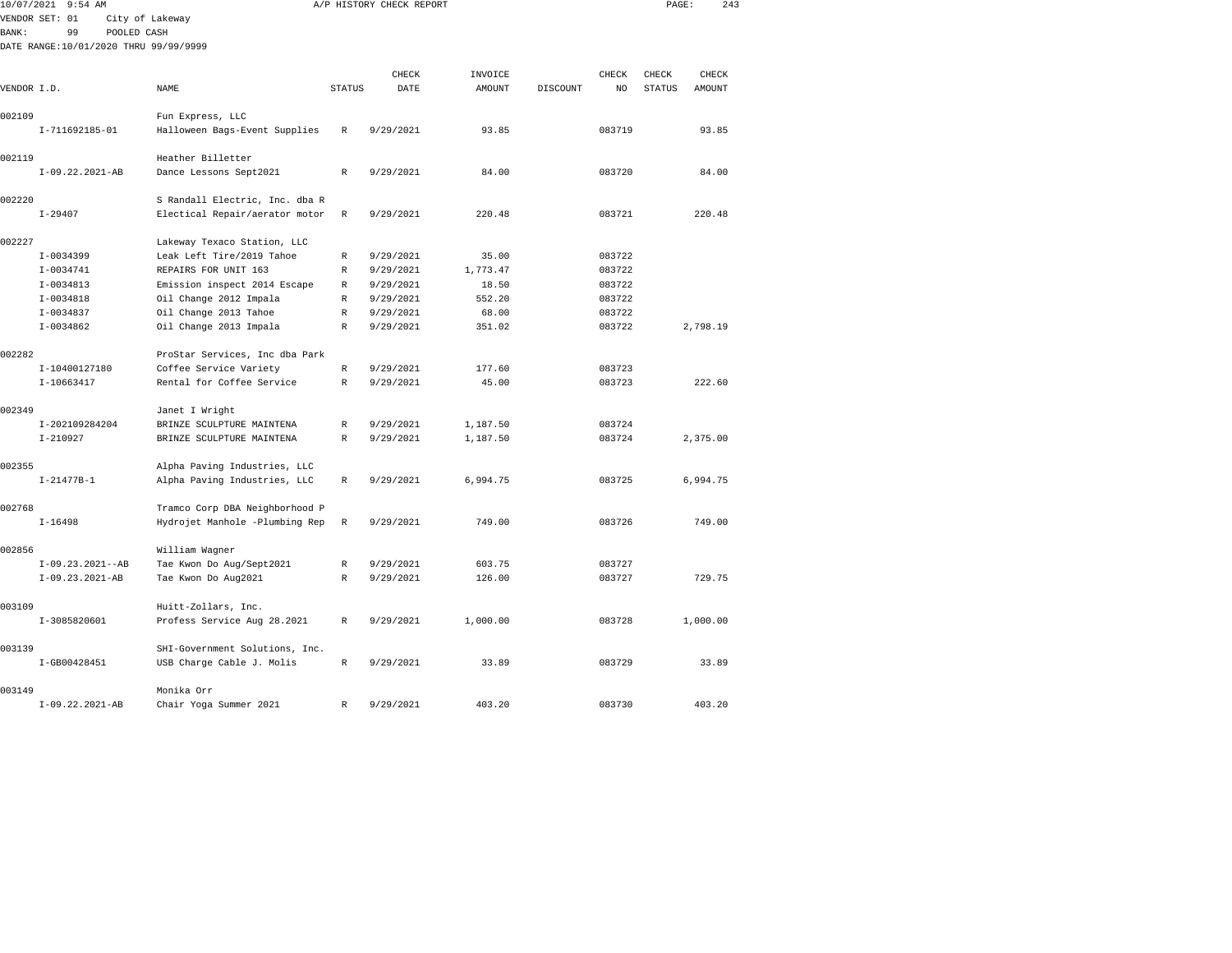10/07/2021 9:54 AM A/P HISTORY CHECK REPORT

VENDOR SET: 01 City of Lakeway
BANK: 99 POOLED CASH
DATE RANGE:10/01/2020 THRU 99/99/9999

| VENDOR I.D. | NAME | STATUS | CHECK DATE | INVOICE AMOUNT | DISCOUNT | CHECK NO | CHECK STATUS | CHECK AMOUNT |
|---|---|---|---|---|---|---|---|---|
| 002109 | Fun Express, LLC | | | | | | | |
| I-711692185-01 | Halloween Bags-Event Supplies | R | 9/29/2021 | 93.85 | | 083719 | | 93.85 |
| 002119 | Heather Billetter | | | | | | | |
| I-09.22.2021-AB | Dance Lessons Sept2021 | R | 9/29/2021 | 84.00 | | 083720 | | 84.00 |
| 002220 | S Randall Electric, Inc. dba R | | | | | | | |
| I-29407 | Electical Repair/aerator motor | R | 9/29/2021 | 220.48 | | 083721 | | 220.48 |
| 002227 | Lakeway Texaco Station, LLC | | | | | | | |
| I-0034399 | Leak Left Tire/2019 Tahoe | R | 9/29/2021 | 35.00 | | 083722 | | |
| I-0034741 | REPAIRS FOR UNIT 163 | R | 9/29/2021 | 1,773.47 | | 083722 | | |
| I-0034813 | Emission inspect 2014 Escape | R | 9/29/2021 | 18.50 | | 083722 | | |
| I-0034818 | Oil Change 2012 Impala | R | 9/29/2021 | 552.20 | | 083722 | | |
| I-0034837 | Oil Change 2013 Tahoe | R | 9/29/2021 | 68.00 | | 083722 | | |
| I-0034862 | Oil Change 2013 Impala | R | 9/29/2021 | 351.02 | | 083722 | | 2,798.19 |
| 002282 | ProStar Services, Inc dba Park | | | | | | | |
| I-10400127180 | Coffee Service Variety | R | 9/29/2021 | 177.60 | | 083723 | | |
| I-10663417 | Rental for Coffee Service | R | 9/29/2021 | 45.00 | | 083723 | | 222.60 |
| 002349 | Janet I Wright | | | | | | | |
| I-202109284204 | BRINZE SCULPTURE MAINTENA | R | 9/29/2021 | 1,187.50 | | 083724 | | |
| I-210927 | BRINZE SCULPTURE MAINTENA | R | 9/29/2021 | 1,187.50 | | 083724 | | 2,375.00 |
| 002355 | Alpha Paving Industries, LLC | | | | | | | |
| I-21477B-1 | Alpha Paving Industries, LLC | R | 9/29/2021 | 6,994.75 | | 083725 | | 6,994.75 |
| 002768 | Tramco Corp DBA Neighborhood P | | | | | | | |
| I-16498 | Hydrojet Manhole -Plumbing Rep | R | 9/29/2021 | 749.00 | | 083726 | | 749.00 |
| 002856 | William Wagner | | | | | | | |
| I-09.23.2021--AB | Tae Kwon Do Aug/Sept2021 | R | 9/29/2021 | 603.75 | | 083727 | | |
| I-09.23.2021-AB | Tae Kwon Do Aug2021 | R | 9/29/2021 | 126.00 | | 083727 | | 729.75 |
| 003109 | Huitt-Zollars, Inc. | | | | | | | |
| I-3085820601 | Profess Service Aug 28.2021 | R | 9/29/2021 | 1,000.00 | | 083728 | | 1,000.00 |
| 003139 | SHI-Government Solutions, Inc. | | | | | | | |
| I-GB00428451 | USB Charge Cable J. Molis | R | 9/29/2021 | 33.89 | | 083729 | | 33.89 |
| 003149 | Monika Orr | | | | | | | |
| I-09.22.2021-AB | Chair Yoga Summer 2021 | R | 9/29/2021 | 403.20 | | 083730 | | 403.20 |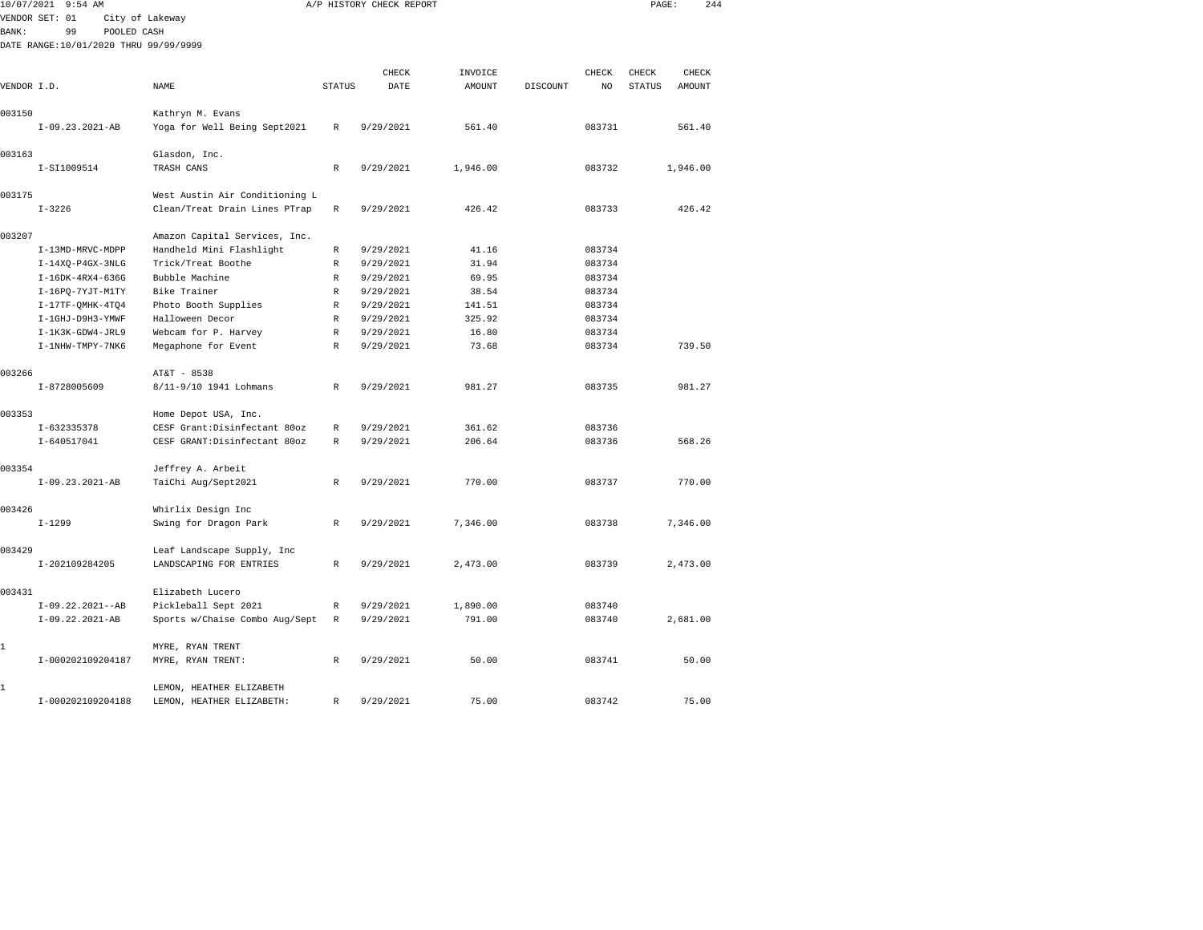10/07/2021 9:54 AM A/P HISTORY CHECK REPORT

VENDOR SET: 01 City of Lakeway
BANK: 99 POOLED CASH
DATE RANGE:10/01/2020 THRU 99/99/9999

| VENDOR I.D. | NAME | STATUS | CHECK DATE | INVOICE AMOUNT | DISCOUNT | CHECK NO | CHECK STATUS | CHECK AMOUNT |
|---|---|---|---|---|---|---|---|---|
| 003150 | Kathryn M. Evans | | | | | | | |
| I-09.23.2021-AB | Yoga for Well Being Sept2021 | R | 9/29/2021 | 561.40 | | 083731 | | 561.40 |
| 003163 | Glasdon, Inc. | | | | | | | |
| I-SI1009514 | TRASH CANS | R | 9/29/2021 | 1,946.00 | | 083732 | | 1,946.00 |
| 003175 | West Austin Air Conditioning L | | | | | | | |
| I-3226 | Clean/Treat Drain Lines PTrap | R | 9/29/2021 | 426.42 | | 083733 | | 426.42 |
| 003207 | Amazon Capital Services, Inc. | | | | | | | |
| I-13MD-MRVC-MDPP | Handheld Mini Flashlight | R | 9/29/2021 | 41.16 | | 083734 | | |
| I-14XQ-P4GX-3NLG | Trick/Treat Boothe | R | 9/29/2021 | 31.94 | | 083734 | | |
| I-16DK-4RX4-636G | Bubble Machine | R | 9/29/2021 | 69.95 | | 083734 | | |
| I-16PQ-7YJT-M1TY | Bike Trainer | R | 9/29/2021 | 38.54 | | 083734 | | |
| I-17TF-QMHK-4TQ4 | Photo Booth Supplies | R | 9/29/2021 | 141.51 | | 083734 | | |
| I-1GHJ-D9H3-YMWF | Halloween Decor | R | 9/29/2021 | 325.92 | | 083734 | | |
| I-1K3K-GDW4-JRL9 | Webcam for P. Harvey | R | 9/29/2021 | 16.80 | | 083734 | | |
| I-1NHW-TMPY-7NK6 | Megaphone for Event | R | 9/29/2021 | 73.68 | | 083734 | | 739.50 |
| 003266 | AT&T - 8538 | | | | | | | |
| I-8728005609 | 8/11-9/10 1941 Lohmans | R | 9/29/2021 | 981.27 | | 083735 | | 981.27 |
| 003353 | Home Depot USA, Inc. | | | | | | | |
| I-632335378 | CESF Grant:Disinfectant 80oz | R | 9/29/2021 | 361.62 | | 083736 | | |
| I-640517041 | CESF GRANT:Disinfectant 80oz | R | 9/29/2021 | 206.64 | | 083736 | | 568.26 |
| 003354 | Jeffrey A. Arbeit | | | | | | | |
| I-09.23.2021-AB | TaiChi Aug/Sept2021 | R | 9/29/2021 | 770.00 | | 083737 | | 770.00 |
| 003426 | Whirlix Design Inc | | | | | | | |
| I-1299 | Swing for Dragon Park | R | 9/29/2021 | 7,346.00 | | 083738 | | 7,346.00 |
| 003429 | Leaf Landscape Supply, Inc | | | | | | | |
| I-202109284205 | LANDSCAPING FOR ENTRIES | R | 9/29/2021 | 2,473.00 | | 083739 | | 2,473.00 |
| 003431 | Elizabeth Lucero | | | | | | | |
| I-09.22.2021--AB | Pickleball Sept 2021 | R | 9/29/2021 | 1,890.00 | | 083740 | | |
| I-09.22.2021-AB | Sports w/Chaise Combo Aug/Sept | R | 9/29/2021 | 791.00 | | 083740 | | 2,681.00 |
| 1 | MYRE, RYAN TRENT | | | | | | | |
| I-000202109204187 | MYRE, RYAN TRENT: | R | 9/29/2021 | 50.00 | | 083741 | | 50.00 |
| 1 | LEMON, HEATHER ELIZABETH | | | | | | | |
| I-000202109204188 | LEMON, HEATHER ELIZABETH: | R | 9/29/2021 | 75.00 | | 083742 | | 75.00 |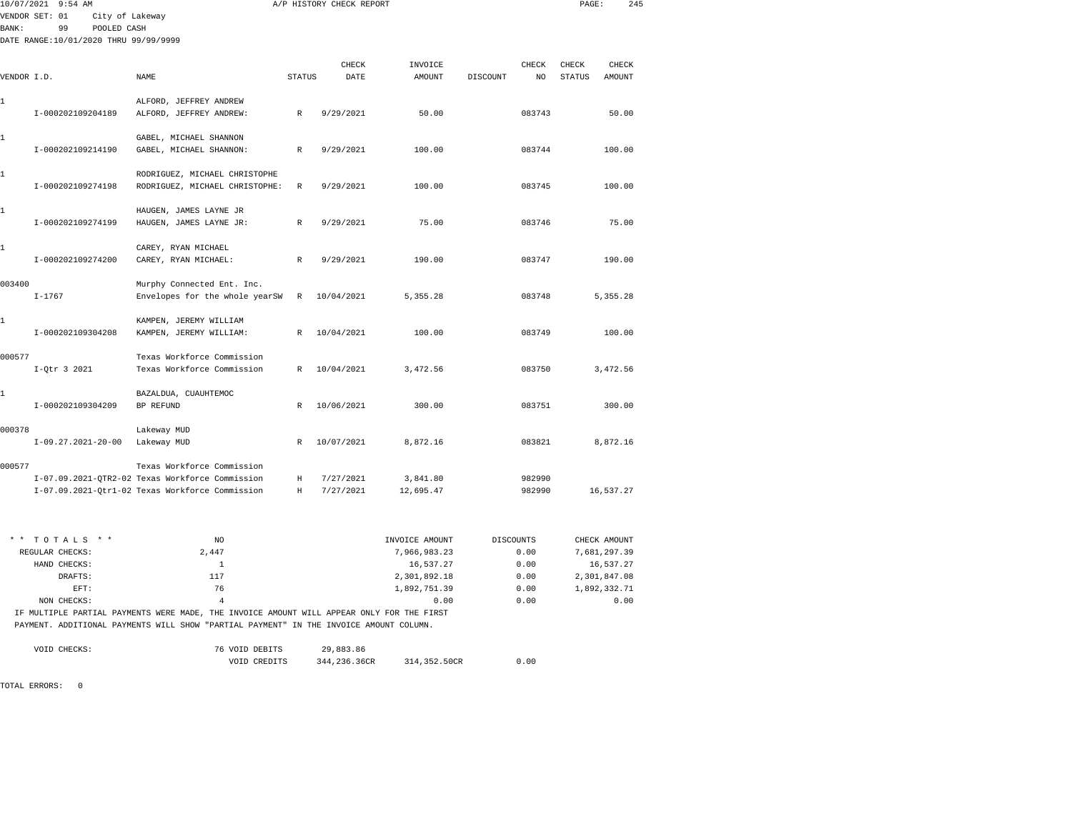10/07/2021 9:54 AM A/P HISTORY CHECK REPORT

VENDOR SET: 01 City of Lakeway
BANK: 99 POOLED CASH
DATE RANGE:10/01/2020 THRU 99/99/9999

| VENDOR I.D. | NAME | STATUS | CHECK DATE | INVOICE AMOUNT | DISCOUNT | CHECK NO | CHECK STATUS | CHECK AMOUNT |
|---|---|---|---|---|---|---|---|---|
| 1 | ALFORD, JEFFREY ANDREW | | | | | | | |
| I-000202109204189 | ALFORD, JEFFREY ANDREW: | R | 9/29/2021 | 50.00 | | 083743 | | 50.00 |
| 1 | GABEL, MICHAEL SHANNON | | | | | | | |
| I-000202109214190 | GABEL, MICHAEL SHANNON: | R | 9/29/2021 | 100.00 | | 083744 | | 100.00 |
| 1 | RODRIGUEZ, MICHAEL CHRISTOPHE | | | | | | | |
| I-000202109274198 | RODRIGUEZ, MICHAEL CHRISTOPHE: | R | 9/29/2021 | 100.00 | | 083745 | | 100.00 |
| 1 | HAUGEN, JAMES LAYNE JR | | | | | | | |
| I-000202109274199 | HAUGEN, JAMES LAYNE JR: | R | 9/29/2021 | 75.00 | | 083746 | | 75.00 |
| 1 | CAREY, RYAN MICHAEL | | | | | | | |
| I-000202109274200 | CAREY, RYAN MICHAEL: | R | 9/29/2021 | 190.00 | | 083747 | | 190.00 |
| 003400 | Murphy Connected Ent. Inc. | | | | | | | |
| I-1767 | Envelopes for the whole yearSW | R | 10/04/2021 | 5,355.28 | | 083748 | | 5,355.28 |
| 1 | KAMPEN, JEREMY WILLIAM | | | | | | | |
| I-000202109304208 | KAMPEN, JEREMY WILLIAM: | R | 10/04/2021 | 100.00 | | 083749 | | 100.00 |
| 000577 | Texas Workforce Commission | | | | | | | |
| I-Qtr 3 2021 | Texas Workforce Commission | R | 10/04/2021 | 3,472.56 | | 083750 | | 3,472.56 |
| 1 | BAZALDUA, CUAUHTEMOC | | | | | | | |
| I-000202109304209 | BP REFUND | R | 10/06/2021 | 300.00 | | 083751 | | 300.00 |
| 000378 | Lakeway MUD | | | | | | | |
| I-09.27.2021-20-00 | Lakeway MUD | R | 10/07/2021 | 8,872.16 | | 083821 | | 8,872.16 |
| 000577 | Texas Workforce Commission | | | | | | | |
| I-07.09.2021-QTR2-02 | Texas Workforce Commission | H | 7/27/2021 | 3,841.80 | | 982990 | | |
| I-07.09.2021-Qtr1-02 | Texas Workforce Commission | H | 7/27/2021 | 12,695.47 | | 982990 | | 16,537.27 |

| * * TOTALS * * | NO | INVOICE AMOUNT | DISCOUNTS | CHECK AMOUNT |
|---|---|---|---|---|
| REGULAR CHECKS: | 2,447 | 7,966,983.23 | 0.00 | 7,681,297.39 |
| HAND CHECKS: | 1 | 16,537.27 | 0.00 | 16,537.27 |
| DRAFTS: | 117 | 2,301,892.18 | 0.00 | 2,301,847.08 |
| EFT: | 76 | 1,892,751.39 | 0.00 | 1,892,332.71 |
| NON CHECKS: | 4 | 0.00 | 0.00 | 0.00 |

IF MULTIPLE PARTIAL PAYMENTS WERE MADE, THE INVOICE AMOUNT WILL APPEAR ONLY FOR THE FIRST PAYMENT. ADDITIONAL PAYMENTS WILL SHOW "PARTIAL PAYMENT" IN THE INVOICE AMOUNT COLUMN.

| VOID CHECKS: | 76 VOID DEBITS | 29,883.86 | | |
|---|---|---|---|---|
| | VOID CREDITS | 344,236.36CR | 314,352.50CR | 0.00 |

TOTAL ERRORS: 0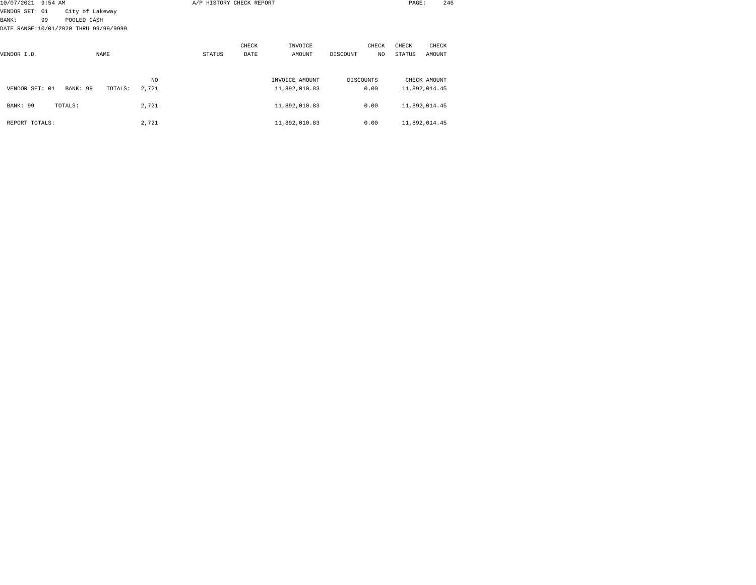10/07/2021 9:54 AM — A/P HISTORY CHECK REPORT

VENDOR SET: 01 City of Lakeway
BANK: 99 POOLED CASH
DATE RANGE:10/01/2020 THRU 99/99/9999

| VENDOR I.D. | NAME | STATUS | CHECK DATE | INVOICE AMOUNT | DISCOUNT | CHECK NO | CHECK STATUS | CHECK AMOUNT |
|---|---|---|---|---|---|---|---|---|

| | NO | INVOICE AMOUNT | DISCOUNTS | CHECK AMOUNT |
|---|---|---|---|---|
| VENDOR SET: 01 BANK: 99 TOTALS: | 2,721 | 11,892,010.83 | 0.00 | 11,892,014.45 |
| BANK: 99 TOTALS: | 2,721 | 11,892,010.83 | 0.00 | 11,892,014.45 |
| REPORT TOTALS: | 2,721 | 11,892,010.83 | 0.00 | 11,892,014.45 |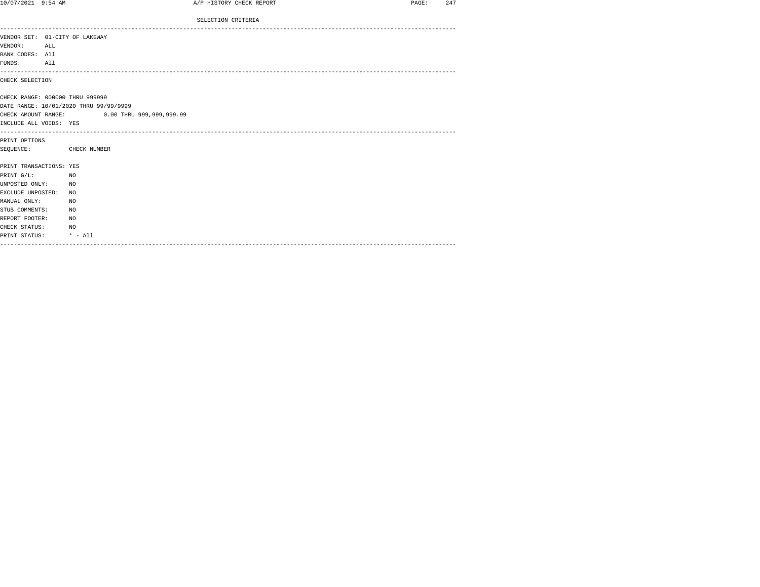## SELECTION CRITERIA

```
VENDOR SET:  01-CITY OF LAKEWAY
VENDOR:      ALL
BANK CODES:  All
FUNDS:       All
```

### CHECK SELECTION

```
CHECK RANGE: 000000 THRU 999999
DATE RANGE: 10/01/2020 THRU 99/99/9999
CHECK AMOUNT RANGE:           0.00 THRU 999,999,999.99
INCLUDE ALL VOIDS:  YES
```

### PRINT OPTIONS

```
SEQUENCE:           CHECK NUMBER

PRINT TRANSACTIONS: YES
PRINT G/L:          NO
UNPOSTED ONLY:      NO
EXCLUDE UNPOSTED:   NO
MANUAL ONLY:        NO
STUB COMMENTS:      NO
REPORT FOOTER:      NO
CHECK STATUS:       NO
PRINT STATUS:       * - All
```